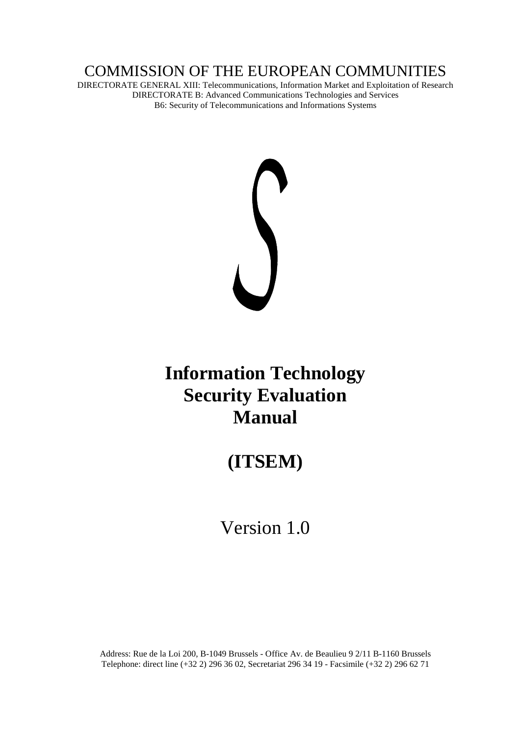COMMISSION OF THE EUROPEAN COMMUNITIES

DIRECTORATE GENERAL XIII: Telecommunications, Information Market and Exploitation of Research
DIRECTORATE B: Advanced Communications Technologies and Services
B6: Security of Telecommunications and Informations Systems

# Information Technology Security Evaluation Manual

# (ITSEM)

Version 1.0

Address: Rue de la Loi 200, B-1049 Brussels - Office Av. de Beaulieu 9 2/11 B-1160 Brussels
Telephone: direct line (+32 2) 296 36 02, Secretariat 296 34 19 - Facsimile (+32 2) 296 62 71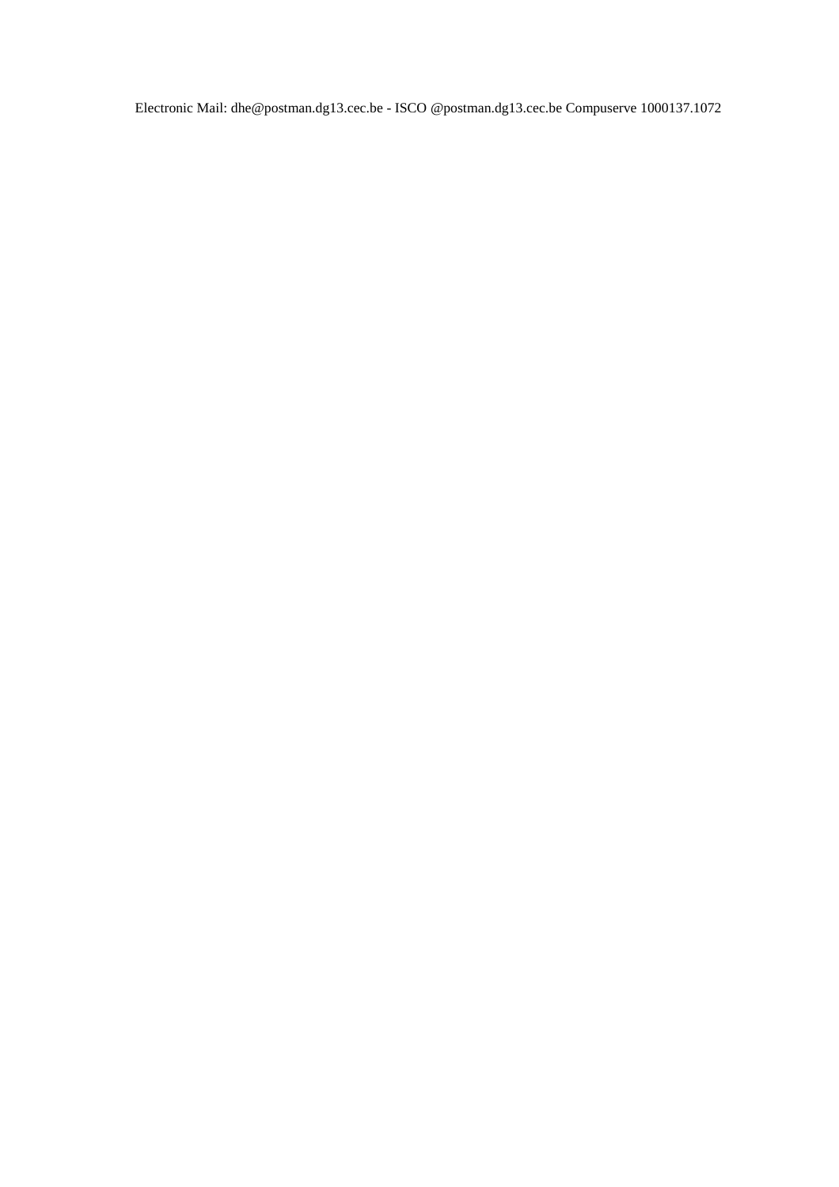Electronic Mail: dhe@postman.dg13.cec.be - ISCO @postman.dg13.cec.be Compuserve 1000137.1072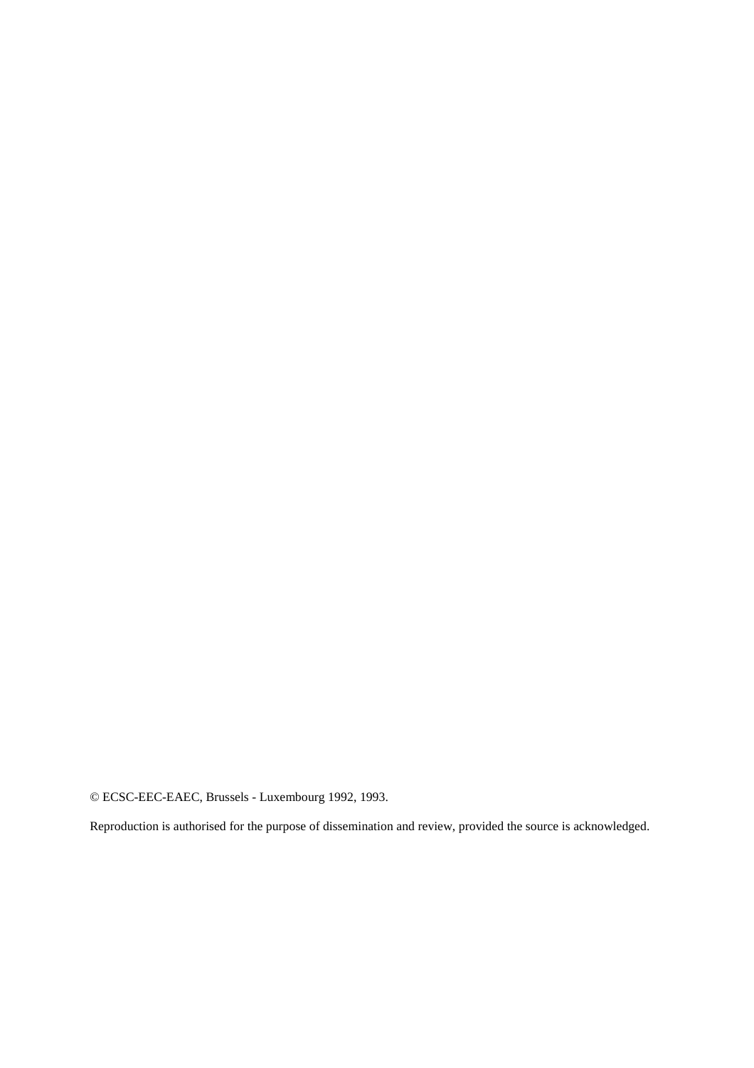© ECSC-EEC-EAEC, Brussels - Luxembourg 1992, 1993.

Reproduction is authorised for the purpose of dissemination and review, provided the source is acknowledged.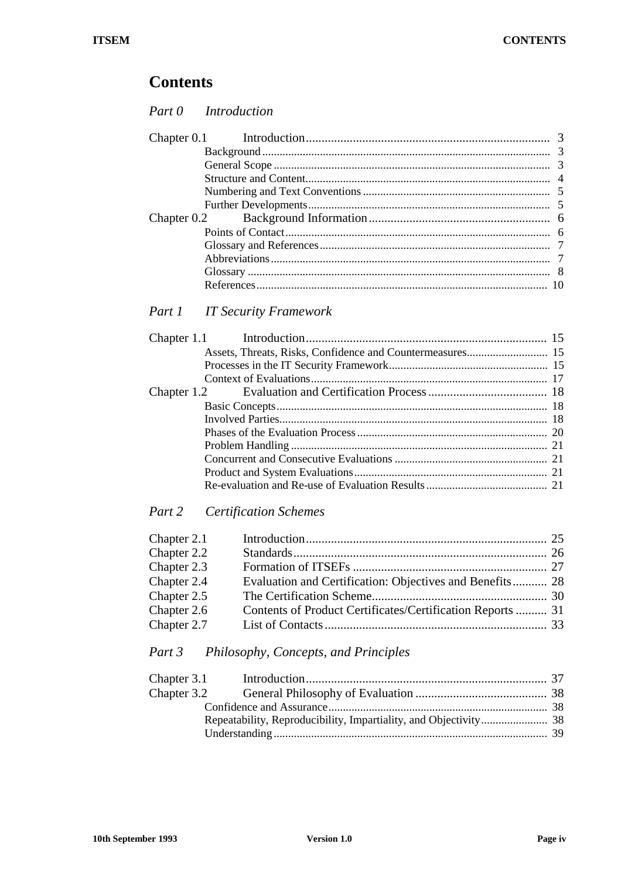# Contents

*Part 0 Introduction*

| | | |
|---|---|---|
| Chapter 0.1 | Introduction | 3 |
| | Background | 3 |
| | General Scope | 3 |
| | Structure and Content | 4 |
| | Numbering and Text Conventions | 5 |
| | Further Developments | 5 |
| Chapter 0.2 | Background Information | 6 |
| | Points of Contact | 6 |
| | Glossary and References | 7 |
| | Abbreviations | 7 |
| | Glossary | 8 |
| | References | 10 |

*Part 1 IT Security Framework*

| | | |
|---|---|---|
| Chapter 1.1 | Introduction | 15 |
| | Assets, Threats, Risks, Confidence and Countermeasures | 15 |
| | Processes in the IT Security Framework | 15 |
| | Context of Evaluations | 17 |
| Chapter 1.2 | Evaluation and Certification Process | 18 |
| | Basic Concepts | 18 |
| | Involved Parties | 18 |
| | Phases of the Evaluation Process | 20 |
| | Problem Handling | 21 |
| | Concurrent and Consecutive Evaluations | 21 |
| | Product and System Evaluations | 21 |
| | Re-evaluation and Re-use of Evaluation Results | 21 |

*Part 2 Certification Schemes*

| | | |
|---|---|---|
| Chapter 2.1 | Introduction | 25 |
| Chapter 2.2 | Standards | 26 |
| Chapter 2.3 | Formation of ITSEFs | 27 |
| Chapter 2.4 | Evaluation and Certification: Objectives and Benefits | 28 |
| Chapter 2.5 | The Certification Scheme | 30 |
| Chapter 2.6 | Contents of Product Certificates/Certification Reports | 31 |
| Chapter 2.7 | List of Contacts | 33 |

*Part 3 Philosophy, Concepts, and Principles*

| | | |
|---|---|---|
| Chapter 3.1 | Introduction | 37 |
| Chapter 3.2 | General Philosophy of Evaluation | 38 |
| | Confidence and Assurance | 38 |
| | Repeatability, Reproducibility, Impartiality, and Objectivity | 38 |
| | Understanding | 39 |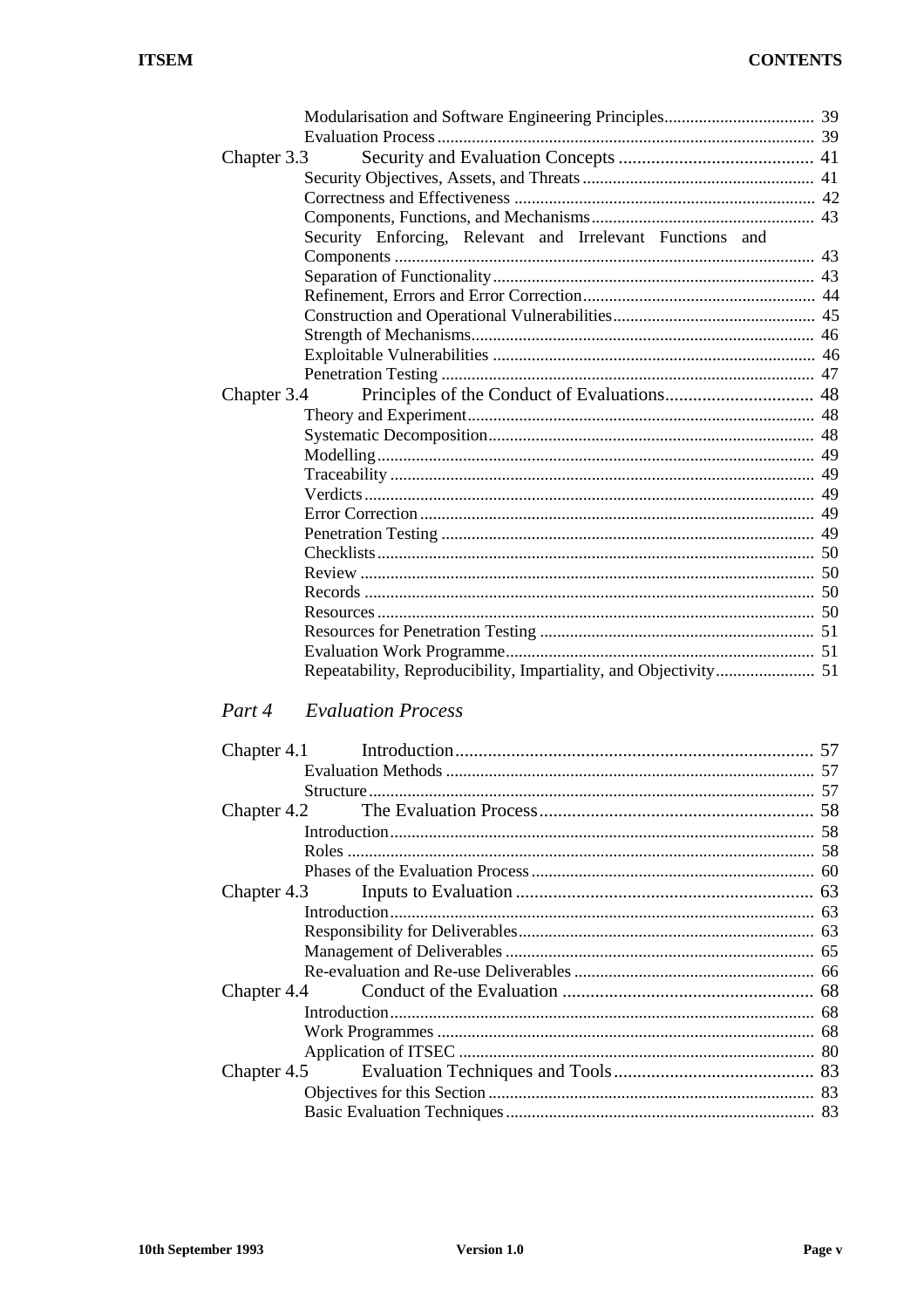| | | |
|---|---|---|
| | Modularisation and Software Engineering Principles | 39 |
| | Evaluation Process | 39 |
| Chapter 3.3 | Security and Evaluation Concepts | 41 |
| | Security Objectives, Assets, and Threats | 41 |
| | Correctness and Effectiveness | 42 |
| | Components, Functions, and Mechanisms | 43 |
| | Security Enforcing, Relevant and Irrelevant Functions and Components | 43 |
| | Separation of Functionality | 43 |
| | Refinement, Errors and Error Correction | 44 |
| | Construction and Operational Vulnerabilities | 45 |
| | Strength of Mechanisms | 46 |
| | Exploitable Vulnerabilities | 46 |
| | Penetration Testing | 47 |
| Chapter 3.4 | Principles of the Conduct of Evaluations | 48 |
| | Theory and Experiment | 48 |
| | Systematic Decomposition | 48 |
| | Modelling | 49 |
| | Traceability | 49 |
| | Verdicts | 49 |
| | Error Correction | 49 |
| | Penetration Testing | 49 |
| | Checklists | 50 |
| | Review | 50 |
| | Records | 50 |
| | Resources | 50 |
| | Resources for Penetration Testing | 51 |
| | Evaluation Work Programme | 51 |
| | Repeatability, Reproducibility, Impartiality, and Objectivity | 51 |

*Part 4 Evaluation Process*

| | | |
|---|---|---|
| Chapter 4.1 | Introduction | 57 |
| | Evaluation Methods | 57 |
| | Structure | 57 |
| Chapter 4.2 | The Evaluation Process | 58 |
| | Introduction | 58 |
| | Roles | 58 |
| | Phases of the Evaluation Process | 60 |
| Chapter 4.3 | Inputs to Evaluation | 63 |
| | Introduction | 63 |
| | Responsibility for Deliverables | 63 |
| | Management of Deliverables | 65 |
| | Re-evaluation and Re-use Deliverables | 66 |
| Chapter 4.4 | Conduct of the Evaluation | 68 |
| | Introduction | 68 |
| | Work Programmes | 68 |
| | Application of ITSEC | 80 |
| Chapter 4.5 | Evaluation Techniques and Tools | 83 |
| | Objectives for this Section | 83 |
| | Basic Evaluation Techniques | 83 |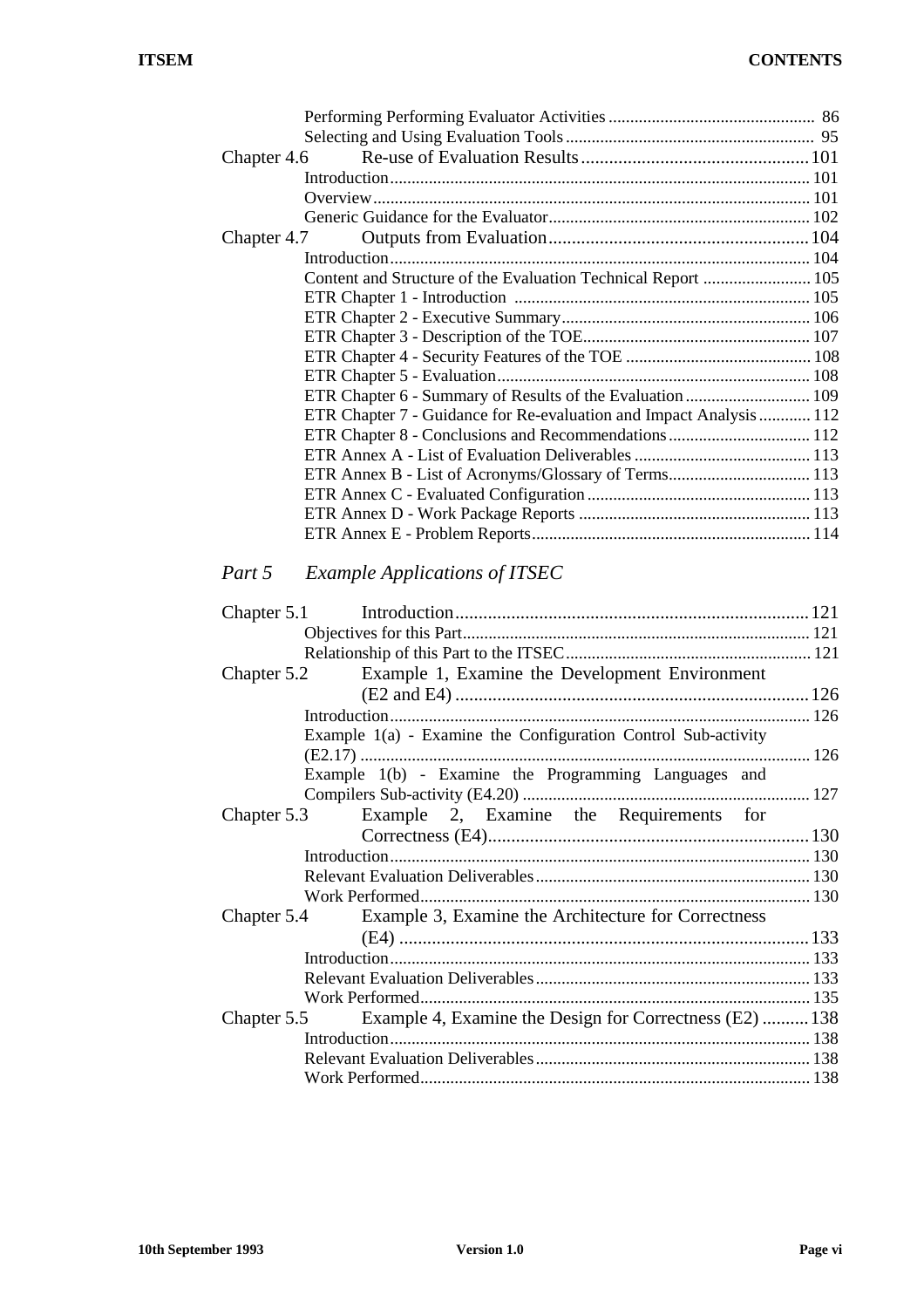Performing Performing Evaluator Activities ................................................ 86
Selecting and Using Evaluation Tools .......................................................... 95

Chapter 4.6 Re-use of Evaluation Results ................................................ 101
Introduction ................................................................................................. 101
Overview ..................................................................................................... 101
Generic Guidance for the Evaluator ............................................................ 102

Chapter 4.7 Outputs from Evaluation ........................................................ 104
Introduction ................................................................................................. 104
Content and Structure of the Evaluation Technical Report ......................... 105
ETR Chapter 1 - Introduction .................................................................... 105
ETR Chapter 2 - Executive Summary .......................................................... 106
ETR Chapter 3 - Description of the TOE ..................................................... 107
ETR Chapter 4 - Security Features of the TOE ........................................... 108
ETR Chapter 5 - Evaluation ......................................................................... 108
ETR Chapter 6 - Summary of Results of the Evaluation ............................. 109
ETR Chapter 7 - Guidance for Re-evaluation and Impact Analysis ............ 112
ETR Chapter 8 - Conclusions and Recommendations ................................. 112
ETR Annex A - List of Evaluation Deliverables ......................................... 113
ETR Annex B - List of Acronyms/Glossary of Terms ................................. 113
ETR Annex C - Evaluated Configuration .................................................... 113
ETR Annex D - Work Package Reports ...................................................... 113
ETR Annex E - Problem Reports ................................................................. 114

## *Part 5 Example Applications of ITSEC*

Chapter 5.1 Introduction ........................................................................... 121
Objectives for this Part ................................................................................ 121
Relationship of this Part to the ITSEC ......................................................... 121

Chapter 5.2 Example 1, Examine the Development Environment (E2 and E4) ............................................................................ 126
Introduction ................................................................................................. 126
Example 1(a) - Examine the Configuration Control Sub-activity (E2.17) ........................................................................................................ 126
Example 1(b) - Examine the Programming Languages and Compilers Sub-activity (E4.20) .................................................................. 127

Chapter 5.3 Example 2, Examine the Requirements for Correctness (E4) ..................................................................... 130
Introduction ................................................................................................. 130
Relevant Evaluation Deliverables ................................................................ 130
Work Performed ........................................................................................... 130

Chapter 5.4 Example 3, Examine the Architecture for Correctness (E4) ....................................................................................... 133
Introduction ................................................................................................. 133
Relevant Evaluation Deliverables ................................................................ 133
Work Performed ........................................................................................... 135

Chapter 5.5 Example 4, Examine the Design for Correctness (E2) .......... 138
Introduction ................................................................................................. 138
Relevant Evaluation Deliverables ................................................................ 138
Work Performed ........................................................................................... 138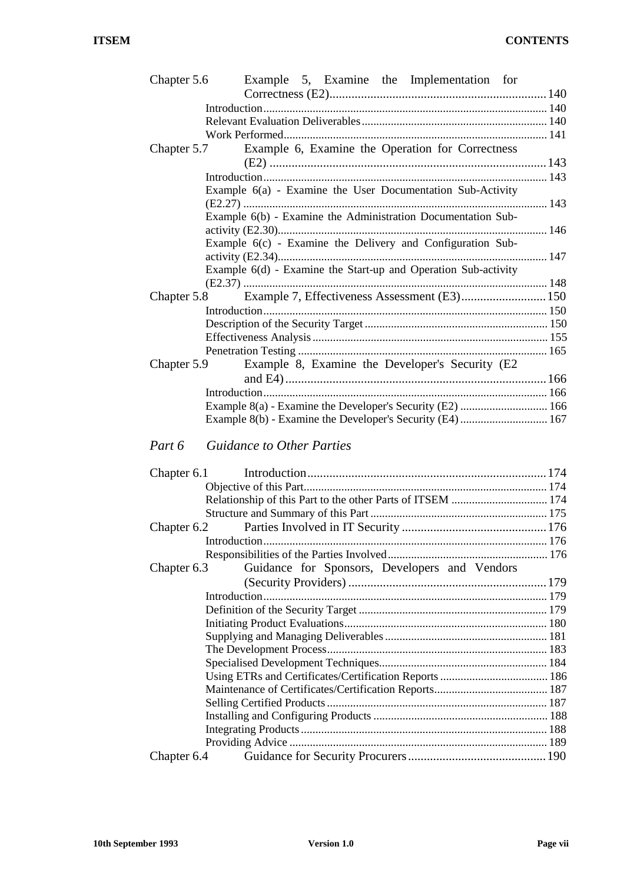Chapter 5.6 Example 5, Examine the Implementation for Correctness (E2) ..... 140
- Introduction ..... 140
- Relevant Evaluation Deliverables ..... 140
- Work Performed ..... 141

Chapter 5.7 Example 6, Examine the Operation for Correctness (E2) ..... 143
- Introduction ..... 143
- Example 6(a) - Examine the User Documentation Sub-Activity (E2.27) ..... 143
- Example 6(b) - Examine the Administration Documentation Sub-activity (E2.30) ..... 146
- Example 6(c) - Examine the Delivery and Configuration Sub-activity (E2.34) ..... 147
- Example 6(d) - Examine the Start-up and Operation Sub-activity (E2.37) ..... 148

Chapter 5.8 Example 7, Effectiveness Assessment (E3) ..... 150
- Introduction ..... 150
- Description of the Security Target ..... 150
- Effectiveness Analysis ..... 155
- Penetration Testing ..... 165

Chapter 5.9 Example 8, Examine the Developer's Security (E2 and E4) ..... 166
- Introduction ..... 166
- Example 8(a) - Examine the Developer's Security (E2) ..... 166
- Example 8(b) - Examine the Developer's Security (E4) ..... 167

## *Part 6 Guidance to Other Parties*

Chapter 6.1 Introduction ..... 174
- Objective of this Part ..... 174
- Relationship of this Part to the other Parts of ITSEM ..... 174
- Structure and Summary of this Part ..... 175

Chapter 6.2 Parties Involved in IT Security ..... 176
- Introduction ..... 176
- Responsibilities of the Parties Involved ..... 176

Chapter 6.3 Guidance for Sponsors, Developers and Vendors (Security Providers) ..... 179
- Introduction ..... 179
- Definition of the Security Target ..... 179
- Initiating Product Evaluations ..... 180
- Supplying and Managing Deliverables ..... 181
- The Development Process ..... 183
- Specialised Development Techniques ..... 184
- Using ETRs and Certificates/Certification Reports ..... 186
- Maintenance of Certificates/Certification Reports ..... 187
- Selling Certified Products ..... 187
- Installing and Configuring Products ..... 188
- Integrating Products ..... 188
- Providing Advice ..... 189

Chapter 6.4 Guidance for Security Procurers ..... 190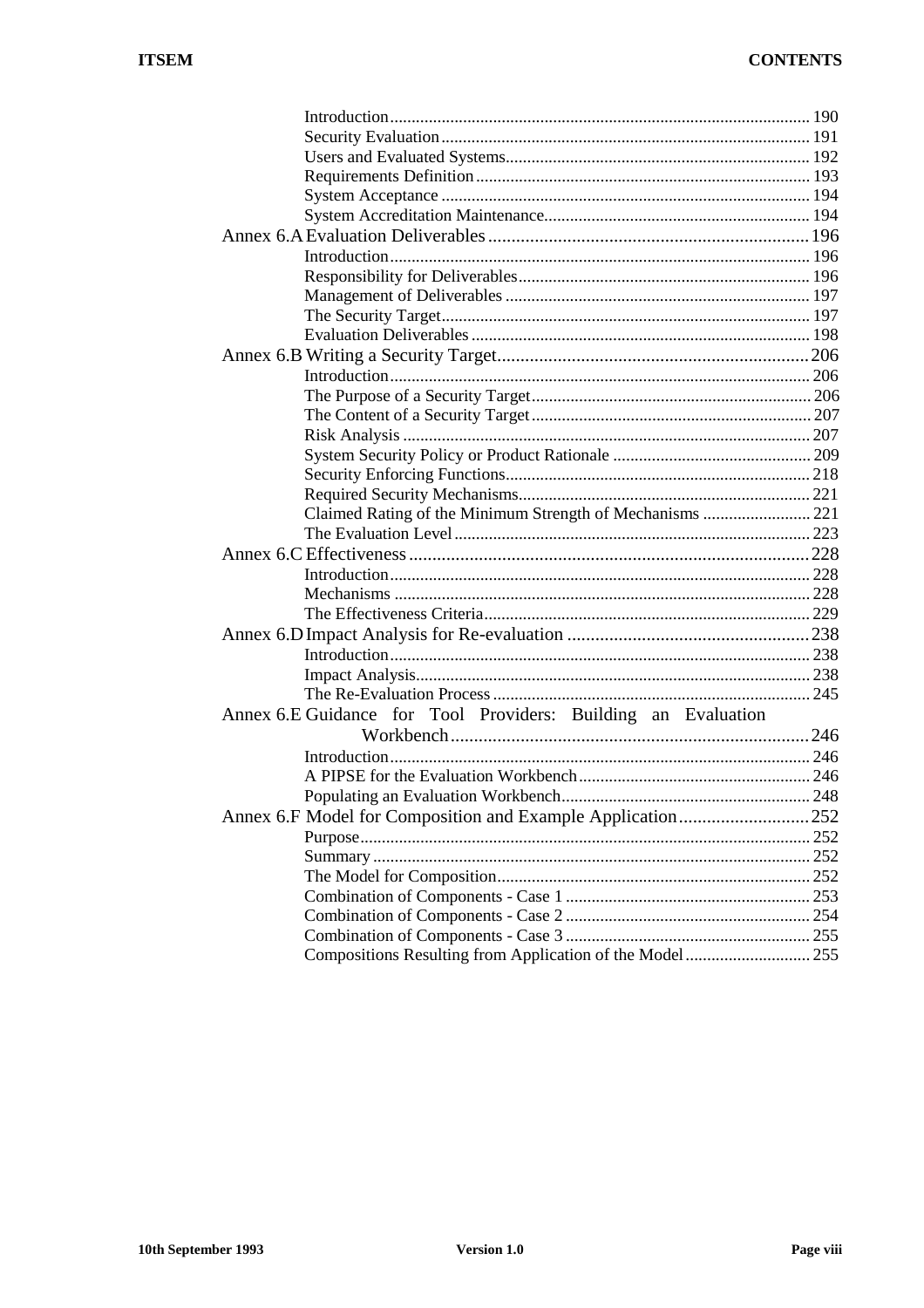Introduction .................................................................................................. 190
Security Evaluation ..................................................................................... 191
Users and Evaluated Systems...................................................................... 192
Requirements Definition ............................................................................. 193
System Acceptance ..................................................................................... 194
System Accreditation Maintenance............................................................. 194

Annex 6.A Evaluation Deliverables ..................................................................... 196
Introduction .................................................................................................. 196
Responsibility for Deliverables................................................................... 196
Management of Deliverables ...................................................................... 197
The Security Target...................................................................................... 197
Evaluation Deliverables ............................................................................... 198

Annex 6.B Writing a Security Target................................................................... 206
Introduction .................................................................................................. 206
The Purpose of a Security Target................................................................. 206
The Content of a Security Target ................................................................. 207
Risk Analysis ............................................................................................... 207
System Security Policy or Product Rationale ............................................. 209
Security Enforcing Functions...................................................................... 218
Required Security Mechanisms.................................................................... 221
Claimed Rating of the Minimum Strength of Mechanisms ......................... 221
The Evaluation Level ................................................................................... 223

Annex 6.C Effectiveness ...................................................................................... 228
Introduction .................................................................................................. 228
Mechanisms ................................................................................................. 228
The Effectiveness Criteria............................................................................ 229

Annex 6.D Impact Analysis for Re-evaluation .................................................... 238
Introduction .................................................................................................. 238
Impact Analysis............................................................................................ 238
The Re-Evaluation Process .......................................................................... 245

Annex 6.E Guidance for Tool Providers: Building an Evaluation Workbench............................................................................ 246
Introduction .................................................................................................. 246
A PIPSE for the Evaluation Workbench...................................................... 246
Populating an Evaluation Workbench.......................................................... 248

Annex 6.F Model for Composition and Example Application............................ 252
Purpose......................................................................................................... 252
Summary ...................................................................................................... 252
The Model for Composition......................................................................... 252
Combination of Components - Case 1 ......................................................... 253
Combination of Components - Case 2 ......................................................... 254
Combination of Components - Case 3 ......................................................... 255
Compositions Resulting from Application of the Model ............................ 255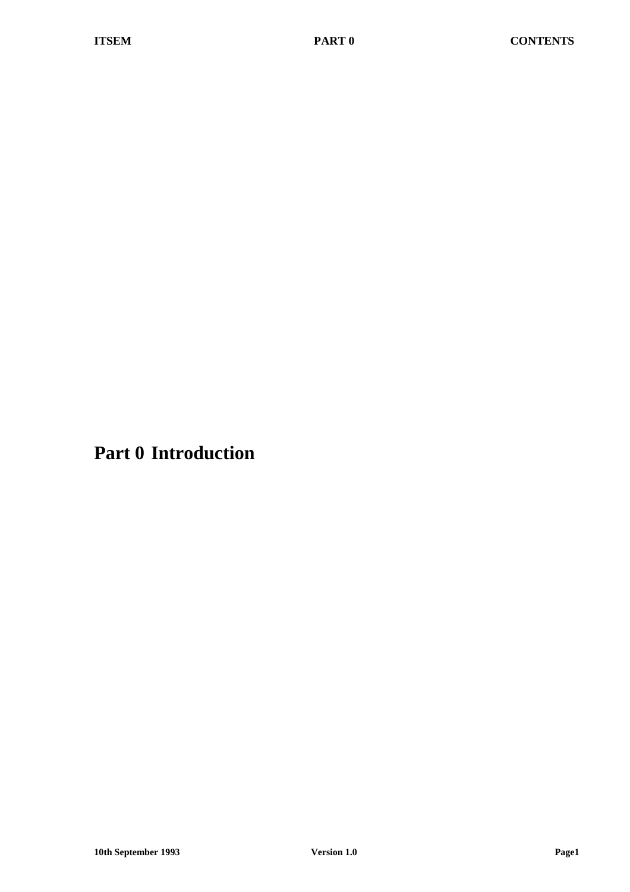# Part 0 Introduction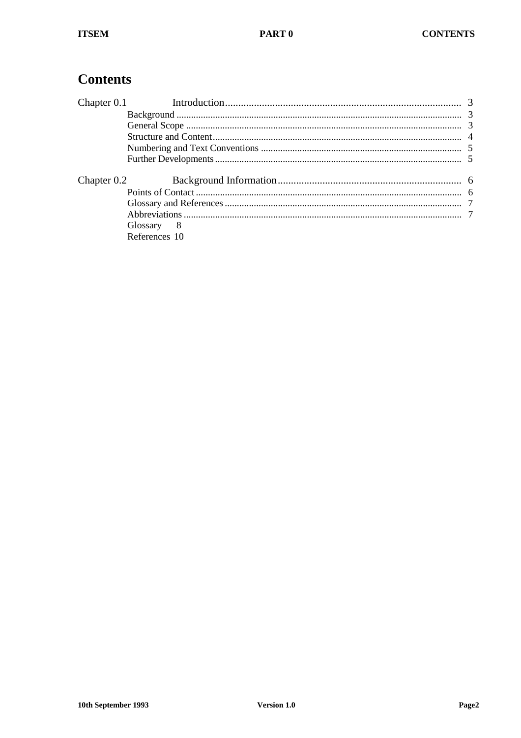# Contents

Chapter 0.1 Introduction ........................................................................................ 3

- Background ........................................................................................................ 3
- General Scope .................................................................................................... 3
- Structure and Content ........................................................................................ 4
- Numbering and Text Conventions ..................................................................... 5
- Further Developments ........................................................................................ 5

Chapter 0.2 Background Information ..................................................................... 6

- Points of Contact ................................................................................................ 6
- Glossary and References ................................................................................... 7
- Abbreviations ..................................................................................................... 7
- Glossary 8
- References 10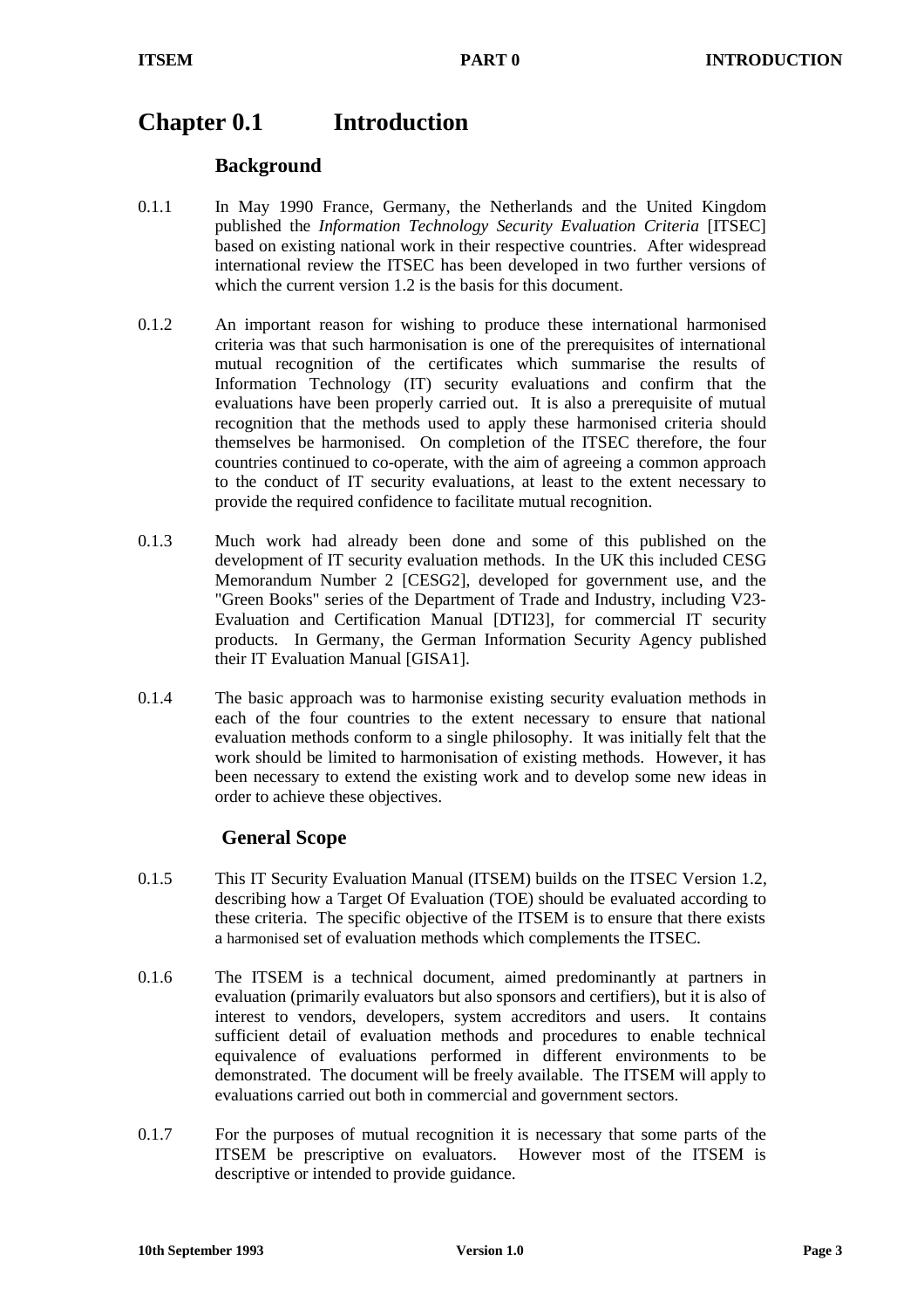# Chapter 0.1 Introduction

## Background

0.1.1 In May 1990 France, Germany, the Netherlands and the United Kingdom published the *Information Technology Security Evaluation Criteria* [ITSEC] based on existing national work in their respective countries. After widespread international review the ITSEC has been developed in two further versions of which the current version 1.2 is the basis for this document.

0.1.2 An important reason for wishing to produce these international harmonised criteria was that such harmonisation is one of the prerequisites of international mutual recognition of the certificates which summarise the results of Information Technology (IT) security evaluations and confirm that the evaluations have been properly carried out. It is also a prerequisite of mutual recognition that the methods used to apply these harmonised criteria should themselves be harmonised. On completion of the ITSEC therefore, the four countries continued to co-operate, with the aim of agreeing a common approach to the conduct of IT security evaluations, at least to the extent necessary to provide the required confidence to facilitate mutual recognition.

0.1.3 Much work had already been done and some of this published on the development of IT security evaluation methods. In the UK this included CESG Memorandum Number 2 [CESG2], developed for government use, and the "Green Books" series of the Department of Trade and Industry, including V23-Evaluation and Certification Manual [DTI23], for commercial IT security products. In Germany, the German Information Security Agency published their IT Evaluation Manual [GISA1].

0.1.4 The basic approach was to harmonise existing security evaluation methods in each of the four countries to the extent necessary to ensure that national evaluation methods conform to a single philosophy. It was initially felt that the work should be limited to harmonisation of existing methods. However, it has been necessary to extend the existing work and to develop some new ideas in order to achieve these objectives.

## General Scope

0.1.5 This IT Security Evaluation Manual (ITSEM) builds on the ITSEC Version 1.2, describing how a Target Of Evaluation (TOE) should be evaluated according to these criteria. The specific objective of the ITSEM is to ensure that there exists a harmonised set of evaluation methods which complements the ITSEC.

0.1.6 The ITSEM is a technical document, aimed predominantly at partners in evaluation (primarily evaluators but also sponsors and certifiers), but it is also of interest to vendors, developers, system accreditors and users. It contains sufficient detail of evaluation methods and procedures to enable technical equivalence of evaluations performed in different environments to be demonstrated. The document will be freely available. The ITSEM will apply to evaluations carried out both in commercial and government sectors.

0.1.7 For the purposes of mutual recognition it is necessary that some parts of the ITSEM be prescriptive on evaluators. However most of the ITSEM is descriptive or intended to provide guidance.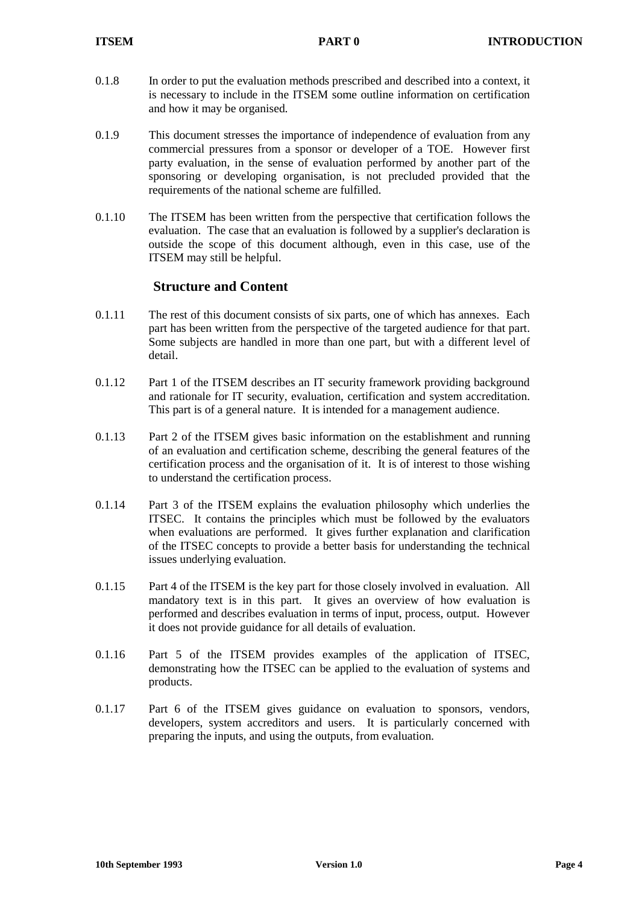0.1.8 In order to put the evaluation methods prescribed and described into a context, it is necessary to include in the ITSEM some outline information on certification and how it may be organised.

0.1.9 This document stresses the importance of independence of evaluation from any commercial pressures from a sponsor or developer of a TOE. However first party evaluation, in the sense of evaluation performed by another part of the sponsoring or developing organisation, is not precluded provided that the requirements of the national scheme are fulfilled.

0.1.10 The ITSEM has been written from the perspective that certification follows the evaluation. The case that an evaluation is followed by a supplier's declaration is outside the scope of this document although, even in this case, use of the ITSEM may still be helpful.

## Structure and Content

0.1.11 The rest of this document consists of six parts, one of which has annexes. Each part has been written from the perspective of the targeted audience for that part. Some subjects are handled in more than one part, but with a different level of detail.

0.1.12 Part 1 of the ITSEM describes an IT security framework providing background and rationale for IT security, evaluation, certification and system accreditation. This part is of a general nature. It is intended for a management audience.

0.1.13 Part 2 of the ITSEM gives basic information on the establishment and running of an evaluation and certification scheme, describing the general features of the certification process and the organisation of it. It is of interest to those wishing to understand the certification process.

0.1.14 Part 3 of the ITSEM explains the evaluation philosophy which underlies the ITSEC. It contains the principles which must be followed by the evaluators when evaluations are performed. It gives further explanation and clarification of the ITSEC concepts to provide a better basis for understanding the technical issues underlying evaluation.

0.1.15 Part 4 of the ITSEM is the key part for those closely involved in evaluation. All mandatory text is in this part. It gives an overview of how evaluation is performed and describes evaluation in terms of input, process, output. However it does not provide guidance for all details of evaluation.

0.1.16 Part 5 of the ITSEM provides examples of the application of ITSEC, demonstrating how the ITSEC can be applied to the evaluation of systems and products.

0.1.17 Part 6 of the ITSEM gives guidance on evaluation to sponsors, vendors, developers, system accreditors and users. It is particularly concerned with preparing the inputs, and using the outputs, from evaluation.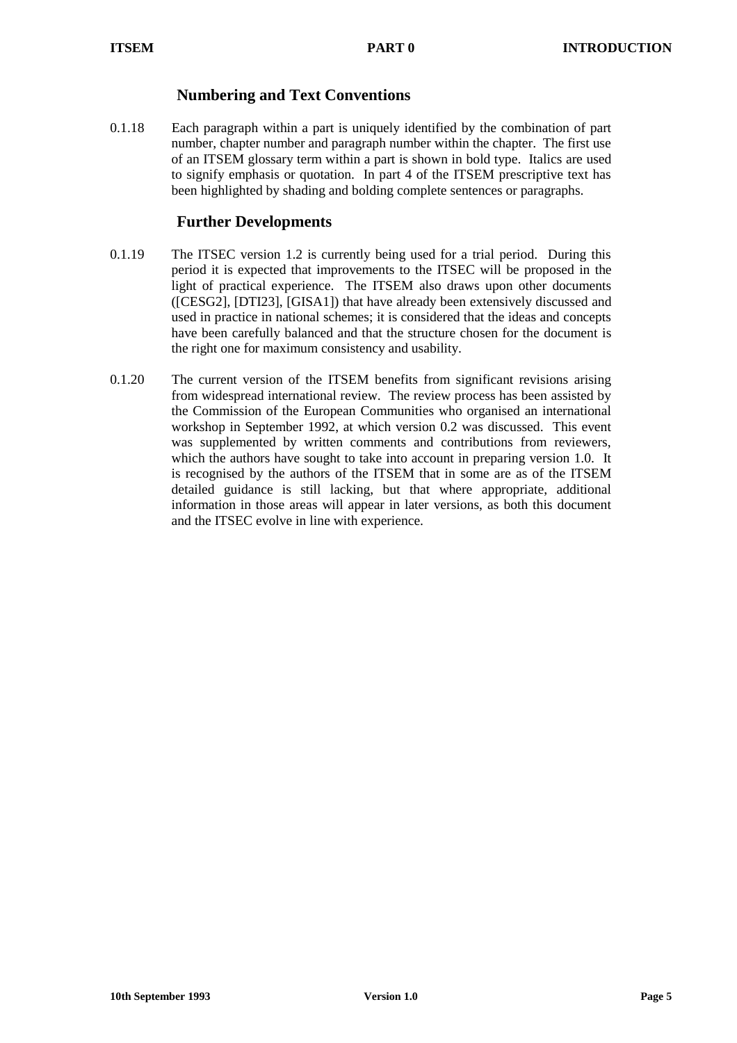## Numbering and Text Conventions

0.1.18 Each paragraph within a part is uniquely identified by the combination of part number, chapter number and paragraph number within the chapter. The first use of an ITSEM glossary term within a part is shown in bold type. Italics are used to signify emphasis or quotation. In part 4 of the ITSEM prescriptive text has been highlighted by shading and bolding complete sentences or paragraphs.

## Further Developments

0.1.19 The ITSEC version 1.2 is currently being used for a trial period. During this period it is expected that improvements to the ITSEC will be proposed in the light of practical experience. The ITSEM also draws upon other documents ([CESG2], [DTI23], [GISA1]) that have already been extensively discussed and used in practice in national schemes; it is considered that the ideas and concepts have been carefully balanced and that the structure chosen for the document is the right one for maximum consistency and usability.

0.1.20 The current version of the ITSEM benefits from significant revisions arising from widespread international review. The review process has been assisted by the Commission of the European Communities who organised an international workshop in September 1992, at which version 0.2 was discussed. This event was supplemented by written comments and contributions from reviewers, which the authors have sought to take into account in preparing version 1.0. It is recognised by the authors of the ITSEM that in some are as of the ITSEM detailed guidance is still lacking, but that where appropriate, additional information in those areas will appear in later versions, as both this document and the ITSEC evolve in line with experience.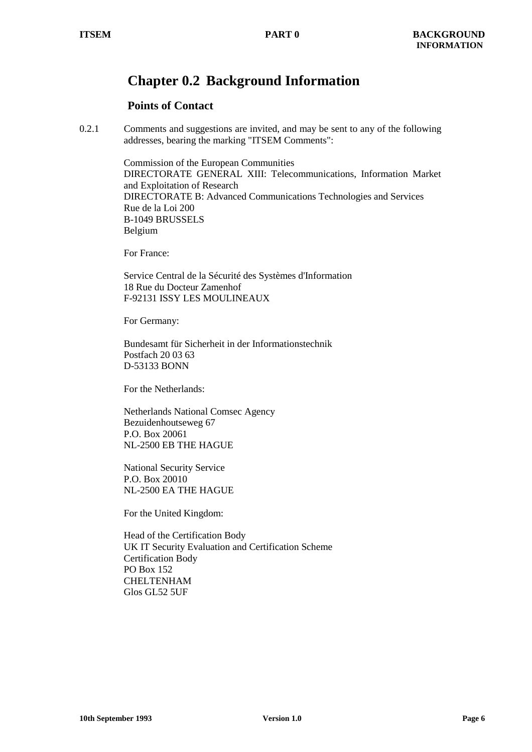# Chapter 0.2 Background Information

## Points of Contact

0.2.1 Comments and suggestions are invited, and may be sent to any of the following addresses, bearing the marking "ITSEM Comments":

Commission of the European Communities
DIRECTORATE GENERAL XIII: Telecommunications, Information Market and Exploitation of Research
DIRECTORATE B: Advanced Communications Technologies and Services
Rue de la Loi 200
B-1049 BRUSSELS
Belgium

For France:

Service Central de la Sécurité des Systèmes d'Information
18 Rue du Docteur Zamenhof
F-92131 ISSY LES MOULINEAUX

For Germany:

Bundesamt für Sicherheit in der Informationstechnik
Postfach 20 03 63
D-53133 BONN

For the Netherlands:

Netherlands National Comsec Agency
Bezuidenhoutseweg 67
P.O. Box 20061
NL-2500 EB THE HAGUE

National Security Service
P.O. Box 20010
NL-2500 EA THE HAGUE

For the United Kingdom:

Head of the Certification Body
UK IT Security Evaluation and Certification Scheme
Certification Body
PO Box 152
CHELTENHAM
Glos GL52 5UF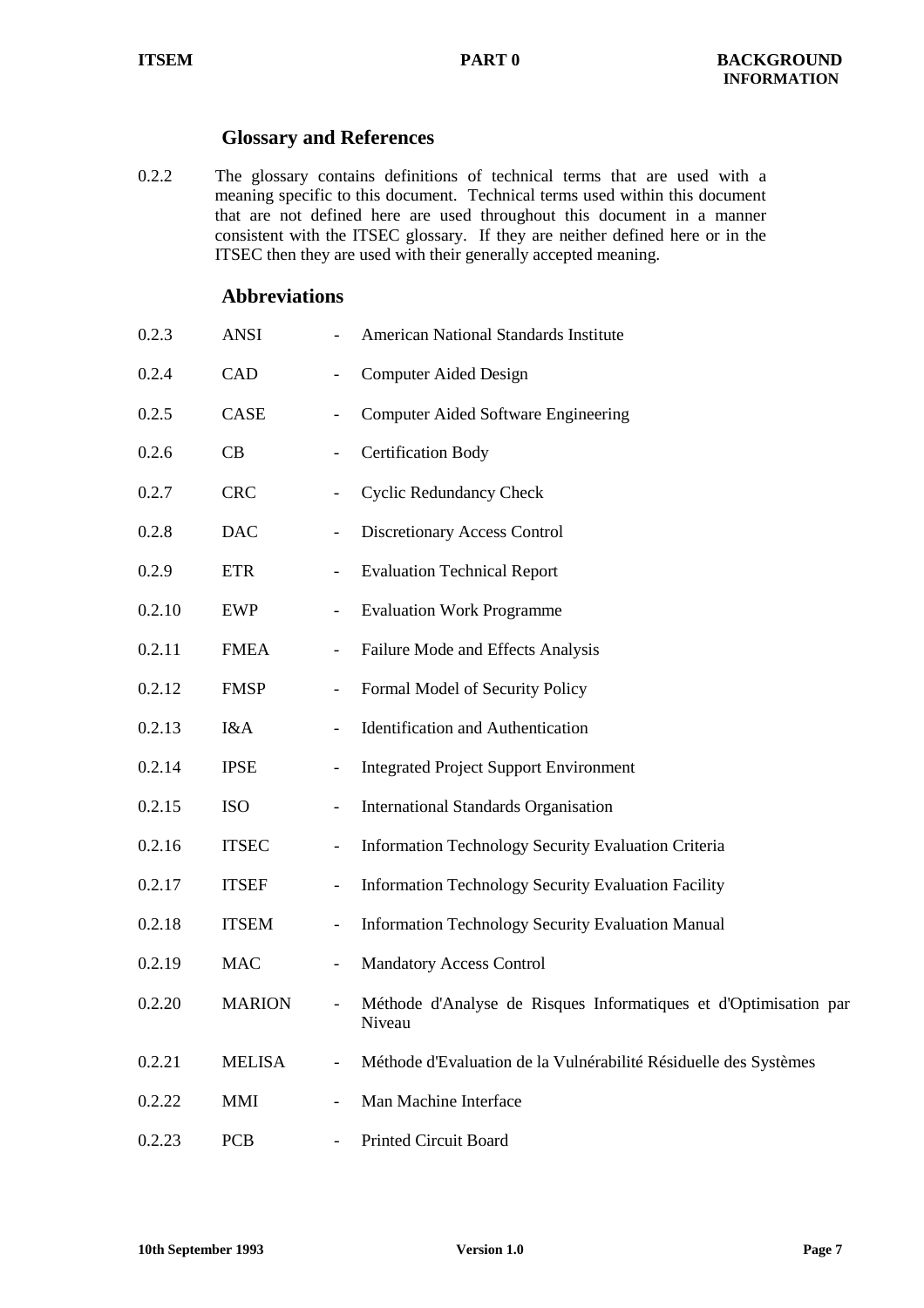## Glossary and References

0.2.2 The glossary contains definitions of technical terms that are used with a meaning specific to this document. Technical terms used within this document that are not defined here are used throughout this document in a manner consistent with the ITSEC glossary. If they are neither defined here or in the ITSEC then they are used with their generally accepted meaning.

## Abbreviations

| | | | |
|---|---|---|---|
| 0.2.3 | ANSI | - | American National Standards Institute |
| 0.2.4 | CAD | - | Computer Aided Design |
| 0.2.5 | CASE | - | Computer Aided Software Engineering |
| 0.2.6 | CB | - | Certification Body |
| 0.2.7 | CRC | - | Cyclic Redundancy Check |
| 0.2.8 | DAC | - | Discretionary Access Control |
| 0.2.9 | ETR | - | Evaluation Technical Report |
| 0.2.10 | EWP | - | Evaluation Work Programme |
| 0.2.11 | FMEA | - | Failure Mode and Effects Analysis |
| 0.2.12 | FMSP | - | Formal Model of Security Policy |
| 0.2.13 | I&A | - | Identification and Authentication |
| 0.2.14 | IPSE | - | Integrated Project Support Environment |
| 0.2.15 | ISO | - | International Standards Organisation |
| 0.2.16 | ITSEC | - | Information Technology Security Evaluation Criteria |
| 0.2.17 | ITSEF | - | Information Technology Security Evaluation Facility |
| 0.2.18 | ITSEM | - | Information Technology Security Evaluation Manual |
| 0.2.19 | MAC | - | Mandatory Access Control |
| 0.2.20 | MARION | - | Méthode d'Analyse de Risques Informatiques et d'Optimisation par Niveau |
| 0.2.21 | MELISA | - | Méthode d'Evaluation de la Vulnérabilité Résiduelle des Systèmes |
| 0.2.22 | MMI | - | Man Machine Interface |
| 0.2.23 | PCB | - | Printed Circuit Board |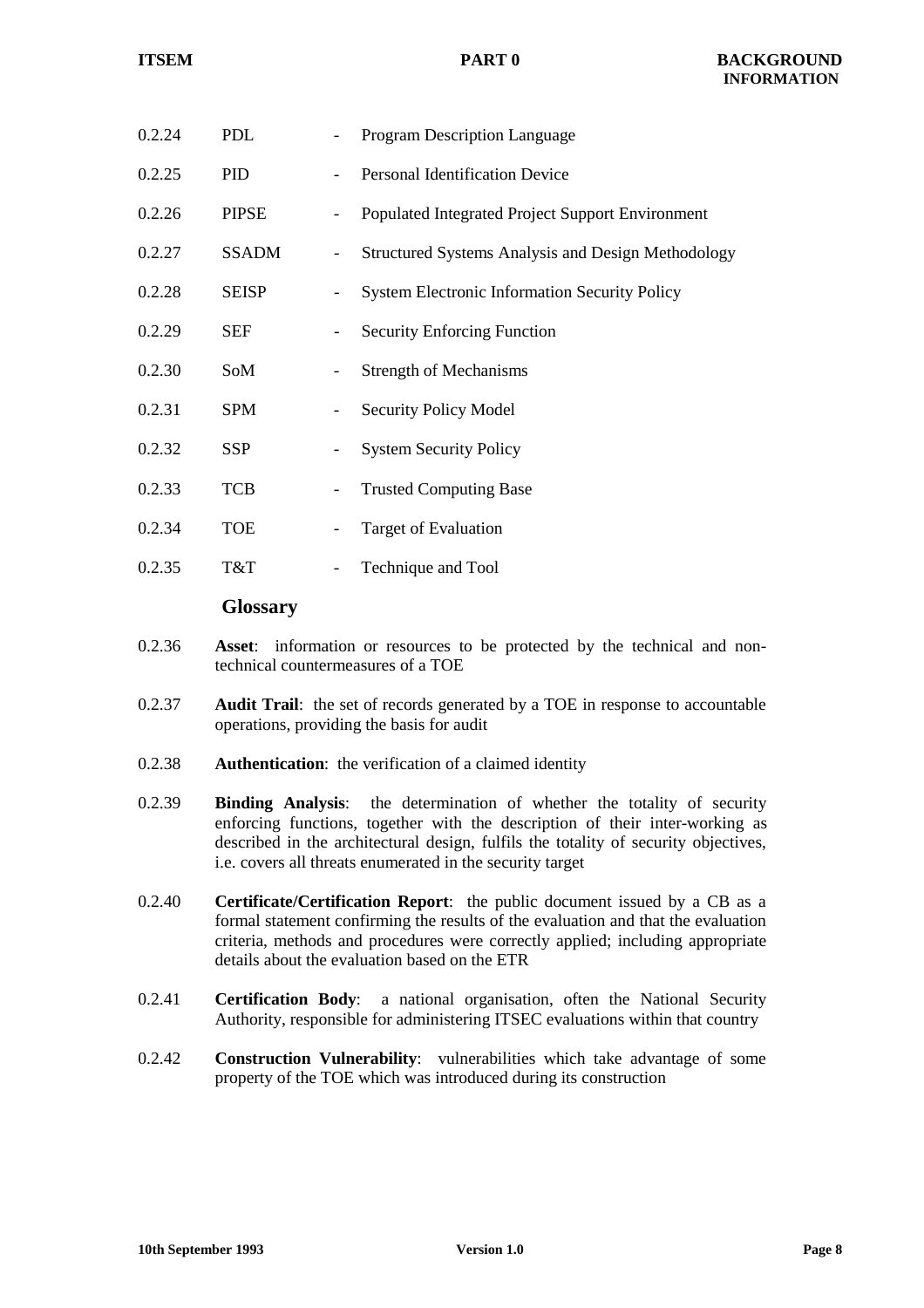0.2.24 PDL - Program Description Language

0.2.25 PID - Personal Identification Device

0.2.26 PIPSE - Populated Integrated Project Support Environment

0.2.27 SSADM - Structured Systems Analysis and Design Methodology

0.2.28 SEISP - System Electronic Information Security Policy

0.2.29 SEF - Security Enforcing Function

0.2.30 SoM - Strength of Mechanisms

0.2.31 SPM - Security Policy Model

0.2.32 SSP - System Security Policy

0.2.33 TCB - Trusted Computing Base

0.2.34 TOE - Target of Evaluation

0.2.35 T&T - Technique and Tool

## Glossary

0.2.36 **Asset**: information or resources to be protected by the technical and non-technical countermeasures of a TOE

0.2.37 **Audit Trail**: the set of records generated by a TOE in response to accountable operations, providing the basis for audit

0.2.38 **Authentication**: the verification of a claimed identity

0.2.39 **Binding Analysis**: the determination of whether the totality of security enforcing functions, together with the description of their inter-working as described in the architectural design, fulfils the totality of security objectives, i.e. covers all threats enumerated in the security target

0.2.40 **Certificate/Certification Report**: the public document issued by a CB as a formal statement confirming the results of the evaluation and that the evaluation criteria, methods and procedures were correctly applied; including appropriate details about the evaluation based on the ETR

0.2.41 **Certification Body**: a national organisation, often the National Security Authority, responsible for administering ITSEC evaluations within that country

0.2.42 **Construction Vulnerability**: vulnerabilities which take advantage of some property of the TOE which was introduced during its construction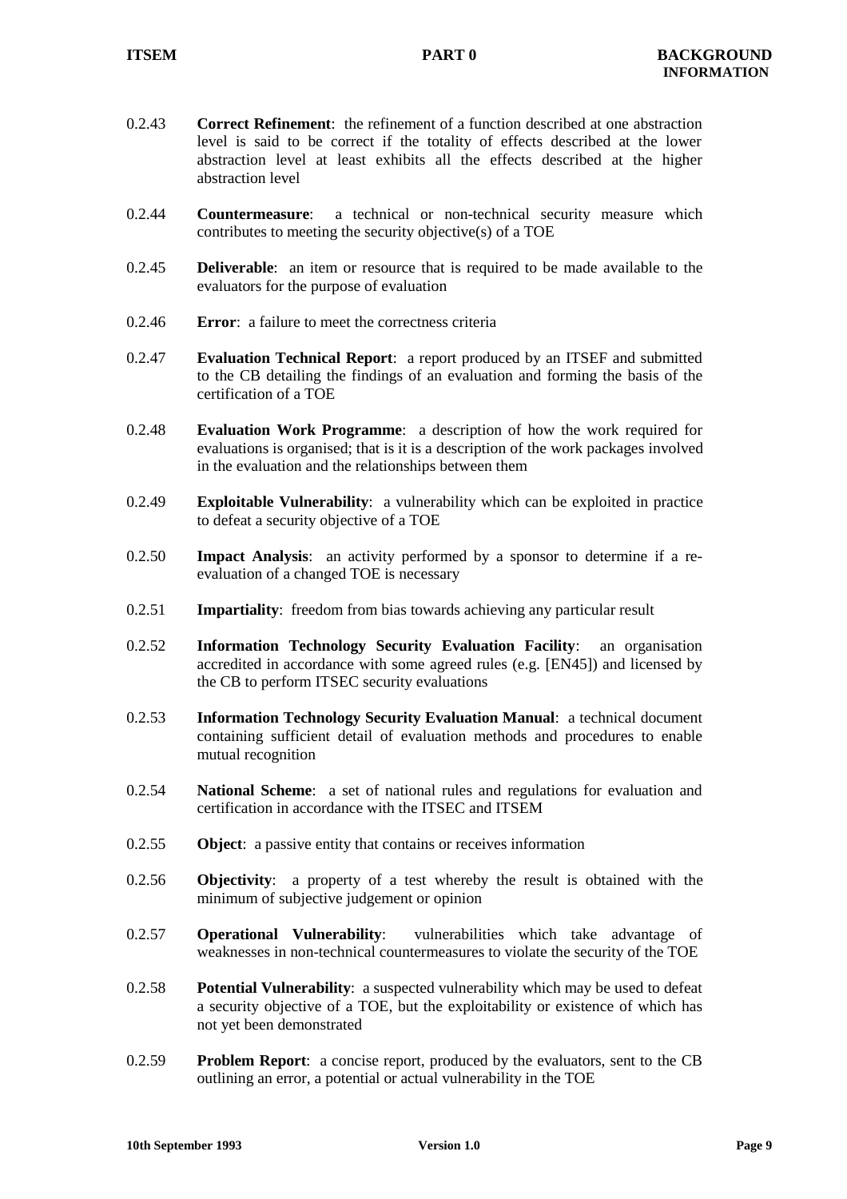0.2.43 **Correct Refinement**: the refinement of a function described at one abstraction level is said to be correct if the totality of effects described at the lower abstraction level at least exhibits all the effects described at the higher abstraction level

0.2.44 **Countermeasure**: a technical or non-technical security measure which contributes to meeting the security objective(s) of a TOE

0.2.45 **Deliverable**: an item or resource that is required to be made available to the evaluators for the purpose of evaluation

0.2.46 **Error**: a failure to meet the correctness criteria

0.2.47 **Evaluation Technical Report**: a report produced by an ITSEF and submitted to the CB detailing the findings of an evaluation and forming the basis of the certification of a TOE

0.2.48 **Evaluation Work Programme**: a description of how the work required for evaluations is organised; that is it is a description of the work packages involved in the evaluation and the relationships between them

0.2.49 **Exploitable Vulnerability**: a vulnerability which can be exploited in practice to defeat a security objective of a TOE

0.2.50 **Impact Analysis**: an activity performed by a sponsor to determine if a re-evaluation of a changed TOE is necessary

0.2.51 **Impartiality**: freedom from bias towards achieving any particular result

0.2.52 **Information Technology Security Evaluation Facility**: an organisation accredited in accordance with some agreed rules (e.g. [EN45]) and licensed by the CB to perform ITSEC security evaluations

0.2.53 **Information Technology Security Evaluation Manual**: a technical document containing sufficient detail of evaluation methods and procedures to enable mutual recognition

0.2.54 **National Scheme**: a set of national rules and regulations for evaluation and certification in accordance with the ITSEC and ITSEM

0.2.55 **Object**: a passive entity that contains or receives information

0.2.56 **Objectivity**: a property of a test whereby the result is obtained with the minimum of subjective judgement or opinion

0.2.57 **Operational Vulnerability**: vulnerabilities which take advantage of weaknesses in non-technical countermeasures to violate the security of the TOE

0.2.58 **Potential Vulnerability**: a suspected vulnerability which may be used to defeat a security objective of a TOE, but the exploitability or existence of which has not yet been demonstrated

0.2.59 **Problem Report**: a concise report, produced by the evaluators, sent to the CB outlining an error, a potential or actual vulnerability in the TOE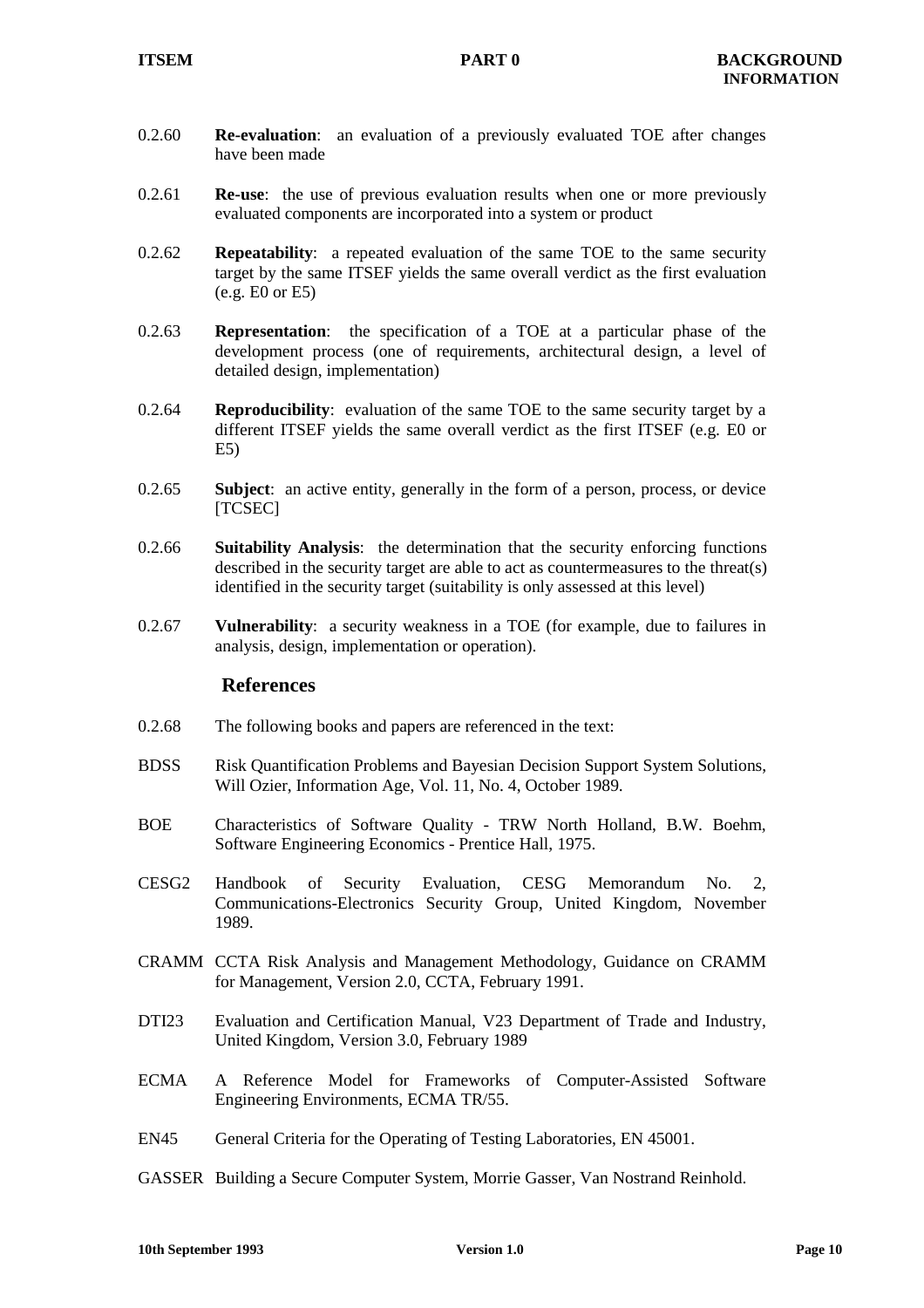0.2.60 **Re-evaluation**: an evaluation of a previously evaluated TOE after changes have been made

0.2.61 **Re-use**: the use of previous evaluation results when one or more previously evaluated components are incorporated into a system or product

0.2.62 **Repeatability**: a repeated evaluation of the same TOE to the same security target by the same ITSEF yields the same overall verdict as the first evaluation (e.g. E0 or E5)

0.2.63 **Representation**: the specification of a TOE at a particular phase of the development process (one of requirements, architectural design, a level of detailed design, implementation)

0.2.64 **Reproducibility**: evaluation of the same TOE to the same security target by a different ITSEF yields the same overall verdict as the first ITSEF (e.g. E0 or E5)

0.2.65 **Subject**: an active entity, generally in the form of a person, process, or device [TCSEC]

0.2.66 **Suitability Analysis**: the determination that the security enforcing functions described in the security target are able to act as countermeasures to the threat(s) identified in the security target (suitability is only assessed at this level)

0.2.67 **Vulnerability**: a security weakness in a TOE (for example, due to failures in analysis, design, implementation or operation).

## References

0.2.68 The following books and papers are referenced in the text:

BDSS Risk Quantification Problems and Bayesian Decision Support System Solutions, Will Ozier, Information Age, Vol. 11, No. 4, October 1989.

BOE Characteristics of Software Quality - TRW North Holland, B.W. Boehm, Software Engineering Economics - Prentice Hall, 1975.

CESG2 Handbook of Security Evaluation, CESG Memorandum No. 2, Communications-Electronics Security Group, United Kingdom, November 1989.

CRAMM CCTA Risk Analysis and Management Methodology, Guidance on CRAMM for Management, Version 2.0, CCTA, February 1991.

DTI23 Evaluation and Certification Manual, V23 Department of Trade and Industry, United Kingdom, Version 3.0, February 1989

ECMA A Reference Model for Frameworks of Computer-Assisted Software Engineering Environments, ECMA TR/55.

EN45 General Criteria for the Operating of Testing Laboratories, EN 45001.

GASSER Building a Secure Computer System, Morrie Gasser, Van Nostrand Reinhold.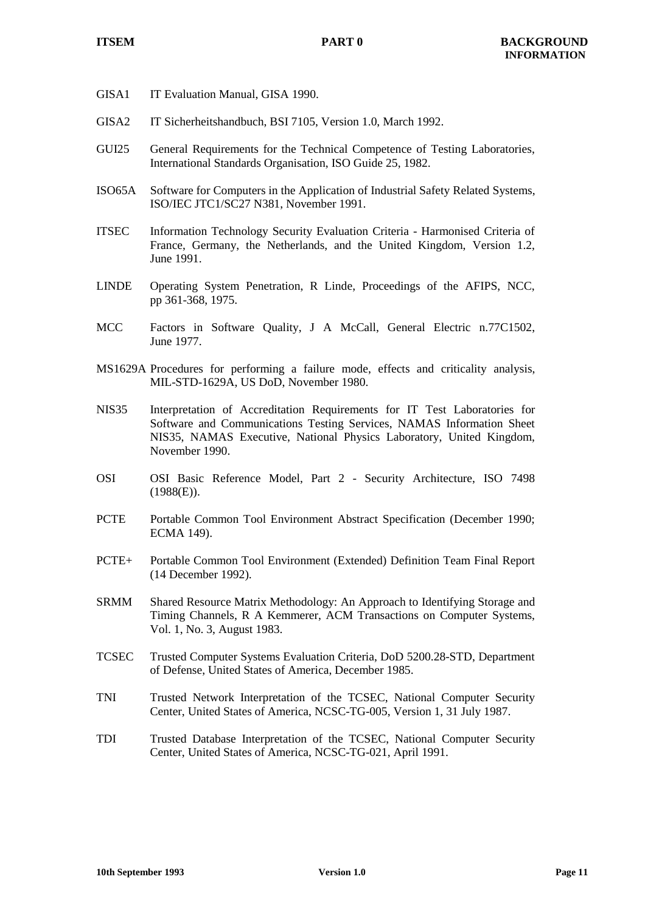GISA1 IT Evaluation Manual, GISA 1990.

GISA2 IT Sicherheitshandbuch, BSI 7105, Version 1.0, March 1992.

GUI25 General Requirements for the Technical Competence of Testing Laboratories, International Standards Organisation, ISO Guide 25, 1982.

ISO65A Software for Computers in the Application of Industrial Safety Related Systems, ISO/IEC JTC1/SC27 N381, November 1991.

ITSEC Information Technology Security Evaluation Criteria - Harmonised Criteria of France, Germany, the Netherlands, and the United Kingdom, Version 1.2, June 1991.

LINDE Operating System Penetration, R Linde, Proceedings of the AFIPS, NCC, pp 361-368, 1975.

MCC Factors in Software Quality, J A McCall, General Electric n.77C1502, June 1977.

MS1629A Procedures for performing a failure mode, effects and criticality analysis, MIL-STD-1629A, US DoD, November 1980.

NIS35 Interpretation of Accreditation Requirements for IT Test Laboratories for Software and Communications Testing Services, NAMAS Information Sheet NIS35, NAMAS Executive, National Physics Laboratory, United Kingdom, November 1990.

OSI OSI Basic Reference Model, Part 2 - Security Architecture, ISO 7498 (1988(E)).

PCTE Portable Common Tool Environment Abstract Specification (December 1990; ECMA 149).

PCTE+ Portable Common Tool Environment (Extended) Definition Team Final Report (14 December 1992).

SRMM Shared Resource Matrix Methodology: An Approach to Identifying Storage and Timing Channels, R A Kemmerer, ACM Transactions on Computer Systems, Vol. 1, No. 3, August 1983.

TCSEC Trusted Computer Systems Evaluation Criteria, DoD 5200.28-STD, Department of Defense, United States of America, December 1985.

TNI Trusted Network Interpretation of the TCSEC, National Computer Security Center, United States of America, NCSC-TG-005, Version 1, 31 July 1987.

TDI Trusted Database Interpretation of the TCSEC, National Computer Security Center, United States of America, NCSC-TG-021, April 1991.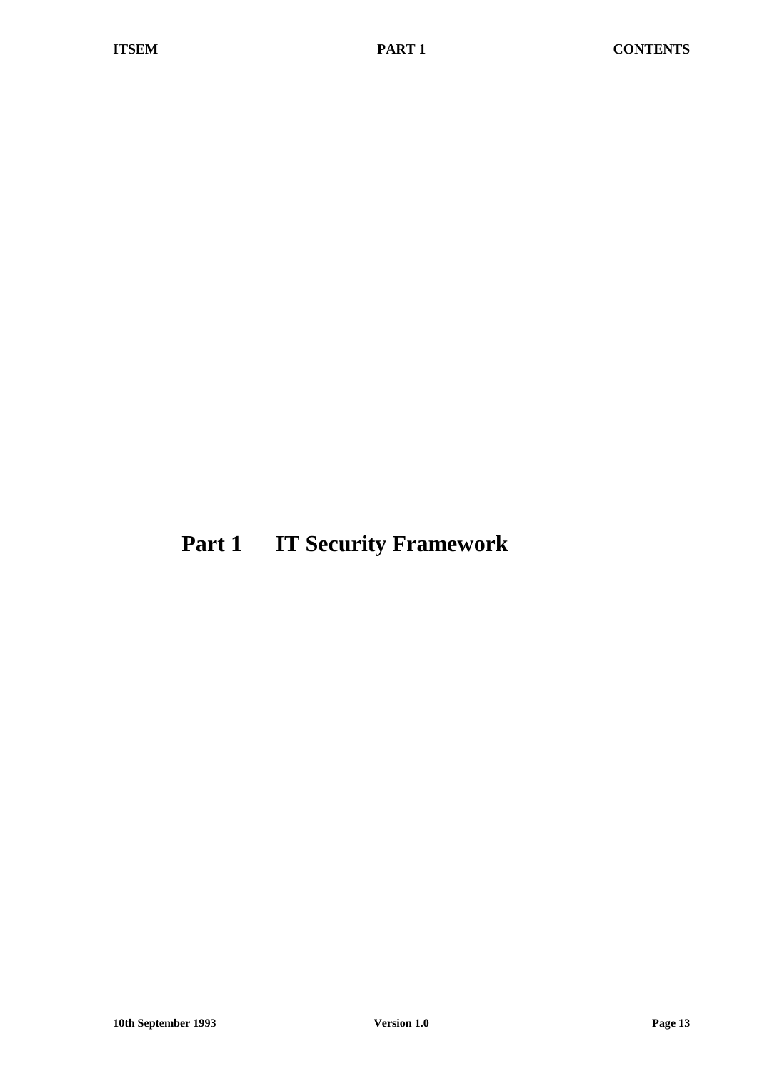# Part 1 IT Security Framework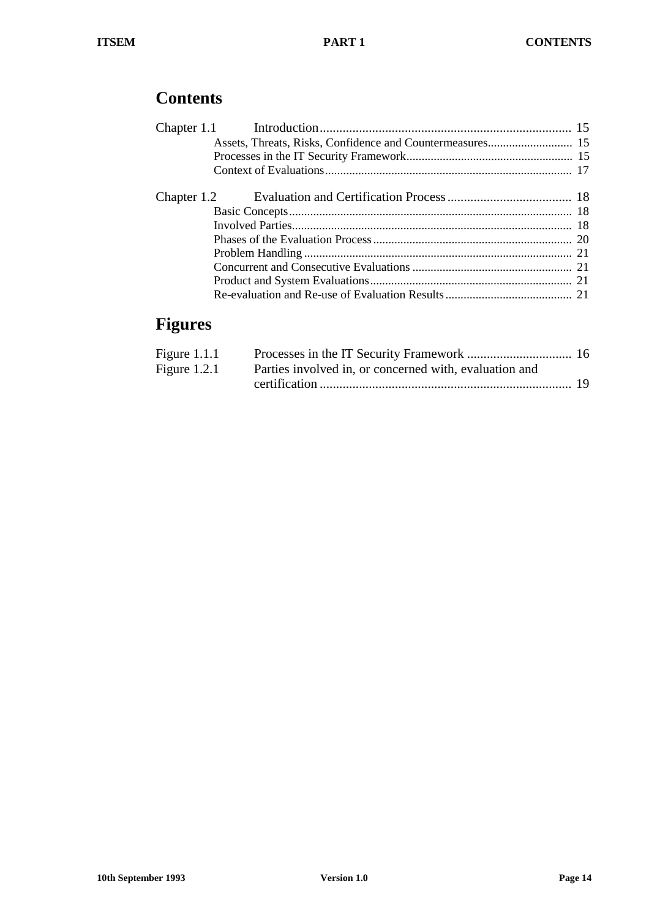# Contents

Chapter 1.1 Introduction ............................................................................ 15

- Assets, Threats, Risks, Confidence and Countermeasures ............................ 15
- Processes in the IT Security Framework ....................................................... 15
- Context of Evaluations ................................................................................. 17

Chapter 1.2 Evaluation and Certification Process ...................................... 18

- Basic Concepts ............................................................................................. 18
- Involved Parties ............................................................................................ 18
- Phases of the Evaluation Process .................................................................. 20
- Problem Handling ......................................................................................... 21
- Concurrent and Consecutive Evaluations ..................................................... 21
- Product and System Evaluations ................................................................... 21
- Re-evaluation and Re-use of Evaluation Results .......................................... 21

# Figures

Figure 1.1.1 Processes in the IT Security Framework ................................ 16

Figure 1.2.1 Parties involved in, or concerned with, evaluation and certification ............................................................................. 19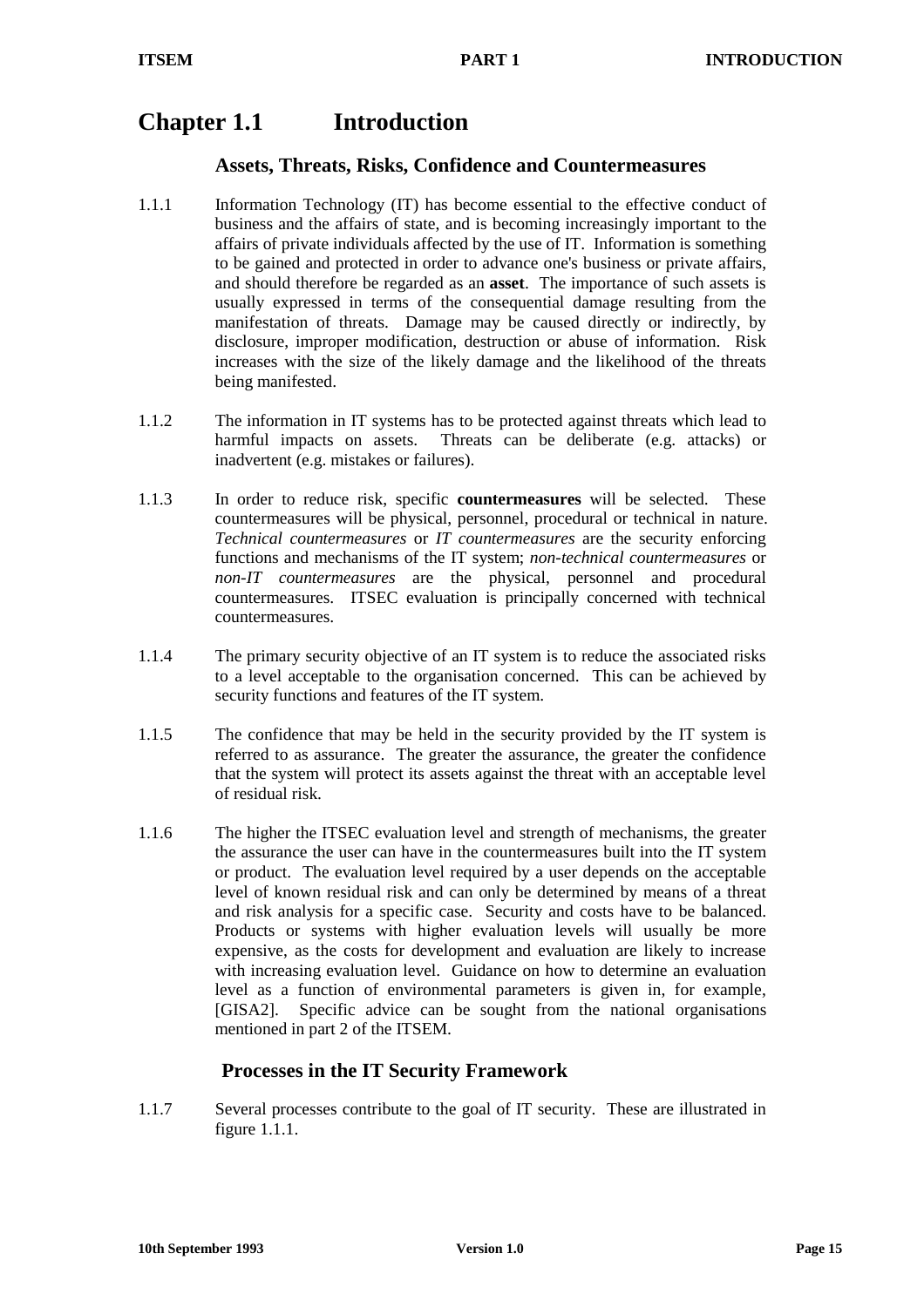# Chapter 1.1 Introduction

## Assets, Threats, Risks, Confidence and Countermeasures

1.1.1 Information Technology (IT) has become essential to the effective conduct of business and the affairs of state, and is becoming increasingly important to the affairs of private individuals affected by the use of IT. Information is something to be gained and protected in order to advance one's business or private affairs, and should therefore be regarded as an **asset**. The importance of such assets is usually expressed in terms of the consequential damage resulting from the manifestation of threats. Damage may be caused directly or indirectly, by disclosure, improper modification, destruction or abuse of information. Risk increases with the size of the likely damage and the likelihood of the threats being manifested.

1.1.2 The information in IT systems has to be protected against threats which lead to harmful impacts on assets. Threats can be deliberate (e.g. attacks) or inadvertent (e.g. mistakes or failures).

1.1.3 In order to reduce risk, specific **countermeasures** will be selected. These countermeasures will be physical, personnel, procedural or technical in nature. *Technical countermeasures* or *IT countermeasures* are the security enforcing functions and mechanisms of the IT system; *non-technical countermeasures* or *non-IT countermeasures* are the physical, personnel and procedural countermeasures. ITSEC evaluation is principally concerned with technical countermeasures.

1.1.4 The primary security objective of an IT system is to reduce the associated risks to a level acceptable to the organisation concerned. This can be achieved by security functions and features of the IT system.

1.1.5 The confidence that may be held in the security provided by the IT system is referred to as assurance. The greater the assurance, the greater the confidence that the system will protect its assets against the threat with an acceptable level of residual risk.

1.1.6 The higher the ITSEC evaluation level and strength of mechanisms, the greater the assurance the user can have in the countermeasures built into the IT system or product. The evaluation level required by a user depends on the acceptable level of known residual risk and can only be determined by means of a threat and risk analysis for a specific case. Security and costs have to be balanced. Products or systems with higher evaluation levels will usually be more expensive, as the costs for development and evaluation are likely to increase with increasing evaluation level. Guidance on how to determine an evaluation level as a function of environmental parameters is given in, for example, [GISA2]. Specific advice can be sought from the national organisations mentioned in part 2 of the ITSEM.

## Processes in the IT Security Framework

1.1.7 Several processes contribute to the goal of IT security. These are illustrated in figure 1.1.1.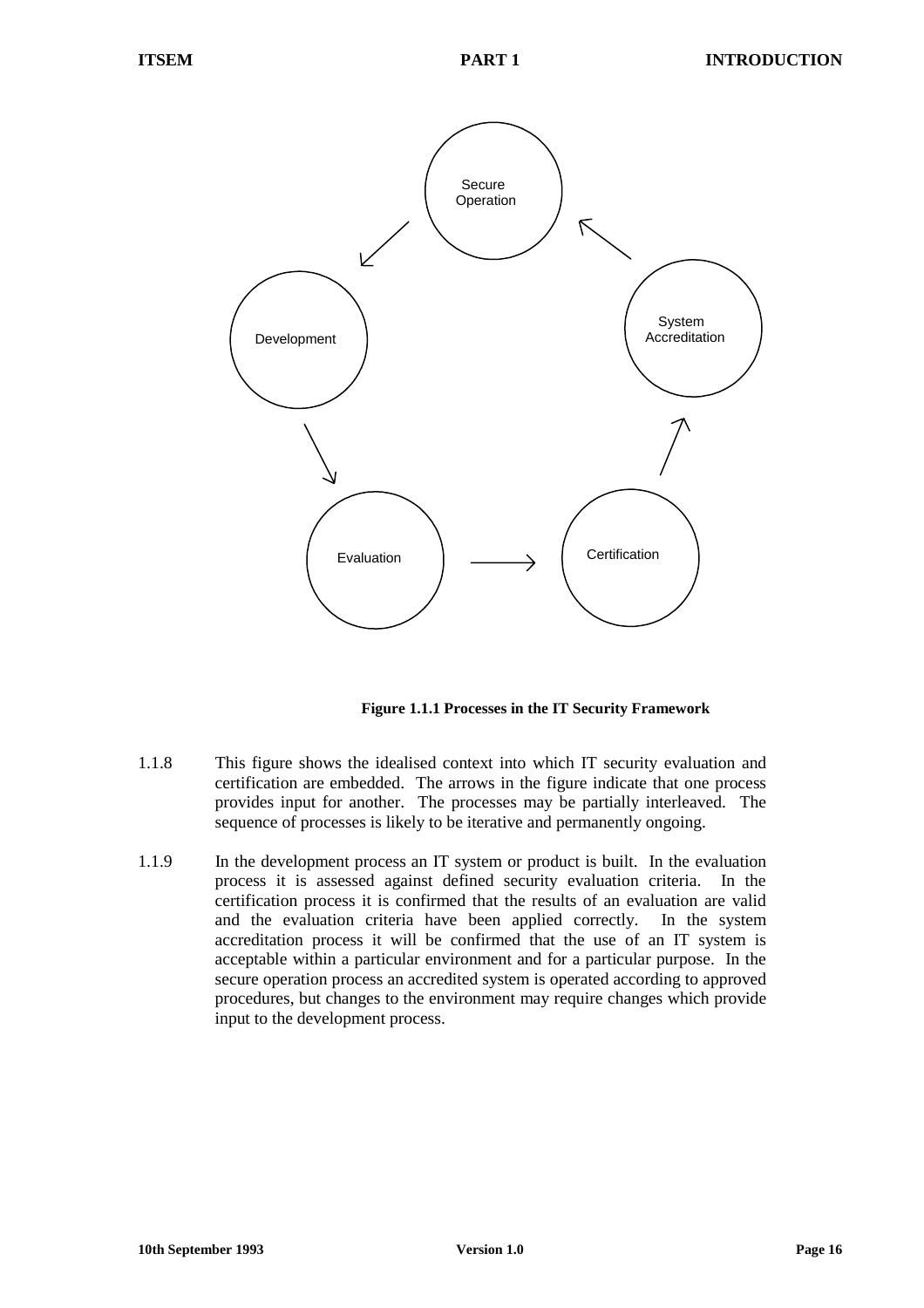**Figure 1.1.1 Processes in the IT Security Framework**

1.1.8 This figure shows the idealised context into which IT security evaluation and certification are embedded. The arrows in the figure indicate that one process provides input for another. The processes may be partially interleaved. The sequence of processes is likely to be iterative and permanently ongoing.

1.1.9 In the development process an IT system or product is built. In the evaluation process it is assessed against defined security evaluation criteria. In the certification process it is confirmed that the results of an evaluation are valid and the evaluation criteria have been applied correctly. In the system accreditation process it will be confirmed that the use of an IT system is acceptable within a particular environment and for a particular purpose. In the secure operation process an accredited system is operated according to approved procedures, but changes to the environment may require changes which provide input to the development process.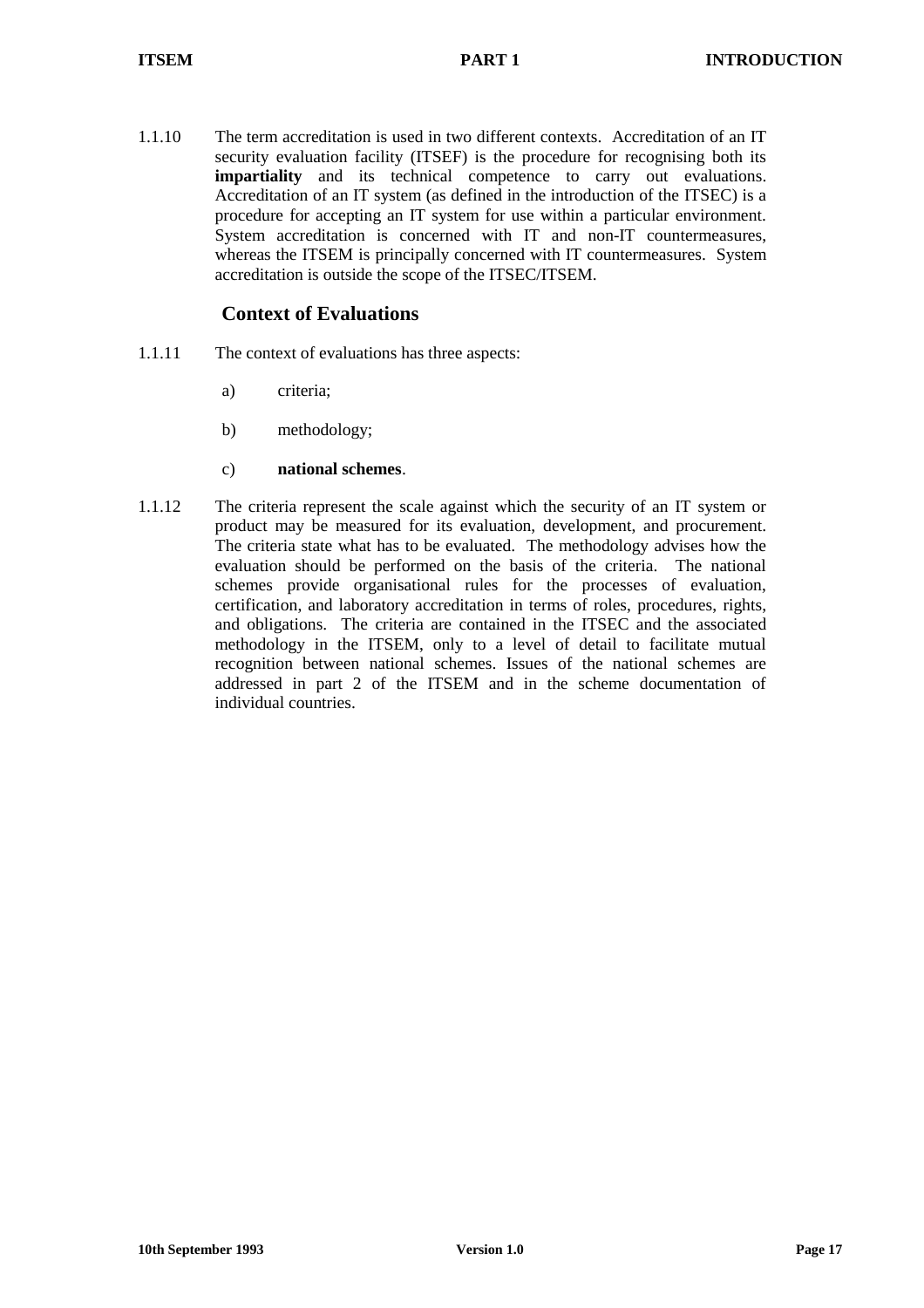1.1.10 The term accreditation is used in two different contexts. Accreditation of an IT security evaluation facility (ITSEF) is the procedure for recognising both its **impartiality** and its technical competence to carry out evaluations. Accreditation of an IT system (as defined in the introduction of the ITSEC) is a procedure for accepting an IT system for use within a particular environment. System accreditation is concerned with IT and non-IT countermeasures, whereas the ITSEM is principally concerned with IT countermeasures. System accreditation is outside the scope of the ITSEC/ITSEM.

## Context of Evaluations

1.1.11 The context of evaluations has three aspects:

a) criteria;

b) methodology;

c) **national schemes**.

1.1.12 The criteria represent the scale against which the security of an IT system or product may be measured for its evaluation, development, and procurement. The criteria state what has to be evaluated. The methodology advises how the evaluation should be performed on the basis of the criteria. The national schemes provide organisational rules for the processes of evaluation, certification, and laboratory accreditation in terms of roles, procedures, rights, and obligations. The criteria are contained in the ITSEC and the associated methodology in the ITSEM, only to a level of detail to facilitate mutual recognition between national schemes. Issues of the national schemes are addressed in part 2 of the ITSEM and in the scheme documentation of individual countries.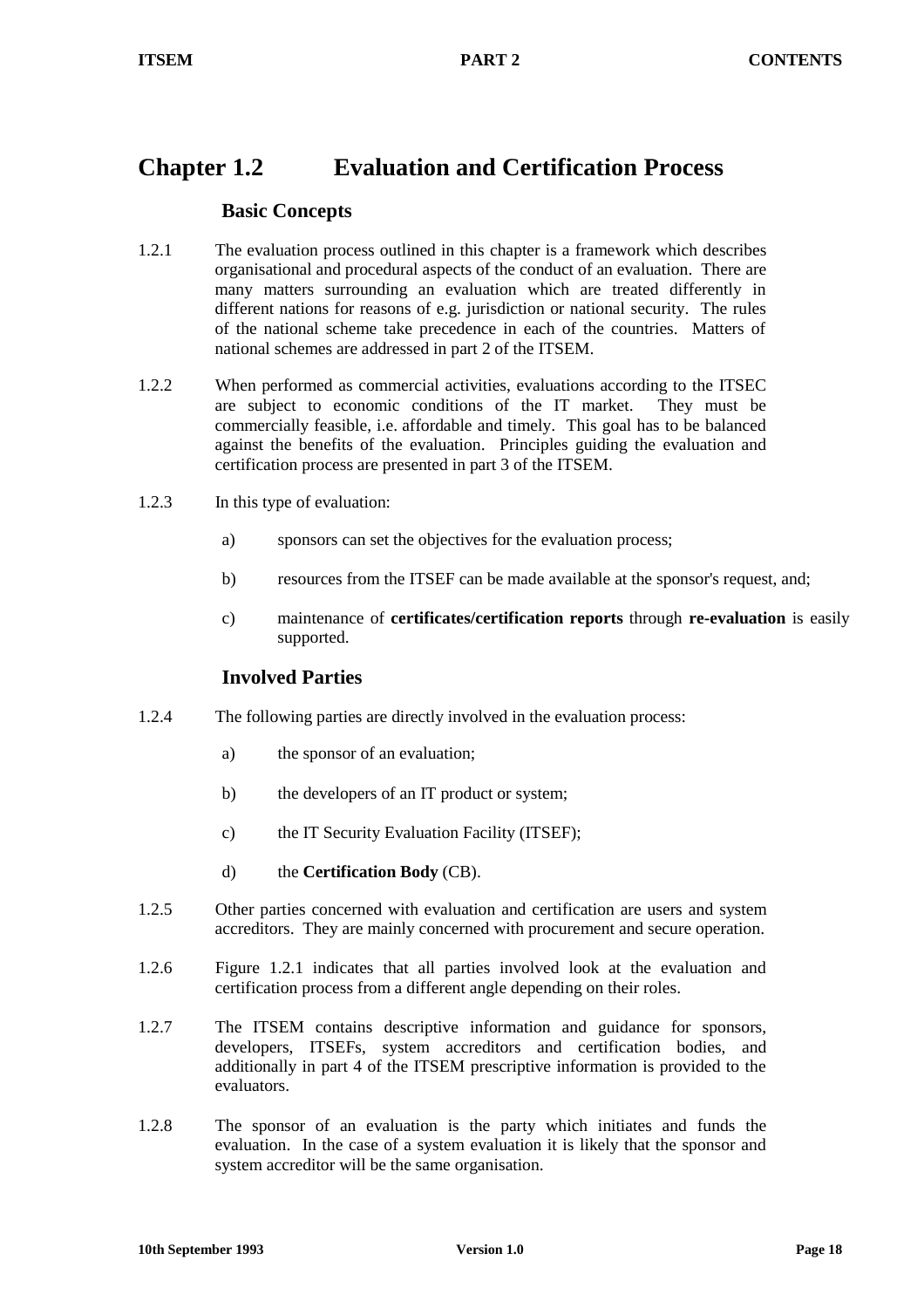# Chapter 1.2 Evaluation and Certification Process

## Basic Concepts

1.2.1 The evaluation process outlined in this chapter is a framework which describes organisational and procedural aspects of the conduct of an evaluation. There are many matters surrounding an evaluation which are treated differently in different nations for reasons of e.g. jurisdiction or national security. The rules of the national scheme take precedence in each of the countries. Matters of national schemes are addressed in part 2 of the ITSEM.

1.2.2 When performed as commercial activities, evaluations according to the ITSEC are subject to economic conditions of the IT market. They must be commercially feasible, i.e. affordable and timely. This goal has to be balanced against the benefits of the evaluation. Principles guiding the evaluation and certification process are presented in part 3 of the ITSEM.

1.2.3 In this type of evaluation:

a) sponsors can set the objectives for the evaluation process;

b) resources from the ITSEF can be made available at the sponsor's request, and;

c) maintenance of **certificates/certification reports** through **re-evaluation** is easily supported.

## Involved Parties

1.2.4 The following parties are directly involved in the evaluation process:

a) the sponsor of an evaluation;

b) the developers of an IT product or system;

c) the IT Security Evaluation Facility (ITSEF);

d) the **Certification Body** (CB).

1.2.5 Other parties concerned with evaluation and certification are users and system accreditors. They are mainly concerned with procurement and secure operation.

1.2.6 Figure 1.2.1 indicates that all parties involved look at the evaluation and certification process from a different angle depending on their roles.

1.2.7 The ITSEM contains descriptive information and guidance for sponsors, developers, ITSEFs, system accreditors and certification bodies, and additionally in part 4 of the ITSEM prescriptive information is provided to the evaluators.

1.2.8 The sponsor of an evaluation is the party which initiates and funds the evaluation. In the case of a system evaluation it is likely that the sponsor and system accreditor will be the same organisation.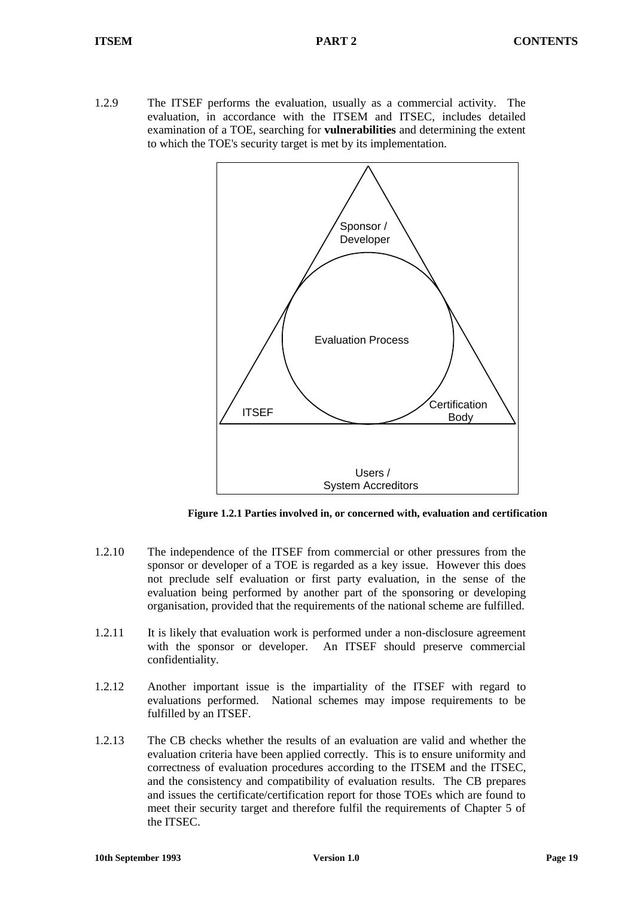1.2.9 The ITSEF performs the evaluation, usually as a commercial activity. The evaluation, in accordance with the ITSEM and ITSEC, includes detailed examination of a TOE, searching for **vulnerabilities** and determining the extent to which the TOE's security target is met by its implementation.

Sponsor / Developer

Evaluation Process

ITSEF

Certification Body

Users / System Accreditors

**Figure 1.2.1 Parties involved in, or concerned with, evaluation and certification**

1.2.10 The independence of the ITSEF from commercial or other pressures from the sponsor or developer of a TOE is regarded as a key issue. However this does not preclude self evaluation or first party evaluation, in the sense of the evaluation being performed by another part of the sponsoring or developing organisation, provided that the requirements of the national scheme are fulfilled.

1.2.11 It is likely that evaluation work is performed under a non-disclosure agreement with the sponsor or developer. An ITSEF should preserve commercial confidentiality.

1.2.12 Another important issue is the impartiality of the ITSEF with regard to evaluations performed. National schemes may impose requirements to be fulfilled by an ITSEF.

1.2.13 The CB checks whether the results of an evaluation are valid and whether the evaluation criteria have been applied correctly. This is to ensure uniformity and correctness of evaluation procedures according to the ITSEM and the ITSEC, and the consistency and compatibility of evaluation results. The CB prepares and issues the certificate/certification report for those TOEs which are found to meet their security target and therefore fulfil the requirements of Chapter 5 of the ITSEC.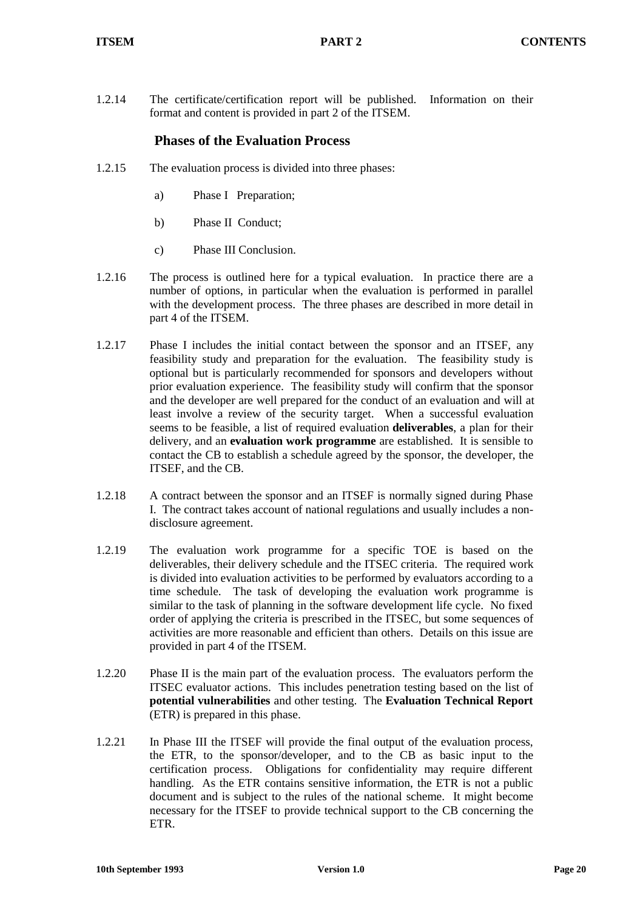1.2.14 The certificate/certification report will be published. Information on their format and content is provided in part 2 of the ITSEM.

## Phases of the Evaluation Process

1.2.15 The evaluation process is divided into three phases:

a) Phase I Preparation;

b) Phase II Conduct;

c) Phase III Conclusion.

1.2.16 The process is outlined here for a typical evaluation. In practice there are a number of options, in particular when the evaluation is performed in parallel with the development process. The three phases are described in more detail in part 4 of the ITSEM.

1.2.17 Phase I includes the initial contact between the sponsor and an ITSEF, any feasibility study and preparation for the evaluation. The feasibility study is optional but is particularly recommended for sponsors and developers without prior evaluation experience. The feasibility study will confirm that the sponsor and the developer are well prepared for the conduct of an evaluation and will at least involve a review of the security target. When a successful evaluation seems to be feasible, a list of required evaluation **deliverables**, a plan for their delivery, and an **evaluation work programme** are established. It is sensible to contact the CB to establish a schedule agreed by the sponsor, the developer, the ITSEF, and the CB.

1.2.18 A contract between the sponsor and an ITSEF is normally signed during Phase I. The contract takes account of national regulations and usually includes a non-disclosure agreement.

1.2.19 The evaluation work programme for a specific TOE is based on the deliverables, their delivery schedule and the ITSEC criteria. The required work is divided into evaluation activities to be performed by evaluators according to a time schedule. The task of developing the evaluation work programme is similar to the task of planning in the software development life cycle. No fixed order of applying the criteria is prescribed in the ITSEC, but some sequences of activities are more reasonable and efficient than others. Details on this issue are provided in part 4 of the ITSEM.

1.2.20 Phase II is the main part of the evaluation process. The evaluators perform the ITSEC evaluator actions. This includes penetration testing based on the list of **potential vulnerabilities** and other testing. The **Evaluation Technical Report** (ETR) is prepared in this phase.

1.2.21 In Phase III the ITSEF will provide the final output of the evaluation process, the ETR, to the sponsor/developer, and to the CB as basic input to the certification process. Obligations for confidentiality may require different handling. As the ETR contains sensitive information, the ETR is not a public document and is subject to the rules of the national scheme. It might become necessary for the ITSEF to provide technical support to the CB concerning the ETR.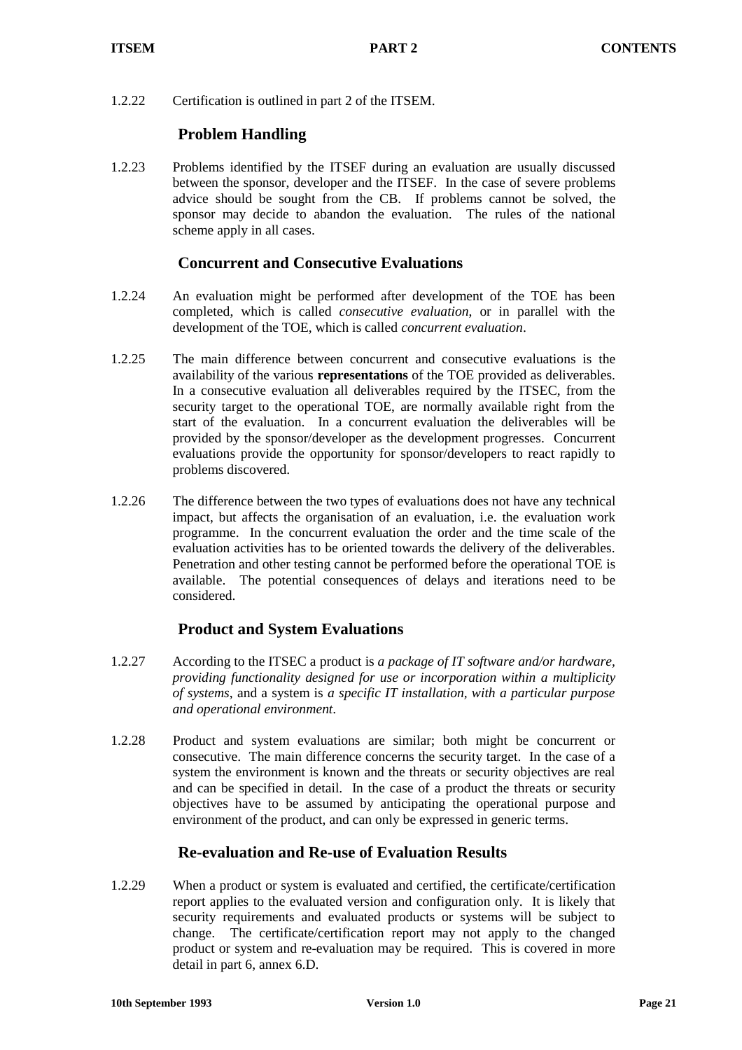1.2.22 Certification is outlined in part 2 of the ITSEM.

### Problem Handling

1.2.23 Problems identified by the ITSEF during an evaluation are usually discussed between the sponsor, developer and the ITSEF. In the case of severe problems advice should be sought from the CB. If problems cannot be solved, the sponsor may decide to abandon the evaluation. The rules of the national scheme apply in all cases.

### Concurrent and Consecutive Evaluations

1.2.24 An evaluation might be performed after development of the TOE has been completed, which is called *consecutive evaluation*, or in parallel with the development of the TOE, which is called *concurrent evaluation*.

1.2.25 The main difference between concurrent and consecutive evaluations is the availability of the various **representations** of the TOE provided as deliverables. In a consecutive evaluation all deliverables required by the ITSEC, from the security target to the operational TOE, are normally available right from the start of the evaluation. In a concurrent evaluation the deliverables will be provided by the sponsor/developer as the development progresses. Concurrent evaluations provide the opportunity for sponsor/developers to react rapidly to problems discovered.

1.2.26 The difference between the two types of evaluations does not have any technical impact, but affects the organisation of an evaluation, i.e. the evaluation work programme. In the concurrent evaluation the order and the time scale of the evaluation activities has to be oriented towards the delivery of the deliverables. Penetration and other testing cannot be performed before the operational TOE is available. The potential consequences of delays and iterations need to be considered.

### Product and System Evaluations

1.2.27 According to the ITSEC a product is *a package of IT software and/or hardware, providing functionality designed for use or incorporation within a multiplicity of systems*, and a system is *a specific IT installation, with a particular purpose and operational environment*.

1.2.28 Product and system evaluations are similar; both might be concurrent or consecutive. The main difference concerns the security target. In the case of a system the environment is known and the threats or security objectives are real and can be specified in detail. In the case of a product the threats or security objectives have to be assumed by anticipating the operational purpose and environment of the product, and can only be expressed in generic terms.

### Re-evaluation and Re-use of Evaluation Results

1.2.29 When a product or system is evaluated and certified, the certificate/certification report applies to the evaluated version and configuration only. It is likely that security requirements and evaluated products or systems will be subject to change. The certificate/certification report may not apply to the changed product or system and re-evaluation may be required. This is covered in more detail in part 6, annex 6.D.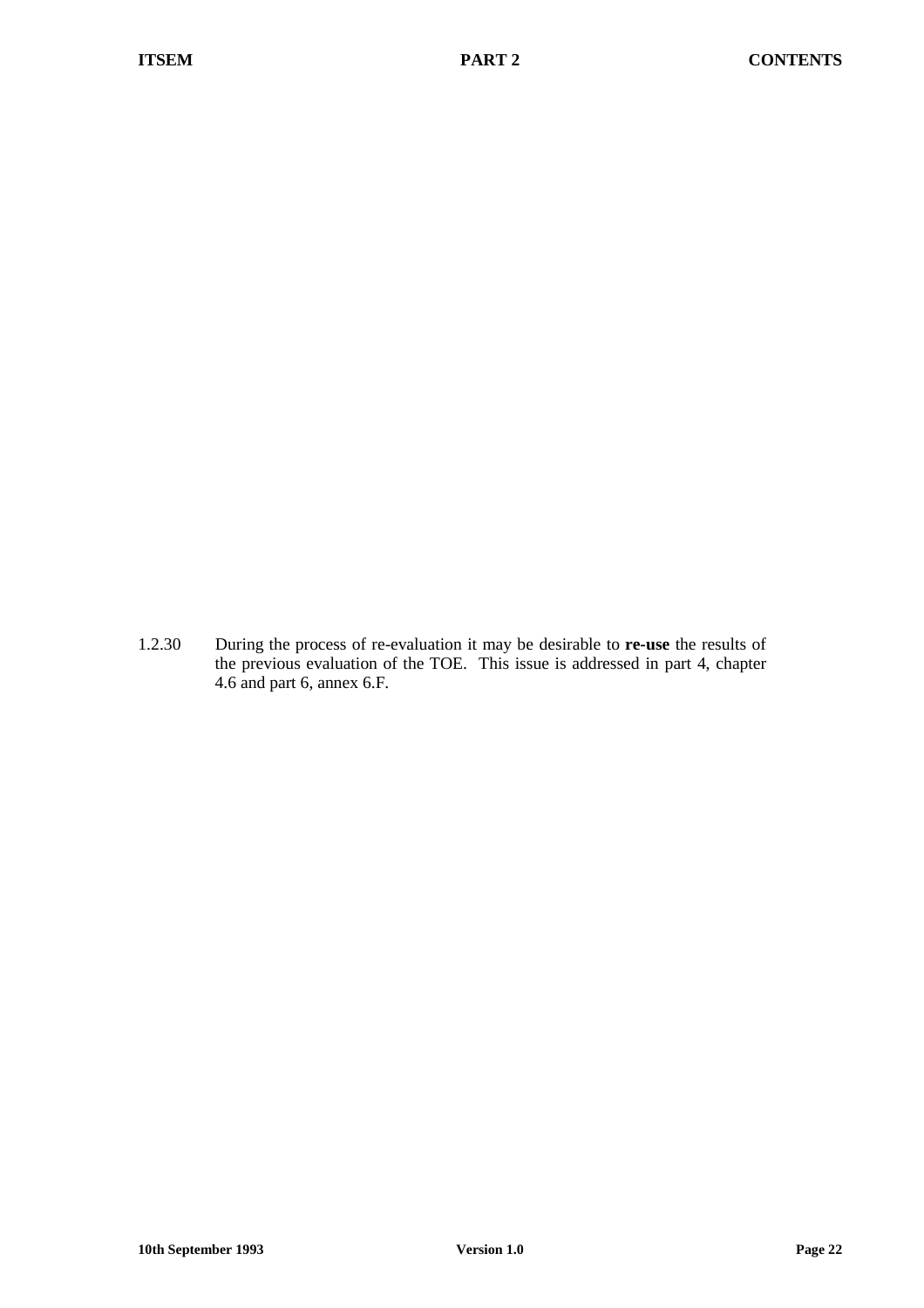1.2.30 During the process of re-evaluation it may be desirable to **re-use** the results of the previous evaluation of the TOE. This issue is addressed in part 4, chapter 4.6 and part 6, annex 6.F.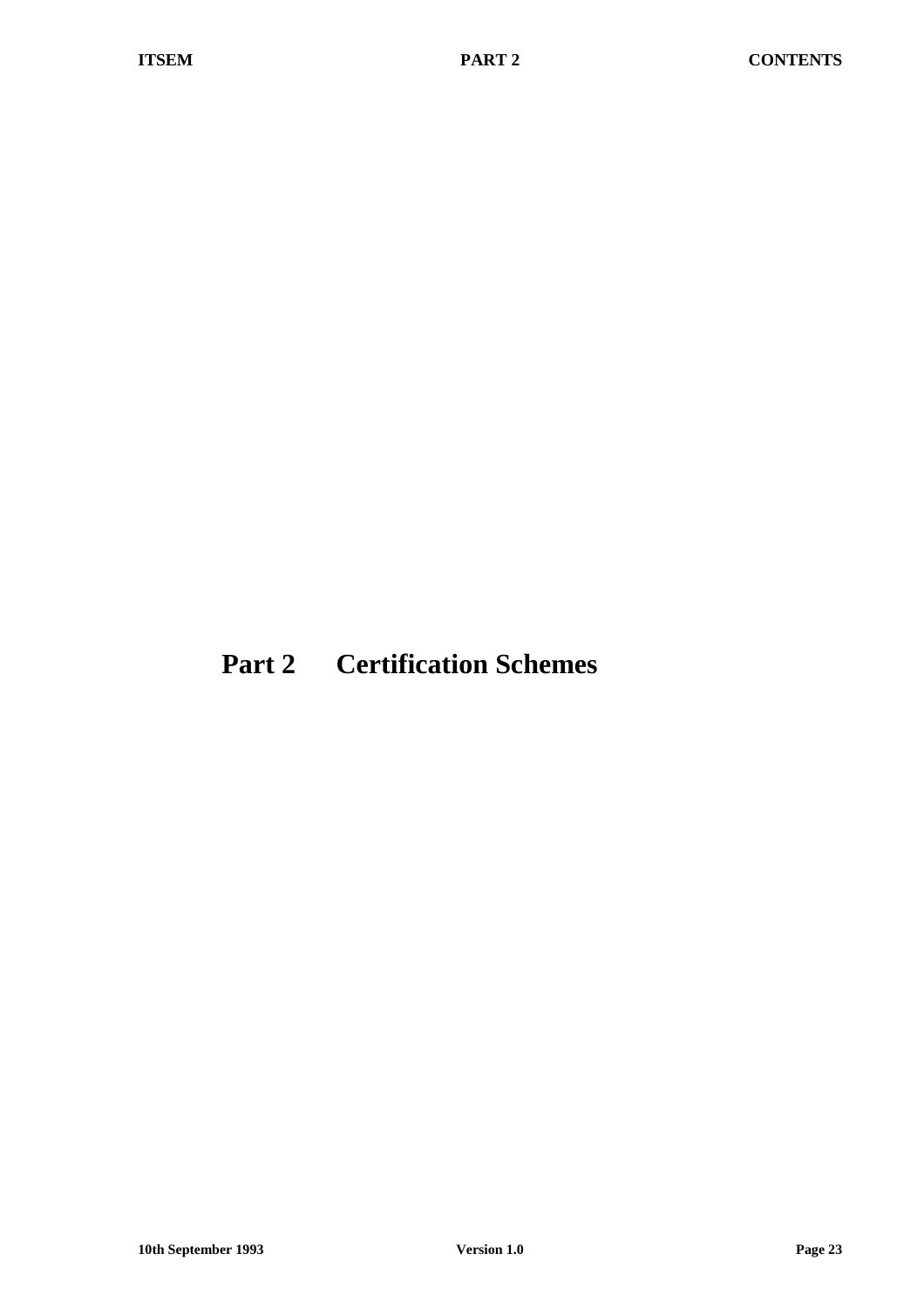# Part 2 Certification Schemes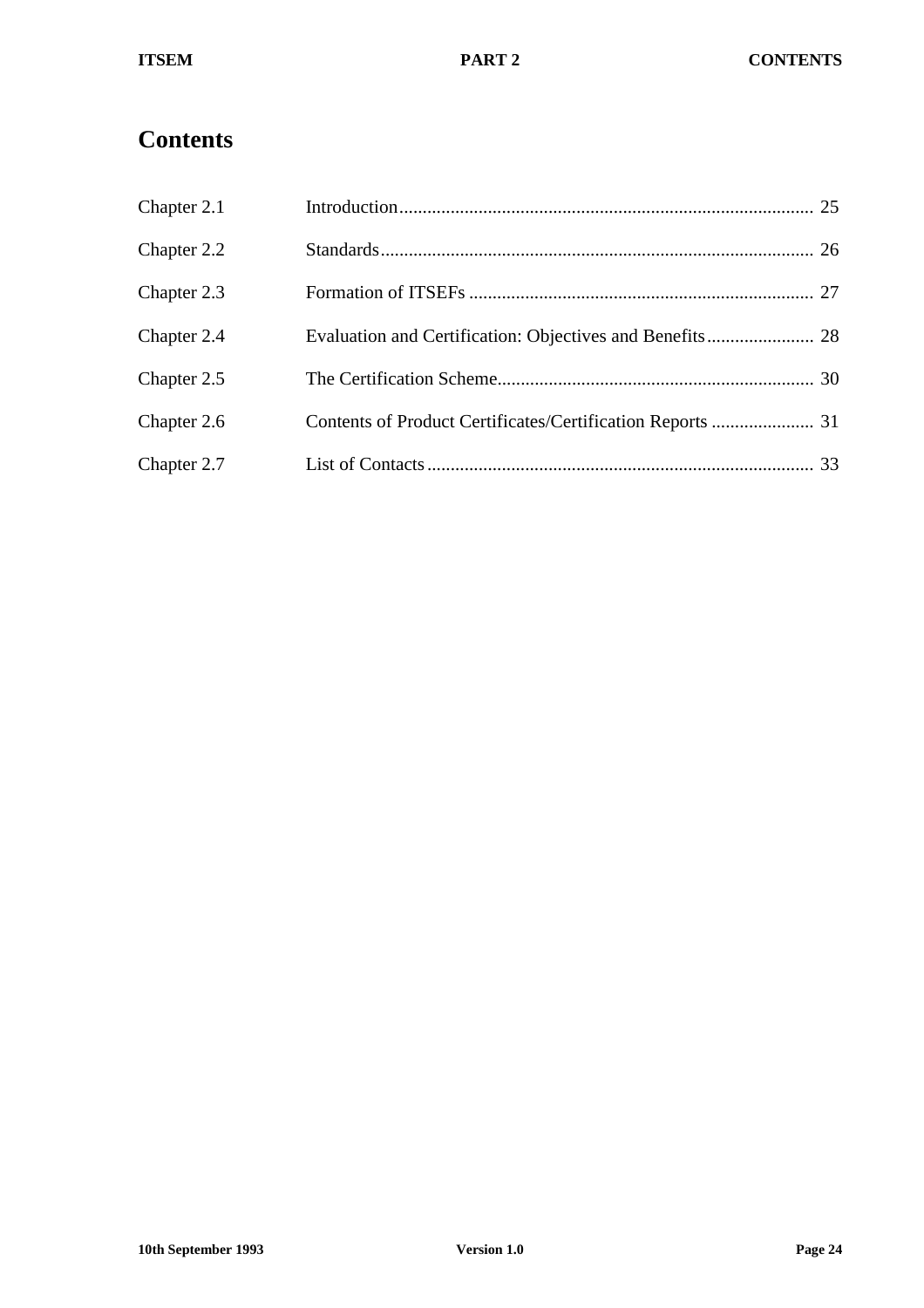# Contents

| | | |
|---|---|---|
| Chapter 2.1 | Introduction | 25 |
| Chapter 2.2 | Standards | 26 |
| Chapter 2.3 | Formation of ITSEFs | 27 |
| Chapter 2.4 | Evaluation and Certification: Objectives and Benefits | 28 |
| Chapter 2.5 | The Certification Scheme | 30 |
| Chapter 2.6 | Contents of Product Certificates/Certification Reports | 31 |
| Chapter 2.7 | List of Contacts | 33 |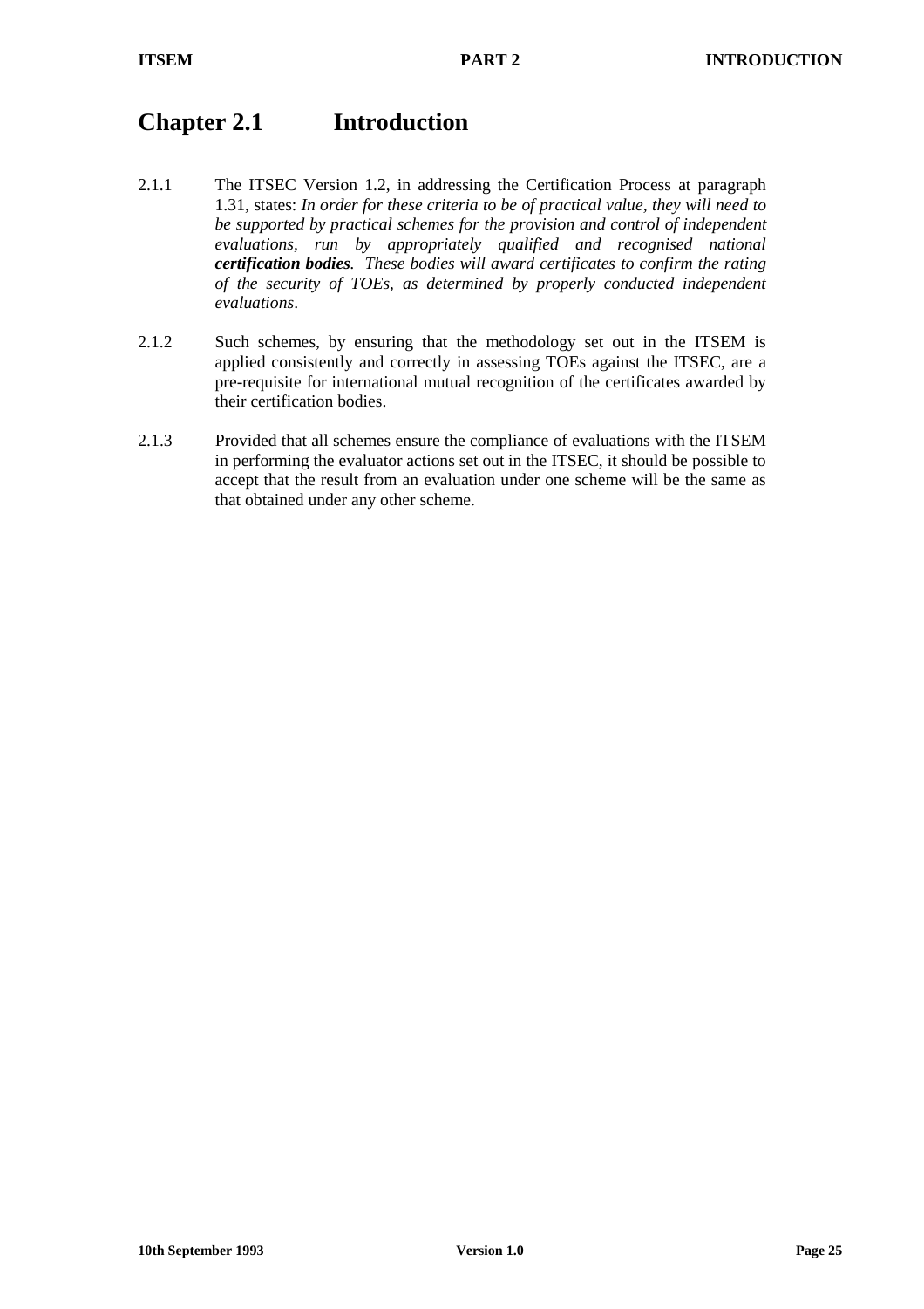# Chapter 2.1 Introduction

2.1.1 The ITSEC Version 1.2, in addressing the Certification Process at paragraph 1.31, states: *In order for these criteria to be of practical value, they will need to be supported by practical schemes for the provision and control of independent evaluations, run by appropriately qualified and recognised national* ***certification bodies****. These bodies will award certificates to confirm the rating of the security of TOEs, as determined by properly conducted independent evaluations*.

2.1.2 Such schemes, by ensuring that the methodology set out in the ITSEM is applied consistently and correctly in assessing TOEs against the ITSEC, are a pre-requisite for international mutual recognition of the certificates awarded by their certification bodies.

2.1.3 Provided that all schemes ensure the compliance of evaluations with the ITSEM in performing the evaluator actions set out in the ITSEC, it should be possible to accept that the result from an evaluation under one scheme will be the same as that obtained under any other scheme.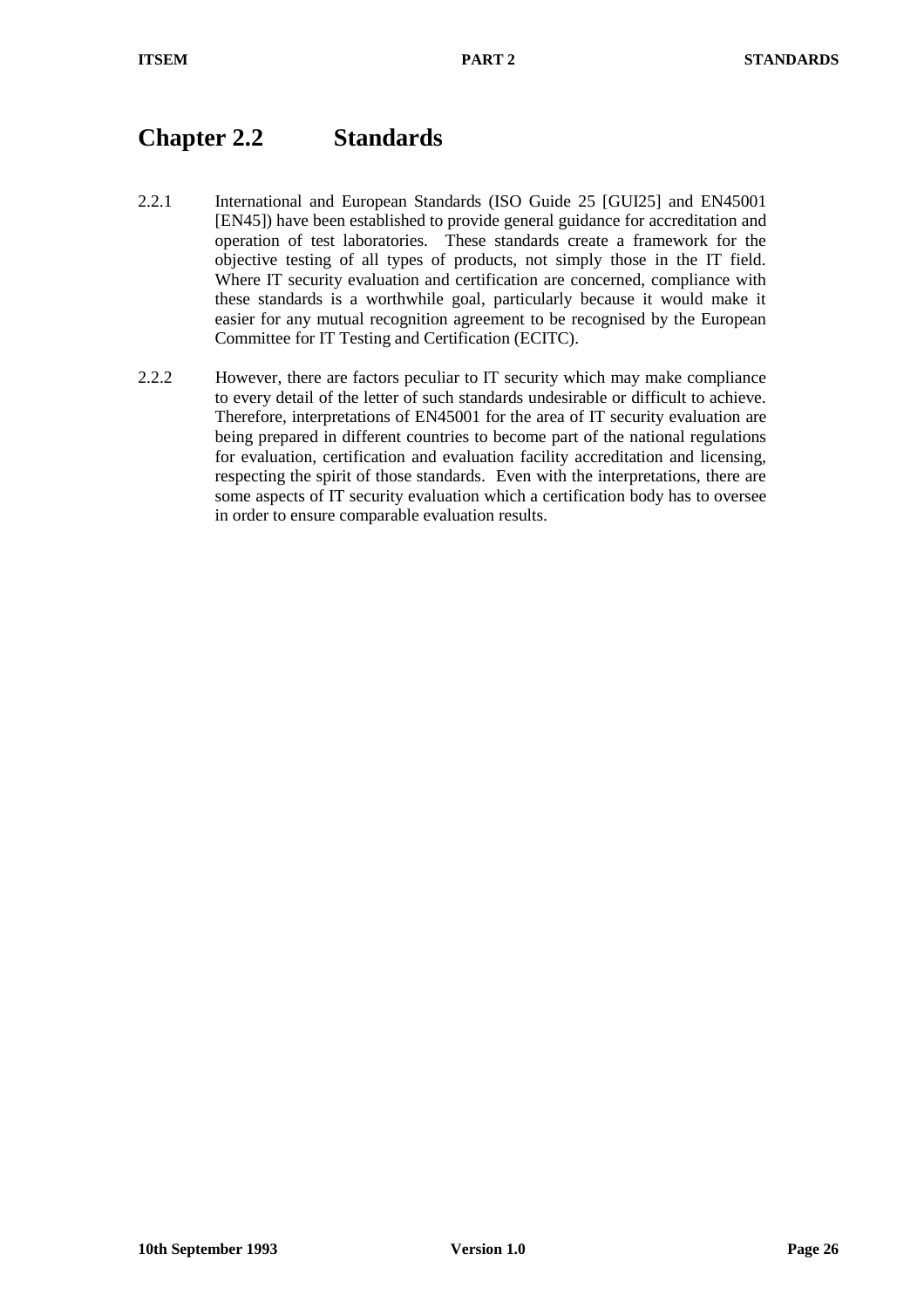# Chapter 2.2 Standards

2.2.1 International and European Standards (ISO Guide 25 [GUI25] and EN45001 [EN45]) have been established to provide general guidance for accreditation and operation of test laboratories. These standards create a framework for the objective testing of all types of products, not simply those in the IT field. Where IT security evaluation and certification are concerned, compliance with these standards is a worthwhile goal, particularly because it would make it easier for any mutual recognition agreement to be recognised by the European Committee for IT Testing and Certification (ECITC).

2.2.2 However, there are factors peculiar to IT security which may make compliance to every detail of the letter of such standards undesirable or difficult to achieve. Therefore, interpretations of EN45001 for the area of IT security evaluation are being prepared in different countries to become part of the national regulations for evaluation, certification and evaluation facility accreditation and licensing, respecting the spirit of those standards. Even with the interpretations, there are some aspects of IT security evaluation which a certification body has to oversee in order to ensure comparable evaluation results.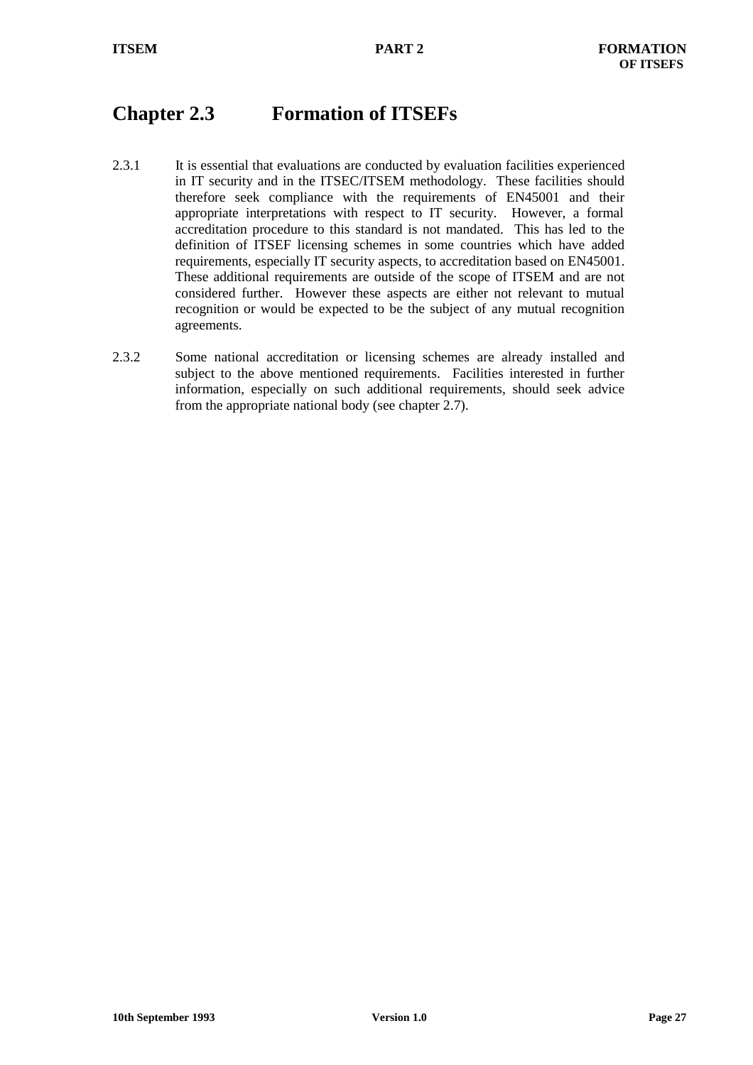# Chapter 2.3 Formation of ITSEFs

2.3.1 It is essential that evaluations are conducted by evaluation facilities experienced in IT security and in the ITSEC/ITSEM methodology. These facilities should therefore seek compliance with the requirements of EN45001 and their appropriate interpretations with respect to IT security. However, a formal accreditation procedure to this standard is not mandated. This has led to the definition of ITSEF licensing schemes in some countries which have added requirements, especially IT security aspects, to accreditation based on EN45001. These additional requirements are outside of the scope of ITSEM and are not considered further. However these aspects are either not relevant to mutual recognition or would be expected to be the subject of any mutual recognition agreements.

2.3.2 Some national accreditation or licensing schemes are already installed and subject to the above mentioned requirements. Facilities interested in further information, especially on such additional requirements, should seek advice from the appropriate national body (see chapter 2.7).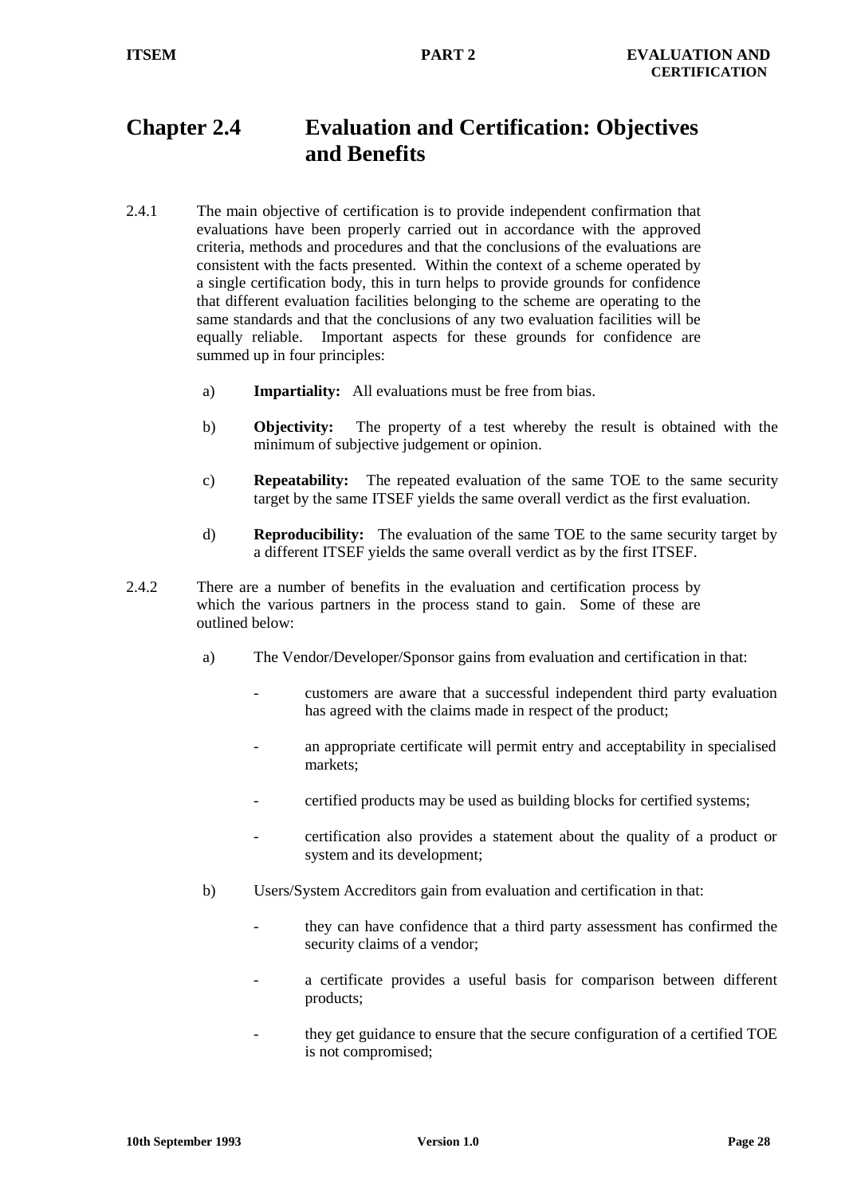# Chapter 2.4 Evaluation and Certification: Objectives and Benefits

2.4.1 The main objective of certification is to provide independent confirmation that evaluations have been properly carried out in accordance with the approved criteria, methods and procedures and that the conclusions of the evaluations are consistent with the facts presented. Within the context of a scheme operated by a single certification body, this in turn helps to provide grounds for confidence that different evaluation facilities belonging to the scheme are operating to the same standards and that the conclusions of any two evaluation facilities will be equally reliable. Important aspects for these grounds for confidence are summed up in four principles:

a) **Impartiality:** All evaluations must be free from bias.

b) **Objectivity:** The property of a test whereby the result is obtained with the minimum of subjective judgement or opinion.

c) **Repeatability:** The repeated evaluation of the same TOE to the same security target by the same ITSEF yields the same overall verdict as the first evaluation.

d) **Reproducibility:** The evaluation of the same TOE to the same security target by a different ITSEF yields the same overall verdict as by the first ITSEF.

2.4.2 There are a number of benefits in the evaluation and certification process by which the various partners in the process stand to gain. Some of these are outlined below:

a) The Vendor/Developer/Sponsor gains from evaluation and certification in that:

- customers are aware that a successful independent third party evaluation has agreed with the claims made in respect of the product;
- an appropriate certificate will permit entry and acceptability in specialised markets;
- certified products may be used as building blocks for certified systems;
- certification also provides a statement about the quality of a product or system and its development;

b) Users/System Accreditors gain from evaluation and certification in that:

- they can have confidence that a third party assessment has confirmed the security claims of a vendor;
- a certificate provides a useful basis for comparison between different products;
- they get guidance to ensure that the secure configuration of a certified TOE is not compromised;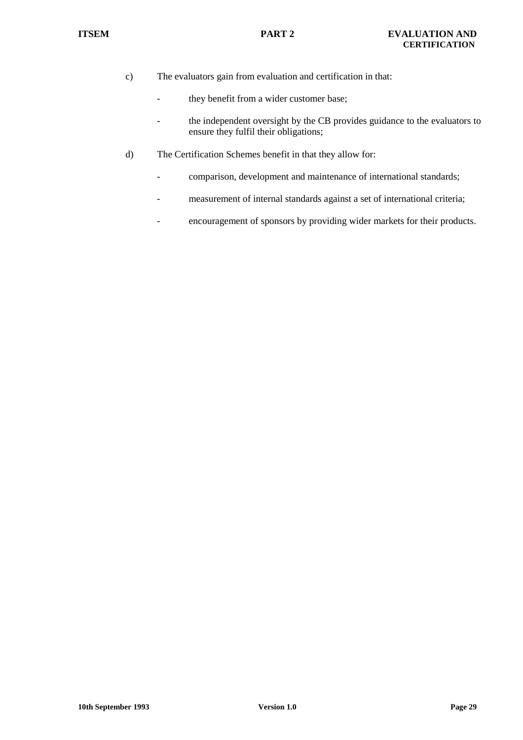c) The evaluators gain from evaluation and certification in that:

   - they benefit from a wider customer base;

   - the independent oversight by the CB provides guidance to the evaluators to ensure they fulfil their obligations;

d) The Certification Schemes benefit in that they allow for:

   - comparison, development and maintenance of international standards;

   - measurement of internal standards against a set of international criteria;

   - encouragement of sponsors by providing wider markets for their products.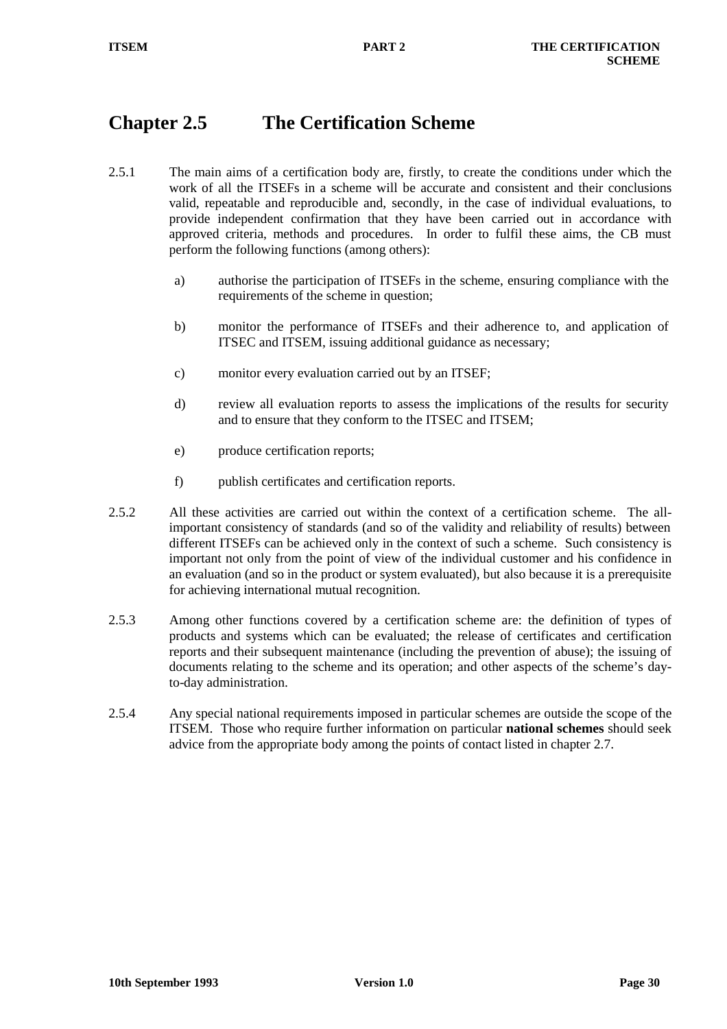# Chapter 2.5 The Certification Scheme

2.5.1 The main aims of a certification body are, firstly, to create the conditions under which the work of all the ITSEFs in a scheme will be accurate and consistent and their conclusions valid, repeatable and reproducible and, secondly, in the case of individual evaluations, to provide independent confirmation that they have been carried out in accordance with approved criteria, methods and procedures. In order to fulfil these aims, the CB must perform the following functions (among others):

a) authorise the participation of ITSEFs in the scheme, ensuring compliance with the requirements of the scheme in question;

b) monitor the performance of ITSEFs and their adherence to, and application of ITSEC and ITSEM, issuing additional guidance as necessary;

c) monitor every evaluation carried out by an ITSEF;

d) review all evaluation reports to assess the implications of the results for security and to ensure that they conform to the ITSEC and ITSEM;

e) produce certification reports;

f) publish certificates and certification reports.

2.5.2 All these activities are carried out within the context of a certification scheme. The all-important consistency of standards (and so of the validity and reliability of results) between different ITSEFs can be achieved only in the context of such a scheme. Such consistency is important not only from the point of view of the individual customer and his confidence in an evaluation (and so in the product or system evaluated), but also because it is a prerequisite for achieving international mutual recognition.

2.5.3 Among other functions covered by a certification scheme are: the definition of types of products and systems which can be evaluated; the release of certificates and certification reports and their subsequent maintenance (including the prevention of abuse); the issuing of documents relating to the scheme and its operation; and other aspects of the scheme's day-to-day administration.

2.5.4 Any special national requirements imposed in particular schemes are outside the scope of the ITSEM. Those who require further information on particular **national schemes** should seek advice from the appropriate body among the points of contact listed in chapter 2.7.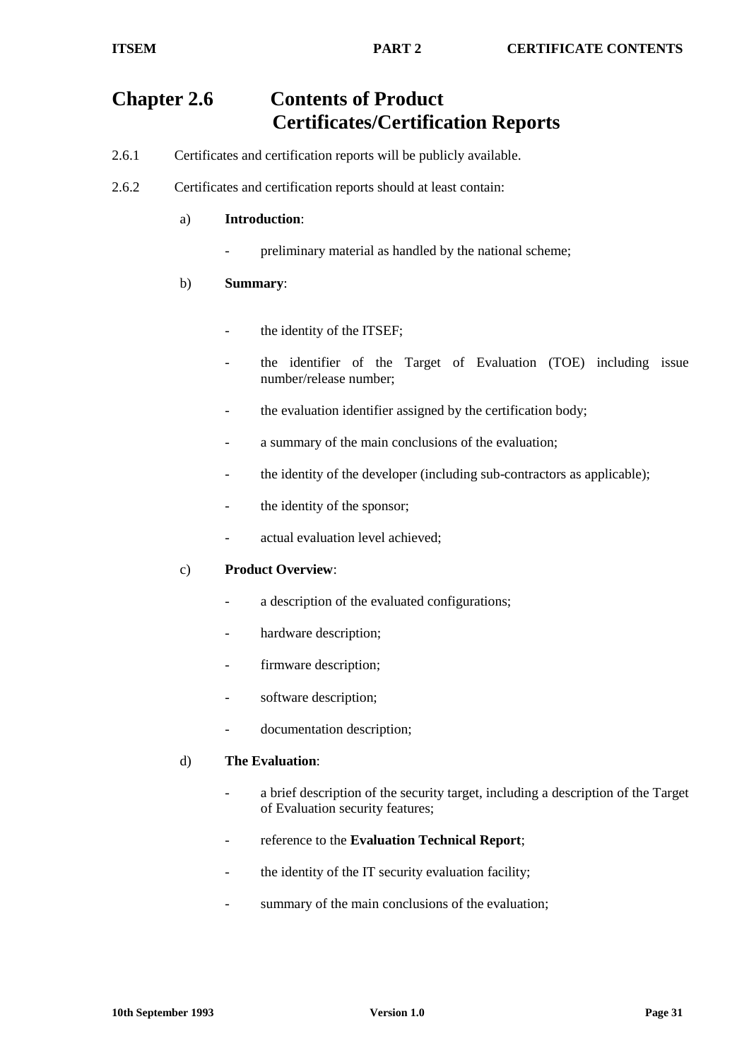# Chapter 2.6 Contents of Product Certificates/Certification Reports

2.6.1 Certificates and certification reports will be publicly available.

2.6.2 Certificates and certification reports should at least contain:

a) **Introduction**:

- preliminary material as handled by the national scheme;

b) **Summary**:

- the identity of the ITSEF;
- the identifier of the Target of Evaluation (TOE) including issue number/release number;
- the evaluation identifier assigned by the certification body;
- a summary of the main conclusions of the evaluation;
- the identity of the developer (including sub-contractors as applicable);
- the identity of the sponsor;
- actual evaluation level achieved;

c) **Product Overview**:

- a description of the evaluated configurations;
- hardware description;
- firmware description;
- software description;
- documentation description;

d) **The Evaluation**:

- a brief description of the security target, including a description of the Target of Evaluation security features;
- reference to the **Evaluation Technical Report**;
- the identity of the IT security evaluation facility;
- summary of the main conclusions of the evaluation;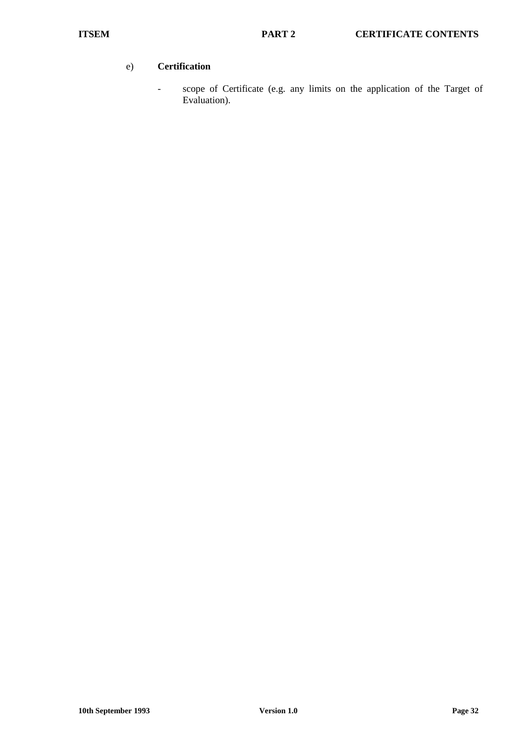e) **Certification**

- scope of Certificate (e.g. any limits on the application of the Target of Evaluation).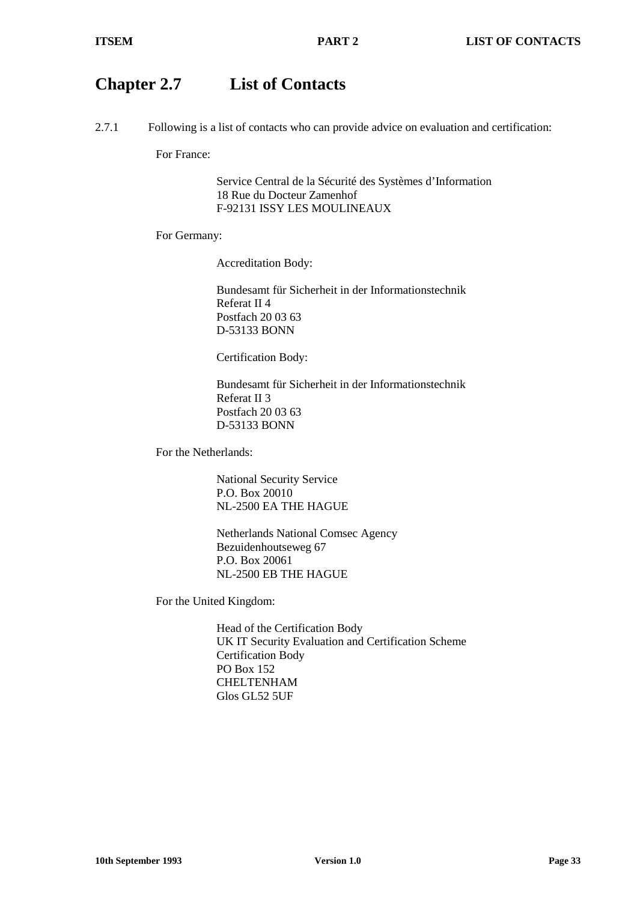# Chapter 2.7 List of Contacts

2.7.1 Following is a list of contacts who can provide advice on evaluation and certification:

For France:

Service Central de la Sécurité des Systèmes d'Information
18 Rue du Docteur Zamenhof
F-92131 ISSY LES MOULINEAUX

For Germany:

Accreditation Body:

Bundesamt für Sicherheit in der Informationstechnik
Referat II 4
Postfach 20 03 63
D-53133 BONN

Certification Body:

Bundesamt für Sicherheit in der Informationstechnik
Referat II 3
Postfach 20 03 63
D-53133 BONN

For the Netherlands:

National Security Service
P.O. Box 20010
NL-2500 EA THE HAGUE

Netherlands National Comsec Agency
Bezuidenhoutseweg 67
P.O. Box 20061
NL-2500 EB THE HAGUE

For the United Kingdom:

Head of the Certification Body
UK IT Security Evaluation and Certification Scheme
Certification Body
PO Box 152
CHELTENHAM
Glos GL52 5UF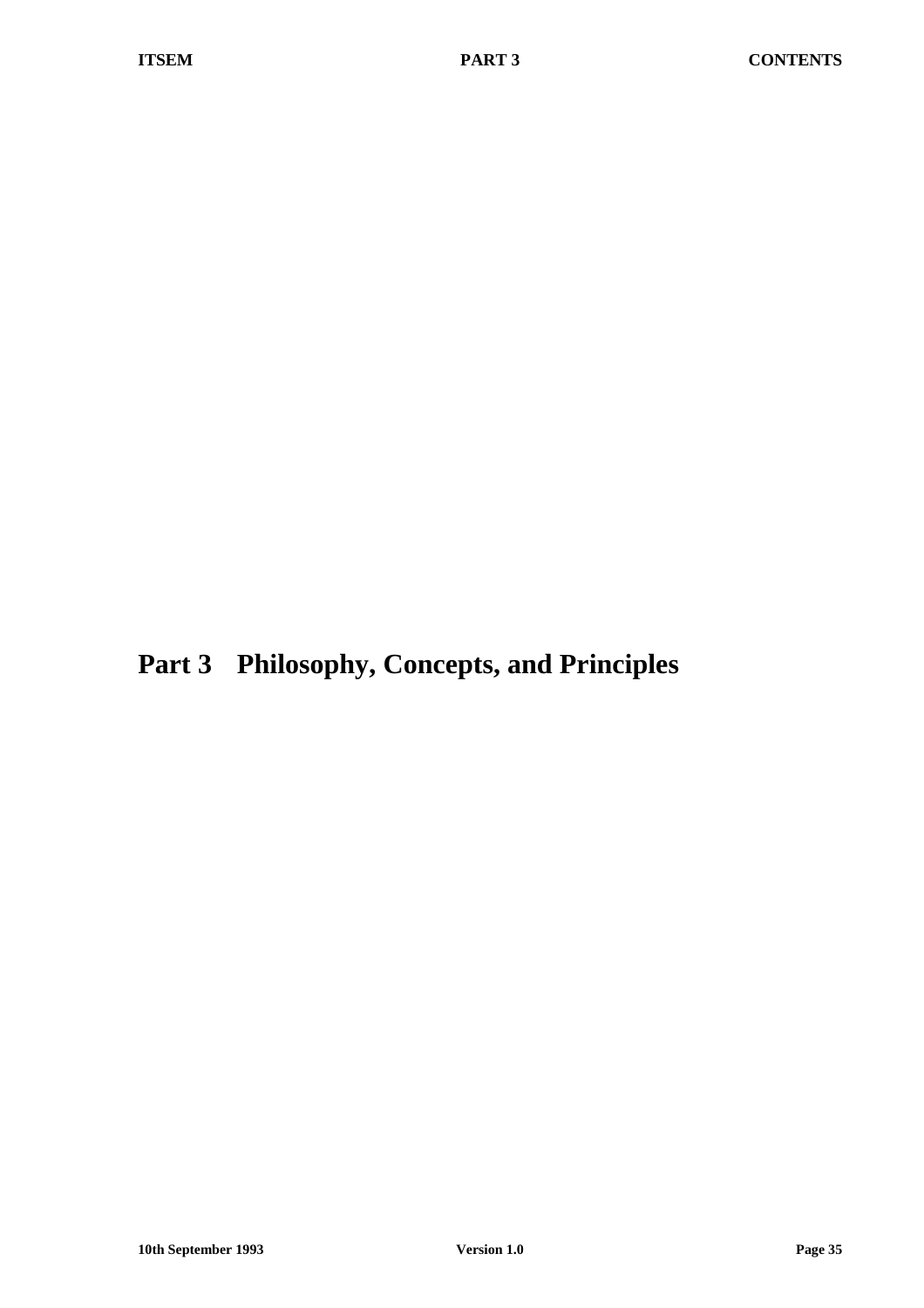# Part 3 Philosophy, Concepts, and Principles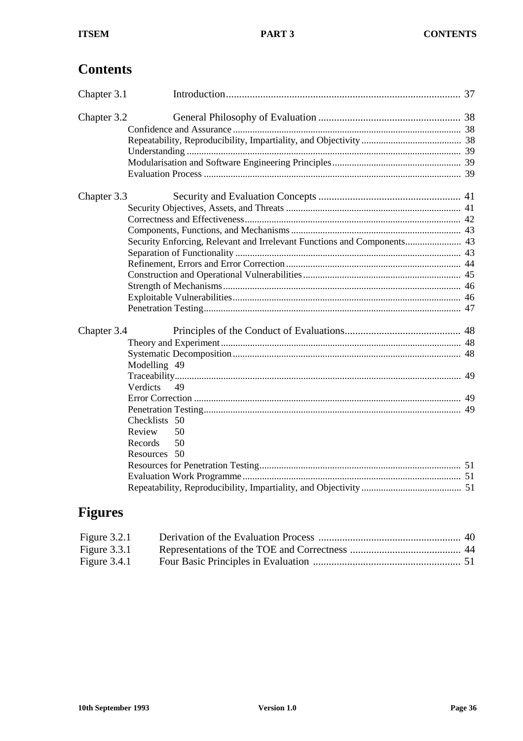# Contents

| | | |
|---|---|---|
| Chapter 3.1 | Introduction | 37 |
| Chapter 3.2 | General Philosophy of Evaluation | 38 |
| | Confidence and Assurance | 38 |
| | Repeatability, Reproducibility, Impartiality, and Objectivity | 38 |
| | Understanding | 39 |
| | Modularisation and Software Engineering Principles | 39 |
| | Evaluation Process | 39 |
| Chapter 3.3 | Security and Evaluation Concepts | 41 |
| | Security Objectives, Assets, and Threats | 41 |
| | Correctness and Effectiveness | 42 |
| | Components, Functions, and Mechanisms | 43 |
| | Security Enforcing, Relevant and Irrelevant Functions and Components | 43 |
| | Separation of Functionality | 43 |
| | Refinement, Errors and Error Correction | 44 |
| | Construction and Operational Vulnerabilities | 45 |
| | Strength of Mechanisms | 46 |
| | Exploitable Vulnerabilities | 46 |
| | Penetration Testing | 47 |
| Chapter 3.4 | Principles of the Conduct of Evaluations | 48 |
| | Theory and Experiment | 48 |
| | Systematic Decomposition | 48 |
| | Modelling | 49 |
| | Traceability | 49 |
| | Verdicts | 49 |
| | Error Correction | 49 |
| | Penetration Testing | 49 |
| | Checklists | 50 |
| | Review | 50 |
| | Records | 50 |
| | Resources | 50 |
| | Resources for Penetration Testing | 51 |
| | Evaluation Work Programme | 51 |
| | Repeatability, Reproducibility, Impartiality, and Objectivity | 51 |

# Figures

| | | |
|---|---|---|
| Figure 3.2.1 | Derivation of the Evaluation Process | 40 |
| Figure 3.3.1 | Representations of the TOE and Correctness | 44 |
| Figure 3.4.1 | Four Basic Principles in Evaluation | 51 |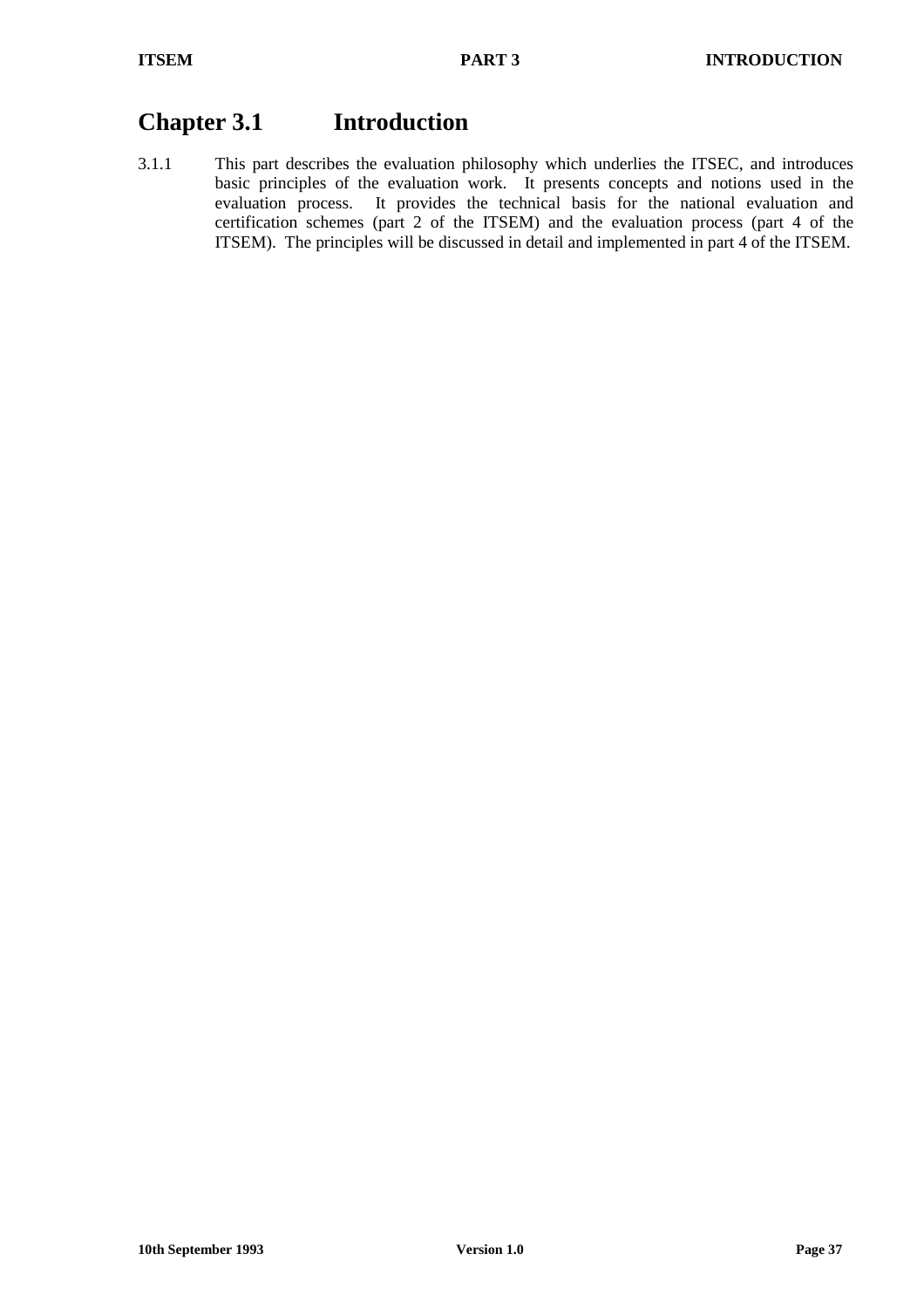# Chapter 3.1 Introduction

3.1.1 This part describes the evaluation philosophy which underlies the ITSEC, and introduces basic principles of the evaluation work. It presents concepts and notions used in the evaluation process. It provides the technical basis for the national evaluation and certification schemes (part 2 of the ITSEM) and the evaluation process (part 4 of the ITSEM). The principles will be discussed in detail and implemented in part 4 of the ITSEM.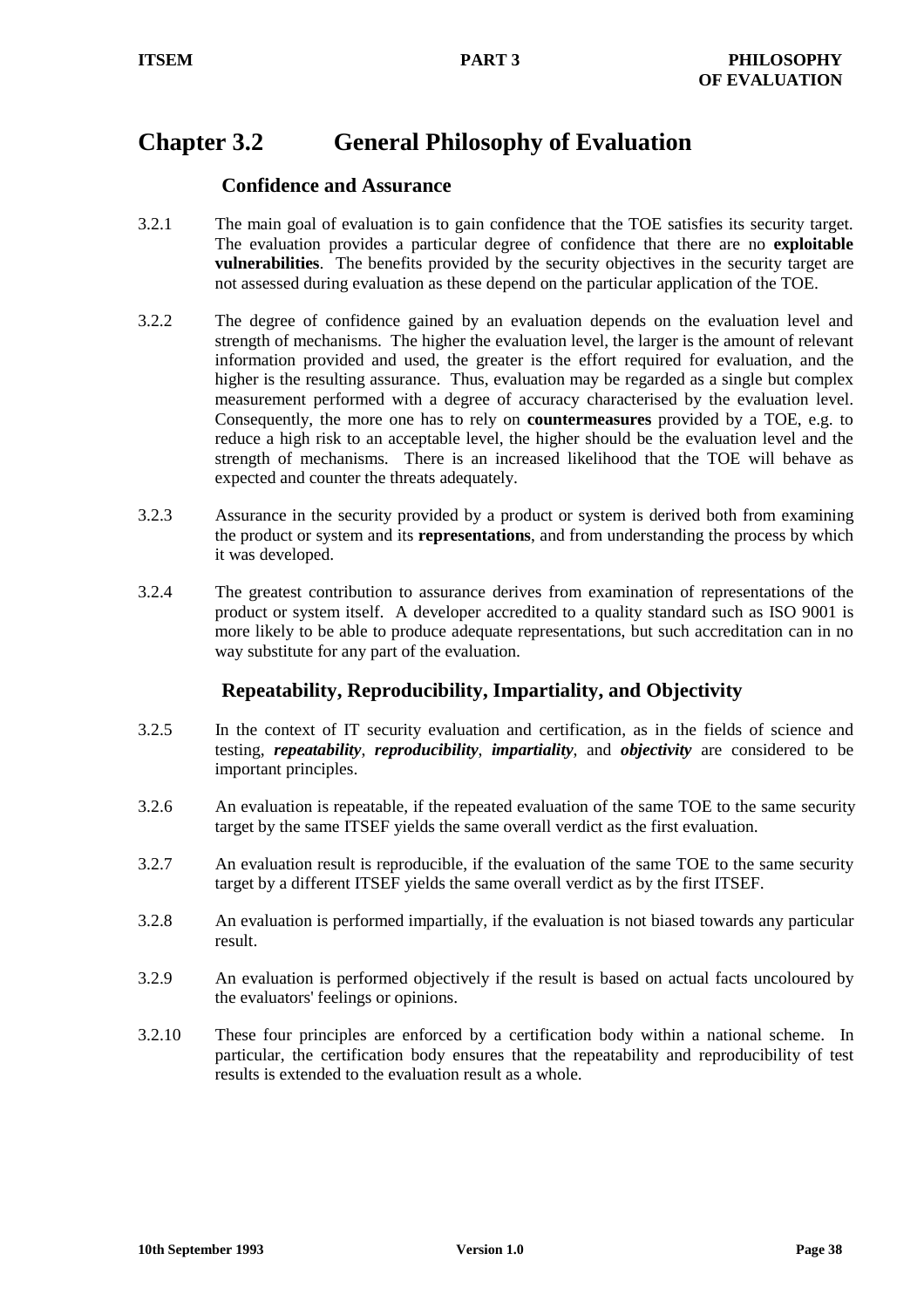# Chapter 3.2 General Philosophy of Evaluation

## Confidence and Assurance

3.2.1 The main goal of evaluation is to gain confidence that the TOE satisfies its security target. The evaluation provides a particular degree of confidence that there are no **exploitable vulnerabilities**. The benefits provided by the security objectives in the security target are not assessed during evaluation as these depend on the particular application of the TOE.

3.2.2 The degree of confidence gained by an evaluation depends on the evaluation level and strength of mechanisms. The higher the evaluation level, the larger is the amount of relevant information provided and used, the greater is the effort required for evaluation, and the higher is the resulting assurance. Thus, evaluation may be regarded as a single but complex measurement performed with a degree of accuracy characterised by the evaluation level. Consequently, the more one has to rely on **countermeasures** provided by a TOE, e.g. to reduce a high risk to an acceptable level, the higher should be the evaluation level and the strength of mechanisms. There is an increased likelihood that the TOE will behave as expected and counter the threats adequately.

3.2.3 Assurance in the security provided by a product or system is derived both from examining the product or system and its **representations**, and from understanding the process by which it was developed.

3.2.4 The greatest contribution to assurance derives from examination of representations of the product or system itself. A developer accredited to a quality standard such as ISO 9001 is more likely to be able to produce adequate representations, but such accreditation can in no way substitute for any part of the evaluation.

## Repeatability, Reproducibility, Impartiality, and Objectivity

3.2.5 In the context of IT security evaluation and certification, as in the fields of science and testing, ***repeatability***, ***reproducibility***, ***impartiality***, and ***objectivity*** are considered to be important principles.

3.2.6 An evaluation is repeatable, if the repeated evaluation of the same TOE to the same security target by the same ITSEF yields the same overall verdict as the first evaluation.

3.2.7 An evaluation result is reproducible, if the evaluation of the same TOE to the same security target by a different ITSEF yields the same overall verdict as by the first ITSEF.

3.2.8 An evaluation is performed impartially, if the evaluation is not biased towards any particular result.

3.2.9 An evaluation is performed objectively if the result is based on actual facts uncoloured by the evaluators' feelings or opinions.

3.2.10 These four principles are enforced by a certification body within a national scheme. In particular, the certification body ensures that the repeatability and reproducibility of test results is extended to the evaluation result as a whole.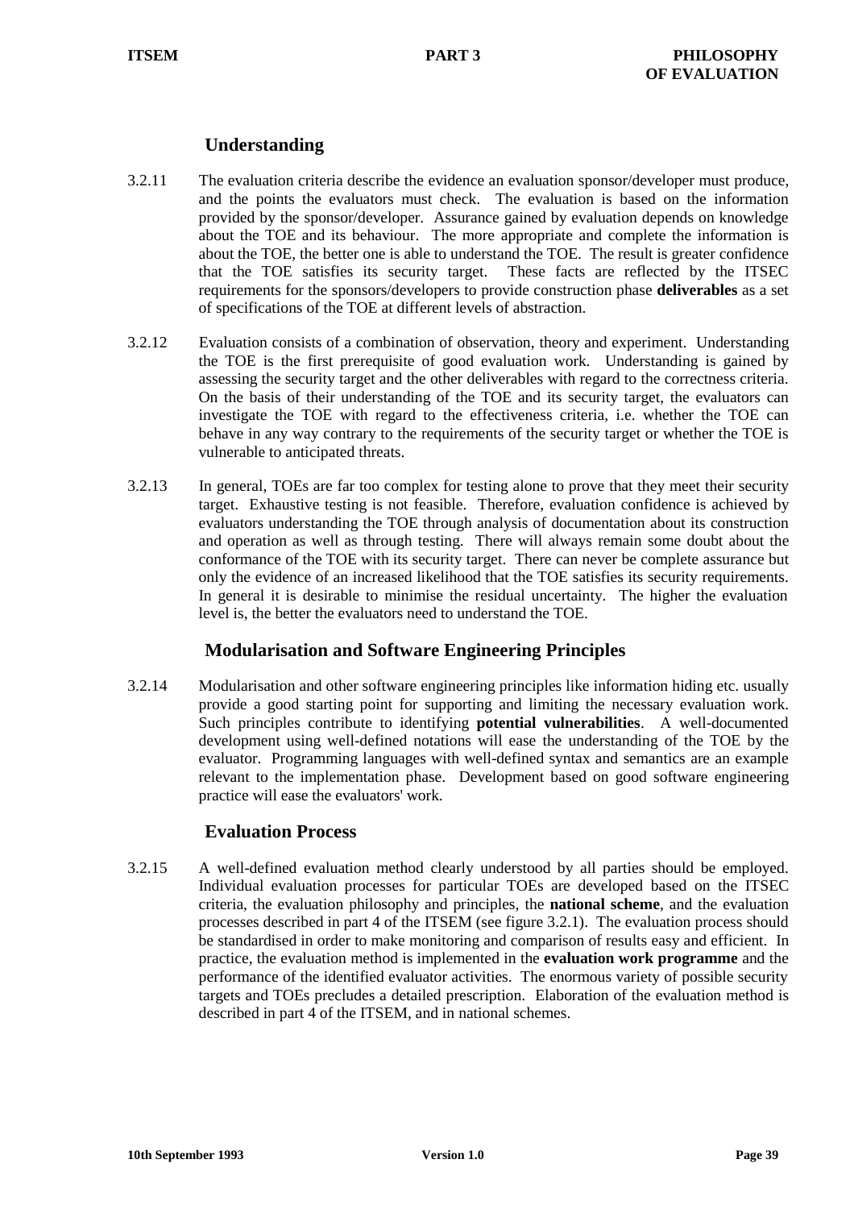### Understanding

3.2.11 The evaluation criteria describe the evidence an evaluation sponsor/developer must produce, and the points the evaluators must check. The evaluation is based on the information provided by the sponsor/developer. Assurance gained by evaluation depends on knowledge about the TOE and its behaviour. The more appropriate and complete the information is about the TOE, the better one is able to understand the TOE. The result is greater confidence that the TOE satisfies its security target. These facts are reflected by the ITSEC requirements for the sponsors/developers to provide construction phase **deliverables** as a set of specifications of the TOE at different levels of abstraction.

3.2.12 Evaluation consists of a combination of observation, theory and experiment. Understanding the TOE is the first prerequisite of good evaluation work. Understanding is gained by assessing the security target and the other deliverables with regard to the correctness criteria. On the basis of their understanding of the TOE and its security target, the evaluators can investigate the TOE with regard to the effectiveness criteria, i.e. whether the TOE can behave in any way contrary to the requirements of the security target or whether the TOE is vulnerable to anticipated threats.

3.2.13 In general, TOEs are far too complex for testing alone to prove that they meet their security target. Exhaustive testing is not feasible. Therefore, evaluation confidence is achieved by evaluators understanding the TOE through analysis of documentation about its construction and operation as well as through testing. There will always remain some doubt about the conformance of the TOE with its security target. There can never be complete assurance but only the evidence of an increased likelihood that the TOE satisfies its security requirements. In general it is desirable to minimise the residual uncertainty. The higher the evaluation level is, the better the evaluators need to understand the TOE.

### Modularisation and Software Engineering Principles

3.2.14 Modularisation and other software engineering principles like information hiding etc. usually provide a good starting point for supporting and limiting the necessary evaluation work. Such principles contribute to identifying **potential vulnerabilities**. A well-documented development using well-defined notations will ease the understanding of the TOE by the evaluator. Programming languages with well-defined syntax and semantics are an example relevant to the implementation phase. Development based on good software engineering practice will ease the evaluators' work.

### Evaluation Process

3.2.15 A well-defined evaluation method clearly understood by all parties should be employed. Individual evaluation processes for particular TOEs are developed based on the ITSEC criteria, the evaluation philosophy and principles, the **national scheme**, and the evaluation processes described in part 4 of the ITSEM (see figure 3.2.1). The evaluation process should be standardised in order to make monitoring and comparison of results easy and efficient. In practice, the evaluation method is implemented in the **evaluation work programme** and the performance of the identified evaluator activities. The enormous variety of possible security targets and TOEs precludes a detailed prescription. Elaboration of the evaluation method is described in part 4 of the ITSEM, and in national schemes.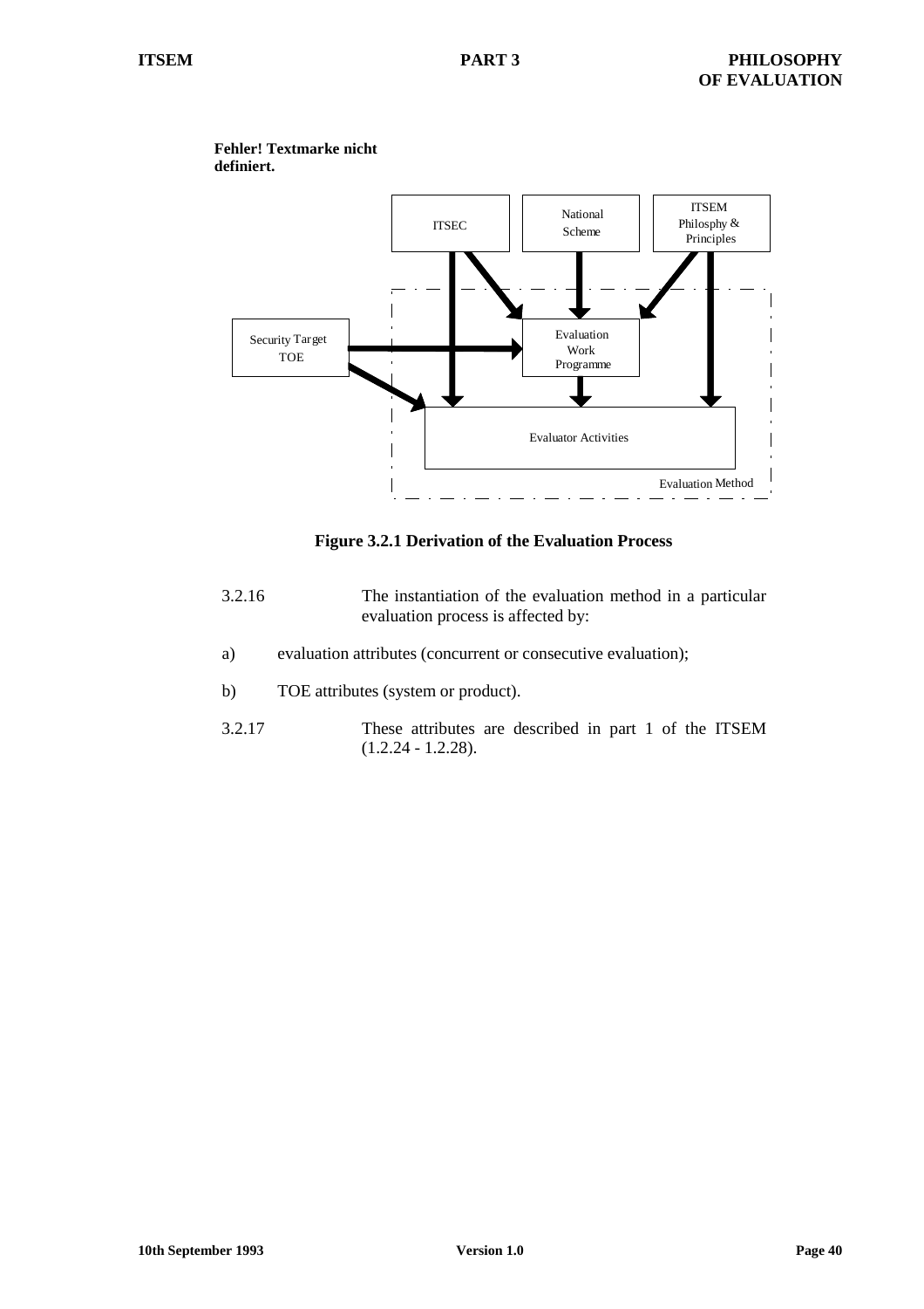**Fehler! Textmarke nicht definiert.**

ITSEC

National Scheme

ITSEM Philosphy & Principles

Security Target TOE

Evaluation Work Programme

Evaluator Activities

Evaluation Method

**Figure 3.2.1 Derivation of the Evaluation Process**

3.2.16 The instantiation of the evaluation method in a particular evaluation process is affected by:

a) evaluation attributes (concurrent or consecutive evaluation);

b) TOE attributes (system or product).

3.2.17 These attributes are described in part 1 of the ITSEM (1.2.24 - 1.2.28).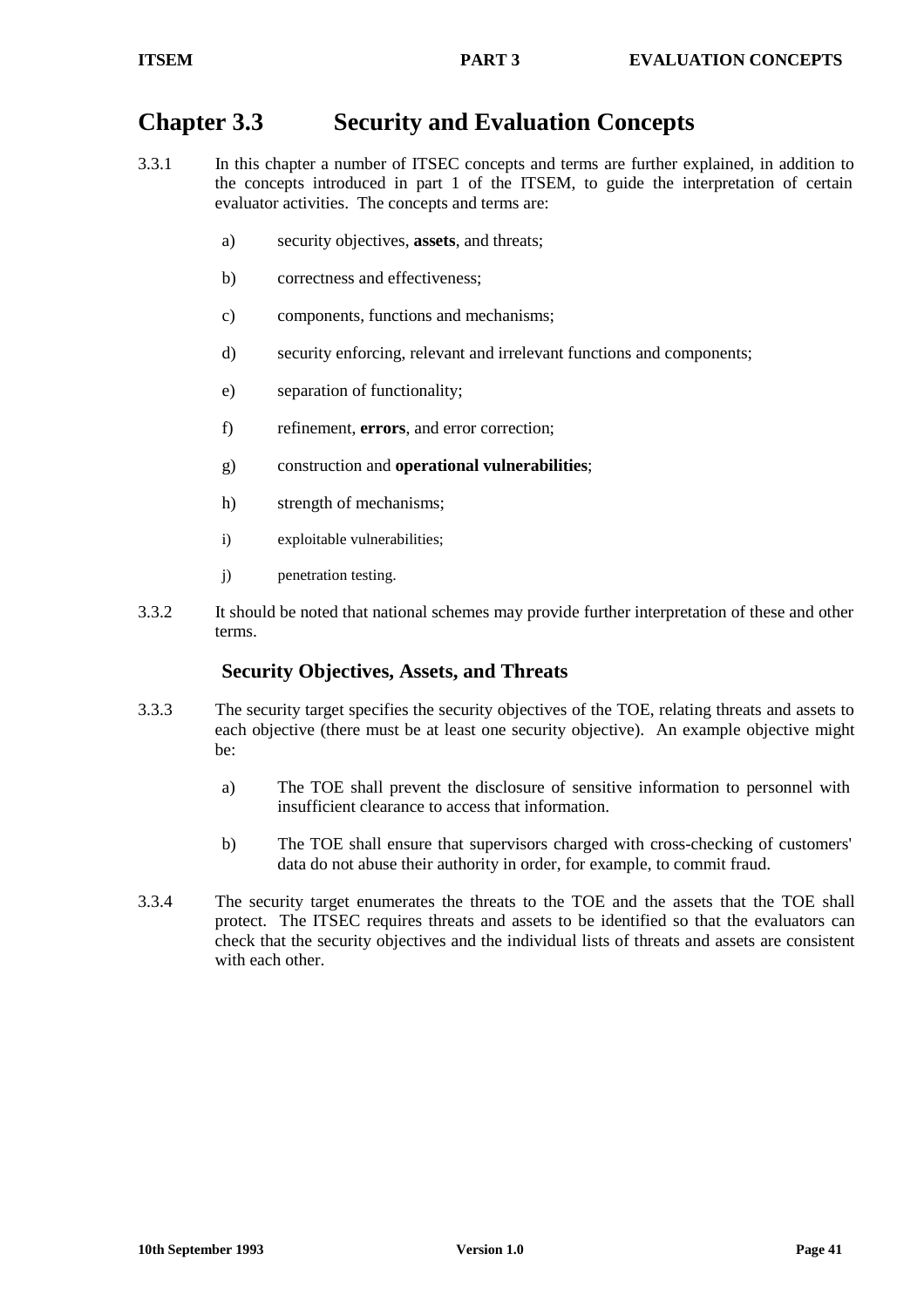# Chapter 3.3 Security and Evaluation Concepts

3.3.1 In this chapter a number of ITSEC concepts and terms are further explained, in addition to the concepts introduced in part 1 of the ITSEM, to guide the interpretation of certain evaluator activities. The concepts and terms are:

a) security objectives, **assets**, and threats;

b) correctness and effectiveness;

c) components, functions and mechanisms;

d) security enforcing, relevant and irrelevant functions and components;

e) separation of functionality;

f) refinement, **errors**, and error correction;

g) construction and **operational vulnerabilities**;

h) strength of mechanisms;

i) exploitable vulnerabilities;

j) penetration testing.

3.3.2 It should be noted that national schemes may provide further interpretation of these and other terms.

## Security Objectives, Assets, and Threats

3.3.3 The security target specifies the security objectives of the TOE, relating threats and assets to each objective (there must be at least one security objective). An example objective might be:

a) The TOE shall prevent the disclosure of sensitive information to personnel with insufficient clearance to access that information.

b) The TOE shall ensure that supervisors charged with cross-checking of customers' data do not abuse their authority in order, for example, to commit fraud.

3.3.4 The security target enumerates the threats to the TOE and the assets that the TOE shall protect. The ITSEC requires threats and assets to be identified so that the evaluators can check that the security objectives and the individual lists of threats and assets are consistent with each other.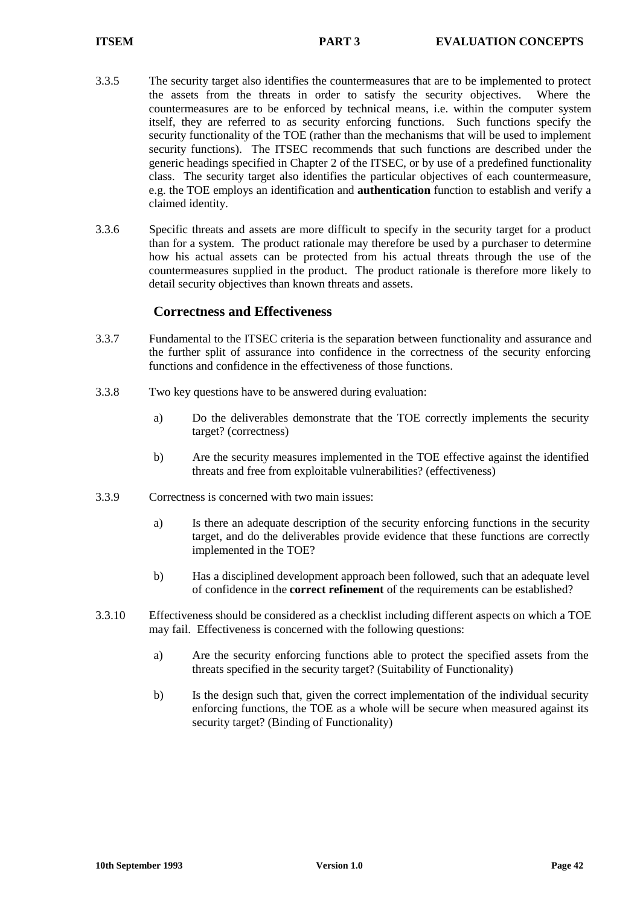3.3.5 The security target also identifies the countermeasures that are to be implemented to protect the assets from the threats in order to satisfy the security objectives. Where the countermeasures are to be enforced by technical means, i.e. within the computer system itself, they are referred to as security enforcing functions. Such functions specify the security functionality of the TOE (rather than the mechanisms that will be used to implement security functions). The ITSEC recommends that such functions are described under the generic headings specified in Chapter 2 of the ITSEC, or by use of a predefined functionality class. The security target also identifies the particular objectives of each countermeasure, e.g. the TOE employs an identification and **authentication** function to establish and verify a claimed identity.

3.3.6 Specific threats and assets are more difficult to specify in the security target for a product than for a system. The product rationale may therefore be used by a purchaser to determine how his actual assets can be protected from his actual threats through the use of the countermeasures supplied in the product. The product rationale is therefore more likely to detail security objectives than known threats and assets.

## Correctness and Effectiveness

3.3.7 Fundamental to the ITSEC criteria is the separation between functionality and assurance and the further split of assurance into confidence in the correctness of the security enforcing functions and confidence in the effectiveness of those functions.

3.3.8 Two key questions have to be answered during evaluation:

a) Do the deliverables demonstrate that the TOE correctly implements the security target? (correctness)

b) Are the security measures implemented in the TOE effective against the identified threats and free from exploitable vulnerabilities? (effectiveness)

3.3.9 Correctness is concerned with two main issues:

a) Is there an adequate description of the security enforcing functions in the security target, and do the deliverables provide evidence that these functions are correctly implemented in the TOE?

b) Has a disciplined development approach been followed, such that an adequate level of confidence in the **correct refinement** of the requirements can be established?

3.3.10 Effectiveness should be considered as a checklist including different aspects on which a TOE may fail. Effectiveness is concerned with the following questions:

a) Are the security enforcing functions able to protect the specified assets from the threats specified in the security target? (Suitability of Functionality)

b) Is the design such that, given the correct implementation of the individual security enforcing functions, the TOE as a whole will be secure when measured against its security target? (Binding of Functionality)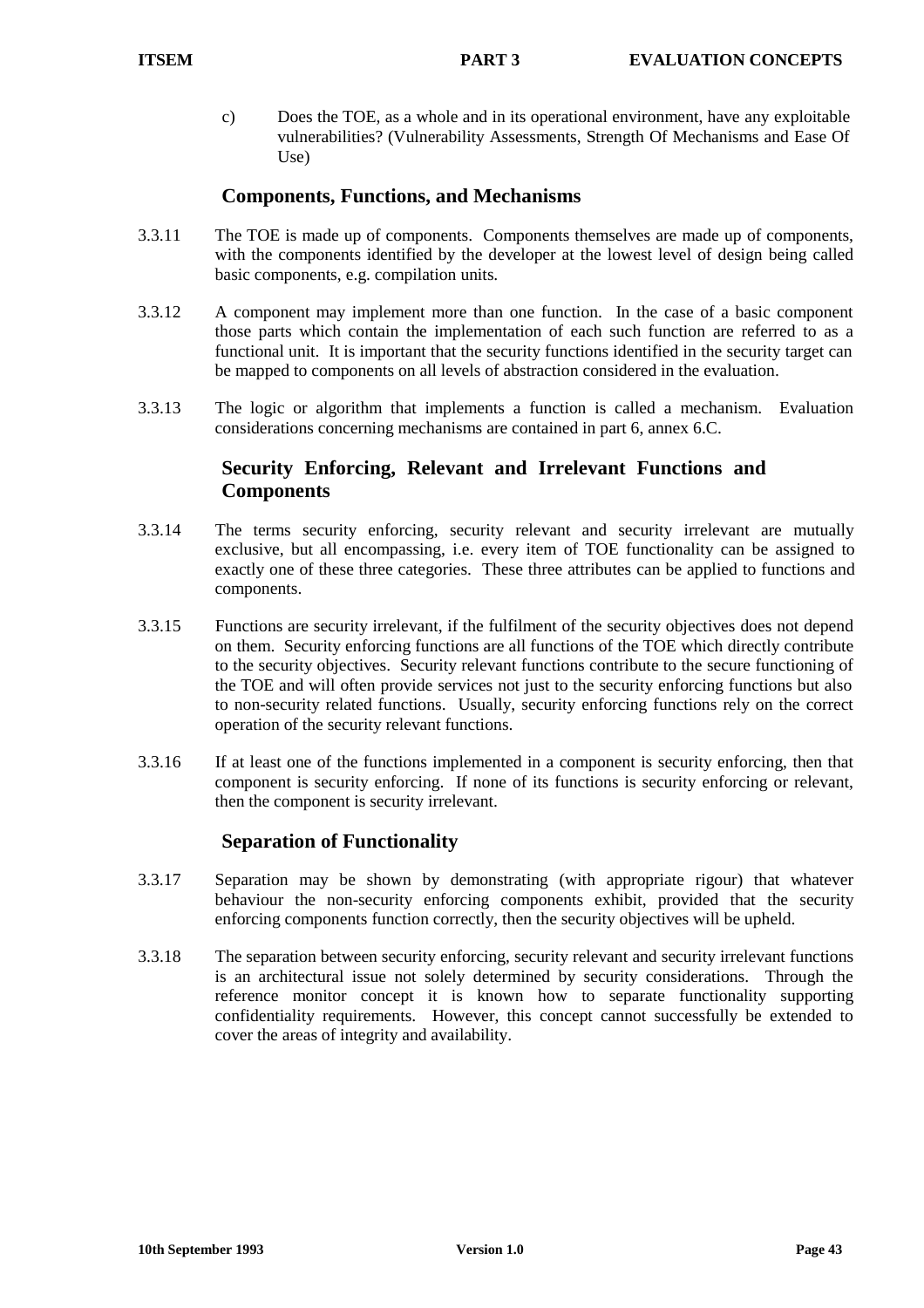c) Does the TOE, as a whole and in its operational environment, have any exploitable vulnerabilities? (Vulnerability Assessments, Strength Of Mechanisms and Ease Of Use)

### Components, Functions, and Mechanisms

3.3.11 The TOE is made up of components. Components themselves are made up of components, with the components identified by the developer at the lowest level of design being called basic components, e.g. compilation units.

3.3.12 A component may implement more than one function. In the case of a basic component those parts which contain the implementation of each such function are referred to as a functional unit. It is important that the security functions identified in the security target can be mapped to components on all levels of abstraction considered in the evaluation.

3.3.13 The logic or algorithm that implements a function is called a mechanism. Evaluation considerations concerning mechanisms are contained in part 6, annex 6.C.

### Security Enforcing, Relevant and Irrelevant Functions and Components

3.3.14 The terms security enforcing, security relevant and security irrelevant are mutually exclusive, but all encompassing, i.e. every item of TOE functionality can be assigned to exactly one of these three categories. These three attributes can be applied to functions and components.

3.3.15 Functions are security irrelevant, if the fulfilment of the security objectives does not depend on them. Security enforcing functions are all functions of the TOE which directly contribute to the security objectives. Security relevant functions contribute to the secure functioning of the TOE and will often provide services not just to the security enforcing functions but also to non-security related functions. Usually, security enforcing functions rely on the correct operation of the security relevant functions.

3.3.16 If at least one of the functions implemented in a component is security enforcing, then that component is security enforcing. If none of its functions is security enforcing or relevant, then the component is security irrelevant.

### Separation of Functionality

3.3.17 Separation may be shown by demonstrating (with appropriate rigour) that whatever behaviour the non-security enforcing components exhibit, provided that the security enforcing components function correctly, then the security objectives will be upheld.

3.3.18 The separation between security enforcing, security relevant and security irrelevant functions is an architectural issue not solely determined by security considerations. Through the reference monitor concept it is known how to separate functionality supporting confidentiality requirements. However, this concept cannot successfully be extended to cover the areas of integrity and availability.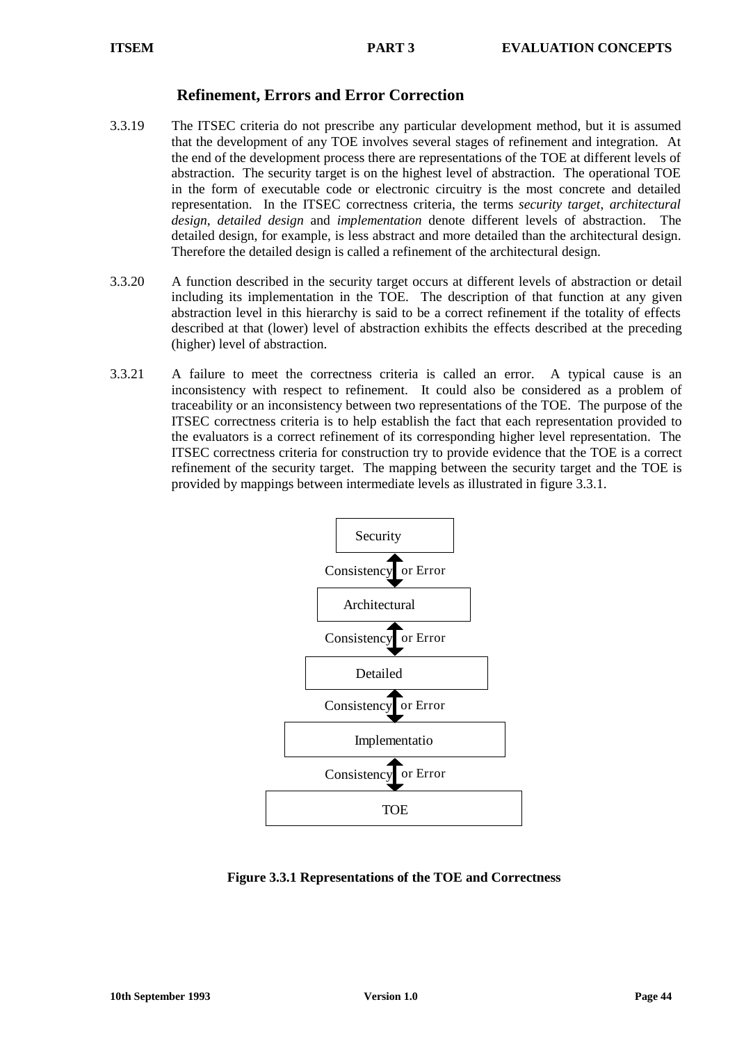## Refinement, Errors and Error Correction

3.3.19 The ITSEC criteria do not prescribe any particular development method, but it is assumed that the development of any TOE involves several stages of refinement and integration. At the end of the development process there are representations of the TOE at different levels of abstraction. The security target is on the highest level of abstraction. The operational TOE in the form of executable code or electronic circuitry is the most concrete and detailed representation. In the ITSEC correctness criteria, the terms *security target*, *architectural design*, *detailed design* and *implementation* denote different levels of abstraction. The detailed design, for example, is less abstract and more detailed than the architectural design. Therefore the detailed design is called a refinement of the architectural design.

3.3.20 A function described in the security target occurs at different levels of abstraction or detail including its implementation in the TOE. The description of that function at any given abstraction level in this hierarchy is said to be a correct refinement if the totality of effects described at that (lower) level of abstraction exhibits the effects described at the preceding (higher) level of abstraction.

3.3.21 A failure to meet the correctness criteria is called an error. A typical cause is an inconsistency with respect to refinement. It could also be considered as a problem of traceability or an inconsistency between two representations of the TOE. The purpose of the ITSEC correctness criteria is to help establish the fact that each representation provided to the evaluators is a correct refinement of its corresponding higher level representation. The ITSEC correctness criteria for construction try to provide evidence that the TOE is a correct refinement of the security target. The mapping between the security target and the TOE is provided by mappings between intermediate levels as illustrated in figure 3.3.1.

Security

Consistency or Error

Architectural

Consistency or Error

Detailed

Consistency or Error

Implementatio

Consistency or Error

TOE

**Figure 3.3.1 Representations of the TOE and Correctness**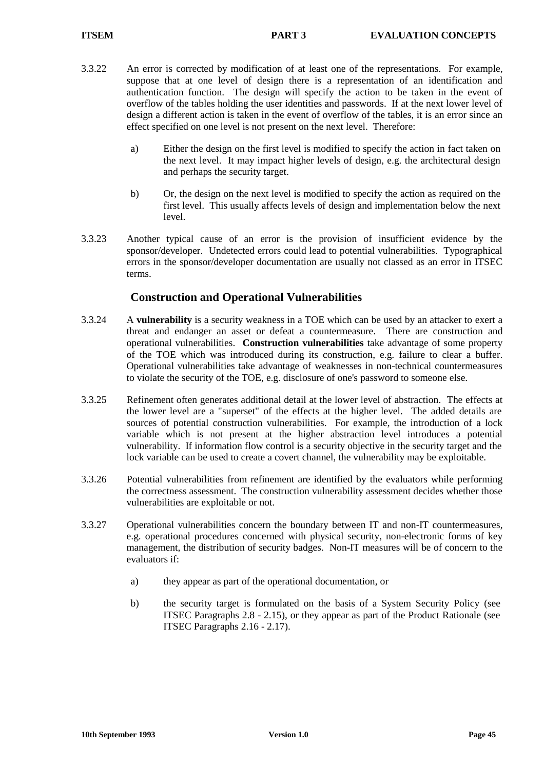3.3.22 An error is corrected by modification of at least one of the representations. For example, suppose that at one level of design there is a representation of an identification and authentication function. The design will specify the action to be taken in the event of overflow of the tables holding the user identities and passwords. If at the next lower level of design a different action is taken in the event of overflow of the tables, it is an error since an effect specified on one level is not present on the next level. Therefore:

a) Either the design on the first level is modified to specify the action in fact taken on the next level. It may impact higher levels of design, e.g. the architectural design and perhaps the security target.

b) Or, the design on the next level is modified to specify the action as required on the first level. This usually affects levels of design and implementation below the next level.

3.3.23 Another typical cause of an error is the provision of insufficient evidence by the sponsor/developer. Undetected errors could lead to potential vulnerabilities. Typographical errors in the sponsor/developer documentation are usually not classed as an error in ITSEC terms.

## Construction and Operational Vulnerabilities

3.3.24 A **vulnerability** is a security weakness in a TOE which can be used by an attacker to exert a threat and endanger an asset or defeat a countermeasure. There are construction and operational vulnerabilities. **Construction vulnerabilities** take advantage of some property of the TOE which was introduced during its construction, e.g. failure to clear a buffer. Operational vulnerabilities take advantage of weaknesses in non-technical countermeasures to violate the security of the TOE, e.g. disclosure of one's password to someone else.

3.3.25 Refinement often generates additional detail at the lower level of abstraction. The effects at the lower level are a "superset" of the effects at the higher level. The added details are sources of potential construction vulnerabilities. For example, the introduction of a lock variable which is not present at the higher abstraction level introduces a potential vulnerability. If information flow control is a security objective in the security target and the lock variable can be used to create a covert channel, the vulnerability may be exploitable.

3.3.26 Potential vulnerabilities from refinement are identified by the evaluators while performing the correctness assessment. The construction vulnerability assessment decides whether those vulnerabilities are exploitable or not.

3.3.27 Operational vulnerabilities concern the boundary between IT and non-IT countermeasures, e.g. operational procedures concerned with physical security, non-electronic forms of key management, the distribution of security badges. Non-IT measures will be of concern to the evaluators if:

a) they appear as part of the operational documentation, or

b) the security target is formulated on the basis of a System Security Policy (see ITSEC Paragraphs 2.8 - 2.15), or they appear as part of the Product Rationale (see ITSEC Paragraphs 2.16 - 2.17).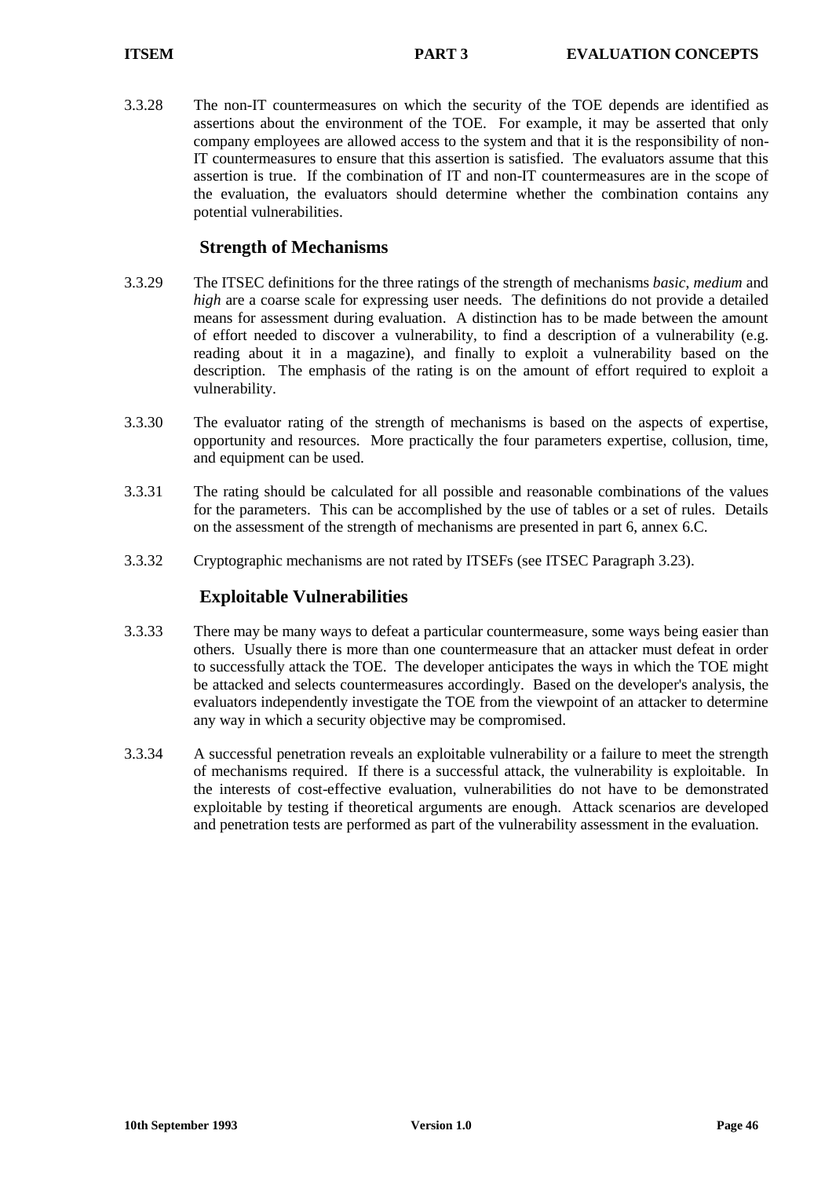3.3.28 The non-IT countermeasures on which the security of the TOE depends are identified as assertions about the environment of the TOE. For example, it may be asserted that only company employees are allowed access to the system and that it is the responsibility of non-IT countermeasures to ensure that this assertion is satisfied. The evaluators assume that this assertion is true. If the combination of IT and non-IT countermeasures are in the scope of the evaluation, the evaluators should determine whether the combination contains any potential vulnerabilities.

## Strength of Mechanisms

3.3.29 The ITSEC definitions for the three ratings of the strength of mechanisms *basic*, *medium* and *high* are a coarse scale for expressing user needs. The definitions do not provide a detailed means for assessment during evaluation. A distinction has to be made between the amount of effort needed to discover a vulnerability, to find a description of a vulnerability (e.g. reading about it in a magazine), and finally to exploit a vulnerability based on the description. The emphasis of the rating is on the amount of effort required to exploit a vulnerability.

3.3.30 The evaluator rating of the strength of mechanisms is based on the aspects of expertise, opportunity and resources. More practically the four parameters expertise, collusion, time, and equipment can be used.

3.3.31 The rating should be calculated for all possible and reasonable combinations of the values for the parameters. This can be accomplished by the use of tables or a set of rules. Details on the assessment of the strength of mechanisms are presented in part 6, annex 6.C.

3.3.32 Cryptographic mechanisms are not rated by ITSEFs (see ITSEC Paragraph 3.23).

## Exploitable Vulnerabilities

3.3.33 There may be many ways to defeat a particular countermeasure, some ways being easier than others. Usually there is more than one countermeasure that an attacker must defeat in order to successfully attack the TOE. The developer anticipates the ways in which the TOE might be attacked and selects countermeasures accordingly. Based on the developer's analysis, the evaluators independently investigate the TOE from the viewpoint of an attacker to determine any way in which a security objective may be compromised.

3.3.34 A successful penetration reveals an exploitable vulnerability or a failure to meet the strength of mechanisms required. If there is a successful attack, the vulnerability is exploitable. In the interests of cost-effective evaluation, vulnerabilities do not have to be demonstrated exploitable by testing if theoretical arguments are enough. Attack scenarios are developed and penetration tests are performed as part of the vulnerability assessment in the evaluation.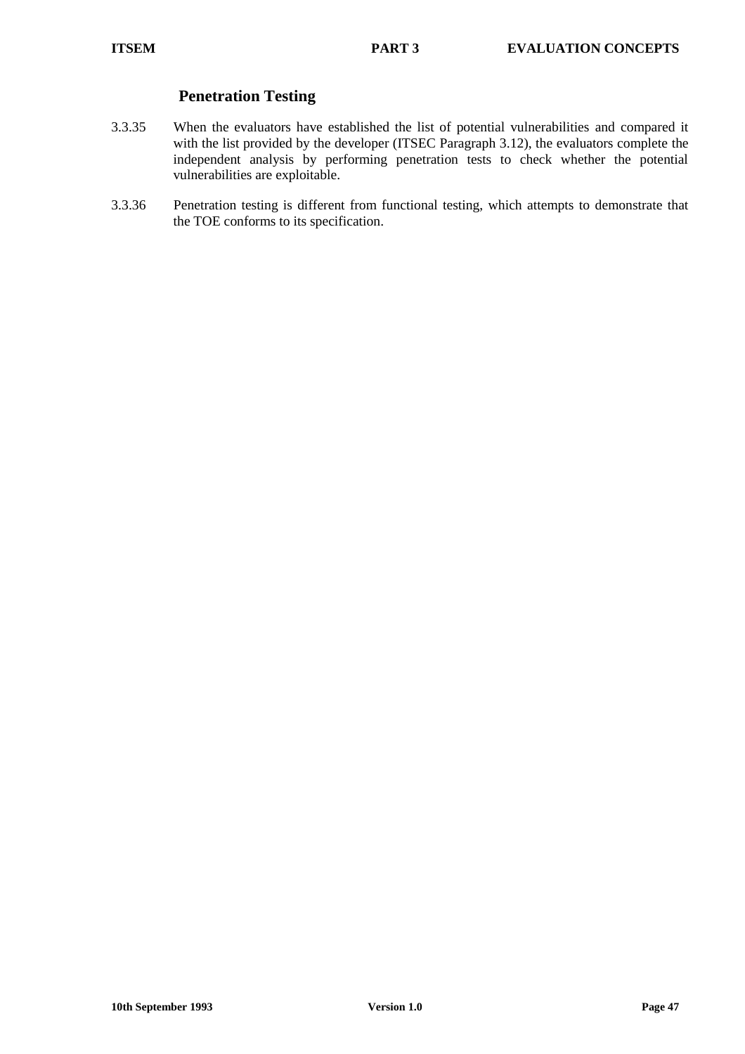### Penetration Testing

3.3.35 When the evaluators have established the list of potential vulnerabilities and compared it with the list provided by the developer (ITSEC Paragraph 3.12), the evaluators complete the independent analysis by performing penetration tests to check whether the potential vulnerabilities are exploitable.

3.3.36 Penetration testing is different from functional testing, which attempts to demonstrate that the TOE conforms to its specification.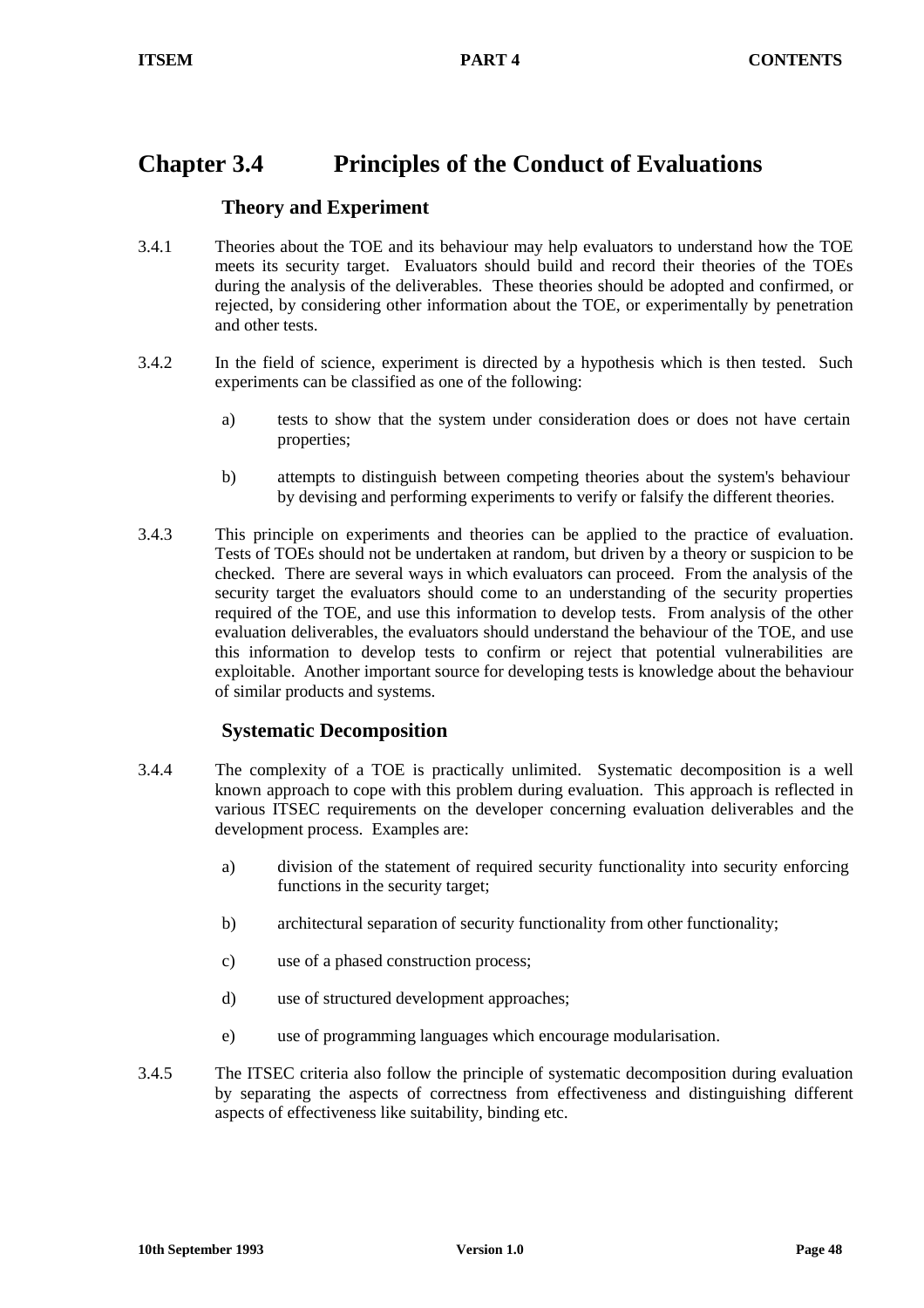# Chapter 3.4 Principles of the Conduct of Evaluations

### Theory and Experiment

3.4.1 Theories about the TOE and its behaviour may help evaluators to understand how the TOE meets its security target. Evaluators should build and record their theories of the TOEs during the analysis of the deliverables. These theories should be adopted and confirmed, or rejected, by considering other information about the TOE, or experimentally by penetration and other tests.

3.4.2 In the field of science, experiment is directed by a hypothesis which is then tested. Such experiments can be classified as one of the following:

a) tests to show that the system under consideration does or does not have certain properties;

b) attempts to distinguish between competing theories about the system's behaviour by devising and performing experiments to verify or falsify the different theories.

3.4.3 This principle on experiments and theories can be applied to the practice of evaluation. Tests of TOEs should not be undertaken at random, but driven by a theory or suspicion to be checked. There are several ways in which evaluators can proceed. From the analysis of the security target the evaluators should come to an understanding of the security properties required of the TOE, and use this information to develop tests. From analysis of the other evaluation deliverables, the evaluators should understand the behaviour of the TOE, and use this information to develop tests to confirm or reject that potential vulnerabilities are exploitable. Another important source for developing tests is knowledge about the behaviour of similar products and systems.

### Systematic Decomposition

3.4.4 The complexity of a TOE is practically unlimited. Systematic decomposition is a well known approach to cope with this problem during evaluation. This approach is reflected in various ITSEC requirements on the developer concerning evaluation deliverables and the development process. Examples are:

a) division of the statement of required security functionality into security enforcing functions in the security target;

b) architectural separation of security functionality from other functionality;

c) use of a phased construction process;

d) use of structured development approaches;

e) use of programming languages which encourage modularisation.

3.4.5 The ITSEC criteria also follow the principle of systematic decomposition during evaluation by separating the aspects of correctness from effectiveness and distinguishing different aspects of effectiveness like suitability, binding etc.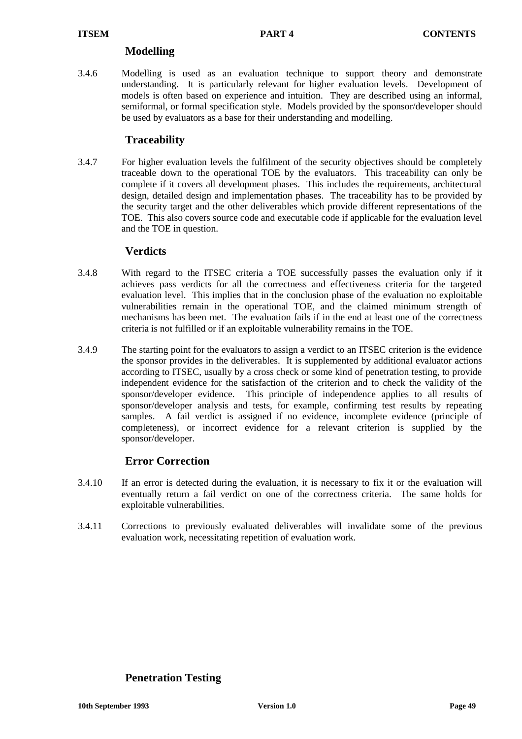### Modelling

3.4.6 Modelling is used as an evaluation technique to support theory and demonstrate understanding. It is particularly relevant for higher evaluation levels. Development of models is often based on experience and intuition. They are described using an informal, semiformal, or formal specification style. Models provided by the sponsor/developer should be used by evaluators as a base for their understanding and modelling.

### Traceability

3.4.7 For higher evaluation levels the fulfilment of the security objectives should be completely traceable down to the operational TOE by the evaluators. This traceability can only be complete if it covers all development phases. This includes the requirements, architectural design, detailed design and implementation phases. The traceability has to be provided by the security target and the other deliverables which provide different representations of the TOE. This also covers source code and executable code if applicable for the evaluation level and the TOE in question.

### Verdicts

3.4.8 With regard to the ITSEC criteria a TOE successfully passes the evaluation only if it achieves pass verdicts for all the correctness and effectiveness criteria for the targeted evaluation level. This implies that in the conclusion phase of the evaluation no exploitable vulnerabilities remain in the operational TOE, and the claimed minimum strength of mechanisms has been met. The evaluation fails if in the end at least one of the correctness criteria is not fulfilled or if an exploitable vulnerability remains in the TOE.

3.4.9 The starting point for the evaluators to assign a verdict to an ITSEC criterion is the evidence the sponsor provides in the deliverables. It is supplemented by additional evaluator actions according to ITSEC, usually by a cross check or some kind of penetration testing, to provide independent evidence for the satisfaction of the criterion and to check the validity of the sponsor/developer evidence. This principle of independence applies to all results of sponsor/developer analysis and tests, for example, confirming test results by repeating samples. A fail verdict is assigned if no evidence, incomplete evidence (principle of completeness), or incorrect evidence for a relevant criterion is supplied by the sponsor/developer.

### Error Correction

3.4.10 If an error is detected during the evaluation, it is necessary to fix it or the evaluation will eventually return a fail verdict on one of the correctness criteria. The same holds for exploitable vulnerabilities.

3.4.11 Corrections to previously evaluated deliverables will invalidate some of the previous evaluation work, necessitating repetition of evaluation work.

### Penetration Testing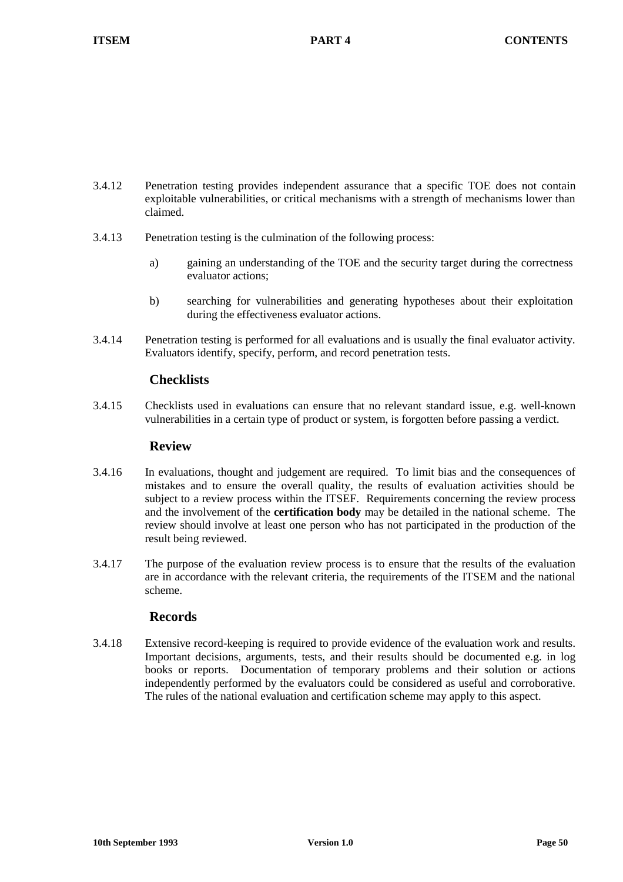3.4.12 Penetration testing provides independent assurance that a specific TOE does not contain exploitable vulnerabilities, or critical mechanisms with a strength of mechanisms lower than claimed.

3.4.13 Penetration testing is the culmination of the following process:

a) gaining an understanding of the TOE and the security target during the correctness evaluator actions;

b) searching for vulnerabilities and generating hypotheses about their exploitation during the effectiveness evaluator actions.

3.4.14 Penetration testing is performed for all evaluations and is usually the final evaluator activity. Evaluators identify, specify, perform, and record penetration tests.

### Checklists

3.4.15 Checklists used in evaluations can ensure that no relevant standard issue, e.g. well-known vulnerabilities in a certain type of product or system, is forgotten before passing a verdict.

### Review

3.4.16 In evaluations, thought and judgement are required. To limit bias and the consequences of mistakes and to ensure the overall quality, the results of evaluation activities should be subject to a review process within the ITSEF. Requirements concerning the review process and the involvement of the **certification body** may be detailed in the national scheme. The review should involve at least one person who has not participated in the production of the result being reviewed.

3.4.17 The purpose of the evaluation review process is to ensure that the results of the evaluation are in accordance with the relevant criteria, the requirements of the ITSEM and the national scheme.

### Records

3.4.18 Extensive record-keeping is required to provide evidence of the evaluation work and results. Important decisions, arguments, tests, and their results should be documented e.g. in log books or reports. Documentation of temporary problems and their solution or actions independently performed by the evaluators could be considered as useful and corroborative. The rules of the national evaluation and certification scheme may apply to this aspect.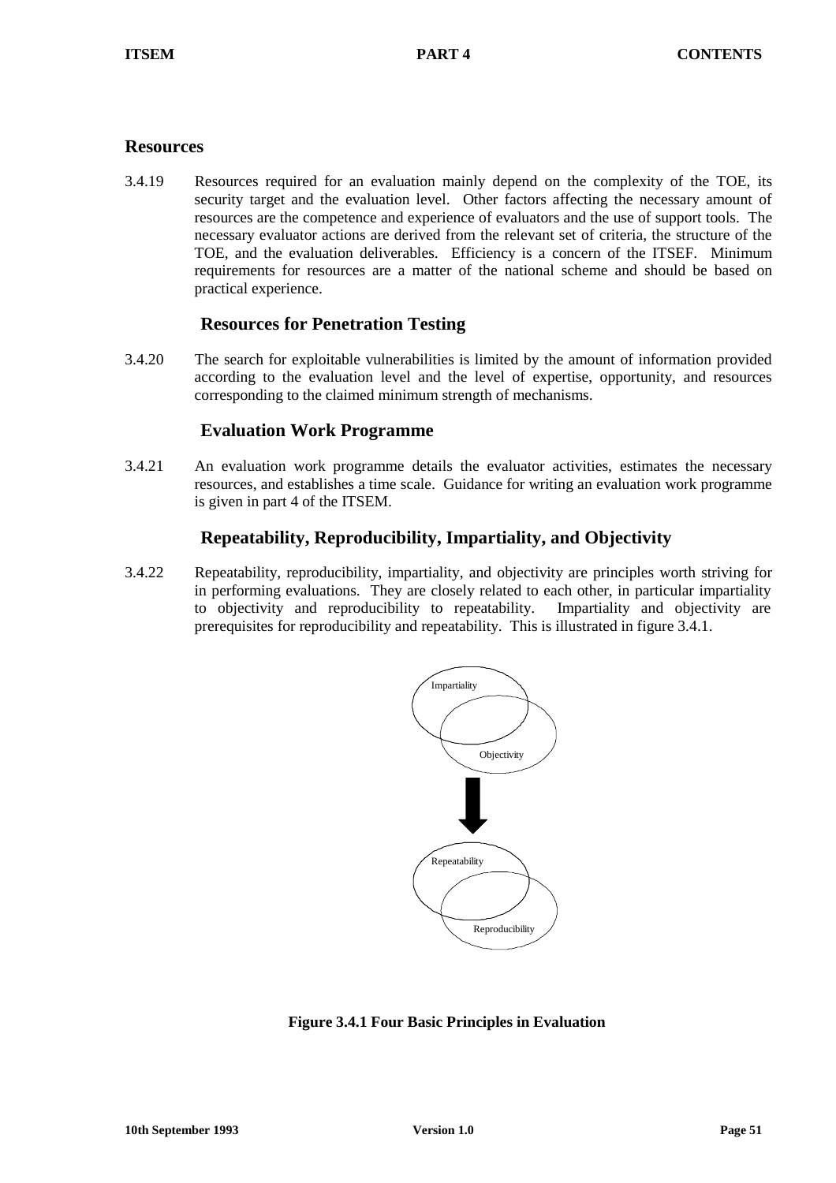## Resources

3.4.19 Resources required for an evaluation mainly depend on the complexity of the TOE, its security target and the evaluation level. Other factors affecting the necessary amount of resources are the competence and experience of evaluators and the use of support tools. The necessary evaluator actions are derived from the relevant set of criteria, the structure of the TOE, and the evaluation deliverables. Efficiency is a concern of the ITSEF. Minimum requirements for resources are a matter of the national scheme and should be based on practical experience.

### Resources for Penetration Testing

3.4.20 The search for exploitable vulnerabilities is limited by the amount of information provided according to the evaluation level and the level of expertise, opportunity, and resources corresponding to the claimed minimum strength of mechanisms.

### Evaluation Work Programme

3.4.21 An evaluation work programme details the evaluator activities, estimates the necessary resources, and establishes a time scale. Guidance for writing an evaluation work programme is given in part 4 of the ITSEM.

### Repeatability, Reproducibility, Impartiality, and Objectivity

3.4.22 Repeatability, reproducibility, impartiality, and objectivity are principles worth striving for in performing evaluations. They are closely related to each other, in particular impartiality to objectivity and reproducibility to repeatability. Impartiality and objectivity are prerequisites for reproducibility and repeatability. This is illustrated in figure 3.4.1.

Impartiality

Objectivity

Repeatability

Reproducibility

**Figure 3.4.1 Four Basic Principles in Evaluation**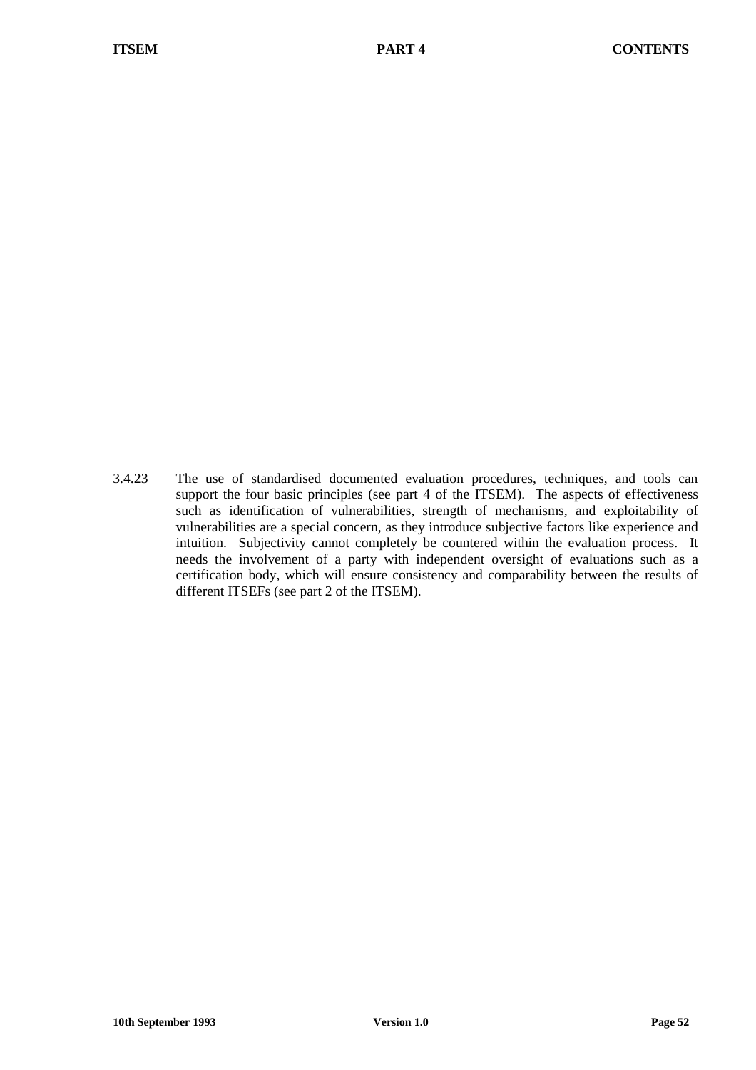3.4.23 The use of standardised documented evaluation procedures, techniques, and tools can support the four basic principles (see part 4 of the ITSEM). The aspects of effectiveness such as identification of vulnerabilities, strength of mechanisms, and exploitability of vulnerabilities are a special concern, as they introduce subjective factors like experience and intuition. Subjectivity cannot completely be countered within the evaluation process. It needs the involvement of a party with independent oversight of evaluations such as a certification body, which will ensure consistency and comparability between the results of different ITSEFs (see part 2 of the ITSEM).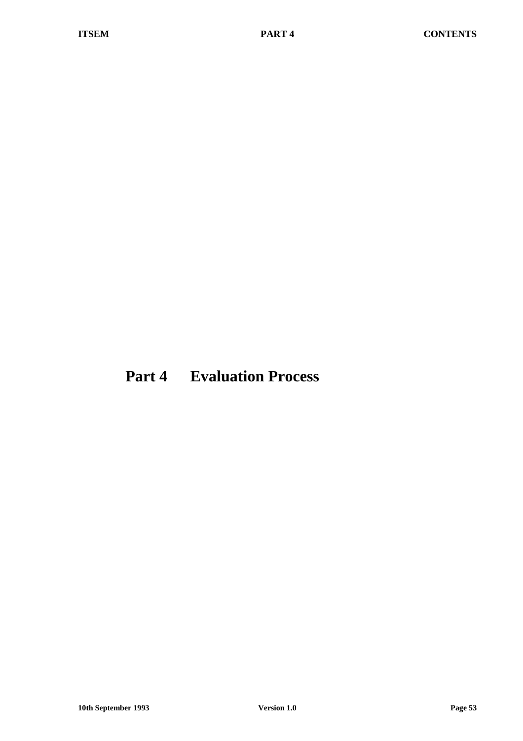# Part 4 Evaluation Process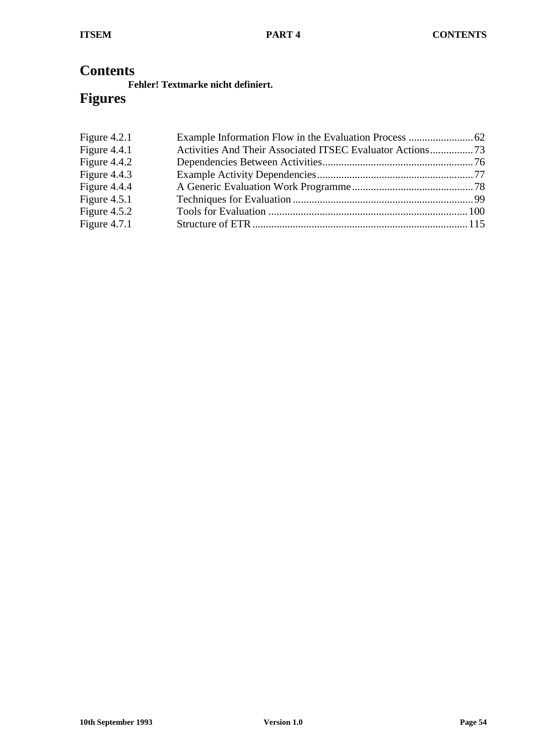# Contents

**Fehler! Textmarke nicht definiert.**

# Figures

| | | |
|---|---|---|
| Figure 4.2.1 | Example Information Flow in the Evaluation Process | 62 |
| Figure 4.4.1 | Activities And Their Associated ITSEC Evaluator Actions | 73 |
| Figure 4.4.2 | Dependencies Between Activities | 76 |
| Figure 4.4.3 | Example Activity Dependencies | 77 |
| Figure 4.4.4 | A Generic Evaluation Work Programme | 78 |
| Figure 4.5.1 | Techniques for Evaluation | 99 |
| Figure 4.5.2 | Tools for Evaluation | 100 |
| Figure 4.7.1 | Structure of ETR | 115 |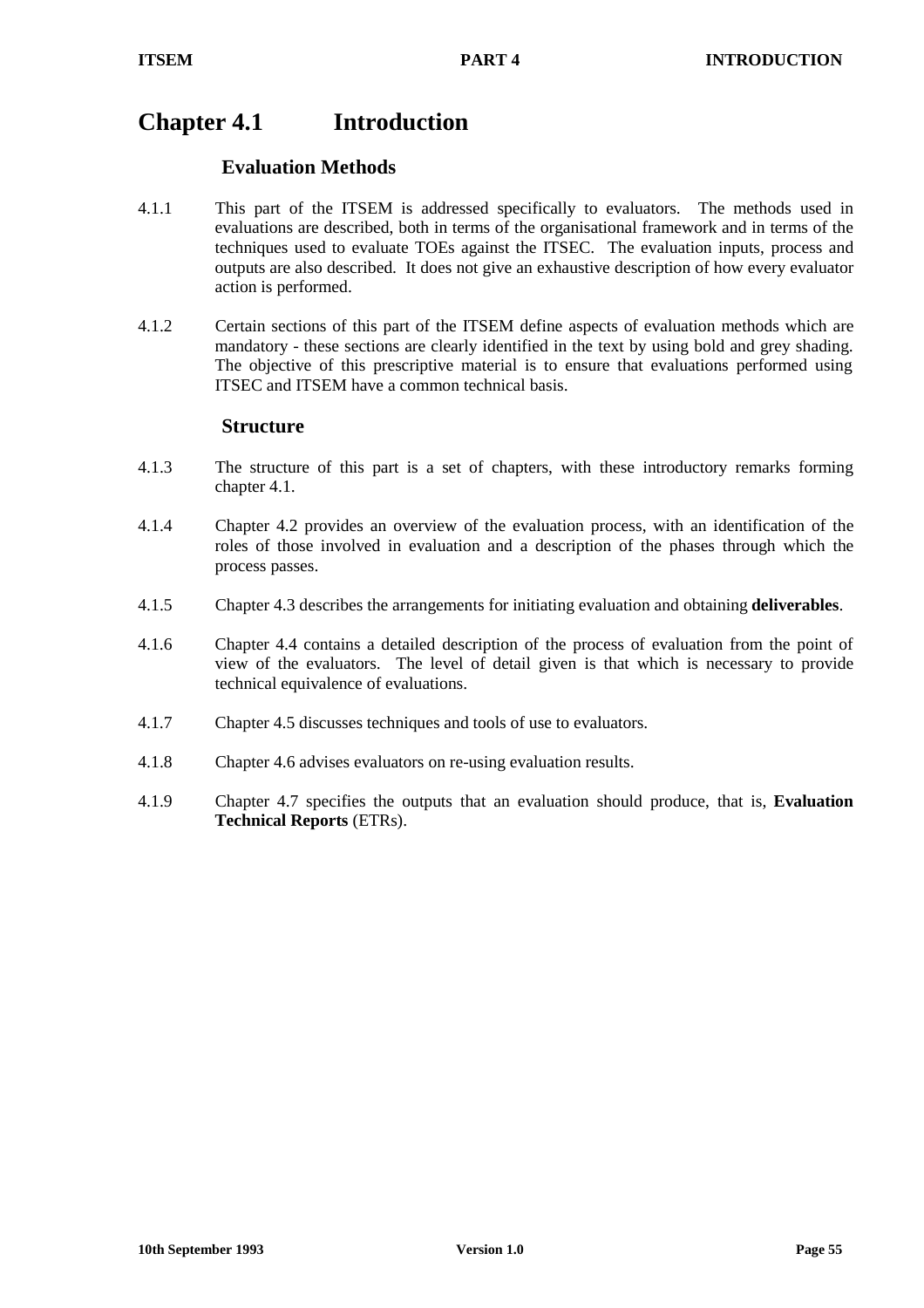# Chapter 4.1 Introduction

## Evaluation Methods

4.1.1 This part of the ITSEM is addressed specifically to evaluators. The methods used in evaluations are described, both in terms of the organisational framework and in terms of the techniques used to evaluate TOEs against the ITSEC. The evaluation inputs, process and outputs are also described. It does not give an exhaustive description of how every evaluator action is performed.

4.1.2 Certain sections of this part of the ITSEM define aspects of evaluation methods which are mandatory - these sections are clearly identified in the text by using bold and grey shading. The objective of this prescriptive material is to ensure that evaluations performed using ITSEC and ITSEM have a common technical basis.

## Structure

4.1.3 The structure of this part is a set of chapters, with these introductory remarks forming chapter 4.1.

4.1.4 Chapter 4.2 provides an overview of the evaluation process, with an identification of the roles of those involved in evaluation and a description of the phases through which the process passes.

4.1.5 Chapter 4.3 describes the arrangements for initiating evaluation and obtaining **deliverables**.

4.1.6 Chapter 4.4 contains a detailed description of the process of evaluation from the point of view of the evaluators. The level of detail given is that which is necessary to provide technical equivalence of evaluations.

4.1.7 Chapter 4.5 discusses techniques and tools of use to evaluators.

4.1.8 Chapter 4.6 advises evaluators on re-using evaluation results.

4.1.9 Chapter 4.7 specifies the outputs that an evaluation should produce, that is, **Evaluation Technical Reports** (ETRs).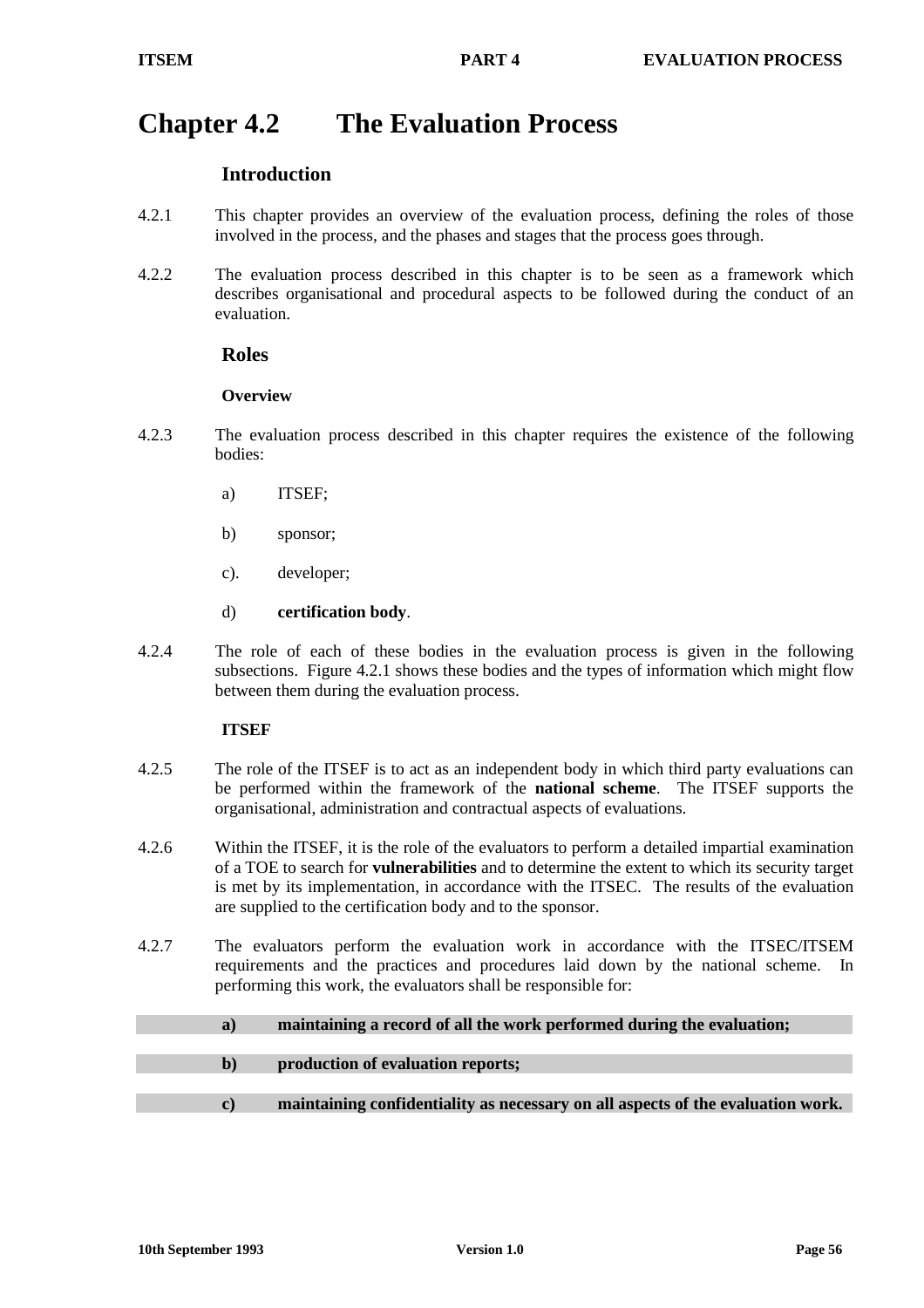# Chapter 4.2 The Evaluation Process

## Introduction

4.2.1 This chapter provides an overview of the evaluation process, defining the roles of those involved in the process, and the phases and stages that the process goes through.

4.2.2 The evaluation process described in this chapter is to be seen as a framework which describes organisational and procedural aspects to be followed during the conduct of an evaluation.

## Roles

### Overview

4.2.3 The evaluation process described in this chapter requires the existence of the following bodies:

a) ITSEF;

b) sponsor;

c). developer;

d) **certification body**.

4.2.4 The role of each of these bodies in the evaluation process is given in the following subsections. Figure 4.2.1 shows these bodies and the types of information which might flow between them during the evaluation process.

### ITSEF

4.2.5 The role of the ITSEF is to act as an independent body in which third party evaluations can be performed within the framework of the **national scheme**. The ITSEF supports the organisational, administration and contractual aspects of evaluations.

4.2.6 Within the ITSEF, it is the role of the evaluators to perform a detailed impartial examination of a TOE to search for **vulnerabilities** and to determine the extent to which its security target is met by its implementation, in accordance with the ITSEC. The results of the evaluation are supplied to the certification body and to the sponsor.

4.2.7 The evaluators perform the evaluation work in accordance with the ITSEC/ITSEM requirements and the practices and procedures laid down by the national scheme. In performing this work, the evaluators shall be responsible for:

**a) maintaining a record of all the work performed during the evaluation;**

**b) production of evaluation reports;**

**c) maintaining confidentiality as necessary on all aspects of the evaluation work.**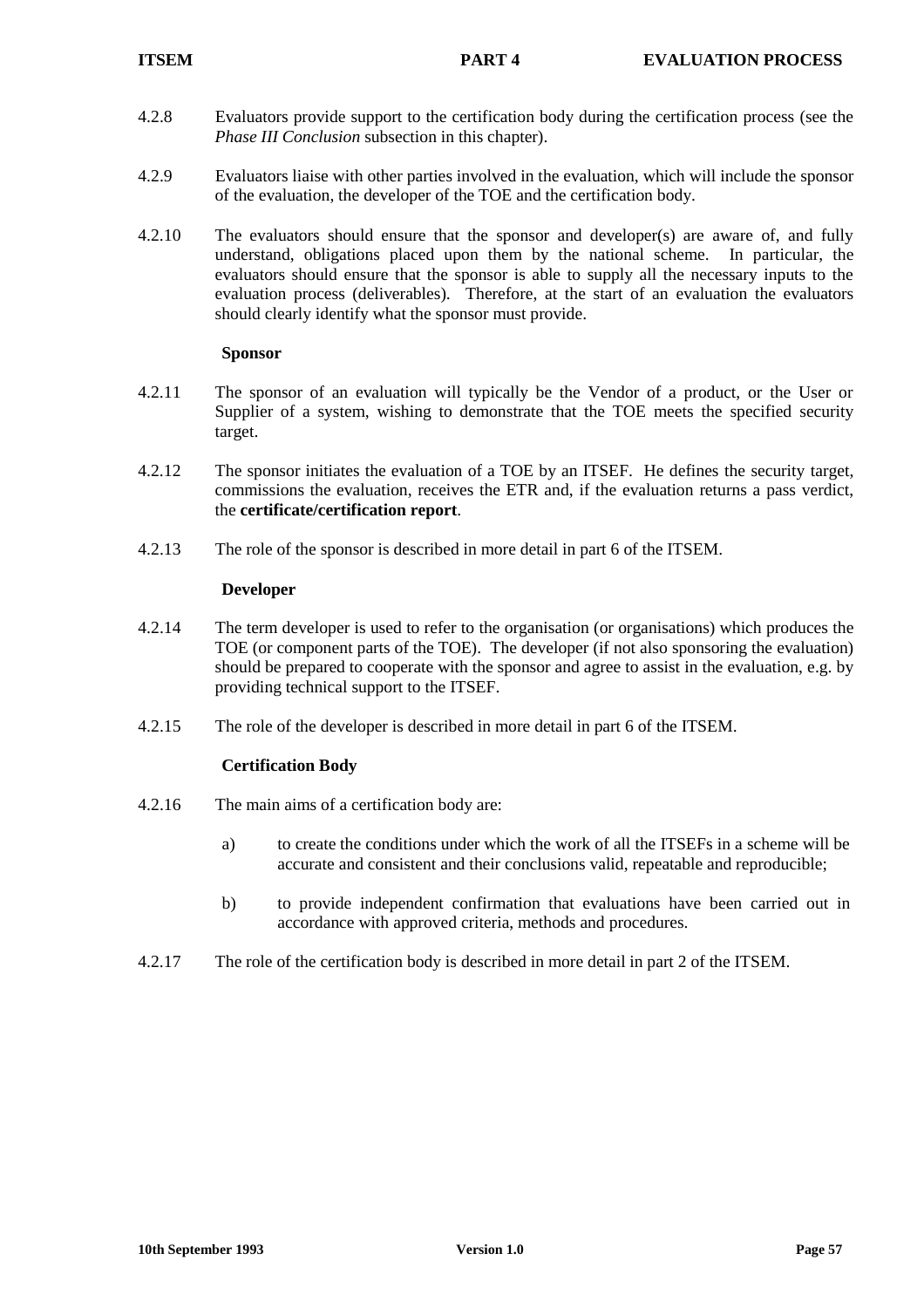4.2.8 Evaluators provide support to the certification body during the certification process (see the *Phase III Conclusion* subsection in this chapter).

4.2.9 Evaluators liaise with other parties involved in the evaluation, which will include the sponsor of the evaluation, the developer of the TOE and the certification body.

4.2.10 The evaluators should ensure that the sponsor and developer(s) are aware of, and fully understand, obligations placed upon them by the national scheme. In particular, the evaluators should ensure that the sponsor is able to supply all the necessary inputs to the evaluation process (deliverables). Therefore, at the start of an evaluation the evaluators should clearly identify what the sponsor must provide.

### Sponsor

4.2.11 The sponsor of an evaluation will typically be the Vendor of a product, or the User or Supplier of a system, wishing to demonstrate that the TOE meets the specified security target.

4.2.12 The sponsor initiates the evaluation of a TOE by an ITSEF. He defines the security target, commissions the evaluation, receives the ETR and, if the evaluation returns a pass verdict, the **certificate/certification report**.

4.2.13 The role of the sponsor is described in more detail in part 6 of the ITSEM.

### Developer

4.2.14 The term developer is used to refer to the organisation (or organisations) which produces the TOE (or component parts of the TOE). The developer (if not also sponsoring the evaluation) should be prepared to cooperate with the sponsor and agree to assist in the evaluation, e.g. by providing technical support to the ITSEF.

4.2.15 The role of the developer is described in more detail in part 6 of the ITSEM.

### Certification Body

4.2.16 The main aims of a certification body are:

a) to create the conditions under which the work of all the ITSEFs in a scheme will be accurate and consistent and their conclusions valid, repeatable and reproducible;

b) to provide independent confirmation that evaluations have been carried out in accordance with approved criteria, methods and procedures.

4.2.17 The role of the certification body is described in more detail in part 2 of the ITSEM.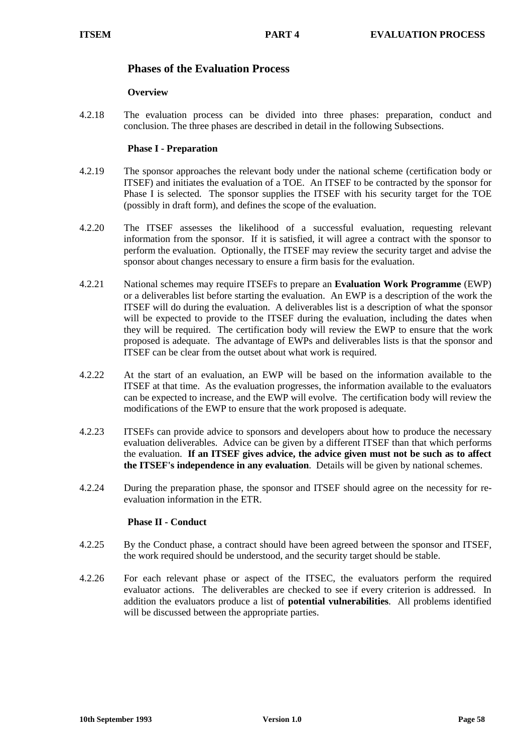## Phases of the Evaluation Process

### Overview

4.2.18 The evaluation process can be divided into three phases: preparation, conduct and conclusion. The three phases are described in detail in the following Subsections.

### Phase I - Preparation

4.2.19 The sponsor approaches the relevant body under the national scheme (certification body or ITSEF) and initiates the evaluation of a TOE. An ITSEF to be contracted by the sponsor for Phase I is selected. The sponsor supplies the ITSEF with his security target for the TOE (possibly in draft form), and defines the scope of the evaluation.

4.2.20 The ITSEF assesses the likelihood of a successful evaluation, requesting relevant information from the sponsor. If it is satisfied, it will agree a contract with the sponsor to perform the evaluation. Optionally, the ITSEF may review the security target and advise the sponsor about changes necessary to ensure a firm basis for the evaluation.

4.2.21 National schemes may require ITSEFs to prepare an **Evaluation Work Programme** (EWP) or a deliverables list before starting the evaluation. An EWP is a description of the work the ITSEF will do during the evaluation. A deliverables list is a description of what the sponsor will be expected to provide to the ITSEF during the evaluation, including the dates when they will be required. The certification body will review the EWP to ensure that the work proposed is adequate. The advantage of EWPs and deliverables lists is that the sponsor and ITSEF can be clear from the outset about what work is required.

4.2.22 At the start of an evaluation, an EWP will be based on the information available to the ITSEF at that time. As the evaluation progresses, the information available to the evaluators can be expected to increase, and the EWP will evolve. The certification body will review the modifications of the EWP to ensure that the work proposed is adequate.

4.2.23 ITSEFs can provide advice to sponsors and developers about how to produce the necessary evaluation deliverables. Advice can be given by a different ITSEF than that which performs the evaluation. **If an ITSEF gives advice, the advice given must not be such as to affect the ITSEF's independence in any evaluation**. Details will be given by national schemes.

4.2.24 During the preparation phase, the sponsor and ITSEF should agree on the necessity for re-evaluation information in the ETR.

### Phase II - Conduct

4.2.25 By the Conduct phase, a contract should have been agreed between the sponsor and ITSEF, the work required should be understood, and the security target should be stable.

4.2.26 For each relevant phase or aspect of the ITSEC, the evaluators perform the required evaluator actions. The deliverables are checked to see if every criterion is addressed. In addition the evaluators produce a list of **potential vulnerabilities**. All problems identified will be discussed between the appropriate parties.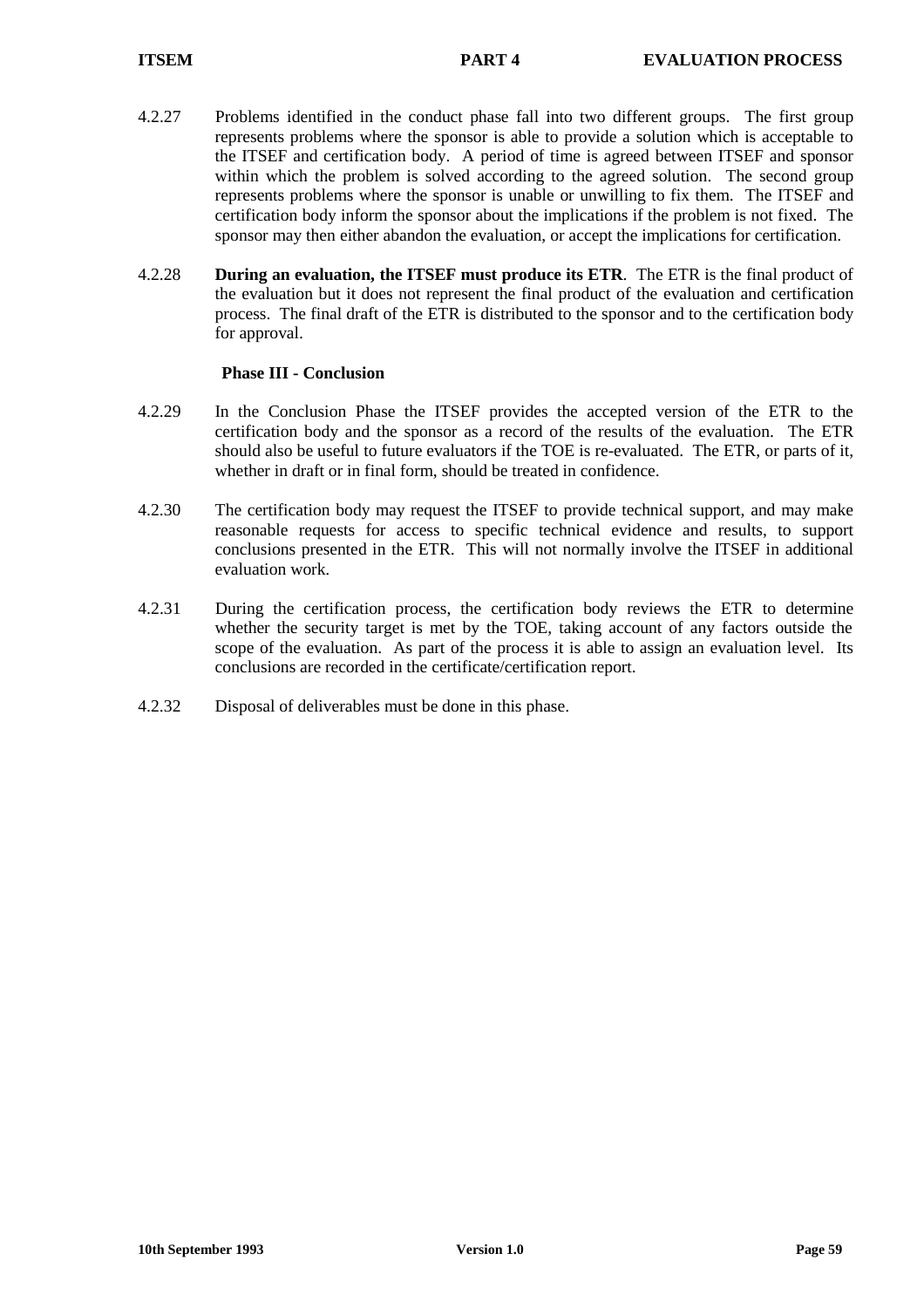4.2.27 Problems identified in the conduct phase fall into two different groups. The first group represents problems where the sponsor is able to provide a solution which is acceptable to the ITSEF and certification body. A period of time is agreed between ITSEF and sponsor within which the problem is solved according to the agreed solution. The second group represents problems where the sponsor is unable or unwilling to fix them. The ITSEF and certification body inform the sponsor about the implications if the problem is not fixed. The sponsor may then either abandon the evaluation, or accept the implications for certification.

4.2.28 **During an evaluation, the ITSEF must produce its ETR**. The ETR is the final product of the evaluation but it does not represent the final product of the evaluation and certification process. The final draft of the ETR is distributed to the sponsor and to the certification body for approval.

### Phase III - Conclusion

4.2.29 In the Conclusion Phase the ITSEF provides the accepted version of the ETR to the certification body and the sponsor as a record of the results of the evaluation. The ETR should also be useful to future evaluators if the TOE is re-evaluated. The ETR, or parts of it, whether in draft or in final form, should be treated in confidence.

4.2.30 The certification body may request the ITSEF to provide technical support, and may make reasonable requests for access to specific technical evidence and results, to support conclusions presented in the ETR. This will not normally involve the ITSEF in additional evaluation work.

4.2.31 During the certification process, the certification body reviews the ETR to determine whether the security target is met by the TOE, taking account of any factors outside the scope of the evaluation. As part of the process it is able to assign an evaluation level. Its conclusions are recorded in the certificate/certification report.

4.2.32 Disposal of deliverables must be done in this phase.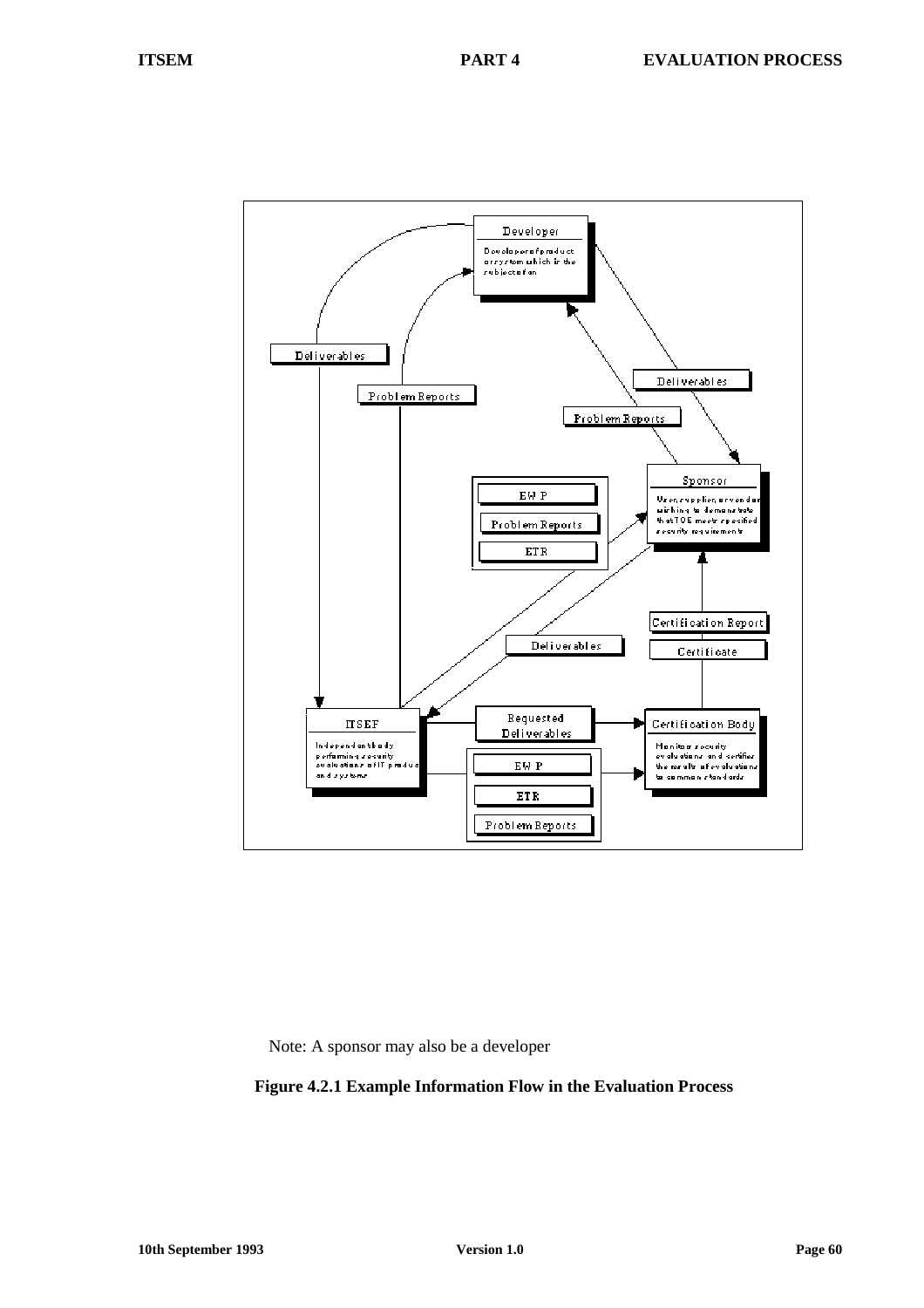Note: A sponsor may also be a developer

**Figure 4.2.1 Example Information Flow in the Evaluation Process**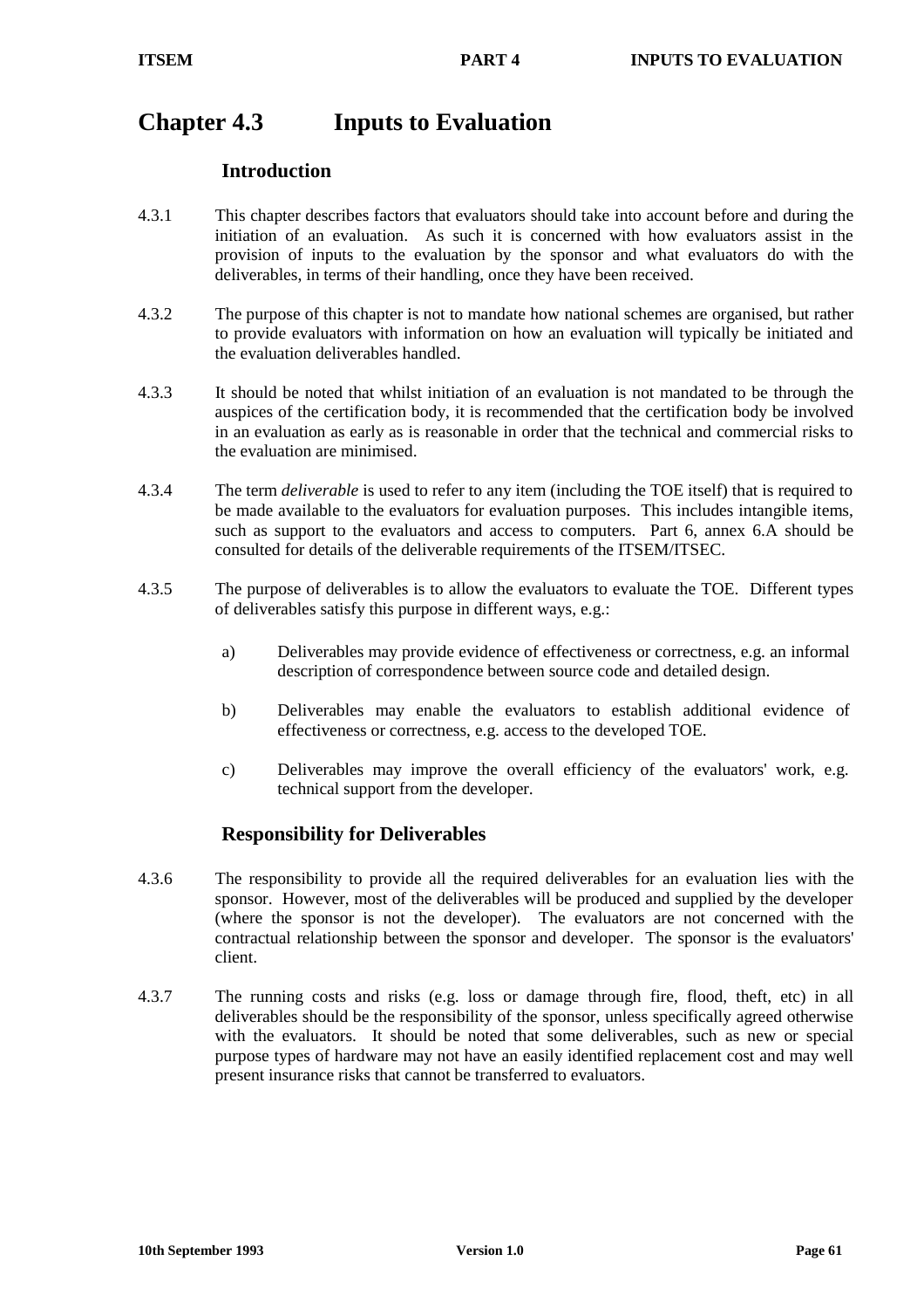# Chapter 4.3 Inputs to Evaluation

## Introduction

4.3.1 This chapter describes factors that evaluators should take into account before and during the initiation of an evaluation. As such it is concerned with how evaluators assist in the provision of inputs to the evaluation by the sponsor and what evaluators do with the deliverables, in terms of their handling, once they have been received.

4.3.2 The purpose of this chapter is not to mandate how national schemes are organised, but rather to provide evaluators with information on how an evaluation will typically be initiated and the evaluation deliverables handled.

4.3.3 It should be noted that whilst initiation of an evaluation is not mandated to be through the auspices of the certification body, it is recommended that the certification body be involved in an evaluation as early as is reasonable in order that the technical and commercial risks to the evaluation are minimised.

4.3.4 The term *deliverable* is used to refer to any item (including the TOE itself) that is required to be made available to the evaluators for evaluation purposes. This includes intangible items, such as support to the evaluators and access to computers. Part 6, annex 6.A should be consulted for details of the deliverable requirements of the ITSEM/ITSEC.

4.3.5 The purpose of deliverables is to allow the evaluators to evaluate the TOE. Different types of deliverables satisfy this purpose in different ways, e.g.:

a) Deliverables may provide evidence of effectiveness or correctness, e.g. an informal description of correspondence between source code and detailed design.

b) Deliverables may enable the evaluators to establish additional evidence of effectiveness or correctness, e.g. access to the developed TOE.

c) Deliverables may improve the overall efficiency of the evaluators' work, e.g. technical support from the developer.

## Responsibility for Deliverables

4.3.6 The responsibility to provide all the required deliverables for an evaluation lies with the sponsor. However, most of the deliverables will be produced and supplied by the developer (where the sponsor is not the developer). The evaluators are not concerned with the contractual relationship between the sponsor and developer. The sponsor is the evaluators' client.

4.3.7 The running costs and risks (e.g. loss or damage through fire, flood, theft, etc) in all deliverables should be the responsibility of the sponsor, unless specifically agreed otherwise with the evaluators. It should be noted that some deliverables, such as new or special purpose types of hardware may not have an easily identified replacement cost and may well present insurance risks that cannot be transferred to evaluators.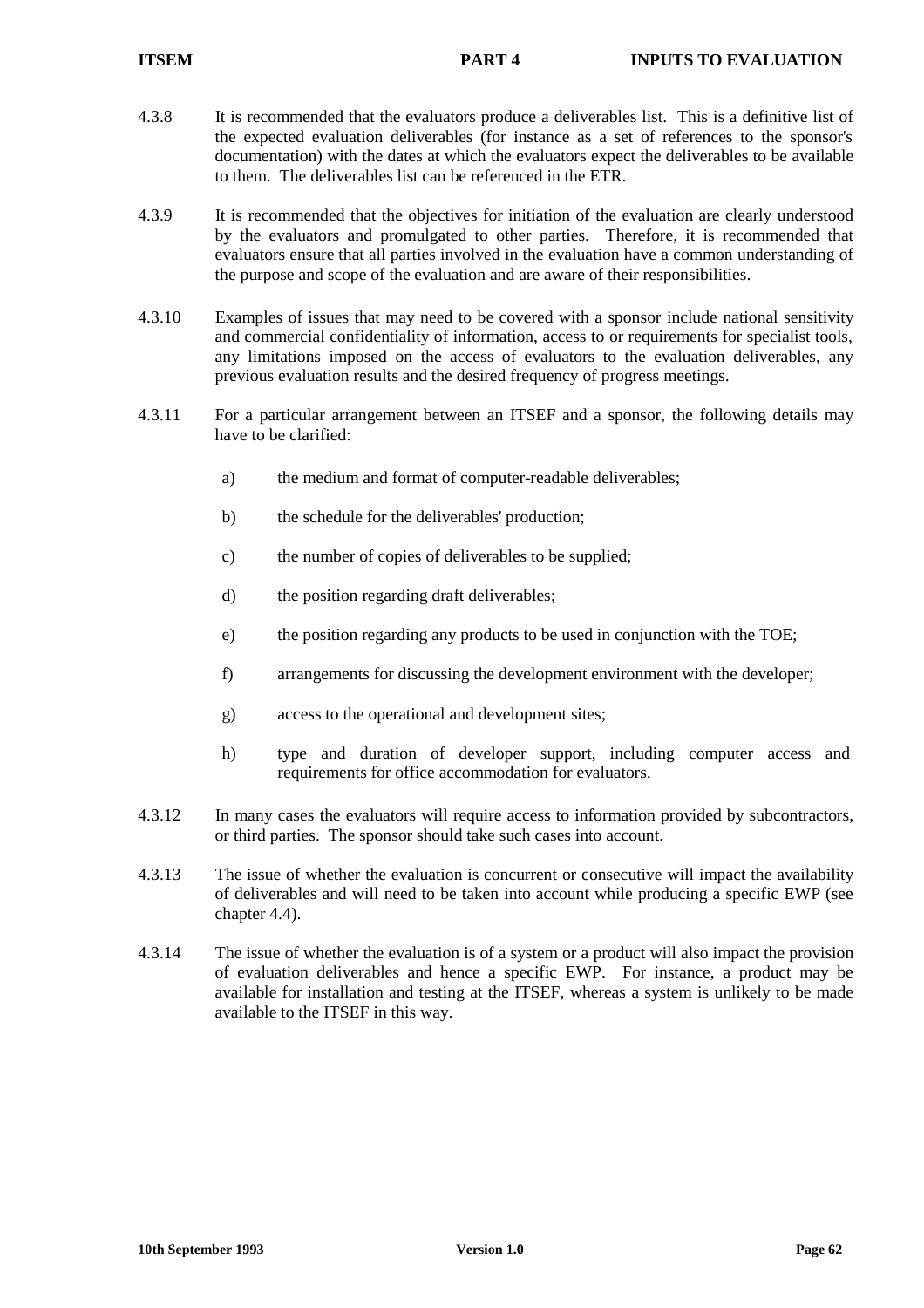4.3.8 It is recommended that the evaluators produce a deliverables list. This is a definitive list of the expected evaluation deliverables (for instance as a set of references to the sponsor's documentation) with the dates at which the evaluators expect the deliverables to be available to them. The deliverables list can be referenced in the ETR.

4.3.9 It is recommended that the objectives for initiation of the evaluation are clearly understood by the evaluators and promulgated to other parties. Therefore, it is recommended that evaluators ensure that all parties involved in the evaluation have a common understanding of the purpose and scope of the evaluation and are aware of their responsibilities.

4.3.10 Examples of issues that may need to be covered with a sponsor include national sensitivity and commercial confidentiality of information, access to or requirements for specialist tools, any limitations imposed on the access of evaluators to the evaluation deliverables, any previous evaluation results and the desired frequency of progress meetings.

4.3.11 For a particular arrangement between an ITSEF and a sponsor, the following details may have to be clarified:

a) the medium and format of computer-readable deliverables;

b) the schedule for the deliverables' production;

c) the number of copies of deliverables to be supplied;

d) the position regarding draft deliverables;

e) the position regarding any products to be used in conjunction with the TOE;

f) arrangements for discussing the development environment with the developer;

g) access to the operational and development sites;

h) type and duration of developer support, including computer access and requirements for office accommodation for evaluators.

4.3.12 In many cases the evaluators will require access to information provided by subcontractors, or third parties. The sponsor should take such cases into account.

4.3.13 The issue of whether the evaluation is concurrent or consecutive will impact the availability of deliverables and will need to be taken into account while producing a specific EWP (see chapter 4.4).

4.3.14 The issue of whether the evaluation is of a system or a product will also impact the provision of evaluation deliverables and hence a specific EWP. For instance, a product may be available for installation and testing at the ITSEF, whereas a system is unlikely to be made available to the ITSEF in this way.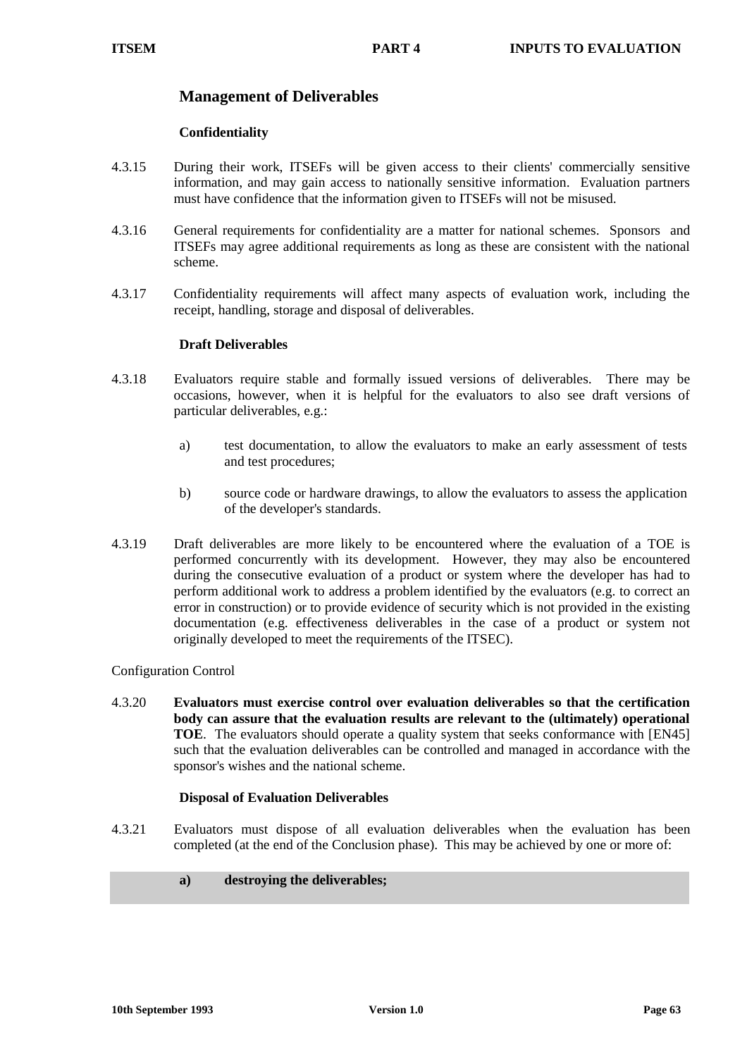## Management of Deliverables

### Confidentiality

4.3.15 During their work, ITSEFs will be given access to their clients' commercially sensitive information, and may gain access to nationally sensitive information. Evaluation partners must have confidence that the information given to ITSEFs will not be misused.

4.3.16 General requirements for confidentiality are a matter for national schemes. Sponsors and ITSEFs may agree additional requirements as long as these are consistent with the national scheme.

4.3.17 Confidentiality requirements will affect many aspects of evaluation work, including the receipt, handling, storage and disposal of deliverables.

### Draft Deliverables

4.3.18 Evaluators require stable and formally issued versions of deliverables. There may be occasions, however, when it is helpful for the evaluators to also see draft versions of particular deliverables, e.g.:

a) test documentation, to allow the evaluators to make an early assessment of tests and test procedures;

b) source code or hardware drawings, to allow the evaluators to assess the application of the developer's standards.

4.3.19 Draft deliverables are more likely to be encountered where the evaluation of a TOE is performed concurrently with its development. However, they may also be encountered during the consecutive evaluation of a product or system where the developer has had to perform additional work to address a problem identified by the evaluators (e.g. to correct an error in construction) or to provide evidence of security which is not provided in the existing documentation (e.g. effectiveness deliverables in the case of a product or system not originally developed to meet the requirements of the ITSEC).

Configuration Control

4.3.20 **Evaluators must exercise control over evaluation deliverables so that the certification body can assure that the evaluation results are relevant to the (ultimately) operational TOE**. The evaluators should operate a quality system that seeks conformance with [EN45] such that the evaluation deliverables can be controlled and managed in accordance with the sponsor's wishes and the national scheme.

### Disposal of Evaluation Deliverables

4.3.21 Evaluators must dispose of all evaluation deliverables when the evaluation has been completed (at the end of the Conclusion phase). This may be achieved by one or more of:

**a) destroying the deliverables;**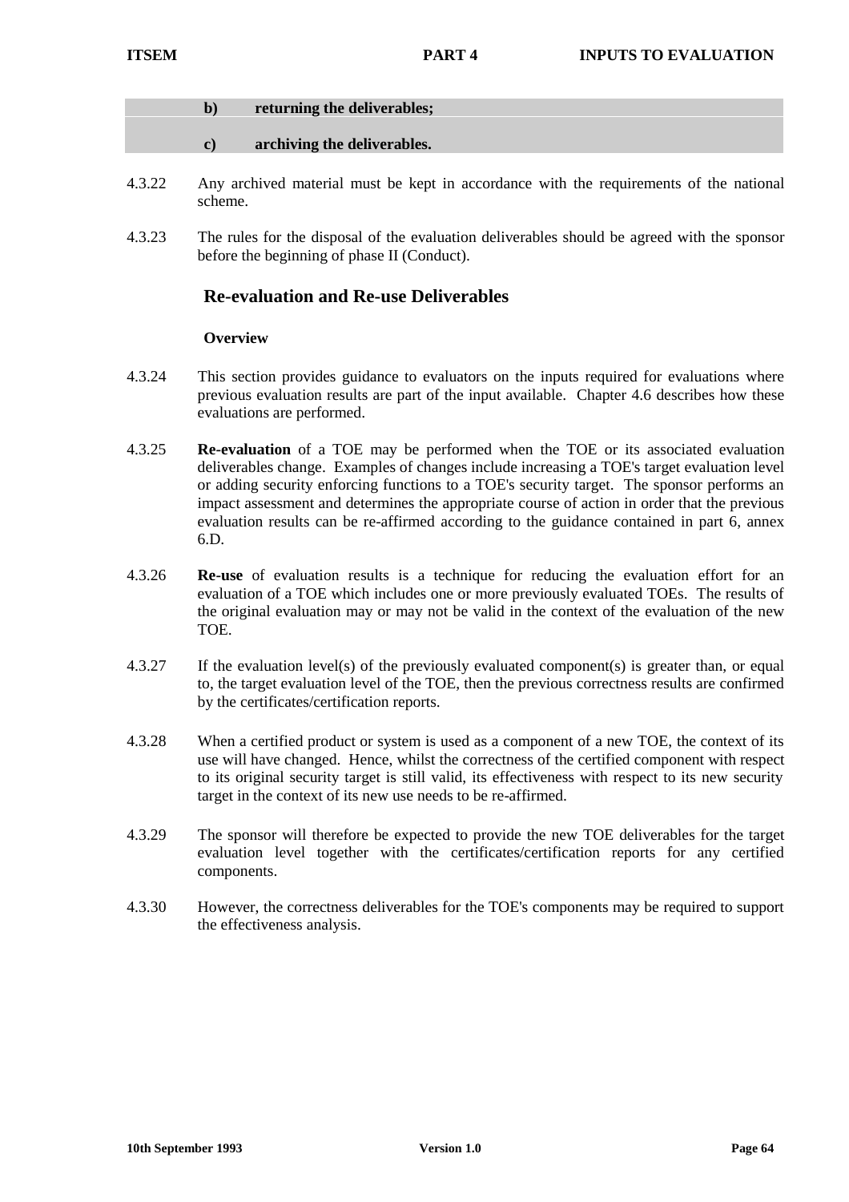**b) returning the deliverables;**

**c) archiving the deliverables.**

4.3.22 Any archived material must be kept in accordance with the requirements of the national scheme.

4.3.23 The rules for the disposal of the evaluation deliverables should be agreed with the sponsor before the beginning of phase II (Conduct).

## Re-evaluation and Re-use Deliverables

### Overview

4.3.24 This section provides guidance to evaluators on the inputs required for evaluations where previous evaluation results are part of the input available. Chapter 4.6 describes how these evaluations are performed.

4.3.25 **Re-evaluation** of a TOE may be performed when the TOE or its associated evaluation deliverables change. Examples of changes include increasing a TOE's target evaluation level or adding security enforcing functions to a TOE's security target. The sponsor performs an impact assessment and determines the appropriate course of action in order that the previous evaluation results can be re-affirmed according to the guidance contained in part 6, annex 6.D.

4.3.26 **Re-use** of evaluation results is a technique for reducing the evaluation effort for an evaluation of a TOE which includes one or more previously evaluated TOEs. The results of the original evaluation may or may not be valid in the context of the evaluation of the new TOE.

4.3.27 If the evaluation level(s) of the previously evaluated component(s) is greater than, or equal to, the target evaluation level of the TOE, then the previous correctness results are confirmed by the certificates/certification reports.

4.3.28 When a certified product or system is used as a component of a new TOE, the context of its use will have changed. Hence, whilst the correctness of the certified component with respect to its original security target is still valid, its effectiveness with respect to its new security target in the context of its new use needs to be re-affirmed.

4.3.29 The sponsor will therefore be expected to provide the new TOE deliverables for the target evaluation level together with the certificates/certification reports for any certified components.

4.3.30 However, the correctness deliverables for the TOE's components may be required to support the effectiveness analysis.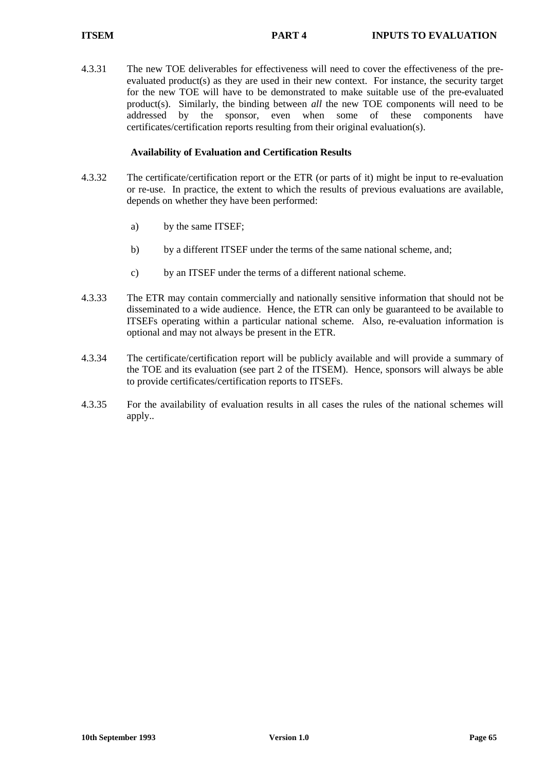4.3.31 The new TOE deliverables for effectiveness will need to cover the effectiveness of the pre-evaluated product(s) as they are used in their new context. For instance, the security target for the new TOE will have to be demonstrated to make suitable use of the pre-evaluated product(s). Similarly, the binding between *all* the new TOE components will need to be addressed by the sponsor, even when some of these components have certificates/certification reports resulting from their original evaluation(s).

**Availability of Evaluation and Certification Results**

4.3.32 The certificate/certification report or the ETR (or parts of it) might be input to re-evaluation or re-use. In practice, the extent to which the results of previous evaluations are available, depends on whether they have been performed:

a) by the same ITSEF;

b) by a different ITSEF under the terms of the same national scheme, and;

c) by an ITSEF under the terms of a different national scheme.

4.3.33 The ETR may contain commercially and nationally sensitive information that should not be disseminated to a wide audience. Hence, the ETR can only be guaranteed to be available to ITSEFs operating within a particular national scheme. Also, re-evaluation information is optional and may not always be present in the ETR.

4.3.34 The certificate/certification report will be publicly available and will provide a summary of the TOE and its evaluation (see part 2 of the ITSEM). Hence, sponsors will always be able to provide certificates/certification reports to ITSEFs.

4.3.35 For the availability of evaluation results in all cases the rules of the national schemes will apply..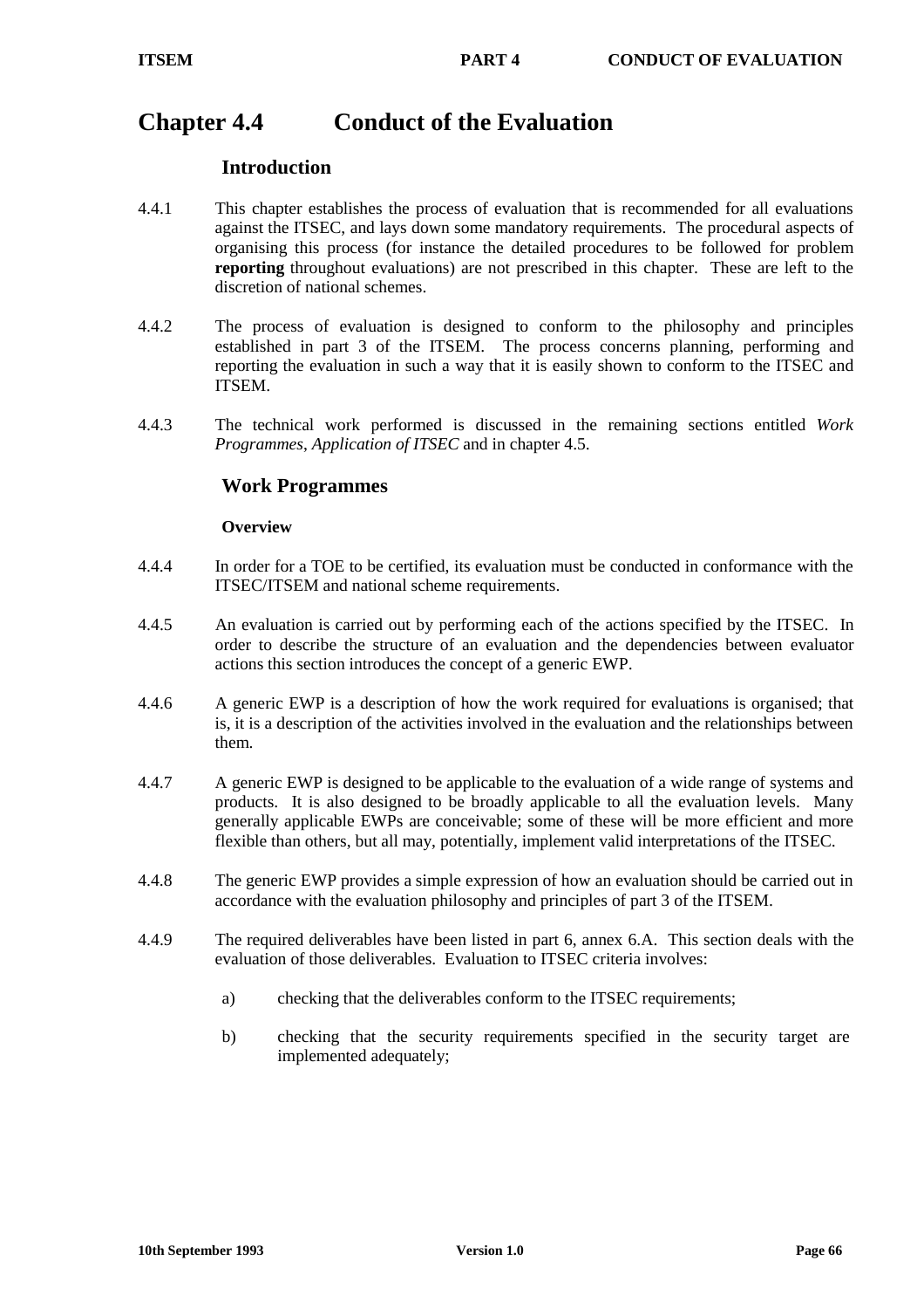# Chapter 4.4 Conduct of the Evaluation

## Introduction

4.4.1 This chapter establishes the process of evaluation that is recommended for all evaluations against the ITSEC, and lays down some mandatory requirements. The procedural aspects of organising this process (for instance the detailed procedures to be followed for problem **reporting** throughout evaluations) are not prescribed in this chapter. These are left to the discretion of national schemes.

4.4.2 The process of evaluation is designed to conform to the philosophy and principles established in part 3 of the ITSEM. The process concerns planning, performing and reporting the evaluation in such a way that it is easily shown to conform to the ITSEC and ITSEM.

4.4.3 The technical work performed is discussed in the remaining sections entitled *Work Programmes*, *Application of ITSEC* and in chapter 4.5.

## Work Programmes

### Overview

4.4.4 In order for a TOE to be certified, its evaluation must be conducted in conformance with the ITSEC/ITSEM and national scheme requirements.

4.4.5 An evaluation is carried out by performing each of the actions specified by the ITSEC. In order to describe the structure of an evaluation and the dependencies between evaluator actions this section introduces the concept of a generic EWP.

4.4.6 A generic EWP is a description of how the work required for evaluations is organised; that is, it is a description of the activities involved in the evaluation and the relationships between them.

4.4.7 A generic EWP is designed to be applicable to the evaluation of a wide range of systems and products. It is also designed to be broadly applicable to all the evaluation levels. Many generally applicable EWPs are conceivable; some of these will be more efficient and more flexible than others, but all may, potentially, implement valid interpretations of the ITSEC.

4.4.8 The generic EWP provides a simple expression of how an evaluation should be carried out in accordance with the evaluation philosophy and principles of part 3 of the ITSEM.

4.4.9 The required deliverables have been listed in part 6, annex 6.A. This section deals with the evaluation of those deliverables. Evaluation to ITSEC criteria involves:

a) checking that the deliverables conform to the ITSEC requirements;

b) checking that the security requirements specified in the security target are implemented adequately;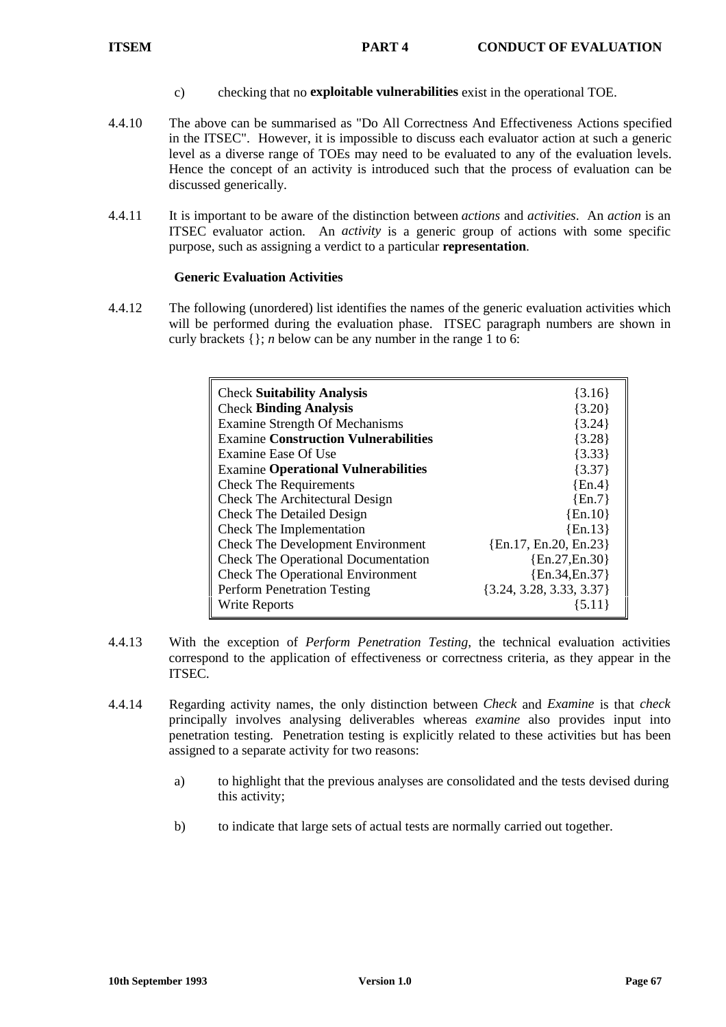c) checking that no **exploitable vulnerabilities** exist in the operational TOE.

4.4.10 The above can be summarised as "Do All Correctness And Effectiveness Actions specified in the ITSEC". However, it is impossible to discuss each evaluator action at such a generic level as a diverse range of TOEs may need to be evaluated to any of the evaluation levels. Hence the concept of an activity is introduced such that the process of evaluation can be discussed generically.

4.4.11 It is important to be aware of the distinction between *actions* and *activities*. An *action* is an ITSEC evaluator action. An *activity* is a generic group of actions with some specific purpose, such as assigning a verdict to a particular **representation**.

### Generic Evaluation Activities

4.4.12 The following (unordered) list identifies the names of the generic evaluation activities which will be performed during the evaluation phase. ITSEC paragraph numbers are shown in curly brackets {}; *n* below can be any number in the range 1 to 6:

| Activity | ITSEC reference |
|---|---|
| Check **Suitability Analysis** | {3.16} |
| Check **Binding Analysis** | {3.20} |
| Examine Strength Of Mechanisms | {3.24} |
| Examine **Construction Vulnerabilities** | {3.28} |
| Examine Ease Of Use | {3.33} |
| Examine **Operational Vulnerabilities** | {3.37} |
| Check The Requirements | {En.4} |
| Check The Architectural Design | {En.7} |
| Check The Detailed Design | {En.10} |
| Check The Implementation | {En.13} |
| Check The Development Environment | {En.17, En.20, En.23} |
| Check The Operational Documentation | {En.27,En.30} |
| Check The Operational Environment | {En.34,En.37} |
| Perform Penetration Testing | {3.24, 3.28, 3.33, 3.37} |
| Write Reports | {5.11} |

4.4.13 With the exception of *Perform Penetration Testing*, the technical evaluation activities correspond to the application of effectiveness or correctness criteria, as they appear in the ITSEC.

4.4.14 Regarding activity names, the only distinction between *Check* and *Examine* is that *check* principally involves analysing deliverables whereas *examine* also provides input into penetration testing. Penetration testing is explicitly related to these activities but has been assigned to a separate activity for two reasons:

a) to highlight that the previous analyses are consolidated and the tests devised during this activity;

b) to indicate that large sets of actual tests are normally carried out together.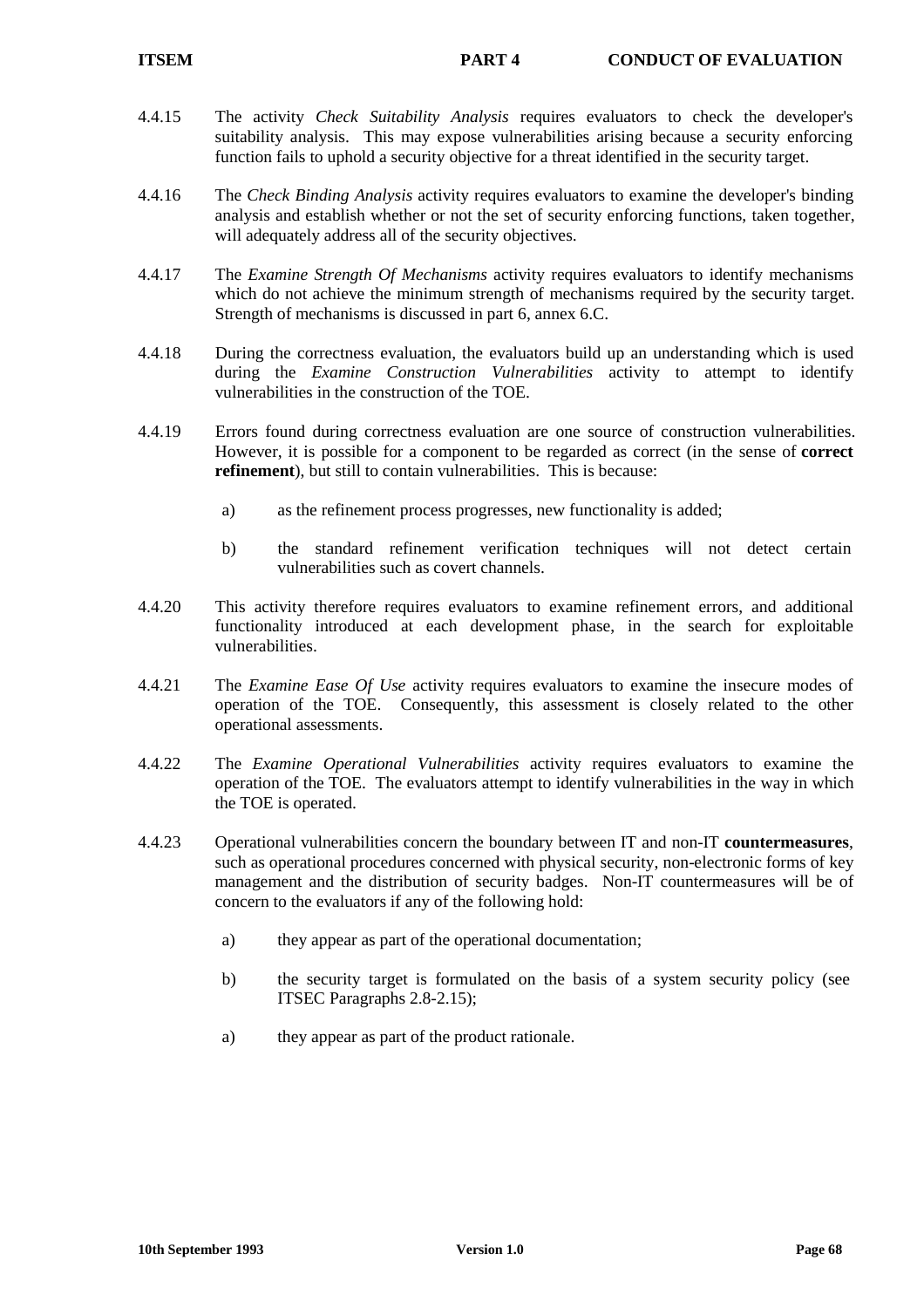4.4.15 The activity *Check Suitability Analysis* requires evaluators to check the developer's suitability analysis. This may expose vulnerabilities arising because a security enforcing function fails to uphold a security objective for a threat identified in the security target.

4.4.16 The *Check Binding Analysis* activity requires evaluators to examine the developer's binding analysis and establish whether or not the set of security enforcing functions, taken together, will adequately address all of the security objectives.

4.4.17 The *Examine Strength Of Mechanisms* activity requires evaluators to identify mechanisms which do not achieve the minimum strength of mechanisms required by the security target. Strength of mechanisms is discussed in part 6, annex 6.C.

4.4.18 During the correctness evaluation, the evaluators build up an understanding which is used during the *Examine Construction Vulnerabilities* activity to attempt to identify vulnerabilities in the construction of the TOE.

4.4.19 Errors found during correctness evaluation are one source of construction vulnerabilities. However, it is possible for a component to be regarded as correct (in the sense of **correct refinement**), but still to contain vulnerabilities. This is because:

a) as the refinement process progresses, new functionality is added;

b) the standard refinement verification techniques will not detect certain vulnerabilities such as covert channels.

4.4.20 This activity therefore requires evaluators to examine refinement errors, and additional functionality introduced at each development phase, in the search for exploitable vulnerabilities.

4.4.21 The *Examine Ease Of Use* activity requires evaluators to examine the insecure modes of operation of the TOE. Consequently, this assessment is closely related to the other operational assessments.

4.4.22 The *Examine Operational Vulnerabilities* activity requires evaluators to examine the operation of the TOE. The evaluators attempt to identify vulnerabilities in the way in which the TOE is operated.

4.4.23 Operational vulnerabilities concern the boundary between IT and non-IT **countermeasures**, such as operational procedures concerned with physical security, non-electronic forms of key management and the distribution of security badges. Non-IT countermeasures will be of concern to the evaluators if any of the following hold:

a) they appear as part of the operational documentation;

b) the security target is formulated on the basis of a system security policy (see ITSEC Paragraphs 2.8-2.15);

a) they appear as part of the product rationale.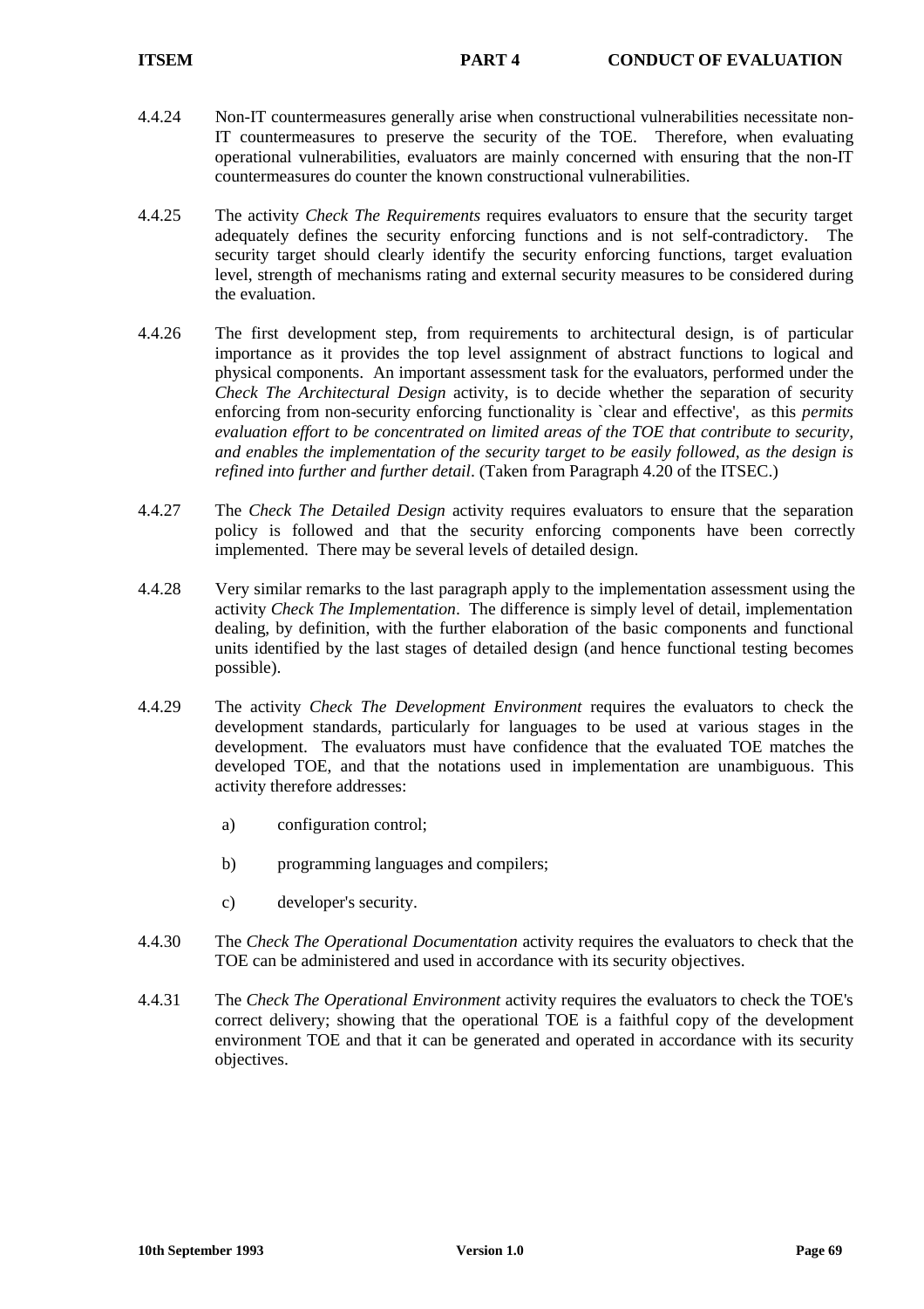4.4.24 Non-IT countermeasures generally arise when constructional vulnerabilities necessitate non-IT countermeasures to preserve the security of the TOE. Therefore, when evaluating operational vulnerabilities, evaluators are mainly concerned with ensuring that the non-IT countermeasures do counter the known constructional vulnerabilities.

4.4.25 The activity *Check The Requirements* requires evaluators to ensure that the security target adequately defines the security enforcing functions and is not self-contradictory. The security target should clearly identify the security enforcing functions, target evaluation level, strength of mechanisms rating and external security measures to be considered during the evaluation.

4.4.26 The first development step, from requirements to architectural design, is of particular importance as it provides the top level assignment of abstract functions to logical and physical components. An important assessment task for the evaluators, performed under the *Check The Architectural Design* activity, is to decide whether the separation of security enforcing from non-security enforcing functionality is `clear and effective', as this *permits evaluation effort to be concentrated on limited areas of the TOE that contribute to security, and enables the implementation of the security target to be easily followed, as the design is refined into further and further detail*. (Taken from Paragraph 4.20 of the ITSEC.)

4.4.27 The *Check The Detailed Design* activity requires evaluators to ensure that the separation policy is followed and that the security enforcing components have been correctly implemented. There may be several levels of detailed design.

4.4.28 Very similar remarks to the last paragraph apply to the implementation assessment using the activity *Check The Implementation*. The difference is simply level of detail, implementation dealing, by definition, with the further elaboration of the basic components and functional units identified by the last stages of detailed design (and hence functional testing becomes possible).

4.4.29 The activity *Check The Development Environment* requires the evaluators to check the development standards, particularly for languages to be used at various stages in the development. The evaluators must have confidence that the evaluated TOE matches the developed TOE, and that the notations used in implementation are unambiguous. This activity therefore addresses:

a) configuration control;

b) programming languages and compilers;

c) developer's security.

4.4.30 The *Check The Operational Documentation* activity requires the evaluators to check that the TOE can be administered and used in accordance with its security objectives.

4.4.31 The *Check The Operational Environment* activity requires the evaluators to check the TOE's correct delivery; showing that the operational TOE is a faithful copy of the development environment TOE and that it can be generated and operated in accordance with its security objectives.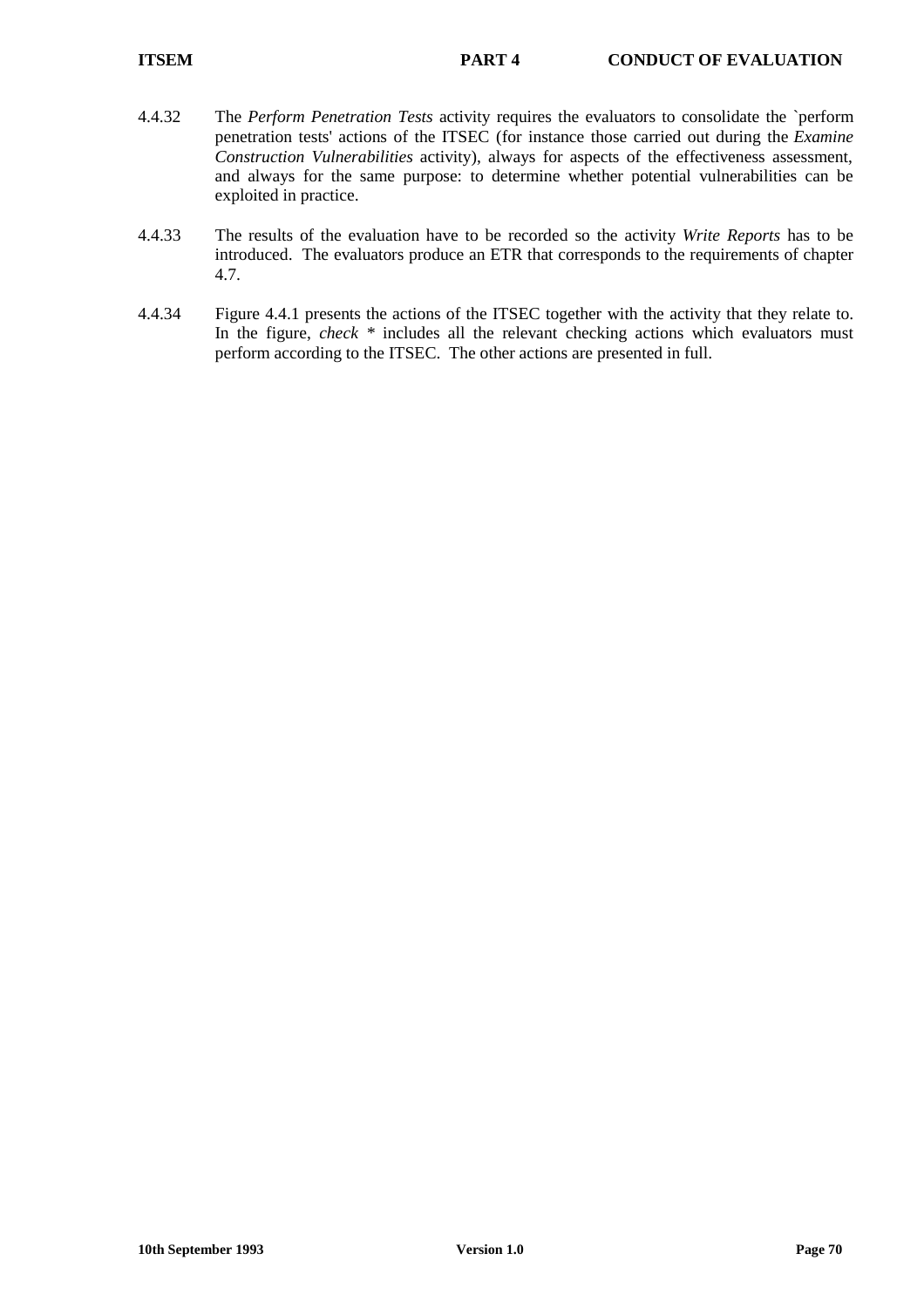4.4.32 The *Perform Penetration Tests* activity requires the evaluators to consolidate the `perform penetration tests' actions of the ITSEC (for instance those carried out during the *Examine Construction Vulnerabilities* activity), always for aspects of the effectiveness assessment, and always for the same purpose: to determine whether potential vulnerabilities can be exploited in practice.

4.4.33 The results of the evaluation have to be recorded so the activity *Write Reports* has to be introduced. The evaluators produce an ETR that corresponds to the requirements of chapter 4.7.

4.4.34 Figure 4.4.1 presents the actions of the ITSEC together with the activity that they relate to. In the figure, *check ** includes all the relevant checking actions which evaluators must perform according to the ITSEC. The other actions are presented in full.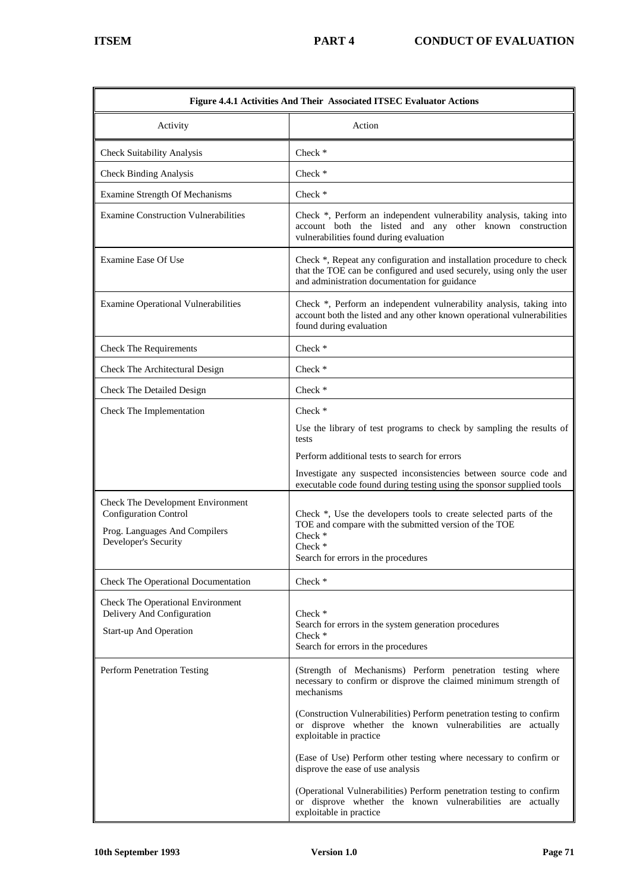| Figure 4.4.1 Activities And Their Associated ITSEC Evaluator Actions | |
|---|---|
| Activity | Action |
| Check Suitability Analysis | Check * |
| Check Binding Analysis | Check * |
| Examine Strength Of Mechanisms | Check * |
| Examine Construction Vulnerabilities | Check *, Perform an independent vulnerability analysis, taking into account both the listed and any other known construction vulnerabilities found during evaluation |
| Examine Ease Of Use | Check *, Repeat any configuration and installation procedure to check that the TOE can be configured and used securely, using only the user and administration documentation for guidance |
| Examine Operational Vulnerabilities | Check *, Perform an independent vulnerability analysis, taking into account both the listed and any other known operational vulnerabilities found during evaluation |
| Check The Requirements | Check * |
| Check The Architectural Design | Check * |
| Check The Detailed Design | Check * |
| Check The Implementation | Check *<br><br>Use the library of test programs to check by sampling the results of tests<br><br>Perform additional tests to search for errors<br><br>Investigate any suspected inconsistencies between source code and executable code found during testing using the sponsor supplied tools |
| Check The Development Environment<br>Configuration Control<br><br>Prog. Languages And Compilers<br>Developer's Security | <br>Check *, Use the developers tools to create selected parts of the TOE and compare with the submitted version of the TOE<br>Check *<br>Check *<br>Search for errors in the procedures |
| Check The Operational Documentation | Check * |
| Check The Operational Environment<br>Delivery And Configuration<br><br>Start-up And Operation | <br>Check *<br>Search for errors in the system generation procedures<br>Check *<br>Search for errors in the procedures |
| Perform Penetration Testing | (Strength of Mechanisms) Perform penetration testing where necessary to confirm or disprove the claimed minimum strength of mechanisms<br><br>(Construction Vulnerabilities) Perform penetration testing to confirm or disprove whether the known vulnerabilities are actually exploitable in practice<br><br>(Ease of Use) Perform other testing where necessary to confirm or disprove the ease of use analysis<br><br>(Operational Vulnerabilities) Perform penetration testing to confirm or disprove whether the known vulnerabilities are actually exploitable in practice |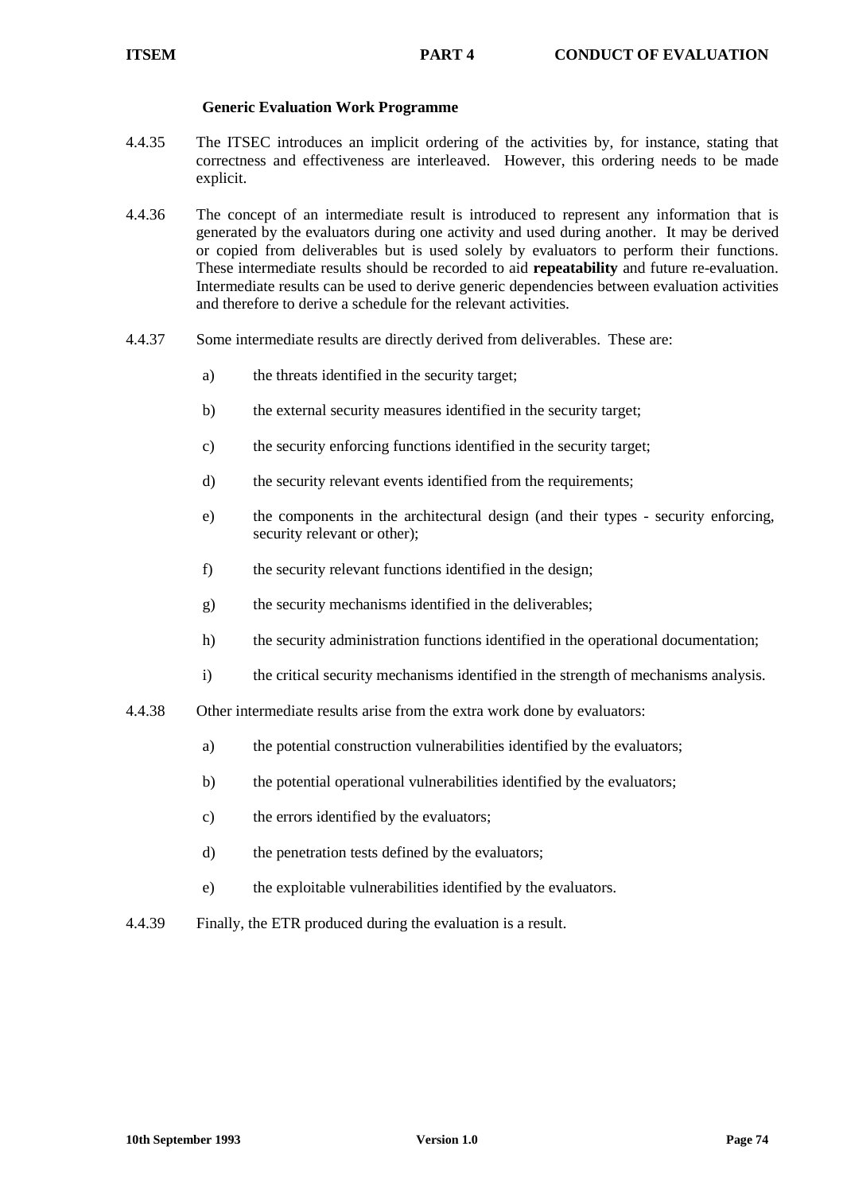### Generic Evaluation Work Programme

4.4.35 The ITSEC introduces an implicit ordering of the activities by, for instance, stating that correctness and effectiveness are interleaved. However, this ordering needs to be made explicit.

4.4.36 The concept of an intermediate result is introduced to represent any information that is generated by the evaluators during one activity and used during another. It may be derived or copied from deliverables but is used solely by evaluators to perform their functions. These intermediate results should be recorded to aid **repeatability** and future re-evaluation. Intermediate results can be used to derive generic dependencies between evaluation activities and therefore to derive a schedule for the relevant activities.

4.4.37 Some intermediate results are directly derived from deliverables. These are:

a) the threats identified in the security target;

b) the external security measures identified in the security target;

c) the security enforcing functions identified in the security target;

d) the security relevant events identified from the requirements;

e) the components in the architectural design (and their types - security enforcing, security relevant or other);

f) the security relevant functions identified in the design;

g) the security mechanisms identified in the deliverables;

h) the security administration functions identified in the operational documentation;

i) the critical security mechanisms identified in the strength of mechanisms analysis.

4.4.38 Other intermediate results arise from the extra work done by evaluators:

a) the potential construction vulnerabilities identified by the evaluators;

b) the potential operational vulnerabilities identified by the evaluators;

c) the errors identified by the evaluators;

d) the penetration tests defined by the evaluators;

e) the exploitable vulnerabilities identified by the evaluators.

4.4.39 Finally, the ETR produced during the evaluation is a result.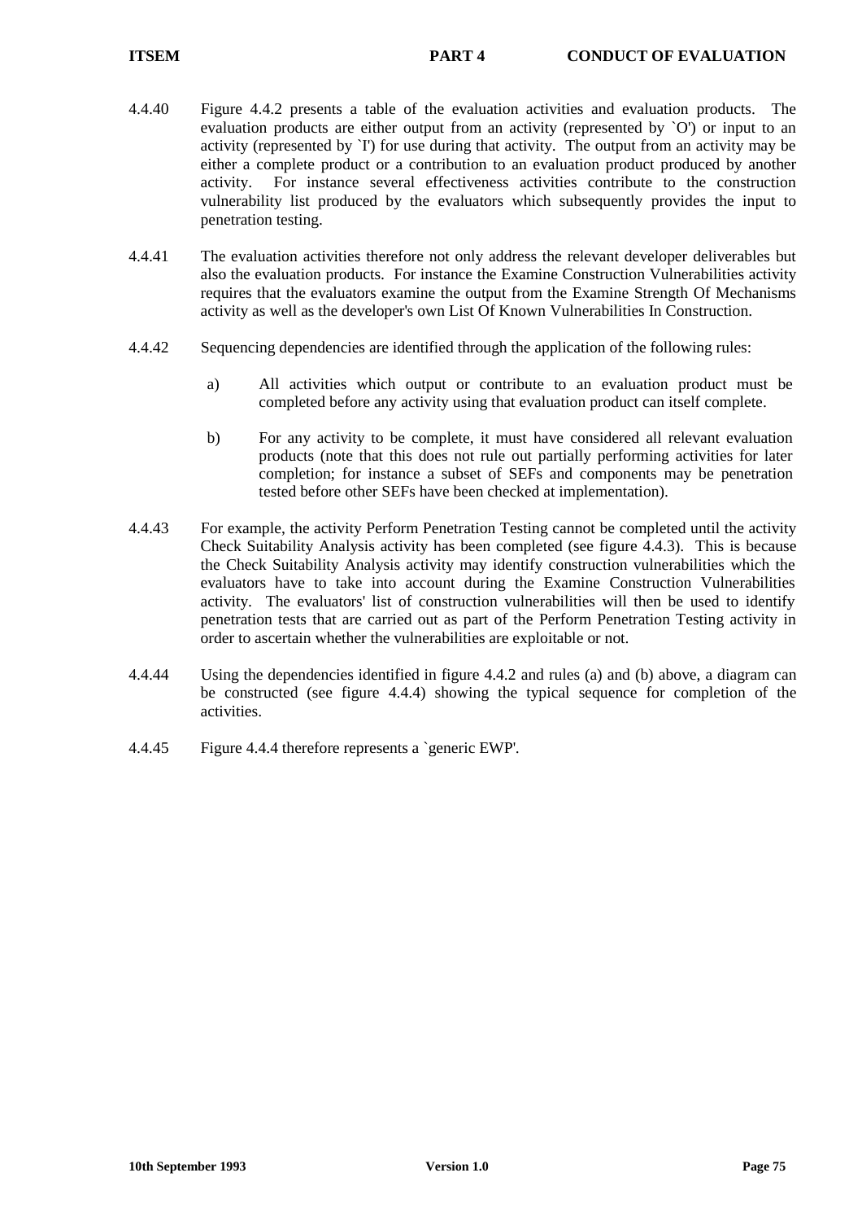4.4.40 Figure 4.4.2 presents a table of the evaluation activities and evaluation products. The evaluation products are either output from an activity (represented by `O') or input to an activity (represented by `I') for use during that activity. The output from an activity may be either a complete product or a contribution to an evaluation product produced by another activity. For instance several effectiveness activities contribute to the construction vulnerability list produced by the evaluators which subsequently provides the input to penetration testing.

4.4.41 The evaluation activities therefore not only address the relevant developer deliverables but also the evaluation products. For instance the Examine Construction Vulnerabilities activity requires that the evaluators examine the output from the Examine Strength Of Mechanisms activity as well as the developer's own List Of Known Vulnerabilities In Construction.

4.4.42 Sequencing dependencies are identified through the application of the following rules:

a) All activities which output or contribute to an evaluation product must be completed before any activity using that evaluation product can itself complete.

b) For any activity to be complete, it must have considered all relevant evaluation products (note that this does not rule out partially performing activities for later completion; for instance a subset of SEFs and components may be penetration tested before other SEFs have been checked at implementation).

4.4.43 For example, the activity Perform Penetration Testing cannot be completed until the activity Check Suitability Analysis activity has been completed (see figure 4.4.3). This is because the Check Suitability Analysis activity may identify construction vulnerabilities which the evaluators have to take into account during the Examine Construction Vulnerabilities activity. The evaluators' list of construction vulnerabilities will then be used to identify penetration tests that are carried out as part of the Perform Penetration Testing activity in order to ascertain whether the vulnerabilities are exploitable or not.

4.4.44 Using the dependencies identified in figure 4.4.2 and rules (a) and (b) above, a diagram can be constructed (see figure 4.4.4) showing the typical sequence for completion of the activities.

4.4.45 Figure 4.4.4 therefore represents a `generic EWP'.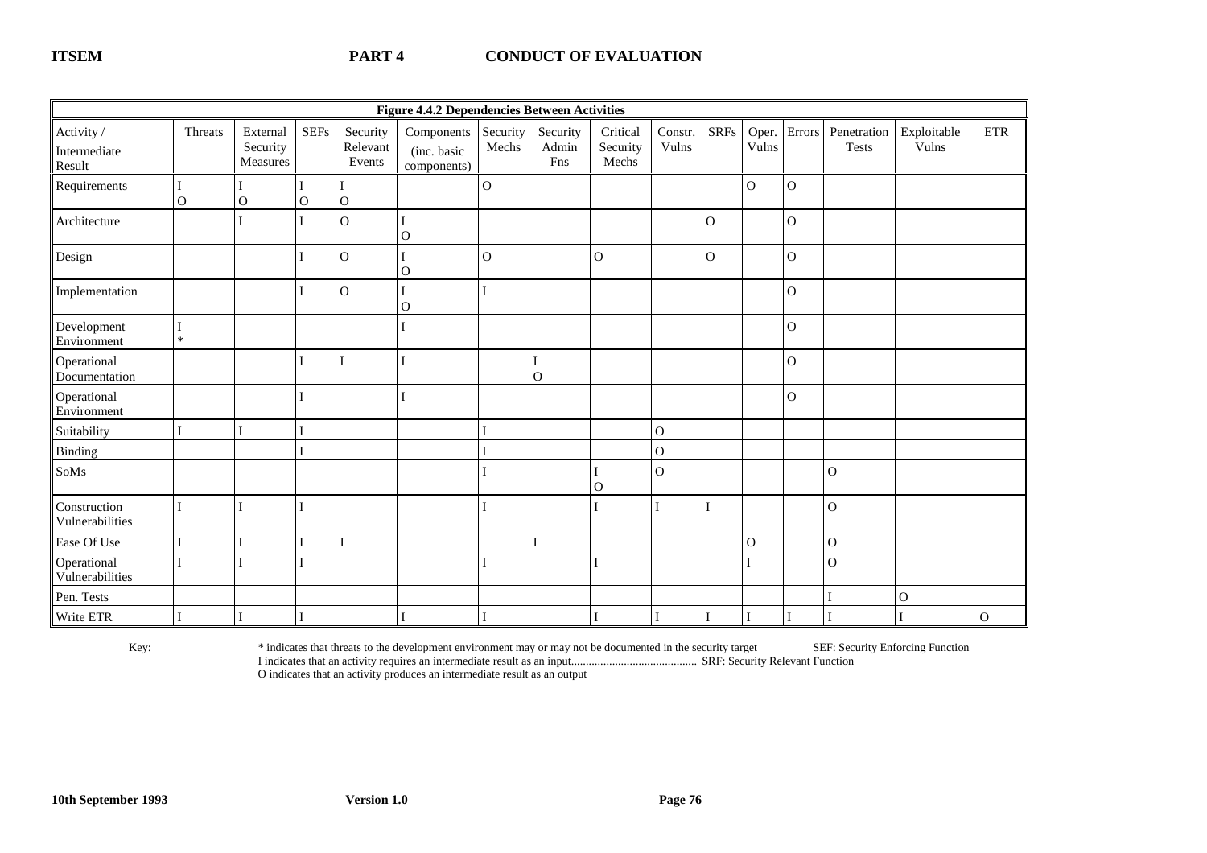**Figure 4.4.2 Dependencies Between Activities**

| Activity / Intermediate Result | Threats | External Security Measures | SEFs | Security Relevant Events | Components (inc. basic components) | Security Mechs | Security Admin Fns | Critical Security Mechs | Constr. Vulns | SRFs | Oper. Vulns | Errors | Penetration Tests | Exploitable Vulns | ETR |
|---|---|---|---|---|---|---|---|---|---|---|---|---|---|---|---|
| Requirements | I O | I O | I O | I O | | O | | | | | O | O | | | |
| Architecture | | I | I | O | I O | | | | | O | | O | | | |
| Design | | | I | O | I O | O | | O | | O | | O | | | |
| Implementation | | | I | O | I O | I | | | | | | O | | | |
| Development Environment | I * | | | | I | | | | | | | O | | | |
| Operational Documentation | | | I | I | I | | I O | | | | | O | | | |
| Operational Environment | | | I | | I | | | | | | | O | | | |
| Suitability | I | I | I | | | I | | | O | | | | | | |
| Binding | | | I | | | I | | | O | | | | | | |
| SoMs | | | | | | I | | I O | O | | | | O | | |
| Construction Vulnerabilities | I | I | I | | | I | | I | I | I | | | O | | |
| Ease Of Use | I | I | I | I | | | I | | | | O | | O | | |
| Operational Vulnerabilities | I | I | I | | | I | | I | | | I | | O | | |
| Pen. Tests | | | | | | | | | | | | | I | O | |
| Write ETR | I | I | I | | I | I | | I | I | I | I | I | I | I | O |

Key:

\* indicates that threats to the development environment may or may not be documented in the security target

I indicates that an activity requires an intermediate result as an input

O indicates that an activity produces an intermediate result as an output

SEF: Security Enforcing Function

SRF: Security Relevant Function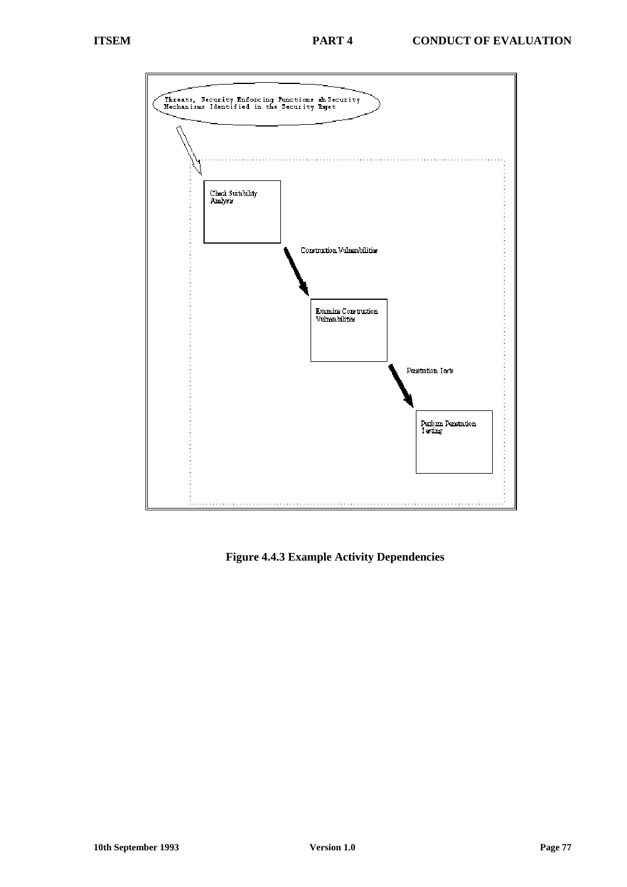Threats, Security Enforcing Functions and Security Mechanisms Identified in the Security Target

Check Suitability Analysis

Construction Vulnerabilities

Examine Construction Vulnerabilities

Penetration Tests

Perform Penetration Testing

**Figure 4.4.3 Example Activity Dependencies**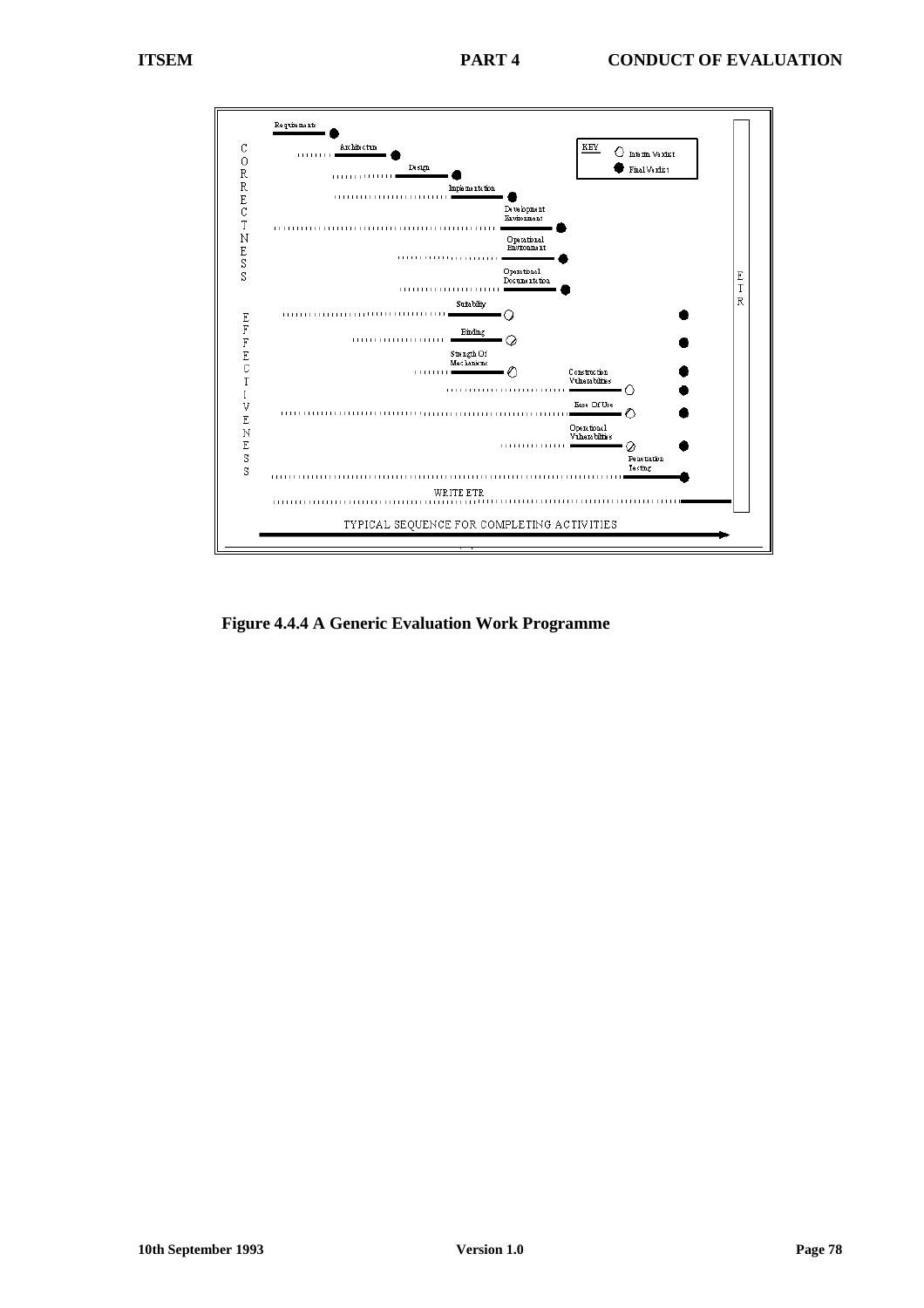**Figure 4.4.4 A Generic Evaluation Work Programme**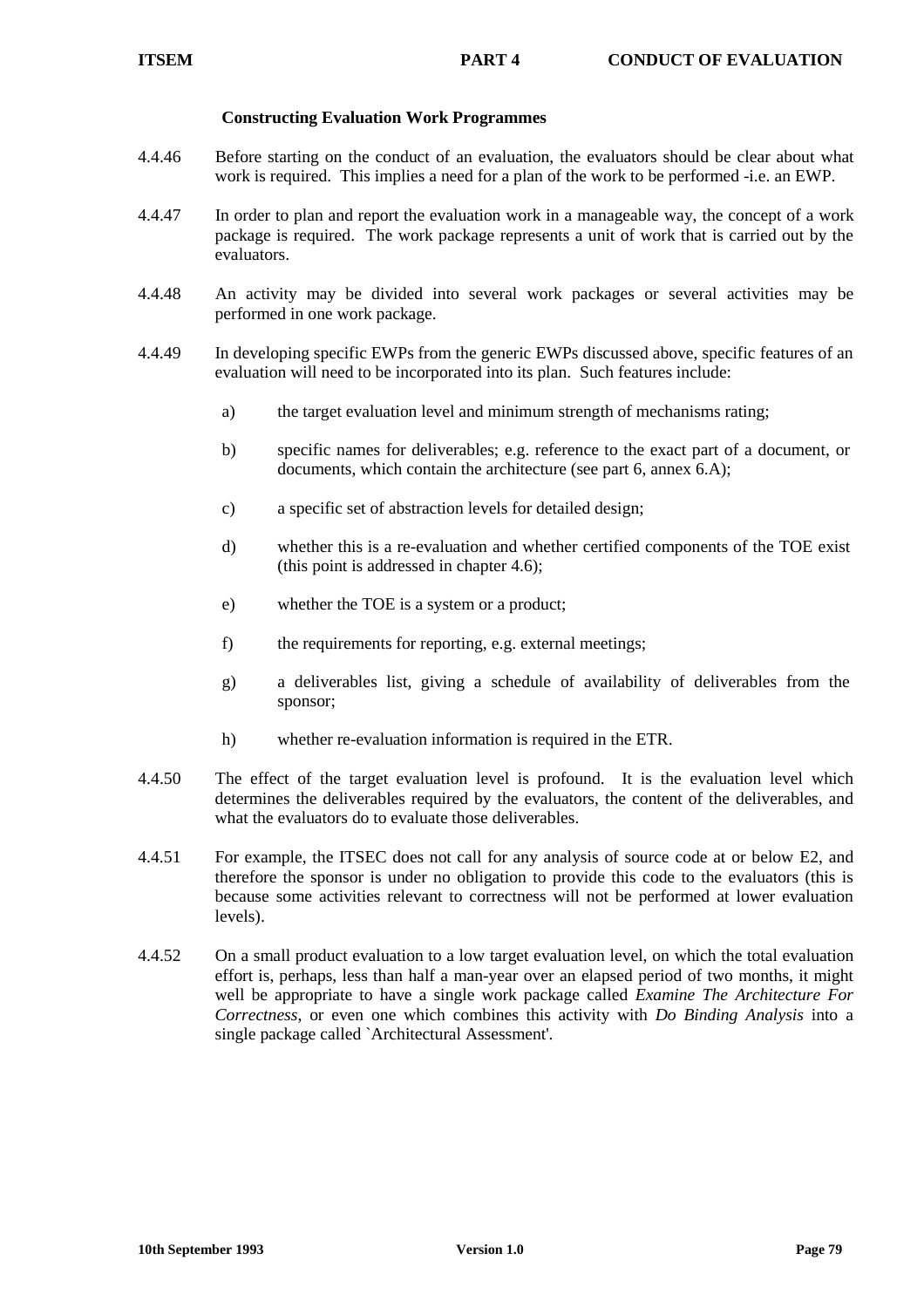### Constructing Evaluation Work Programmes

4.4.46 Before starting on the conduct of an evaluation, the evaluators should be clear about what work is required. This implies a need for a plan of the work to be performed -i.e. an EWP.

4.4.47 In order to plan and report the evaluation work in a manageable way, the concept of a work package is required. The work package represents a unit of work that is carried out by the evaluators.

4.4.48 An activity may be divided into several work packages or several activities may be performed in one work package.

4.4.49 In developing specific EWPs from the generic EWPs discussed above, specific features of an evaluation will need to be incorporated into its plan. Such features include:

a) the target evaluation level and minimum strength of mechanisms rating;

b) specific names for deliverables; e.g. reference to the exact part of a document, or documents, which contain the architecture (see part 6, annex 6.A);

c) a specific set of abstraction levels for detailed design;

d) whether this is a re-evaluation and whether certified components of the TOE exist (this point is addressed in chapter 4.6);

e) whether the TOE is a system or a product;

f) the requirements for reporting, e.g. external meetings;

g) a deliverables list, giving a schedule of availability of deliverables from the sponsor;

h) whether re-evaluation information is required in the ETR.

4.4.50 The effect of the target evaluation level is profound. It is the evaluation level which determines the deliverables required by the evaluators, the content of the deliverables, and what the evaluators do to evaluate those deliverables.

4.4.51 For example, the ITSEC does not call for any analysis of source code at or below E2, and therefore the sponsor is under no obligation to provide this code to the evaluators (this is because some activities relevant to correctness will not be performed at lower evaluation levels).

4.4.52 On a small product evaluation to a low target evaluation level, on which the total evaluation effort is, perhaps, less than half a man-year over an elapsed period of two months, it might well be appropriate to have a single work package called *Examine The Architecture For Correctness*, or even one which combines this activity with *Do Binding Analysis* into a single package called `Architectural Assessment'.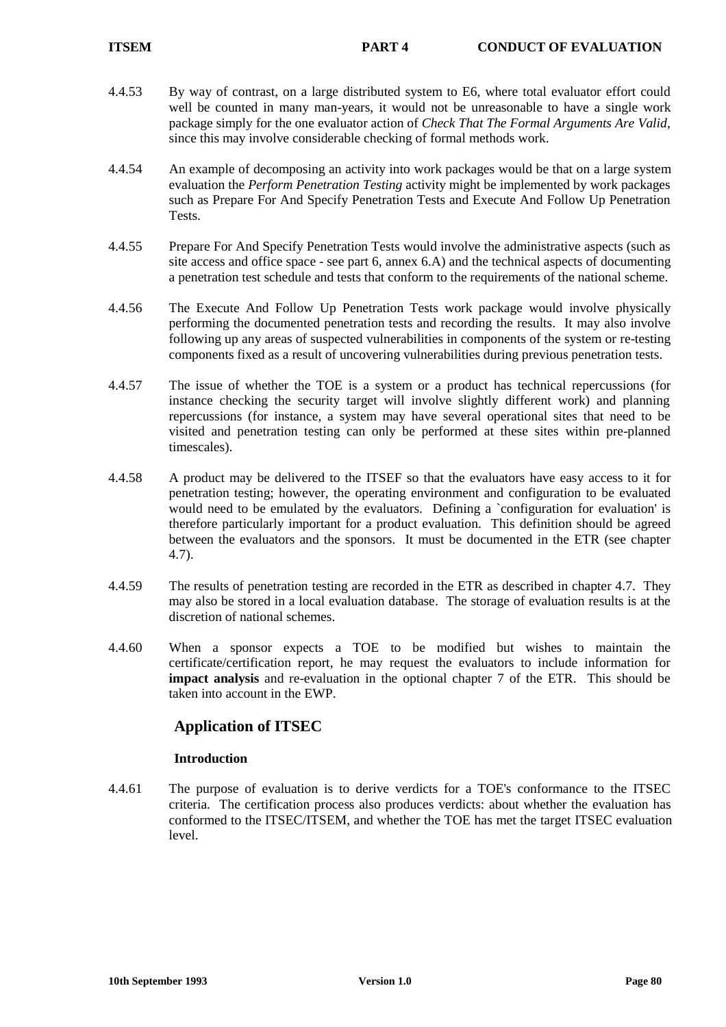4.4.53 By way of contrast, on a large distributed system to E6, where total evaluator effort could well be counted in many man-years, it would not be unreasonable to have a single work package simply for the one evaluator action of *Check That The Formal Arguments Are Valid*, since this may involve considerable checking of formal methods work.

4.4.54 An example of decomposing an activity into work packages would be that on a large system evaluation the *Perform Penetration Testing* activity might be implemented by work packages such as Prepare For And Specify Penetration Tests and Execute And Follow Up Penetration Tests.

4.4.55 Prepare For And Specify Penetration Tests would involve the administrative aspects (such as site access and office space - see part 6, annex 6.A) and the technical aspects of documenting a penetration test schedule and tests that conform to the requirements of the national scheme.

4.4.56 The Execute And Follow Up Penetration Tests work package would involve physically performing the documented penetration tests and recording the results. It may also involve following up any areas of suspected vulnerabilities in components of the system or re-testing components fixed as a result of uncovering vulnerabilities during previous penetration tests.

4.4.57 The issue of whether the TOE is a system or a product has technical repercussions (for instance checking the security target will involve slightly different work) and planning repercussions (for instance, a system may have several operational sites that need to be visited and penetration testing can only be performed at these sites within pre-planned timescales).

4.4.58 A product may be delivered to the ITSEF so that the evaluators have easy access to it for penetration testing; however, the operating environment and configuration to be evaluated would need to be emulated by the evaluators. Defining a `configuration for evaluation' is therefore particularly important for a product evaluation. This definition should be agreed between the evaluators and the sponsors. It must be documented in the ETR (see chapter 4.7).

4.4.59 The results of penetration testing are recorded in the ETR as described in chapter 4.7. They may also be stored in a local evaluation database. The storage of evaluation results is at the discretion of national schemes.

4.4.60 When a sponsor expects a TOE to be modified but wishes to maintain the certificate/certification report, he may request the evaluators to include information for **impact analysis** and re-evaluation in the optional chapter 7 of the ETR. This should be taken into account in the EWP.

## Application of ITSEC

### Introduction

4.4.61 The purpose of evaluation is to derive verdicts for a TOE's conformance to the ITSEC criteria. The certification process also produces verdicts: about whether the evaluation has conformed to the ITSEC/ITSEM, and whether the TOE has met the target ITSEC evaluation level.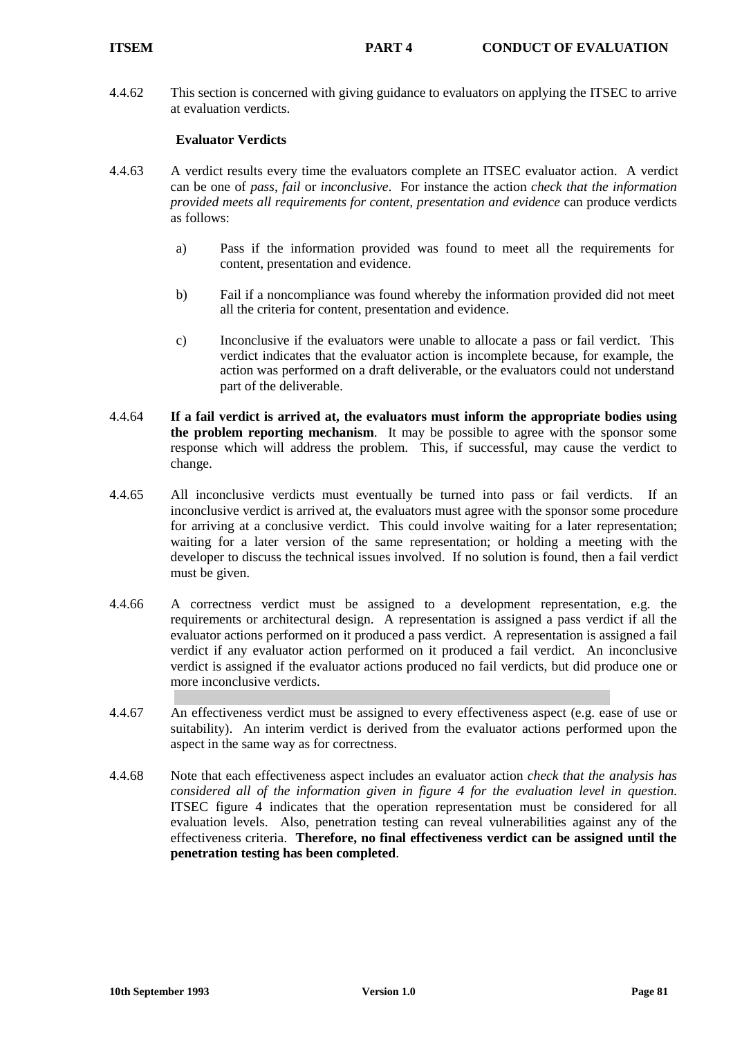4.4.62 This section is concerned with giving guidance to evaluators on applying the ITSEC to arrive at evaluation verdicts.

### Evaluator Verdicts

4.4.63 A verdict results every time the evaluators complete an ITSEC evaluator action. A verdict can be one of *pass*, *fail* or *inconclusive*. For instance the action *check that the information provided meets all requirements for content, presentation and evidence* can produce verdicts as follows:

a) Pass if the information provided was found to meet all the requirements for content, presentation and evidence.

b) Fail if a noncompliance was found whereby the information provided did not meet all the criteria for content, presentation and evidence.

c) Inconclusive if the evaluators were unable to allocate a pass or fail verdict. This verdict indicates that the evaluator action is incomplete because, for example, the action was performed on a draft deliverable, or the evaluators could not understand part of the deliverable.

4.4.64 **If a fail verdict is arrived at, the evaluators must inform the appropriate bodies using the problem reporting mechanism**. It may be possible to agree with the sponsor some response which will address the problem. This, if successful, may cause the verdict to change.

4.4.65 All inconclusive verdicts must eventually be turned into pass or fail verdicts. If an inconclusive verdict is arrived at, the evaluators must agree with the sponsor some procedure for arriving at a conclusive verdict. This could involve waiting for a later representation; waiting for a later version of the same representation; or holding a meeting with the developer to discuss the technical issues involved. If no solution is found, then a fail verdict must be given.

4.4.66 A correctness verdict must be assigned to a development representation, e.g. the requirements or architectural design. A representation is assigned a pass verdict if all the evaluator actions performed on it produced a pass verdict. A representation is assigned a fail verdict if any evaluator action performed on it produced a fail verdict. An inconclusive verdict is assigned if the evaluator actions produced no fail verdicts, but did produce one or more inconclusive verdicts.

4.4.67 An effectiveness verdict must be assigned to every effectiveness aspect (e.g. ease of use or suitability). An interim verdict is derived from the evaluator actions performed upon the aspect in the same way as for correctness.

4.4.68 Note that each effectiveness aspect includes an evaluator action *check that the analysis has considered all of the information given in figure 4 for the evaluation level in question*. ITSEC figure 4 indicates that the operation representation must be considered for all evaluation levels. Also, penetration testing can reveal vulnerabilities against any of the effectiveness criteria. **Therefore, no final effectiveness verdict can be assigned until the penetration testing has been completed**.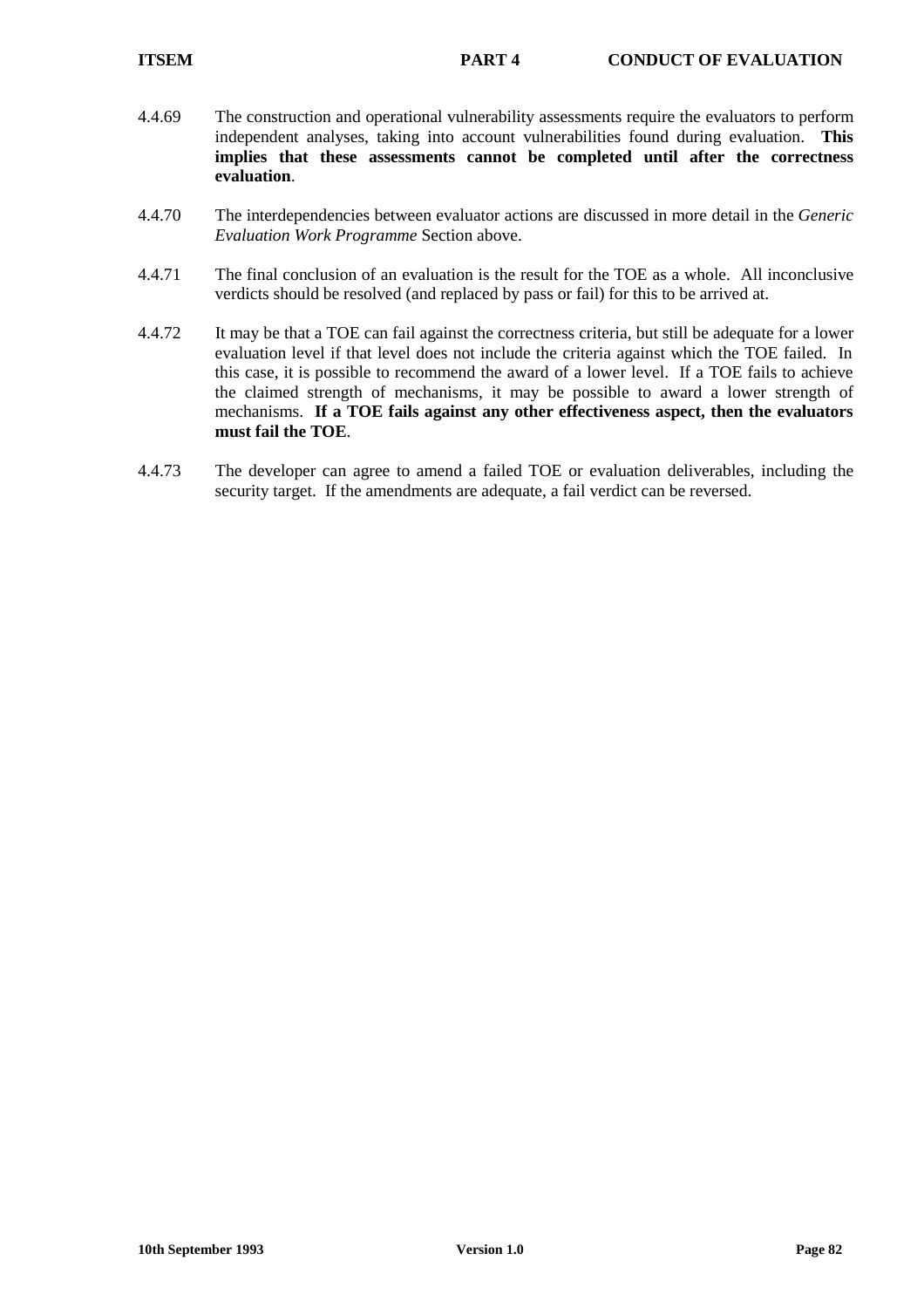4.4.69 The construction and operational vulnerability assessments require the evaluators to perform independent analyses, taking into account vulnerabilities found during evaluation. **This implies that these assessments cannot be completed until after the correctness evaluation**.

4.4.70 The interdependencies between evaluator actions are discussed in more detail in the *Generic Evaluation Work Programme* Section above.

4.4.71 The final conclusion of an evaluation is the result for the TOE as a whole. All inconclusive verdicts should be resolved (and replaced by pass or fail) for this to be arrived at.

4.4.72 It may be that a TOE can fail against the correctness criteria, but still be adequate for a lower evaluation level if that level does not include the criteria against which the TOE failed. In this case, it is possible to recommend the award of a lower level. If a TOE fails to achieve the claimed strength of mechanisms, it may be possible to award a lower strength of mechanisms. **If a TOE fails against any other effectiveness aspect, then the evaluators must fail the TOE**.

4.4.73 The developer can agree to amend a failed TOE or evaluation deliverables, including the security target. If the amendments are adequate, a fail verdict can be reversed.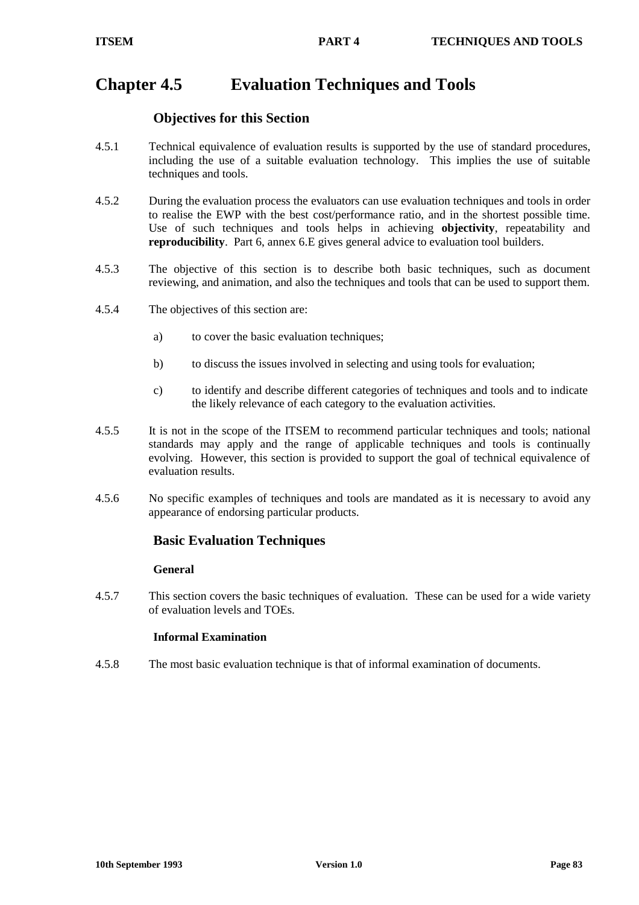# Chapter 4.5 Evaluation Techniques and Tools

## Objectives for this Section

4.5.1 Technical equivalence of evaluation results is supported by the use of standard procedures, including the use of a suitable evaluation technology. This implies the use of suitable techniques and tools.

4.5.2 During the evaluation process the evaluators can use evaluation techniques and tools in order to realise the EWP with the best cost/performance ratio, and in the shortest possible time. Use of such techniques and tools helps in achieving **objectivity**, repeatability and **reproducibility**. Part 6, annex 6.E gives general advice to evaluation tool builders.

4.5.3 The objective of this section is to describe both basic techniques, such as document reviewing, and animation, and also the techniques and tools that can be used to support them.

4.5.4 The objectives of this section are:

a) to cover the basic evaluation techniques;

b) to discuss the issues involved in selecting and using tools for evaluation;

c) to identify and describe different categories of techniques and tools and to indicate the likely relevance of each category to the evaluation activities.

4.5.5 It is not in the scope of the ITSEM to recommend particular techniques and tools; national standards may apply and the range of applicable techniques and tools is continually evolving. However, this section is provided to support the goal of technical equivalence of evaluation results.

4.5.6 No specific examples of techniques and tools are mandated as it is necessary to avoid any appearance of endorsing particular products.

## Basic Evaluation Techniques

### General

4.5.7 This section covers the basic techniques of evaluation. These can be used for a wide variety of evaluation levels and TOEs.

### Informal Examination

4.5.8 The most basic evaluation technique is that of informal examination of documents.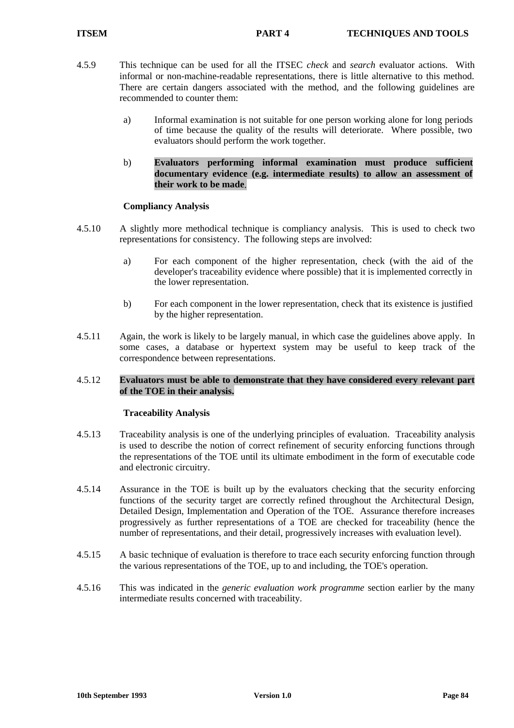4.5.9 This technique can be used for all the ITSEC *check* and *search* evaluator actions. With informal or non-machine-readable representations, there is little alternative to this method. There are certain dangers associated with the method, and the following guidelines are recommended to counter them:

a) Informal examination is not suitable for one person working alone for long periods of time because the quality of the results will deteriorate. Where possible, two evaluators should perform the work together.

b) **Evaluators performing informal examination must produce sufficient documentary evidence (e.g. intermediate results) to allow an assessment of their work to be made**.

### Compliancy Analysis

4.5.10 A slightly more methodical technique is compliancy analysis. This is used to check two representations for consistency. The following steps are involved:

a) For each component of the higher representation, check (with the aid of the developer's traceability evidence where possible) that it is implemented correctly in the lower representation.

b) For each component in the lower representation, check that its existence is justified by the higher representation.

4.5.11 Again, the work is likely to be largely manual, in which case the guidelines above apply. In some cases, a database or hypertext system may be useful to keep track of the correspondence between representations.

4.5.12 **Evaluators must be able to demonstrate that they have considered every relevant part of the TOE in their analysis.**

### Traceability Analysis

4.5.13 Traceability analysis is one of the underlying principles of evaluation. Traceability analysis is used to describe the notion of correct refinement of security enforcing functions through the representations of the TOE until its ultimate embodiment in the form of executable code and electronic circuitry.

4.5.14 Assurance in the TOE is built up by the evaluators checking that the security enforcing functions of the security target are correctly refined throughout the Architectural Design, Detailed Design, Implementation and Operation of the TOE. Assurance therefore increases progressively as further representations of a TOE are checked for traceability (hence the number of representations, and their detail, progressively increases with evaluation level).

4.5.15 A basic technique of evaluation is therefore to trace each security enforcing function through the various representations of the TOE, up to and including, the TOE's operation.

4.5.16 This was indicated in the *generic evaluation work programme* section earlier by the many intermediate results concerned with traceability.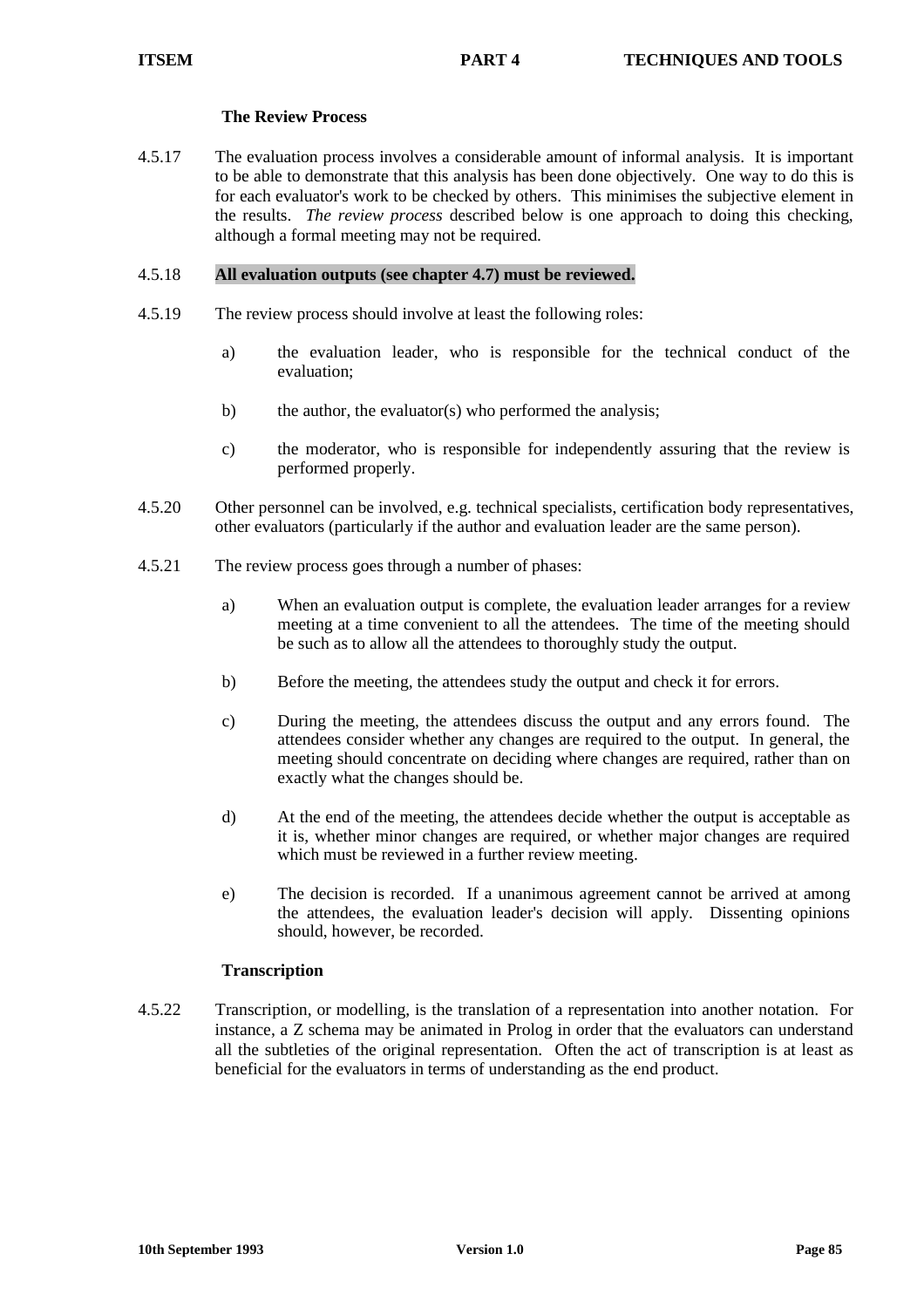### The Review Process

4.5.17 The evaluation process involves a considerable amount of informal analysis. It is important to be able to demonstrate that this analysis has been done objectively. One way to do this is for each evaluator's work to be checked by others. This minimises the subjective element in the results. *The review process* described below is one approach to doing this checking, although a formal meeting may not be required.

4.5.18 **All evaluation outputs (see chapter 4.7) must be reviewed.**

4.5.19 The review process should involve at least the following roles:

a) the evaluation leader, who is responsible for the technical conduct of the evaluation;

b) the author, the evaluator(s) who performed the analysis;

c) the moderator, who is responsible for independently assuring that the review is performed properly.

4.5.20 Other personnel can be involved, e.g. technical specialists, certification body representatives, other evaluators (particularly if the author and evaluation leader are the same person).

4.5.21 The review process goes through a number of phases:

a) When an evaluation output is complete, the evaluation leader arranges for a review meeting at a time convenient to all the attendees. The time of the meeting should be such as to allow all the attendees to thoroughly study the output.

b) Before the meeting, the attendees study the output and check it for errors.

c) During the meeting, the attendees discuss the output and any errors found. The attendees consider whether any changes are required to the output. In general, the meeting should concentrate on deciding where changes are required, rather than on exactly what the changes should be.

d) At the end of the meeting, the attendees decide whether the output is acceptable as it is, whether minor changes are required, or whether major changes are required which must be reviewed in a further review meeting.

e) The decision is recorded. If a unanimous agreement cannot be arrived at among the attendees, the evaluation leader's decision will apply. Dissenting opinions should, however, be recorded.

### Transcription

4.5.22 Transcription, or modelling, is the translation of a representation into another notation. For instance, a Z schema may be animated in Prolog in order that the evaluators can understand all the subtleties of the original representation. Often the act of transcription is at least as beneficial for the evaluators in terms of understanding as the end product.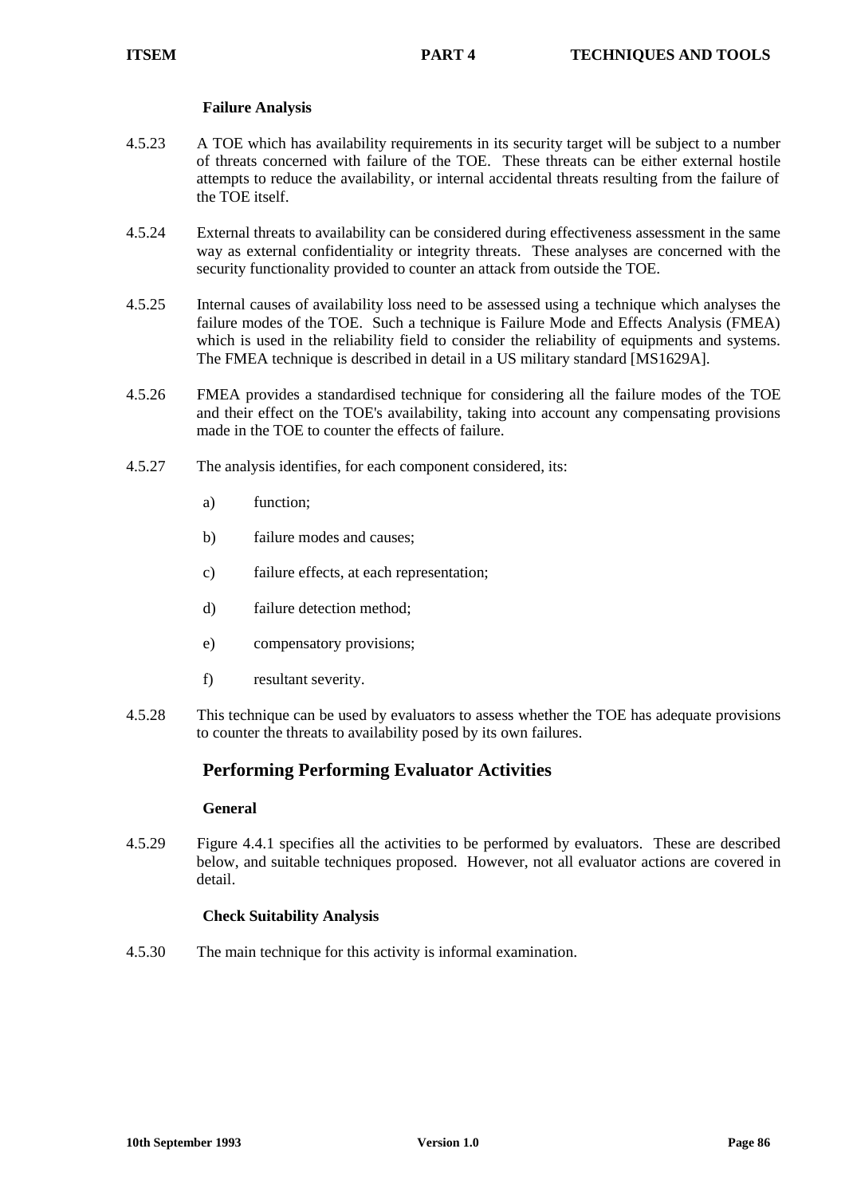#### Failure Analysis

4.5.23 A TOE which has availability requirements in its security target will be subject to a number of threats concerned with failure of the TOE. These threats can be either external hostile attempts to reduce the availability, or internal accidental threats resulting from the failure of the TOE itself.

4.5.24 External threats to availability can be considered during effectiveness assessment in the same way as external confidentiality or integrity threats. These analyses are concerned with the security functionality provided to counter an attack from outside the TOE.

4.5.25 Internal causes of availability loss need to be assessed using a technique which analyses the failure modes of the TOE. Such a technique is Failure Mode and Effects Analysis (FMEA) which is used in the reliability field to consider the reliability of equipments and systems. The FMEA technique is described in detail in a US military standard [MS1629A].

4.5.26 FMEA provides a standardised technique for considering all the failure modes of the TOE and their effect on the TOE's availability, taking into account any compensating provisions made in the TOE to counter the effects of failure.

4.5.27 The analysis identifies, for each component considered, its:

a) function;

b) failure modes and causes;

c) failure effects, at each representation;

d) failure detection method;

e) compensatory provisions;

f) resultant severity.

4.5.28 This technique can be used by evaluators to assess whether the TOE has adequate provisions to counter the threats to availability posed by its own failures.

### Performing Performing Evaluator Activities

#### General

4.5.29 Figure 4.4.1 specifies all the activities to be performed by evaluators. These are described below, and suitable techniques proposed. However, not all evaluator actions are covered in detail.

#### Check Suitability Analysis

4.5.30 The main technique for this activity is informal examination.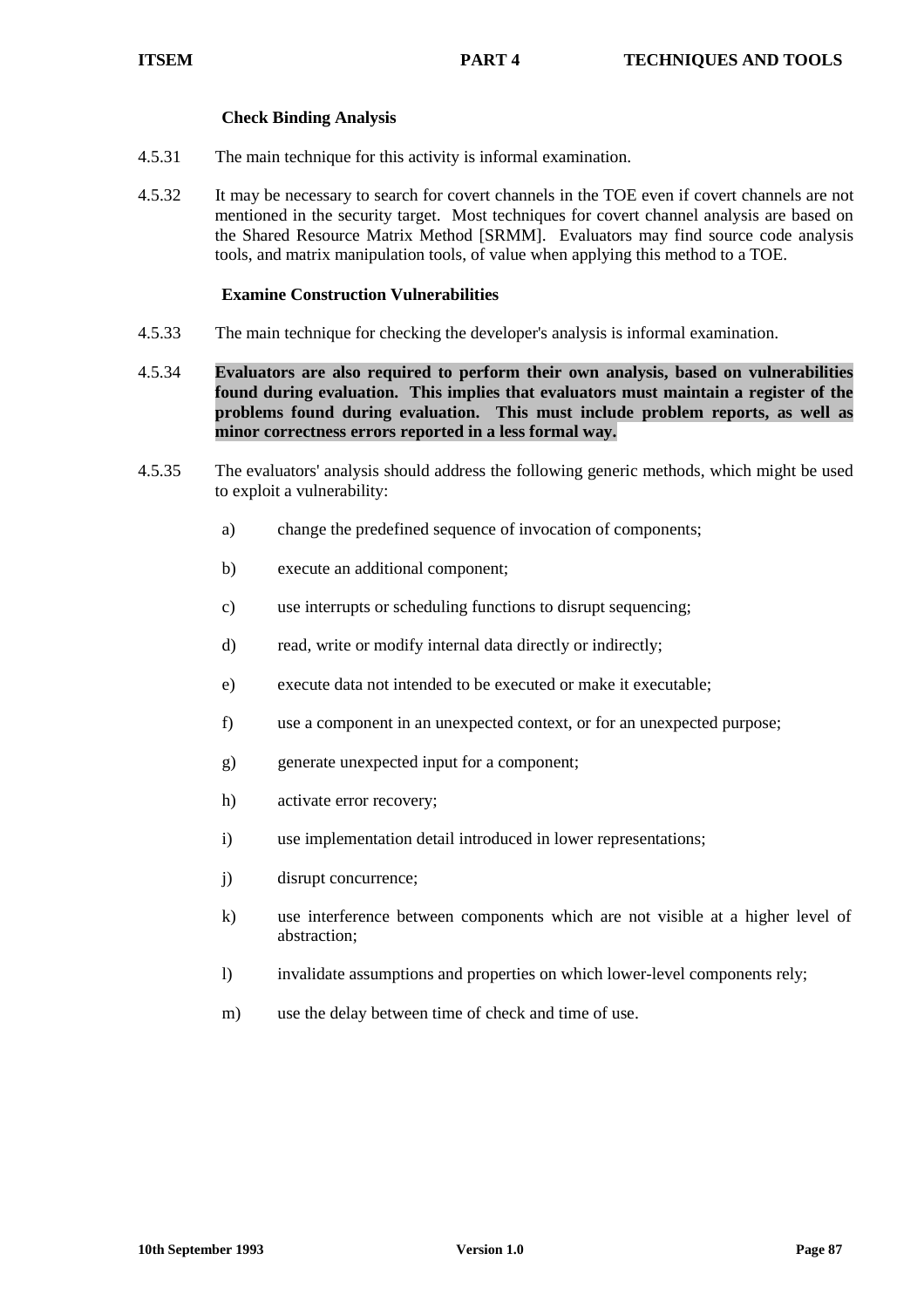**Check Binding Analysis**

4.5.31 The main technique for this activity is informal examination.

4.5.32 It may be necessary to search for covert channels in the TOE even if covert channels are not mentioned in the security target. Most techniques for covert channel analysis are based on the Shared Resource Matrix Method [SRMM]. Evaluators may find source code analysis tools, and matrix manipulation tools, of value when applying this method to a TOE.

**Examine Construction Vulnerabilities**

4.5.33 The main technique for checking the developer's analysis is informal examination.

4.5.34 **Evaluators are also required to perform their own analysis, based on vulnerabilities found during evaluation. This implies that evaluators must maintain a register of the problems found during evaluation. This must include problem reports, as well as minor correctness errors reported in a less formal way.**

4.5.35 The evaluators' analysis should address the following generic methods, which might be used to exploit a vulnerability:

a) change the predefined sequence of invocation of components;

b) execute an additional component;

c) use interrupts or scheduling functions to disrupt sequencing;

d) read, write or modify internal data directly or indirectly;

e) execute data not intended to be executed or make it executable;

f) use a component in an unexpected context, or for an unexpected purpose;

g) generate unexpected input for a component;

h) activate error recovery;

i) use implementation detail introduced in lower representations;

j) disrupt concurrence;

k) use interference between components which are not visible at a higher level of abstraction;

l) invalidate assumptions and properties on which lower-level components rely;

m) use the delay between time of check and time of use.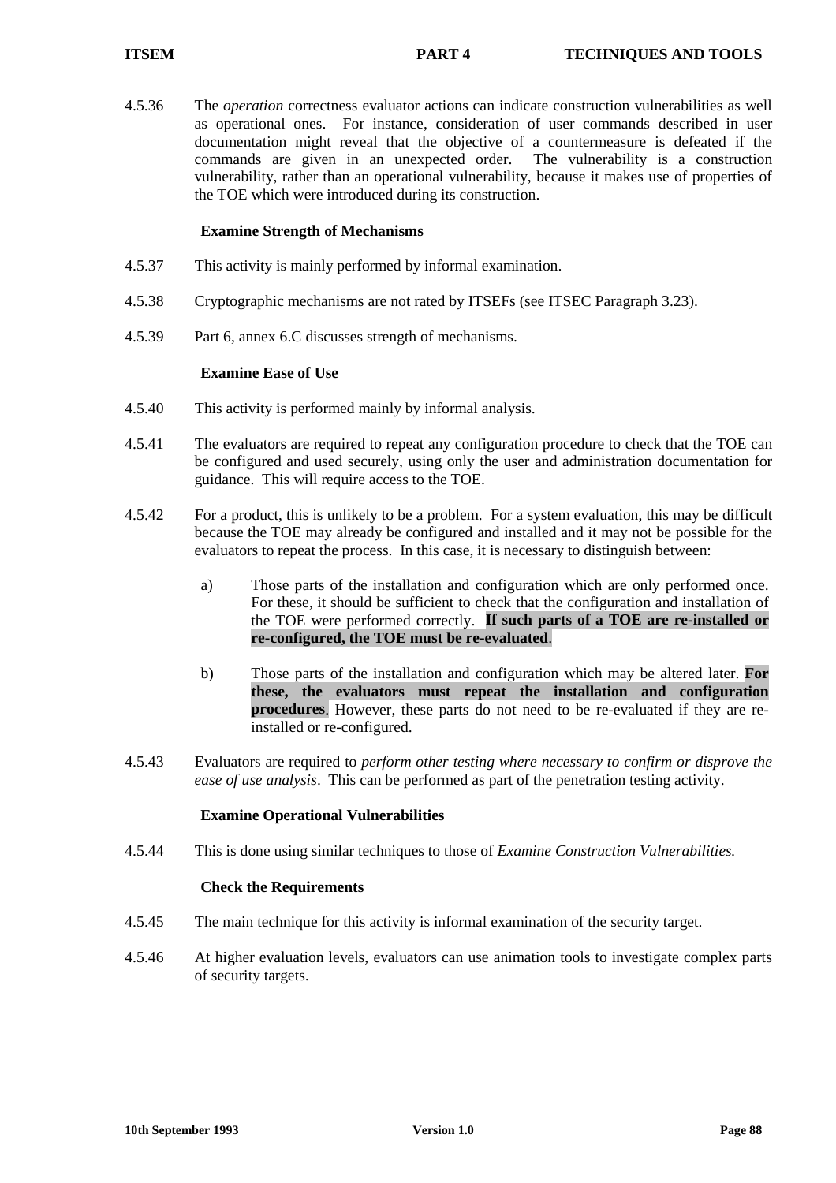4.5.36 The *operation* correctness evaluator actions can indicate construction vulnerabilities as well as operational ones. For instance, consideration of user commands described in user documentation might reveal that the objective of a countermeasure is defeated if the commands are given in an unexpected order. The vulnerability is a construction vulnerability, rather than an operational vulnerability, because it makes use of properties of the TOE which were introduced during its construction.

### Examine Strength of Mechanisms

4.5.37 This activity is mainly performed by informal examination.

4.5.38 Cryptographic mechanisms are not rated by ITSEFs (see ITSEC Paragraph 3.23).

4.5.39 Part 6, annex 6.C discusses strength of mechanisms.

### Examine Ease of Use

4.5.40 This activity is performed mainly by informal analysis.

4.5.41 The evaluators are required to repeat any configuration procedure to check that the TOE can be configured and used securely, using only the user and administration documentation for guidance. This will require access to the TOE.

4.5.42 For a product, this is unlikely to be a problem. For a system evaluation, this may be difficult because the TOE may already be configured and installed and it may not be possible for the evaluators to repeat the process. In this case, it is necessary to distinguish between:

a) Those parts of the installation and configuration which are only performed once. For these, it should be sufficient to check that the configuration and installation of the TOE were performed correctly. **If such parts of a TOE are re-installed or re-configured, the TOE must be re-evaluated**.

b) Those parts of the installation and configuration which may be altered later. **For these, the evaluators must repeat the installation and configuration procedures**. However, these parts do not need to be re-evaluated if they are re-installed or re-configured.

4.5.43 Evaluators are required to *perform other testing where necessary to confirm or disprove the ease of use analysis*. This can be performed as part of the penetration testing activity.

### Examine Operational Vulnerabilities

4.5.44 This is done using similar techniques to those of *Examine Construction Vulnerabilities.*

### Check the Requirements

4.5.45 The main technique for this activity is informal examination of the security target.

4.5.46 At higher evaluation levels, evaluators can use animation tools to investigate complex parts of security targets.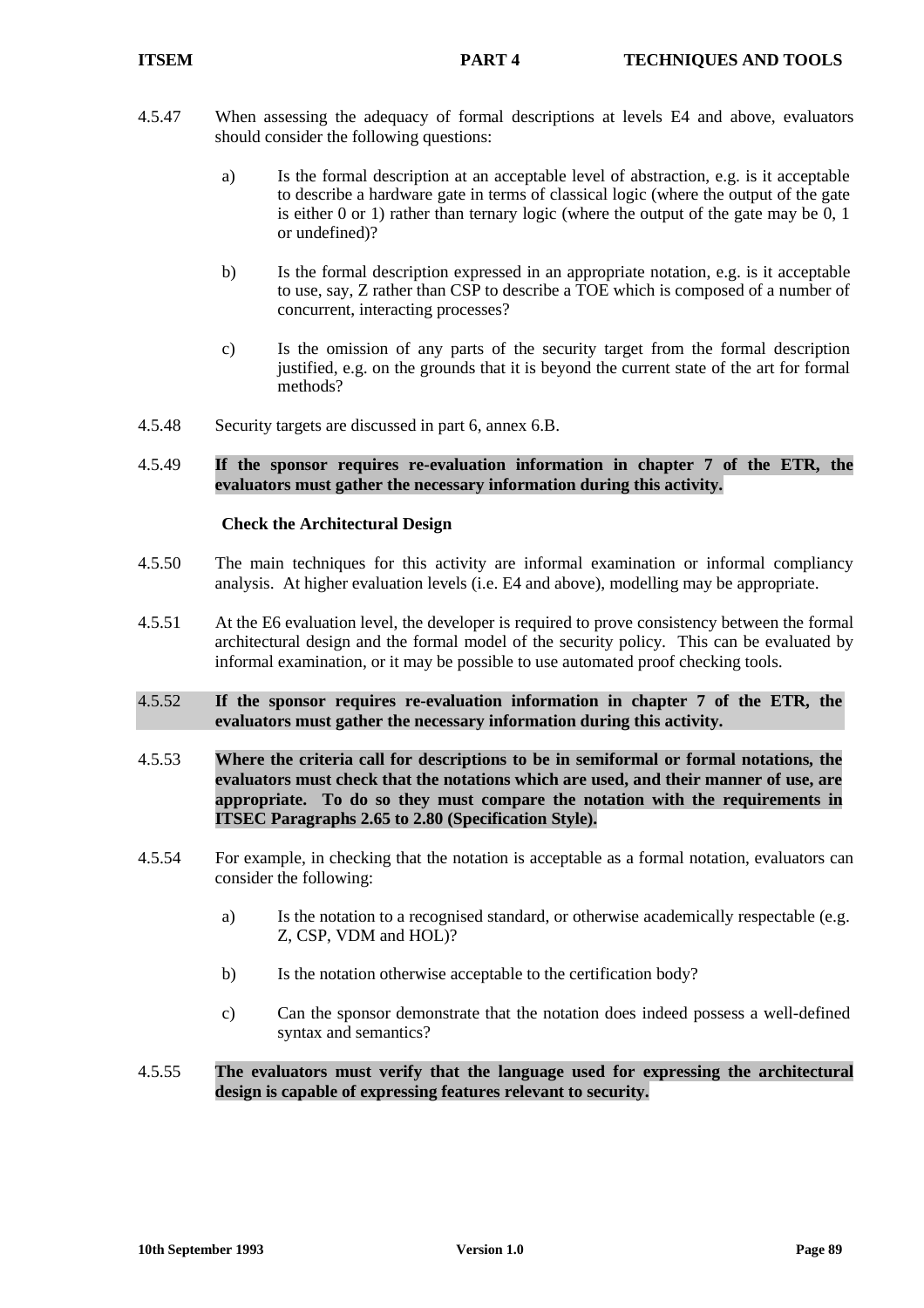4.5.47 When assessing the adequacy of formal descriptions at levels E4 and above, evaluators should consider the following questions:

a) Is the formal description at an acceptable level of abstraction, e.g. is it acceptable to describe a hardware gate in terms of classical logic (where the output of the gate is either 0 or 1) rather than ternary logic (where the output of the gate may be 0, 1 or undefined)?

b) Is the formal description expressed in an appropriate notation, e.g. is it acceptable to use, say, Z rather than CSP to describe a TOE which is composed of a number of concurrent, interacting processes?

c) Is the omission of any parts of the security target from the formal description justified, e.g. on the grounds that it is beyond the current state of the art for formal methods?

4.5.48 Security targets are discussed in part 6, annex 6.B.

4.5.49 **If the sponsor requires re-evaluation information in chapter 7 of the ETR, the evaluators must gather the necessary information during this activity.**

### Check the Architectural Design

4.5.50 The main techniques for this activity are informal examination or informal compliancy analysis. At higher evaluation levels (i.e. E4 and above), modelling may be appropriate.

4.5.51 At the E6 evaluation level, the developer is required to prove consistency between the formal architectural design and the formal model of the security policy. This can be evaluated by informal examination, or it may be possible to use automated proof checking tools.

4.5.52 **If the sponsor requires re-evaluation information in chapter 7 of the ETR, the evaluators must gather the necessary information during this activity.**

4.5.53 **Where the criteria call for descriptions to be in semiformal or formal notations, the evaluators must check that the notations which are used, and their manner of use, are appropriate. To do so they must compare the notation with the requirements in ITSEC Paragraphs 2.65 to 2.80 (Specification Style).**

4.5.54 For example, in checking that the notation is acceptable as a formal notation, evaluators can consider the following:

a) Is the notation to a recognised standard, or otherwise academically respectable (e.g. Z, CSP, VDM and HOL)?

b) Is the notation otherwise acceptable to the certification body?

c) Can the sponsor demonstrate that the notation does indeed possess a well-defined syntax and semantics?

4.5.55 **The evaluators must verify that the language used for expressing the architectural design is capable of expressing features relevant to security.**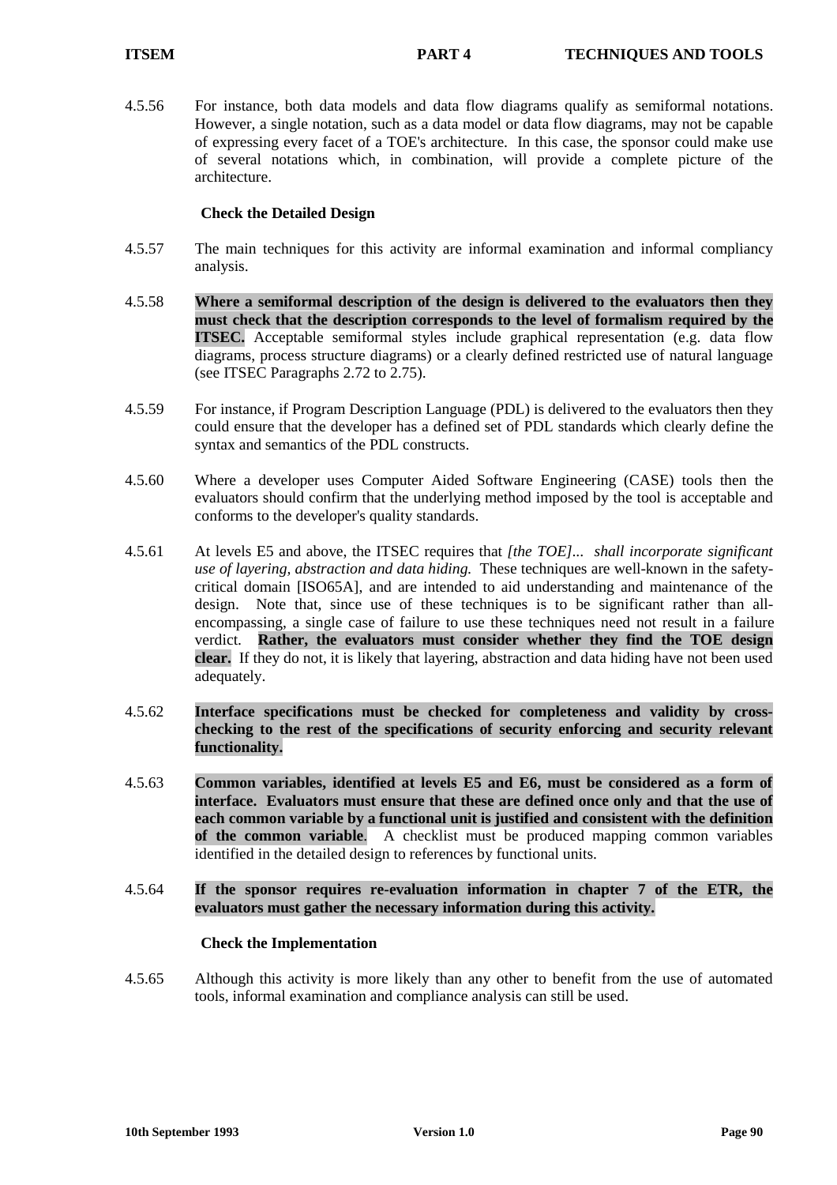4.5.56 For instance, both data models and data flow diagrams qualify as semiformal notations. However, a single notation, such as a data model or data flow diagrams, may not be capable of expressing every facet of a TOE's architecture. In this case, the sponsor could make use of several notations which, in combination, will provide a complete picture of the architecture.

### Check the Detailed Design

4.5.57 The main techniques for this activity are informal examination and informal compliancy analysis.

4.5.58 **Where a semiformal description of the design is delivered to the evaluators then they must check that the description corresponds to the level of formalism required by the ITSEC.** Acceptable semiformal styles include graphical representation (e.g. data flow diagrams, process structure diagrams) or a clearly defined restricted use of natural language (see ITSEC Paragraphs 2.72 to 2.75).

4.5.59 For instance, if Program Description Language (PDL) is delivered to the evaluators then they could ensure that the developer has a defined set of PDL standards which clearly define the syntax and semantics of the PDL constructs.

4.5.60 Where a developer uses Computer Aided Software Engineering (CASE) tools then the evaluators should confirm that the underlying method imposed by the tool is acceptable and conforms to the developer's quality standards.

4.5.61 At levels E5 and above, the ITSEC requires that *[the TOE]... shall incorporate significant use of layering, abstraction and data hiding.* These techniques are well-known in the safety-critical domain [ISO65A], and are intended to aid understanding and maintenance of the design. Note that, since use of these techniques is to be significant rather than all-encompassing, a single case of failure to use these techniques need not result in a failure verdict. **Rather, the evaluators must consider whether they find the TOE design clear.** If they do not, it is likely that layering, abstraction and data hiding have not been used adequately.

4.5.62 **Interface specifications must be checked for completeness and validity by cross-checking to the rest of the specifications of security enforcing and security relevant functionality.**

4.5.63 **Common variables, identified at levels E5 and E6, must be considered as a form of interface. Evaluators must ensure that these are defined once only and that the use of each common variable by a functional unit is justified and consistent with the definition of the common variable**. A checklist must be produced mapping common variables identified in the detailed design to references by functional units.

4.5.64 **If the sponsor requires re-evaluation information in chapter 7 of the ETR, the evaluators must gather the necessary information during this activity.**

### Check the Implementation

4.5.65 Although this activity is more likely than any other to benefit from the use of automated tools, informal examination and compliance analysis can still be used.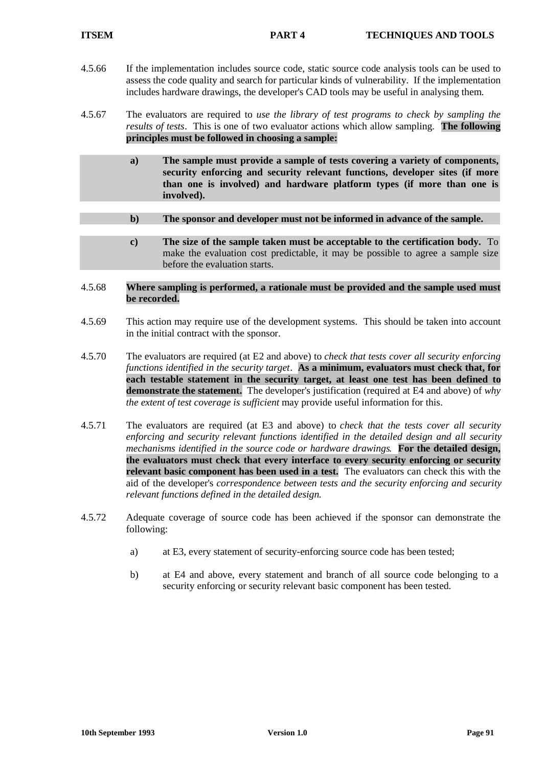4.5.66 If the implementation includes source code, static source code analysis tools can be used to assess the code quality and search for particular kinds of vulnerability. If the implementation includes hardware drawings, the developer's CAD tools may be useful in analysing them.

4.5.67 The evaluators are required to *use the library of test programs to check by sampling the results of tests*. This is one of two evaluator actions which allow sampling. **The following principles must be followed in choosing a sample:**

a) **The sample must provide a sample of tests covering a variety of components, security enforcing and security relevant functions, developer sites (if more than one is involved) and hardware platform types (if more than one is involved).**

b) **The sponsor and developer must not be informed in advance of the sample.**

c) **The size of the sample taken must be acceptable to the certification body.** To make the evaluation cost predictable, it may be possible to agree a sample size before the evaluation starts.

4.5.68 **Where sampling is performed, a rationale must be provided and the sample used must be recorded.**

4.5.69 This action may require use of the development systems. This should be taken into account in the initial contract with the sponsor.

4.5.70 The evaluators are required (at E2 and above) to *check that tests cover all security enforcing functions identified in the security target*. **As a minimum, evaluators must check that, for each testable statement in the security target, at least one test has been defined to demonstrate the statement.** The developer's justification (required at E4 and above) of *why the extent of test coverage is sufficient* may provide useful information for this.

4.5.71 The evaluators are required (at E3 and above) to *check that the tests cover all security enforcing and security relevant functions identified in the detailed design and all security mechanisms identified in the source code or hardware drawings.* **For the detailed design, the evaluators must check that every interface to every security enforcing or security relevant basic component has been used in a test.** The evaluators can check this with the aid of the developer's *correspondence between tests and the security enforcing and security relevant functions defined in the detailed design.*

4.5.72 Adequate coverage of source code has been achieved if the sponsor can demonstrate the following:

a) at E3, every statement of security-enforcing source code has been tested;

b) at E4 and above, every statement and branch of all source code belonging to a security enforcing or security relevant basic component has been tested.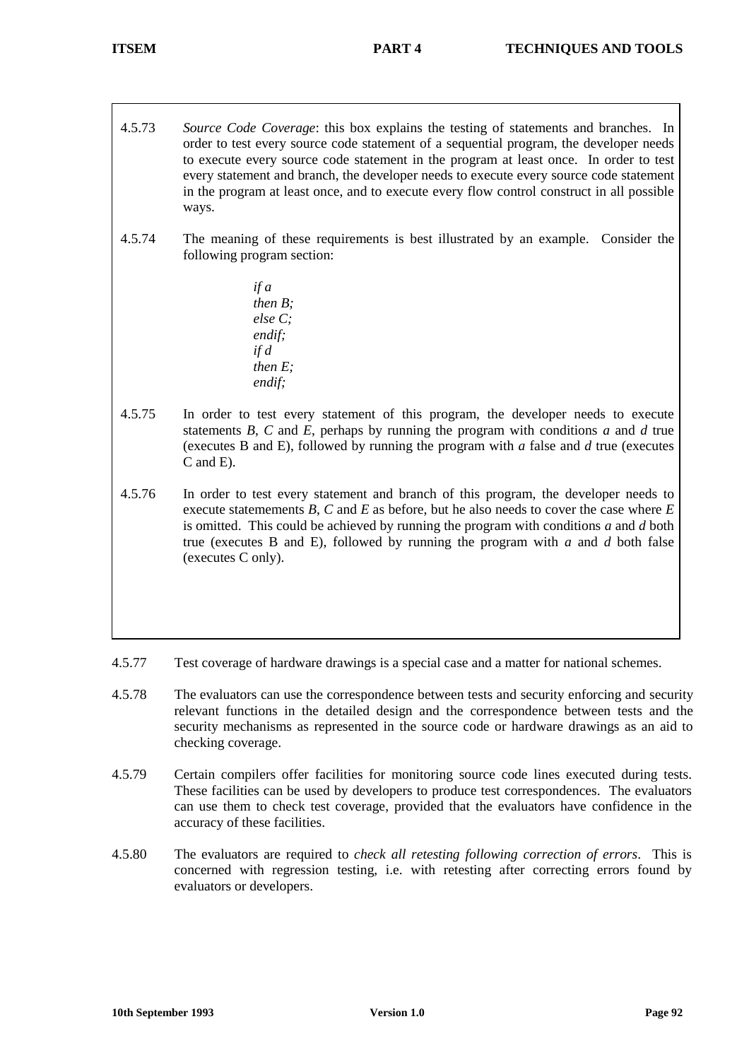4.5.73 *Source Code Coverage*: this box explains the testing of statements and branches. In order to test every source code statement of a sequential program, the developer needs to execute every source code statement in the program at least once. In order to test every statement and branch, the developer needs to execute every source code statement in the program at least once, and to execute every flow control construct in all possible ways.

4.5.74 The meaning of these requirements is best illustrated by an example. Consider the following program section:

```
if a
then B;
else C;
endif;
if d
then E;
endif;
```

4.5.75 In order to test every statement of this program, the developer needs to execute statements *B*, *C* and *E*, perhaps by running the program with conditions *a* and *d* true (executes B and E), followed by running the program with *a* false and *d* true (executes C and E).

4.5.76 In order to test every statement and branch of this program, the developer needs to execute statemements *B*, *C* and *E* as before, but he also needs to cover the case where *E* is omitted. This could be achieved by running the program with conditions *a* and *d* both true (executes B and E), followed by running the program with *a* and *d* both false (executes C only).

4.5.77 Test coverage of hardware drawings is a special case and a matter for national schemes.

4.5.78 The evaluators can use the correspondence between tests and security enforcing and security relevant functions in the detailed design and the correspondence between tests and the security mechanisms as represented in the source code or hardware drawings as an aid to checking coverage.

4.5.79 Certain compilers offer facilities for monitoring source code lines executed during tests. These facilities can be used by developers to produce test correspondences. The evaluators can use them to check test coverage, provided that the evaluators have confidence in the accuracy of these facilities.

4.5.80 The evaluators are required to *check all retesting following correction of errors*. This is concerned with regression testing, i.e. with retesting after correcting errors found by evaluators or developers.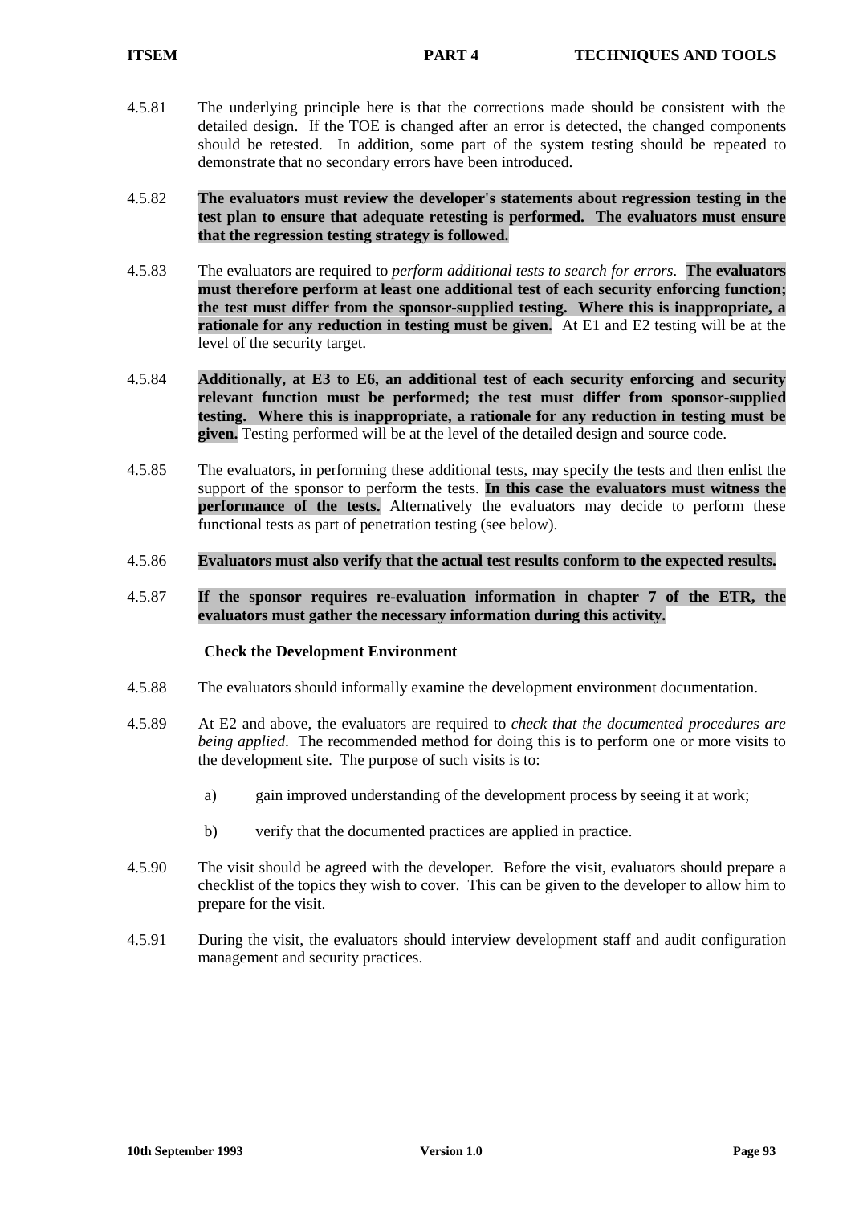4.5.81 The underlying principle here is that the corrections made should be consistent with the detailed design. If the TOE is changed after an error is detected, the changed components should be retested. In addition, some part of the system testing should be repeated to demonstrate that no secondary errors have been introduced.

4.5.82 **The evaluators must review the developer's statements about regression testing in the test plan to ensure that adequate retesting is performed. The evaluators must ensure that the regression testing strategy is followed.**

4.5.83 The evaluators are required to *perform additional tests to search for errors*. **The evaluators must therefore perform at least one additional test of each security enforcing function; the test must differ from the sponsor-supplied testing. Where this is inappropriate, a rationale for any reduction in testing must be given.** At E1 and E2 testing will be at the level of the security target.

4.5.84 **Additionally, at E3 to E6, an additional test of each security enforcing and security relevant function must be performed; the test must differ from sponsor-supplied testing. Where this is inappropriate, a rationale for any reduction in testing must be given.** Testing performed will be at the level of the detailed design and source code.

4.5.85 The evaluators, in performing these additional tests, may specify the tests and then enlist the support of the sponsor to perform the tests. **In this case the evaluators must witness the performance of the tests.** Alternatively the evaluators may decide to perform these functional tests as part of penetration testing (see below).

4.5.86 **Evaluators must also verify that the actual test results conform to the expected results.**

4.5.87 **If the sponsor requires re-evaluation information in chapter 7 of the ETR, the evaluators must gather the necessary information during this activity.**

#### Check the Development Environment

4.5.88 The evaluators should informally examine the development environment documentation.

4.5.89 At E2 and above, the evaluators are required to *check that the documented procedures are being applied*. The recommended method for doing this is to perform one or more visits to the development site. The purpose of such visits is to:

a) gain improved understanding of the development process by seeing it at work;

b) verify that the documented practices are applied in practice.

4.5.90 The visit should be agreed with the developer. Before the visit, evaluators should prepare a checklist of the topics they wish to cover. This can be given to the developer to allow him to prepare for the visit.

4.5.91 During the visit, the evaluators should interview development staff and audit configuration management and security practices.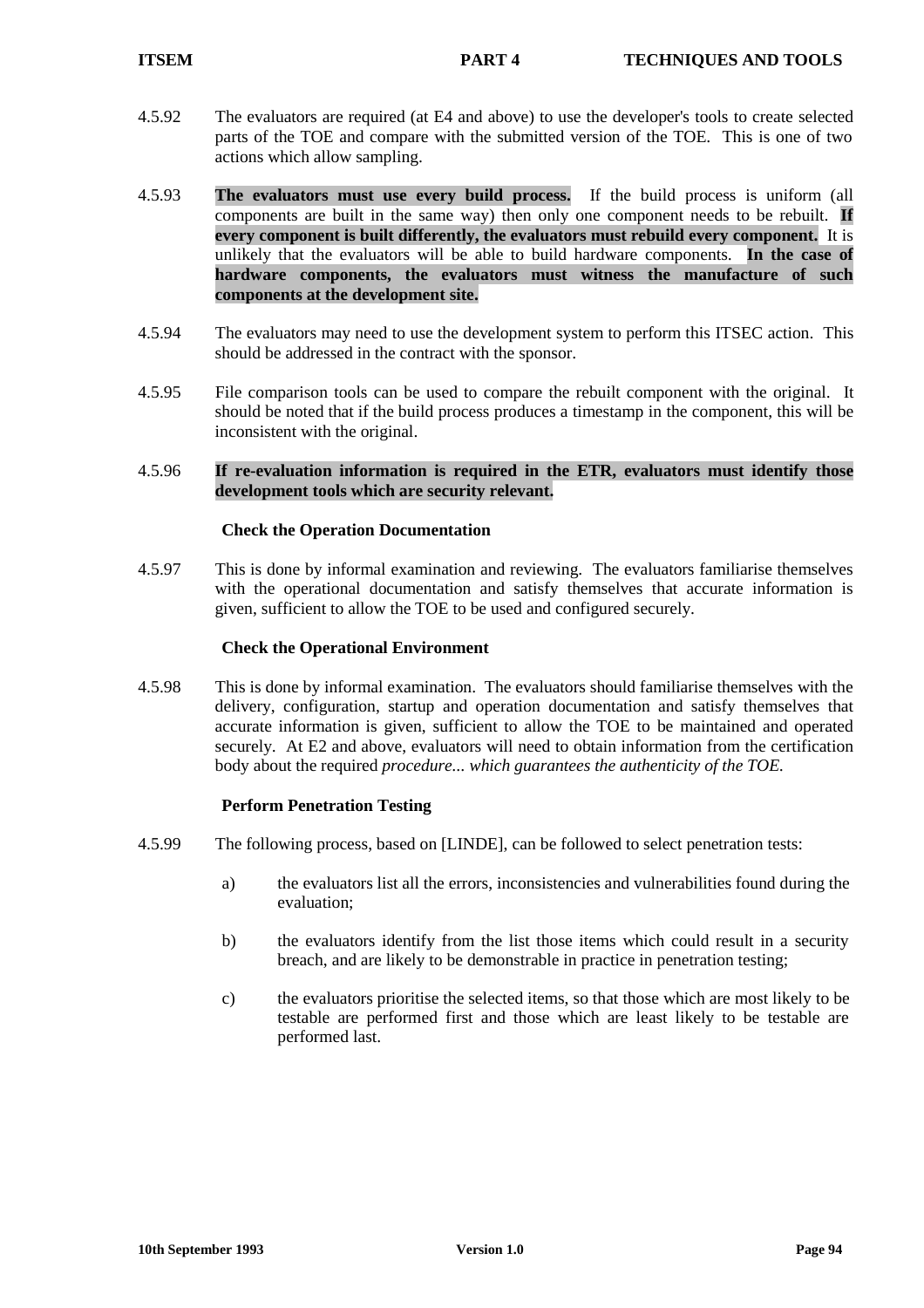4.5.92 The evaluators are required (at E4 and above) to use the developer's tools to create selected parts of the TOE and compare with the submitted version of the TOE. This is one of two actions which allow sampling.

4.5.93 **The evaluators must use every build process.** If the build process is uniform (all components are built in the same way) then only one component needs to be rebuilt. **If every component is built differently, the evaluators must rebuild every component.** It is unlikely that the evaluators will be able to build hardware components. **In the case of hardware components, the evaluators must witness the manufacture of such components at the development site.**

4.5.94 The evaluators may need to use the development system to perform this ITSEC action. This should be addressed in the contract with the sponsor.

4.5.95 File comparison tools can be used to compare the rebuilt component with the original. It should be noted that if the build process produces a timestamp in the component, this will be inconsistent with the original.

4.5.96 **If re-evaluation information is required in the ETR, evaluators must identify those development tools which are security relevant.**

### Check the Operation Documentation

4.5.97 This is done by informal examination and reviewing. The evaluators familiarise themselves with the operational documentation and satisfy themselves that accurate information is given, sufficient to allow the TOE to be used and configured securely.

### Check the Operational Environment

4.5.98 This is done by informal examination. The evaluators should familiarise themselves with the delivery, configuration, startup and operation documentation and satisfy themselves that accurate information is given, sufficient to allow the TOE to be maintained and operated securely. At E2 and above, evaluators will need to obtain information from the certification body about the required *procedure... which guarantees the authenticity of the TOE.*

### Perform Penetration Testing

4.5.99 The following process, based on [LINDE], can be followed to select penetration tests:

a) the evaluators list all the errors, inconsistencies and vulnerabilities found during the evaluation;

b) the evaluators identify from the list those items which could result in a security breach, and are likely to be demonstrable in practice in penetration testing;

c) the evaluators prioritise the selected items, so that those which are most likely to be testable are performed first and those which are least likely to be testable are performed last.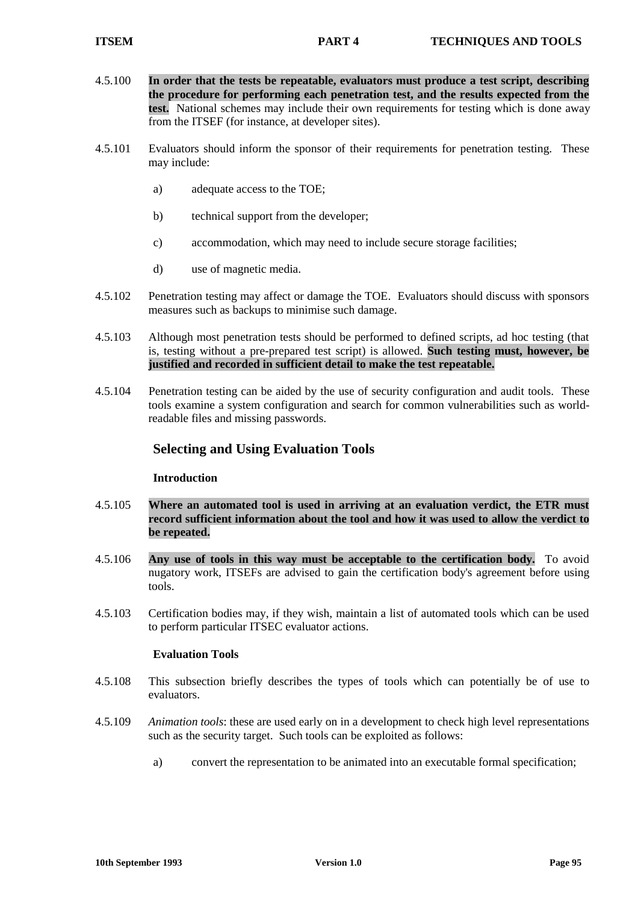4.5.100 **In order that the tests be repeatable, evaluators must produce a test script, describing the procedure for performing each penetration test, and the results expected from the test.** National schemes may include their own requirements for testing which is done away from the ITSEF (for instance, at developer sites).

4.5.101 Evaluators should inform the sponsor of their requirements for penetration testing. These may include:

a) adequate access to the TOE;

b) technical support from the developer;

c) accommodation, which may need to include secure storage facilities;

d) use of magnetic media.

4.5.102 Penetration testing may affect or damage the TOE. Evaluators should discuss with sponsors measures such as backups to minimise such damage.

4.5.103 Although most penetration tests should be performed to defined scripts, ad hoc testing (that is, testing without a pre-prepared test script) is allowed. **Such testing must, however, be justified and recorded in sufficient detail to make the test repeatable.**

4.5.104 Penetration testing can be aided by the use of security configuration and audit tools. These tools examine a system configuration and search for common vulnerabilities such as world-readable files and missing passwords.

## Selecting and Using Evaluation Tools

### Introduction

4.5.105 **Where an automated tool is used in arriving at an evaluation verdict, the ETR must record sufficient information about the tool and how it was used to allow the verdict to be repeated.**

4.5.106 **Any use of tools in this way must be acceptable to the certification body.** To avoid nugatory work, ITSEFs are advised to gain the certification body's agreement before using tools.

4.5.103 Certification bodies may, if they wish, maintain a list of automated tools which can be used to perform particular ITSEC evaluator actions.

### Evaluation Tools

4.5.108 This subsection briefly describes the types of tools which can potentially be of use to evaluators.

4.5.109 *Animation tools*: these are used early on in a development to check high level representations such as the security target. Such tools can be exploited as follows:

a) convert the representation to be animated into an executable formal specification;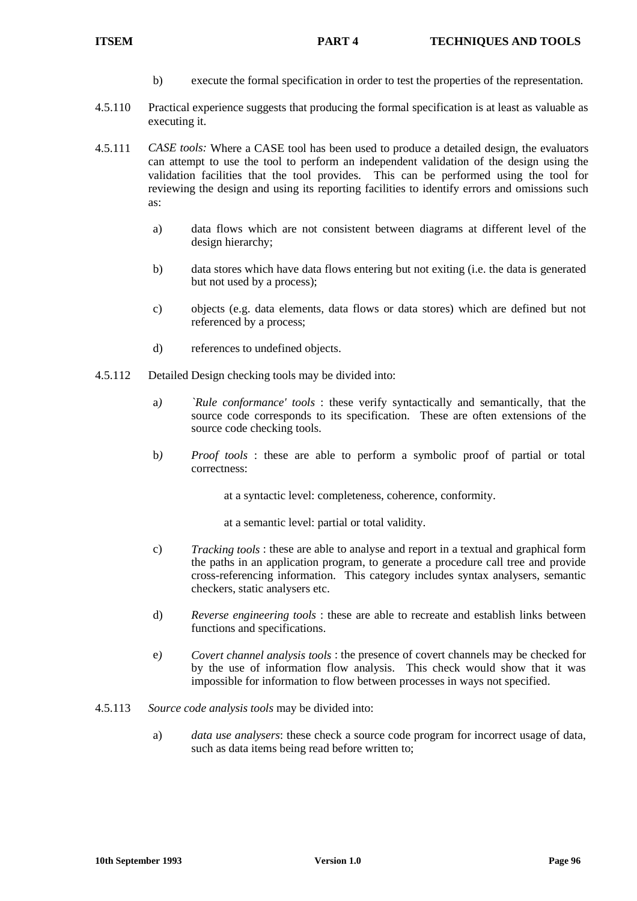b) execute the formal specification in order to test the properties of the representation.

4.5.110 Practical experience suggests that producing the formal specification is at least as valuable as executing it.

4.5.111 *CASE tools:* Where a CASE tool has been used to produce a detailed design, the evaluators can attempt to use the tool to perform an independent validation of the design using the validation facilities that the tool provides. This can be performed using the tool for reviewing the design and using its reporting facilities to identify errors and omissions such as:

a) data flows which are not consistent between diagrams at different level of the design hierarchy;

b) data stores which have data flows entering but not exiting (i.e. the data is generated but not used by a process);

c) objects (e.g. data elements, data flows or data stores) which are defined but not referenced by a process;

d) references to undefined objects.

4.5.112 Detailed Design checking tools may be divided into:

a) *`Rule conformance' tools* : these verify syntactically and semantically, that the source code corresponds to its specification. These are often extensions of the source code checking tools.

b) *Proof tools* : these are able to perform a symbolic proof of partial or total correctness:

at a syntactic level: completeness, coherence, conformity.

at a semantic level: partial or total validity.

c) *Tracking tools* : these are able to analyse and report in a textual and graphical form the paths in an application program, to generate a procedure call tree and provide cross-referencing information. This category includes syntax analysers, semantic checkers, static analysers etc.

d) *Reverse engineering tools* : these are able to recreate and establish links between functions and specifications.

e) *Covert channel analysis tools* : the presence of covert channels may be checked for by the use of information flow analysis. This check would show that it was impossible for information to flow between processes in ways not specified.

4.5.113 *Source code analysis tools* may be divided into:

a) *data use analysers*: these check a source code program for incorrect usage of data, such as data items being read before written to;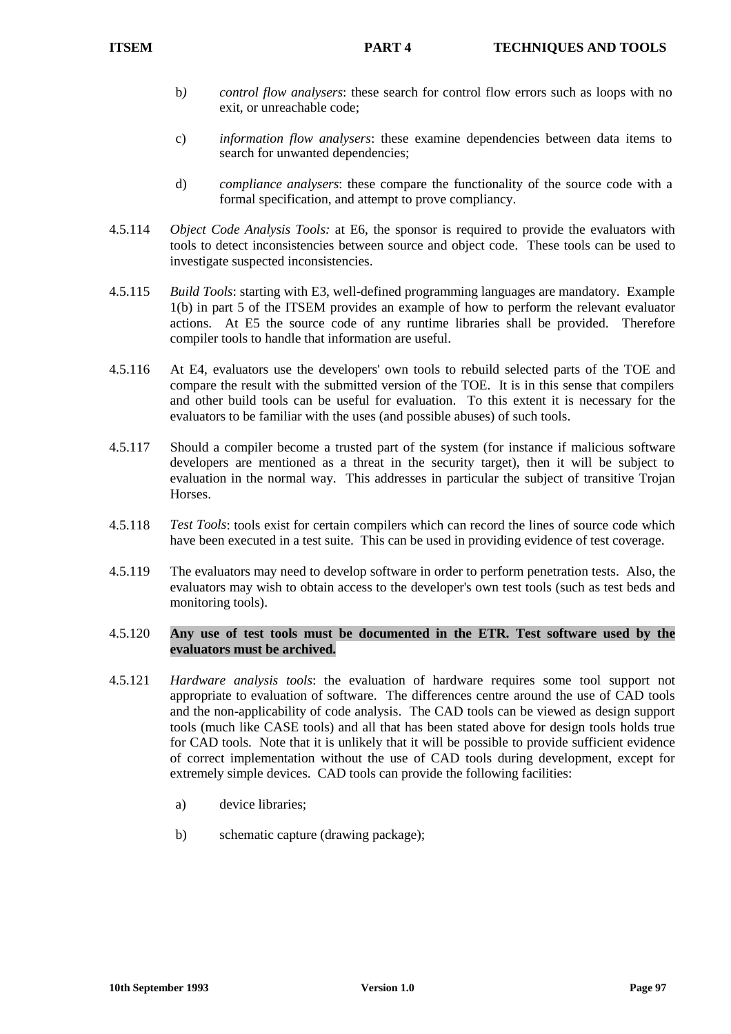b) *control flow analysers*: these search for control flow errors such as loops with no exit, or unreachable code;

c) *information flow analysers*: these examine dependencies between data items to search for unwanted dependencies;

d) *compliance analysers*: these compare the functionality of the source code with a formal specification, and attempt to prove compliancy.

4.5.114 *Object Code Analysis Tools:* at E6, the sponsor is required to provide the evaluators with tools to detect inconsistencies between source and object code. These tools can be used to investigate suspected inconsistencies.

4.5.115 *Build Tools*: starting with E3, well-defined programming languages are mandatory. Example 1(b) in part 5 of the ITSEM provides an example of how to perform the relevant evaluator actions. At E5 the source code of any runtime libraries shall be provided. Therefore compiler tools to handle that information are useful.

4.5.116 At E4, evaluators use the developers' own tools to rebuild selected parts of the TOE and compare the result with the submitted version of the TOE. It is in this sense that compilers and other build tools can be useful for evaluation. To this extent it is necessary for the evaluators to be familiar with the uses (and possible abuses) of such tools.

4.5.117 Should a compiler become a trusted part of the system (for instance if malicious software developers are mentioned as a threat in the security target), then it will be subject to evaluation in the normal way. This addresses in particular the subject of transitive Trojan Horses.

4.5.118 *Test Tools*: tools exist for certain compilers which can record the lines of source code which have been executed in a test suite. This can be used in providing evidence of test coverage.

4.5.119 The evaluators may need to develop software in order to perform penetration tests. Also, the evaluators may wish to obtain access to the developer's own test tools (such as test beds and monitoring tools).

4.5.120 **Any use of test tools must be documented in the ETR. Test software used by the evaluators must be archived.**

4.5.121 *Hardware analysis tools*: the evaluation of hardware requires some tool support not appropriate to evaluation of software. The differences centre around the use of CAD tools and the non-applicability of code analysis. The CAD tools can be viewed as design support tools (much like CASE tools) and all that has been stated above for design tools holds true for CAD tools. Note that it is unlikely that it will be possible to provide sufficient evidence of correct implementation without the use of CAD tools during development, except for extremely simple devices. CAD tools can provide the following facilities:

a) device libraries;

b) schematic capture (drawing package);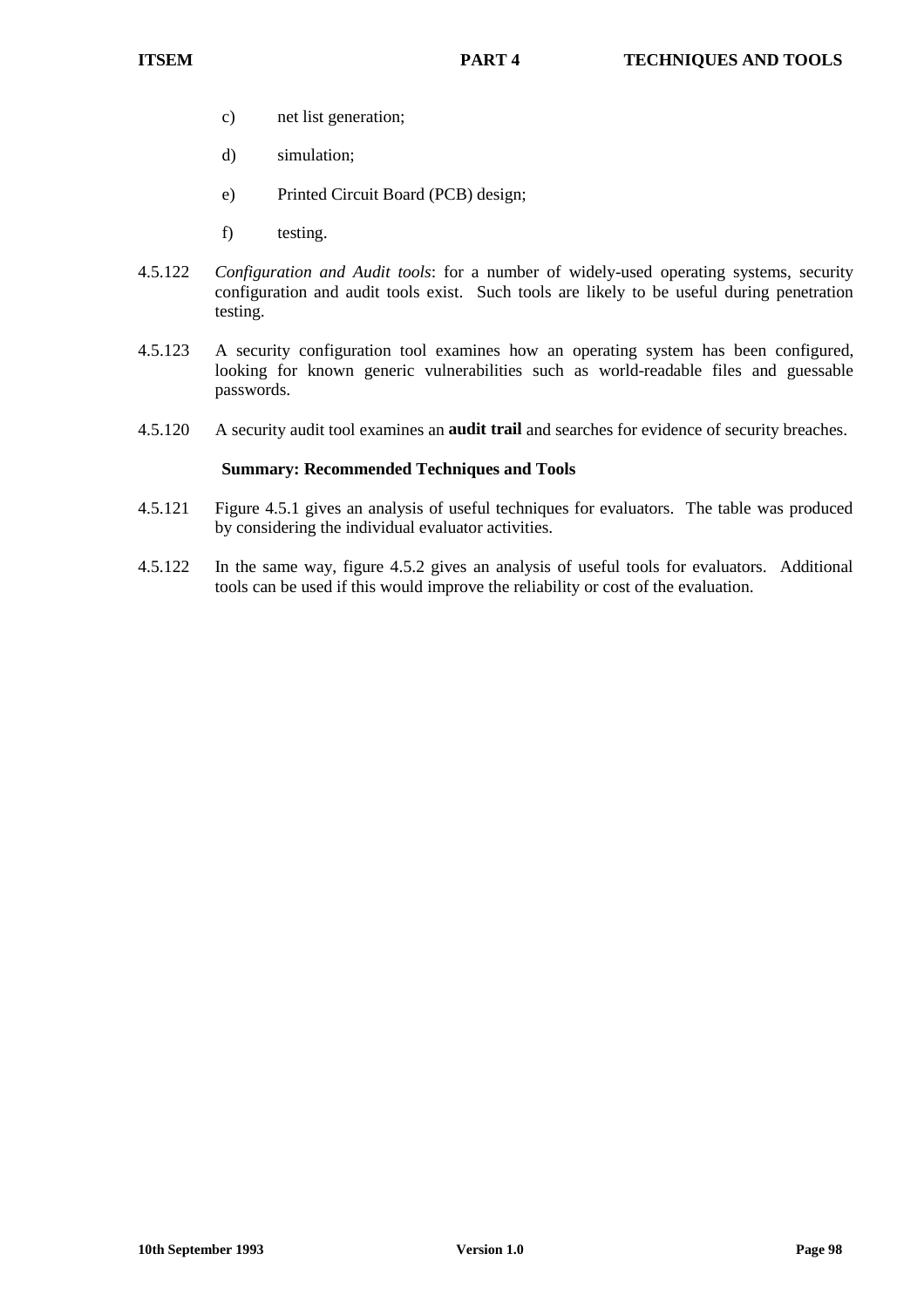c) net list generation;

d) simulation;

e) Printed Circuit Board (PCB) design;

f) testing.

4.5.122 *Configuration and Audit tools*: for a number of widely-used operating systems, security configuration and audit tools exist. Such tools are likely to be useful during penetration testing.

4.5.123 A security configuration tool examines how an operating system has been configured, looking for known generic vulnerabilities such as world-readable files and guessable passwords.

4.5.120 A security audit tool examines an **audit trail** and searches for evidence of security breaches.

**Summary: Recommended Techniques and Tools**

4.5.121 Figure 4.5.1 gives an analysis of useful techniques for evaluators. The table was produced by considering the individual evaluator activities.

4.5.122 In the same way, figure 4.5.2 gives an analysis of useful tools for evaluators. Additional tools can be used if this would improve the reliability or cost of the evaluation.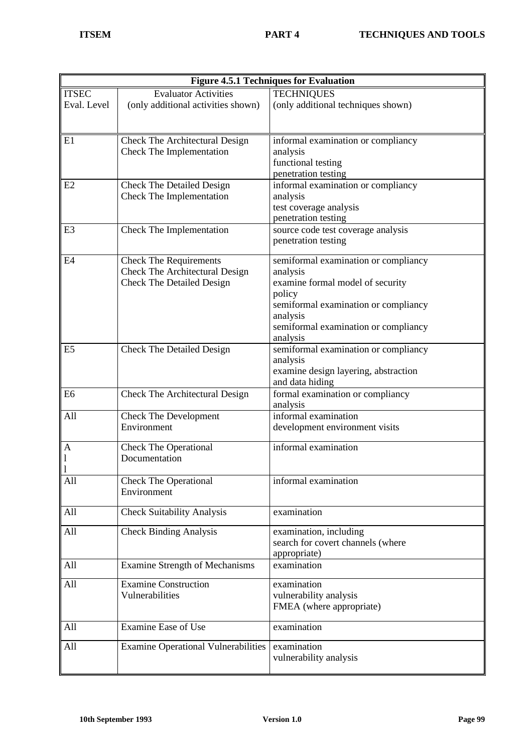| Figure 4.5.1 Techniques for Evaluation | | |
|---|---|---|
| ITSEC Eval. Level | Evaluator Activities (only additional activities shown) | TECHNIQUES (only additional techniques shown) |
| E1 | Check The Architectural Design<br>Check The Implementation | informal examination or compliancy analysis<br>functional testing<br>penetration testing |
| E2 | Check The Detailed Design<br>Check The Implementation | informal examination or compliancy analysis<br>test coverage analysis<br>penetration testing |
| E3 | Check The Implementation | source code test coverage analysis<br>penetration testing |
| E4 | Check The Requirements<br>Check The Architectural Design<br>Check The Detailed Design | semiformal examination or compliancy analysis<br>examine formal model of security policy<br>semiformal examination or compliancy analysis<br>semiformal examination or compliancy analysis |
| E5 | Check The Detailed Design | semiformal examination or compliancy analysis<br>examine design layering, abstraction and data hiding |
| E6 | Check The Architectural Design | formal examination or compliancy analysis |
| All | Check The Development Environment | informal examination<br>development environment visits |
| All | Check The Operational Documentation | informal examination |
| All | Check The Operational Environment | informal examination |
| All | Check Suitability Analysis | examination |
| All | Check Binding Analysis | examination, including search for covert channels (where appropriate) |
| All | Examine Strength of Mechanisms | examination |
| All | Examine Construction Vulnerabilities | examination<br>vulnerability analysis<br>FMEA (where appropriate) |
| All | Examine Ease of Use | examination |
| All | Examine Operational Vulnerabilities | examination<br>vulnerability analysis |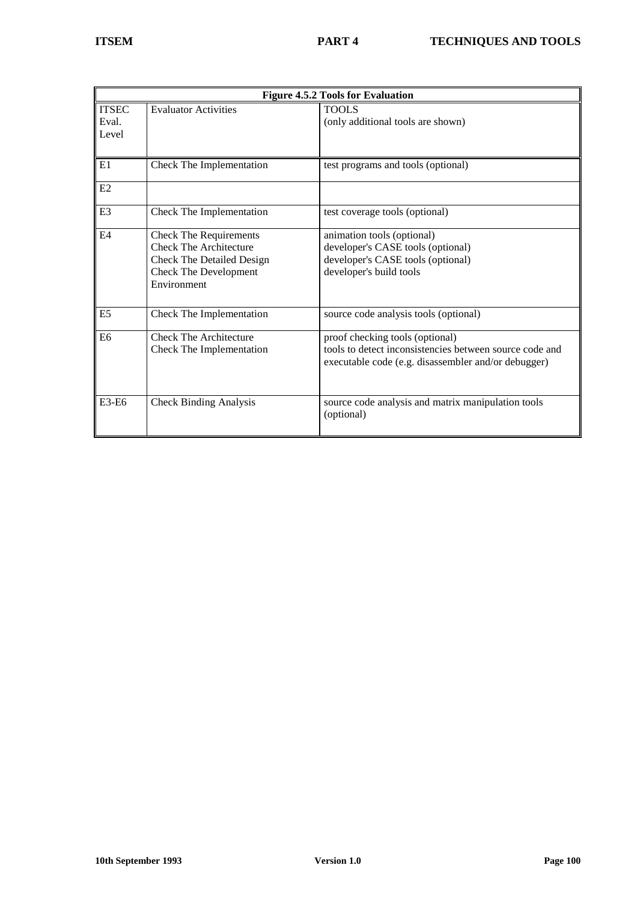**Figure 4.5.2 Tools for Evaluation**

| ITSEC Eval. Level | Evaluator Activities | TOOLS (only additional tools are shown) |
|---|---|---|
| E1 | Check The Implementation | test programs and tools (optional) |
| E2 | | |
| E3 | Check The Implementation | test coverage tools (optional) |
| E4 | Check The Requirements<br>Check The Architecture<br>Check The Detailed Design<br>Check The Development Environment | animation tools (optional)<br>developer's CASE tools (optional)<br>developer's CASE tools (optional)<br>developer's build tools |
| E5 | Check The Implementation | source code analysis tools (optional) |
| E6 | Check The Architecture<br>Check The Implementation | proof checking tools (optional)<br>tools to detect inconsistencies between source code and executable code (e.g. disassembler and/or debugger) |
| E3-E6 | Check Binding Analysis | source code analysis and matrix manipulation tools (optional) |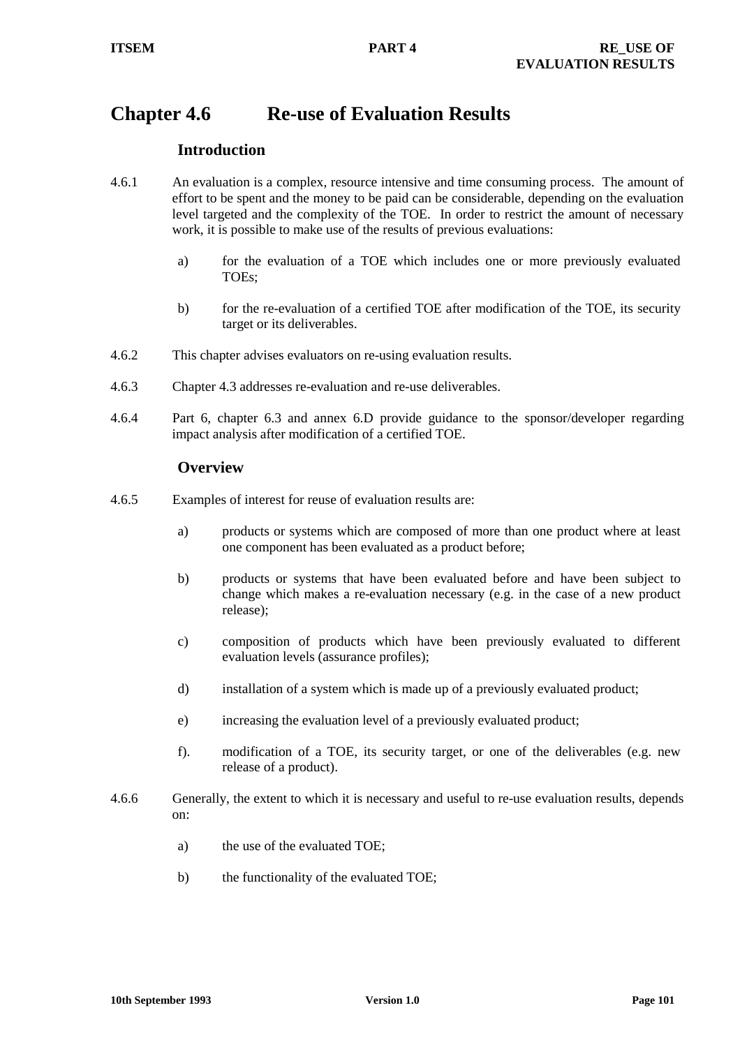# Chapter 4.6 Re-use of Evaluation Results

## Introduction

4.6.1 An evaluation is a complex, resource intensive and time consuming process. The amount of effort to be spent and the money to be paid can be considerable, depending on the evaluation level targeted and the complexity of the TOE. In order to restrict the amount of necessary work, it is possible to make use of the results of previous evaluations:

a) for the evaluation of a TOE which includes one or more previously evaluated TOEs;

b) for the re-evaluation of a certified TOE after modification of the TOE, its security target or its deliverables.

4.6.2 This chapter advises evaluators on re-using evaluation results.

4.6.3 Chapter 4.3 addresses re-evaluation and re-use deliverables.

4.6.4 Part 6, chapter 6.3 and annex 6.D provide guidance to the sponsor/developer regarding impact analysis after modification of a certified TOE.

## Overview

4.6.5 Examples of interest for reuse of evaluation results are:

a) products or systems which are composed of more than one product where at least one component has been evaluated as a product before;

b) products or systems that have been evaluated before and have been subject to change which makes a re-evaluation necessary (e.g. in the case of a new product release);

c) composition of products which have been previously evaluated to different evaluation levels (assurance profiles);

d) installation of a system which is made up of a previously evaluated product;

e) increasing the evaluation level of a previously evaluated product;

f). modification of a TOE, its security target, or one of the deliverables (e.g. new release of a product).

4.6.6 Generally, the extent to which it is necessary and useful to re-use evaluation results, depends on:

a) the use of the evaluated TOE;

b) the functionality of the evaluated TOE;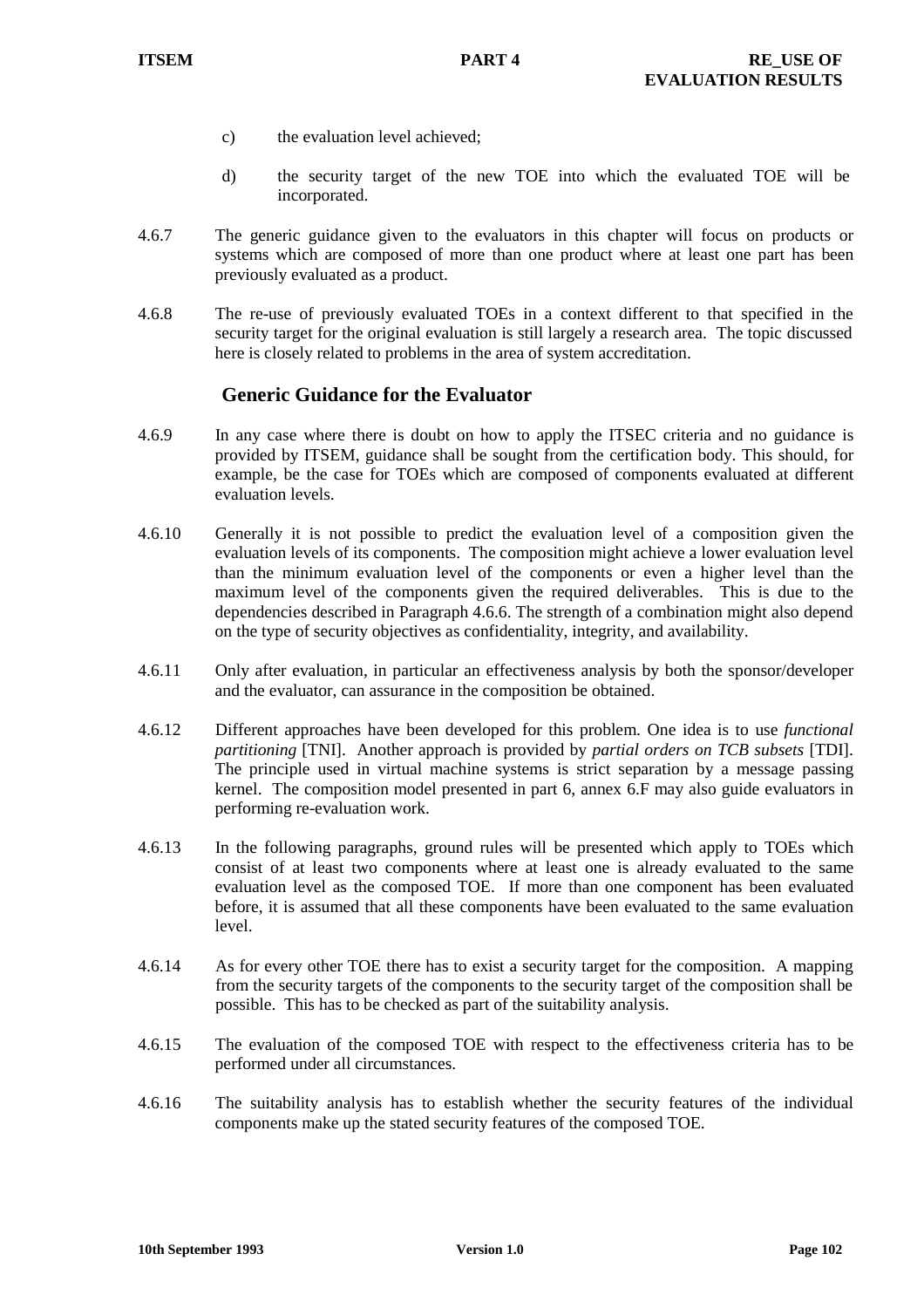c) the evaluation level achieved;

d) the security target of the new TOE into which the evaluated TOE will be incorporated.

4.6.7 The generic guidance given to the evaluators in this chapter will focus on products or systems which are composed of more than one product where at least one part has been previously evaluated as a product.

4.6.8 The re-use of previously evaluated TOEs in a context different to that specified in the security target for the original evaluation is still largely a research area. The topic discussed here is closely related to problems in the area of system accreditation.

## Generic Guidance for the Evaluator

4.6.9 In any case where there is doubt on how to apply the ITSEC criteria and no guidance is provided by ITSEM, guidance shall be sought from the certification body. This should, for example, be the case for TOEs which are composed of components evaluated at different evaluation levels.

4.6.10 Generally it is not possible to predict the evaluation level of a composition given the evaluation levels of its components. The composition might achieve a lower evaluation level than the minimum evaluation level of the components or even a higher level than the maximum level of the components given the required deliverables. This is due to the dependencies described in Paragraph 4.6.6. The strength of a combination might also depend on the type of security objectives as confidentiality, integrity, and availability.

4.6.11 Only after evaluation, in particular an effectiveness analysis by both the sponsor/developer and the evaluator, can assurance in the composition be obtained.

4.6.12 Different approaches have been developed for this problem. One idea is to use *functional partitioning* [TNI]. Another approach is provided by *partial orders on TCB subsets* [TDI]. The principle used in virtual machine systems is strict separation by a message passing kernel. The composition model presented in part 6, annex 6.F may also guide evaluators in performing re-evaluation work.

4.6.13 In the following paragraphs, ground rules will be presented which apply to TOEs which consist of at least two components where at least one is already evaluated to the same evaluation level as the composed TOE. If more than one component has been evaluated before, it is assumed that all these components have been evaluated to the same evaluation level.

4.6.14 As for every other TOE there has to exist a security target for the composition. A mapping from the security targets of the components to the security target of the composition shall be possible. This has to be checked as part of the suitability analysis.

4.6.15 The evaluation of the composed TOE with respect to the effectiveness criteria has to be performed under all circumstances.

4.6.16 The suitability analysis has to establish whether the security features of the individual components make up the stated security features of the composed TOE.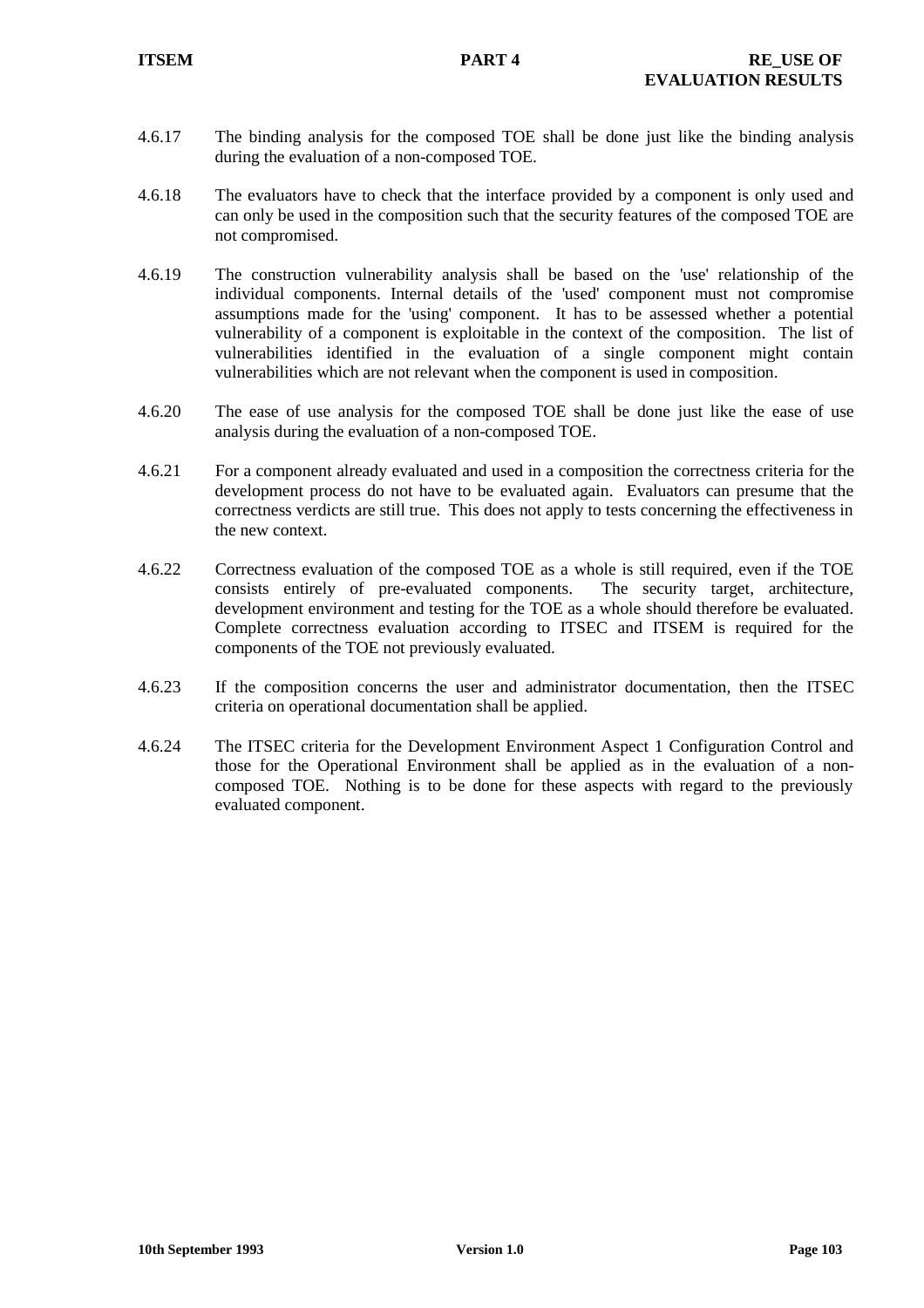4.6.17 The binding analysis for the composed TOE shall be done just like the binding analysis during the evaluation of a non-composed TOE.

4.6.18 The evaluators have to check that the interface provided by a component is only used and can only be used in the composition such that the security features of the composed TOE are not compromised.

4.6.19 The construction vulnerability analysis shall be based on the 'use' relationship of the individual components. Internal details of the 'used' component must not compromise assumptions made for the 'using' component. It has to be assessed whether a potential vulnerability of a component is exploitable in the context of the composition. The list of vulnerabilities identified in the evaluation of a single component might contain vulnerabilities which are not relevant when the component is used in composition.

4.6.20 The ease of use analysis for the composed TOE shall be done just like the ease of use analysis during the evaluation of a non-composed TOE.

4.6.21 For a component already evaluated and used in a composition the correctness criteria for the development process do not have to be evaluated again. Evaluators can presume that the correctness verdicts are still true. This does not apply to tests concerning the effectiveness in the new context.

4.6.22 Correctness evaluation of the composed TOE as a whole is still required, even if the TOE consists entirely of pre-evaluated components. The security target, architecture, development environment and testing for the TOE as a whole should therefore be evaluated. Complete correctness evaluation according to ITSEC and ITSEM is required for the components of the TOE not previously evaluated.

4.6.23 If the composition concerns the user and administrator documentation, then the ITSEC criteria on operational documentation shall be applied.

4.6.24 The ITSEC criteria for the Development Environment Aspect 1 Configuration Control and those for the Operational Environment shall be applied as in the evaluation of a non-composed TOE. Nothing is to be done for these aspects with regard to the previously evaluated component.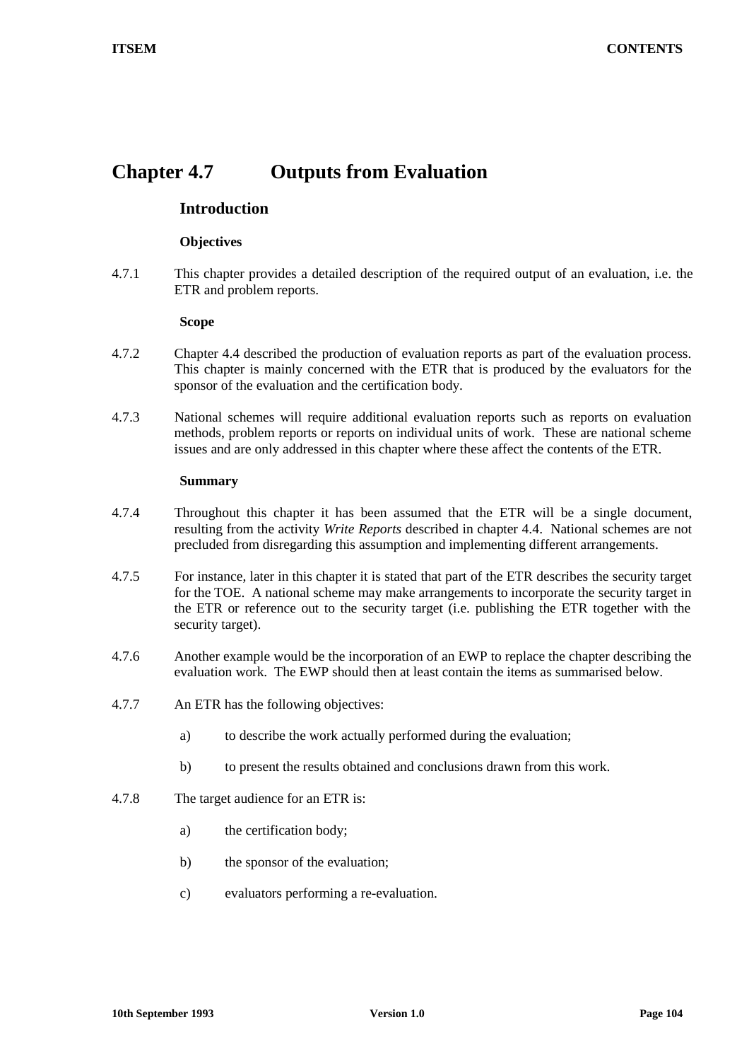# Chapter 4.7 Outputs from Evaluation

## Introduction

### Objectives

4.7.1 This chapter provides a detailed description of the required output of an evaluation, i.e. the ETR and problem reports.

### Scope

4.7.2 Chapter 4.4 described the production of evaluation reports as part of the evaluation process. This chapter is mainly concerned with the ETR that is produced by the evaluators for the sponsor of the evaluation and the certification body.

4.7.3 National schemes will require additional evaluation reports such as reports on evaluation methods, problem reports or reports on individual units of work. These are national scheme issues and are only addressed in this chapter where these affect the contents of the ETR.

### Summary

4.7.4 Throughout this chapter it has been assumed that the ETR will be a single document, resulting from the activity *Write Reports* described in chapter 4.4. National schemes are not precluded from disregarding this assumption and implementing different arrangements.

4.7.5 For instance, later in this chapter it is stated that part of the ETR describes the security target for the TOE. A national scheme may make arrangements to incorporate the security target in the ETR or reference out to the security target (i.e. publishing the ETR together with the security target).

4.7.6 Another example would be the incorporation of an EWP to replace the chapter describing the evaluation work. The EWP should then at least contain the items as summarised below.

4.7.7 An ETR has the following objectives:

a) to describe the work actually performed during the evaluation;

b) to present the results obtained and conclusions drawn from this work.

4.7.8 The target audience for an ETR is:

a) the certification body;

b) the sponsor of the evaluation;

c) evaluators performing a re-evaluation.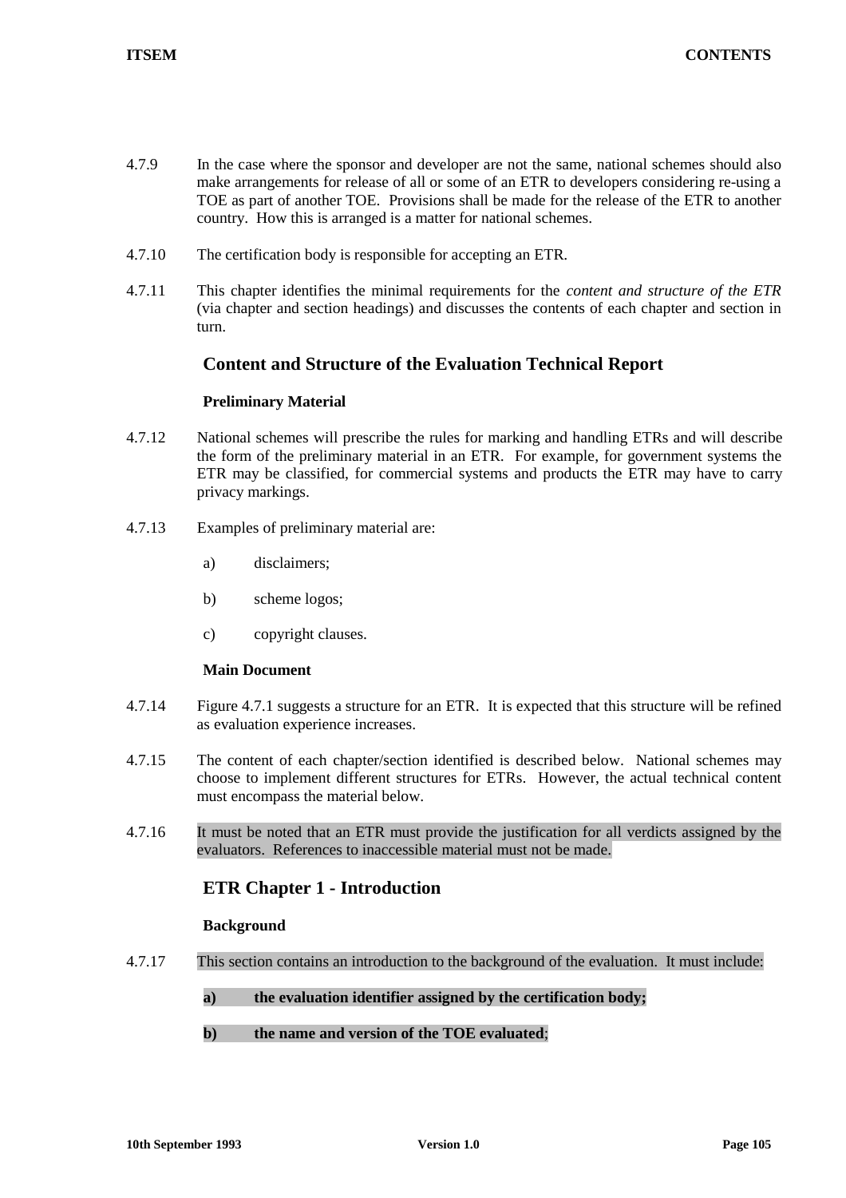4.7.9 In the case where the sponsor and developer are not the same, national schemes should also make arrangements for release of all or some of an ETR to developers considering re-using a TOE as part of another TOE. Provisions shall be made for the release of the ETR to another country. How this is arranged is a matter for national schemes.

4.7.10 The certification body is responsible for accepting an ETR.

4.7.11 This chapter identifies the minimal requirements for the *content and structure of the ETR* (via chapter and section headings) and discusses the contents of each chapter and section in turn.

## Content and Structure of the Evaluation Technical Report

### Preliminary Material

4.7.12 National schemes will prescribe the rules for marking and handling ETRs and will describe the form of the preliminary material in an ETR. For example, for government systems the ETR may be classified, for commercial systems and products the ETR may have to carry privacy markings.

4.7.13 Examples of preliminary material are:

a) disclaimers;

b) scheme logos;

c) copyright clauses.

### Main Document

4.7.14 Figure 4.7.1 suggests a structure for an ETR. It is expected that this structure will be refined as evaluation experience increases.

4.7.15 The content of each chapter/section identified is described below. National schemes may choose to implement different structures for ETRs. However, the actual technical content must encompass the material below.

4.7.16 It must be noted that an ETR must provide the justification for all verdicts assigned by the evaluators. References to inaccessible material must not be made.

## ETR Chapter 1 - Introduction

### Background

4.7.17 This section contains an introduction to the background of the evaluation. It must include:

**a) the evaluation identifier assigned by the certification body;**

**b) the name and version of the TOE evaluated**;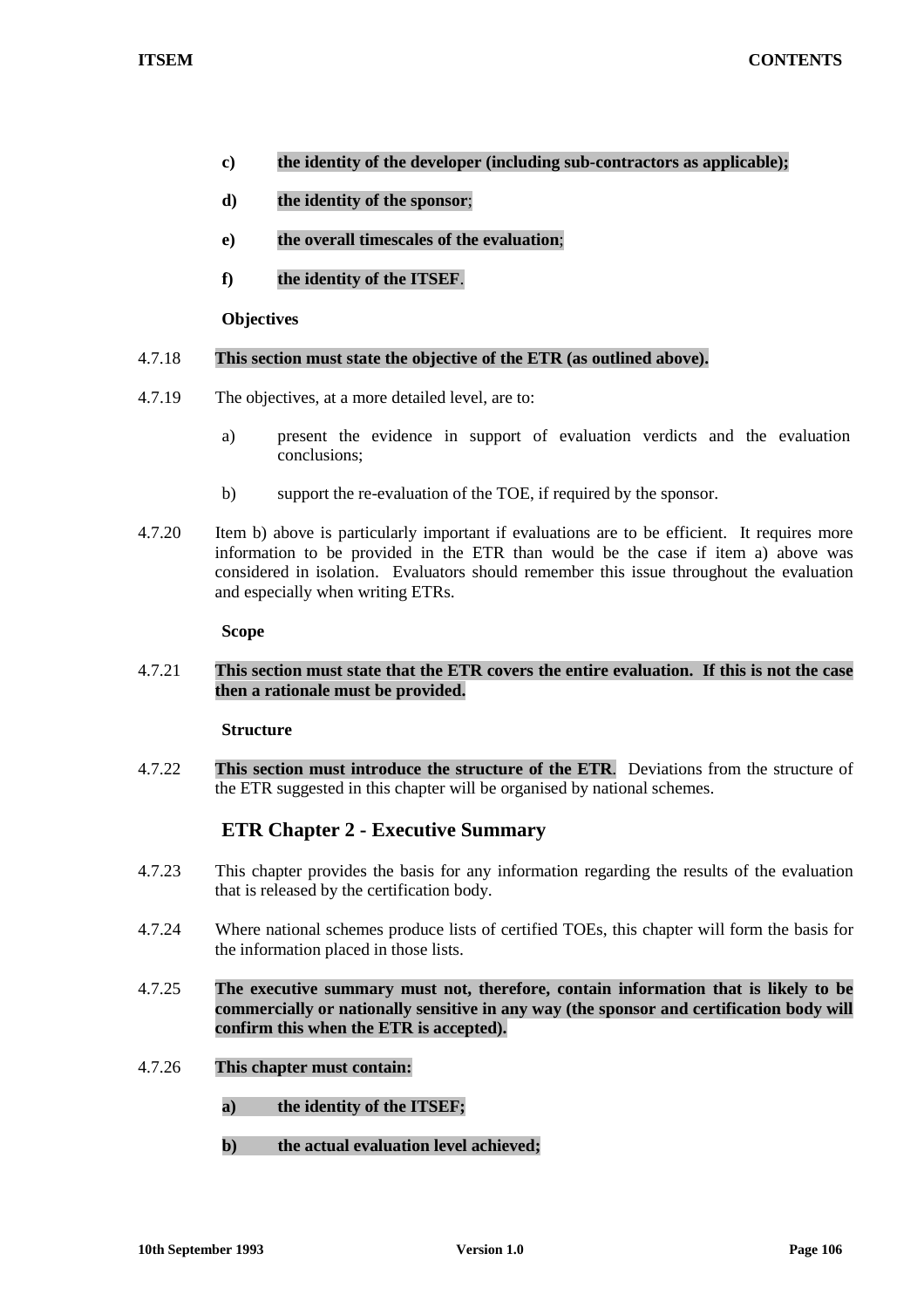c) **the identity of the developer (including sub-contractors as applicable);**

d) **the identity of the sponsor**;

e) **the overall timescales of the evaluation**;

f) **the identity of the ITSEF**.

**Objectives**

4.7.18 **This section must state the objective of the ETR (as outlined above).**

4.7.19 The objectives, at a more detailed level, are to:

a) present the evidence in support of evaluation verdicts and the evaluation conclusions;

b) support the re-evaluation of the TOE, if required by the sponsor.

4.7.20 Item b) above is particularly important if evaluations are to be efficient. It requires more information to be provided in the ETR than would be the case if item a) above was considered in isolation. Evaluators should remember this issue throughout the evaluation and especially when writing ETRs.

**Scope**

4.7.21 **This section must state that the ETR covers the entire evaluation. If this is not the case then a rationale must be provided.**

**Structure**

4.7.22 **This section must introduce the structure of the ETR**. Deviations from the structure of the ETR suggested in this chapter will be organised by national schemes.

## ETR Chapter 2 - Executive Summary

4.7.23 This chapter provides the basis for any information regarding the results of the evaluation that is released by the certification body.

4.7.24 Where national schemes produce lists of certified TOEs, this chapter will form the basis for the information placed in those lists.

4.7.25 **The executive summary must not, therefore, contain information that is likely to be commercially or nationally sensitive in any way (the sponsor and certification body will confirm this when the ETR is accepted).**

4.7.26 **This chapter must contain:**

a) **the identity of the ITSEF;**

b) **the actual evaluation level achieved;**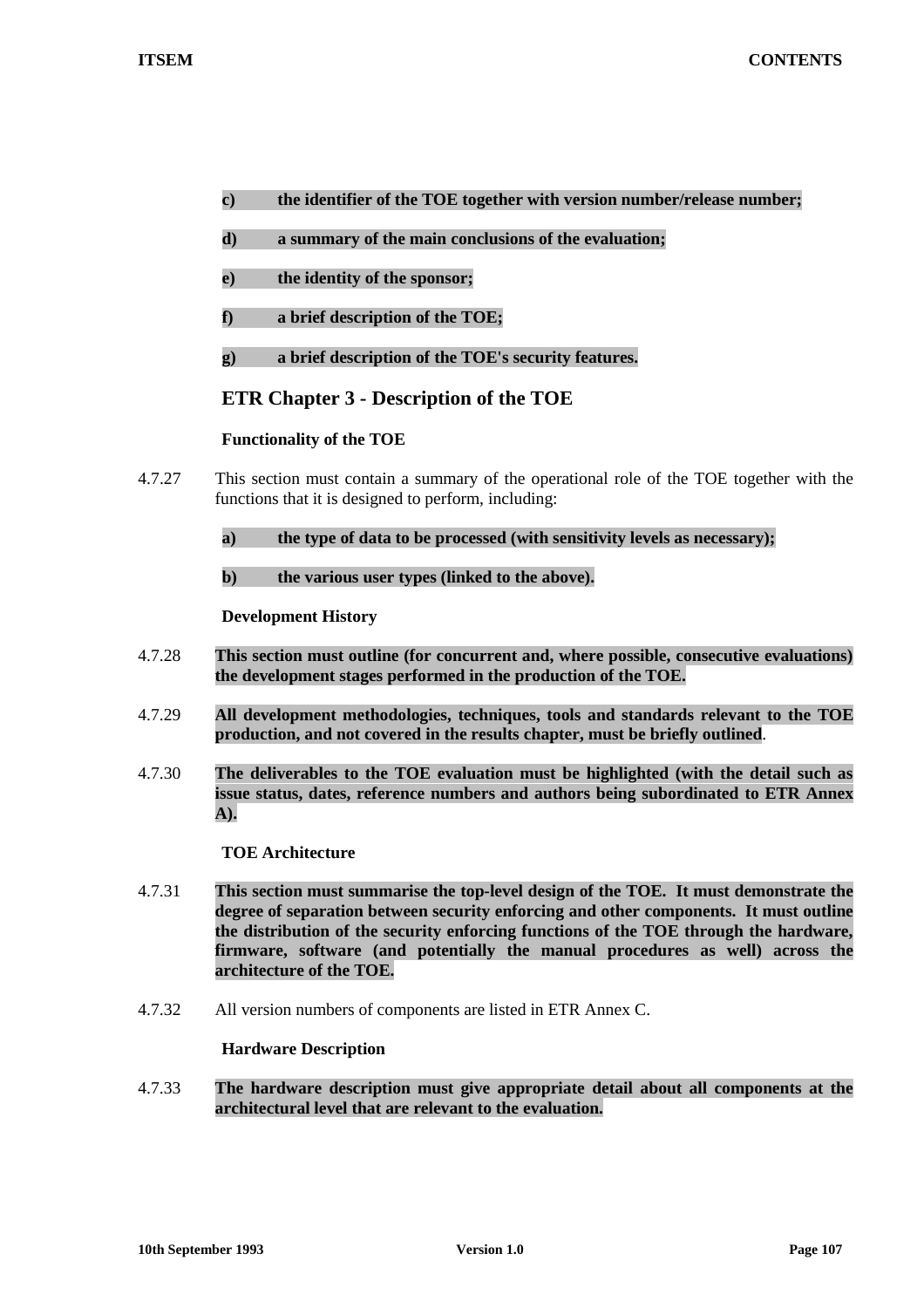**c)** **the identifier of the TOE together with version number/release number;**

**d)** **a summary of the main conclusions of the evaluation;**

**e)** **the identity of the sponsor;**

**f)** **a brief description of the TOE;**

**g)** **a brief description of the TOE's security features.**

## ETR Chapter 3 - Description of the TOE

**Functionality of the TOE**

4.7.27 This section must contain a summary of the operational role of the TOE together with the functions that it is designed to perform, including:

**a)** **the type of data to be processed (with sensitivity levels as necessary);**

**b)** **the various user types (linked to the above).**

**Development History**

4.7.28 **This section must outline (for concurrent and, where possible, consecutive evaluations) the development stages performed in the production of the TOE.**

4.7.29 **All development methodologies, techniques, tools and standards relevant to the TOE production, and not covered in the results chapter, must be briefly outlined**.

4.7.30 **The deliverables to the TOE evaluation must be highlighted (with the detail such as issue status, dates, reference numbers and authors being subordinated to ETR Annex A).**

**TOE Architecture**

4.7.31 **This section must summarise the top-level design of the TOE. It must demonstrate the degree of separation between security enforcing and other components. It must outline the distribution of the security enforcing functions of the TOE through the hardware, firmware, software (and potentially the manual procedures as well) across the architecture of the TOE.**

4.7.32 All version numbers of components are listed in ETR Annex C.

**Hardware Description**

4.7.33 **The hardware description must give appropriate detail about all components at the architectural level that are relevant to the evaluation.**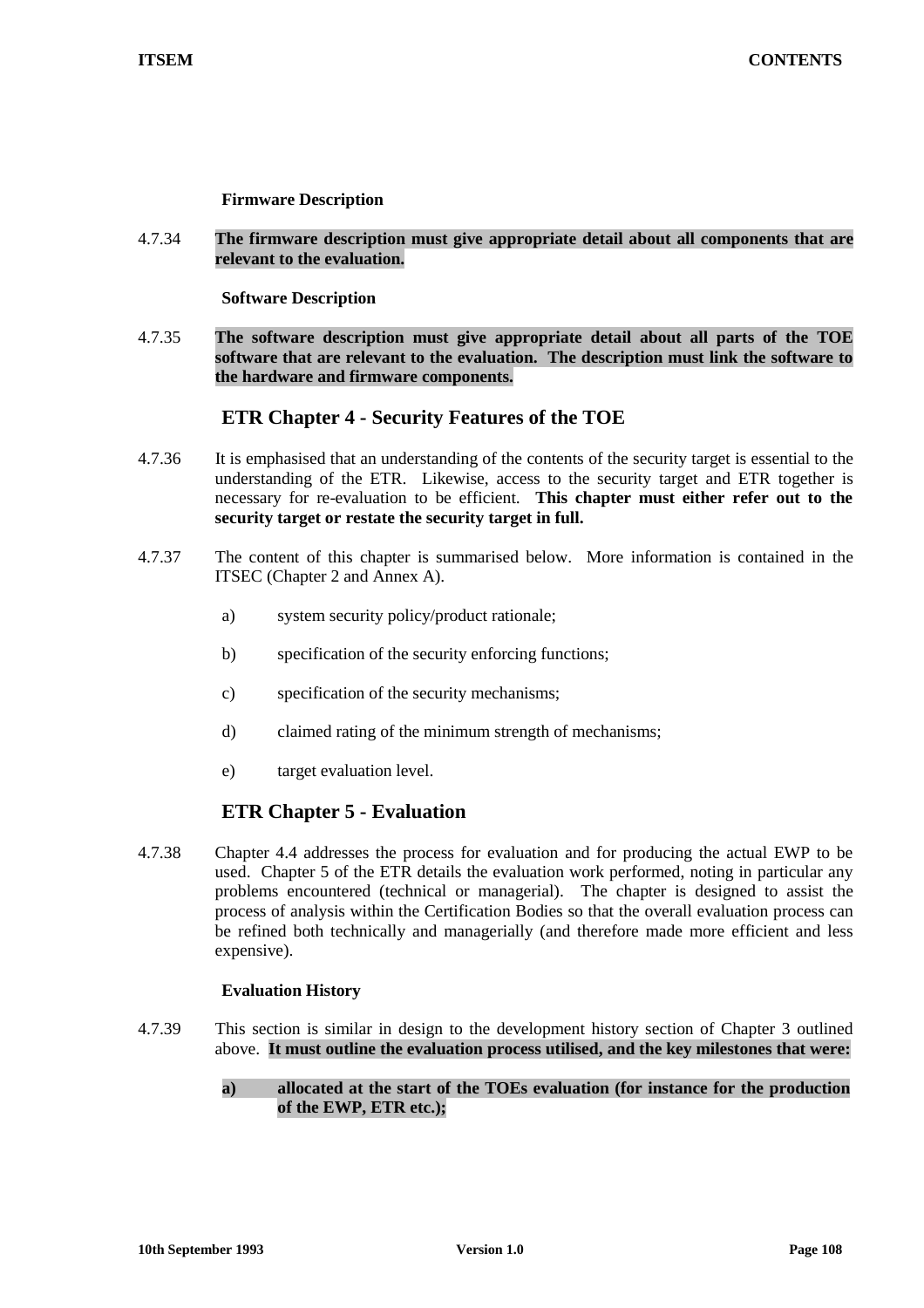#### Firmware Description

4.7.34 **The firmware description must give appropriate detail about all components that are relevant to the evaluation.**

#### Software Description

4.7.35 **The software description must give appropriate detail about all parts of the TOE software that are relevant to the evaluation. The description must link the software to the hardware and firmware components.**

### ETR Chapter 4 - Security Features of the TOE

4.7.36 It is emphasised that an understanding of the contents of the security target is essential to the understanding of the ETR. Likewise, access to the security target and ETR together is necessary for re-evaluation to be efficient. **This chapter must either refer out to the security target or restate the security target in full.**

4.7.37 The content of this chapter is summarised below. More information is contained in the ITSEC (Chapter 2 and Annex A).

a) system security policy/product rationale;

b) specification of the security enforcing functions;

c) specification of the security mechanisms;

d) claimed rating of the minimum strength of mechanisms;

e) target evaluation level.

### ETR Chapter 5 - Evaluation

4.7.38 Chapter 4.4 addresses the process for evaluation and for producing the actual EWP to be used. Chapter 5 of the ETR details the evaluation work performed, noting in particular any problems encountered (technical or managerial). The chapter is designed to assist the process of analysis within the Certification Bodies so that the overall evaluation process can be refined both technically and managerially (and therefore made more efficient and less expensive).

#### Evaluation History

4.7.39 This section is similar in design to the development history section of Chapter 3 outlined above. **It must outline the evaluation process utilised, and the key milestones that were:**

**a) allocated at the start of the TOEs evaluation (for instance for the production of the EWP, ETR etc.);**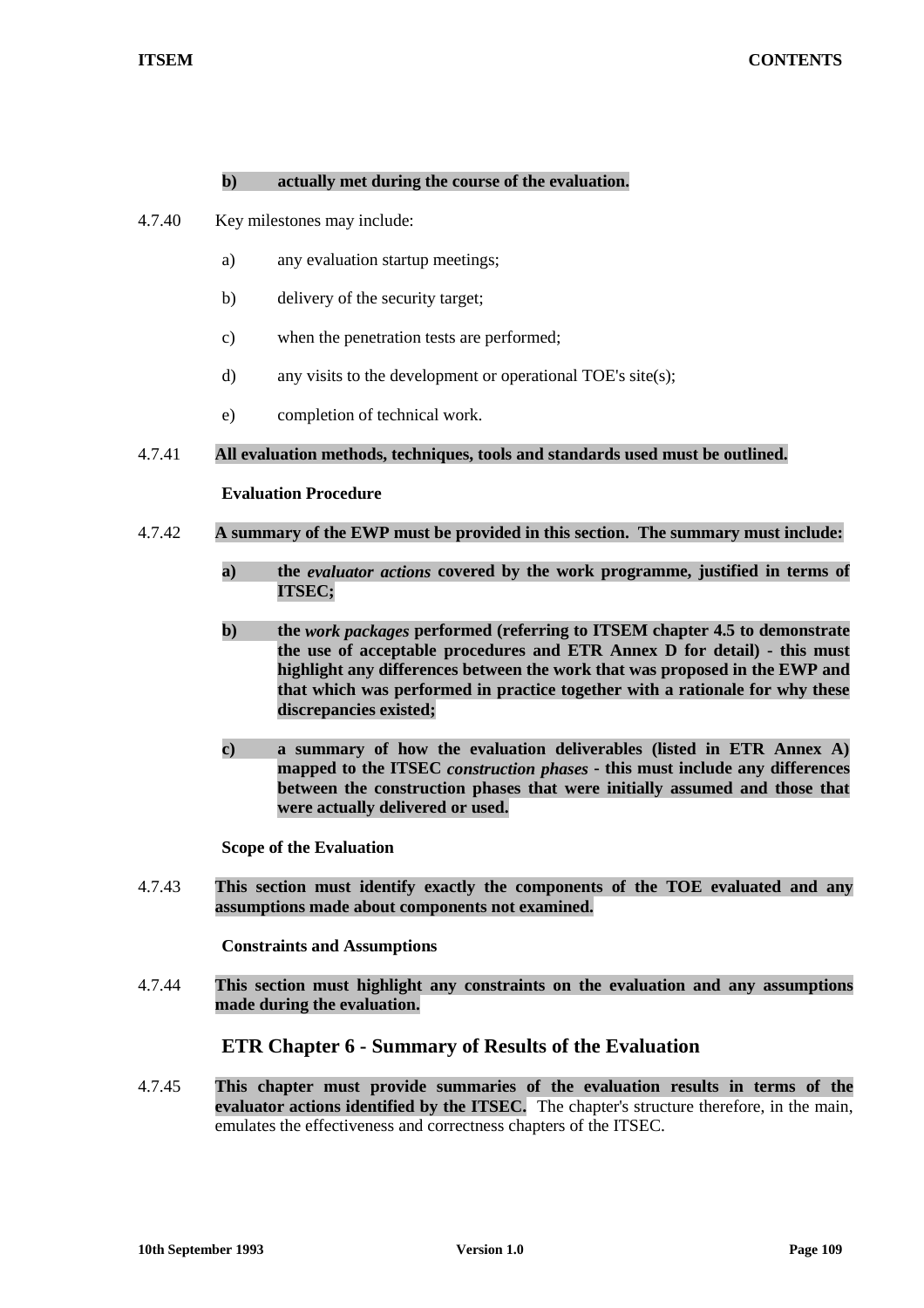b) **actually met during the course of the evaluation.**

4.7.40 Key milestones may include:

a) any evaluation startup meetings;

b) delivery of the security target;

c) when the penetration tests are performed;

d) any visits to the development or operational TOE's site(s);

e) completion of technical work.

4.7.41 **All evaluation methods, techniques, tools and standards used must be outlined.**

**Evaluation Procedure**

4.7.42 **A summary of the EWP must be provided in this section. The summary must include:**

**a) the *evaluator actions* covered by the work programme, justified in terms of ITSEC;**

**b) the *work packages* performed (referring to ITSEM chapter 4.5 to demonstrate the use of acceptable procedures and ETR Annex D for detail) - this must highlight any differences between the work that was proposed in the EWP and that which was performed in practice together with a rationale for why these discrepancies existed;**

**c) a summary of how the evaluation deliverables (listed in ETR Annex A) mapped to the ITSEC *construction phases* - this must include any differences between the construction phases that were initially assumed and those that were actually delivered or used.**

**Scope of the Evaluation**

4.7.43 **This section must identify exactly the components of the TOE evaluated and any assumptions made about components not examined.**

**Constraints and Assumptions**

4.7.44 **This section must highlight any constraints on the evaluation and any assumptions made during the evaluation.**

## ETR Chapter 6 - Summary of Results of the Evaluation

4.7.45 **This chapter must provide summaries of the evaluation results in terms of the evaluator actions identified by the ITSEC.** The chapter's structure therefore, in the main, emulates the effectiveness and correctness chapters of the ITSEC.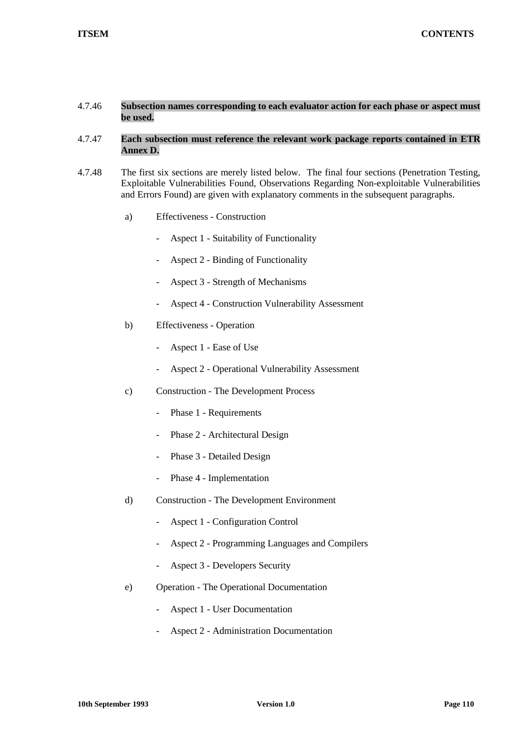4.7.46 **Subsection names corresponding to each evaluator action for each phase or aspect must be used.**

4.7.47 **Each subsection must reference the relevant work package reports contained in ETR Annex D.**

4.7.48 The first six sections are merely listed below. The final four sections (Penetration Testing, Exploitable Vulnerabilities Found, Observations Regarding Non-exploitable Vulnerabilities and Errors Found) are given with explanatory comments in the subsequent paragraphs.

a) Effectiveness - Construction

- Aspect 1 - Suitability of Functionality
- Aspect 2 - Binding of Functionality
- Aspect 3 - Strength of Mechanisms
- Aspect 4 - Construction Vulnerability Assessment

b) Effectiveness - Operation

- Aspect 1 - Ease of Use
- Aspect 2 - Operational Vulnerability Assessment

c) Construction - The Development Process

- Phase 1 - Requirements
- Phase 2 - Architectural Design
- Phase 3 - Detailed Design
- Phase 4 - Implementation

d) Construction - The Development Environment

- Aspect 1 - Configuration Control
- Aspect 2 - Programming Languages and Compilers
- Aspect 3 - Developers Security

e) Operation - The Operational Documentation

- Aspect 1 - User Documentation
- Aspect 2 - Administration Documentation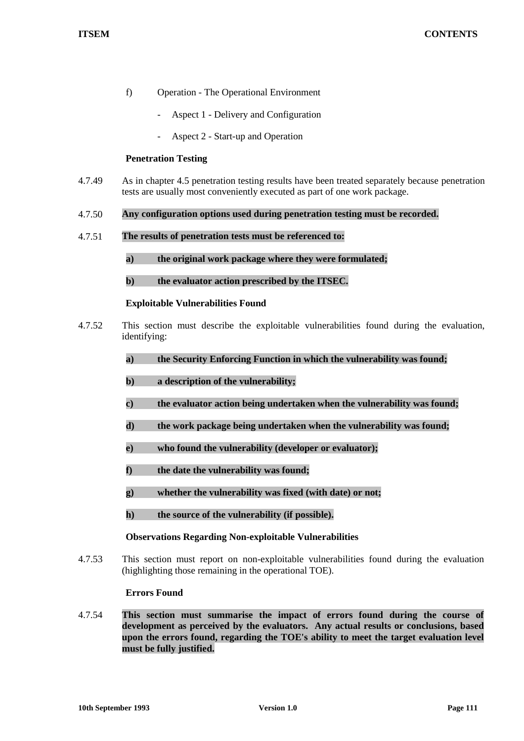f) Operation - The Operational Environment

   - Aspect 1 - Delivery and Configuration

   - Aspect 2 - Start-up and Operation

**Penetration Testing**

4.7.49 As in chapter 4.5 penetration testing results have been treated separately because penetration tests are usually most conveniently executed as part of one work package.

4.7.50 **Any configuration options used during penetration testing must be recorded.**

4.7.51 **The results of penetration tests must be referenced to:**

**a) the original work package where they were formulated;**

**b) the evaluator action prescribed by the ITSEC.**

**Exploitable Vulnerabilities Found**

4.7.52 This section must describe the exploitable vulnerabilities found during the evaluation, identifying:

**a) the Security Enforcing Function in which the vulnerability was found;**

**b) a description of the vulnerability;**

**c) the evaluator action being undertaken when the vulnerability was found;**

**d) the work package being undertaken when the vulnerability was found;**

**e) who found the vulnerability (developer or evaluator);**

**f) the date the vulnerability was found;**

**g) whether the vulnerability was fixed (with date) or not;**

**h) the source of the vulnerability (if possible).**

**Observations Regarding Non-exploitable Vulnerabilities**

4.7.53 This section must report on non-exploitable vulnerabilities found during the evaluation (highlighting those remaining in the operational TOE).

**Errors Found**

4.7.54 **This section must summarise the impact of errors found during the course of development as perceived by the evaluators. Any actual results or conclusions, based upon the errors found, regarding the TOE's ability to meet the target evaluation level must be fully justified.**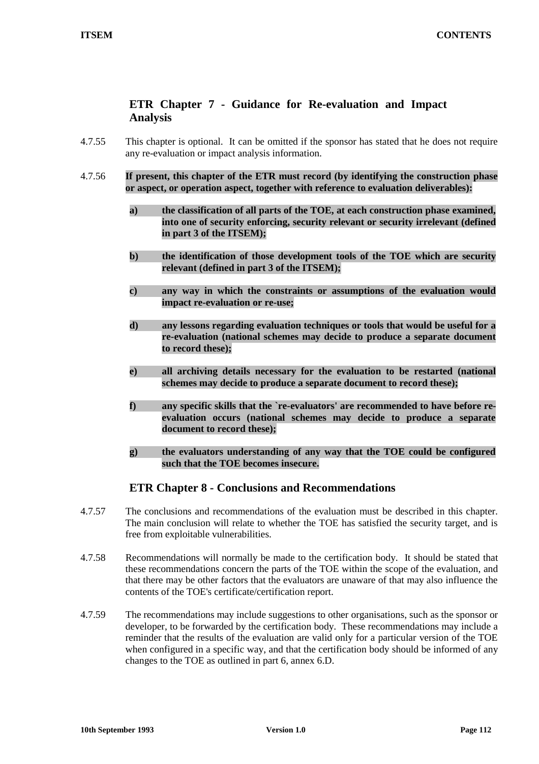### ETR Chapter 7 - Guidance for Re-evaluation and Impact Analysis

4.7.55 This chapter is optional. It can be omitted if the sponsor has stated that he does not require any re-evaluation or impact analysis information.

4.7.56 **If present, this chapter of the ETR must record (by identifying the construction phase or aspect, or operation aspect, together with reference to evaluation deliverables):**

- **a) the classification of all parts of the TOE, at each construction phase examined, into one of security enforcing, security relevant or security irrelevant (defined in part 3 of the ITSEM);**

- **b) the identification of those development tools of the TOE which are security relevant (defined in part 3 of the ITSEM);**

- **c) any way in which the constraints or assumptions of the evaluation would impact re-evaluation or re-use;**

- **d) any lessons regarding evaluation techniques or tools that would be useful for a re-evaluation (national schemes may decide to produce a separate document to record these);**

- **e) all archiving details necessary for the evaluation to be restarted (national schemes may decide to produce a separate document to record these);**

- **f) any specific skills that the `re-evaluators' are recommended to have before re-evaluation occurs (national schemes may decide to produce a separate document to record these);**

- **g) the evaluators understanding of any way that the TOE could be configured such that the TOE becomes insecure.**

### ETR Chapter 8 - Conclusions and Recommendations

4.7.57 The conclusions and recommendations of the evaluation must be described in this chapter. The main conclusion will relate to whether the TOE has satisfied the security target, and is free from exploitable vulnerabilities.

4.7.58 Recommendations will normally be made to the certification body. It should be stated that these recommendations concern the parts of the TOE within the scope of the evaluation, and that there may be other factors that the evaluators are unaware of that may also influence the contents of the TOE's certificate/certification report.

4.7.59 The recommendations may include suggestions to other organisations, such as the sponsor or developer, to be forwarded by the certification body. These recommendations may include a reminder that the results of the evaluation are valid only for a particular version of the TOE when configured in a specific way, and that the certification body should be informed of any changes to the TOE as outlined in part 6, annex 6.D.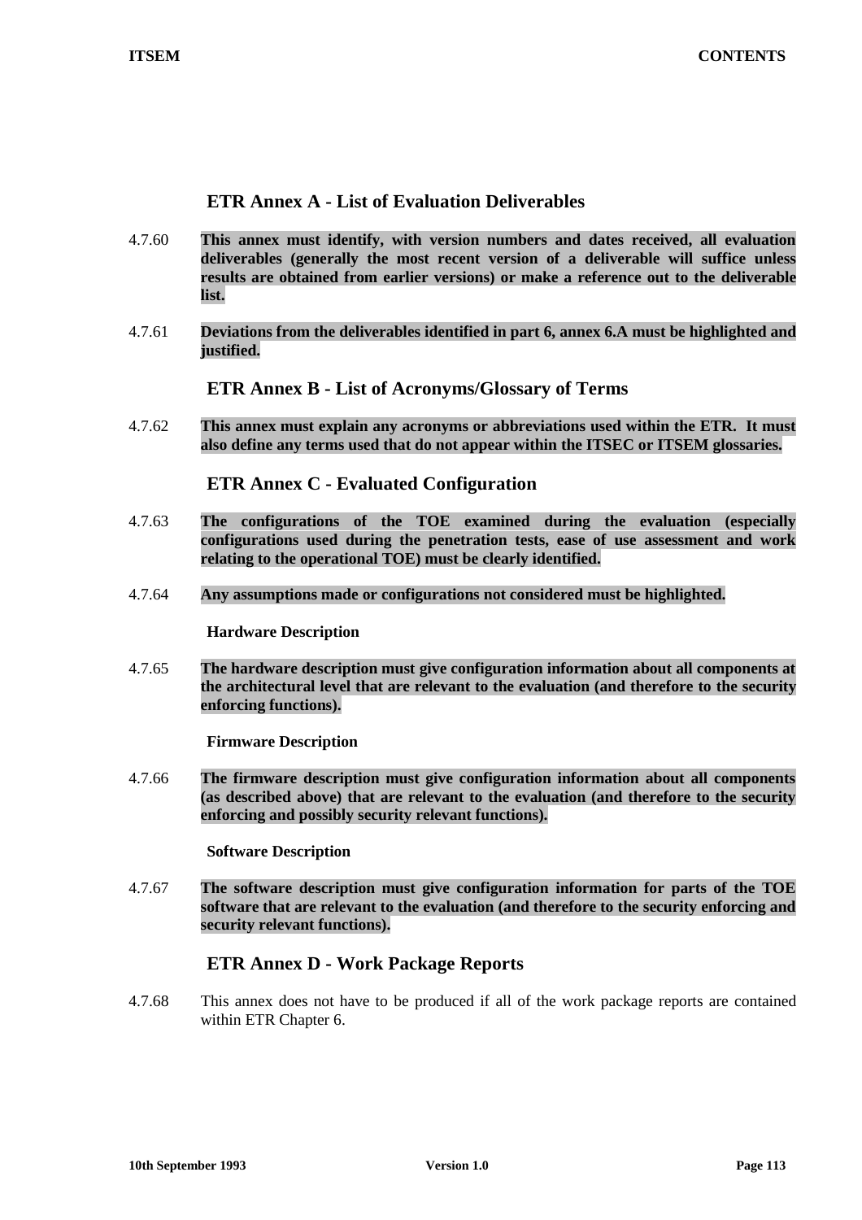## ETR Annex A - List of Evaluation Deliverables

4.7.60 **This annex must identify, with version numbers and dates received, all evaluation deliverables (generally the most recent version of a deliverable will suffice unless results are obtained from earlier versions) or make a reference out to the deliverable list.**

4.7.61 **Deviations from the deliverables identified in part 6, annex 6.A must be highlighted and justified.**

## ETR Annex B - List of Acronyms/Glossary of Terms

4.7.62 **This annex must explain any acronyms or abbreviations used within the ETR. It must also define any terms used that do not appear within the ITSEC or ITSEM glossaries.**

## ETR Annex C - Evaluated Configuration

4.7.63 **The configurations of the TOE examined during the evaluation (especially configurations used during the penetration tests, ease of use assessment and work relating to the operational TOE) must be clearly identified.**

4.7.64 **Any assumptions made or configurations not considered must be highlighted.**

### Hardware Description

4.7.65 **The hardware description must give configuration information about all components at the architectural level that are relevant to the evaluation (and therefore to the security enforcing functions).**

### Firmware Description

4.7.66 **The firmware description must give configuration information about all components (as described above) that are relevant to the evaluation (and therefore to the security enforcing and possibly security relevant functions).**

### Software Description

4.7.67 **The software description must give configuration information for parts of the TOE software that are relevant to the evaluation (and therefore to the security enforcing and security relevant functions).**

## ETR Annex D - Work Package Reports

4.7.68 This annex does not have to be produced if all of the work package reports are contained within ETR Chapter 6.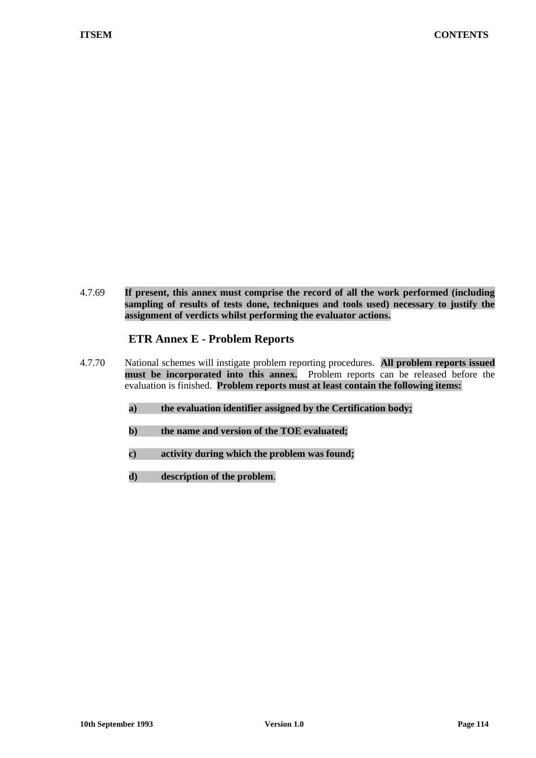4.7.69 **If present, this annex must comprise the record of all the work performed (including sampling of results of tests done, techniques and tools used) necessary to justify the assignment of verdicts whilst performing the evaluator actions.**

## ETR Annex E - Problem Reports

4.7.70 National schemes will instigate problem reporting procedures. **All problem reports issued must be incorporated into this annex.** Problem reports can be released before the evaluation is finished. **Problem reports must at least contain the following items:**

**a) the evaluation identifier assigned by the Certification body;**

**b) the name and version of the TOE evaluated;**

**c) activity during which the problem was found;**

**d) description of the problem**.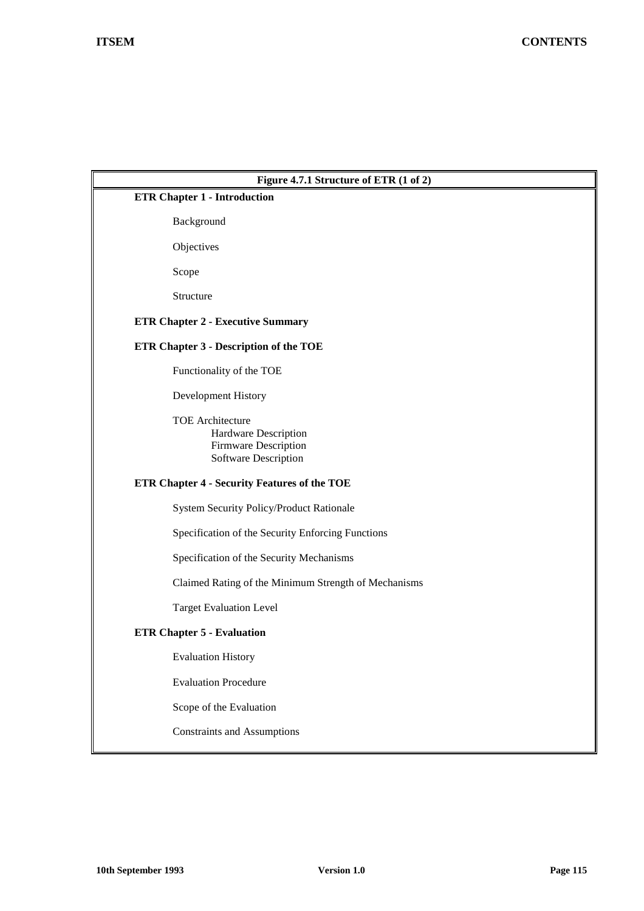**Figure 4.7.1 Structure of ETR (1 of 2)**

**ETR Chapter 1 - Introduction**

- Background
- Objectives
- Scope
- Structure

**ETR Chapter 2 - Executive Summary**

**ETR Chapter 3 - Description of the TOE**

- Functionality of the TOE
- Development History
- TOE Architecture
  - Hardware Description
  - Firmware Description
  - Software Description

**ETR Chapter 4 - Security Features of the TOE**

- System Security Policy/Product Rationale
- Specification of the Security Enforcing Functions
- Specification of the Security Mechanisms
- Claimed Rating of the Minimum Strength of Mechanisms
- Target Evaluation Level

**ETR Chapter 5 - Evaluation**

- Evaluation History
- Evaluation Procedure
- Scope of the Evaluation
- Constraints and Assumptions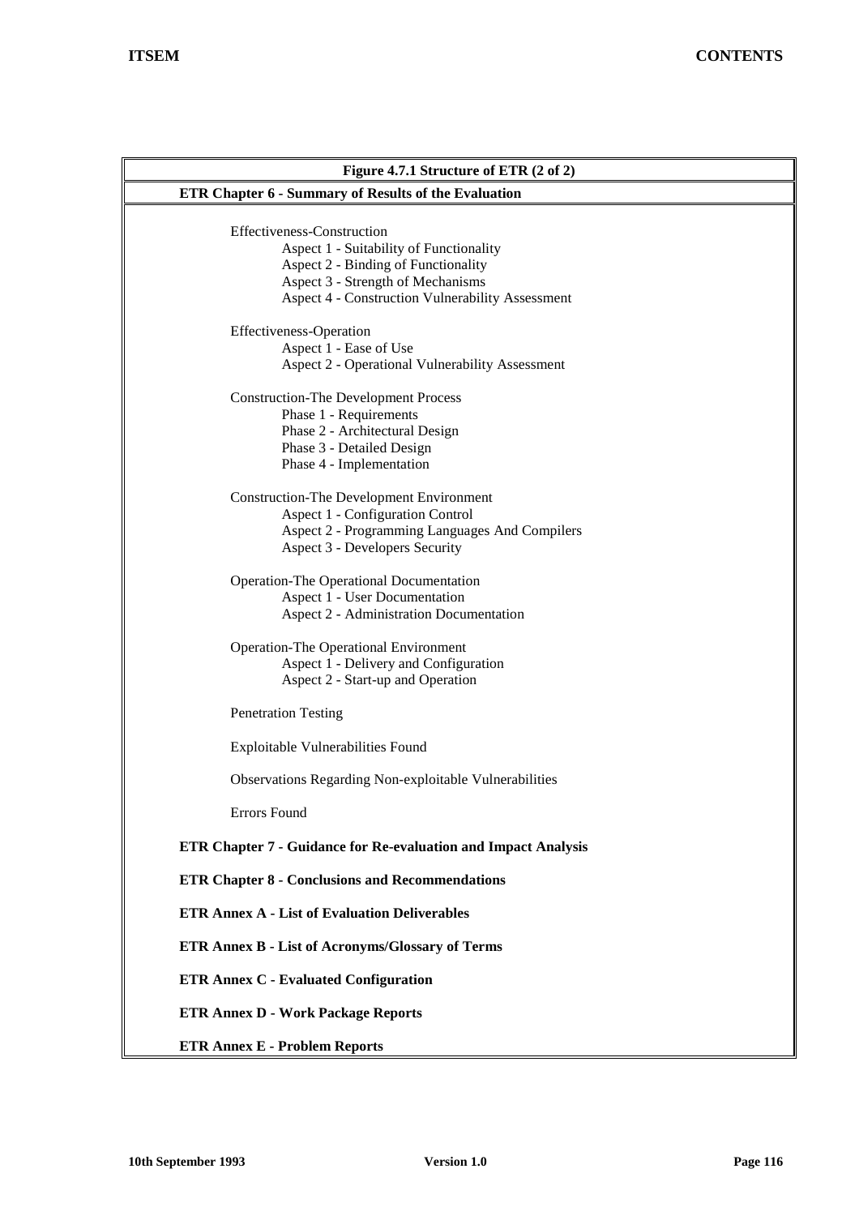**Figure 4.7.1 Structure of ETR (2 of 2)**

**ETR Chapter 6 - Summary of Results of the Evaluation**

- Effectiveness-Construction
  - Aspect 1 - Suitability of Functionality
  - Aspect 2 - Binding of Functionality
  - Aspect 3 - Strength of Mechanisms
  - Aspect 4 - Construction Vulnerability Assessment
- Effectiveness-Operation
  - Aspect 1 - Ease of Use
  - Aspect 2 - Operational Vulnerability Assessment
- Construction-The Development Process
  - Phase 1 - Requirements
  - Phase 2 - Architectural Design
  - Phase 3 - Detailed Design
  - Phase 4 - Implementation
- Construction-The Development Environment
  - Aspect 1 - Configuration Control
  - Aspect 2 - Programming Languages And Compilers
  - Aspect 3 - Developers Security
- Operation-The Operational Documentation
  - Aspect 1 - User Documentation
  - Aspect 2 - Administration Documentation
- Operation-The Operational Environment
  - Aspect 1 - Delivery and Configuration
  - Aspect 2 - Start-up and Operation
- Penetration Testing
- Exploitable Vulnerabilities Found
- Observations Regarding Non-exploitable Vulnerabilities
- Errors Found

**ETR Chapter 7 - Guidance for Re-evaluation and Impact Analysis**

**ETR Chapter 8 - Conclusions and Recommendations**

**ETR Annex A - List of Evaluation Deliverables**

**ETR Annex B - List of Acronyms/Glossary of Terms**

**ETR Annex C - Evaluated Configuration**

**ETR Annex D - Work Package Reports**

**ETR Annex E - Problem Reports**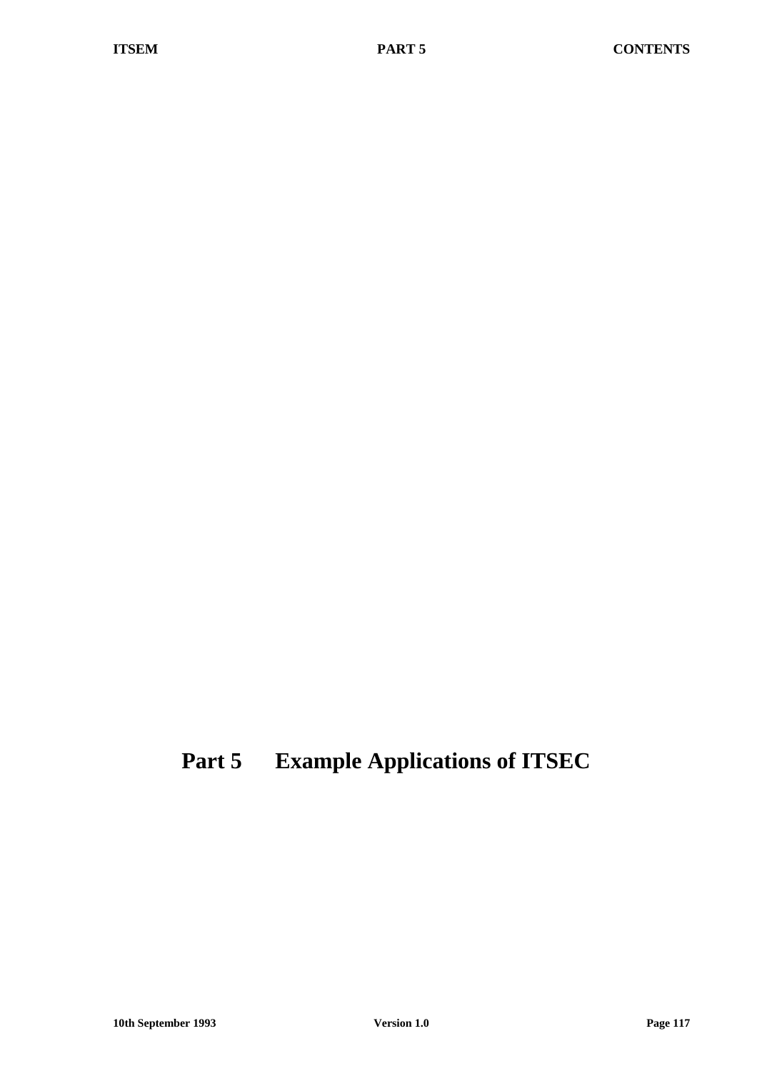# Part 5 Example Applications of ITSEC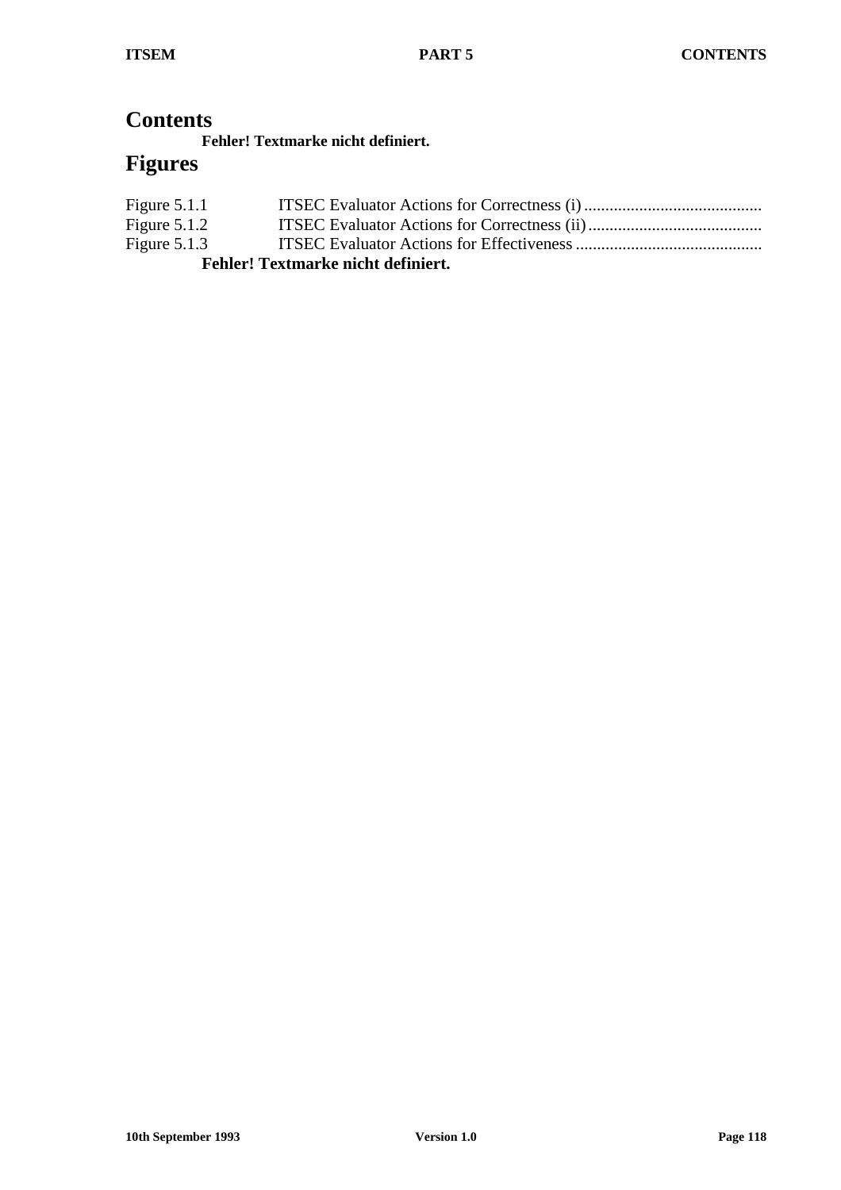# Contents

**Fehler! Textmarke nicht definiert.**

# Figures

Figure 5.1.1 ITSEC Evaluator Actions for Correctness (i) ..........................................

Figure 5.1.2 ITSEC Evaluator Actions for Correctness (ii) .........................................

Figure 5.1.3 ITSEC Evaluator Actions for Effectiveness ............................................

**Fehler! Textmarke nicht definiert.**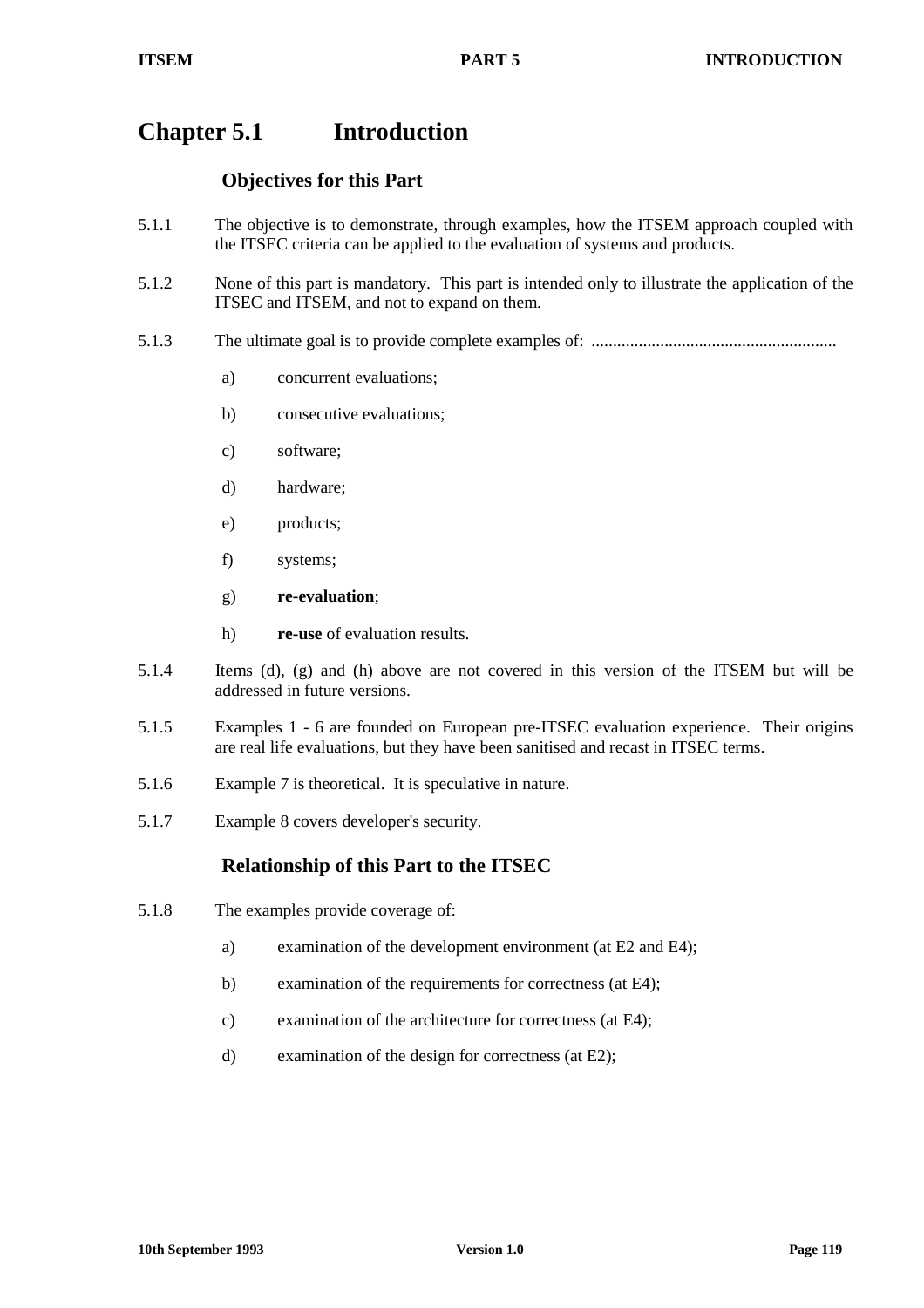# Chapter 5.1 Introduction

## Objectives for this Part

5.1.1 The objective is to demonstrate, through examples, how the ITSEM approach coupled with the ITSEC criteria can be applied to the evaluation of systems and products.

5.1.2 None of this part is mandatory. This part is intended only to illustrate the application of the ITSEC and ITSEM, and not to expand on them.

5.1.3 The ultimate goal is to provide complete examples of: ........................................................

- a) concurrent evaluations;
- b) consecutive evaluations;
- c) software;
- d) hardware;
- e) products;
- f) systems;
- g) **re-evaluation**;
- h) **re-use** of evaluation results.

5.1.4 Items (d), (g) and (h) above are not covered in this version of the ITSEM but will be addressed in future versions.

5.1.5 Examples 1 - 6 are founded on European pre-ITSEC evaluation experience. Their origins are real life evaluations, but they have been sanitised and recast in ITSEC terms.

5.1.6 Example 7 is theoretical. It is speculative in nature.

5.1.7 Example 8 covers developer's security.

## Relationship of this Part to the ITSEC

5.1.8 The examples provide coverage of:

- a) examination of the development environment (at E2 and E4);
- b) examination of the requirements for correctness (at E4);
- c) examination of the architecture for correctness (at E4);
- d) examination of the design for correctness (at E2);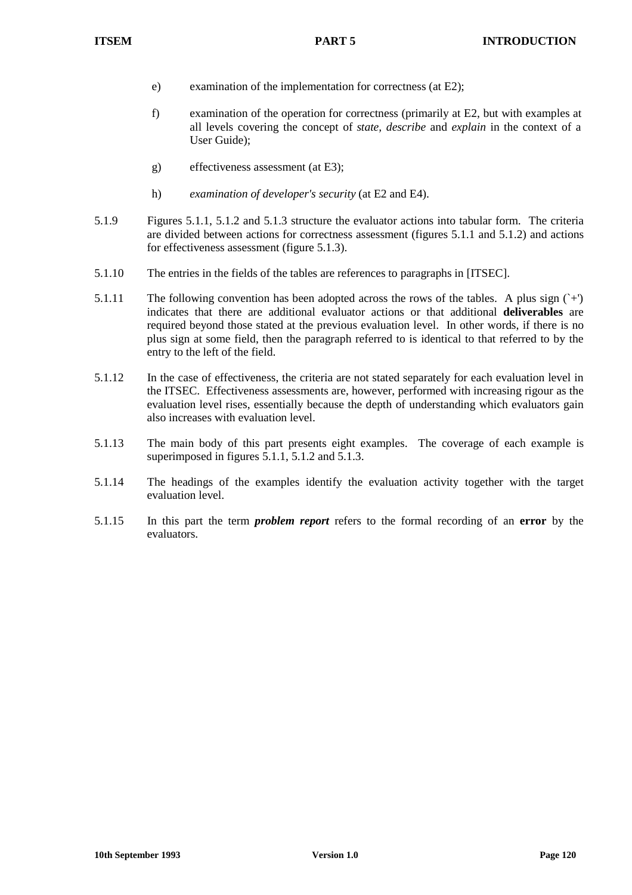e) examination of the implementation for correctness (at E2);

f) examination of the operation for correctness (primarily at E2, but with examples at all levels covering the concept of *state*, *describe* and *explain* in the context of a User Guide);

g) effectiveness assessment (at E3);

h) *examination of developer's security* (at E2 and E4).

5.1.9 Figures 5.1.1, 5.1.2 and 5.1.3 structure the evaluator actions into tabular form. The criteria are divided between actions for correctness assessment (figures 5.1.1 and 5.1.2) and actions for effectiveness assessment (figure 5.1.3).

5.1.10 The entries in the fields of the tables are references to paragraphs in [ITSEC].

5.1.11 The following convention has been adopted across the rows of the tables. A plus sign (`+') indicates that there are additional evaluator actions or that additional **deliverables** are required beyond those stated at the previous evaluation level. In other words, if there is no plus sign at some field, then the paragraph referred to is identical to that referred to by the entry to the left of the field.

5.1.12 In the case of effectiveness, the criteria are not stated separately for each evaluation level in the ITSEC. Effectiveness assessments are, however, performed with increasing rigour as the evaluation level rises, essentially because the depth of understanding which evaluators gain also increases with evaluation level.

5.1.13 The main body of this part presents eight examples. The coverage of each example is superimposed in figures 5.1.1, 5.1.2 and 5.1.3.

5.1.14 The headings of the examples identify the evaluation activity together with the target evaluation level.

5.1.15 In this part the term ***problem report*** refers to the formal recording of an **error** by the evaluators.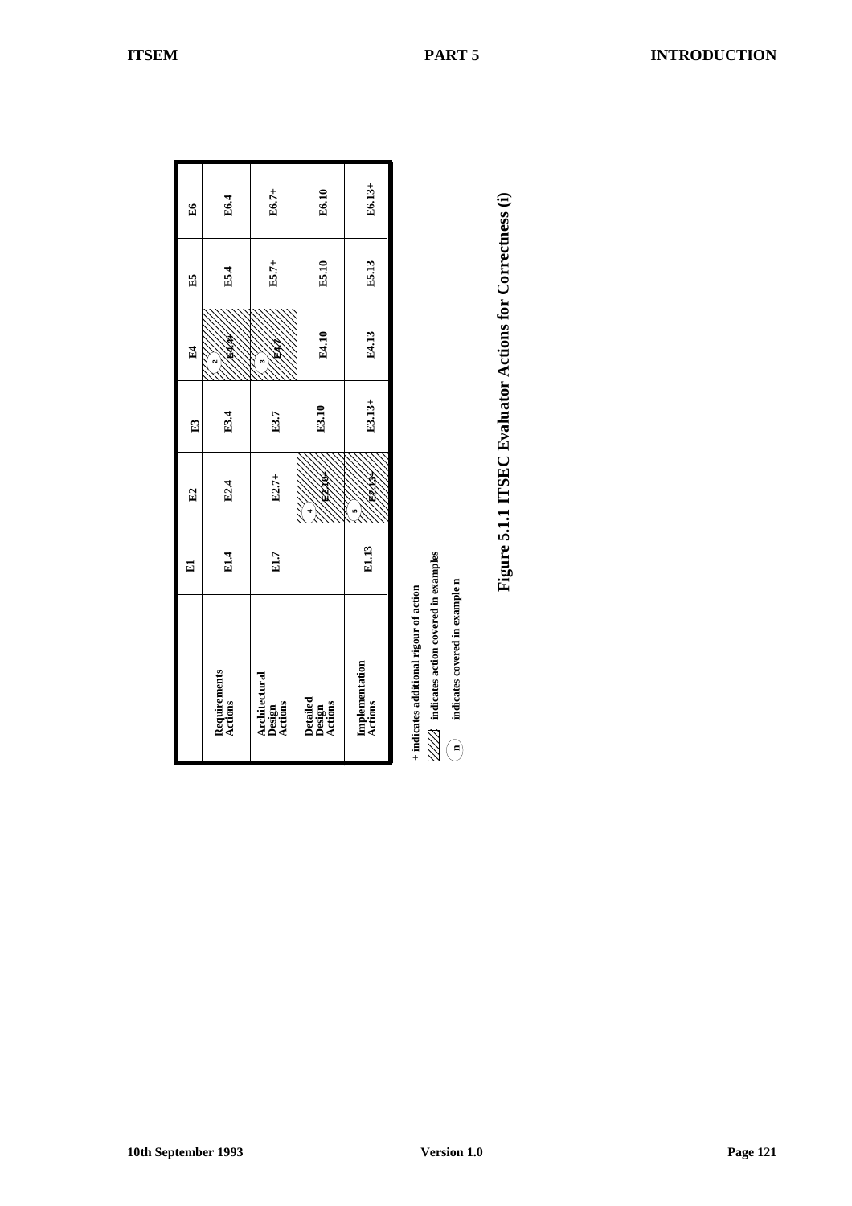|  | E1 | E2 | E3 | E4 | E5 | E6 |
|---|---|---|---|---|---|---|
| Requirements Actions | E1.4 | E2.4 | E3.4 | (2) E4.4+ | E5.4 | E6.4 |
| Architectural Design Actions | E1.7 | E2.7+ | E3.7 | (3) E4.7 | E5.7+ | E6.7+ |
| Detailed Design Actions |  | (4) E2.10+ | E3.10 | E4.10 | E5.10 | E6.10 |
| Implementation Actions | E1.13 | (5) E2.13+ | E3.13+ | E4.13 | E5.13 | E6.13+ |

+ indicates additional rigour of action

[hatched] indicates action covered in examples

(n) indicates covered in example n

**Figure 5.1.1 ITSEC Evaluator Actions for Correctness (i)**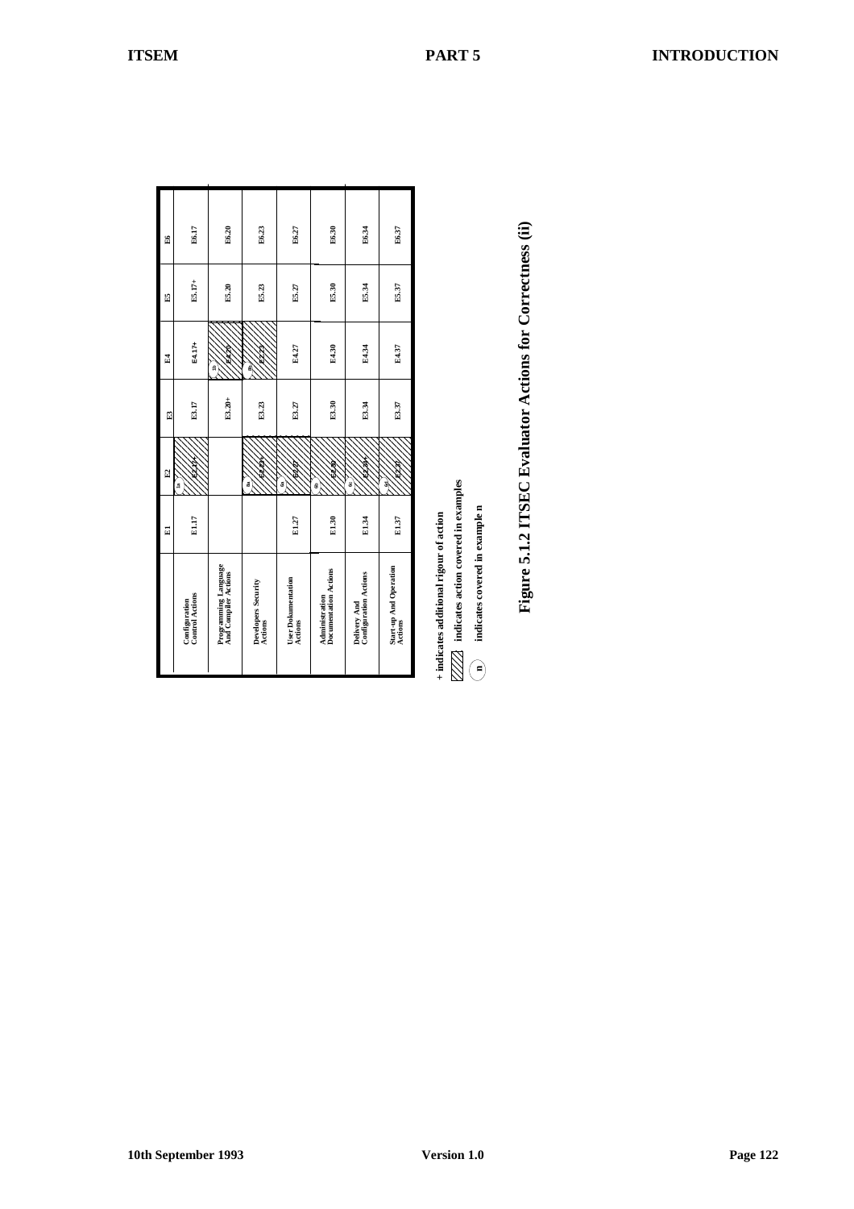|  | E1 | E2 | E3 | E4 | E5 | E6 |
|---|---|---|---|---|---|---|
| Configuration Control Actions | E1.17 | E2.17+ (1a) | E3.17 | E4.17+ | E5.17+ | E6.17 |
| Programming Language And Compiler Actions |  |  | E3.20+ | E4.20 (1b) | E5.20 | E6.20 |
| Developers Security Actions |  | E2.23+ (1a) | E3.23 | E4.23 (8) | E5.23 | E6.23 |
| User Dokumentation Actions | E1.27 | E2.27 (6a) | E3.27 | E4.27 | E5.27 | E6.27 |
| Administration Documentation Actions | E1.30 | E2.30 (6b) | E3.30 | E4.30 | E5.30 | E6.30 |
| Delivery And Configuration Actions | E1.34 | E2.34+ (6c) | E3.34 | E4.34 | E5.34 | E6.34 |
| Start-up And Operation Actions | E1.37 | E2.37 (8) | E3.37 | E4.37 | E5.37 | E6.37 |

+ indicates additional rigour of action

(shaded) indicates action covered in examples

(n) indicates covered in example n

**Figure 5.1.2 ITSEC Evaluator Actions for Correctness (ii)**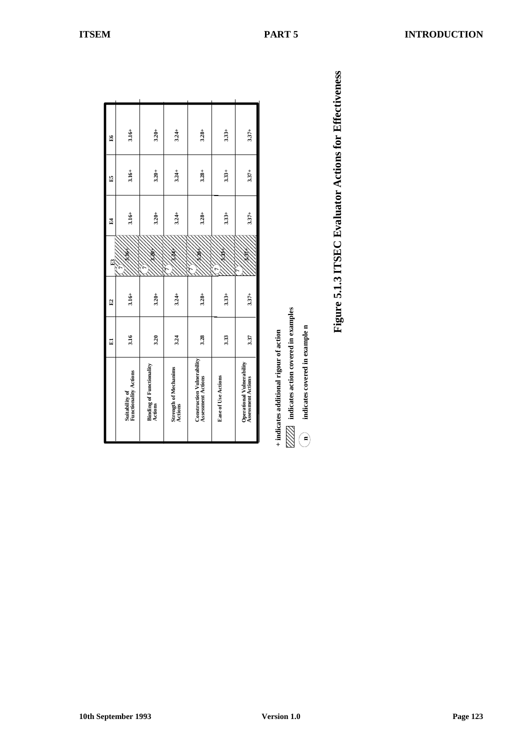| | E1 | E2 | E3 | E4 | E5 | E6 |
|---|---|---|---|---|---|---|
| Suitability of Functionality Actions | 3.16 | 3.16+ | 3.16+ (7) | 3.16+ | 3.16+ | 3.16+ |
| Binding of Functionality Actions | 3.20 | 3.20+ | 3.20+ (7) | 3.20+ | 3.20+ | 3.20+ |
| Strength of Mechanisms Actions | 3.24 | 3.24+ | 3.24+ (7) | 3.24+ | 3.24+ | 3.24+ |
| Construction Vulnerability Assessment Actions | 3.28 | 3.28+ | 3.28+ (7) | 3.28+ | 3.28+ | 3.28+ |
| Ease of Use Actions | 3.33 | 3.33+ | 3.33+ (7) | 3.33+ | 3.33+ | 3.33+ |
| Operational Vulnerability Assessment Actions | 3.37 | 3.37+ | 3.37+ (7) | 3.37+ | 3.37+ | 3.37+ |

+ indicates additional rigour of action

(hatched) indicates action covered in examples

(n) indicates covered in example n

**Figure 5.1.3 ITSEC Evaluator Actions for Effectiveness**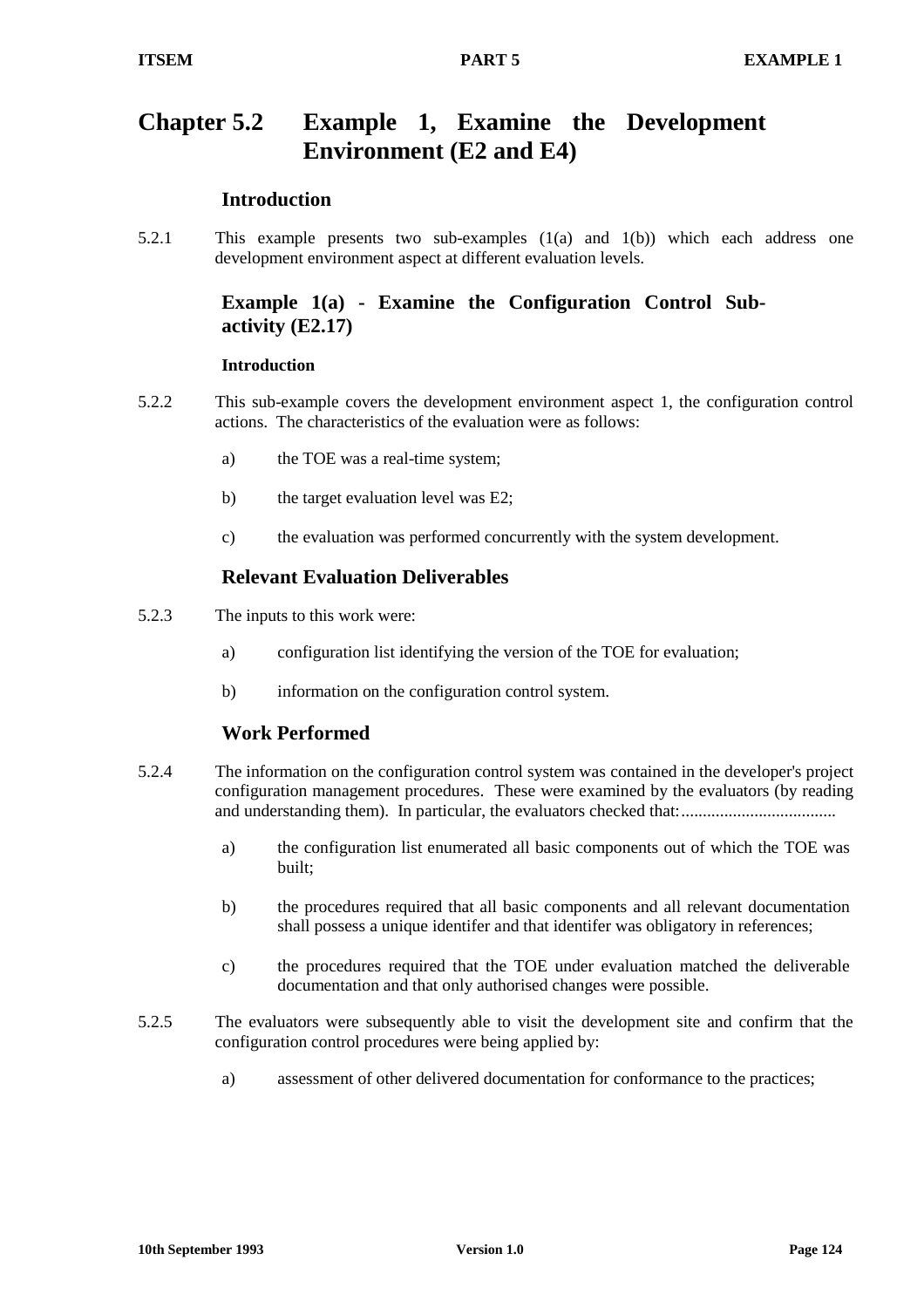# Chapter 5.2 Example 1, Examine the Development Environment (E2 and E4)

## Introduction

5.2.1 This example presents two sub-examples (1(a) and 1(b)) which each address one development environment aspect at different evaluation levels.

## Example 1(a) - Examine the Configuration Control Sub-activity (E2.17)

### Introduction

5.2.2 This sub-example covers the development environment aspect 1, the configuration control actions. The characteristics of the evaluation were as follows:

a) the TOE was a real-time system;

b) the target evaluation level was E2;

c) the evaluation was performed concurrently with the system development.

## Relevant Evaluation Deliverables

5.2.3 The inputs to this work were:

a) configuration list identifying the version of the TOE for evaluation;

b) information on the configuration control system.

## Work Performed

5.2.4 The information on the configuration control system was contained in the developer's project configuration management procedures. These were examined by the evaluators (by reading and understanding them). In particular, the evaluators checked that:...................................

a) the configuration list enumerated all basic components out of which the TOE was built;

b) the procedures required that all basic components and all relevant documentation shall possess a unique identifer and that identifer was obligatory in references;

c) the procedures required that the TOE under evaluation matched the deliverable documentation and that only authorised changes were possible.

5.2.5 The evaluators were subsequently able to visit the development site and confirm that the configuration control procedures were being applied by:

a) assessment of other delivered documentation for conformance to the practices;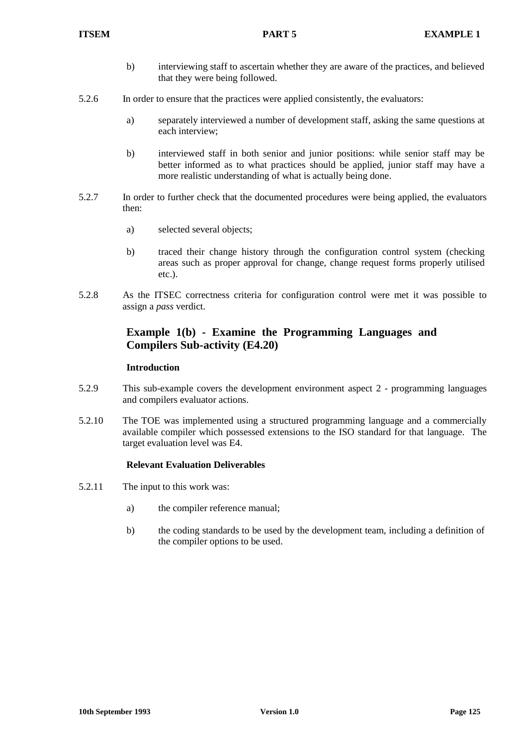b) interviewing staff to ascertain whether they are aware of the practices, and believed that they were being followed.

5.2.6 In order to ensure that the practices were applied consistently, the evaluators:

a) separately interviewed a number of development staff, asking the same questions at each interview;

b) interviewed staff in both senior and junior positions: while senior staff may be better informed as to what practices should be applied, junior staff may have a more realistic understanding of what is actually being done.

5.2.7 In order to further check that the documented procedures were being applied, the evaluators then:

a) selected several objects;

b) traced their change history through the configuration control system (checking areas such as proper approval for change, change request forms properly utilised etc.).

5.2.8 As the ITSEC correctness criteria for configuration control were met it was possible to assign a *pass* verdict.

## Example 1(b) - Examine the Programming Languages and Compilers Sub-activity (E4.20)

### Introduction

5.2.9 This sub-example covers the development environment aspect 2 - programming languages and compilers evaluator actions.

5.2.10 The TOE was implemented using a structured programming language and a commercially available compiler which possessed extensions to the ISO standard for that language. The target evaluation level was E4.

### Relevant Evaluation Deliverables

5.2.11 The input to this work was:

a) the compiler reference manual;

b) the coding standards to be used by the development team, including a definition of the compiler options to be used.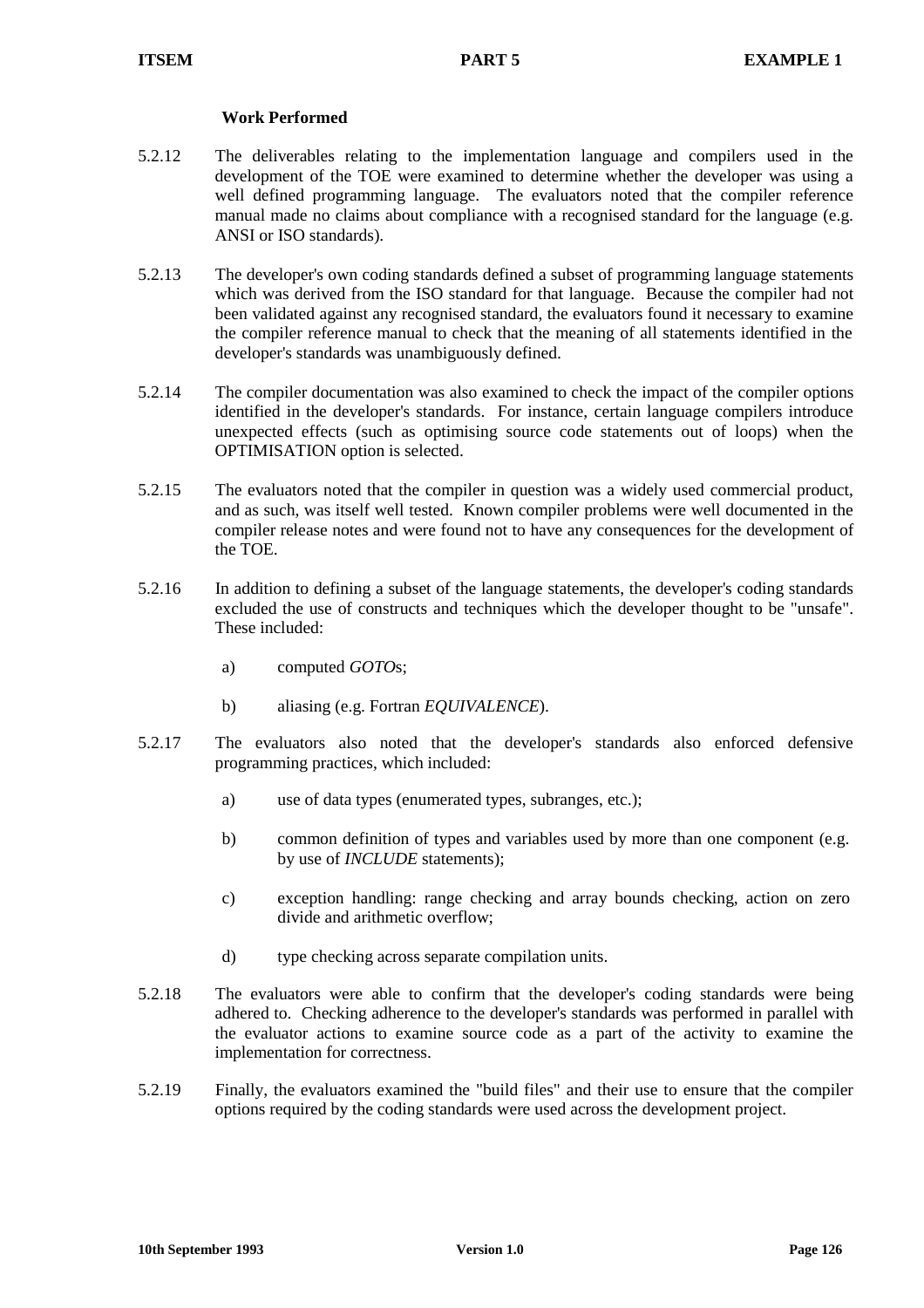#### Work Performed

5.2.12 The deliverables relating to the implementation language and compilers used in the development of the TOE were examined to determine whether the developer was using a well defined programming language. The evaluators noted that the compiler reference manual made no claims about compliance with a recognised standard for the language (e.g. ANSI or ISO standards).

5.2.13 The developer's own coding standards defined a subset of programming language statements which was derived from the ISO standard for that language. Because the compiler had not been validated against any recognised standard, the evaluators found it necessary to examine the compiler reference manual to check that the meaning of all statements identified in the developer's standards was unambiguously defined.

5.2.14 The compiler documentation was also examined to check the impact of the compiler options identified in the developer's standards. For instance, certain language compilers introduce unexpected effects (such as optimising source code statements out of loops) when the OPTIMISATION option is selected.

5.2.15 The evaluators noted that the compiler in question was a widely used commercial product, and as such, was itself well tested. Known compiler problems were well documented in the compiler release notes and were found not to have any consequences for the development of the TOE.

5.2.16 In addition to defining a subset of the language statements, the developer's coding standards excluded the use of constructs and techniques which the developer thought to be "unsafe". These included:

a) computed *GOTO*s;

b) aliasing (e.g. Fortran *EQUIVALENCE*).

5.2.17 The evaluators also noted that the developer's standards also enforced defensive programming practices, which included:

a) use of data types (enumerated types, subranges, etc.);

b) common definition of types and variables used by more than one component (e.g. by use of *INCLUDE* statements);

c) exception handling: range checking and array bounds checking, action on zero divide and arithmetic overflow;

d) type checking across separate compilation units.

5.2.18 The evaluators were able to confirm that the developer's coding standards were being adhered to. Checking adherence to the developer's standards was performed in parallel with the evaluator actions to examine source code as a part of the activity to examine the implementation for correctness.

5.2.19 Finally, the evaluators examined the "build files" and their use to ensure that the compiler options required by the coding standards were used across the development project.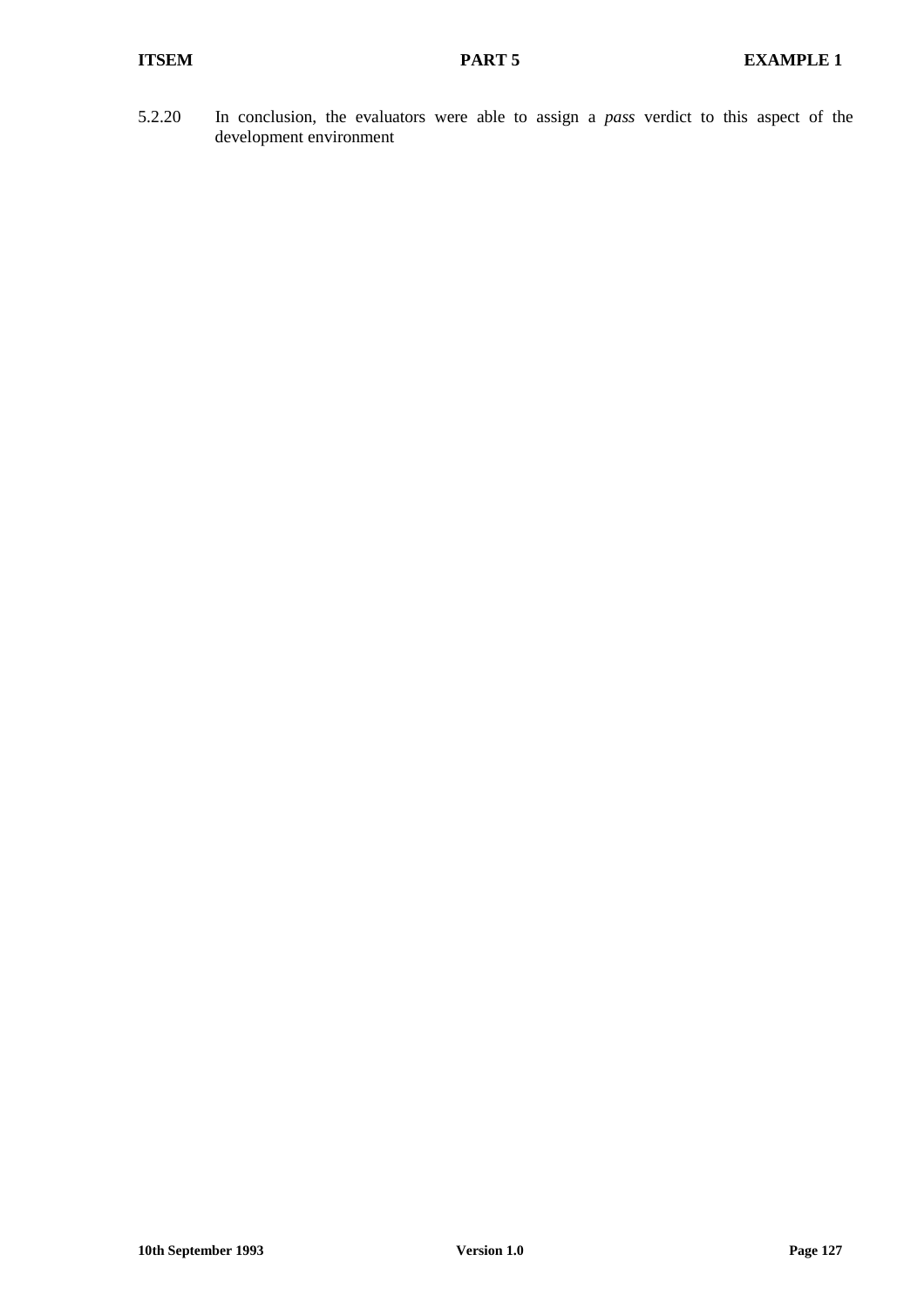5.2.20 In conclusion, the evaluators were able to assign a *pass* verdict to this aspect of the development environment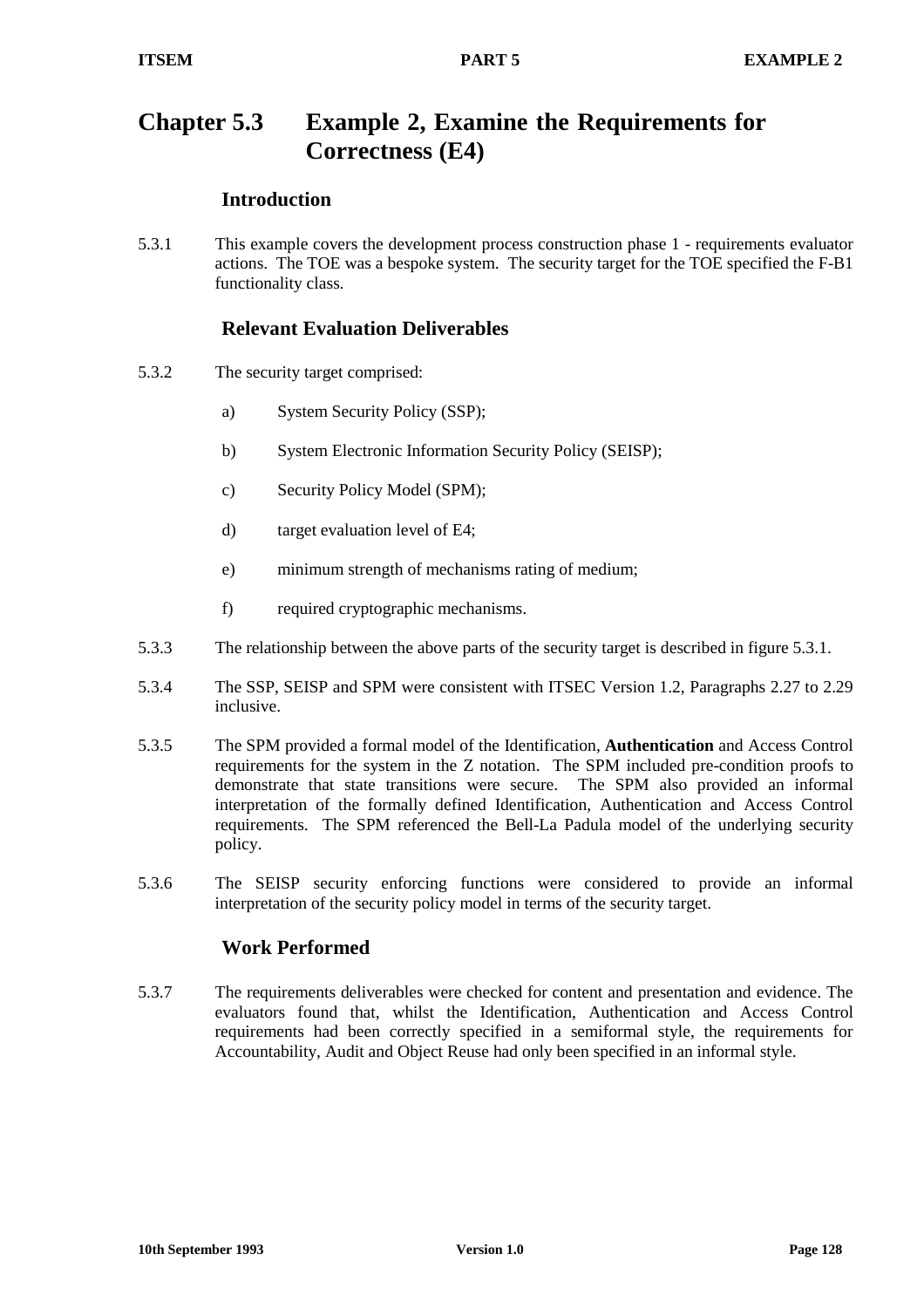# Chapter 5.3 Example 2, Examine the Requirements for Correctness (E4)

## Introduction

5.3.1 This example covers the development process construction phase 1 - requirements evaluator actions. The TOE was a bespoke system. The security target for the TOE specified the F-B1 functionality class.

## Relevant Evaluation Deliverables

5.3.2 The security target comprised:

a) System Security Policy (SSP);

b) System Electronic Information Security Policy (SEISP);

c) Security Policy Model (SPM);

d) target evaluation level of E4;

e) minimum strength of mechanisms rating of medium;

f) required cryptographic mechanisms.

5.3.3 The relationship between the above parts of the security target is described in figure 5.3.1.

5.3.4 The SSP, SEISP and SPM were consistent with ITSEC Version 1.2, Paragraphs 2.27 to 2.29 inclusive.

5.3.5 The SPM provided a formal model of the Identification, **Authentication** and Access Control requirements for the system in the Z notation. The SPM included pre-condition proofs to demonstrate that state transitions were secure. The SPM also provided an informal interpretation of the formally defined Identification, Authentication and Access Control requirements. The SPM referenced the Bell-La Padula model of the underlying security policy.

5.3.6 The SEISP security enforcing functions were considered to provide an informal interpretation of the security policy model in terms of the security target.

## Work Performed

5.3.7 The requirements deliverables were checked for content and presentation and evidence. The evaluators found that, whilst the Identification, Authentication and Access Control requirements had been correctly specified in a semiformal style, the requirements for Accountability, Audit and Object Reuse had only been specified in an informal style.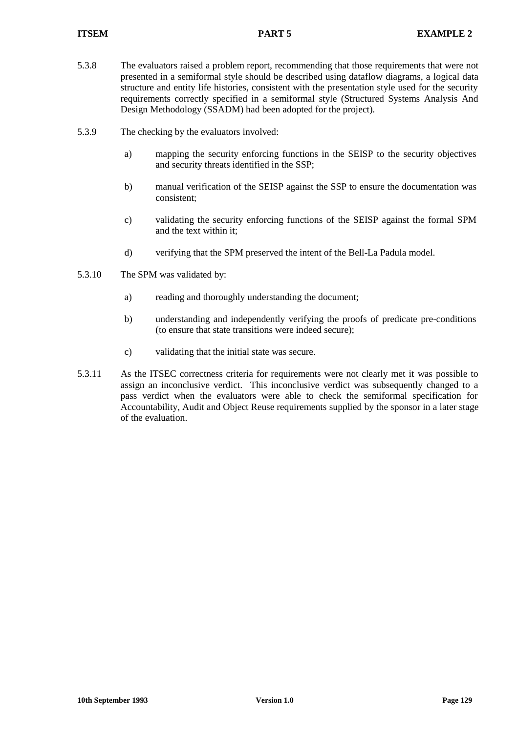5.3.8 The evaluators raised a problem report, recommending that those requirements that were not presented in a semiformal style should be described using dataflow diagrams, a logical data structure and entity life histories, consistent with the presentation style used for the security requirements correctly specified in a semiformal style (Structured Systems Analysis And Design Methodology (SSADM) had been adopted for the project).

5.3.9 The checking by the evaluators involved:

a) mapping the security enforcing functions in the SEISP to the security objectives and security threats identified in the SSP;

b) manual verification of the SEISP against the SSP to ensure the documentation was consistent;

c) validating the security enforcing functions of the SEISP against the formal SPM and the text within it;

d) verifying that the SPM preserved the intent of the Bell-La Padula model.

5.3.10 The SPM was validated by:

a) reading and thoroughly understanding the document;

b) understanding and independently verifying the proofs of predicate pre-conditions (to ensure that state transitions were indeed secure);

c) validating that the initial state was secure.

5.3.11 As the ITSEC correctness criteria for requirements were not clearly met it was possible to assign an inconclusive verdict. This inconclusive verdict was subsequently changed to a pass verdict when the evaluators were able to check the semiformal specification for Accountability, Audit and Object Reuse requirements supplied by the sponsor in a later stage of the evaluation.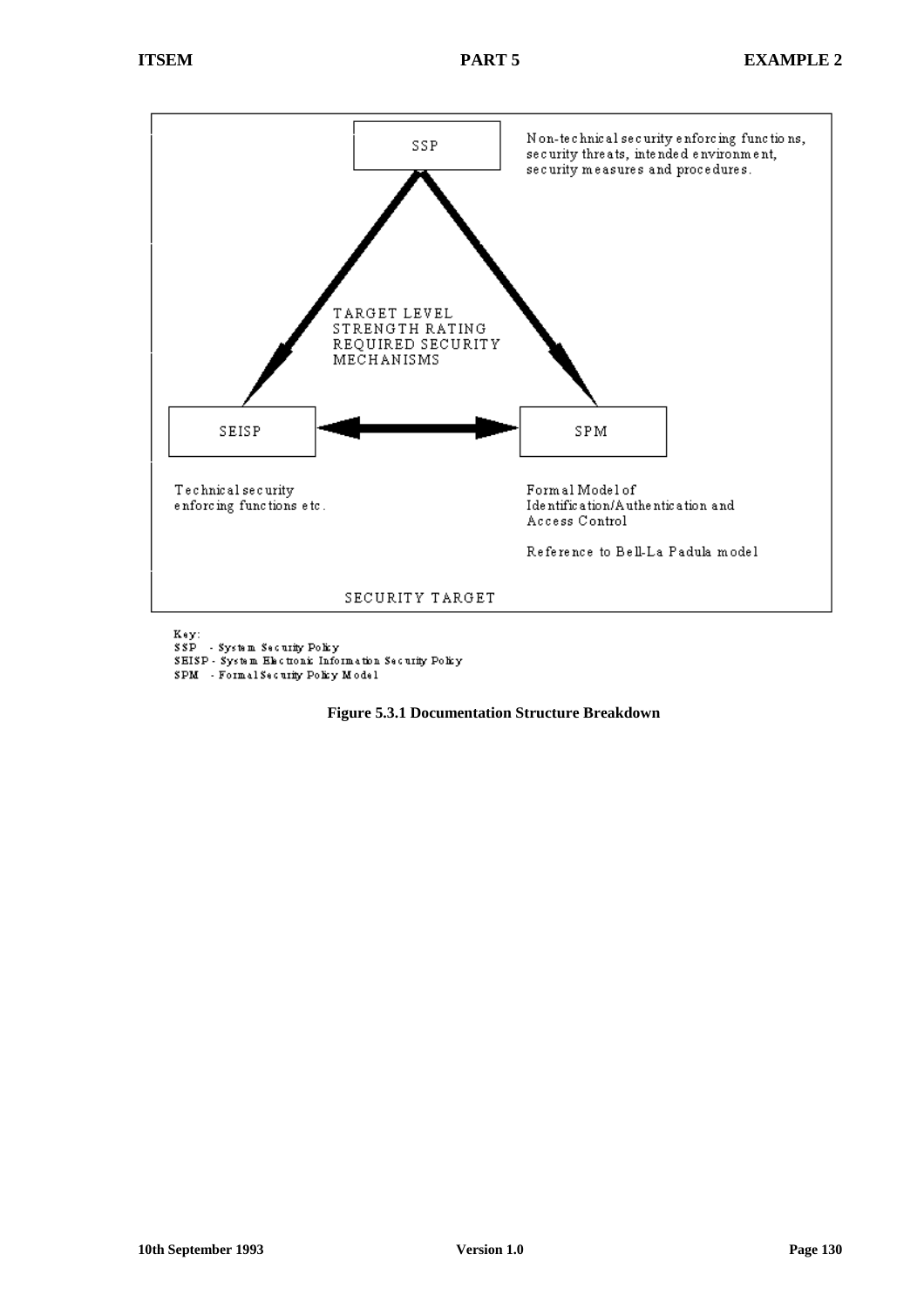SSP

Non-technical security enforcing functions, security threats, intended environment, security measures and procedures.

TARGET LEVEL
STRENGTH RATING
REQUIRED SECURITY
MECHANISMS

SEISP

SPM

Technical security enforcing functions etc.

Formal Model of Identification/Authentication and Access Control

Reference to Bell-La Padula model

SECURITY TARGET

Key:
SSP - System Security Policy
SEISP - System Electronic Information Security Policy
SPM - Formal Security Policy Model

**Figure 5.3.1 Documentation Structure Breakdown**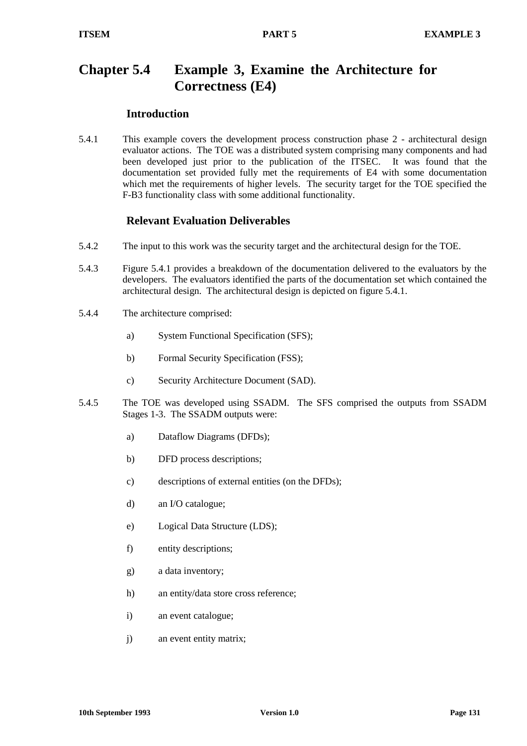# Chapter 5.4 Example 3, Examine the Architecture for Correctness (E4)

## Introduction

5.4.1 This example covers the development process construction phase 2 - architectural design evaluator actions. The TOE was a distributed system comprising many components and had been developed just prior to the publication of the ITSEC. It was found that the documentation set provided fully met the requirements of E4 with some documentation which met the requirements of higher levels. The security target for the TOE specified the F-B3 functionality class with some additional functionality.

## Relevant Evaluation Deliverables

5.4.2 The input to this work was the security target and the architectural design for the TOE.

5.4.3 Figure 5.4.1 provides a breakdown of the documentation delivered to the evaluators by the developers. The evaluators identified the parts of the documentation set which contained the architectural design. The architectural design is depicted on figure 5.4.1.

5.4.4 The architecture comprised:

a) System Functional Specification (SFS);

b) Formal Security Specification (FSS);

c) Security Architecture Document (SAD).

5.4.5 The TOE was developed using SSADM. The SFS comprised the outputs from SSADM Stages 1-3. The SSADM outputs were:

a) Dataflow Diagrams (DFDs);

b) DFD process descriptions;

c) descriptions of external entities (on the DFDs);

d) an I/O catalogue;

e) Logical Data Structure (LDS);

f) entity descriptions;

g) a data inventory;

h) an entity/data store cross reference;

i) an event catalogue;

j) an event entity matrix;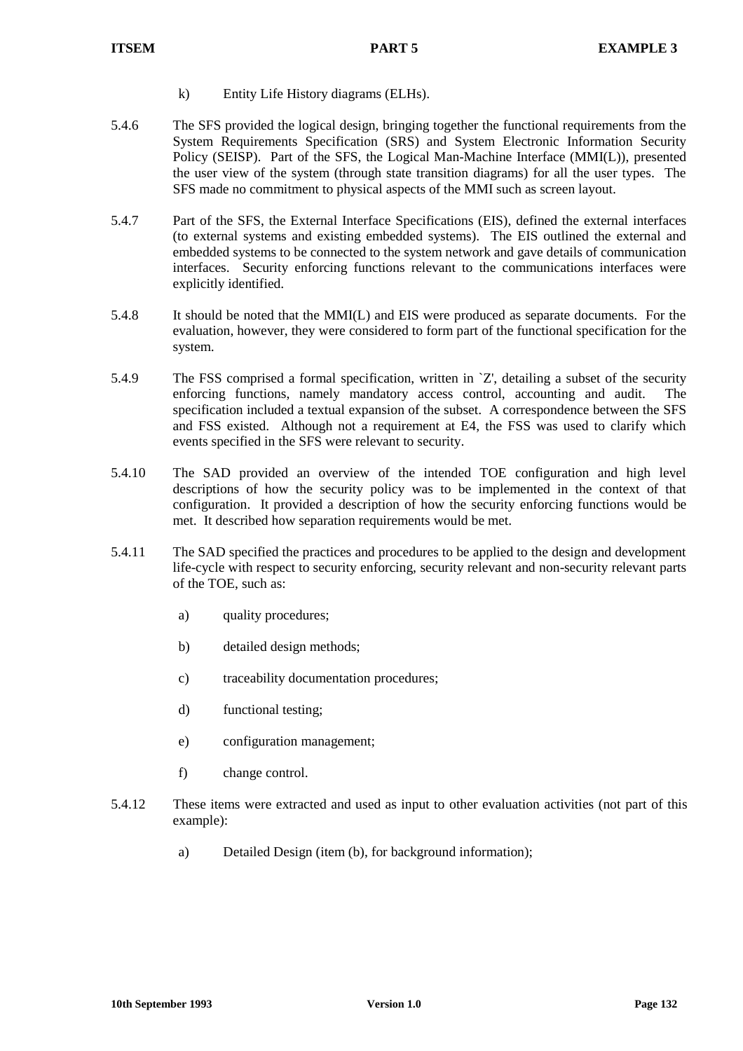k) Entity Life History diagrams (ELHs).

5.4.6 The SFS provided the logical design, bringing together the functional requirements from the System Requirements Specification (SRS) and System Electronic Information Security Policy (SEISP). Part of the SFS, the Logical Man-Machine Interface (MMI(L)), presented the user view of the system (through state transition diagrams) for all the user types. The SFS made no commitment to physical aspects of the MMI such as screen layout.

5.4.7 Part of the SFS, the External Interface Specifications (EIS), defined the external interfaces (to external systems and existing embedded systems). The EIS outlined the external and embedded systems to be connected to the system network and gave details of communication interfaces. Security enforcing functions relevant to the communications interfaces were explicitly identified.

5.4.8 It should be noted that the MMI(L) and EIS were produced as separate documents. For the evaluation, however, they were considered to form part of the functional specification for the system.

5.4.9 The FSS comprised a formal specification, written in `Z', detailing a subset of the security enforcing functions, namely mandatory access control, accounting and audit. The specification included a textual expansion of the subset. A correspondence between the SFS and FSS existed. Although not a requirement at E4, the FSS was used to clarify which events specified in the SFS were relevant to security.

5.4.10 The SAD provided an overview of the intended TOE configuration and high level descriptions of how the security policy was to be implemented in the context of that configuration. It provided a description of how the security enforcing functions would be met. It described how separation requirements would be met.

5.4.11 The SAD specified the practices and procedures to be applied to the design and development life-cycle with respect to security enforcing, security relevant and non-security relevant parts of the TOE, such as:

a) quality procedures;

b) detailed design methods;

c) traceability documentation procedures;

d) functional testing;

e) configuration management;

f) change control.

5.4.12 These items were extracted and used as input to other evaluation activities (not part of this example):

a) Detailed Design (item (b), for background information);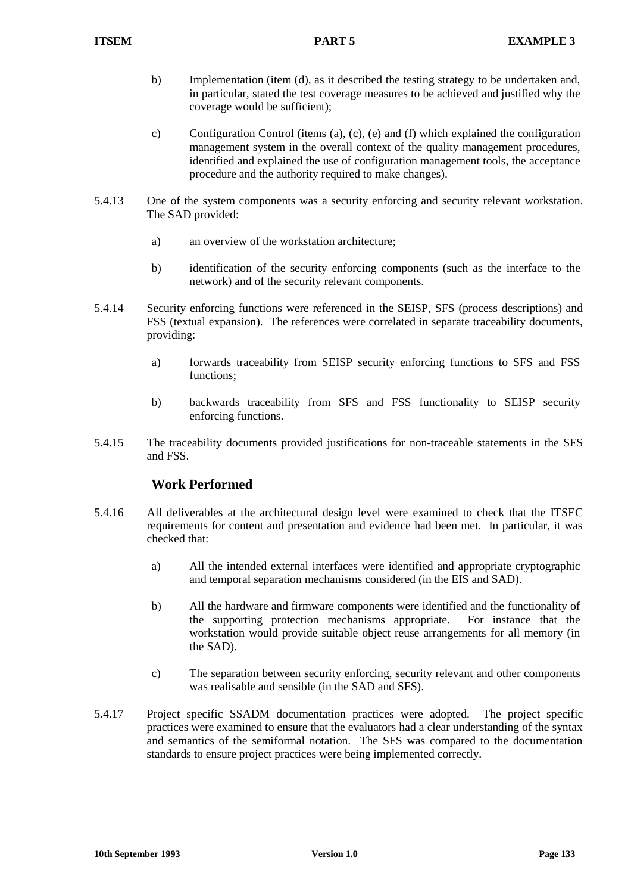b) Implementation (item (d), as it described the testing strategy to be undertaken and, in particular, stated the test coverage measures to be achieved and justified why the coverage would be sufficient);

c) Configuration Control (items (a), (c), (e) and (f) which explained the configuration management system in the overall context of the quality management procedures, identified and explained the use of configuration management tools, the acceptance procedure and the authority required to make changes).

5.4.13 One of the system components was a security enforcing and security relevant workstation. The SAD provided:

a) an overview of the workstation architecture;

b) identification of the security enforcing components (such as the interface to the network) and of the security relevant components.

5.4.14 Security enforcing functions were referenced in the SEISP, SFS (process descriptions) and FSS (textual expansion). The references were correlated in separate traceability documents, providing:

a) forwards traceability from SEISP security enforcing functions to SFS and FSS functions;

b) backwards traceability from SFS and FSS functionality to SEISP security enforcing functions.

5.4.15 The traceability documents provided justifications for non-traceable statements in the SFS and FSS.

## Work Performed

5.4.16 All deliverables at the architectural design level were examined to check that the ITSEC requirements for content and presentation and evidence had been met. In particular, it was checked that:

a) All the intended external interfaces were identified and appropriate cryptographic and temporal separation mechanisms considered (in the EIS and SAD).

b) All the hardware and firmware components were identified and the functionality of the supporting protection mechanisms appropriate. For instance that the workstation would provide suitable object reuse arrangements for all memory (in the SAD).

c) The separation between security enforcing, security relevant and other components was realisable and sensible (in the SAD and SFS).

5.4.17 Project specific SSADM documentation practices were adopted. The project specific practices were examined to ensure that the evaluators had a clear understanding of the syntax and semantics of the semiformal notation. The SFS was compared to the documentation standards to ensure project practices were being implemented correctly.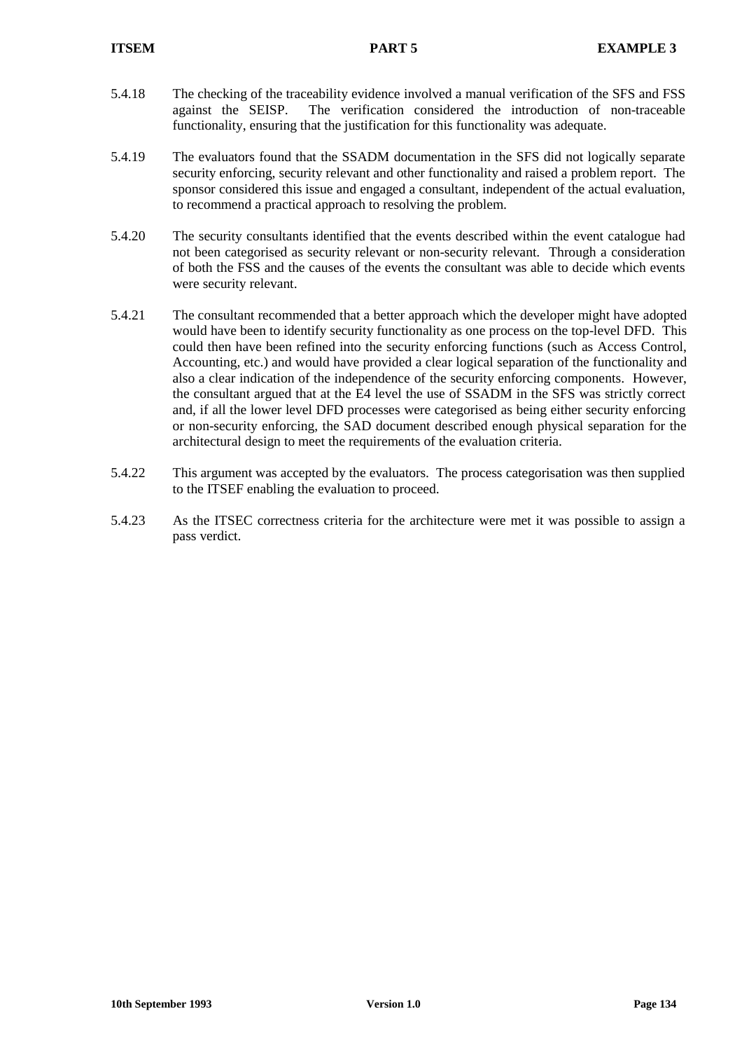5.4.18 The checking of the traceability evidence involved a manual verification of the SFS and FSS against the SEISP. The verification considered the introduction of non-traceable functionality, ensuring that the justification for this functionality was adequate.

5.4.19 The evaluators found that the SSADM documentation in the SFS did not logically separate security enforcing, security relevant and other functionality and raised a problem report. The sponsor considered this issue and engaged a consultant, independent of the actual evaluation, to recommend a practical approach to resolving the problem.

5.4.20 The security consultants identified that the events described within the event catalogue had not been categorised as security relevant or non-security relevant. Through a consideration of both the FSS and the causes of the events the consultant was able to decide which events were security relevant.

5.4.21 The consultant recommended that a better approach which the developer might have adopted would have been to identify security functionality as one process on the top-level DFD. This could then have been refined into the security enforcing functions (such as Access Control, Accounting, etc.) and would have provided a clear logical separation of the functionality and also a clear indication of the independence of the security enforcing components. However, the consultant argued that at the E4 level the use of SSADM in the SFS was strictly correct and, if all the lower level DFD processes were categorised as being either security enforcing or non-security enforcing, the SAD document described enough physical separation for the architectural design to meet the requirements of the evaluation criteria.

5.4.22 This argument was accepted by the evaluators. The process categorisation was then supplied to the ITSEF enabling the evaluation to proceed.

5.4.23 As the ITSEC correctness criteria for the architecture were met it was possible to assign a pass verdict.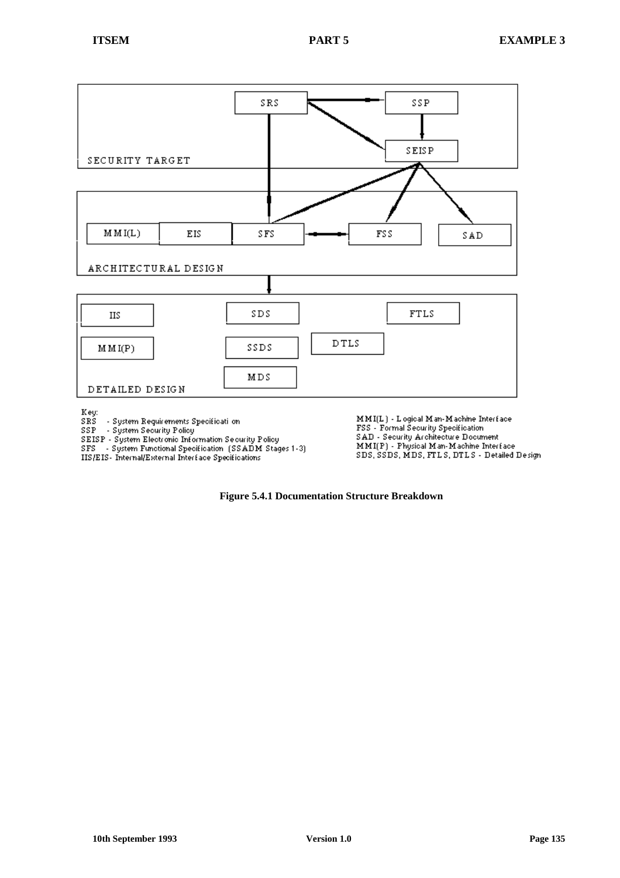Key:

SRS - System Requirements Specification

SSP - System Security Policy

SEISP - System Electronic Information Security Policy

SFS - System Functional Specification (SSADM Stages 1-3)

IIS/EIS - Internal/External Interface Specifications

MMI(L) - Logical Man-Machine Interface

FSS - Formal Security Specification

SAD - Security Architecture Document

MMI(P) - Physical Man-Machine Interface

SDS, SSDS, MDS, FTLS, DTLS - Detailed Design

**Figure 5.4.1 Documentation Structure Breakdown**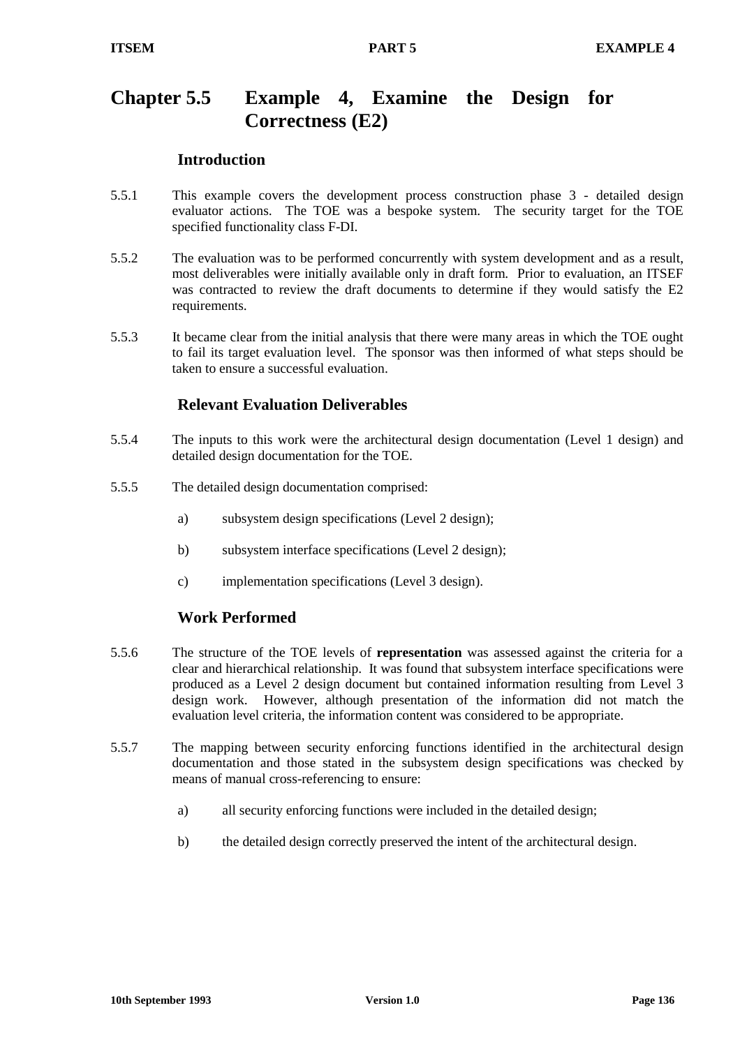# Chapter 5.5 Example 4, Examine the Design for Correctness (E2)

## Introduction

5.5.1 This example covers the development process construction phase 3 - detailed design evaluator actions. The TOE was a bespoke system. The security target for the TOE specified functionality class F-DI.

5.5.2 The evaluation was to be performed concurrently with system development and as a result, most deliverables were initially available only in draft form. Prior to evaluation, an ITSEF was contracted to review the draft documents to determine if they would satisfy the E2 requirements.

5.5.3 It became clear from the initial analysis that there were many areas in which the TOE ought to fail its target evaluation level. The sponsor was then informed of what steps should be taken to ensure a successful evaluation.

## Relevant Evaluation Deliverables

5.5.4 The inputs to this work were the architectural design documentation (Level 1 design) and detailed design documentation for the TOE.

5.5.5 The detailed design documentation comprised:

a) subsystem design specifications (Level 2 design);

b) subsystem interface specifications (Level 2 design);

c) implementation specifications (Level 3 design).

## Work Performed

5.5.6 The structure of the TOE levels of **representation** was assessed against the criteria for a clear and hierarchical relationship. It was found that subsystem interface specifications were produced as a Level 2 design document but contained information resulting from Level 3 design work. However, although presentation of the information did not match the evaluation level criteria, the information content was considered to be appropriate.

5.5.7 The mapping between security enforcing functions identified in the architectural design documentation and those stated in the subsystem design specifications was checked by means of manual cross-referencing to ensure:

a) all security enforcing functions were included in the detailed design;

b) the detailed design correctly preserved the intent of the architectural design.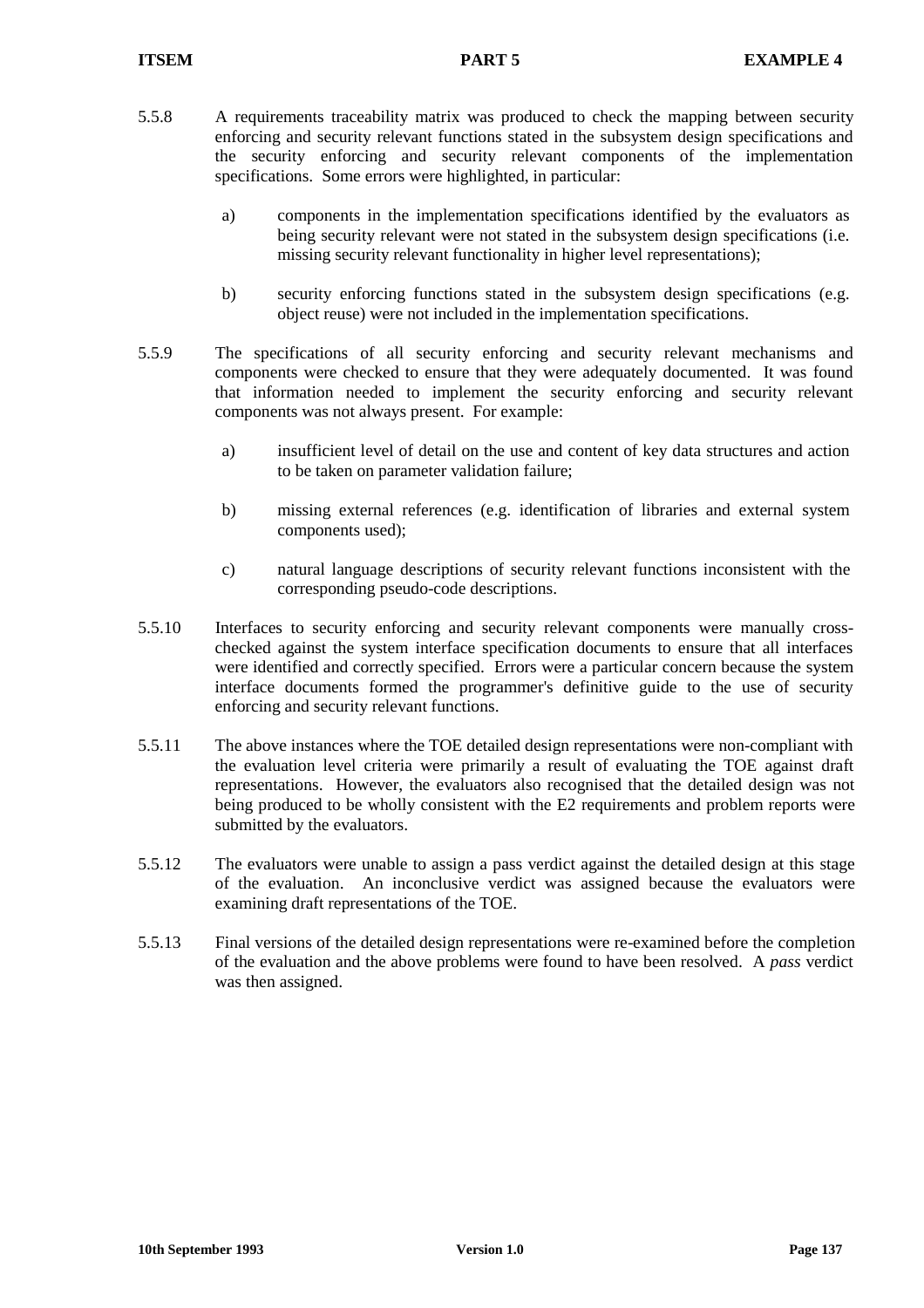5.5.8 A requirements traceability matrix was produced to check the mapping between security enforcing and security relevant functions stated in the subsystem design specifications and the security enforcing and security relevant components of the implementation specifications. Some errors were highlighted, in particular:

a) components in the implementation specifications identified by the evaluators as being security relevant were not stated in the subsystem design specifications (i.e. missing security relevant functionality in higher level representations);

b) security enforcing functions stated in the subsystem design specifications (e.g. object reuse) were not included in the implementation specifications.

5.5.9 The specifications of all security enforcing and security relevant mechanisms and components were checked to ensure that they were adequately documented. It was found that information needed to implement the security enforcing and security relevant components was not always present. For example:

a) insufficient level of detail on the use and content of key data structures and action to be taken on parameter validation failure;

b) missing external references (e.g. identification of libraries and external system components used);

c) natural language descriptions of security relevant functions inconsistent with the corresponding pseudo-code descriptions.

5.5.10 Interfaces to security enforcing and security relevant components were manually cross-checked against the system interface specification documents to ensure that all interfaces were identified and correctly specified. Errors were a particular concern because the system interface documents formed the programmer's definitive guide to the use of security enforcing and security relevant functions.

5.5.11 The above instances where the TOE detailed design representations were non-compliant with the evaluation level criteria were primarily a result of evaluating the TOE against draft representations. However, the evaluators also recognised that the detailed design was not being produced to be wholly consistent with the E2 requirements and problem reports were submitted by the evaluators.

5.5.12 The evaluators were unable to assign a pass verdict against the detailed design at this stage of the evaluation. An inconclusive verdict was assigned because the evaluators were examining draft representations of the TOE.

5.5.13 Final versions of the detailed design representations were re-examined before the completion of the evaluation and the above problems were found to have been resolved. A *pass* verdict was then assigned.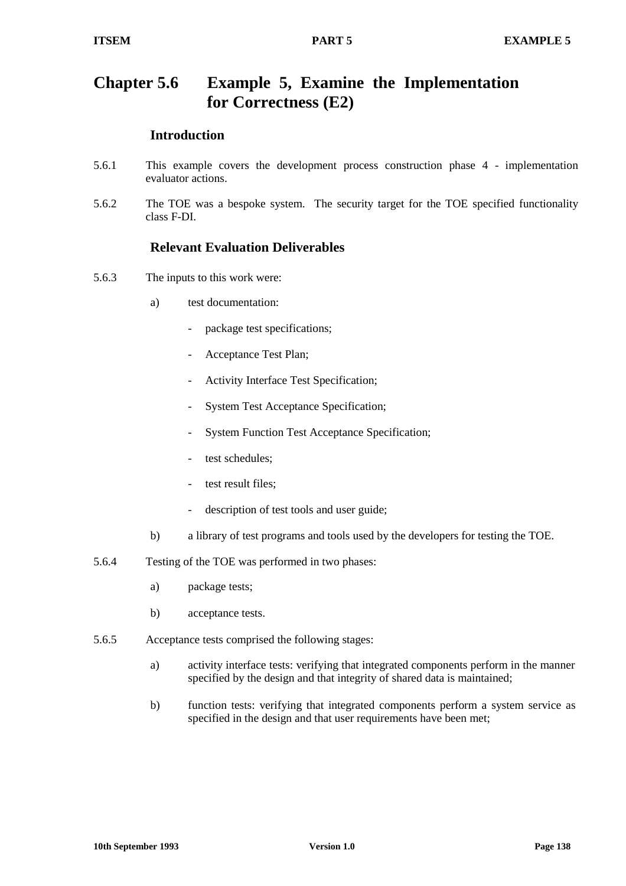# Chapter 5.6 Example 5, Examine the Implementation for Correctness (E2)

## Introduction

5.6.1 This example covers the development process construction phase 4 - implementation evaluator actions.

5.6.2 The TOE was a bespoke system. The security target for the TOE specified functionality class F-DI.

## Relevant Evaluation Deliverables

5.6.3 The inputs to this work were:

a) test documentation:

- package test specifications;
- Acceptance Test Plan;
- Activity Interface Test Specification;
- System Test Acceptance Specification;
- System Function Test Acceptance Specification;
- test schedules;
- test result files;
- description of test tools and user guide;

b) a library of test programs and tools used by the developers for testing the TOE.

5.6.4 Testing of the TOE was performed in two phases:

a) package tests;

b) acceptance tests.

5.6.5 Acceptance tests comprised the following stages:

a) activity interface tests: verifying that integrated components perform in the manner specified by the design and that integrity of shared data is maintained;

b) function tests: verifying that integrated components perform a system service as specified in the design and that user requirements have been met;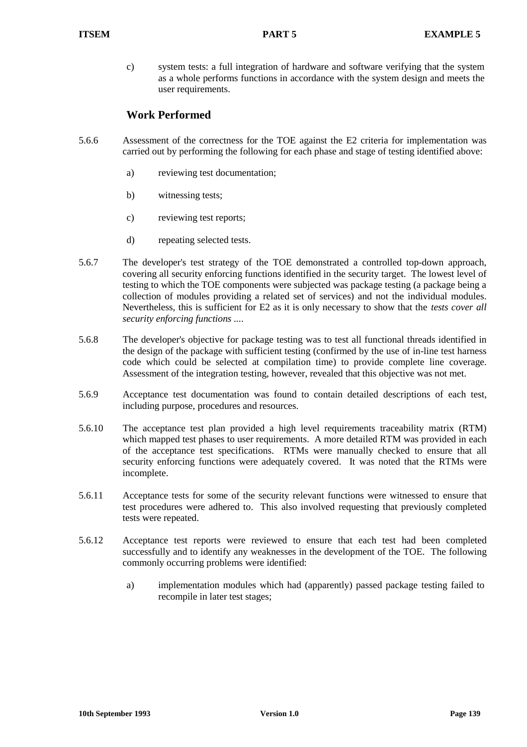c) system tests: a full integration of hardware and software verifying that the system as a whole performs functions in accordance with the system design and meets the user requirements.

## Work Performed

5.6.6 Assessment of the correctness for the TOE against the E2 criteria for implementation was carried out by performing the following for each phase and stage of testing identified above:

a) reviewing test documentation;

b) witnessing tests;

c) reviewing test reports;

d) repeating selected tests.

5.6.7 The developer's test strategy of the TOE demonstrated a controlled top-down approach, covering all security enforcing functions identified in the security target. The lowest level of testing to which the TOE components were subjected was package testing (a package being a collection of modules providing a related set of services) and not the individual modules. Nevertheless, this is sufficient for E2 as it is only necessary to show that the *tests cover all security enforcing functions ...*.

5.6.8 The developer's objective for package testing was to test all functional threads identified in the design of the package with sufficient testing (confirmed by the use of in-line test harness code which could be selected at compilation time) to provide complete line coverage. Assessment of the integration testing, however, revealed that this objective was not met.

5.6.9 Acceptance test documentation was found to contain detailed descriptions of each test, including purpose, procedures and resources.

5.6.10 The acceptance test plan provided a high level requirements traceability matrix (RTM) which mapped test phases to user requirements. A more detailed RTM was provided in each of the acceptance test specifications. RTMs were manually checked to ensure that all security enforcing functions were adequately covered. It was noted that the RTMs were incomplete.

5.6.11 Acceptance tests for some of the security relevant functions were witnessed to ensure that test procedures were adhered to. This also involved requesting that previously completed tests were repeated.

5.6.12 Acceptance test reports were reviewed to ensure that each test had been completed successfully and to identify any weaknesses in the development of the TOE. The following commonly occurring problems were identified:

a) implementation modules which had (apparently) passed package testing failed to recompile in later test stages;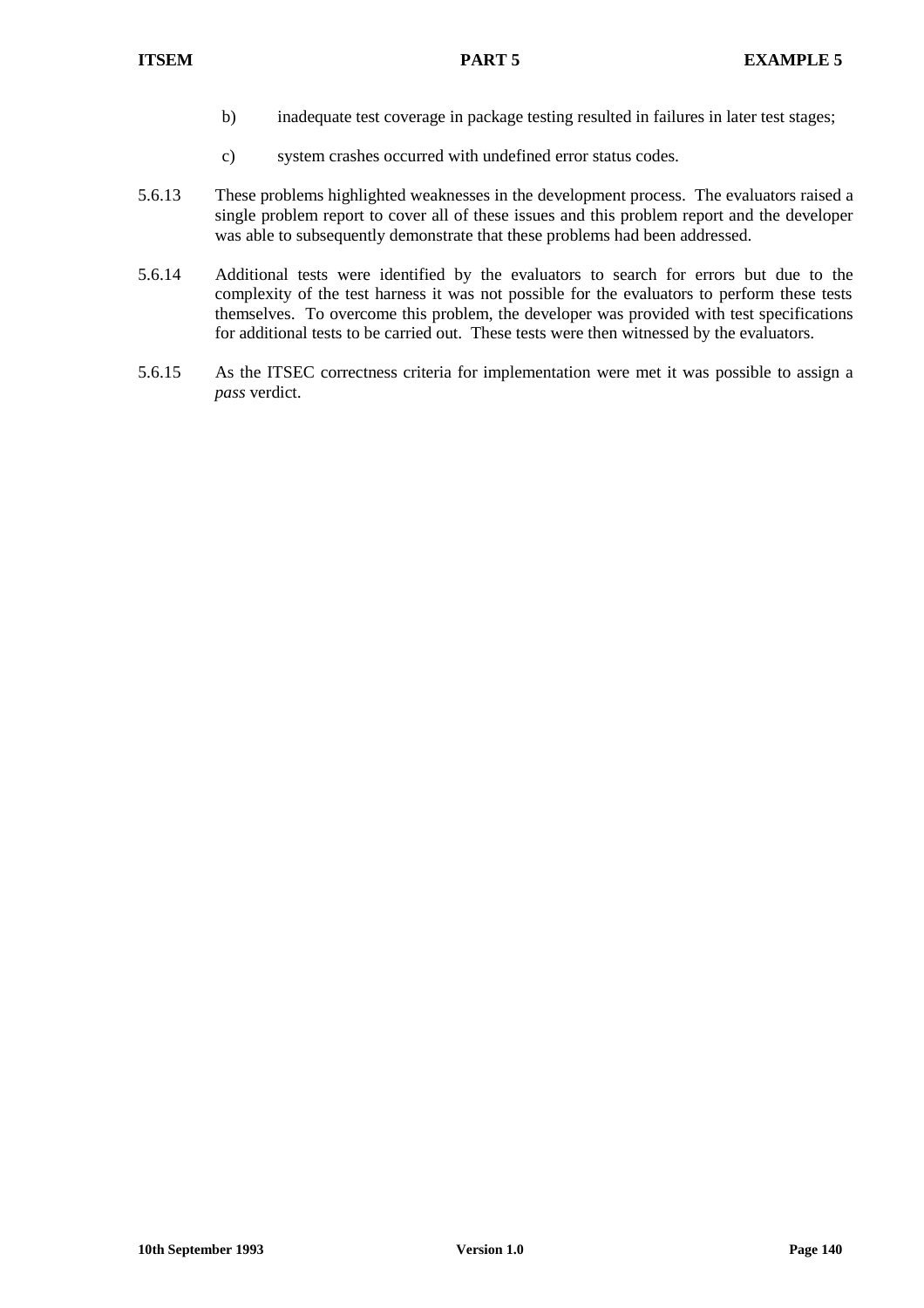b) inadequate test coverage in package testing resulted in failures in later test stages;

c) system crashes occurred with undefined error status codes.

5.6.13 These problems highlighted weaknesses in the development process. The evaluators raised a single problem report to cover all of these issues and this problem report and the developer was able to subsequently demonstrate that these problems had been addressed.

5.6.14 Additional tests were identified by the evaluators to search for errors but due to the complexity of the test harness it was not possible for the evaluators to perform these tests themselves. To overcome this problem, the developer was provided with test specifications for additional tests to be carried out. These tests were then witnessed by the evaluators.

5.6.15 As the ITSEC correctness criteria for implementation were met it was possible to assign a *pass* verdict.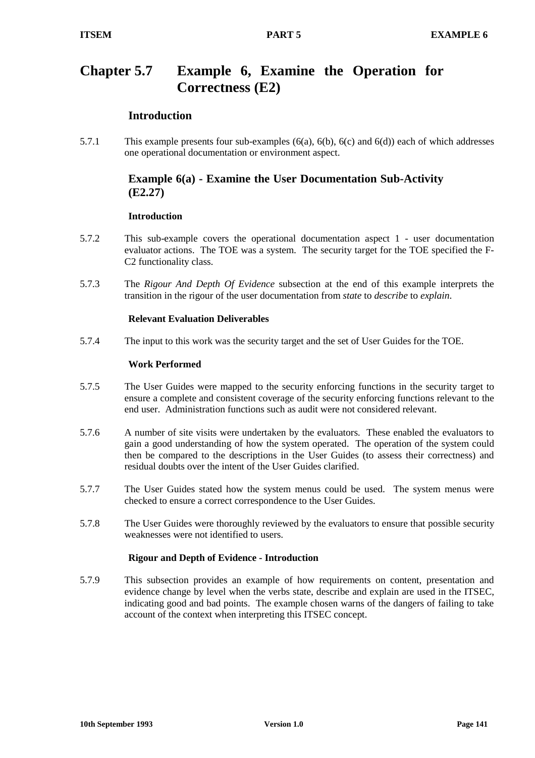# Chapter 5.7 Example 6, Examine the Operation for Correctness (E2)

## Introduction

5.7.1 This example presents four sub-examples (6(a), 6(b), 6(c) and 6(d)) each of which addresses one operational documentation or environment aspect.

## Example 6(a) - Examine the User Documentation Sub-Activity (E2.27)

### Introduction

5.7.2 This sub-example covers the operational documentation aspect 1 - user documentation evaluator actions. The TOE was a system. The security target for the TOE specified the F-C2 functionality class.

5.7.3 The *Rigour And Depth Of Evidence* subsection at the end of this example interprets the transition in the rigour of the user documentation from *state* to *describe* to *explain*.

### Relevant Evaluation Deliverables

5.7.4 The input to this work was the security target and the set of User Guides for the TOE.

### Work Performed

5.7.5 The User Guides were mapped to the security enforcing functions in the security target to ensure a complete and consistent coverage of the security enforcing functions relevant to the end user. Administration functions such as audit were not considered relevant.

5.7.6 A number of site visits were undertaken by the evaluators. These enabled the evaluators to gain a good understanding of how the system operated. The operation of the system could then be compared to the descriptions in the User Guides (to assess their correctness) and residual doubts over the intent of the User Guides clarified.

5.7.7 The User Guides stated how the system menus could be used. The system menus were checked to ensure a correct correspondence to the User Guides.

5.7.8 The User Guides were thoroughly reviewed by the evaluators to ensure that possible security weaknesses were not identified to users.

### Rigour and Depth of Evidence - Introduction

5.7.9 This subsection provides an example of how requirements on content, presentation and evidence change by level when the verbs state, describe and explain are used in the ITSEC, indicating good and bad points. The example chosen warns of the dangers of failing to take account of the context when interpreting this ITSEC concept.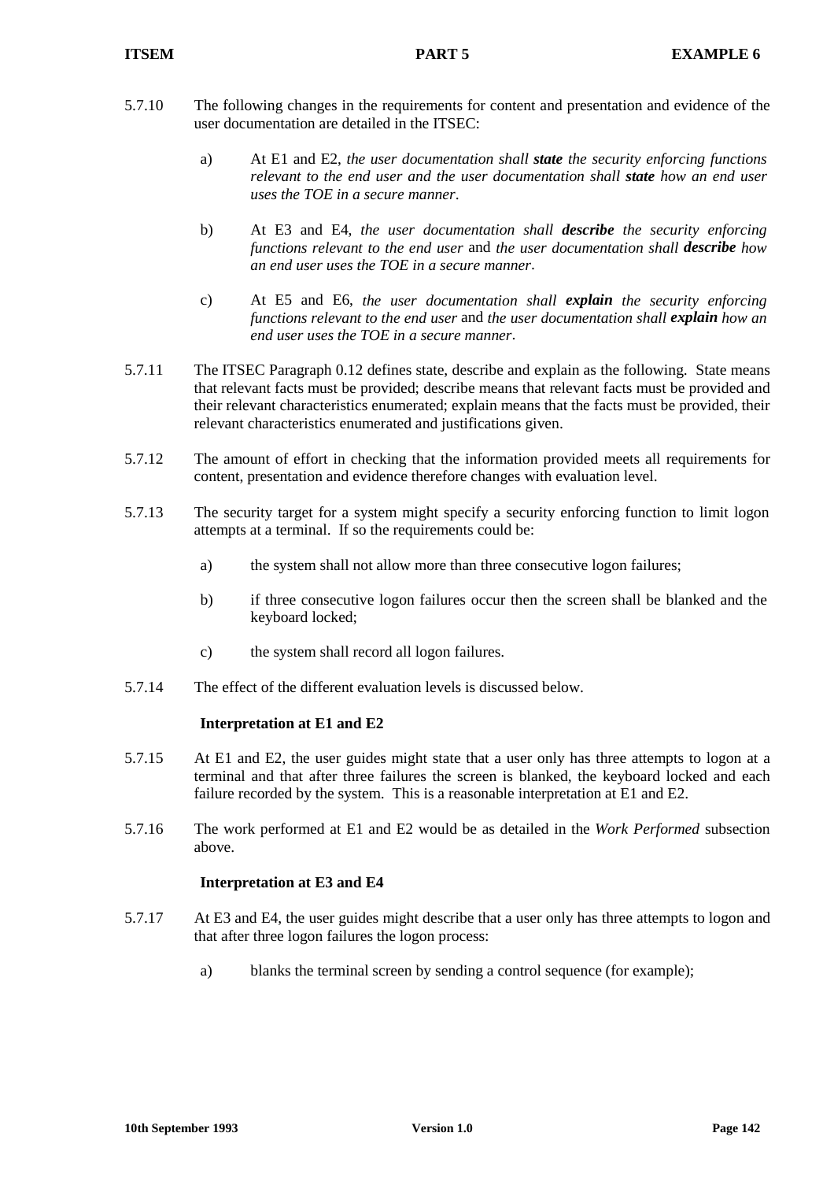5.7.10 The following changes in the requirements for content and presentation and evidence of the user documentation are detailed in the ITSEC:

a) At E1 and E2, *the user documentation shall **state** the security enforcing functions relevant to the end user and the user documentation shall **state** how an end user uses the TOE in a secure manner*.

b) At E3 and E4, *the user documentation shall **describe** the security enforcing functions relevant to the end user* and *the user documentation shall **describe** how an end user uses the TOE in a secure manner*.

c) At E5 and E6, *the user documentation shall **explain** the security enforcing functions relevant to the end user* and *the user documentation shall **explain** how an end user uses the TOE in a secure manner*.

5.7.11 The ITSEC Paragraph 0.12 defines state, describe and explain as the following. State means that relevant facts must be provided; describe means that relevant facts must be provided and their relevant characteristics enumerated; explain means that the facts must be provided, their relevant characteristics enumerated and justifications given.

5.7.12 The amount of effort in checking that the information provided meets all requirements for content, presentation and evidence therefore changes with evaluation level.

5.7.13 The security target for a system might specify a security enforcing function to limit logon attempts at a terminal. If so the requirements could be:

a) the system shall not allow more than three consecutive logon failures;

b) if three consecutive logon failures occur then the screen shall be blanked and the keyboard locked;

c) the system shall record all logon failures.

5.7.14 The effect of the different evaluation levels is discussed below.

**Interpretation at E1 and E2**

5.7.15 At E1 and E2, the user guides might state that a user only has three attempts to logon at a terminal and that after three failures the screen is blanked, the keyboard locked and each failure recorded by the system. This is a reasonable interpretation at E1 and E2.

5.7.16 The work performed at E1 and E2 would be as detailed in the *Work Performed* subsection above.

**Interpretation at E3 and E4**

5.7.17 At E3 and E4, the user guides might describe that a user only has three attempts to logon and that after three logon failures the logon process:

a) blanks the terminal screen by sending a control sequence (for example);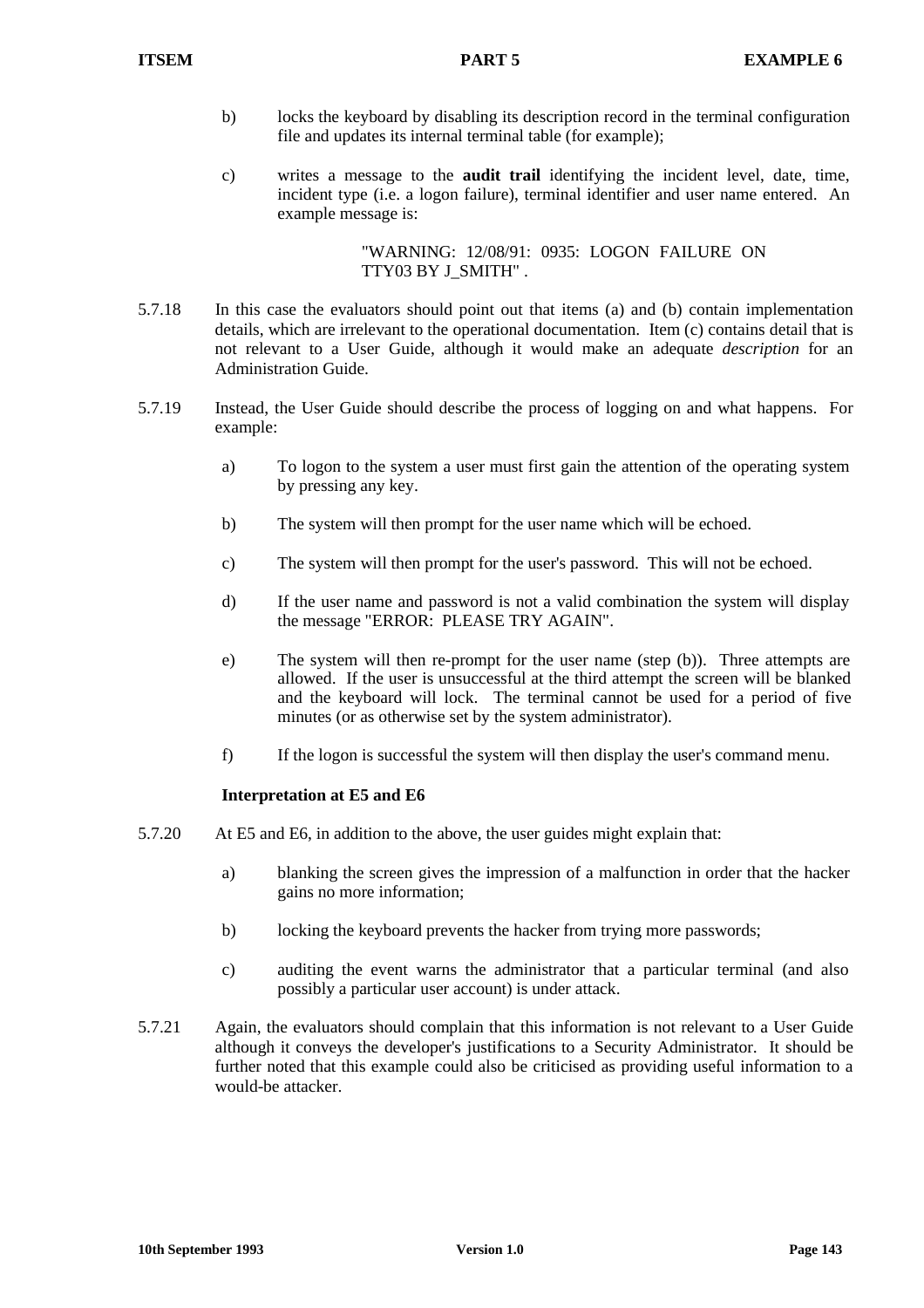b) locks the keyboard by disabling its description record in the terminal configuration file and updates its internal terminal table (for example);

c) writes a message to the **audit trail** identifying the incident level, date, time, incident type (i.e. a logon failure), terminal identifier and user name entered. An example message is:

> "WARNING: 12/08/91: 0935: LOGON FAILURE ON TTY03 BY J_SMITH" .

5.7.18 In this case the evaluators should point out that items (a) and (b) contain implementation details, which are irrelevant to the operational documentation. Item (c) contains detail that is not relevant to a User Guide, although it would make an adequate *description* for an Administration Guide.

5.7.19 Instead, the User Guide should describe the process of logging on and what happens. For example:

a) To logon to the system a user must first gain the attention of the operating system by pressing any key.

b) The system will then prompt for the user name which will be echoed.

c) The system will then prompt for the user's password. This will not be echoed.

d) If the user name and password is not a valid combination the system will display the message "ERROR: PLEASE TRY AGAIN".

e) The system will then re-prompt for the user name (step (b)). Three attempts are allowed. If the user is unsuccessful at the third attempt the screen will be blanked and the keyboard will lock. The terminal cannot be used for a period of five minutes (or as otherwise set by the system administrator).

f) If the logon is successful the system will then display the user's command menu.

**Interpretation at E5 and E6**

5.7.20 At E5 and E6, in addition to the above, the user guides might explain that:

a) blanking the screen gives the impression of a malfunction in order that the hacker gains no more information;

b) locking the keyboard prevents the hacker from trying more passwords;

c) auditing the event warns the administrator that a particular terminal (and also possibly a particular user account) is under attack.

5.7.21 Again, the evaluators should complain that this information is not relevant to a User Guide although it conveys the developer's justifications to a Security Administrator. It should be further noted that this example could also be criticised as providing useful information to a would-be attacker.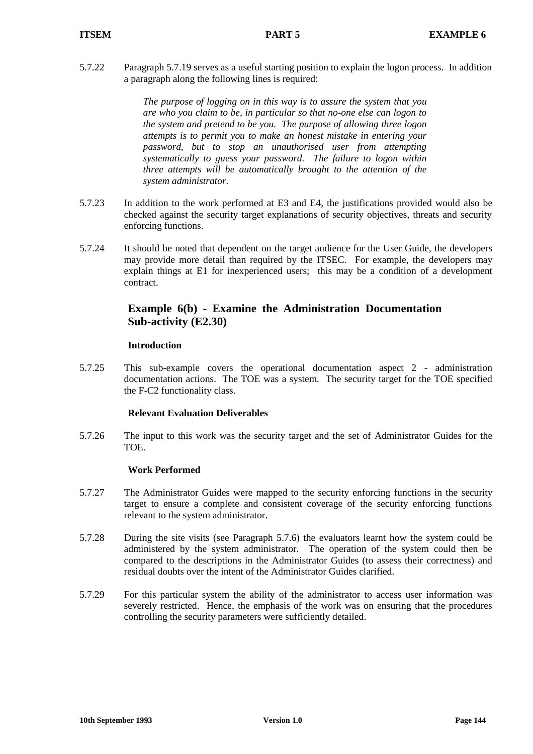5.7.22 Paragraph 5.7.19 serves as a useful starting position to explain the logon process. In addition a paragraph along the following lines is required:

> *The purpose of logging on in this way is to assure the system that you are who you claim to be, in particular so that no-one else can logon to the system and pretend to be you. The purpose of allowing three logon attempts is to permit you to make an honest mistake in entering your password, but to stop an unauthorised user from attempting systematically to guess your password. The failure to logon within three attempts will be automatically brought to the attention of the system administrator.*

5.7.23 In addition to the work performed at E3 and E4, the justifications provided would also be checked against the security target explanations of security objectives, threats and security enforcing functions.

5.7.24 It should be noted that dependent on the target audience for the User Guide, the developers may provide more detail than required by the ITSEC. For example, the developers may explain things at E1 for inexperienced users; this may be a condition of a development contract.

## Example 6(b) - Examine the Administration Documentation Sub-activity (E2.30)

### Introduction

5.7.25 This sub-example covers the operational documentation aspect 2 - administration documentation actions. The TOE was a system. The security target for the TOE specified the F-C2 functionality class.

### Relevant Evaluation Deliverables

5.7.26 The input to this work was the security target and the set of Administrator Guides for the TOE.

### Work Performed

5.7.27 The Administrator Guides were mapped to the security enforcing functions in the security target to ensure a complete and consistent coverage of the security enforcing functions relevant to the system administrator.

5.7.28 During the site visits (see Paragraph 5.7.6) the evaluators learnt how the system could be administered by the system administrator. The operation of the system could then be compared to the descriptions in the Administrator Guides (to assess their correctness) and residual doubts over the intent of the Administrator Guides clarified.

5.7.29 For this particular system the ability of the administrator to access user information was severely restricted. Hence, the emphasis of the work was on ensuring that the procedures controlling the security parameters were sufficiently detailed.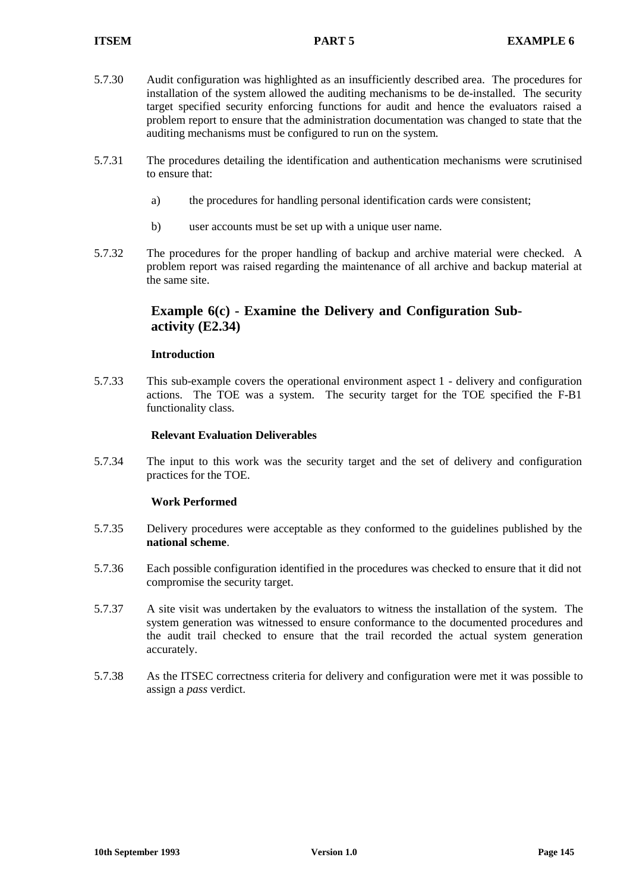5.7.30 Audit configuration was highlighted as an insufficiently described area. The procedures for installation of the system allowed the auditing mechanisms to be de-installed. The security target specified security enforcing functions for audit and hence the evaluators raised a problem report to ensure that the administration documentation was changed to state that the auditing mechanisms must be configured to run on the system.

5.7.31 The procedures detailing the identification and authentication mechanisms were scrutinised to ensure that:

a) the procedures for handling personal identification cards were consistent;

b) user accounts must be set up with a unique user name.

5.7.32 The procedures for the proper handling of backup and archive material were checked. A problem report was raised regarding the maintenance of all archive and backup material at the same site.

## Example 6(c) - Examine the Delivery and Configuration Sub-activity (E2.34)

### Introduction

5.7.33 This sub-example covers the operational environment aspect 1 - delivery and configuration actions. The TOE was a system. The security target for the TOE specified the F-B1 functionality class.

### Relevant Evaluation Deliverables

5.7.34 The input to this work was the security target and the set of delivery and configuration practices for the TOE.

### Work Performed

5.7.35 Delivery procedures were acceptable as they conformed to the guidelines published by the **national scheme**.

5.7.36 Each possible configuration identified in the procedures was checked to ensure that it did not compromise the security target.

5.7.37 A site visit was undertaken by the evaluators to witness the installation of the system. The system generation was witnessed to ensure conformance to the documented procedures and the audit trail checked to ensure that the trail recorded the actual system generation accurately.

5.7.38 As the ITSEC correctness criteria for delivery and configuration were met it was possible to assign a *pass* verdict.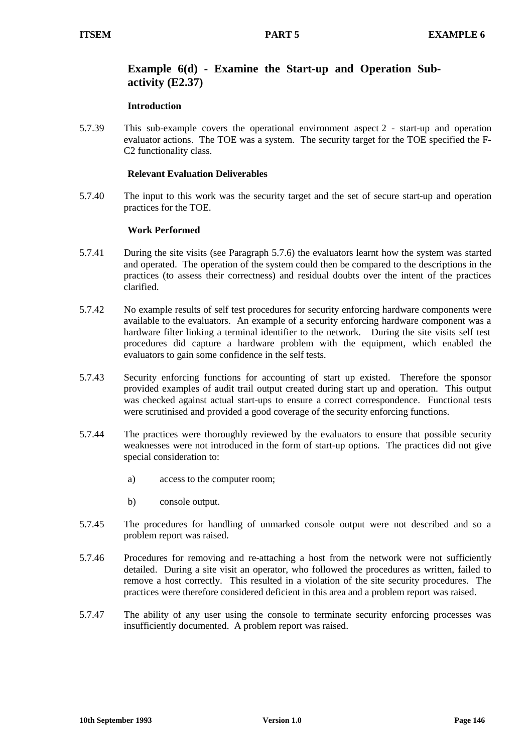## Example 6(d) - Examine the Start-up and Operation Sub-activity (E2.37)

### Introduction

5.7.39 This sub-example covers the operational environment aspect 2 - start-up and operation evaluator actions. The TOE was a system. The security target for the TOE specified the F-C2 functionality class.

### Relevant Evaluation Deliverables

5.7.40 The input to this work was the security target and the set of secure start-up and operation practices for the TOE.

### Work Performed

5.7.41 During the site visits (see Paragraph 5.7.6) the evaluators learnt how the system was started and operated. The operation of the system could then be compared to the descriptions in the practices (to assess their correctness) and residual doubts over the intent of the practices clarified.

5.7.42 No example results of self test procedures for security enforcing hardware components were available to the evaluators. An example of a security enforcing hardware component was a hardware filter linking a terminal identifier to the network. During the site visits self test procedures did capture a hardware problem with the equipment, which enabled the evaluators to gain some confidence in the self tests.

5.7.43 Security enforcing functions for accounting of start up existed. Therefore the sponsor provided examples of audit trail output created during start up and operation. This output was checked against actual start-ups to ensure a correct correspondence. Functional tests were scrutinised and provided a good coverage of the security enforcing functions.

5.7.44 The practices were thoroughly reviewed by the evaluators to ensure that possible security weaknesses were not introduced in the form of start-up options. The practices did not give special consideration to:

a) access to the computer room;

b) console output.

5.7.45 The procedures for handling of unmarked console output were not described and so a problem report was raised.

5.7.46 Procedures for removing and re-attaching a host from the network were not sufficiently detailed. During a site visit an operator, who followed the procedures as written, failed to remove a host correctly. This resulted in a violation of the site security procedures. The practices were therefore considered deficient in this area and a problem report was raised.

5.7.47 The ability of any user using the console to terminate security enforcing processes was insufficiently documented. A problem report was raised.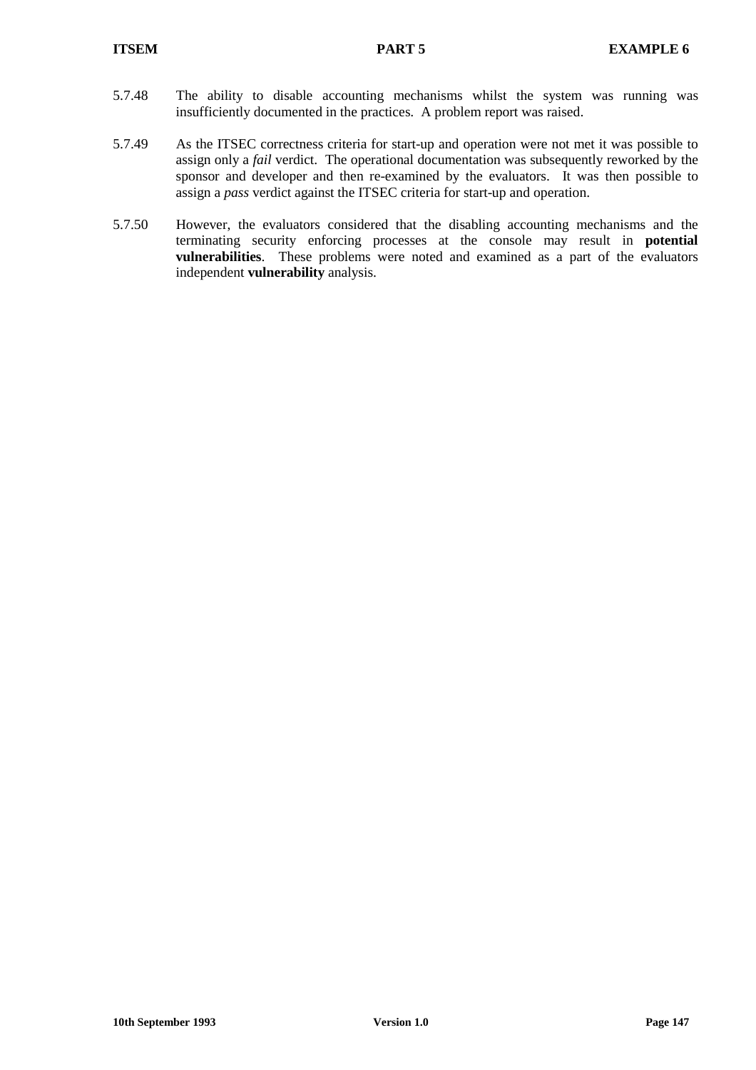5.7.48 The ability to disable accounting mechanisms whilst the system was running was insufficiently documented in the practices. A problem report was raised.

5.7.49 As the ITSEC correctness criteria for start-up and operation were not met it was possible to assign only a *fail* verdict. The operational documentation was subsequently reworked by the sponsor and developer and then re-examined by the evaluators. It was then possible to assign a *pass* verdict against the ITSEC criteria for start-up and operation.

5.7.50 However, the evaluators considered that the disabling accounting mechanisms and the terminating security enforcing processes at the console may result in **potential vulnerabilities**. These problems were noted and examined as a part of the evaluators independent **vulnerability** analysis.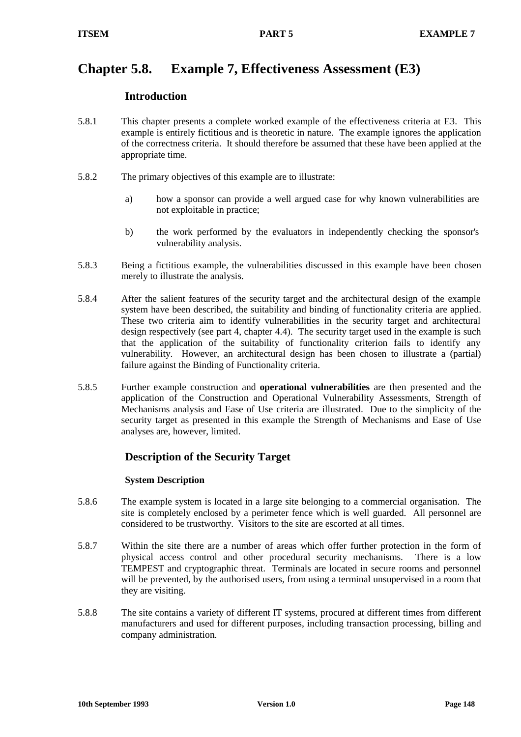# Chapter 5.8. Example 7, Effectiveness Assessment (E3)

## Introduction

5.8.1 This chapter presents a complete worked example of the effectiveness criteria at E3. This example is entirely fictitious and is theoretic in nature. The example ignores the application of the correctness criteria. It should therefore be assumed that these have been applied at the appropriate time.

5.8.2 The primary objectives of this example are to illustrate:

a) how a sponsor can provide a well argued case for why known vulnerabilities are not exploitable in practice;

b) the work performed by the evaluators in independently checking the sponsor's vulnerability analysis.

5.8.3 Being a fictitious example, the vulnerabilities discussed in this example have been chosen merely to illustrate the analysis.

5.8.4 After the salient features of the security target and the architectural design of the example system have been described, the suitability and binding of functionality criteria are applied. These two criteria aim to identify vulnerabilities in the security target and architectural design respectively (see part 4, chapter 4.4). The security target used in the example is such that the application of the suitability of functionality criterion fails to identify any vulnerability. However, an architectural design has been chosen to illustrate a (partial) failure against the Binding of Functionality criteria.

5.8.5 Further example construction and **operational vulnerabilities** are then presented and the application of the Construction and Operational Vulnerability Assessments, Strength of Mechanisms analysis and Ease of Use criteria are illustrated. Due to the simplicity of the security target as presented in this example the Strength of Mechanisms and Ease of Use analyses are, however, limited.

## Description of the Security Target

### System Description

5.8.6 The example system is located in a large site belonging to a commercial organisation. The site is completely enclosed by a perimeter fence which is well guarded. All personnel are considered to be trustworthy. Visitors to the site are escorted at all times.

5.8.7 Within the site there are a number of areas which offer further protection in the form of physical access control and other procedural security mechanisms. There is a low TEMPEST and cryptographic threat. Terminals are located in secure rooms and personnel will be prevented, by the authorised users, from using a terminal unsupervised in a room that they are visiting.

5.8.8 The site contains a variety of different IT systems, procured at different times from different manufacturers and used for different purposes, including transaction processing, billing and company administration.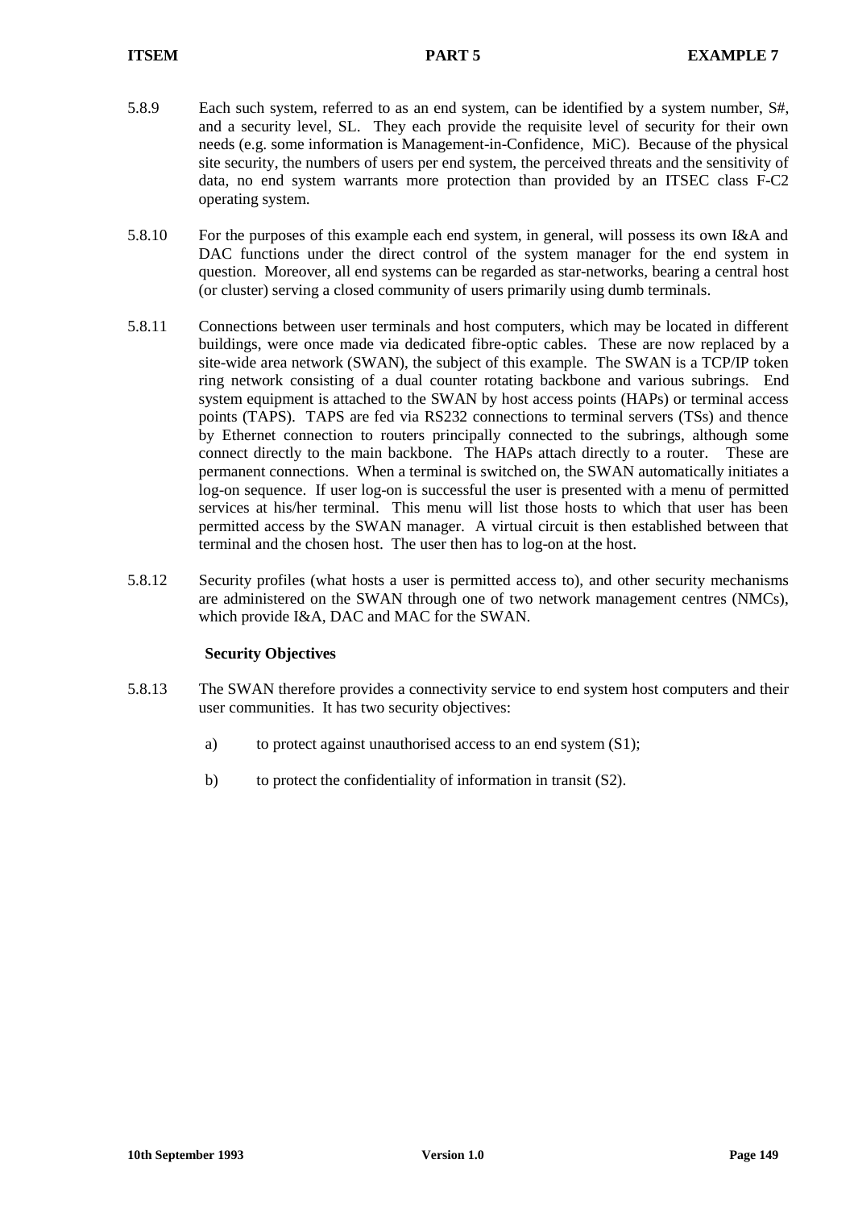5.8.9 Each such system, referred to as an end system, can be identified by a system number, S#, and a security level, SL. They each provide the requisite level of security for their own needs (e.g. some information is Management-in-Confidence, MiC). Because of the physical site security, the numbers of users per end system, the perceived threats and the sensitivity of data, no end system warrants more protection than provided by an ITSEC class F-C2 operating system.

5.8.10 For the purposes of this example each end system, in general, will possess its own I&A and DAC functions under the direct control of the system manager for the end system in question. Moreover, all end systems can be regarded as star-networks, bearing a central host (or cluster) serving a closed community of users primarily using dumb terminals.

5.8.11 Connections between user terminals and host computers, which may be located in different buildings, were once made via dedicated fibre-optic cables. These are now replaced by a site-wide area network (SWAN), the subject of this example. The SWAN is a TCP/IP token ring network consisting of a dual counter rotating backbone and various subrings. End system equipment is attached to the SWAN by host access points (HAPs) or terminal access points (TAPS). TAPS are fed via RS232 connections to terminal servers (TSs) and thence by Ethernet connection to routers principally connected to the subrings, although some connect directly to the main backbone. The HAPs attach directly to a router. These are permanent connections. When a terminal is switched on, the SWAN automatically initiates a log-on sequence. If user log-on is successful the user is presented with a menu of permitted services at his/her terminal. This menu will list those hosts to which that user has been permitted access by the SWAN manager. A virtual circuit is then established between that terminal and the chosen host. The user then has to log-on at the host.

5.8.12 Security profiles (what hosts a user is permitted access to), and other security mechanisms are administered on the SWAN through one of two network management centres (NMCs), which provide I&A, DAC and MAC for the SWAN.

### Security Objectives

5.8.13 The SWAN therefore provides a connectivity service to end system host computers and their user communities. It has two security objectives:

a) to protect against unauthorised access to an end system (S1);

b) to protect the confidentiality of information in transit (S2).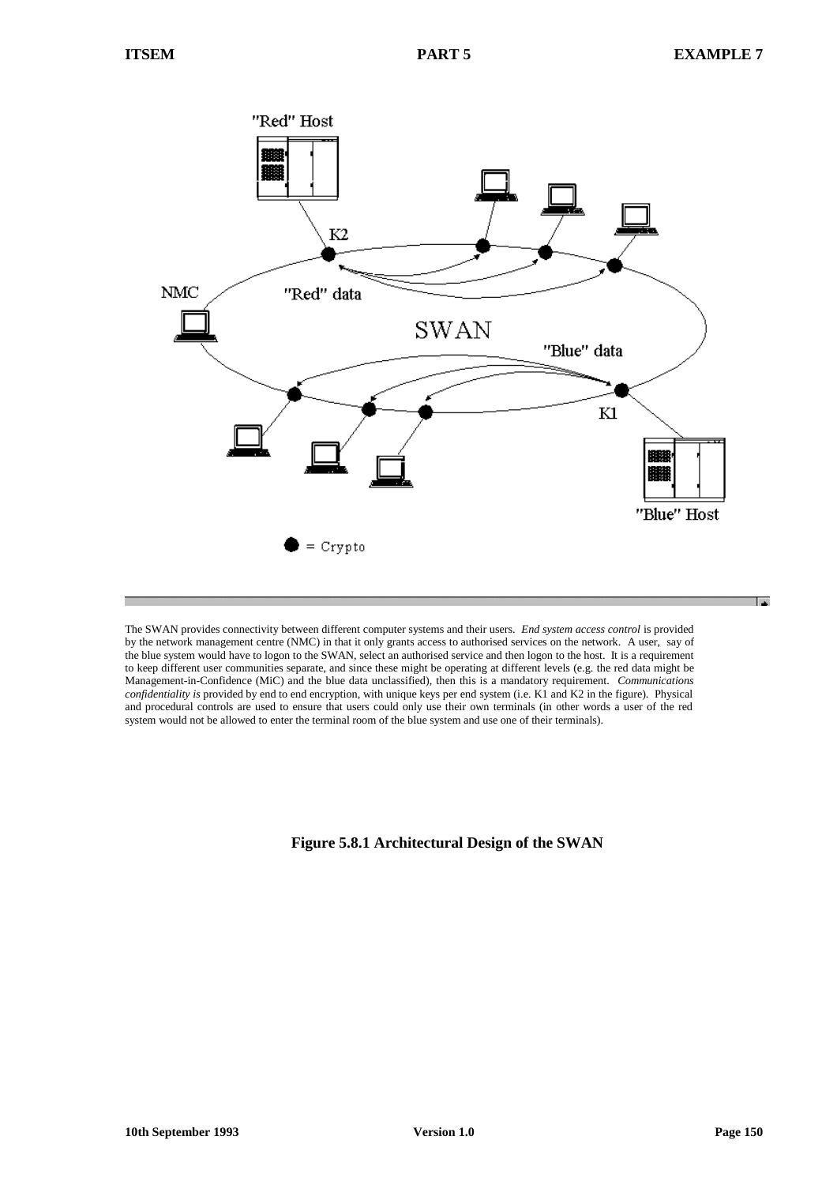The SWAN provides connectivity between different computer systems and their users. *End system access control* is provided by the network management centre (NMC) in that it only grants access to authorised services on the network. A user, say of the blue system would have to logon to the SWAN, select an authorised service and then logon to the host. It is a requirement to keep different user communities separate, and since these might be operating at different levels (e.g. the red data might be Management-in-Confidence (MiC) and the blue data unclassified), then this is a mandatory requirement. *Communications confidentiality is* provided by end to end encryption, with unique keys per end system (i.e. K1 and K2 in the figure). Physical and procedural controls are used to ensure that users could only use their own terminals (in other words a user of the red system would not be allowed to enter the terminal room of the blue system and use one of their terminals).

**Figure 5.8.1 Architectural Design of the SWAN**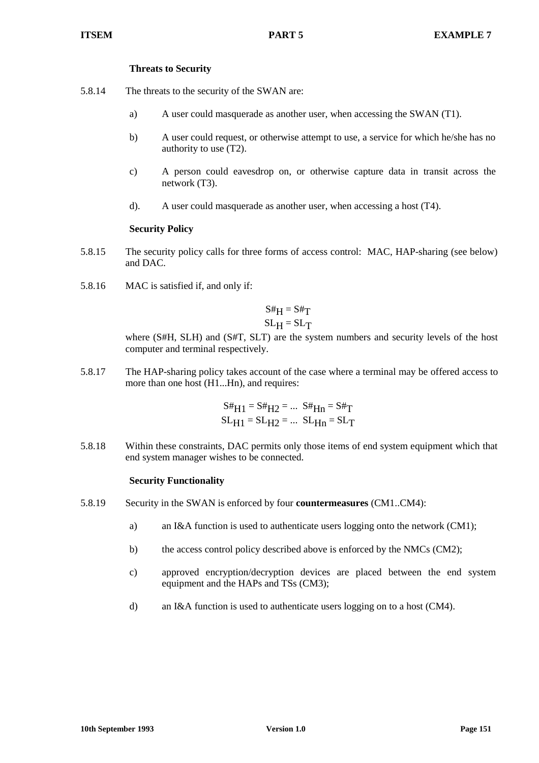### Threats to Security

5.8.14 The threats to the security of the SWAN are:

a) A user could masquerade as another user, when accessing the SWAN (T1).

b) A user could request, or otherwise attempt to use, a service for which he/she has no authority to use (T2).

c) A person could eavesdrop on, or otherwise capture data in transit across the network (T3).

d). A user could masquerade as another user, when accessing a host (T4).

### Security Policy

5.8.15 The security policy calls for three forms of access control: MAC, HAP-sharing (see below) and DAC.

5.8.16 MAC is satisfied if, and only if:

$$S\#_H = S\#_T$$
$$SL_H = SL_T$$

where (S#H, SLH) and (S#T, SLT) are the system numbers and security levels of the host computer and terminal respectively.

5.8.17 The HAP-sharing policy takes account of the case where a terminal may be offered access to more than one host (H1...Hn), and requires:

$$S\#_{H1} = S\#_{H2} = \dots\ S\#_{Hn} = S\#_T$$
$$SL_{H1} = SL_{H2} = \dots\ SL_{Hn} = SL_T$$

5.8.18 Within these constraints, DAC permits only those items of end system equipment which that end system manager wishes to be connected.

### Security Functionality

5.8.19 Security in the SWAN is enforced by four **countermeasures** (CM1..CM4):

a) an I&A function is used to authenticate users logging onto the network (CM1);

b) the access control policy described above is enforced by the NMCs (CM2);

c) approved encryption/decryption devices are placed between the end system equipment and the HAPs and TSs (CM3);

d) an I&A function is used to authenticate users logging on to a host (CM4).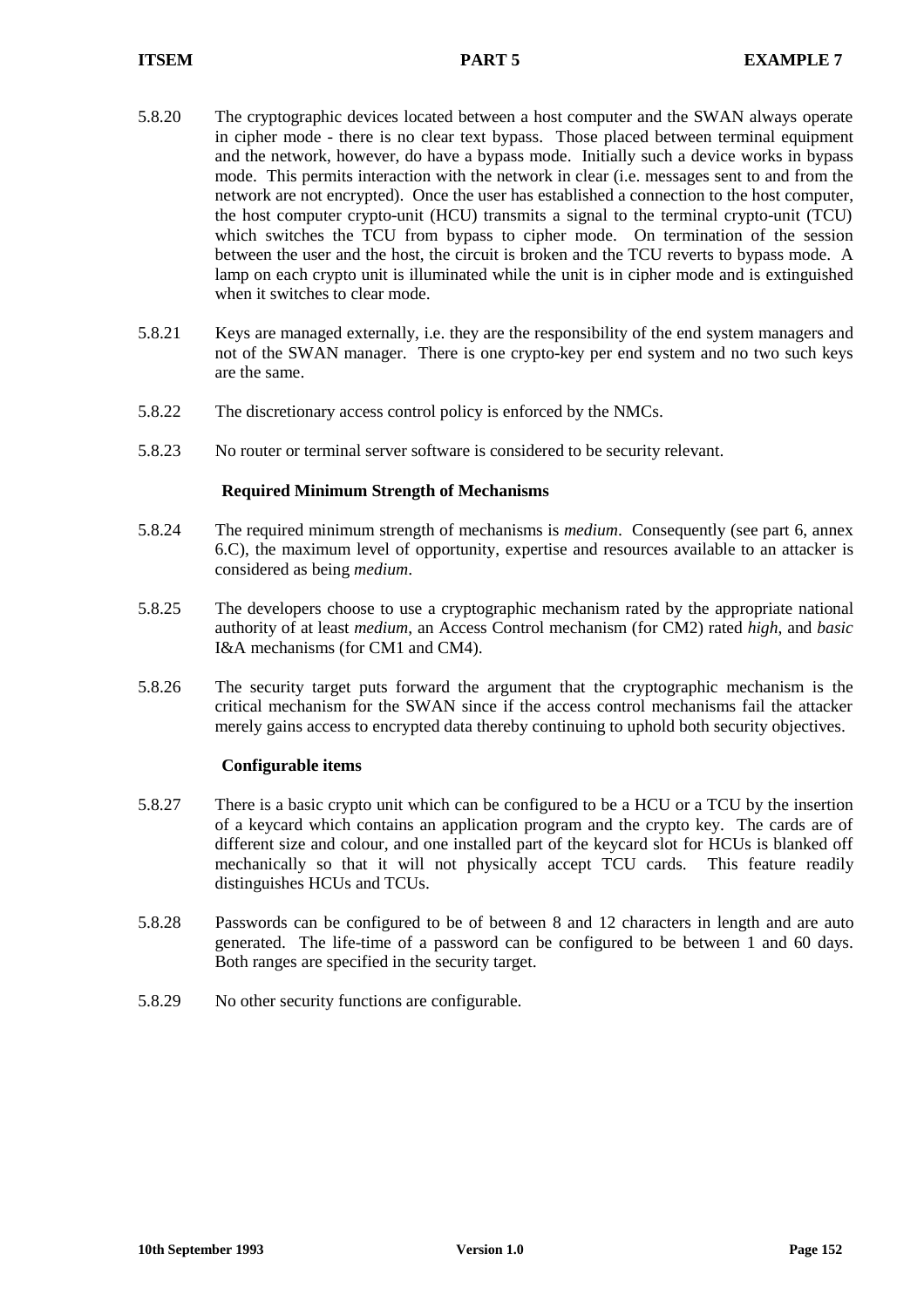5.8.20 The cryptographic devices located between a host computer and the SWAN always operate in cipher mode - there is no clear text bypass. Those placed between terminal equipment and the network, however, do have a bypass mode. Initially such a device works in bypass mode. This permits interaction with the network in clear (i.e. messages sent to and from the network are not encrypted). Once the user has established a connection to the host computer, the host computer crypto-unit (HCU) transmits a signal to the terminal crypto-unit (TCU) which switches the TCU from bypass to cipher mode. On termination of the session between the user and the host, the circuit is broken and the TCU reverts to bypass mode. A lamp on each crypto unit is illuminated while the unit is in cipher mode and is extinguished when it switches to clear mode.

5.8.21 Keys are managed externally, i.e. they are the responsibility of the end system managers and not of the SWAN manager. There is one crypto-key per end system and no two such keys are the same.

5.8.22 The discretionary access control policy is enforced by the NMCs.

5.8.23 No router or terminal server software is considered to be security relevant.

**Required Minimum Strength of Mechanisms**

5.8.24 The required minimum strength of mechanisms is *medium*. Consequently (see part 6, annex 6.C), the maximum level of opportunity, expertise and resources available to an attacker is considered as being *medium*.

5.8.25 The developers choose to use a cryptographic mechanism rated by the appropriate national authority of at least *medium*, an Access Control mechanism (for CM2) rated *high*, and *basic* I&A mechanisms (for CM1 and CM4).

5.8.26 The security target puts forward the argument that the cryptographic mechanism is the critical mechanism for the SWAN since if the access control mechanisms fail the attacker merely gains access to encrypted data thereby continuing to uphold both security objectives.

**Configurable items**

5.8.27 There is a basic crypto unit which can be configured to be a HCU or a TCU by the insertion of a keycard which contains an application program and the crypto key. The cards are of different size and colour, and one installed part of the keycard slot for HCUs is blanked off mechanically so that it will not physically accept TCU cards. This feature readily distinguishes HCUs and TCUs.

5.8.28 Passwords can be configured to be of between 8 and 12 characters in length and are auto generated. The life-time of a password can be configured to be between 1 and 60 days. Both ranges are specified in the security target.

5.8.29 No other security functions are configurable.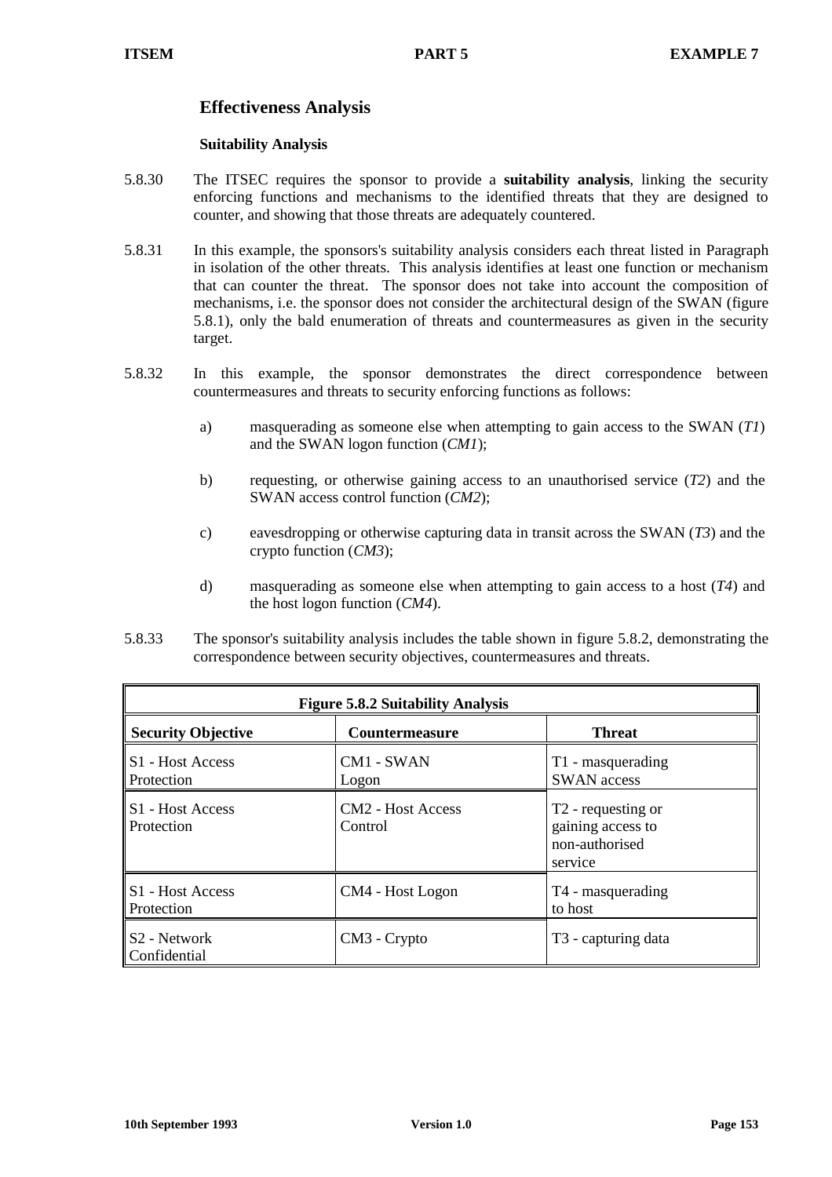## Effectiveness Analysis

### Suitability Analysis

5.8.30 The ITSEC requires the sponsor to provide a **suitability analysis**, linking the security enforcing functions and mechanisms to the identified threats that they are designed to counter, and showing that those threats are adequately countered.

5.8.31 In this example, the sponsors's suitability analysis considers each threat listed in Paragraph in isolation of the other threats. This analysis identifies at least one function or mechanism that can counter the threat. The sponsor does not take into account the composition of mechanisms, i.e. the sponsor does not consider the architectural design of the SWAN (figure 5.8.1), only the bald enumeration of threats and countermeasures as given in the security target.

5.8.32 In this example, the sponsor demonstrates the direct correspondence between countermeasures and threats to security enforcing functions as follows:

a) masquerading as someone else when attempting to gain access to the SWAN (*T1*) and the SWAN logon function (*CM1*);

b) requesting, or otherwise gaining access to an unauthorised service (*T2*) and the SWAN access control function (*CM2*);

c) eavesdropping or otherwise capturing data in transit across the SWAN (*T3*) and the crypto function (*CM3*);

d) masquerading as someone else when attempting to gain access to a host (*T4*) and the host logon function (*CM4*).

5.8.33 The sponsor's suitability analysis includes the table shown in figure 5.8.2, demonstrating the correspondence between security objectives, countermeasures and threats.

**Figure 5.8.2 Suitability Analysis**

| Security Objective | Countermeasure | Threat |
|---|---|---|
| S1 - Host Access Protection | CM1 - SWAN Logon | T1 - masquerading SWAN access |
| S1 - Host Access Protection | CM2 - Host Access Control | T2 - requesting or gaining access to non-authorised service |
| S1 - Host Access Protection | CM4 - Host Logon | T4 - masquerading to host |
| S2 - Network Confidential | CM3 - Crypto | T3 - capturing data |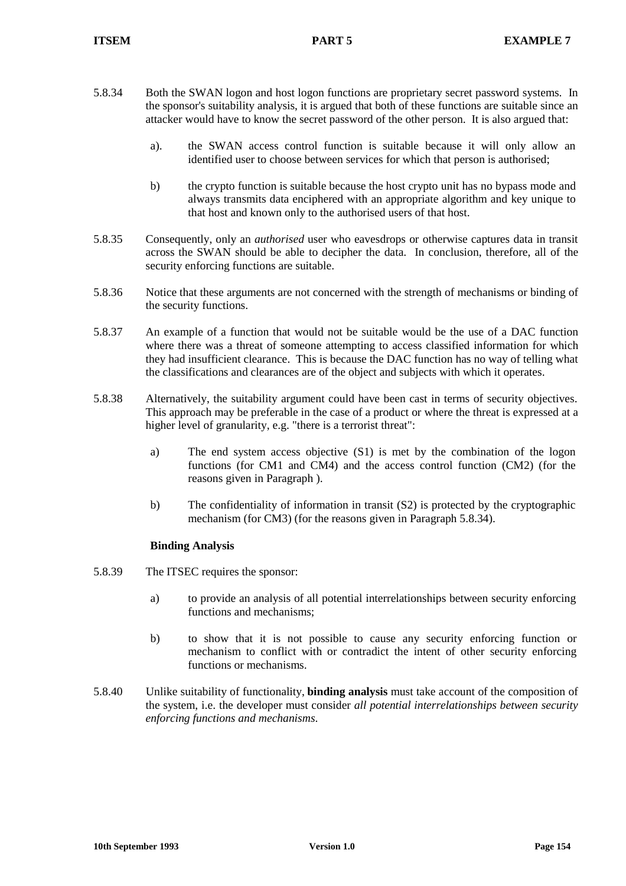5.8.34 Both the SWAN logon and host logon functions are proprietary secret password systems. In the sponsor's suitability analysis, it is argued that both of these functions are suitable since an attacker would have to know the secret password of the other person. It is also argued that:

a). the SWAN access control function is suitable because it will only allow an identified user to choose between services for which that person is authorised;

b) the crypto function is suitable because the host crypto unit has no bypass mode and always transmits data enciphered with an appropriate algorithm and key unique to that host and known only to the authorised users of that host.

5.8.35 Consequently, only an *authorised* user who eavesdrops or otherwise captures data in transit across the SWAN should be able to decipher the data. In conclusion, therefore, all of the security enforcing functions are suitable.

5.8.36 Notice that these arguments are not concerned with the strength of mechanisms or binding of the security functions.

5.8.37 An example of a function that would not be suitable would be the use of a DAC function where there was a threat of someone attempting to access classified information for which they had insufficient clearance. This is because the DAC function has no way of telling what the classifications and clearances are of the object and subjects with which it operates.

5.8.38 Alternatively, the suitability argument could have been cast in terms of security objectives. This approach may be preferable in the case of a product or where the threat is expressed at a higher level of granularity, e.g. "there is a terrorist threat":

a) The end system access objective (S1) is met by the combination of the logon functions (for CM1 and CM4) and the access control function (CM2) (for the reasons given in Paragraph ).

b) The confidentiality of information in transit (S2) is protected by the cryptographic mechanism (for CM3) (for the reasons given in Paragraph 5.8.34).

**Binding Analysis**

5.8.39 The ITSEC requires the sponsor:

a) to provide an analysis of all potential interrelationships between security enforcing functions and mechanisms;

b) to show that it is not possible to cause any security enforcing function or mechanism to conflict with or contradict the intent of other security enforcing functions or mechanisms.

5.8.40 Unlike suitability of functionality, **binding analysis** must take account of the composition of the system, i.e. the developer must consider *all potential interrelationships between security enforcing functions and mechanisms*.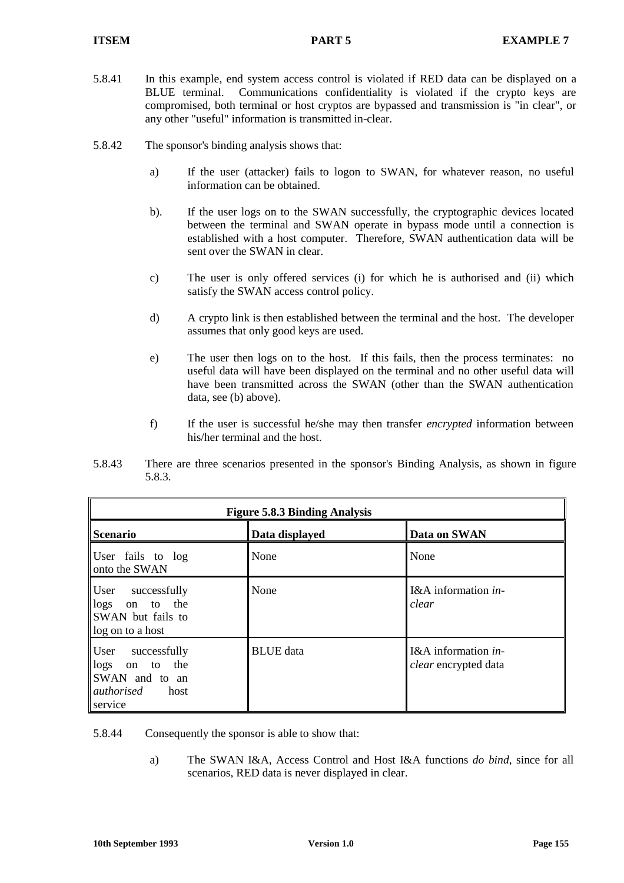5.8.41 In this example, end system access control is violated if RED data can be displayed on a BLUE terminal. Communications confidentiality is violated if the crypto keys are compromised, both terminal or host cryptos are bypassed and transmission is "in clear", or any other "useful" information is transmitted in-clear.

5.8.42 The sponsor's binding analysis shows that:

a) If the user (attacker) fails to logon to SWAN, for whatever reason, no useful information can be obtained.

b). If the user logs on to the SWAN successfully, the cryptographic devices located between the terminal and SWAN operate in bypass mode until a connection is established with a host computer. Therefore, SWAN authentication data will be sent over the SWAN in clear.

c) The user is only offered services (i) for which he is authorised and (ii) which satisfy the SWAN access control policy.

d) A crypto link is then established between the terminal and the host. The developer assumes that only good keys are used.

e) The user then logs on to the host. If this fails, then the process terminates: no useful data will have been displayed on the terminal and no other useful data will have been transmitted across the SWAN (other than the SWAN authentication data, see (b) above).

f) If the user is successful he/she may then transfer *encrypted* information between his/her terminal and the host.

5.8.43 There are three scenarios presented in the sponsor's Binding Analysis, as shown in figure 5.8.3.

**Figure 5.8.3 Binding Analysis**

| Scenario | Data displayed | Data on SWAN |
|---|---|---|
| User fails to log onto the SWAN | None | None |
| User successfully logs on to the SWAN but fails to log on to a host | None | I&A information *in-clear* |
| User successfully logs on to the SWAN and to an *authorised* host service | BLUE data | I&A information *in-clear* encrypted data |

5.8.44 Consequently the sponsor is able to show that:

a) The SWAN I&A, Access Control and Host I&A functions *do bind*, since for all scenarios, RED data is never displayed in clear.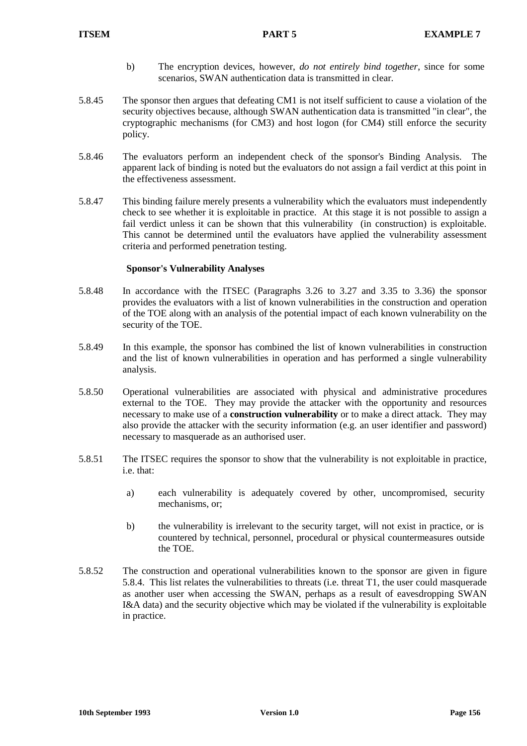b) The encryption devices, however, *do not entirely bind together*, since for some scenarios, SWAN authentication data is transmitted in clear.

5.8.45 The sponsor then argues that defeating CM1 is not itself sufficient to cause a violation of the security objectives because, although SWAN authentication data is transmitted "in clear", the cryptographic mechanisms (for CM3) and host logon (for CM4) still enforce the security policy.

5.8.46 The evaluators perform an independent check of the sponsor's Binding Analysis. The apparent lack of binding is noted but the evaluators do not assign a fail verdict at this point in the effectiveness assessment.

5.8.47 This binding failure merely presents a vulnerability which the evaluators must independently check to see whether it is exploitable in practice. At this stage it is not possible to assign a fail verdict unless it can be shown that this vulnerability (in construction) is exploitable. This cannot be determined until the evaluators have applied the vulnerability assessment criteria and performed penetration testing.

**Sponsor's Vulnerability Analyses**

5.8.48 In accordance with the ITSEC (Paragraphs 3.26 to 3.27 and 3.35 to 3.36) the sponsor provides the evaluators with a list of known vulnerabilities in the construction and operation of the TOE along with an analysis of the potential impact of each known vulnerability on the security of the TOE.

5.8.49 In this example, the sponsor has combined the list of known vulnerabilities in construction and the list of known vulnerabilities in operation and has performed a single vulnerability analysis.

5.8.50 Operational vulnerabilities are associated with physical and administrative procedures external to the TOE. They may provide the attacker with the opportunity and resources necessary to make use of a **construction vulnerability** or to make a direct attack. They may also provide the attacker with the security information (e.g. an user identifier and password) necessary to masquerade as an authorised user.

5.8.51 The ITSEC requires the sponsor to show that the vulnerability is not exploitable in practice, i.e. that:

a) each vulnerability is adequately covered by other, uncompromised, security mechanisms, or;

b) the vulnerability is irrelevant to the security target, will not exist in practice, or is countered by technical, personnel, procedural or physical countermeasures outside the TOE.

5.8.52 The construction and operational vulnerabilities known to the sponsor are given in figure 5.8.4. This list relates the vulnerabilities to threats (i.e. threat T1, the user could masquerade as another user when accessing the SWAN, perhaps as a result of eavesdropping SWAN I&A data) and the security objective which may be violated if the vulnerability is exploitable in practice.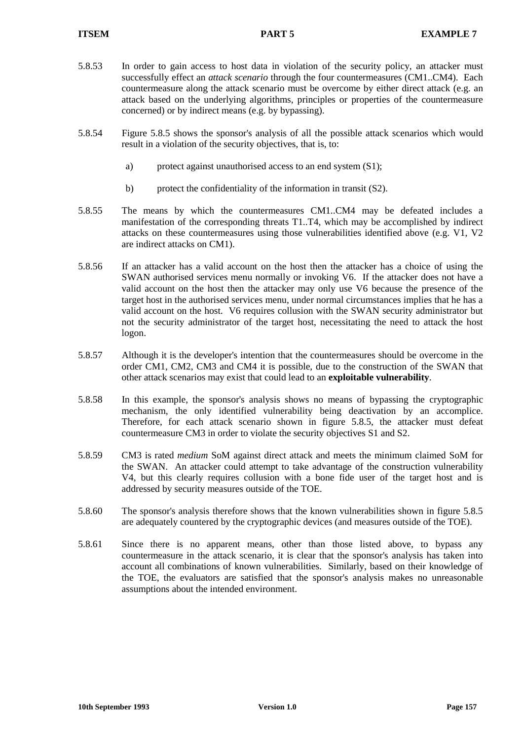5.8.53 In order to gain access to host data in violation of the security policy, an attacker must successfully effect an *attack scenario* through the four countermeasures (CM1..CM4). Each countermeasure along the attack scenario must be overcome by either direct attack (e.g. an attack based on the underlying algorithms, principles or properties of the countermeasure concerned) or by indirect means (e.g. by bypassing).

5.8.54 Figure 5.8.5 shows the sponsor's analysis of all the possible attack scenarios which would result in a violation of the security objectives, that is, to:

a) protect against unauthorised access to an end system (S1);

b) protect the confidentiality of the information in transit (S2).

5.8.55 The means by which the countermeasures CM1..CM4 may be defeated includes a manifestation of the corresponding threats T1..T4, which may be accomplished by indirect attacks on these countermeasures using those vulnerabilities identified above (e.g. V1, V2 are indirect attacks on CM1).

5.8.56 If an attacker has a valid account on the host then the attacker has a choice of using the SWAN authorised services menu normally or invoking V6. If the attacker does not have a valid account on the host then the attacker may only use V6 because the presence of the target host in the authorised services menu, under normal circumstances implies that he has a valid account on the host. V6 requires collusion with the SWAN security administrator but not the security administrator of the target host, necessitating the need to attack the host logon.

5.8.57 Although it is the developer's intention that the countermeasures should be overcome in the order CM1, CM2, CM3 and CM4 it is possible, due to the construction of the SWAN that other attack scenarios may exist that could lead to an **exploitable vulnerability**.

5.8.58 In this example, the sponsor's analysis shows no means of bypassing the cryptographic mechanism, the only identified vulnerability being deactivation by an accomplice. Therefore, for each attack scenario shown in figure 5.8.5, the attacker must defeat countermeasure CM3 in order to violate the security objectives S1 and S2.

5.8.59 CM3 is rated *medium* SoM against direct attack and meets the minimum claimed SoM for the SWAN. An attacker could attempt to take advantage of the construction vulnerability V4, but this clearly requires collusion with a bone fide user of the target host and is addressed by security measures outside of the TOE.

5.8.60 The sponsor's analysis therefore shows that the known vulnerabilities shown in figure 5.8.5 are adequately countered by the cryptographic devices (and measures outside of the TOE).

5.8.61 Since there is no apparent means, other than those listed above, to bypass any countermeasure in the attack scenario, it is clear that the sponsor's analysis has taken into account all combinations of known vulnerabilities. Similarly, based on their knowledge of the TOE, the evaluators are satisfied that the sponsor's analysis makes no unreasonable assumptions about the intended environment.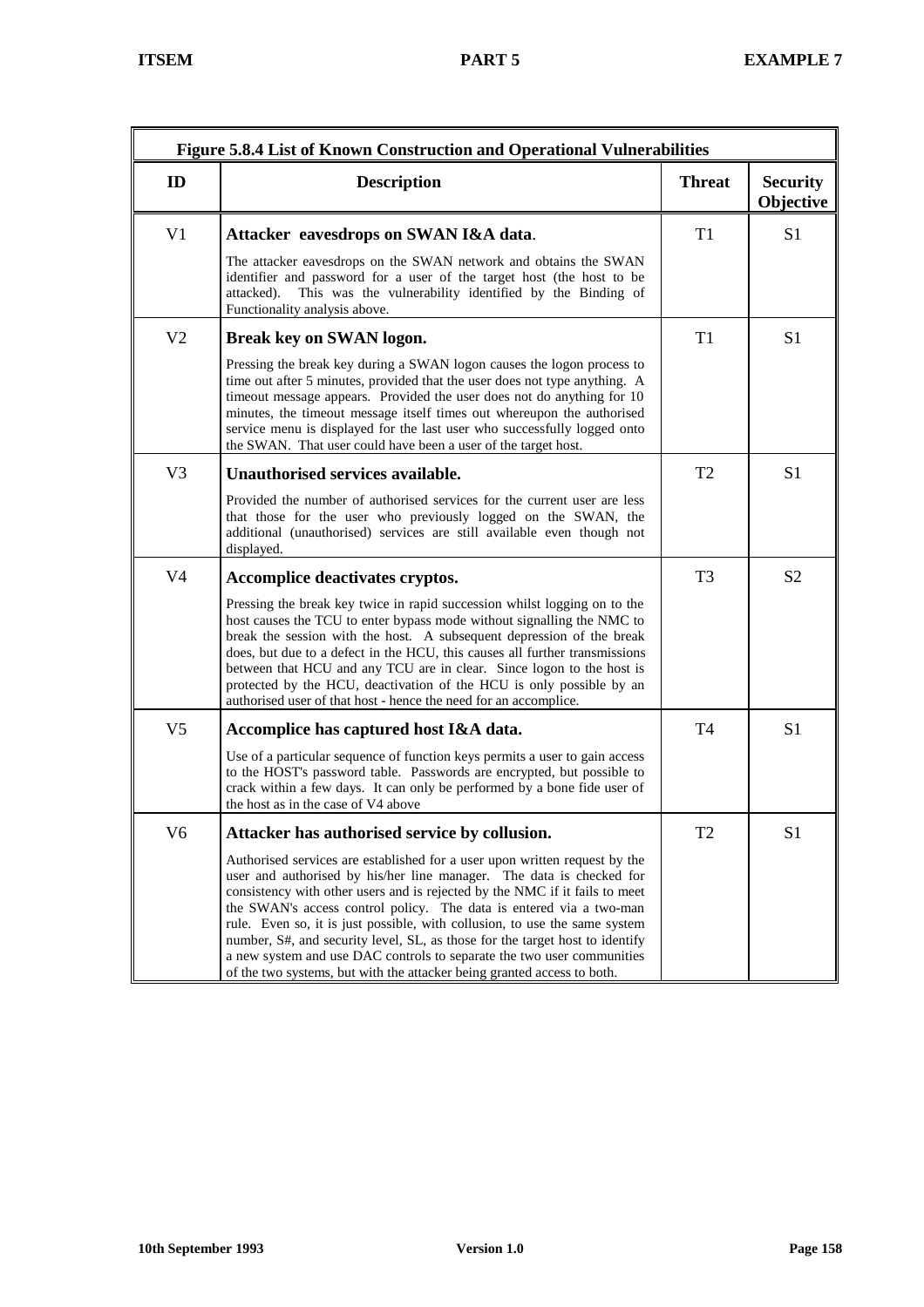| Figure 5.8.4 List of Known Construction and Operational Vulnerabilities | | | |
|---|---|---|---|
| **ID** | **Description** | **Threat** | **Security Objective** |
| V1 | **Attacker eavesdrops on SWAN I&A data**.<br><br>The attacker eavesdrops on the SWAN network and obtains the SWAN identifier and password for a user of the target host (the host to be attacked). This was the vulnerability identified by the Binding of Functionality analysis above. | T1 | S1 |
| V2 | **Break key on SWAN logon.**<br><br>Pressing the break key during a SWAN logon causes the logon process to time out after 5 minutes, provided that the user does not type anything. A timeout message appears. Provided the user does not do anything for 10 minutes, the timeout message itself times out whereupon the authorised service menu is displayed for the last user who successfully logged onto the SWAN. That user could have been a user of the target host. | T1 | S1 |
| V3 | **Unauthorised services available.**<br><br>Provided the number of authorised services for the current user are less that those for the user who previously logged on the SWAN, the additional (unauthorised) services are still available even though not displayed. | T2 | S1 |
| V4 | **Accomplice deactivates cryptos.**<br><br>Pressing the break key twice in rapid succession whilst logging on to the host causes the TCU to enter bypass mode without signalling the NMC to break the session with the host. A subsequent depression of the break does, but due to a defect in the HCU, this causes all further transmissions between that HCU and any TCU are in clear. Since logon to the host is protected by the HCU, deactivation of the HCU is only possible by an authorised user of that host - hence the need for an accomplice. | T3 | S2 |
| V5 | **Accomplice has captured host I&A data.**<br><br>Use of a particular sequence of function keys permits a user to gain access to the HOST's password table. Passwords are encrypted, but possible to crack within a few days. It can only be performed by a bone fide user of the host as in the case of V4 above | T4 | S1 |
| V6 | **Attacker has authorised service by collusion.**<br><br>Authorised services are established for a user upon written request by the user and authorised by his/her line manager. The data is checked for consistency with other users and is rejected by the NMC if it fails to meet the SWAN's access control policy. The data is entered via a two-man rule. Even so, it is just possible, with collusion, to use the same system number, S#, and security level, SL, as those for the target host to identify a new system and use DAC controls to separate the two user communities of the two systems, but with the attacker being granted access to both. | T2 | S1 |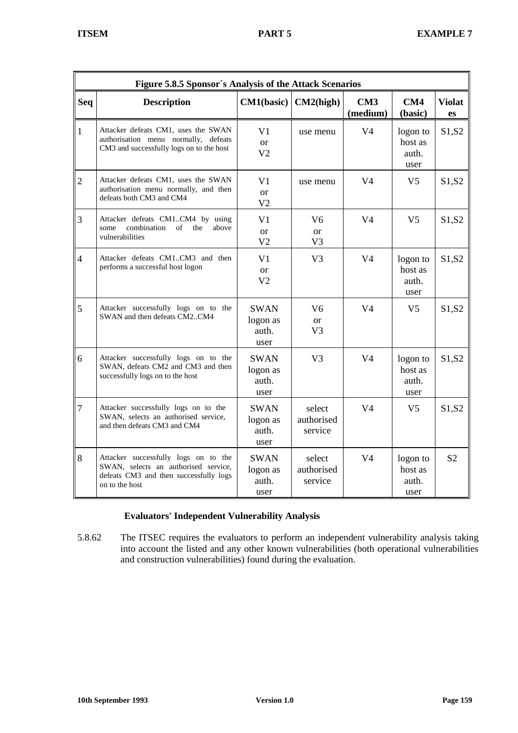| Figure 5.8.5 Sponsor´s Analysis of the Attack Scenarios | | | | | | |
|---|---|---|---|---|---|---|
| **Seq** | **Description** | **CM1(basic)** | **CM2(high)** | **CM3 (medium)** | **CM4 (basic)** | **Violates** |
| 1 | Attacker defeats CM1, uses the SWAN authorisation menu normally, defeats CM3 and successfully logs on to the host | V1 or V2 | use menu | V4 | logon to host as auth. user | S1,S2 |
| 2 | Attacker defeats CM1, uses the SWAN authorisation menu normally, and then defeats both CM3 and CM4 | V1 or V2 | use menu | V4 | V5 | S1,S2 |
| 3 | Attacker defeats CM1..CM4 by using some combination of the above vulnerabilities | V1 or V2 | V6 or V3 | V4 | V5 | S1,S2 |
| 4 | Attacker defeats CM1..CM3 and then performs a successful host logon | V1 or V2 | V3 | V4 | logon to host as auth. user | S1,S2 |
| 5 | Attacker successfully logs on to the SWAN and then defeats CM2..CM4 | SWAN logon as auth. user | V6 or V3 | V4 | V5 | S1,S2 |
| 6 | Attacker successfully logs on to the SWAN, defeats CM2 and CM3 and then successfully logs on to the host | SWAN logon as auth. user | V3 | V4 | logon to host as auth. user | S1,S2 |
| 7 | Attacker successfully logs on to the SWAN, selects an authorised service, and then defeats CM3 and CM4 | SWAN logon as auth. user | select authorised service | V4 | V5 | S1,S2 |
| 8 | Attacker successfully logs on to the SWAN, selects an authorised service, defeats CM3 and then successfully logs on to the host | SWAN logon as auth. user | select authorised service | V4 | logon to host as auth. user | S2 |

### Evaluators' Independent Vulnerability Analysis

5.8.62 The ITSEC requires the evaluators to perform an independent vulnerability analysis taking into account the listed and any other known vulnerabilities (both operational vulnerabilities and construction vulnerabilities) found during the evaluation.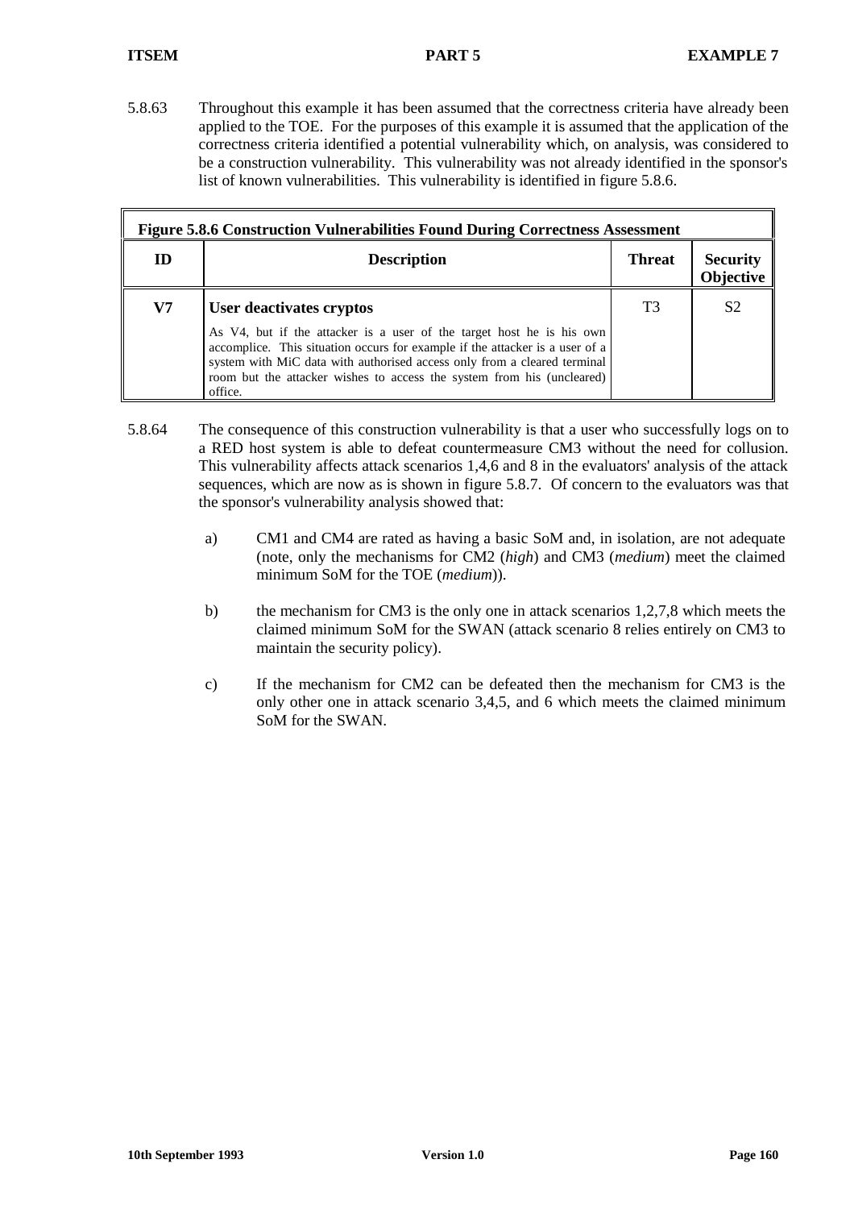5.8.63 Throughout this example it has been assumed that the correctness criteria have already been applied to the TOE. For the purposes of this example it is assumed that the application of the correctness criteria identified a potential vulnerability which, on analysis, was considered to be a construction vulnerability. This vulnerability was not already identified in the sponsor's list of known vulnerabilities. This vulnerability is identified in figure 5.8.6.

**Figure 5.8.6 Construction Vulnerabilities Found During Correctness Assessment**

| ID | Description | Threat | Security Objective |
|---|---|---|---|
| **V7** | **User deactivates cryptos**<br><br>As V4, but if the attacker is a user of the target host he is his own accomplice. This situation occurs for example if the attacker is a user of a system with MiC data with authorised access only from a cleared terminal room but the attacker wishes to access the system from his (uncleared) office. | T3 | S2 |

5.8.64 The consequence of this construction vulnerability is that a user who successfully logs on to a RED host system is able to defeat countermeasure CM3 without the need for collusion. This vulnerability affects attack scenarios 1,4,6 and 8 in the evaluators' analysis of the attack sequences, which are now as is shown in figure 5.8.7. Of concern to the evaluators was that the sponsor's vulnerability analysis showed that:

a) CM1 and CM4 are rated as having a basic SoM and, in isolation, are not adequate (note, only the mechanisms for CM2 (*high*) and CM3 (*medium*) meet the claimed minimum SoM for the TOE (*medium*)).

b) the mechanism for CM3 is the only one in attack scenarios 1,2,7,8 which meets the claimed minimum SoM for the SWAN (attack scenario 8 relies entirely on CM3 to maintain the security policy).

c) If the mechanism for CM2 can be defeated then the mechanism for CM3 is the only other one in attack scenario 3,4,5, and 6 which meets the claimed minimum SoM for the SWAN.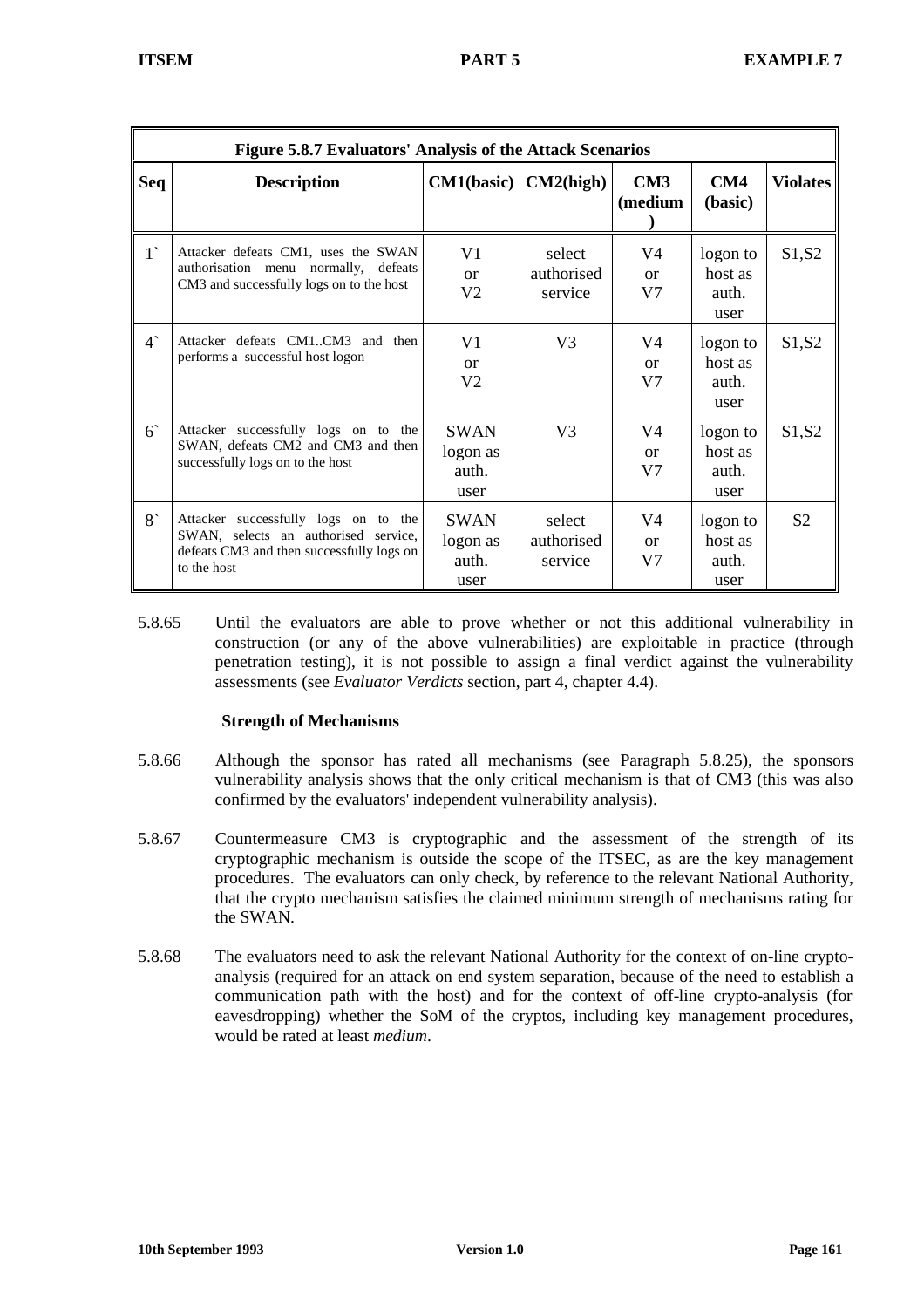**Figure 5.8.7 Evaluators' Analysis of the Attack Scenarios**

| Seq | Description | CM1(basic) | CM2(high) | CM3 (medium) | CM4 (basic) | Violates |
|---|---|---|---|---|---|---|
| 1` | Attacker defeats CM1, uses the SWAN authorisation menu normally, defeats CM3 and successfully logs on to the host | V1 or V2 | select authorised service | V4 or V7 | logon to host as auth. user | S1,S2 |
| 4` | Attacker defeats CM1..CM3 and then performs a successful host logon | V1 or V2 | V3 | V4 or V7 | logon to host as auth. user | S1,S2 |
| 6` | Attacker successfully logs on to the SWAN, defeats CM2 and CM3 and then successfully logs on to the host | SWAN logon as auth. user | V3 | V4 or V7 | logon to host as auth. user | S1,S2 |
| 8` | Attacker successfully logs on to the SWAN, selects an authorised service, defeats CM3 and then successfully logs on to the host | SWAN logon as auth. user | select authorised service | V4 or V7 | logon to host as auth. user | S2 |

5.8.65 Until the evaluators are able to prove whether or not this additional vulnerability in construction (or any of the above vulnerabilities) are exploitable in practice (through penetration testing), it is not possible to assign a final verdict against the vulnerability assessments (see *Evaluator Verdicts* section, part 4, chapter 4.4).

**Strength of Mechanisms**

5.8.66 Although the sponsor has rated all mechanisms (see Paragraph 5.8.25), the sponsors vulnerability analysis shows that the only critical mechanism is that of CM3 (this was also confirmed by the evaluators' independent vulnerability analysis).

5.8.67 Countermeasure CM3 is cryptographic and the assessment of the strength of its cryptographic mechanism is outside the scope of the ITSEC, as are the key management procedures. The evaluators can only check, by reference to the relevant National Authority, that the crypto mechanism satisfies the claimed minimum strength of mechanisms rating for the SWAN.

5.8.68 The evaluators need to ask the relevant National Authority for the context of on-line crypto-analysis (required for an attack on end system separation, because of the need to establish a communication path with the host) and for the context of off-line crypto-analysis (for eavesdropping) whether the SoM of the cryptos, including key management procedures, would be rated at least *medium*.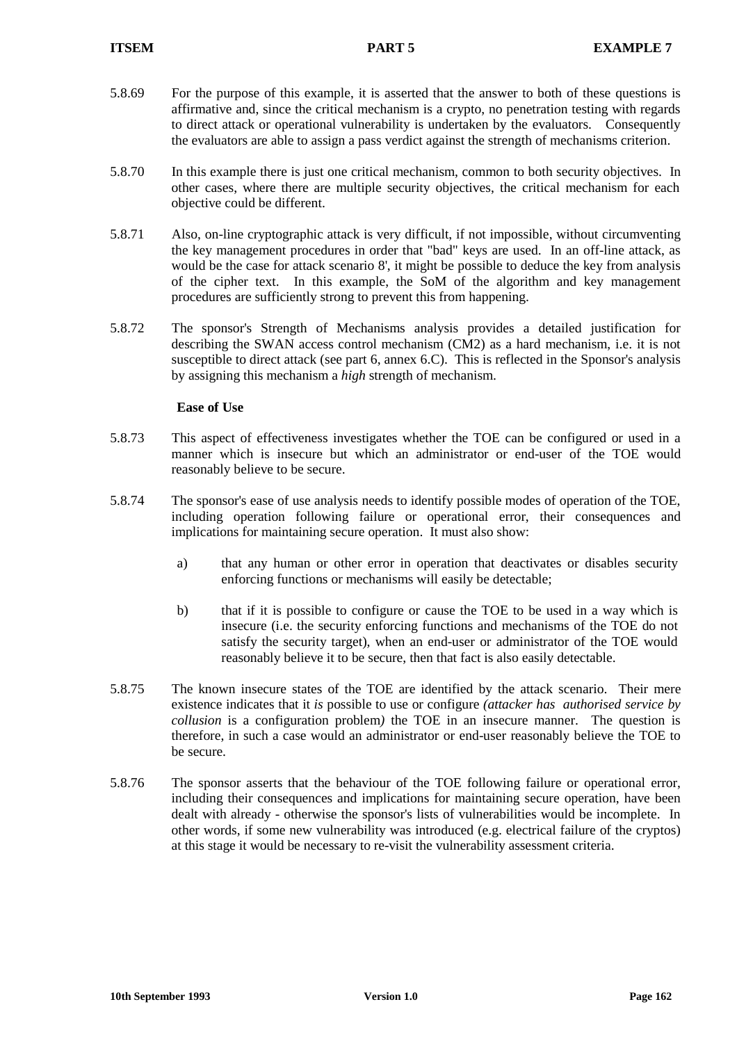5.8.69 For the purpose of this example, it is asserted that the answer to both of these questions is affirmative and, since the critical mechanism is a crypto, no penetration testing with regards to direct attack or operational vulnerability is undertaken by the evaluators. Consequently the evaluators are able to assign a pass verdict against the strength of mechanisms criterion.

5.8.70 In this example there is just one critical mechanism, common to both security objectives. In other cases, where there are multiple security objectives, the critical mechanism for each objective could be different.

5.8.71 Also, on-line cryptographic attack is very difficult, if not impossible, without circumventing the key management procedures in order that "bad" keys are used. In an off-line attack, as would be the case for attack scenario 8', it might be possible to deduce the key from analysis of the cipher text. In this example, the SoM of the algorithm and key management procedures are sufficiently strong to prevent this from happening.

5.8.72 The sponsor's Strength of Mechanisms analysis provides a detailed justification for describing the SWAN access control mechanism (CM2) as a hard mechanism, i.e. it is not susceptible to direct attack (see part 6, annex 6.C). This is reflected in the Sponsor's analysis by assigning this mechanism a *high* strength of mechanism.

**Ease of Use**

5.8.73 This aspect of effectiveness investigates whether the TOE can be configured or used in a manner which is insecure but which an administrator or end-user of the TOE would reasonably believe to be secure.

5.8.74 The sponsor's ease of use analysis needs to identify possible modes of operation of the TOE, including operation following failure or operational error, their consequences and implications for maintaining secure operation. It must also show:

a) that any human or other error in operation that deactivates or disables security enforcing functions or mechanisms will easily be detectable;

b) that if it is possible to configure or cause the TOE to be used in a way which is insecure (i.e. the security enforcing functions and mechanisms of the TOE do not satisfy the security target), when an end-user or administrator of the TOE would reasonably believe it to be secure, then that fact is also easily detectable.

5.8.75 The known insecure states of the TOE are identified by the attack scenario. Their mere existence indicates that it *is* possible to use or configure *(attacker has authorised service by collusion* is a configuration problem*)* the TOE in an insecure manner. The question is therefore, in such a case would an administrator or end-user reasonably believe the TOE to be secure.

5.8.76 The sponsor asserts that the behaviour of the TOE following failure or operational error, including their consequences and implications for maintaining secure operation, have been dealt with already - otherwise the sponsor's lists of vulnerabilities would be incomplete. In other words, if some new vulnerability was introduced (e.g. electrical failure of the cryptos) at this stage it would be necessary to re-visit the vulnerability assessment criteria.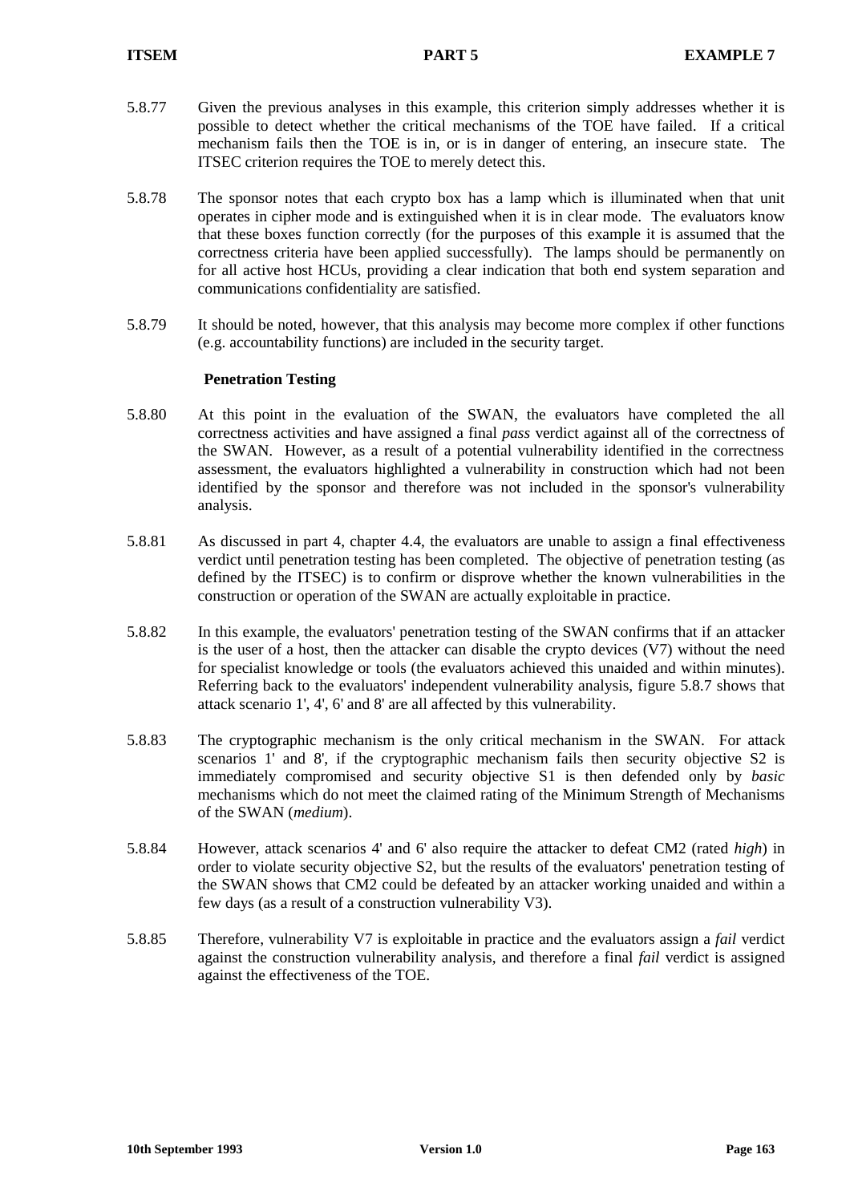5.8.77 Given the previous analyses in this example, this criterion simply addresses whether it is possible to detect whether the critical mechanisms of the TOE have failed. If a critical mechanism fails then the TOE is in, or is in danger of entering, an insecure state. The ITSEC criterion requires the TOE to merely detect this.

5.8.78 The sponsor notes that each crypto box has a lamp which is illuminated when that unit operates in cipher mode and is extinguished when it is in clear mode. The evaluators know that these boxes function correctly (for the purposes of this example it is assumed that the correctness criteria have been applied successfully). The lamps should be permanently on for all active host HCUs, providing a clear indication that both end system separation and communications confidentiality are satisfied.

5.8.79 It should be noted, however, that this analysis may become more complex if other functions (e.g. accountability functions) are included in the security target.

**Penetration Testing**

5.8.80 At this point in the evaluation of the SWAN, the evaluators have completed the all correctness activities and have assigned a final *pass* verdict against all of the correctness of the SWAN. However, as a result of a potential vulnerability identified in the correctness assessment, the evaluators highlighted a vulnerability in construction which had not been identified by the sponsor and therefore was not included in the sponsor's vulnerability analysis.

5.8.81 As discussed in part 4, chapter 4.4, the evaluators are unable to assign a final effectiveness verdict until penetration testing has been completed. The objective of penetration testing (as defined by the ITSEC) is to confirm or disprove whether the known vulnerabilities in the construction or operation of the SWAN are actually exploitable in practice.

5.8.82 In this example, the evaluators' penetration testing of the SWAN confirms that if an attacker is the user of a host, then the attacker can disable the crypto devices (V7) without the need for specialist knowledge or tools (the evaluators achieved this unaided and within minutes). Referring back to the evaluators' independent vulnerability analysis, figure 5.8.7 shows that attack scenario 1', 4', 6' and 8' are all affected by this vulnerability.

5.8.83 The cryptographic mechanism is the only critical mechanism in the SWAN. For attack scenarios 1' and 8', if the cryptographic mechanism fails then security objective S2 is immediately compromised and security objective S1 is then defended only by *basic* mechanisms which do not meet the claimed rating of the Minimum Strength of Mechanisms of the SWAN (*medium*).

5.8.84 However, attack scenarios 4' and 6' also require the attacker to defeat CM2 (rated *high*) in order to violate security objective S2, but the results of the evaluators' penetration testing of the SWAN shows that CM2 could be defeated by an attacker working unaided and within a few days (as a result of a construction vulnerability V3).

5.8.85 Therefore, vulnerability V7 is exploitable in practice and the evaluators assign a *fail* verdict against the construction vulnerability analysis, and therefore a final *fail* verdict is assigned against the effectiveness of the TOE.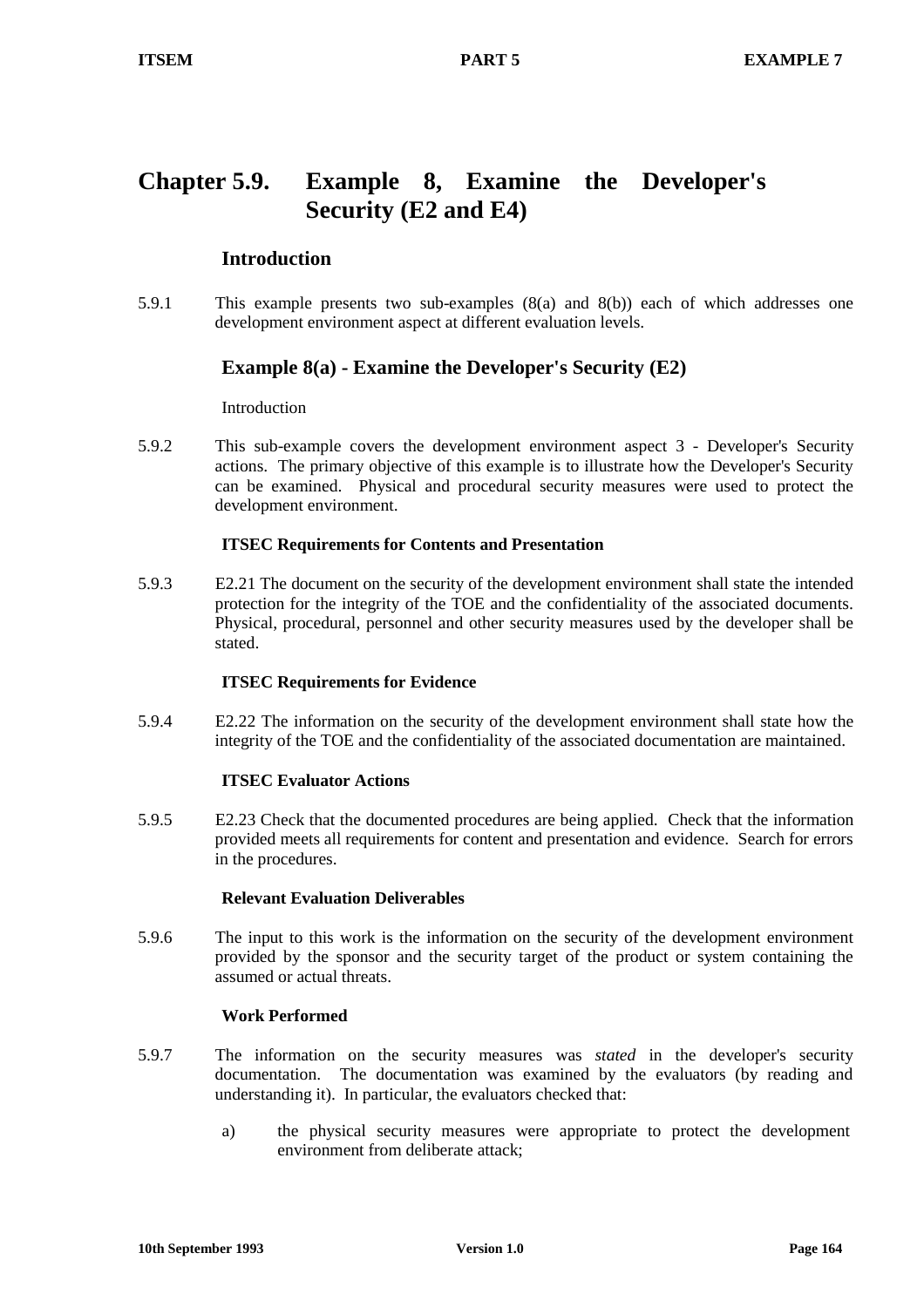# Chapter 5.9. Example 8, Examine the Developer's Security (E2 and E4)

## Introduction

5.9.1 This example presents two sub-examples (8(a) and 8(b)) each of which addresses one development environment aspect at different evaluation levels.

## Example 8(a) - Examine the Developer's Security (E2)

Introduction

5.9.2 This sub-example covers the development environment aspect 3 - Developer's Security actions. The primary objective of this example is to illustrate how the Developer's Security can be examined. Physical and procedural security measures were used to protect the development environment.

**ITSEC Requirements for Contents and Presentation**

5.9.3 E2.21 The document on the security of the development environment shall state the intended protection for the integrity of the TOE and the confidentiality of the associated documents. Physical, procedural, personnel and other security measures used by the developer shall be stated.

**ITSEC Requirements for Evidence**

5.9.4 E2.22 The information on the security of the development environment shall state how the integrity of the TOE and the confidentiality of the associated documentation are maintained.

**ITSEC Evaluator Actions**

5.9.5 E2.23 Check that the documented procedures are being applied. Check that the information provided meets all requirements for content and presentation and evidence. Search for errors in the procedures.

**Relevant Evaluation Deliverables**

5.9.6 The input to this work is the information on the security of the development environment provided by the sponsor and the security target of the product or system containing the assumed or actual threats.

**Work Performed**

5.9.7 The information on the security measures was *stated* in the developer's security documentation. The documentation was examined by the evaluators (by reading and understanding it). In particular, the evaluators checked that:

a) the physical security measures were appropriate to protect the development environment from deliberate attack;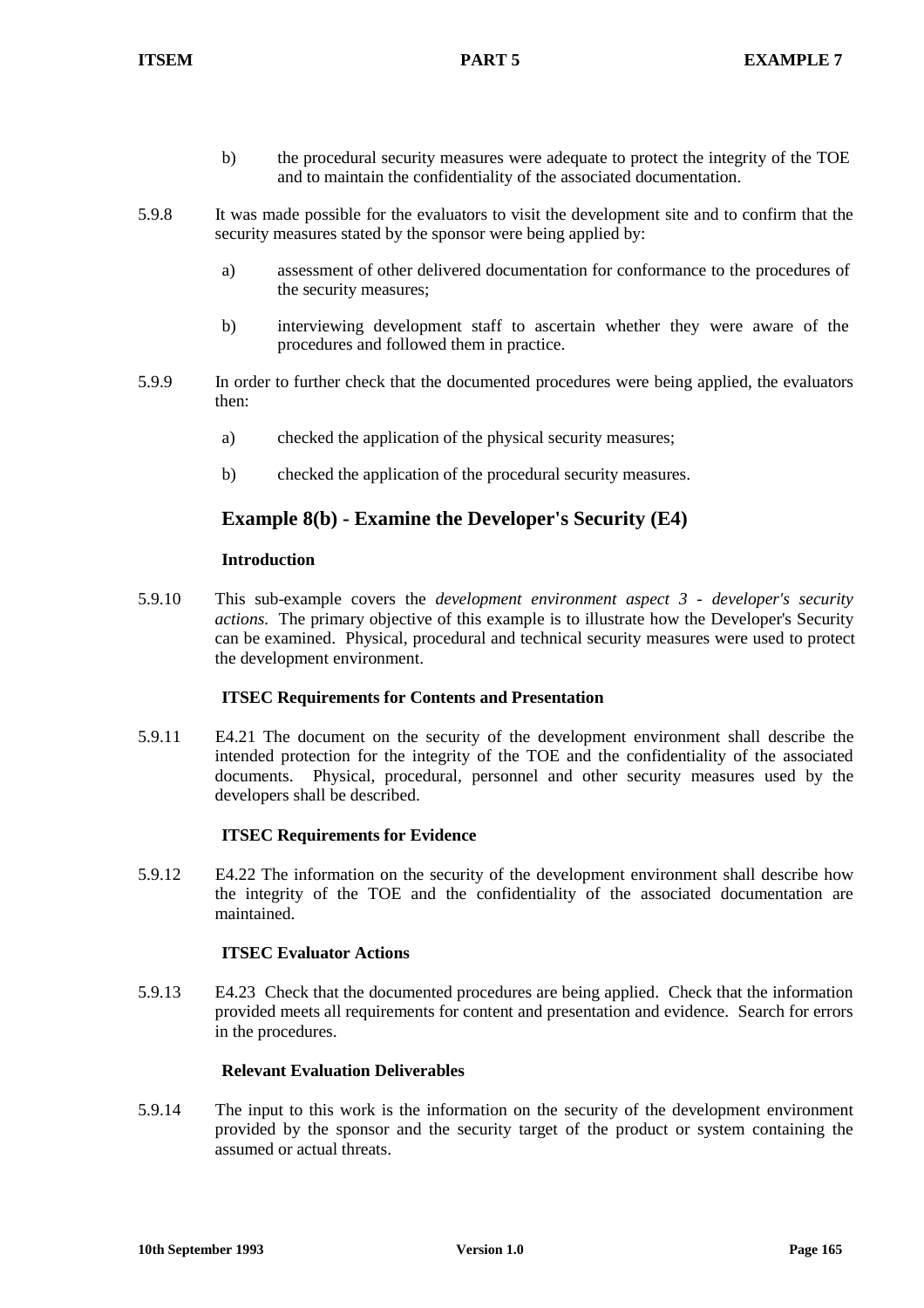b) the procedural security measures were adequate to protect the integrity of the TOE and to maintain the confidentiality of the associated documentation.

5.9.8 It was made possible for the evaluators to visit the development site and to confirm that the security measures stated by the sponsor were being applied by:

a) assessment of other delivered documentation for conformance to the procedures of the security measures;

b) interviewing development staff to ascertain whether they were aware of the procedures and followed them in practice.

5.9.9 In order to further check that the documented procedures were being applied, the evaluators then:

a) checked the application of the physical security measures;

b) checked the application of the procedural security measures.

## Example 8(b) - Examine the Developer's Security (E4)

### Introduction

5.9.10 This sub-example covers the *development environment aspect 3 - developer's security actions.* The primary objective of this example is to illustrate how the Developer's Security can be examined. Physical, procedural and technical security measures were used to protect the development environment.

### ITSEC Requirements for Contents and Presentation

5.9.11 E4.21 The document on the security of the development environment shall describe the intended protection for the integrity of the TOE and the confidentiality of the associated documents. Physical, procedural, personnel and other security measures used by the developers shall be described.

### ITSEC Requirements for Evidence

5.9.12 E4.22 The information on the security of the development environment shall describe how the integrity of the TOE and the confidentiality of the associated documentation are maintained.

### ITSEC Evaluator Actions

5.9.13 E4.23 Check that the documented procedures are being applied. Check that the information provided meets all requirements for content and presentation and evidence. Search for errors in the procedures.

### Relevant Evaluation Deliverables

5.9.14 The input to this work is the information on the security of the development environment provided by the sponsor and the security target of the product or system containing the assumed or actual threats.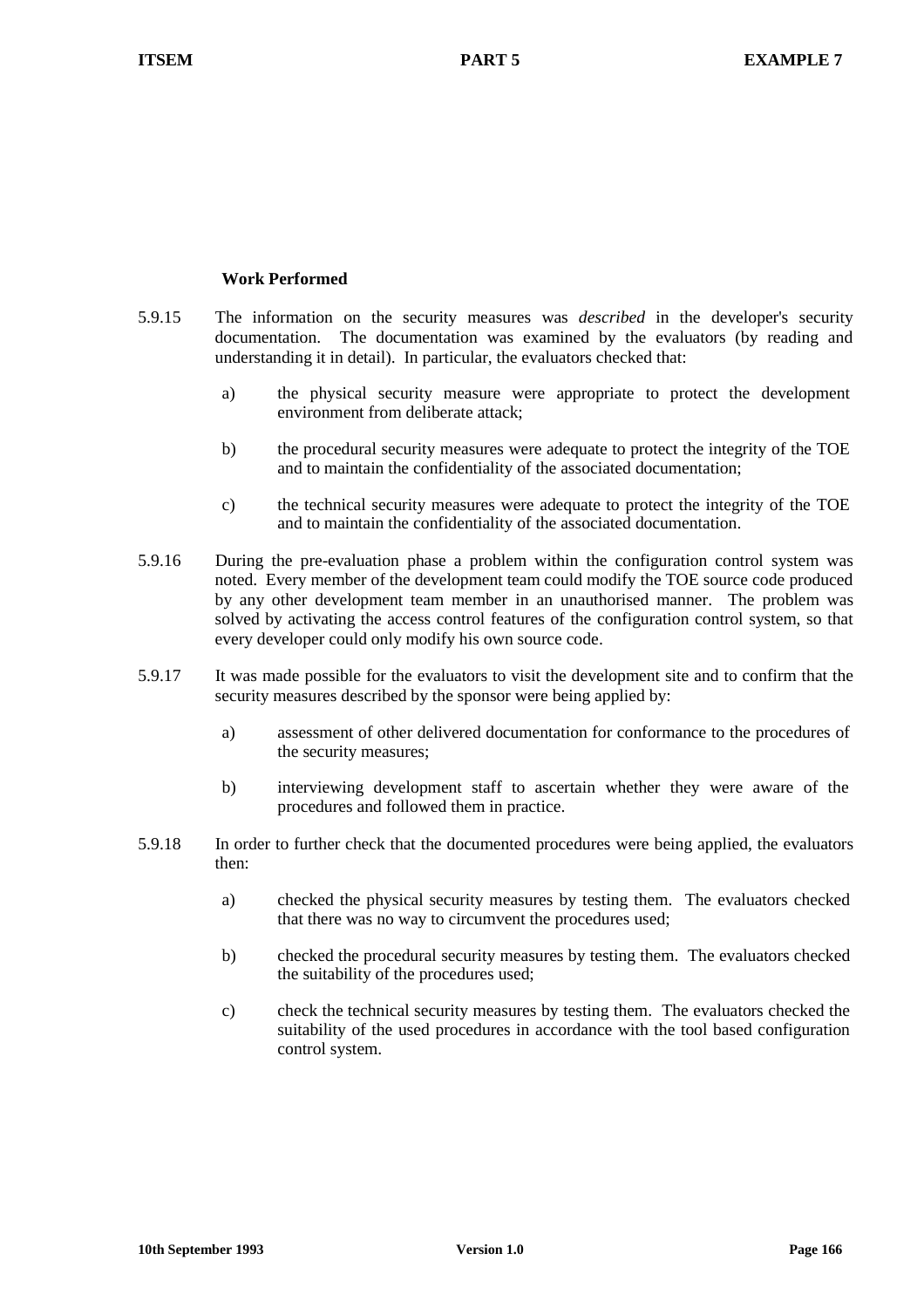**Work Performed**

5.9.15 The information on the security measures was *described* in the developer's security documentation. The documentation was examined by the evaluators (by reading and understanding it in detail). In particular, the evaluators checked that:

a) the physical security measure were appropriate to protect the development environment from deliberate attack;

b) the procedural security measures were adequate to protect the integrity of the TOE and to maintain the confidentiality of the associated documentation;

c) the technical security measures were adequate to protect the integrity of the TOE and to maintain the confidentiality of the associated documentation.

5.9.16 During the pre-evaluation phase a problem within the configuration control system was noted. Every member of the development team could modify the TOE source code produced by any other development team member in an unauthorised manner. The problem was solved by activating the access control features of the configuration control system, so that every developer could only modify his own source code.

5.9.17 It was made possible for the evaluators to visit the development site and to confirm that the security measures described by the sponsor were being applied by:

a) assessment of other delivered documentation for conformance to the procedures of the security measures;

b) interviewing development staff to ascertain whether they were aware of the procedures and followed them in practice.

5.9.18 In order to further check that the documented procedures were being applied, the evaluators then:

a) checked the physical security measures by testing them. The evaluators checked that there was no way to circumvent the procedures used;

b) checked the procedural security measures by testing them. The evaluators checked the suitability of the procedures used;

c) check the technical security measures by testing them. The evaluators checked the suitability of the used procedures in accordance with the tool based configuration control system.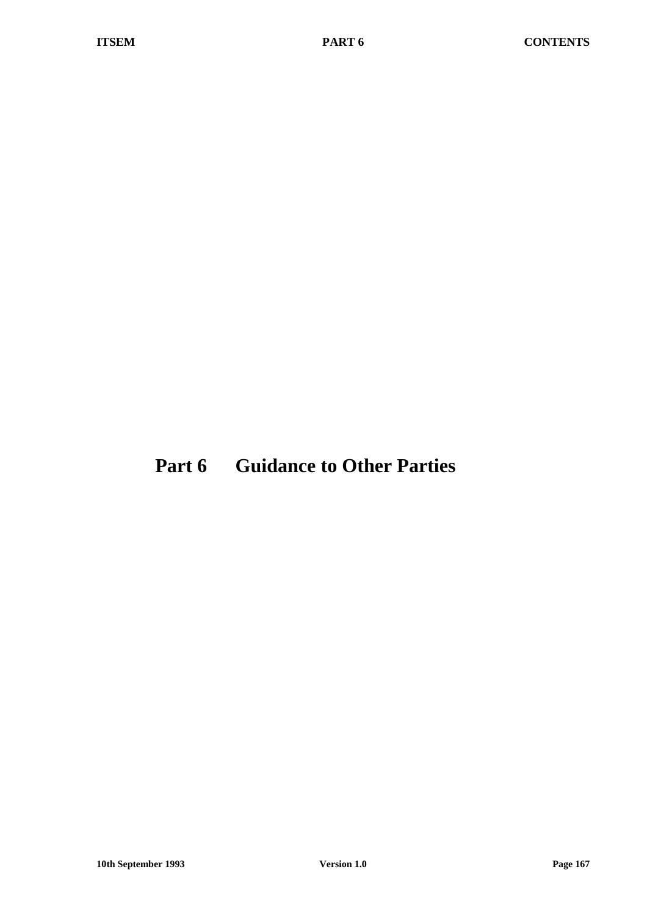# Part 6 Guidance to Other Parties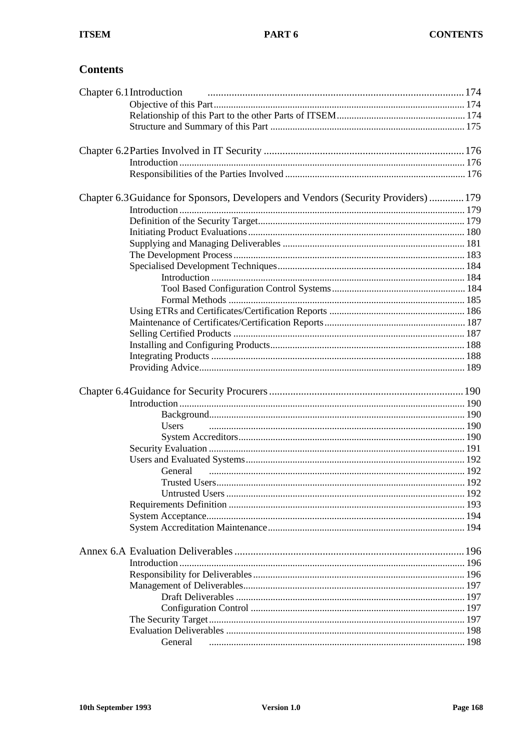# Contents

**Chapter 6.1 Introduction** ............................................................. 174

- Objective of this Part ............................................................. 174
- Relationship of this Part to the other Parts of ITSEM ............................................................. 174
- Structure and Summary of this Part ............................................................. 175

**Chapter 6.2 Parties Involved in IT Security** ............................................................. 176

- Introduction ............................................................. 176
- Responsibilities of the Parties Involved ............................................................. 176

**Chapter 6.3 Guidance for Sponsors, Developers and Vendors (Security Providers)** ............................................................. 179

- Introduction ............................................................. 179
- Definition of the Security Target ............................................................. 179
- Initiating Product Evaluations ............................................................. 180
- Supplying and Managing Deliverables ............................................................. 181
- The Development Process ............................................................. 183
- Specialised Development Techniques ............................................................. 184
  - Introduction ............................................................. 184
  - Tool Based Configuration Control Systems ............................................................. 184
  - Formal Methods ............................................................. 185
- Using ETRs and Certificates/Certification Reports ............................................................. 186
- Maintenance of Certificates/Certification Reports ............................................................. 187
- Selling Certified Products ............................................................. 187
- Installing and Configuring Products ............................................................. 188
- Integrating Products ............................................................. 188
- Providing Advice ............................................................. 189

**Chapter 6.4 Guidance for Security Procurers** ............................................................. 190

- Introduction ............................................................. 190
  - Background ............................................................. 190
  - Users ............................................................. 190
  - System Accreditors ............................................................. 190
- Security Evaluation ............................................................. 191
- Users and Evaluated Systems ............................................................. 192
  - General ............................................................. 192
  - Trusted Users ............................................................. 192
  - Untrusted Users ............................................................. 192
- Requirements Definition ............................................................. 193
- System Acceptance ............................................................. 194
- System Accreditation Maintenance ............................................................. 194

**Annex 6.A Evaluation Deliverables** ............................................................. 196

- Introduction ............................................................. 196
- Responsibility for Deliverables ............................................................. 196
- Management of Deliverables ............................................................. 197
  - Draft Deliverables ............................................................. 197
  - Configuration Control ............................................................. 197
- The Security Target ............................................................. 197
- Evaluation Deliverables ............................................................. 198
  - General ............................................................. 198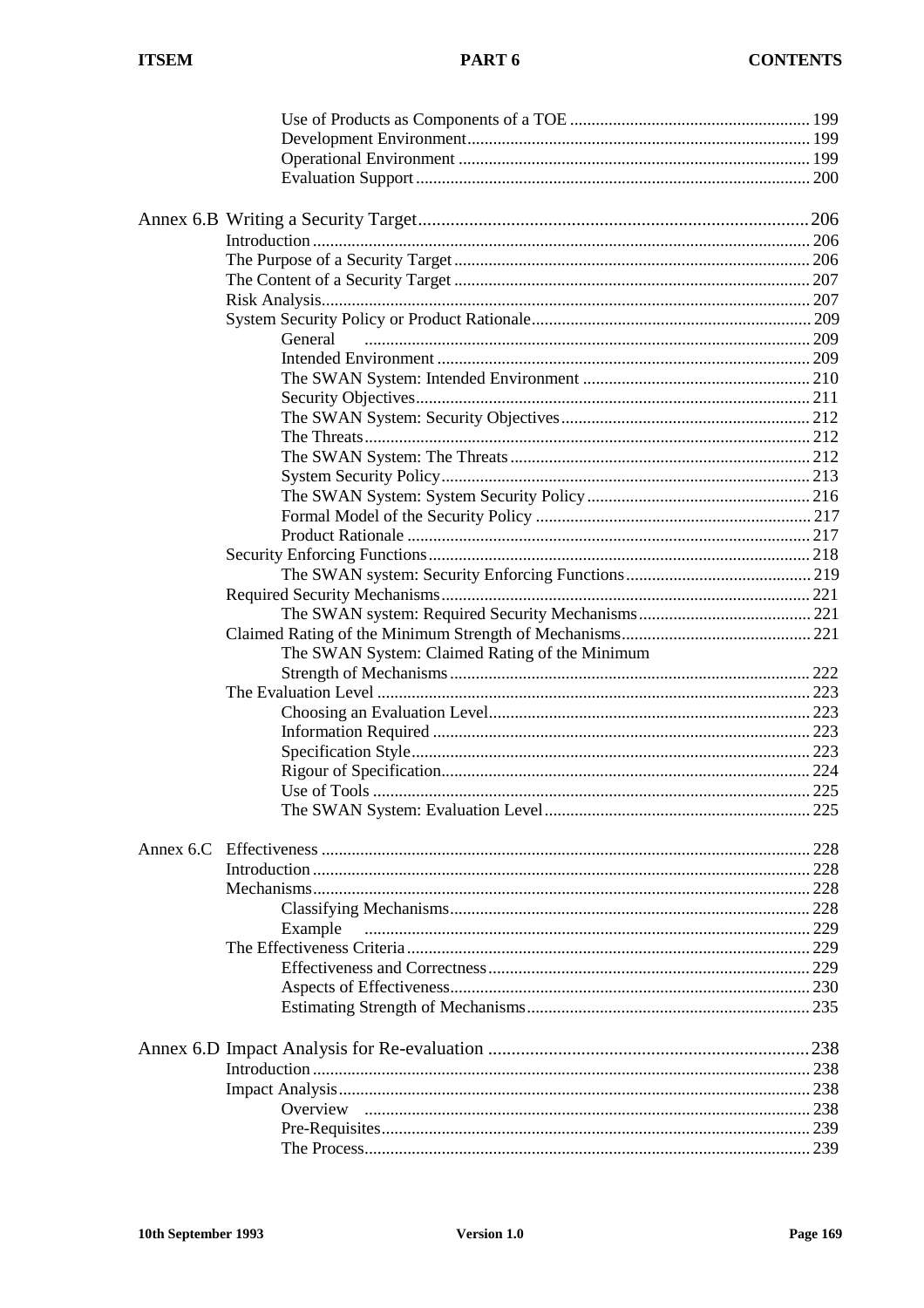- Use of Products as Components of a TOE ........ 199
- Development Environment ........ 199
- Operational Environment ........ 199
- Evaluation Support ........ 200

Annex 6.B Writing a Security Target ........ 206

- Introduction ........ 206
- The Purpose of a Security Target ........ 206
- The Content of a Security Target ........ 207
- Risk Analysis ........ 207
- System Security Policy or Product Rationale ........ 209
  - General ........ 209
  - Intended Environment ........ 209
  - The SWAN System: Intended Environment ........ 210
  - Security Objectives ........ 211
  - The SWAN System: Security Objectives ........ 212
  - The Threats ........ 212
  - The SWAN System: The Threats ........ 212
  - System Security Policy ........ 213
  - The SWAN System: System Security Policy ........ 216
  - Formal Model of the Security Policy ........ 217
  - Product Rationale ........ 217
- Security Enforcing Functions ........ 218
  - The SWAN system: Security Enforcing Functions ........ 219
- Required Security Mechanisms ........ 221
  - The SWAN system: Required Security Mechanisms ........ 221
- Claimed Rating of the Minimum Strength of Mechanisms ........ 221
  - The SWAN System: Claimed Rating of the Minimum Strength of Mechanisms ........ 222
- The Evaluation Level ........ 223
  - Choosing an Evaluation Level ........ 223
  - Information Required ........ 223
  - Specification Style ........ 223
  - Rigour of Specification ........ 224
  - Use of Tools ........ 225
  - The SWAN System: Evaluation Level ........ 225

Annex 6.C Effectiveness ........ 228

- Introduction ........ 228
- Mechanisms ........ 228
  - Classifying Mechanisms ........ 228
  - Example ........ 229
- The Effectiveness Criteria ........ 229
  - Effectiveness and Correctness ........ 229
  - Aspects of Effectiveness ........ 230
  - Estimating Strength of Mechanisms ........ 235

Annex 6.D Impact Analysis for Re-evaluation ........ 238

- Introduction ........ 238
- Impact Analysis ........ 238
  - Overview ........ 238
  - Pre-Requisites ........ 239
  - The Process ........ 239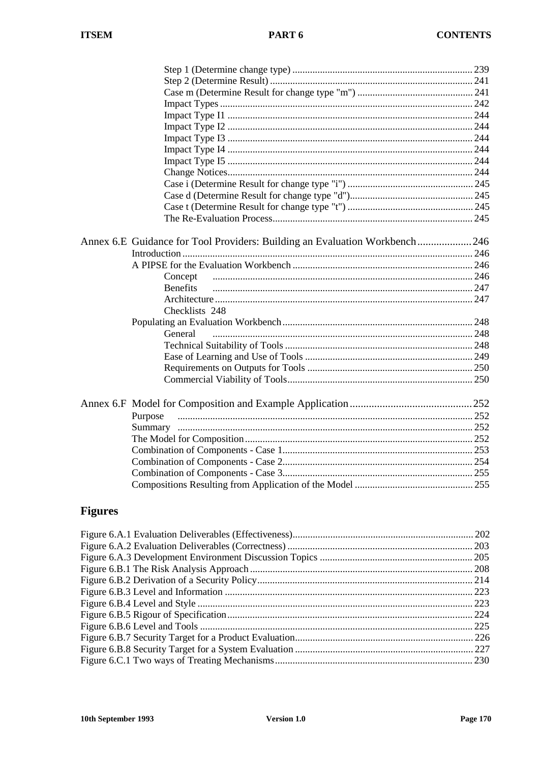Step 1 (Determine change type) ........................................................................ 239
Step 2 (Determine Result) ................................................................................ 241
Case m (Determine Result for change type "m") ............................................. 241
Impact Types .................................................................................................... 242
Impact Type I1 ................................................................................................. 244
Impact Type I2 ................................................................................................. 244
Impact Type I3 ................................................................................................. 244
Impact Type I4 ................................................................................................. 244
Impact Type I5 ................................................................................................. 244
Change Notices ................................................................................................. 244
Case i (Determine Result for change type "i") ................................................. 245
Case d (Determine Result for change type "d") ................................................ 245
Case t (Determine Result for change type "t") ................................................. 245
The Re-Evaluation Process ............................................................................... 245

Annex 6.E Guidance for Tool Providers: Building an Evaluation Workbench .................... 246
Introduction ................................................................................................................. 246
A PIPSE for the Evaluation Workbench ....................................................................... 246
Concept ........................................................................................................ 246
Benefits ........................................................................................................ 247
Architecture .................................................................................................. 247
Checklists 248
Populating an Evaluation Workbench ........................................................................... 248
General ......................................................................................................... 248
Technical Suitability of Tools ........................................................................ 248
Ease of Learning and Use of Tools ................................................................ 249
Requirements on Outputs for Tools ............................................................... 250
Commercial Viability of Tools ....................................................................... 250

Annex 6.F Model for Composition and Example Application ............................................ 252
Purpose ....................................................................................................................... 252
Summary ..................................................................................................................... 252
The Model for Composition .......................................................................................... 252
Combination of Components - Case 1 ........................................................................... 253
Combination of Components - Case 2 ........................................................................... 254
Combination of Components - Case 3 ........................................................................... 255
Compositions Resulting from Application of the Model ............................................... 255

## Figures

Figure 6.A.1 Evaluation Deliverables (Effectiveness) ....................................................................... 202
Figure 6.A.2 Evaluation Deliverables (Correctness) ......................................................................... 203
Figure 6.A.3 Development Environment Discussion Topics ............................................................ 205
Figure 6.B.1 The Risk Analysis Approach ........................................................................................ 208
Figure 6.B.2 Derivation of a Security Policy ..................................................................................... 214
Figure 6.B.3 Level and Information .................................................................................................. 223
Figure 6.B.4 Level and Style ............................................................................................................. 223
Figure 6.B.5 Rigour of Specification ................................................................................................. 224
Figure 6.B.6 Level and Tools ............................................................................................................ 225
Figure 6.B.7 Security Target for a Product Evaluation ...................................................................... 226
Figure 6.B.8 Security Target for a System Evaluation ...................................................................... 227
Figure 6.C.1 Two ways of Treating Mechanisms .............................................................................. 230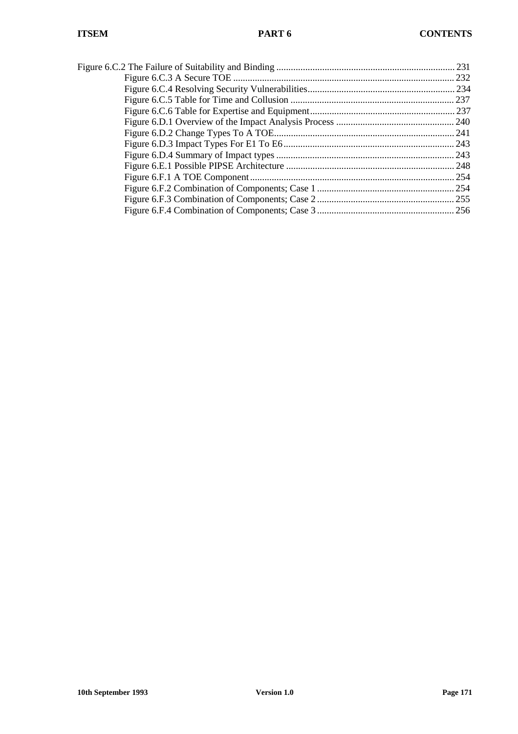Figure 6.C.2 The Failure of Suitability and Binding ........................................................................ 231
Figure 6.C.3 A Secure TOE ........................................................................................... 232
Figure 6.C.4 Resolving Security Vulnerabilities............................................................ 234
Figure 6.C.5 Table for Time and Collusion .................................................................... 237
Figure 6.C.6 Table for Expertise and Equipment............................................................ 237
Figure 6.D.1 Overview of the Impact Analysis Process ................................................. 240
Figure 6.D.2 Change Types To A TOE........................................................................... 241
Figure 6.D.3 Impact Types For E1 To E6....................................................................... 243
Figure 6.D.4 Summary of Impact types .......................................................................... 243
Figure 6.E.1 Possible PIPSE Architecture ...................................................................... 248
Figure 6.F.1 A TOE Component.................................................................................... 254
Figure 6.F.2 Combination of Components; Case 1 ......................................................... 254
Figure 6.F.3 Combination of Components; Case 2 ......................................................... 255
Figure 6.F.4 Combination of Components; Case 3 ......................................................... 256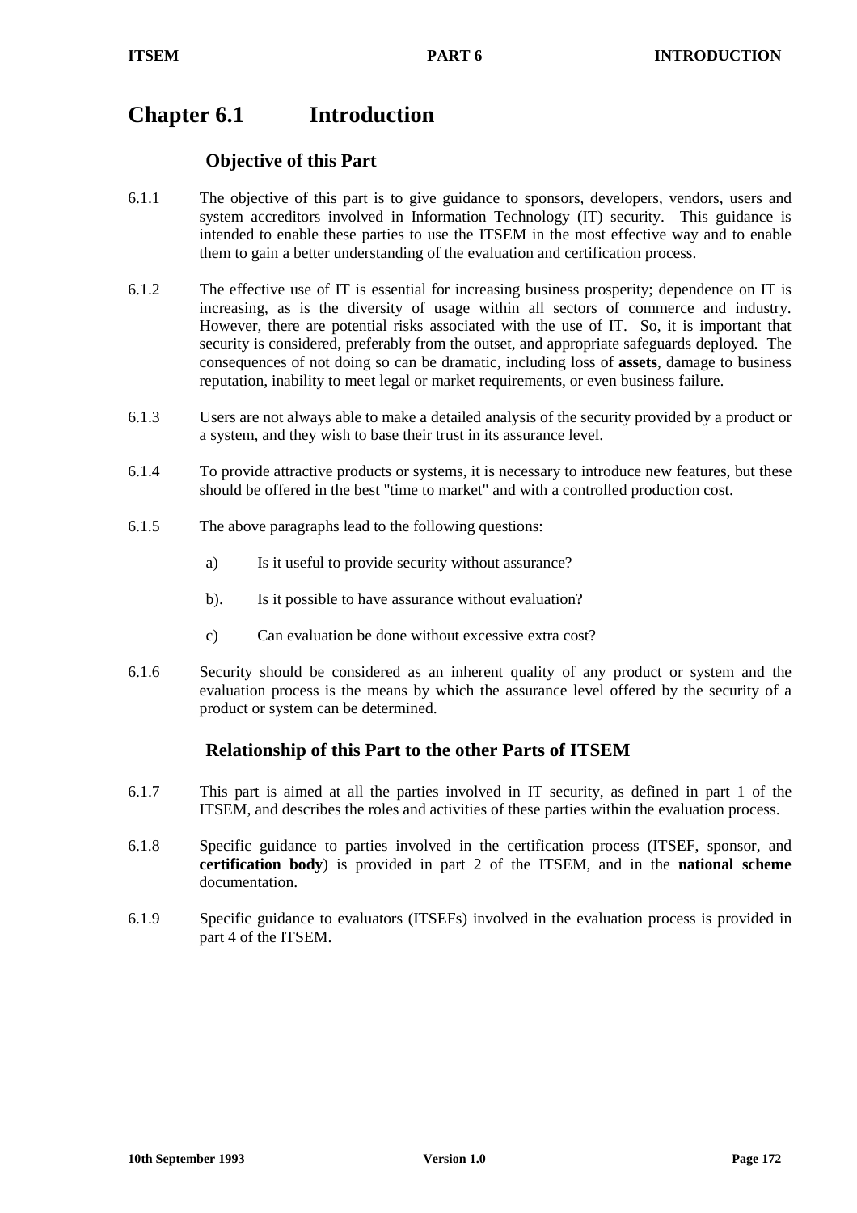# Chapter 6.1 Introduction

## Objective of this Part

6.1.1 The objective of this part is to give guidance to sponsors, developers, vendors, users and system accreditors involved in Information Technology (IT) security. This guidance is intended to enable these parties to use the ITSEM in the most effective way and to enable them to gain a better understanding of the evaluation and certification process.

6.1.2 The effective use of IT is essential for increasing business prosperity; dependence on IT is increasing, as is the diversity of usage within all sectors of commerce and industry. However, there are potential risks associated with the use of IT. So, it is important that security is considered, preferably from the outset, and appropriate safeguards deployed. The consequences of not doing so can be dramatic, including loss of **assets**, damage to business reputation, inability to meet legal or market requirements, or even business failure.

6.1.3 Users are not always able to make a detailed analysis of the security provided by a product or a system, and they wish to base their trust in its assurance level.

6.1.4 To provide attractive products or systems, it is necessary to introduce new features, but these should be offered in the best "time to market" and with a controlled production cost.

6.1.5 The above paragraphs lead to the following questions:

a) Is it useful to provide security without assurance?

b). Is it possible to have assurance without evaluation?

c) Can evaluation be done without excessive extra cost?

6.1.6 Security should be considered as an inherent quality of any product or system and the evaluation process is the means by which the assurance level offered by the security of a product or system can be determined.

## Relationship of this Part to the other Parts of ITSEM

6.1.7 This part is aimed at all the parties involved in IT security, as defined in part 1 of the ITSEM, and describes the roles and activities of these parties within the evaluation process.

6.1.8 Specific guidance to parties involved in the certification process (ITSEF, sponsor, and **certification body**) is provided in part 2 of the ITSEM, and in the **national scheme** documentation.

6.1.9 Specific guidance to evaluators (ITSEFs) involved in the evaluation process is provided in part 4 of the ITSEM.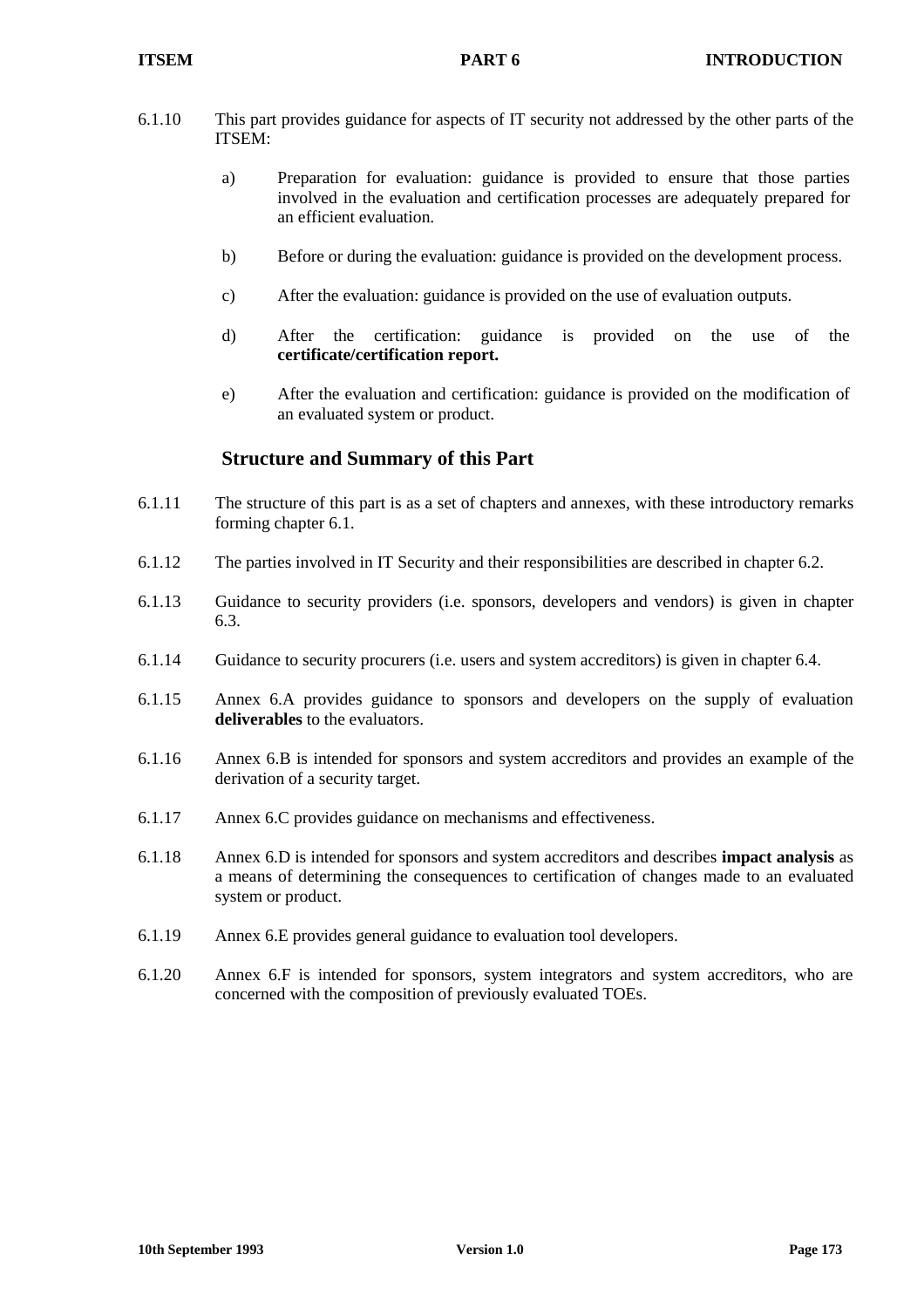6.1.10 This part provides guidance for aspects of IT security not addressed by the other parts of the ITSEM:

a) Preparation for evaluation: guidance is provided to ensure that those parties involved in the evaluation and certification processes are adequately prepared for an efficient evaluation.

b) Before or during the evaluation: guidance is provided on the development process.

c) After the evaluation: guidance is provided on the use of evaluation outputs.

d) After the certification: guidance is provided on the use of the **certificate/certification report.**

e) After the evaluation and certification: guidance is provided on the modification of an evaluated system or product.

## Structure and Summary of this Part

6.1.11 The structure of this part is as a set of chapters and annexes, with these introductory remarks forming chapter 6.1.

6.1.12 The parties involved in IT Security and their responsibilities are described in chapter 6.2.

6.1.13 Guidance to security providers (i.e. sponsors, developers and vendors) is given in chapter 6.3.

6.1.14 Guidance to security procurers (i.e. users and system accreditors) is given in chapter 6.4.

6.1.15 Annex 6.A provides guidance to sponsors and developers on the supply of evaluation **deliverables** to the evaluators.

6.1.16 Annex 6.B is intended for sponsors and system accreditors and provides an example of the derivation of a security target.

6.1.17 Annex 6.C provides guidance on mechanisms and effectiveness.

6.1.18 Annex 6.D is intended for sponsors and system accreditors and describes **impact analysis** as a means of determining the consequences to certification of changes made to an evaluated system or product.

6.1.19 Annex 6.E provides general guidance to evaluation tool developers.

6.1.20 Annex 6.F is intended for sponsors, system integrators and system accreditors, who are concerned with the composition of previously evaluated TOEs.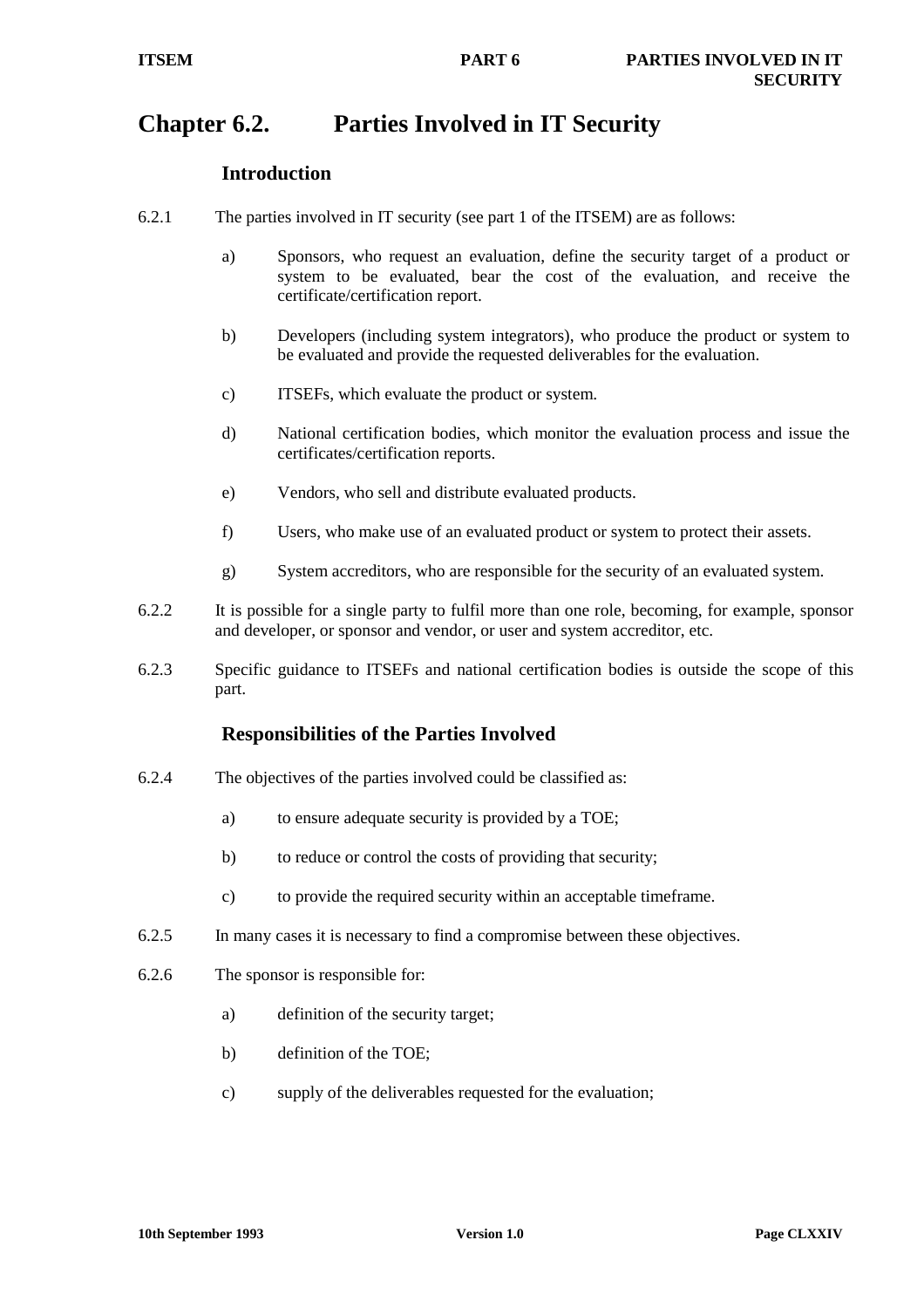# Chapter 6.2. Parties Involved in IT Security

## Introduction

6.2.1 The parties involved in IT security (see part 1 of the ITSEM) are as follows:

a) Sponsors, who request an evaluation, define the security target of a product or system to be evaluated, bear the cost of the evaluation, and receive the certificate/certification report.

b) Developers (including system integrators), who produce the product or system to be evaluated and provide the requested deliverables for the evaluation.

c) ITSEFs, which evaluate the product or system.

d) National certification bodies, which monitor the evaluation process and issue the certificates/certification reports.

e) Vendors, who sell and distribute evaluated products.

f) Users, who make use of an evaluated product or system to protect their assets.

g) System accreditors, who are responsible for the security of an evaluated system.

6.2.2 It is possible for a single party to fulfil more than one role, becoming, for example, sponsor and developer, or sponsor and vendor, or user and system accreditor, etc.

6.2.3 Specific guidance to ITSEFs and national certification bodies is outside the scope of this part.

## Responsibilities of the Parties Involved

6.2.4 The objectives of the parties involved could be classified as:

a) to ensure adequate security is provided by a TOE;

b) to reduce or control the costs of providing that security;

c) to provide the required security within an acceptable timeframe.

6.2.5 In many cases it is necessary to find a compromise between these objectives.

6.2.6 The sponsor is responsible for:

a) definition of the security target;

b) definition of the TOE;

c) supply of the deliverables requested for the evaluation;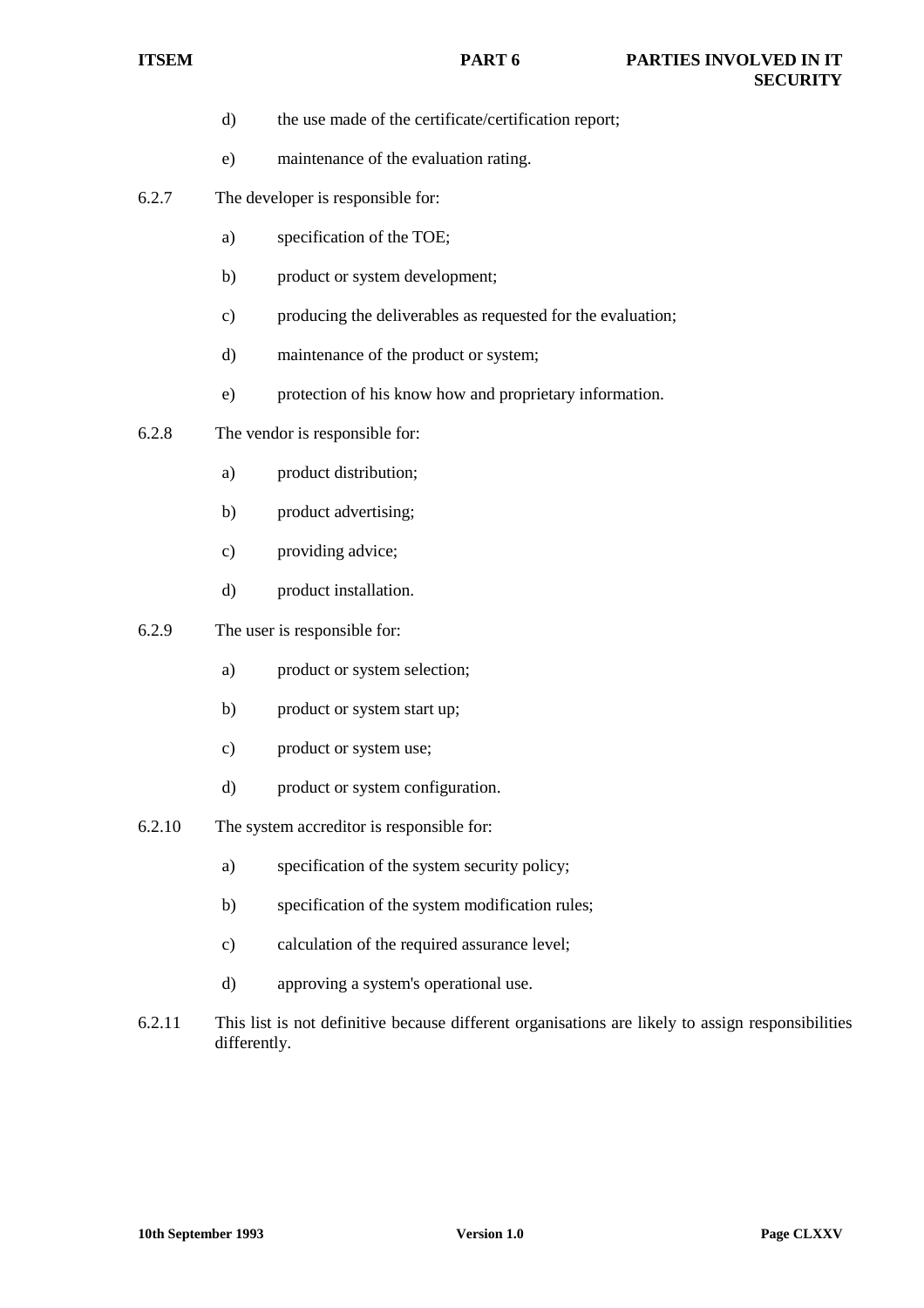d) the use made of the certificate/certification report;

e) maintenance of the evaluation rating.

6.2.7 The developer is responsible for:

a) specification of the TOE;

b) product or system development;

c) producing the deliverables as requested for the evaluation;

d) maintenance of the product or system;

e) protection of his know how and proprietary information.

6.2.8 The vendor is responsible for:

a) product distribution;

b) product advertising;

c) providing advice;

d) product installation.

6.2.9 The user is responsible for:

a) product or system selection;

b) product or system start up;

c) product or system use;

d) product or system configuration.

6.2.10 The system accreditor is responsible for:

a) specification of the system security policy;

b) specification of the system modification rules;

c) calculation of the required assurance level;

d) approving a system's operational use.

6.2.11 This list is not definitive because different organisations are likely to assign responsibilities differently.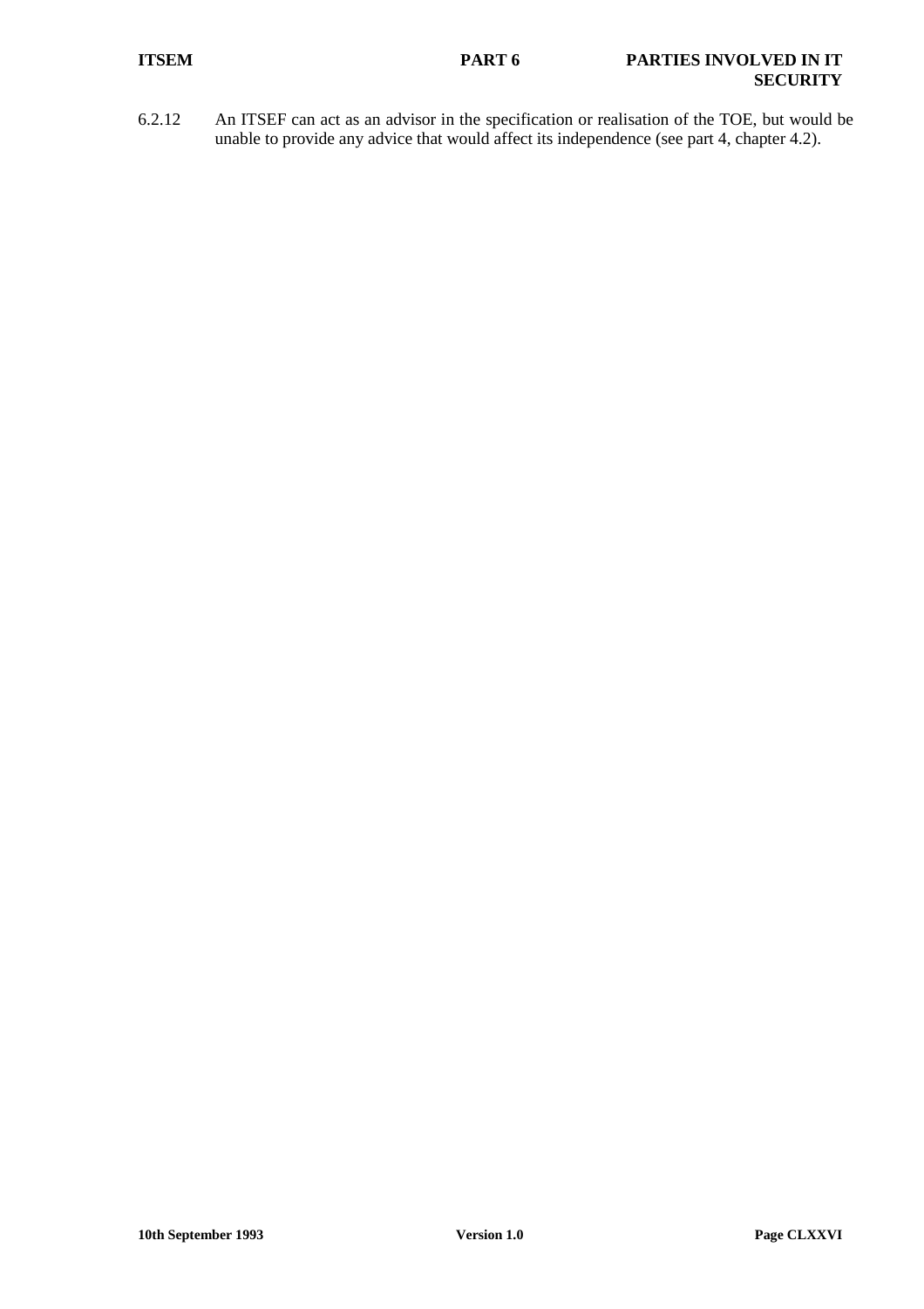6.2.12 An ITSEF can act as an advisor in the specification or realisation of the TOE, but would be unable to provide any advice that would affect its independence (see part 4, chapter 4.2).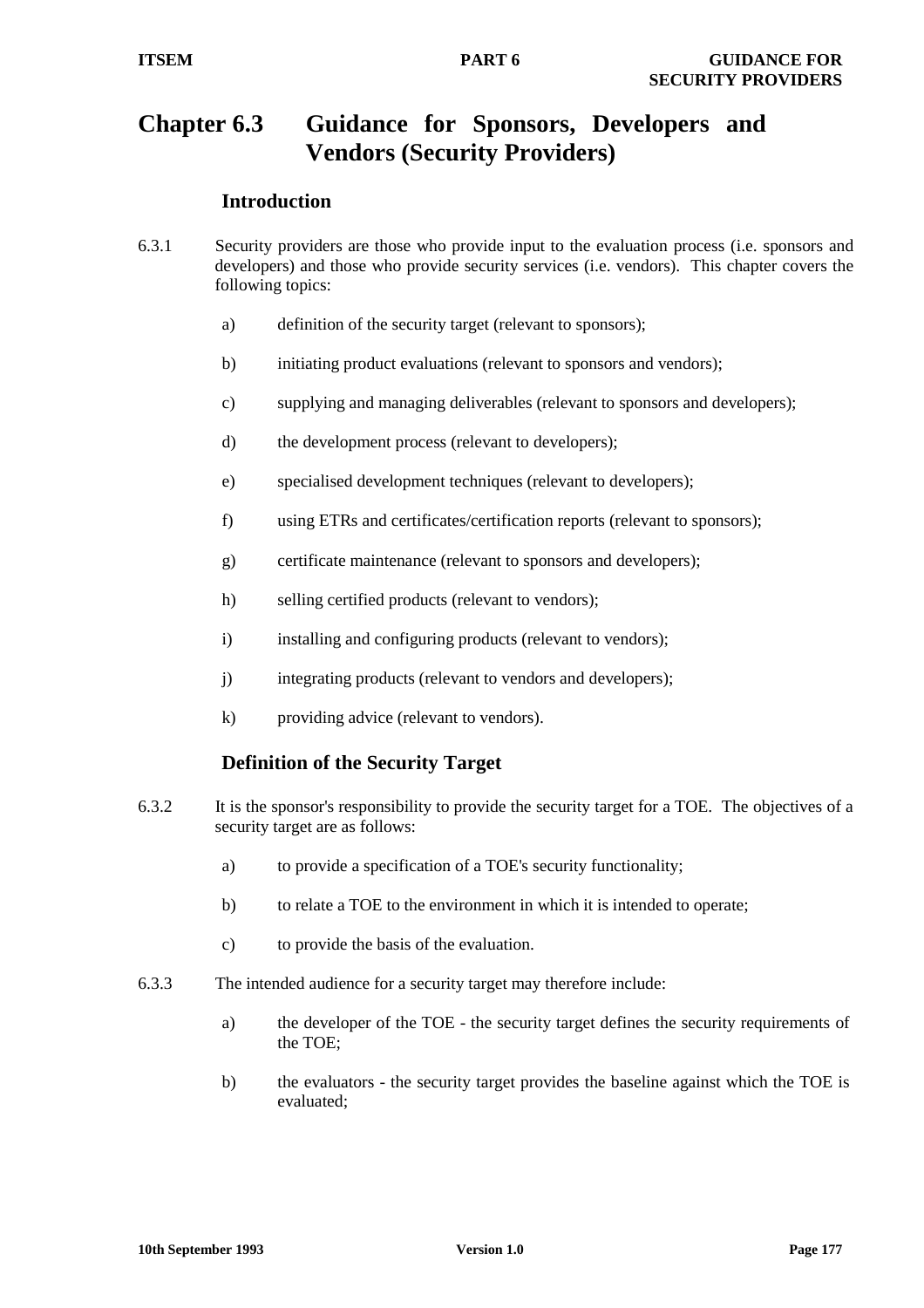# Chapter 6.3 Guidance for Sponsors, Developers and Vendors (Security Providers)

## Introduction

6.3.1 Security providers are those who provide input to the evaluation process (i.e. sponsors and developers) and those who provide security services (i.e. vendors). This chapter covers the following topics:

a) definition of the security target (relevant to sponsors);

b) initiating product evaluations (relevant to sponsors and vendors);

c) supplying and managing deliverables (relevant to sponsors and developers);

d) the development process (relevant to developers);

e) specialised development techniques (relevant to developers);

f) using ETRs and certificates/certification reports (relevant to sponsors);

g) certificate maintenance (relevant to sponsors and developers);

h) selling certified products (relevant to vendors);

i) installing and configuring products (relevant to vendors);

j) integrating products (relevant to vendors and developers);

k) providing advice (relevant to vendors).

## Definition of the Security Target

6.3.2 It is the sponsor's responsibility to provide the security target for a TOE. The objectives of a security target are as follows:

a) to provide a specification of a TOE's security functionality;

b) to relate a TOE to the environment in which it is intended to operate;

c) to provide the basis of the evaluation.

6.3.3 The intended audience for a security target may therefore include:

a) the developer of the TOE - the security target defines the security requirements of the TOE;

b) the evaluators - the security target provides the baseline against which the TOE is evaluated;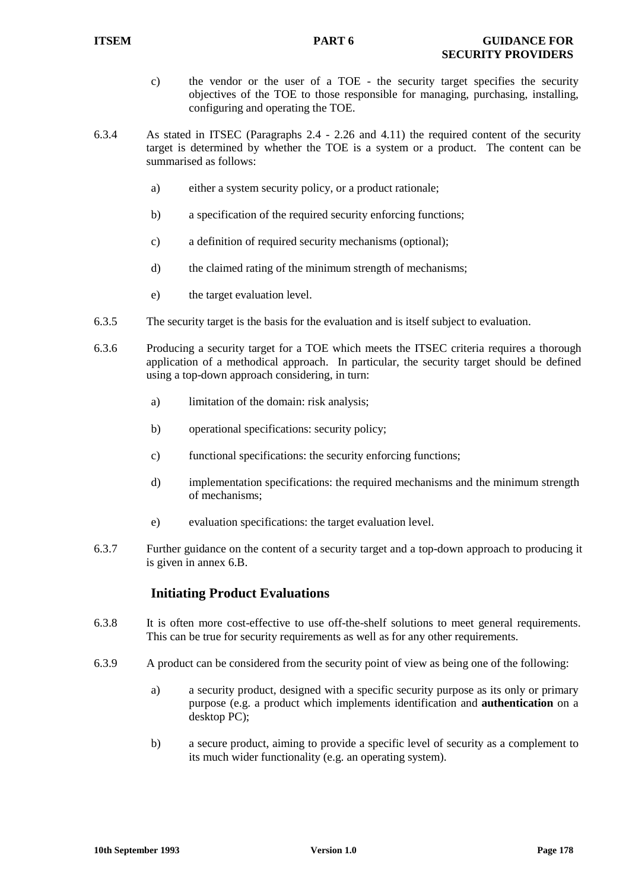c) the vendor or the user of a TOE - the security target specifies the security objectives of the TOE to those responsible for managing, purchasing, installing, configuring and operating the TOE.

6.3.4 As stated in ITSEC (Paragraphs 2.4 - 2.26 and 4.11) the required content of the security target is determined by whether the TOE is a system or a product. The content can be summarised as follows:

a) either a system security policy, or a product rationale;

b) a specification of the required security enforcing functions;

c) a definition of required security mechanisms (optional);

d) the claimed rating of the minimum strength of mechanisms;

e) the target evaluation level.

6.3.5 The security target is the basis for the evaluation and is itself subject to evaluation.

6.3.6 Producing a security target for a TOE which meets the ITSEC criteria requires a thorough application of a methodical approach. In particular, the security target should be defined using a top-down approach considering, in turn:

a) limitation of the domain: risk analysis;

b) operational specifications: security policy;

c) functional specifications: the security enforcing functions;

d) implementation specifications: the required mechanisms and the minimum strength of mechanisms;

e) evaluation specifications: the target evaluation level.

6.3.7 Further guidance on the content of a security target and a top-down approach to producing it is given in annex 6.B.

## Initiating Product Evaluations

6.3.8 It is often more cost-effective to use off-the-shelf solutions to meet general requirements. This can be true for security requirements as well as for any other requirements.

6.3.9 A product can be considered from the security point of view as being one of the following:

a) a security product, designed with a specific security purpose as its only or primary purpose (e.g. a product which implements identification and **authentication** on a desktop PC);

b) a secure product, aiming to provide a specific level of security as a complement to its much wider functionality (e.g. an operating system).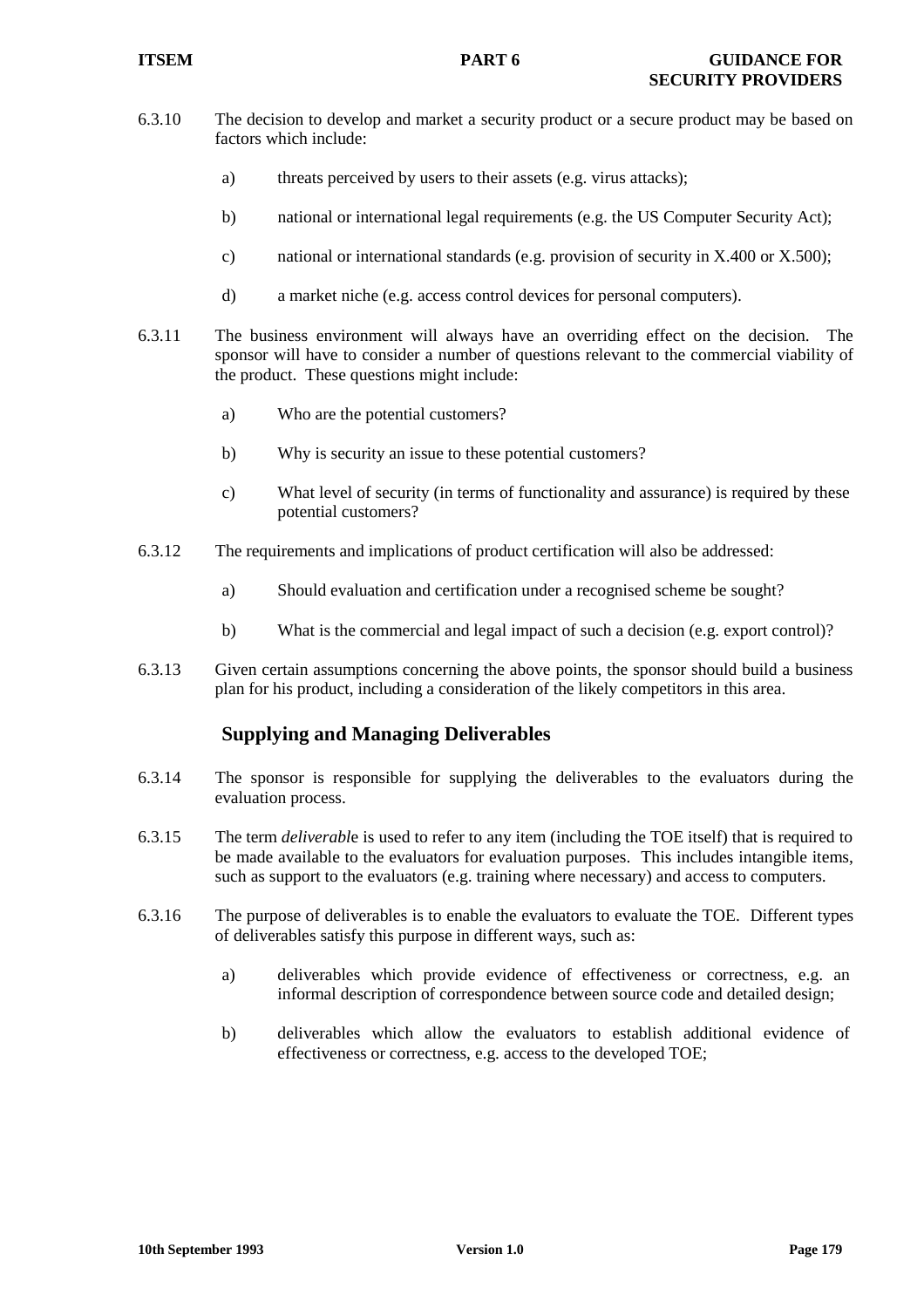6.3.10 The decision to develop and market a security product or a secure product may be based on factors which include:

a) threats perceived by users to their assets (e.g. virus attacks);

b) national or international legal requirements (e.g. the US Computer Security Act);

c) national or international standards (e.g. provision of security in X.400 or X.500);

d) a market niche (e.g. access control devices for personal computers).

6.3.11 The business environment will always have an overriding effect on the decision. The sponsor will have to consider a number of questions relevant to the commercial viability of the product. These questions might include:

a) Who are the potential customers?

b) Why is security an issue to these potential customers?

c) What level of security (in terms of functionality and assurance) is required by these potential customers?

6.3.12 The requirements and implications of product certification will also be addressed:

a) Should evaluation and certification under a recognised scheme be sought?

b) What is the commercial and legal impact of such a decision (e.g. export control)?

6.3.13 Given certain assumptions concerning the above points, the sponsor should build a business plan for his product, including a consideration of the likely competitors in this area.

## Supplying and Managing Deliverables

6.3.14 The sponsor is responsible for supplying the deliverables to the evaluators during the evaluation process.

6.3.15 The term *deliverable* is used to refer to any item (including the TOE itself) that is required to be made available to the evaluators for evaluation purposes. This includes intangible items, such as support to the evaluators (e.g. training where necessary) and access to computers.

6.3.16 The purpose of deliverables is to enable the evaluators to evaluate the TOE. Different types of deliverables satisfy this purpose in different ways, such as:

a) deliverables which provide evidence of effectiveness or correctness, e.g. an informal description of correspondence between source code and detailed design;

b) deliverables which allow the evaluators to establish additional evidence of effectiveness or correctness, e.g. access to the developed TOE;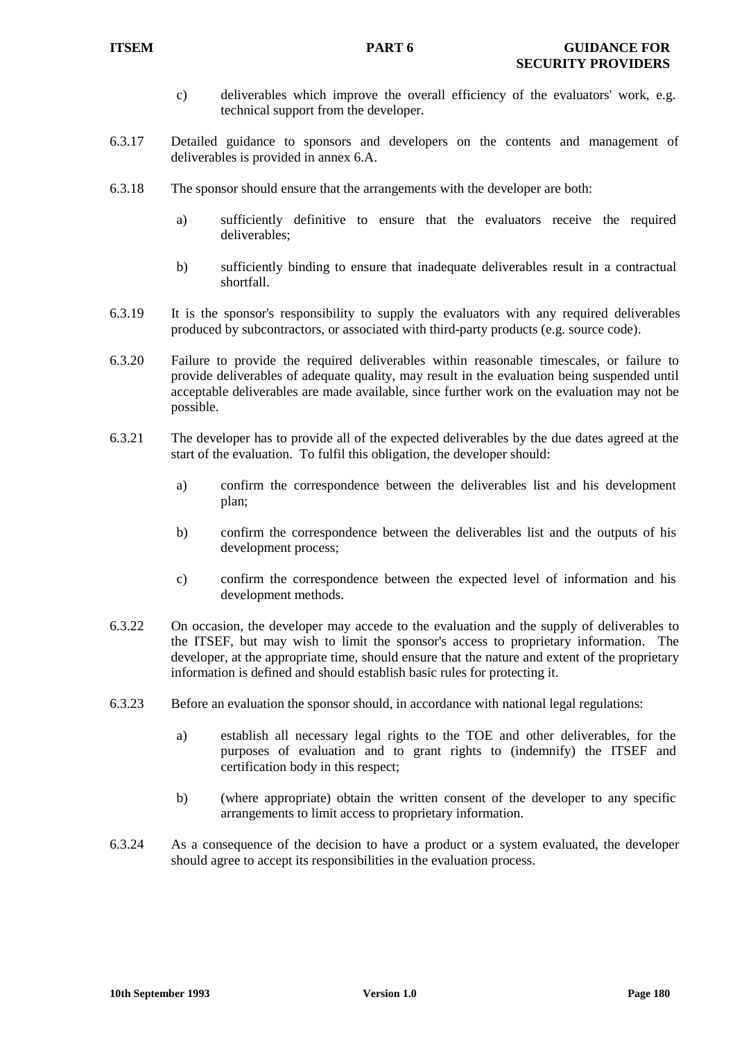c) deliverables which improve the overall efficiency of the evaluators' work, e.g. technical support from the developer.

6.3.17 Detailed guidance to sponsors and developers on the contents and management of deliverables is provided in annex 6.A.

6.3.18 The sponsor should ensure that the arrangements with the developer are both:

a) sufficiently definitive to ensure that the evaluators receive the required deliverables;

b) sufficiently binding to ensure that inadequate deliverables result in a contractual shortfall.

6.3.19 It is the sponsor's responsibility to supply the evaluators with any required deliverables produced by subcontractors, or associated with third-party products (e.g. source code).

6.3.20 Failure to provide the required deliverables within reasonable timescales, or failure to provide deliverables of adequate quality, may result in the evaluation being suspended until acceptable deliverables are made available, since further work on the evaluation may not be possible.

6.3.21 The developer has to provide all of the expected deliverables by the due dates agreed at the start of the evaluation. To fulfil this obligation, the developer should:

a) confirm the correspondence between the deliverables list and his development plan;

b) confirm the correspondence between the deliverables list and the outputs of his development process;

c) confirm the correspondence between the expected level of information and his development methods.

6.3.22 On occasion, the developer may accede to the evaluation and the supply of deliverables to the ITSEF, but may wish to limit the sponsor's access to proprietary information. The developer, at the appropriate time, should ensure that the nature and extent of the proprietary information is defined and should establish basic rules for protecting it.

6.3.23 Before an evaluation the sponsor should, in accordance with national legal regulations:

a) establish all necessary legal rights to the TOE and other deliverables, for the purposes of evaluation and to grant rights to (indemnify) the ITSEF and certification body in this respect;

b) (where appropriate) obtain the written consent of the developer to any specific arrangements to limit access to proprietary information.

6.3.24 As a consequence of the decision to have a product or a system evaluated, the developer should agree to accept its responsibilities in the evaluation process.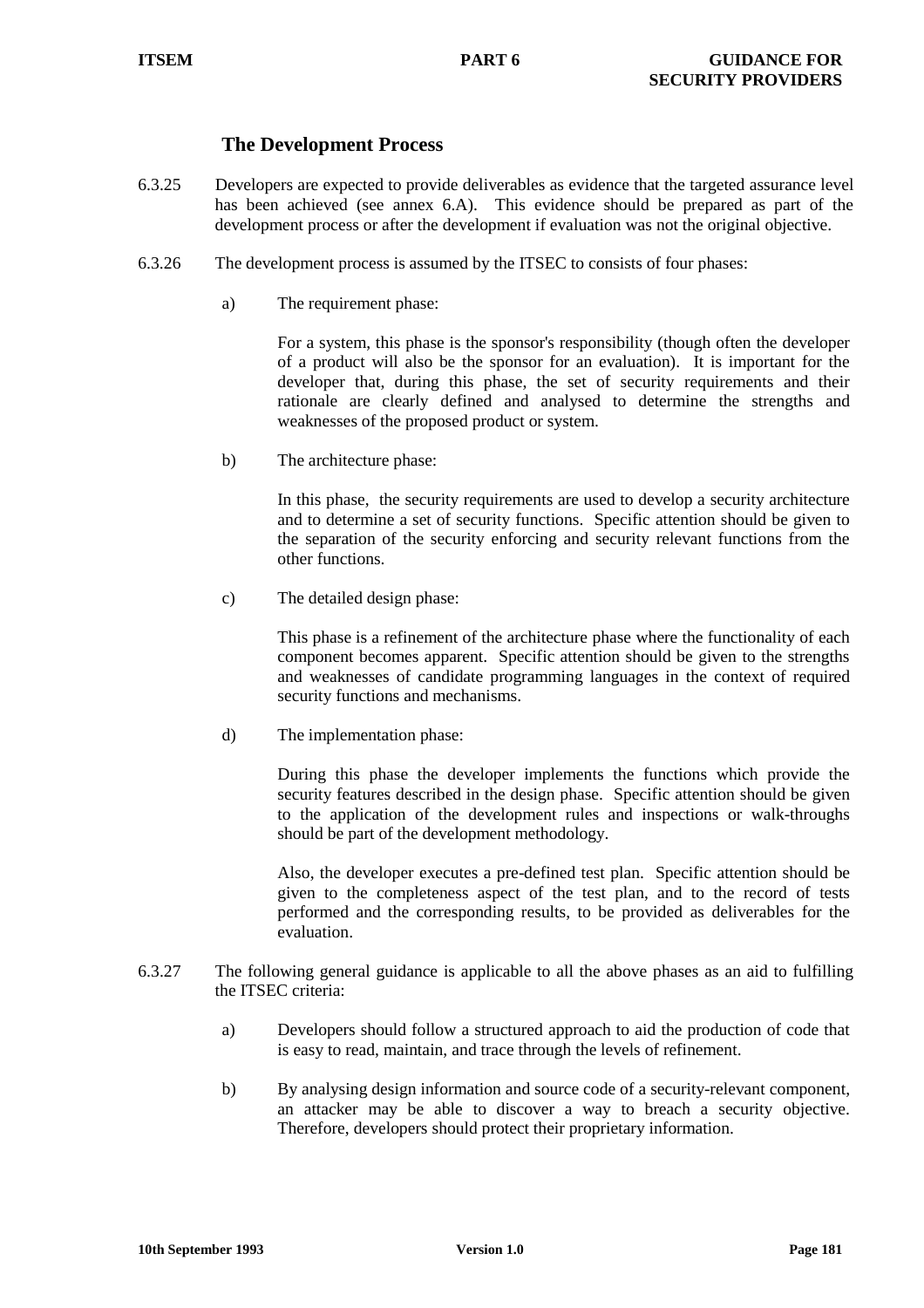## The Development Process

6.3.25 Developers are expected to provide deliverables as evidence that the targeted assurance level has been achieved (see annex 6.A). This evidence should be prepared as part of the development process or after the development if evaluation was not the original objective.

6.3.26 The development process is assumed by the ITSEC to consists of four phases:

a) The requirement phase:

For a system, this phase is the sponsor's responsibility (though often the developer of a product will also be the sponsor for an evaluation). It is important for the developer that, during this phase, the set of security requirements and their rationale are clearly defined and analysed to determine the strengths and weaknesses of the proposed product or system.

b) The architecture phase:

In this phase, the security requirements are used to develop a security architecture and to determine a set of security functions. Specific attention should be given to the separation of the security enforcing and security relevant functions from the other functions.

c) The detailed design phase:

This phase is a refinement of the architecture phase where the functionality of each component becomes apparent. Specific attention should be given to the strengths and weaknesses of candidate programming languages in the context of required security functions and mechanisms.

d) The implementation phase:

During this phase the developer implements the functions which provide the security features described in the design phase. Specific attention should be given to the application of the development rules and inspections or walk-throughs should be part of the development methodology.

Also, the developer executes a pre-defined test plan. Specific attention should be given to the completeness aspect of the test plan, and to the record of tests performed and the corresponding results, to be provided as deliverables for the evaluation.

6.3.27 The following general guidance is applicable to all the above phases as an aid to fulfilling the ITSEC criteria:

a) Developers should follow a structured approach to aid the production of code that is easy to read, maintain, and trace through the levels of refinement.

b) By analysing design information and source code of a security-relevant component, an attacker may be able to discover a way to breach a security objective. Therefore, developers should protect their proprietary information.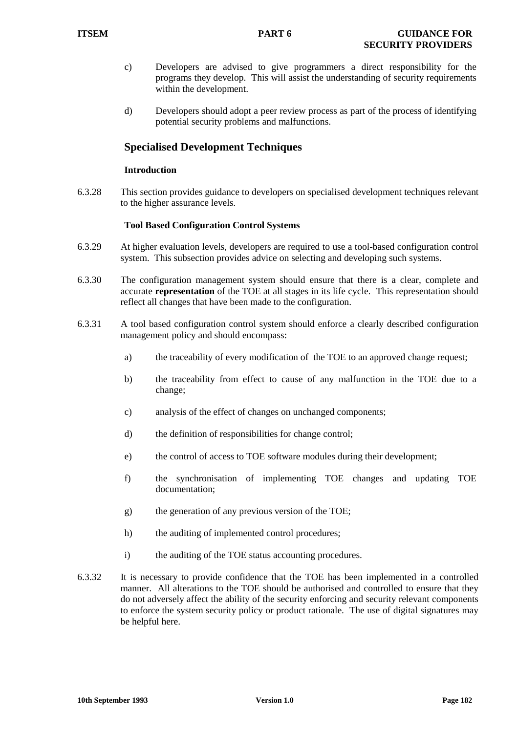c) Developers are advised to give programmers a direct responsibility for the programs they develop. This will assist the understanding of security requirements within the development.

d) Developers should adopt a peer review process as part of the process of identifying potential security problems and malfunctions.

## Specialised Development Techniques

### Introduction

6.3.28 This section provides guidance to developers on specialised development techniques relevant to the higher assurance levels.

### Tool Based Configuration Control Systems

6.3.29 At higher evaluation levels, developers are required to use a tool-based configuration control system. This subsection provides advice on selecting and developing such systems.

6.3.30 The configuration management system should ensure that there is a clear, complete and accurate **representation** of the TOE at all stages in its life cycle. This representation should reflect all changes that have been made to the configuration.

6.3.31 A tool based configuration control system should enforce a clearly described configuration management policy and should encompass:

a) the traceability of every modification of the TOE to an approved change request;

b) the traceability from effect to cause of any malfunction in the TOE due to a change;

c) analysis of the effect of changes on unchanged components;

d) the definition of responsibilities for change control;

e) the control of access to TOE software modules during their development;

f) the synchronisation of implementing TOE changes and updating TOE documentation;

g) the generation of any previous version of the TOE;

h) the auditing of implemented control procedures;

i) the auditing of the TOE status accounting procedures.

6.3.32 It is necessary to provide confidence that the TOE has been implemented in a controlled manner. All alterations to the TOE should be authorised and controlled to ensure that they do not adversely affect the ability of the security enforcing and security relevant components to enforce the system security policy or product rationale. The use of digital signatures may be helpful here.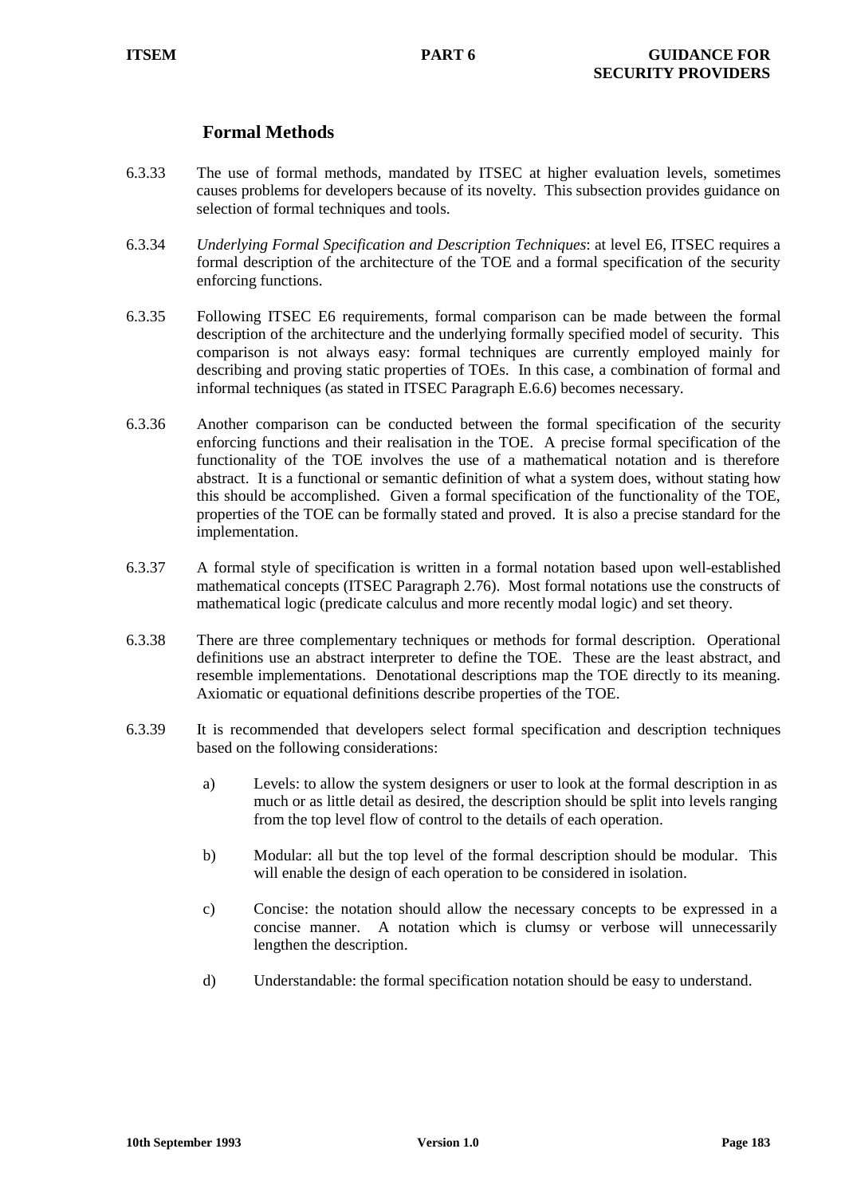## Formal Methods

6.3.33 The use of formal methods, mandated by ITSEC at higher evaluation levels, sometimes causes problems for developers because of its novelty. This subsection provides guidance on selection of formal techniques and tools.

6.3.34 *Underlying Formal Specification and Description Techniques*: at level E6, ITSEC requires a formal description of the architecture of the TOE and a formal specification of the security enforcing functions.

6.3.35 Following ITSEC E6 requirements, formal comparison can be made between the formal description of the architecture and the underlying formally specified model of security. This comparison is not always easy: formal techniques are currently employed mainly for describing and proving static properties of TOEs. In this case, a combination of formal and informal techniques (as stated in ITSEC Paragraph E.6.6) becomes necessary.

6.3.36 Another comparison can be conducted between the formal specification of the security enforcing functions and their realisation in the TOE. A precise formal specification of the functionality of the TOE involves the use of a mathematical notation and is therefore abstract. It is a functional or semantic definition of what a system does, without stating how this should be accomplished. Given a formal specification of the functionality of the TOE, properties of the TOE can be formally stated and proved. It is also a precise standard for the implementation.

6.3.37 A formal style of specification is written in a formal notation based upon well-established mathematical concepts (ITSEC Paragraph 2.76). Most formal notations use the constructs of mathematical logic (predicate calculus and more recently modal logic) and set theory.

6.3.38 There are three complementary techniques or methods for formal description. Operational definitions use an abstract interpreter to define the TOE. These are the least abstract, and resemble implementations. Denotational descriptions map the TOE directly to its meaning. Axiomatic or equational definitions describe properties of the TOE.

6.3.39 It is recommended that developers select formal specification and description techniques based on the following considerations:

a) Levels: to allow the system designers or user to look at the formal description in as much or as little detail as desired, the description should be split into levels ranging from the top level flow of control to the details of each operation.

b) Modular: all but the top level of the formal description should be modular. This will enable the design of each operation to be considered in isolation.

c) Concise: the notation should allow the necessary concepts to be expressed in a concise manner. A notation which is clumsy or verbose will unnecessarily lengthen the description.

d) Understandable: the formal specification notation should be easy to understand.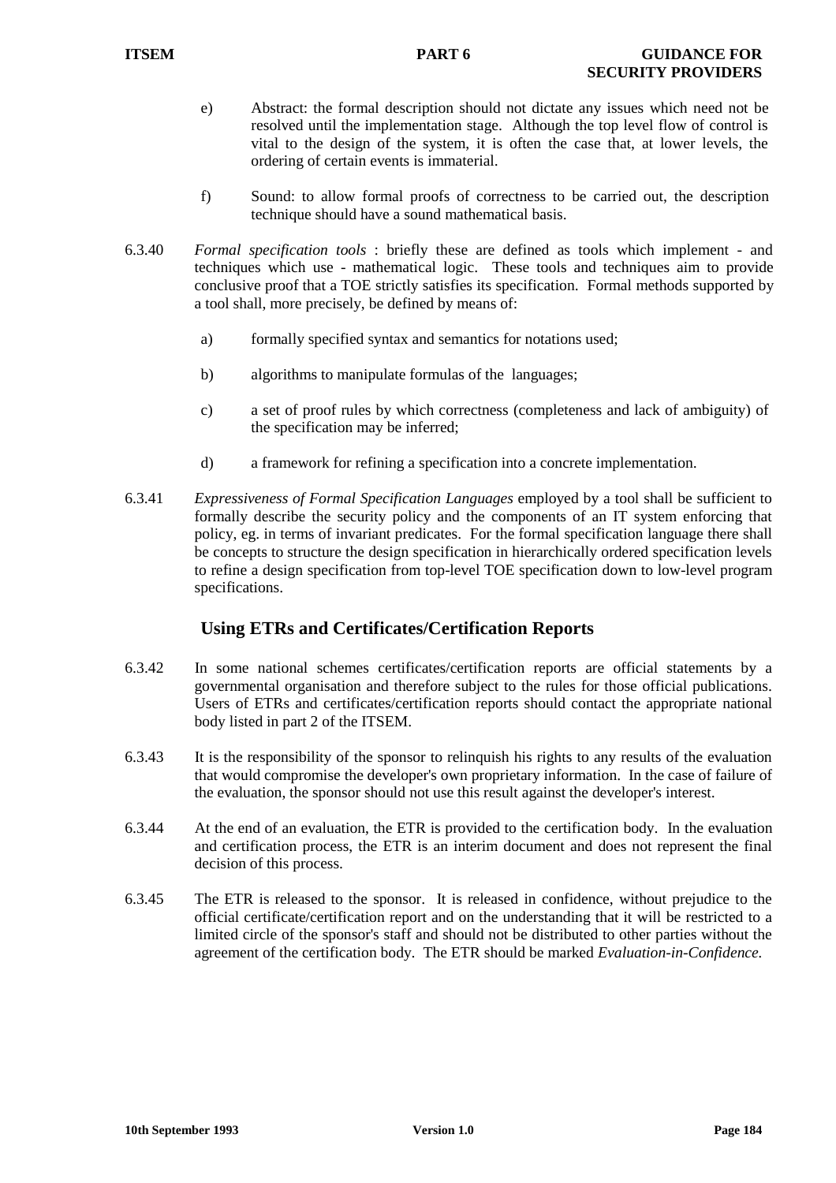e) Abstract: the formal description should not dictate any issues which need not be resolved until the implementation stage. Although the top level flow of control is vital to the design of the system, it is often the case that, at lower levels, the ordering of certain events is immaterial.

f) Sound: to allow formal proofs of correctness to be carried out, the description technique should have a sound mathematical basis.

6.3.40 *Formal specification tools* : briefly these are defined as tools which implement - and techniques which use - mathematical logic. These tools and techniques aim to provide conclusive proof that a TOE strictly satisfies its specification. Formal methods supported by a tool shall, more precisely, be defined by means of:

a) formally specified syntax and semantics for notations used;

b) algorithms to manipulate formulas of the languages;

c) a set of proof rules by which correctness (completeness and lack of ambiguity) of the specification may be inferred;

d) a framework for refining a specification into a concrete implementation.

6.3.41 *Expressiveness of Formal Specification Languages* employed by a tool shall be sufficient to formally describe the security policy and the components of an IT system enforcing that policy, eg. in terms of invariant predicates. For the formal specification language there shall be concepts to structure the design specification in hierarchically ordered specification levels to refine a design specification from top-level TOE specification down to low-level program specifications.

## Using ETRs and Certificates/Certification Reports

6.3.42 In some national schemes certificates/certification reports are official statements by a governmental organisation and therefore subject to the rules for those official publications. Users of ETRs and certificates/certification reports should contact the appropriate national body listed in part 2 of the ITSEM.

6.3.43 It is the responsibility of the sponsor to relinquish his rights to any results of the evaluation that would compromise the developer's own proprietary information. In the case of failure of the evaluation, the sponsor should not use this result against the developer's interest.

6.3.44 At the end of an evaluation, the ETR is provided to the certification body. In the evaluation and certification process, the ETR is an interim document and does not represent the final decision of this process.

6.3.45 The ETR is released to the sponsor. It is released in confidence, without prejudice to the official certificate/certification report and on the understanding that it will be restricted to a limited circle of the sponsor's staff and should not be distributed to other parties without the agreement of the certification body. The ETR should be marked *Evaluation-in-Confidence.*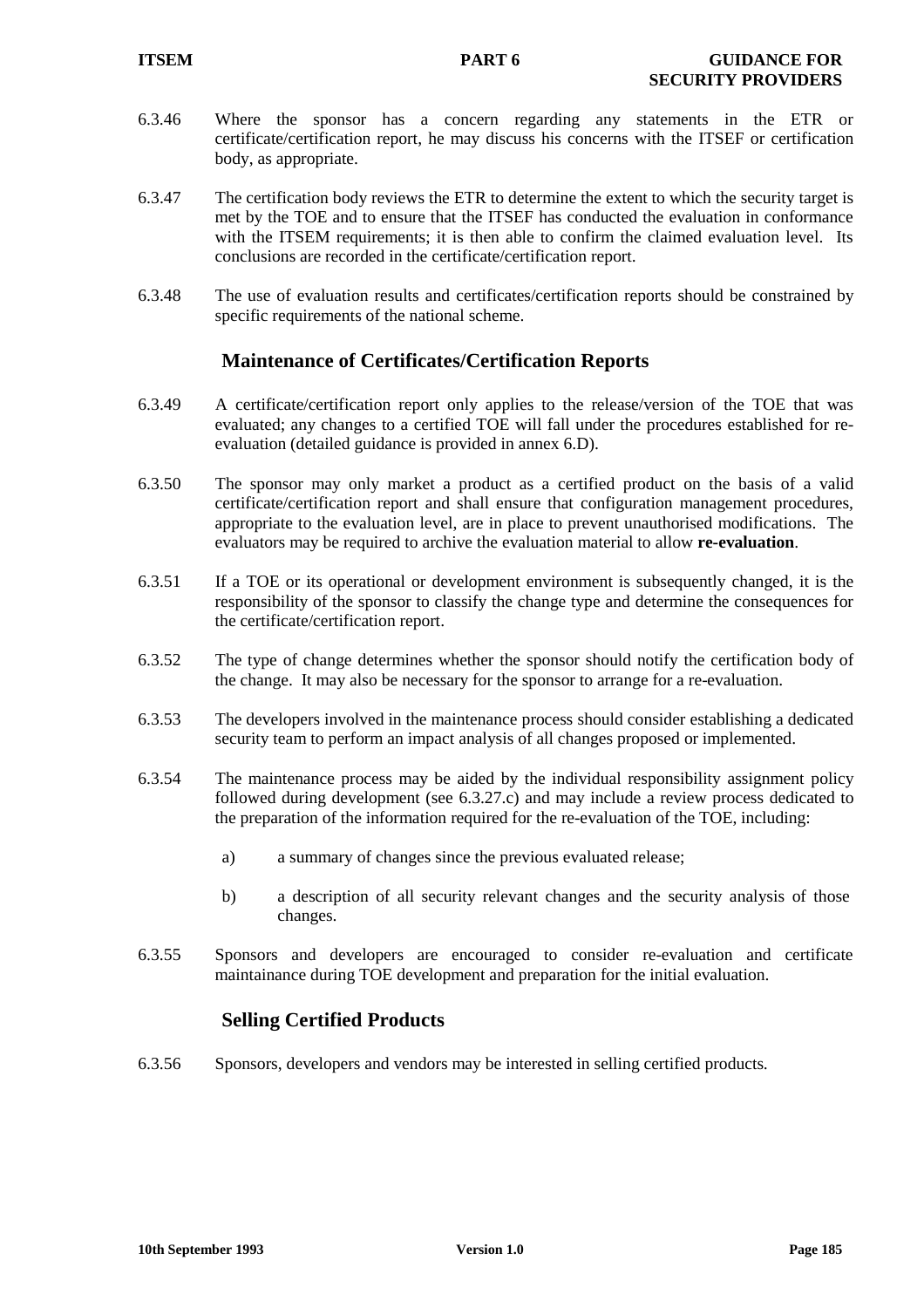6.3.46 Where the sponsor has a concern regarding any statements in the ETR or certificate/certification report, he may discuss his concerns with the ITSEF or certification body, as appropriate.

6.3.47 The certification body reviews the ETR to determine the extent to which the security target is met by the TOE and to ensure that the ITSEF has conducted the evaluation in conformance with the ITSEM requirements; it is then able to confirm the claimed evaluation level. Its conclusions are recorded in the certificate/certification report.

6.3.48 The use of evaluation results and certificates/certification reports should be constrained by specific requirements of the national scheme.

## Maintenance of Certificates/Certification Reports

6.3.49 A certificate/certification report only applies to the release/version of the TOE that was evaluated; any changes to a certified TOE will fall under the procedures established for re-evaluation (detailed guidance is provided in annex 6.D).

6.3.50 The sponsor may only market a product as a certified product on the basis of a valid certificate/certification report and shall ensure that configuration management procedures, appropriate to the evaluation level, are in place to prevent unauthorised modifications. The evaluators may be required to archive the evaluation material to allow **re-evaluation**.

6.3.51 If a TOE or its operational or development environment is subsequently changed, it is the responsibility of the sponsor to classify the change type and determine the consequences for the certificate/certification report.

6.3.52 The type of change determines whether the sponsor should notify the certification body of the change. It may also be necessary for the sponsor to arrange for a re-evaluation.

6.3.53 The developers involved in the maintenance process should consider establishing a dedicated security team to perform an impact analysis of all changes proposed or implemented.

6.3.54 The maintenance process may be aided by the individual responsibility assignment policy followed during development (see 6.3.27.c) and may include a review process dedicated to the preparation of the information required for the re-evaluation of the TOE, including:

a) a summary of changes since the previous evaluated release;

b) a description of all security relevant changes and the security analysis of those changes.

6.3.55 Sponsors and developers are encouraged to consider re-evaluation and certificate maintainance during TOE development and preparation for the initial evaluation.

## Selling Certified Products

6.3.56 Sponsors, developers and vendors may be interested in selling certified products.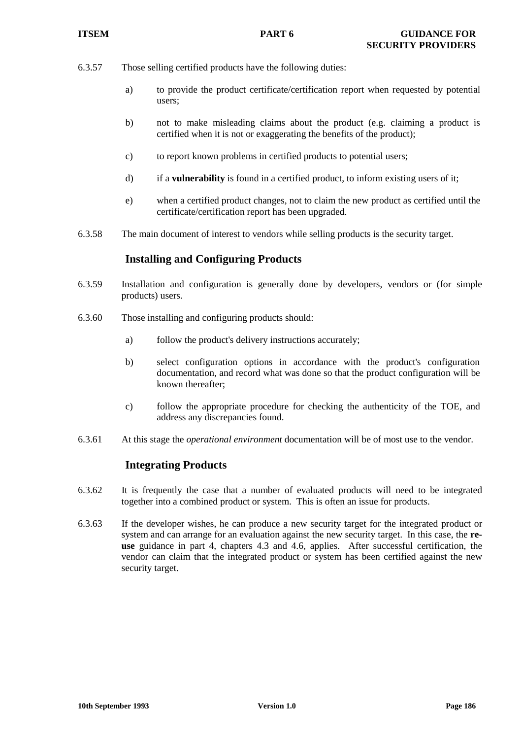6.3.57 Those selling certified products have the following duties:

a) to provide the product certificate/certification report when requested by potential users;

b) not to make misleading claims about the product (e.g. claiming a product is certified when it is not or exaggerating the benefits of the product);

c) to report known problems in certified products to potential users;

d) if a **vulnerability** is found in a certified product, to inform existing users of it;

e) when a certified product changes, not to claim the new product as certified until the certificate/certification report has been upgraded.

6.3.58 The main document of interest to vendors while selling products is the security target.

## Installing and Configuring Products

6.3.59 Installation and configuration is generally done by developers, vendors or (for simple products) users.

6.3.60 Those installing and configuring products should:

a) follow the product's delivery instructions accurately;

b) select configuration options in accordance with the product's configuration documentation, and record what was done so that the product configuration will be known thereafter;

c) follow the appropriate procedure for checking the authenticity of the TOE, and address any discrepancies found.

6.3.61 At this stage the *operational environment* documentation will be of most use to the vendor.

## Integrating Products

6.3.62 It is frequently the case that a number of evaluated products will need to be integrated together into a combined product or system. This is often an issue for products.

6.3.63 If the developer wishes, he can produce a new security target for the integrated product or system and can arrange for an evaluation against the new security target. In this case, the **re-use** guidance in part 4, chapters 4.3 and 4.6, applies. After successful certification, the vendor can claim that the integrated product or system has been certified against the new security target.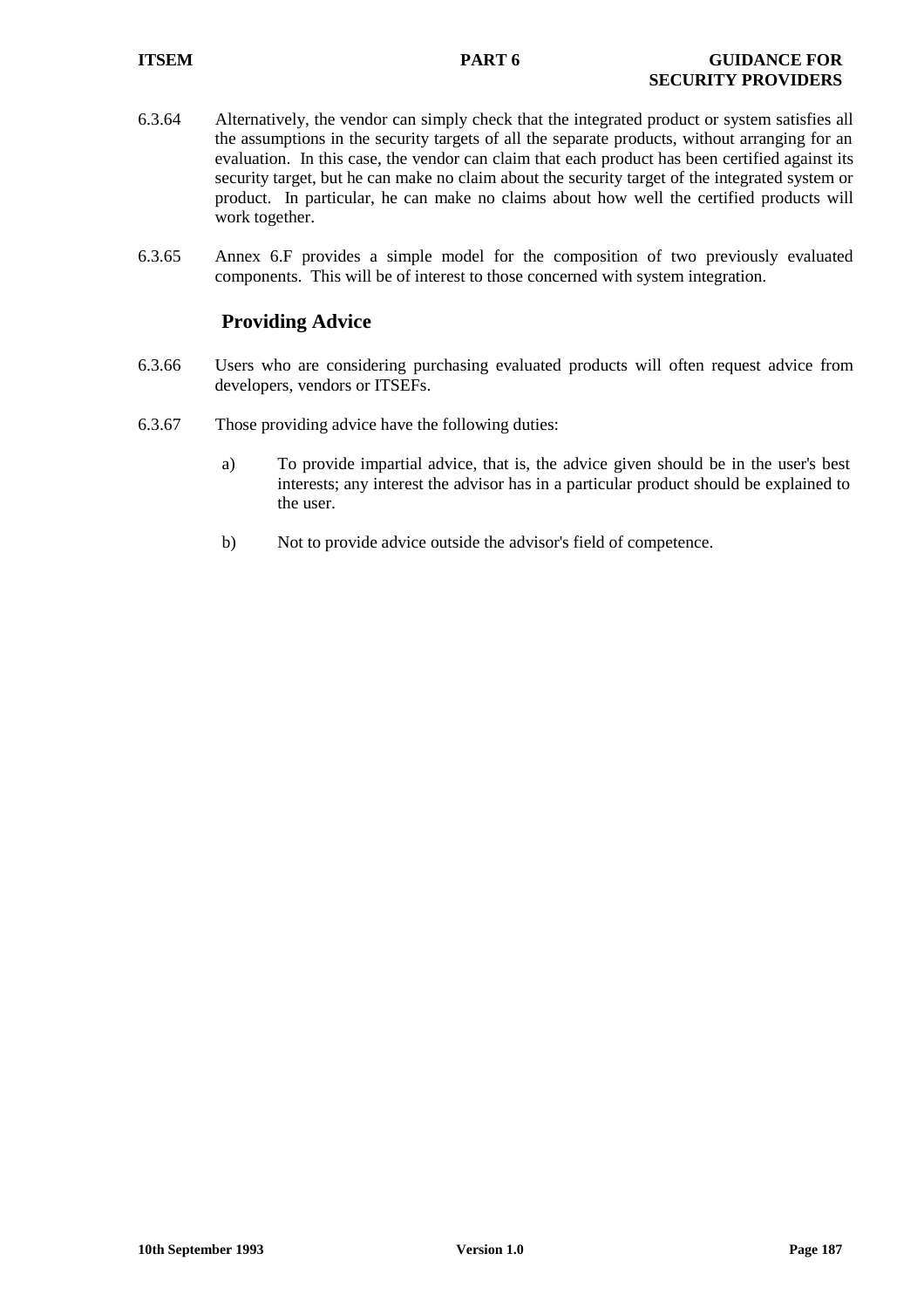6.3.64 Alternatively, the vendor can simply check that the integrated product or system satisfies all the assumptions in the security targets of all the separate products, without arranging for an evaluation. In this case, the vendor can claim that each product has been certified against its security target, but he can make no claim about the security target of the integrated system or product. In particular, he can make no claims about how well the certified products will work together.

6.3.65 Annex 6.F provides a simple model for the composition of two previously evaluated components. This will be of interest to those concerned with system integration.

## Providing Advice

6.3.66 Users who are considering purchasing evaluated products will often request advice from developers, vendors or ITSEFs.

6.3.67 Those providing advice have the following duties:

a) To provide impartial advice, that is, the advice given should be in the user's best interests; any interest the advisor has in a particular product should be explained to the user.

b) Not to provide advice outside the advisor's field of competence.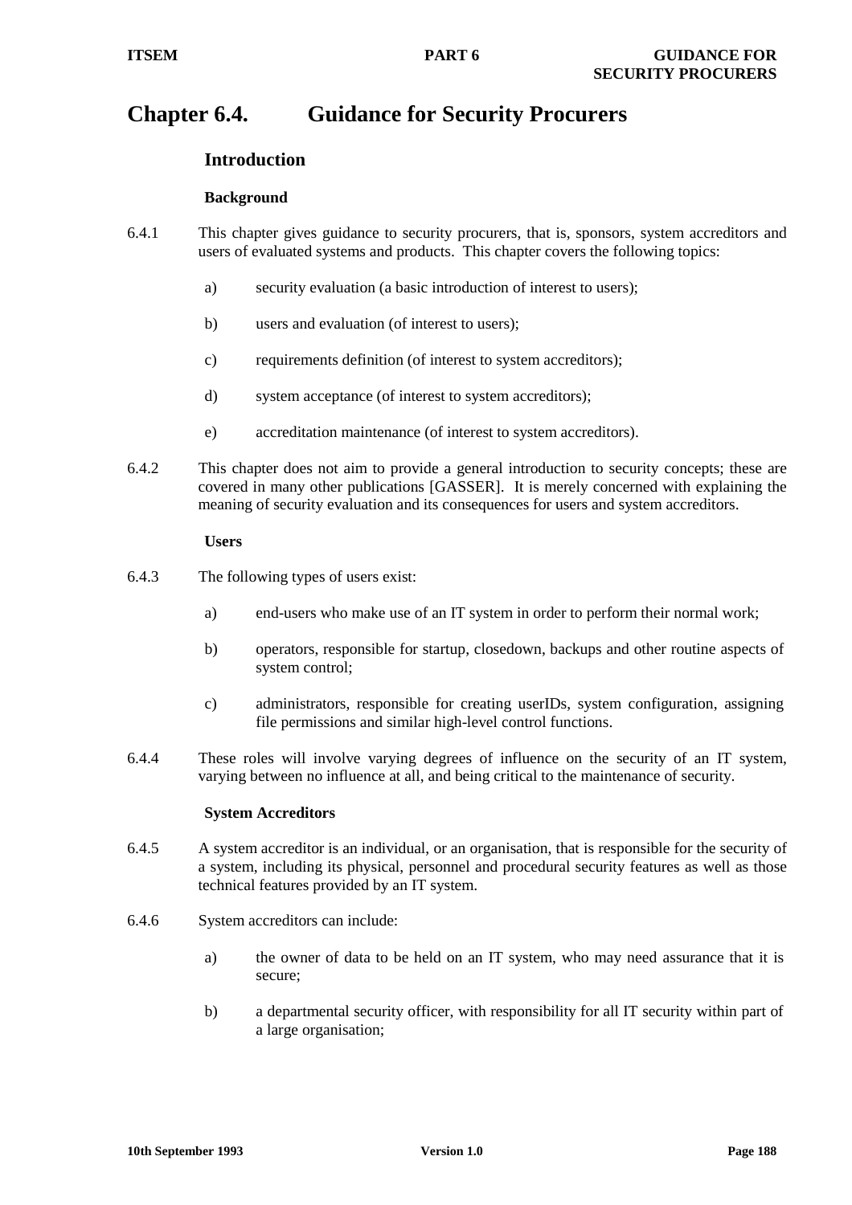# Chapter 6.4. Guidance for Security Procurers

## Introduction

### Background

6.4.1 This chapter gives guidance to security procurers, that is, sponsors, system accreditors and users of evaluated systems and products. This chapter covers the following topics:

a) security evaluation (a basic introduction of interest to users);

b) users and evaluation (of interest to users);

c) requirements definition (of interest to system accreditors);

d) system acceptance (of interest to system accreditors);

e) accreditation maintenance (of interest to system accreditors).

6.4.2 This chapter does not aim to provide a general introduction to security concepts; these are covered in many other publications [GASSER]. It is merely concerned with explaining the meaning of security evaluation and its consequences for users and system accreditors.

### Users

6.4.3 The following types of users exist:

a) end-users who make use of an IT system in order to perform their normal work;

b) operators, responsible for startup, closedown, backups and other routine aspects of system control;

c) administrators, responsible for creating userIDs, system configuration, assigning file permissions and similar high-level control functions.

6.4.4 These roles will involve varying degrees of influence on the security of an IT system, varying between no influence at all, and being critical to the maintenance of security.

### System Accreditors

6.4.5 A system accreditor is an individual, or an organisation, that is responsible for the security of a system, including its physical, personnel and procedural security features as well as those technical features provided by an IT system.

6.4.6 System accreditors can include:

a) the owner of data to be held on an IT system, who may need assurance that it is secure;

b) a departmental security officer, with responsibility for all IT security within part of a large organisation;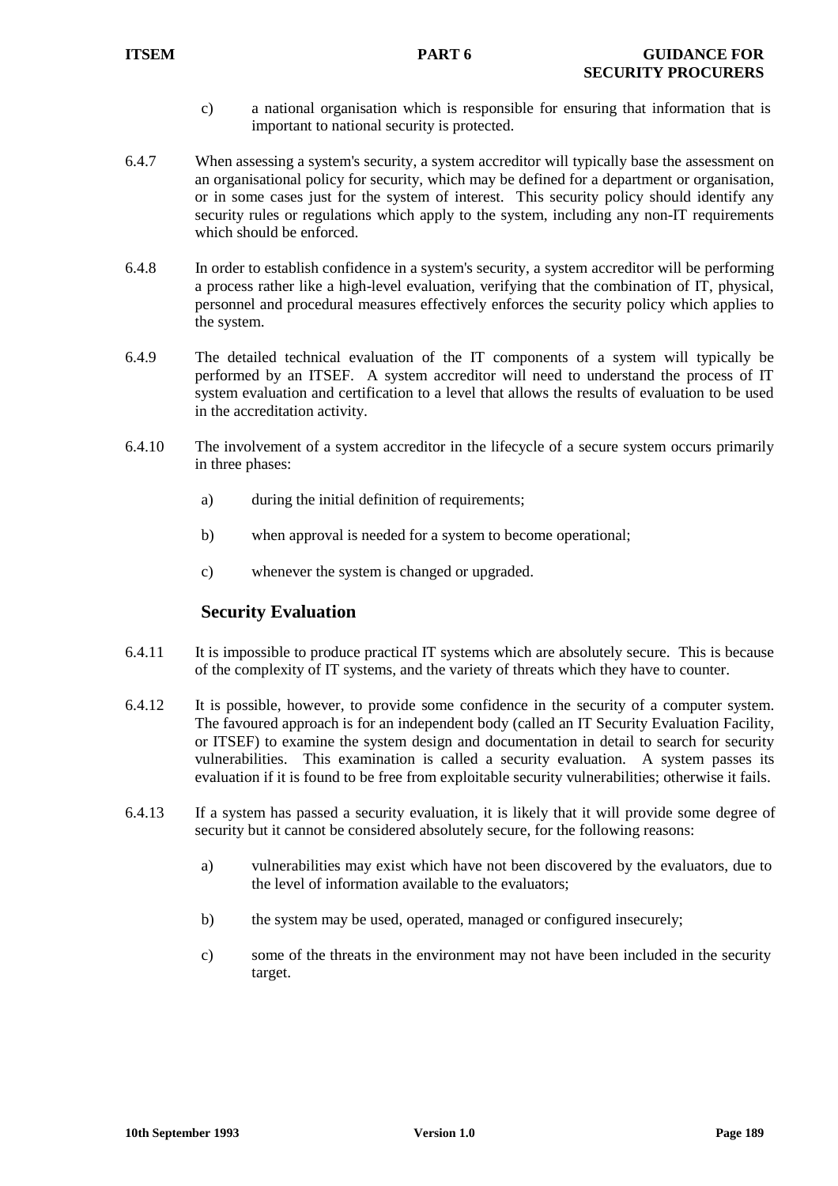c) a national organisation which is responsible for ensuring that information that is important to national security is protected.

6.4.7 When assessing a system's security, a system accreditor will typically base the assessment on an organisational policy for security, which may be defined for a department or organisation, or in some cases just for the system of interest. This security policy should identify any security rules or regulations which apply to the system, including any non-IT requirements which should be enforced.

6.4.8 In order to establish confidence in a system's security, a system accreditor will be performing a process rather like a high-level evaluation, verifying that the combination of IT, physical, personnel and procedural measures effectively enforces the security policy which applies to the system.

6.4.9 The detailed technical evaluation of the IT components of a system will typically be performed by an ITSEF. A system accreditor will need to understand the process of IT system evaluation and certification to a level that allows the results of evaluation to be used in the accreditation activity.

6.4.10 The involvement of a system accreditor in the lifecycle of a secure system occurs primarily in three phases:

a) during the initial definition of requirements;

b) when approval is needed for a system to become operational;

c) whenever the system is changed or upgraded.

## Security Evaluation

6.4.11 It is impossible to produce practical IT systems which are absolutely secure. This is because of the complexity of IT systems, and the variety of threats which they have to counter.

6.4.12 It is possible, however, to provide some confidence in the security of a computer system. The favoured approach is for an independent body (called an IT Security Evaluation Facility, or ITSEF) to examine the system design and documentation in detail to search for security vulnerabilities. This examination is called a security evaluation. A system passes its evaluation if it is found to be free from exploitable security vulnerabilities; otherwise it fails.

6.4.13 If a system has passed a security evaluation, it is likely that it will provide some degree of security but it cannot be considered absolutely secure, for the following reasons:

a) vulnerabilities may exist which have not been discovered by the evaluators, due to the level of information available to the evaluators;

b) the system may be used, operated, managed or configured insecurely;

c) some of the threats in the environment may not have been included in the security target.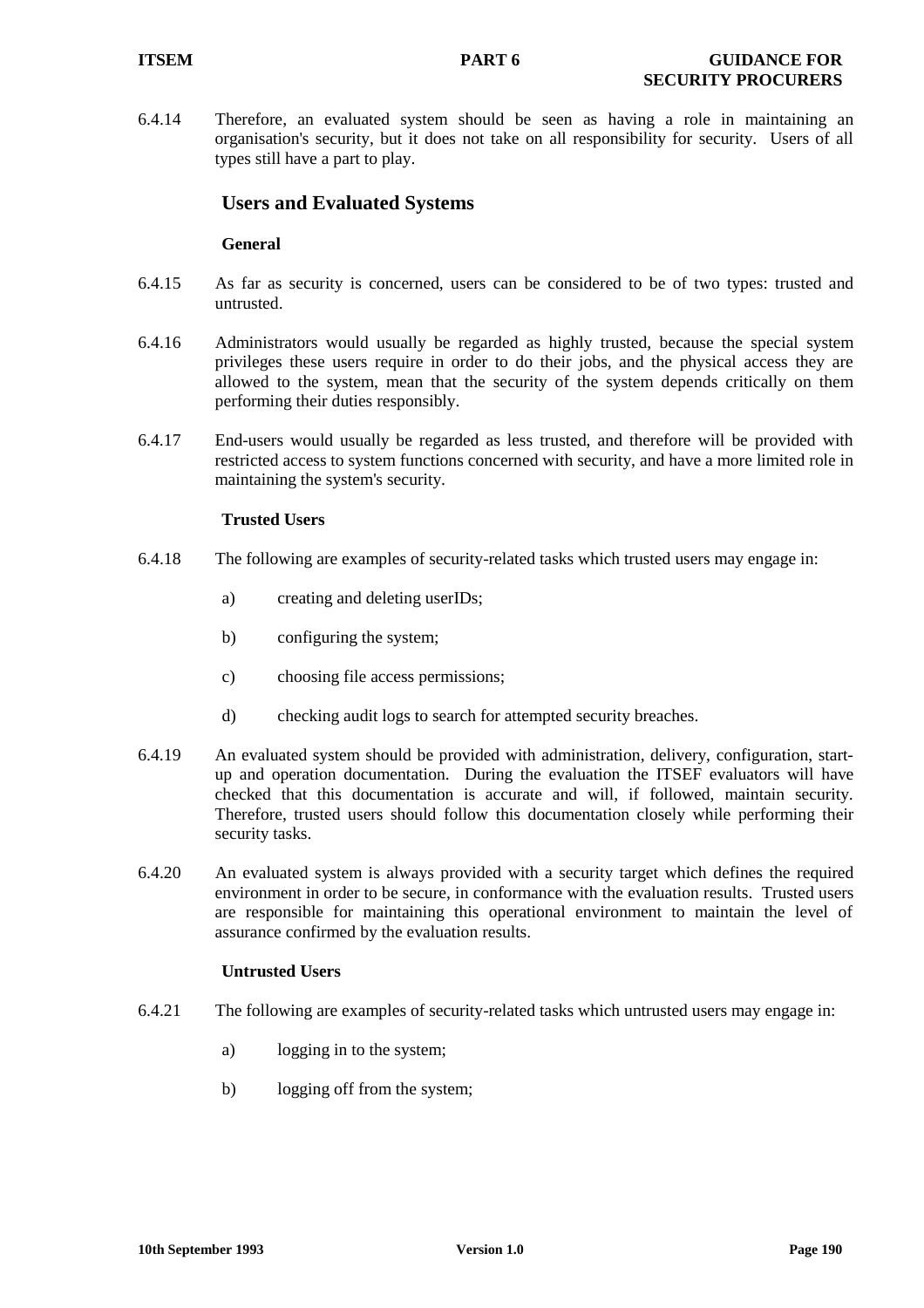6.4.14 Therefore, an evaluated system should be seen as having a role in maintaining an organisation's security, but it does not take on all responsibility for security. Users of all types still have a part to play.

## Users and Evaluated Systems

### General

6.4.15 As far as security is concerned, users can be considered to be of two types: trusted and untrusted.

6.4.16 Administrators would usually be regarded as highly trusted, because the special system privileges these users require in order to do their jobs, and the physical access they are allowed to the system, mean that the security of the system depends critically on them performing their duties responsibly.

6.4.17 End-users would usually be regarded as less trusted, and therefore will be provided with restricted access to system functions concerned with security, and have a more limited role in maintaining the system's security.

### Trusted Users

6.4.18 The following are examples of security-related tasks which trusted users may engage in:

a) creating and deleting userIDs;

b) configuring the system;

c) choosing file access permissions;

d) checking audit logs to search for attempted security breaches.

6.4.19 An evaluated system should be provided with administration, delivery, configuration, start-up and operation documentation. During the evaluation the ITSEF evaluators will have checked that this documentation is accurate and will, if followed, maintain security. Therefore, trusted users should follow this documentation closely while performing their security tasks.

6.4.20 An evaluated system is always provided with a security target which defines the required environment in order to be secure, in conformance with the evaluation results. Trusted users are responsible for maintaining this operational environment to maintain the level of assurance confirmed by the evaluation results.

### Untrusted Users

6.4.21 The following are examples of security-related tasks which untrusted users may engage in:

a) logging in to the system;

b) logging off from the system;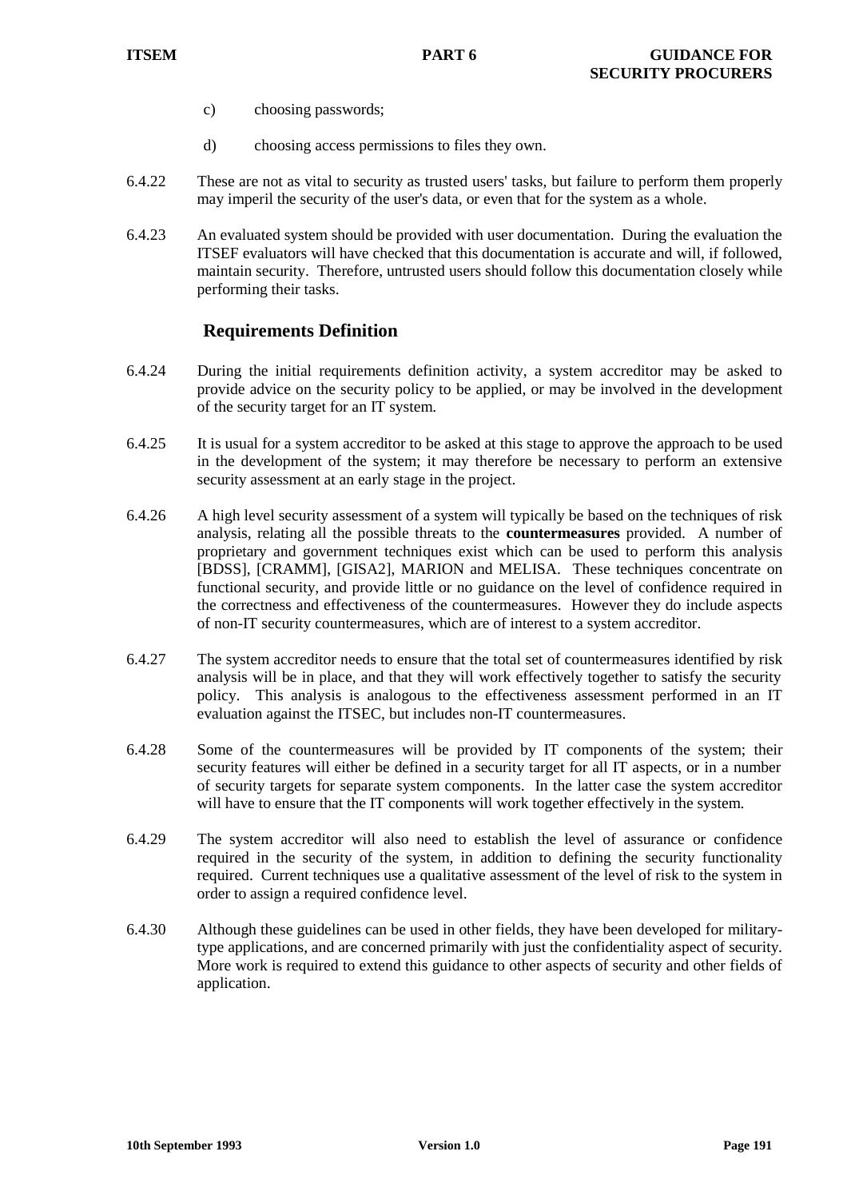c) choosing passwords;

d) choosing access permissions to files they own.

6.4.22 These are not as vital to security as trusted users' tasks, but failure to perform them properly may imperil the security of the user's data, or even that for the system as a whole.

6.4.23 An evaluated system should be provided with user documentation. During the evaluation the ITSEF evaluators will have checked that this documentation is accurate and will, if followed, maintain security. Therefore, untrusted users should follow this documentation closely while performing their tasks.

## Requirements Definition

6.4.24 During the initial requirements definition activity, a system accreditor may be asked to provide advice on the security policy to be applied, or may be involved in the development of the security target for an IT system.

6.4.25 It is usual for a system accreditor to be asked at this stage to approve the approach to be used in the development of the system; it may therefore be necessary to perform an extensive security assessment at an early stage in the project.

6.4.26 A high level security assessment of a system will typically be based on the techniques of risk analysis, relating all the possible threats to the **countermeasures** provided. A number of proprietary and government techniques exist which can be used to perform this analysis [BDSS], [CRAMM], [GISA2], MARION and MELISA. These techniques concentrate on functional security, and provide little or no guidance on the level of confidence required in the correctness and effectiveness of the countermeasures. However they do include aspects of non-IT security countermeasures, which are of interest to a system accreditor.

6.4.27 The system accreditor needs to ensure that the total set of countermeasures identified by risk analysis will be in place, and that they will work effectively together to satisfy the security policy. This analysis is analogous to the effectiveness assessment performed in an IT evaluation against the ITSEC, but includes non-IT countermeasures.

6.4.28 Some of the countermeasures will be provided by IT components of the system; their security features will either be defined in a security target for all IT aspects, or in a number of security targets for separate system components. In the latter case the system accreditor will have to ensure that the IT components will work together effectively in the system.

6.4.29 The system accreditor will also need to establish the level of assurance or confidence required in the security of the system, in addition to defining the security functionality required. Current techniques use a qualitative assessment of the level of risk to the system in order to assign a required confidence level.

6.4.30 Although these guidelines can be used in other fields, they have been developed for military-type applications, and are concerned primarily with just the confidentiality aspect of security. More work is required to extend this guidance to other aspects of security and other fields of application.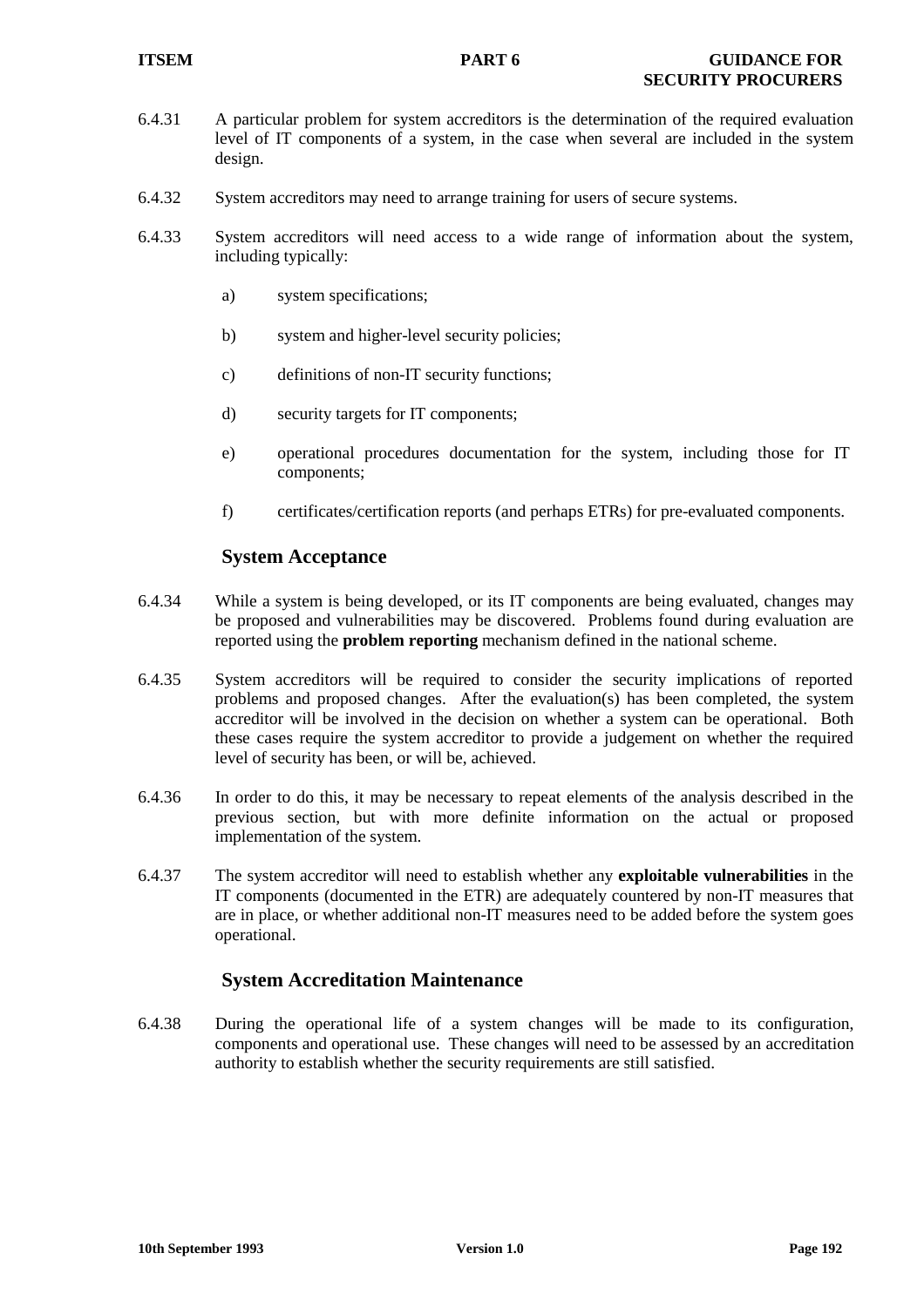6.4.31 A particular problem for system accreditors is the determination of the required evaluation level of IT components of a system, in the case when several are included in the system design.

6.4.32 System accreditors may need to arrange training for users of secure systems.

6.4.33 System accreditors will need access to a wide range of information about the system, including typically:

a) system specifications;

b) system and higher-level security policies;

c) definitions of non-IT security functions;

d) security targets for IT components;

e) operational procedures documentation for the system, including those for IT components;

f) certificates/certification reports (and perhaps ETRs) for pre-evaluated components.

### System Acceptance

6.4.34 While a system is being developed, or its IT components are being evaluated, changes may be proposed and vulnerabilities may be discovered. Problems found during evaluation are reported using the **problem reporting** mechanism defined in the national scheme.

6.4.35 System accreditors will be required to consider the security implications of reported problems and proposed changes. After the evaluation(s) has been completed, the system accreditor will be involved in the decision on whether a system can be operational. Both these cases require the system accreditor to provide a judgement on whether the required level of security has been, or will be, achieved.

6.4.36 In order to do this, it may be necessary to repeat elements of the analysis described in the previous section, but with more definite information on the actual or proposed implementation of the system.

6.4.37 The system accreditor will need to establish whether any **exploitable vulnerabilities** in the IT components (documented in the ETR) are adequately countered by non-IT measures that are in place, or whether additional non-IT measures need to be added before the system goes operational.

### System Accreditation Maintenance

6.4.38 During the operational life of a system changes will be made to its configuration, components and operational use. These changes will need to be assessed by an accreditation authority to establish whether the security requirements are still satisfied.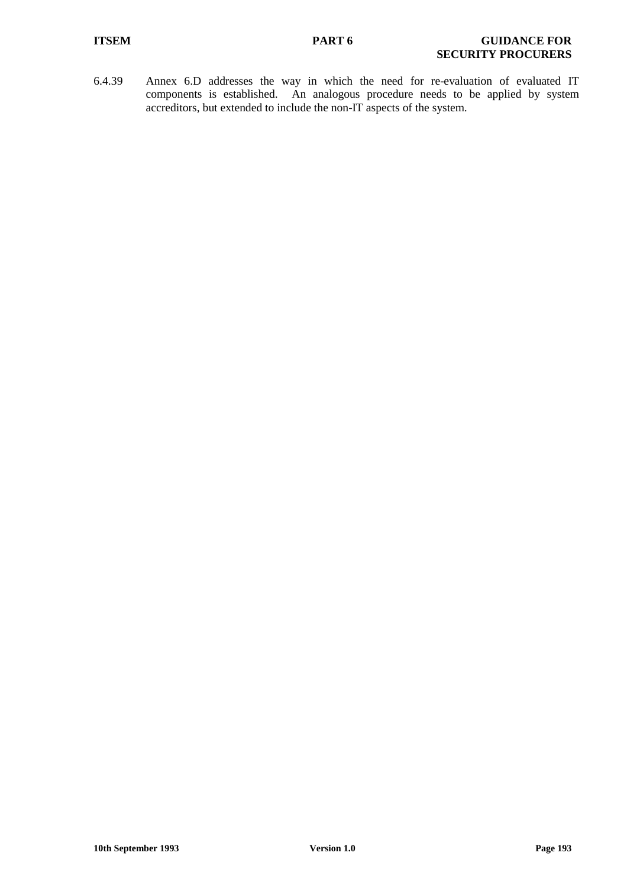6.4.39 Annex 6.D addresses the way in which the need for re-evaluation of evaluated IT components is established. An analogous procedure needs to be applied by system accreditors, but extended to include the non-IT aspects of the system.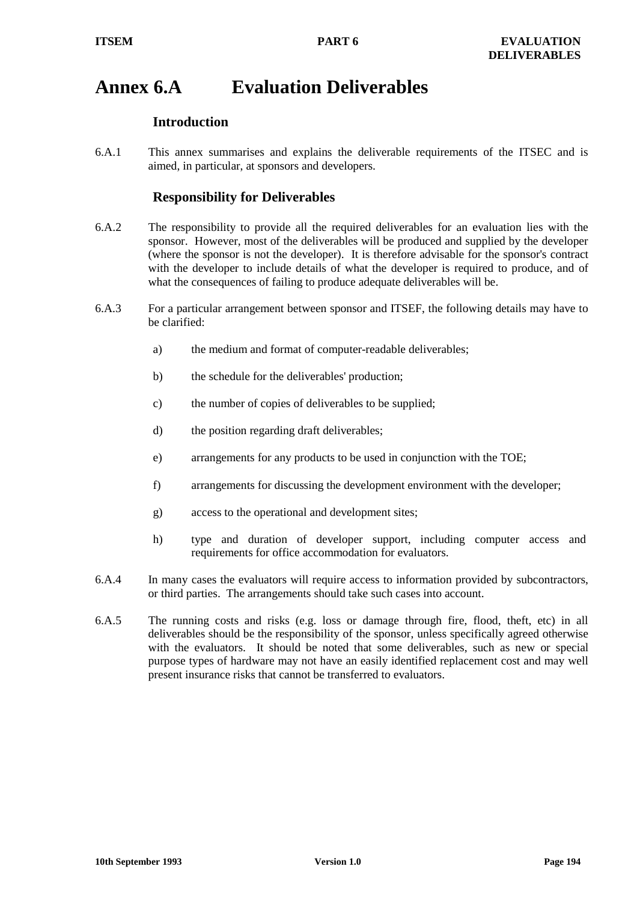# Annex 6.A Evaluation Deliverables

## Introduction

6.A.1 This annex summarises and explains the deliverable requirements of the ITSEC and is aimed, in particular, at sponsors and developers.

## Responsibility for Deliverables

6.A.2 The responsibility to provide all the required deliverables for an evaluation lies with the sponsor. However, most of the deliverables will be produced and supplied by the developer (where the sponsor is not the developer). It is therefore advisable for the sponsor's contract with the developer to include details of what the developer is required to produce, and of what the consequences of failing to produce adequate deliverables will be.

6.A.3 For a particular arrangement between sponsor and ITSEF, the following details may have to be clarified:

a) the medium and format of computer-readable deliverables;

b) the schedule for the deliverables' production;

c) the number of copies of deliverables to be supplied;

d) the position regarding draft deliverables;

e) arrangements for any products to be used in conjunction with the TOE;

f) arrangements for discussing the development environment with the developer;

g) access to the operational and development sites;

h) type and duration of developer support, including computer access and requirements for office accommodation for evaluators.

6.A.4 In many cases the evaluators will require access to information provided by subcontractors, or third parties. The arrangements should take such cases into account.

6.A.5 The running costs and risks (e.g. loss or damage through fire, flood, theft, etc) in all deliverables should be the responsibility of the sponsor, unless specifically agreed otherwise with the evaluators. It should be noted that some deliverables, such as new or special purpose types of hardware may not have an easily identified replacement cost and may well present insurance risks that cannot be transferred to evaluators.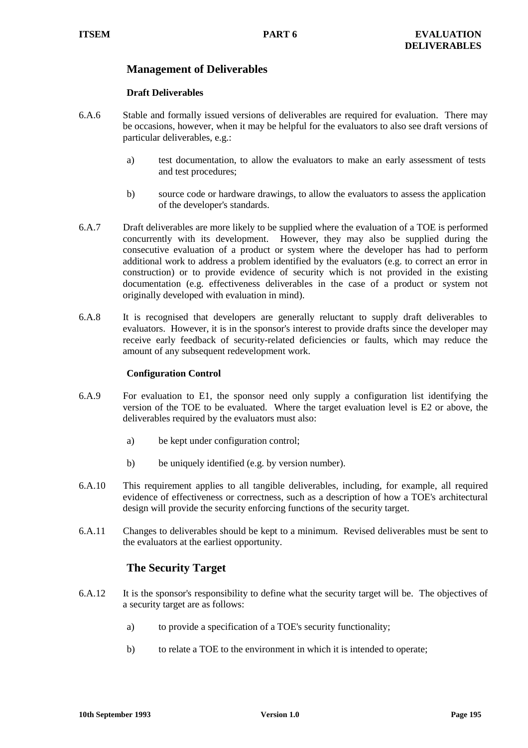## Management of Deliverables

### Draft Deliverables

6.A.6 Stable and formally issued versions of deliverables are required for evaluation. There may be occasions, however, when it may be helpful for the evaluators to also see draft versions of particular deliverables, e.g.:

a) test documentation, to allow the evaluators to make an early assessment of tests and test procedures;

b) source code or hardware drawings, to allow the evaluators to assess the application of the developer's standards.

6.A.7 Draft deliverables are more likely to be supplied where the evaluation of a TOE is performed concurrently with its development. However, they may also be supplied during the consecutive evaluation of a product or system where the developer has had to perform additional work to address a problem identified by the evaluators (e.g. to correct an error in construction) or to provide evidence of security which is not provided in the existing documentation (e.g. effectiveness deliverables in the case of a product or system not originally developed with evaluation in mind).

6.A.8 It is recognised that developers are generally reluctant to supply draft deliverables to evaluators. However, it is in the sponsor's interest to provide drafts since the developer may receive early feedback of security-related deficiencies or faults, which may reduce the amount of any subsequent redevelopment work.

### Configuration Control

6.A.9 For evaluation to E1, the sponsor need only supply a configuration list identifying the version of the TOE to be evaluated. Where the target evaluation level is E2 or above, the deliverables required by the evaluators must also:

a) be kept under configuration control;

b) be uniquely identified (e.g. by version number).

6.A.10 This requirement applies to all tangible deliverables, including, for example, all required evidence of effectiveness or correctness, such as a description of how a TOE's architectural design will provide the security enforcing functions of the security target.

6.A.11 Changes to deliverables should be kept to a minimum. Revised deliverables must be sent to the evaluators at the earliest opportunity.

## The Security Target

6.A.12 It is the sponsor's responsibility to define what the security target will be. The objectives of a security target are as follows:

a) to provide a specification of a TOE's security functionality;

b) to relate a TOE to the environment in which it is intended to operate;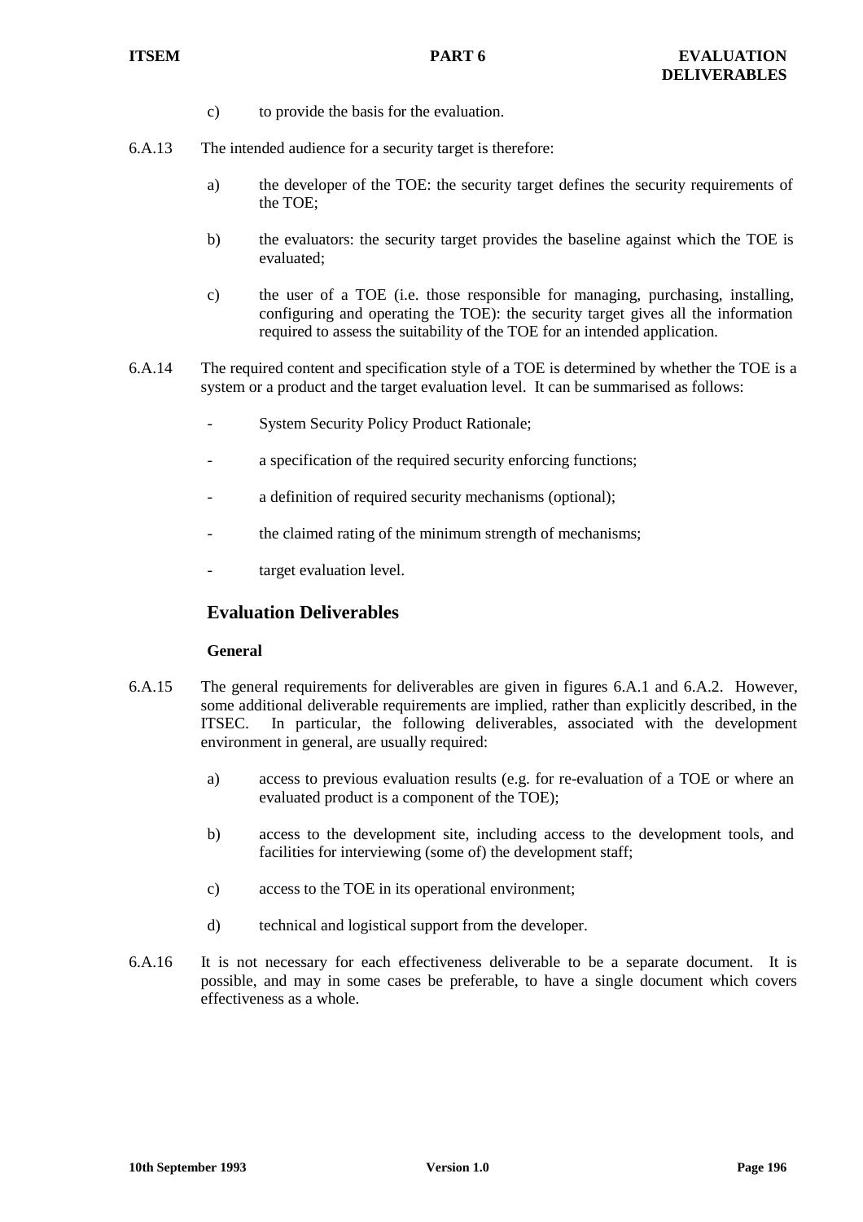c) to provide the basis for the evaluation.

6.A.13 The intended audience for a security target is therefore:

a) the developer of the TOE: the security target defines the security requirements of the TOE;

b) the evaluators: the security target provides the baseline against which the TOE is evaluated;

c) the user of a TOE (i.e. those responsible for managing, purchasing, installing, configuring and operating the TOE): the security target gives all the information required to assess the suitability of the TOE for an intended application.

6.A.14 The required content and specification style of a TOE is determined by whether the TOE is a system or a product and the target evaluation level. It can be summarised as follows:

- System Security Policy Product Rationale;
- a specification of the required security enforcing functions;
- a definition of required security mechanisms (optional);
- the claimed rating of the minimum strength of mechanisms;
- target evaluation level.

## Evaluation Deliverables

### General

6.A.15 The general requirements for deliverables are given in figures 6.A.1 and 6.A.2. However, some additional deliverable requirements are implied, rather than explicitly described, in the ITSEC. In particular, the following deliverables, associated with the development environment in general, are usually required:

a) access to previous evaluation results (e.g. for re-evaluation of a TOE or where an evaluated product is a component of the TOE);

b) access to the development site, including access to the development tools, and facilities for interviewing (some of) the development staff;

c) access to the TOE in its operational environment;

d) technical and logistical support from the developer.

6.A.16 It is not necessary for each effectiveness deliverable to be a separate document. It is possible, and may in some cases be preferable, to have a single document which covers effectiveness as a whole.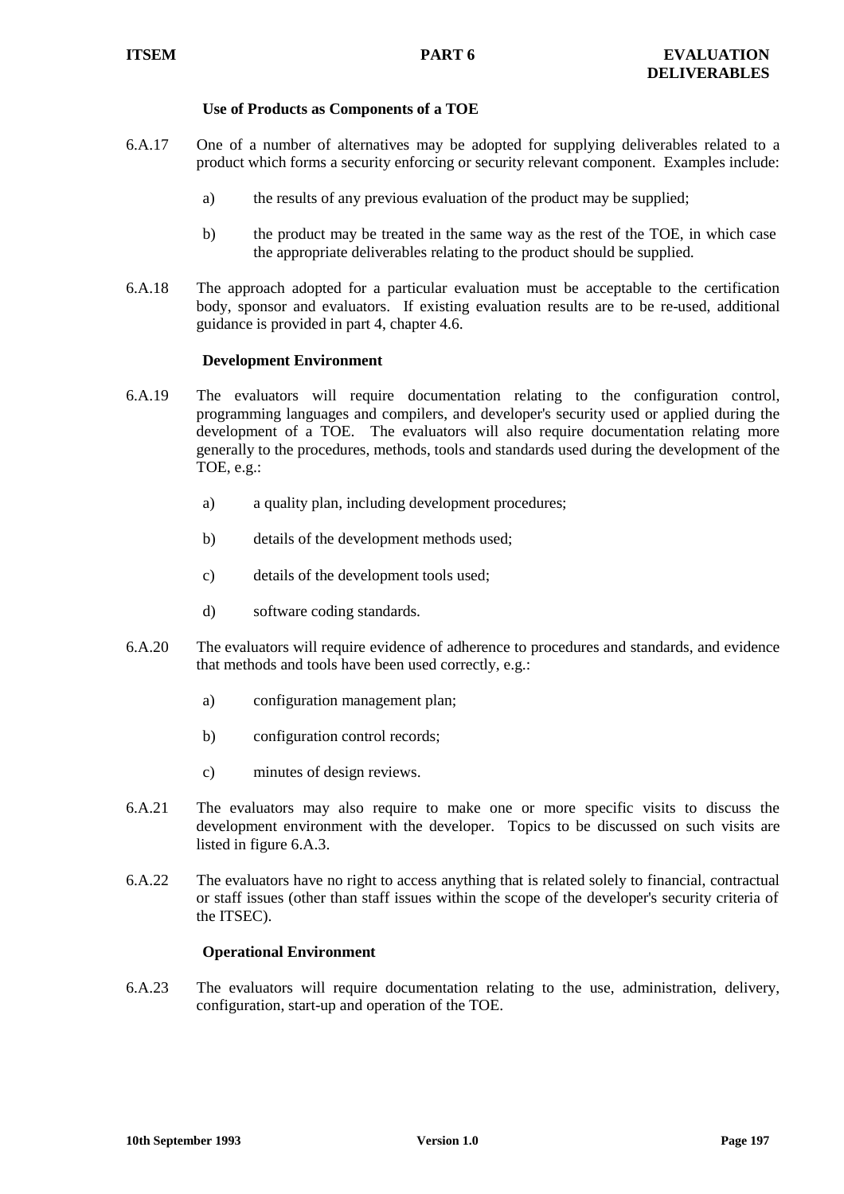### Use of Products as Components of a TOE

6.A.17 One of a number of alternatives may be adopted for supplying deliverables related to a product which forms a security enforcing or security relevant component. Examples include:

a) the results of any previous evaluation of the product may be supplied;

b) the product may be treated in the same way as the rest of the TOE, in which case the appropriate deliverables relating to the product should be supplied.

6.A.18 The approach adopted for a particular evaluation must be acceptable to the certification body, sponsor and evaluators. If existing evaluation results are to be re-used, additional guidance is provided in part 4, chapter 4.6.

### Development Environment

6.A.19 The evaluators will require documentation relating to the configuration control, programming languages and compilers, and developer's security used or applied during the development of a TOE. The evaluators will also require documentation relating more generally to the procedures, methods, tools and standards used during the development of the TOE, e.g.:

a) a quality plan, including development procedures;

b) details of the development methods used;

c) details of the development tools used;

d) software coding standards.

6.A.20 The evaluators will require evidence of adherence to procedures and standards, and evidence that methods and tools have been used correctly, e.g.:

a) configuration management plan;

b) configuration control records;

c) minutes of design reviews.

6.A.21 The evaluators may also require to make one or more specific visits to discuss the development environment with the developer. Topics to be discussed on such visits are listed in figure 6.A.3.

6.A.22 The evaluators have no right to access anything that is related solely to financial, contractual or staff issues (other than staff issues within the scope of the developer's security criteria of the ITSEC).

### Operational Environment

6.A.23 The evaluators will require documentation relating to the use, administration, delivery, configuration, start-up and operation of the TOE.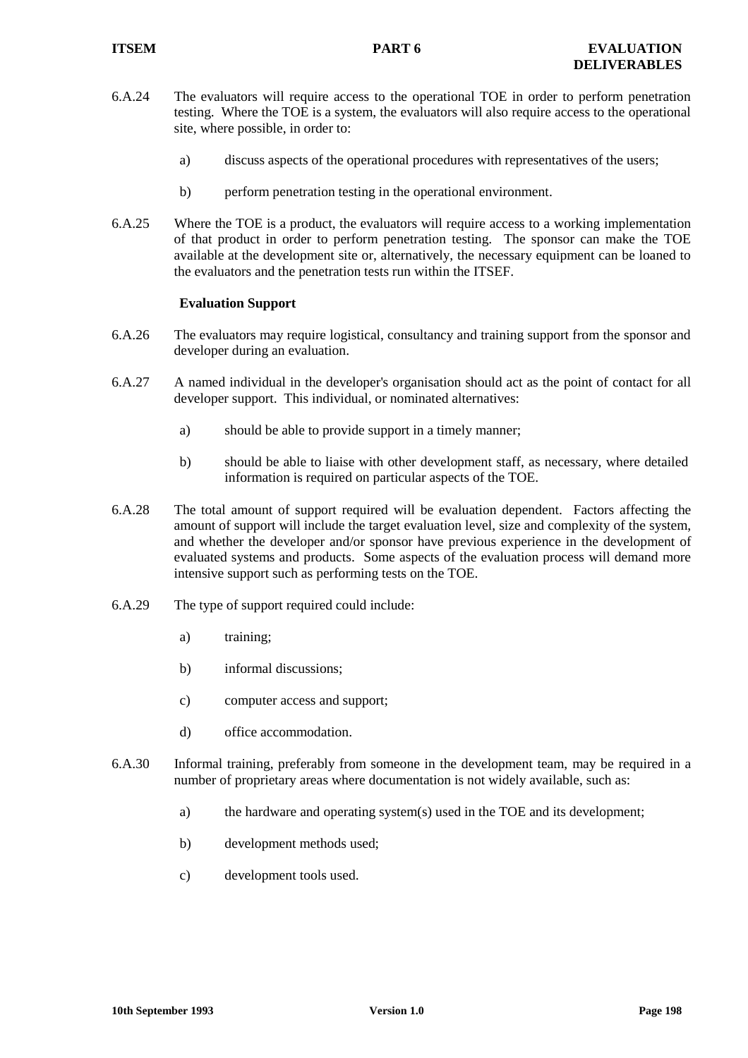6.A.24 The evaluators will require access to the operational TOE in order to perform penetration testing. Where the TOE is a system, the evaluators will also require access to the operational site, where possible, in order to:

a) discuss aspects of the operational procedures with representatives of the users;

b) perform penetration testing in the operational environment.

6.A.25 Where the TOE is a product, the evaluators will require access to a working implementation of that product in order to perform penetration testing. The sponsor can make the TOE available at the development site or, alternatively, the necessary equipment can be loaned to the evaluators and the penetration tests run within the ITSEF.

**Evaluation Support**

6.A.26 The evaluators may require logistical, consultancy and training support from the sponsor and developer during an evaluation.

6.A.27 A named individual in the developer's organisation should act as the point of contact for all developer support. This individual, or nominated alternatives:

a) should be able to provide support in a timely manner;

b) should be able to liaise with other development staff, as necessary, where detailed information is required on particular aspects of the TOE.

6.A.28 The total amount of support required will be evaluation dependent. Factors affecting the amount of support will include the target evaluation level, size and complexity of the system, and whether the developer and/or sponsor have previous experience in the development of evaluated systems and products. Some aspects of the evaluation process will demand more intensive support such as performing tests on the TOE.

6.A.29 The type of support required could include:

a) training;

b) informal discussions;

c) computer access and support;

d) office accommodation.

6.A.30 Informal training, preferably from someone in the development team, may be required in a number of proprietary areas where documentation is not widely available, such as:

a) the hardware and operating system(s) used in the TOE and its development;

b) development methods used;

c) development tools used.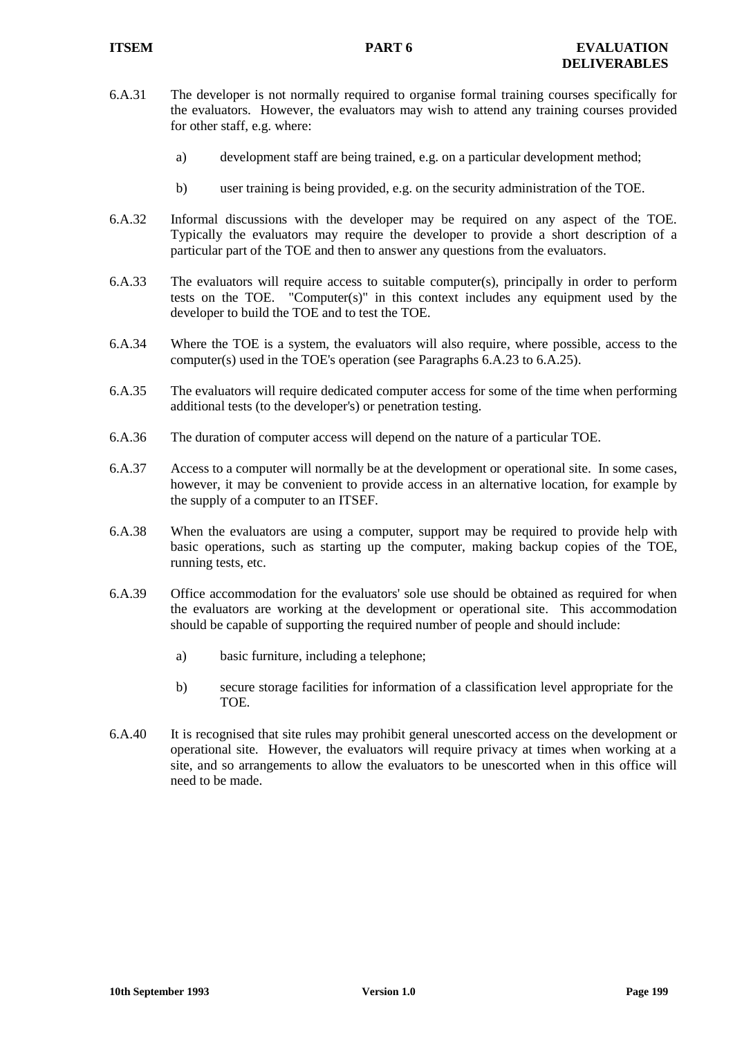6.A.31 The developer is not normally required to organise formal training courses specifically for the evaluators. However, the evaluators may wish to attend any training courses provided for other staff, e.g. where:

a) development staff are being trained, e.g. on a particular development method;

b) user training is being provided, e.g. on the security administration of the TOE.

6.A.32 Informal discussions with the developer may be required on any aspect of the TOE. Typically the evaluators may require the developer to provide a short description of a particular part of the TOE and then to answer any questions from the evaluators.

6.A.33 The evaluators will require access to suitable computer(s), principally in order to perform tests on the TOE. "Computer(s)" in this context includes any equipment used by the developer to build the TOE and to test the TOE.

6.A.34 Where the TOE is a system, the evaluators will also require, where possible, access to the computer(s) used in the TOE's operation (see Paragraphs 6.A.23 to 6.A.25).

6.A.35 The evaluators will require dedicated computer access for some of the time when performing additional tests (to the developer's) or penetration testing.

6.A.36 The duration of computer access will depend on the nature of a particular TOE.

6.A.37 Access to a computer will normally be at the development or operational site. In some cases, however, it may be convenient to provide access in an alternative location, for example by the supply of a computer to an ITSEF.

6.A.38 When the evaluators are using a computer, support may be required to provide help with basic operations, such as starting up the computer, making backup copies of the TOE, running tests, etc.

6.A.39 Office accommodation for the evaluators' sole use should be obtained as required for when the evaluators are working at the development or operational site. This accommodation should be capable of supporting the required number of people and should include:

a) basic furniture, including a telephone;

b) secure storage facilities for information of a classification level appropriate for the TOE.

6.A.40 It is recognised that site rules may prohibit general unescorted access on the development or operational site. However, the evaluators will require privacy at times when working at a site, and so arrangements to allow the evaluators to be unescorted when in this office will need to be made.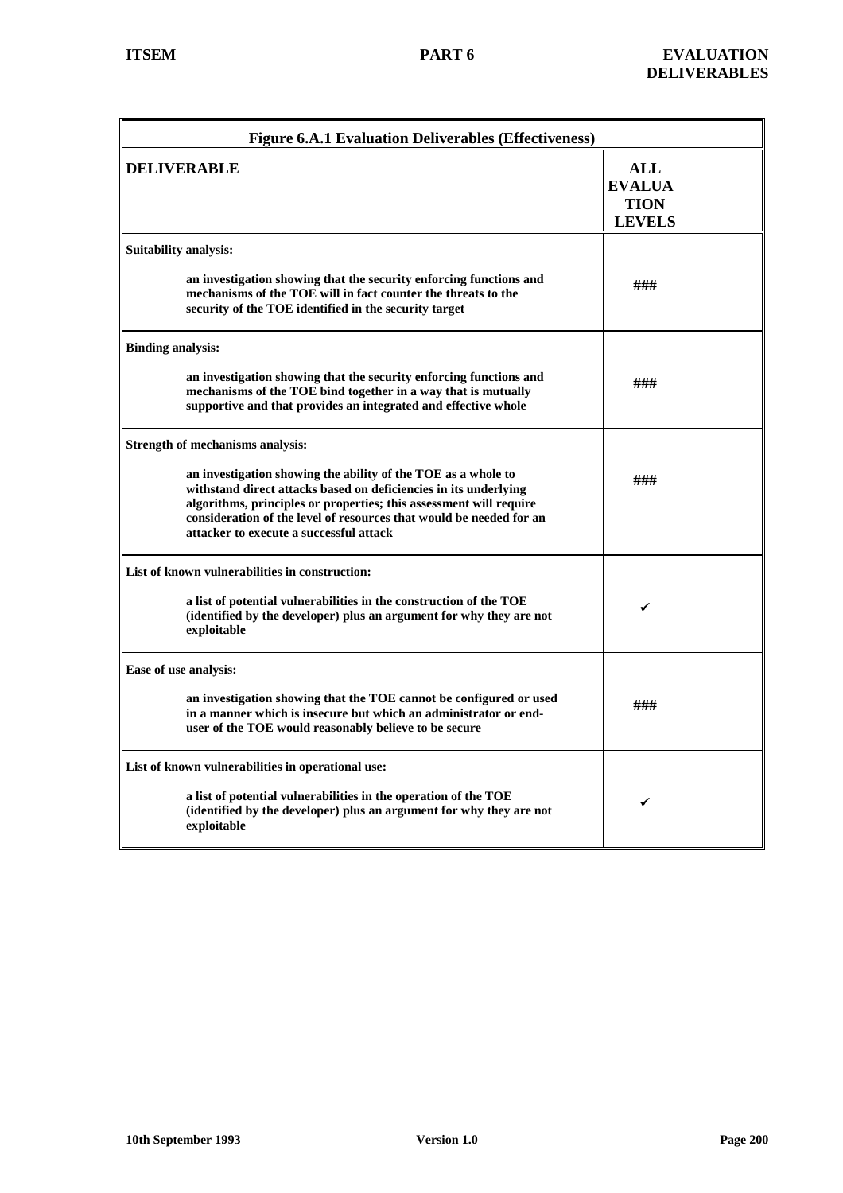| Figure 6.A.1 Evaluation Deliverables (Effectiveness) | |
|---|---|
| **DELIVERABLE** | **ALL EVALUATION LEVELS** |
| **Suitability analysis:**<br>an investigation showing that the security enforcing functions and mechanisms of the TOE will in fact counter the threats to the security of the TOE identified in the security target | ### |
| **Binding analysis:**<br>an investigation showing that the security enforcing functions and mechanisms of the TOE bind together in a way that is mutually supportive and that provides an integrated and effective whole | ### |
| **Strength of mechanisms analysis:**<br>an investigation showing the ability of the TOE as a whole to withstand direct attacks based on deficiencies in its underlying algorithms, principles or properties; this assessment will require consideration of the level of resources that would be needed for an attacker to execute a successful attack | ### |
| **List of known vulnerabilities in construction:**<br>a list of potential vulnerabilities in the construction of the TOE (identified by the developer) plus an argument for why they are not exploitable | ✔ |
| **Ease of use analysis:**<br>an investigation showing that the TOE cannot be configured or used in a manner which is insecure but which an administrator or end-user of the TOE would reasonably believe to be secure | ### |
| **List of known vulnerabilities in operational use:**<br>a list of potential vulnerabilities in the operation of the TOE (identified by the developer) plus an argument for why they are not exploitable | ✔ |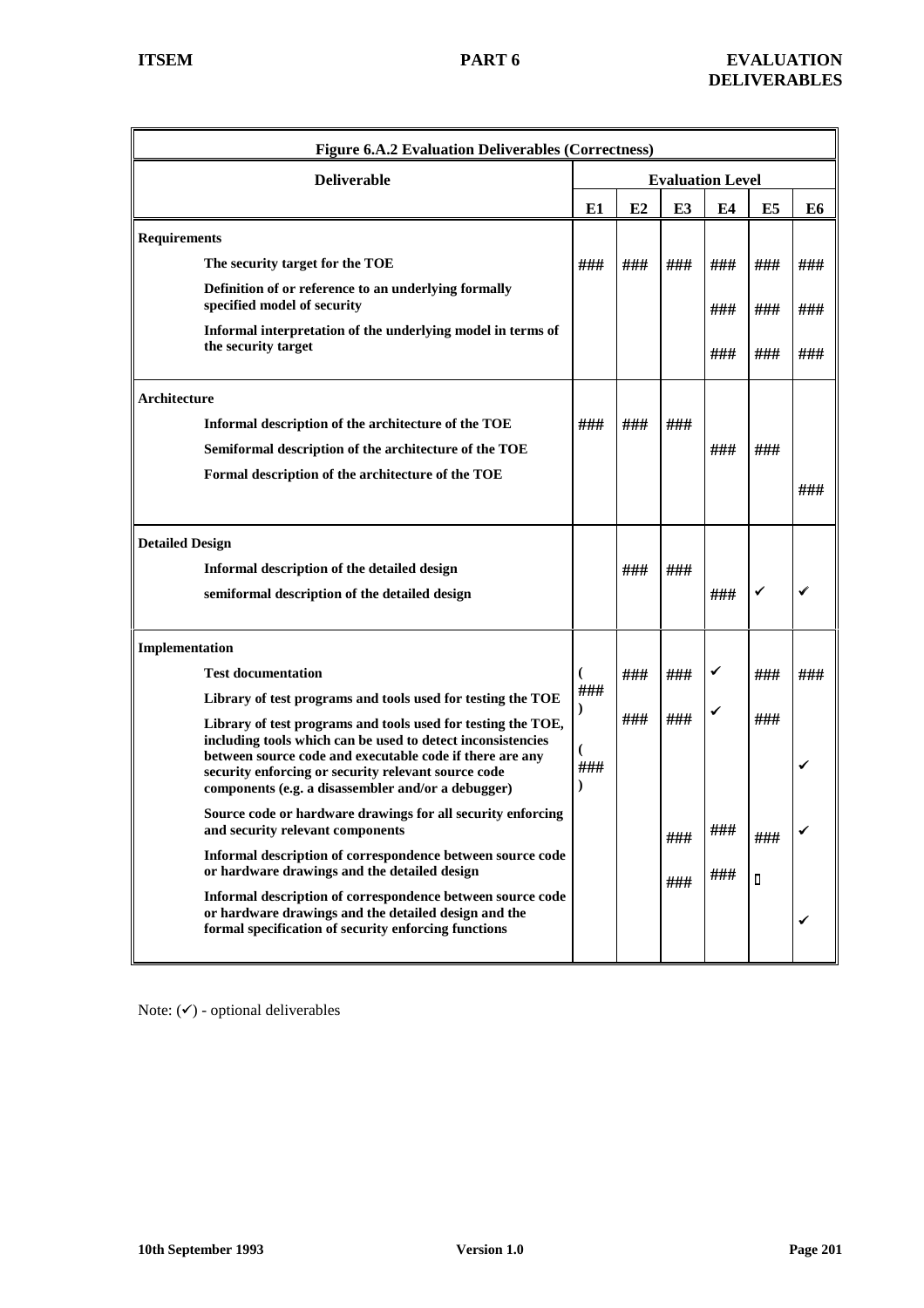| Figure 6.A.2 Evaluation Deliverables (Correctness) | | | | | | |
|---|---|---|---|---|---|---|
| **Deliverable** | **Evaluation Level** | | | | | |
| | **E1** | **E2** | **E3** | **E4** | **E5** | **E6** |
| **Requirements** | | | | | | |
| The security target for the TOE | ### | ### | ### | ### | ### | ### |
| Definition of or reference to an underlying formally specified model of security | | | | ### | ### | ### |
| Informal interpretation of the underlying model in terms of the security target | | | | ### | ### | ### |
| **Architecture** | | | | | | |
| Informal description of the architecture of the TOE | ### | ### | ### | | | |
| Semiformal description of the architecture of the TOE | | | | ### | ### | |
| Formal description of the architecture of the TOE | | | | | | ### |
| **Detailed Design** | | | | | | |
| Informal description of the detailed design | | ### | ### | | | |
| semiformal description of the detailed design | | | | ### | ✔ | ✔ |
| **Implementation** | | | | | | |
| Test documentation | (###) | ### | ### | ✔ | ### | ### |
| Library of test programs and tools used for testing the TOE | | ### | ### | ✔ | ### | |
| Library of test programs and tools used for testing the TOE, including tools which can be used to detect inconsistencies between source code and executable code if there are any security enforcing or security relevant source code components (e.g. a disassembler and/or a debugger) | (###) | | | | | ✔ |
| Source code or hardware drawings for all security enforcing and security relevant components | | | ### | ### | ### | ✔ |
| Informal description of correspondence between source code or hardware drawings and the detailed design | | | ### | ### | ▯ | |
| Informal description of correspondence between source code or hardware drawings and the detailed design and the formal specification of security enforcing functions | | | | | | ✔ |

Note: (✔) - optional deliverables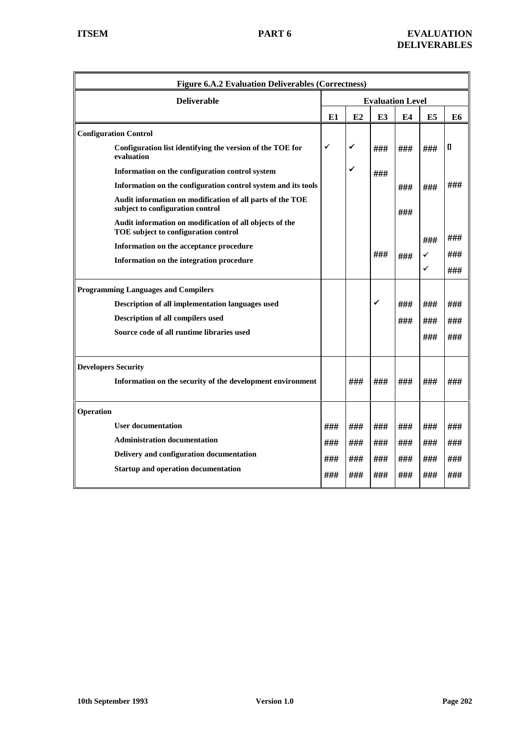| Figure 6.A.2 Evaluation Deliverables (Correctness) | | | | | | |
|---|---|---|---|---|---|---|
| **Deliverable** | **Evaluation Level** | | | | | |
| | **E1** | **E2** | **E3** | **E4** | **E5** | **E6** |
| **Configuration Control** | | | | | | |
| **Configuration list identifying the version of the TOE for evaluation** | ✓ | ✓ | ### | ### | ### |  |
| **Information on the configuration control system** | | ✓ | ### | | | |
| **Information on the configuration control system and its tools** | | | | ### | ### | ### |
| **Audit information on modification of all parts of the TOE subject to configuration control** | | | | ### | | |
| **Audit information on modification of all objects of the TOE subject to configuration control** | | | | | ### | ### |
| **Information on the acceptance procedure** | | | ### | ### | ✓ | ### |
| **Information on the integration procedure** | | | | | ✓ | ### |
| **Programming Languages and Compilers** | | | | | | |
| **Description of all implementation languages used** | | | ✓ | ### | ### | ### |
| **Description of all compilers used** | | | | ### | ### | ### |
| **Source code of all runtime libraries used** | | | | | ### | ### |
| **Developers Security** | | | | | | |
| **Information on the security of the development environment** | | ### | ### | ### | ### | ### |
| **Operation** | | | | | | |
| **User documentation** | ### | ### | ### | ### | ### | ### |
| **Administration documentation** | ### | ### | ### | ### | ### | ### |
| **Delivery and configuration documentation** | ### | ### | ### | ### | ### | ### |
| **Startup and operation documentation** | ### | ### | ### | ### | ### | ### |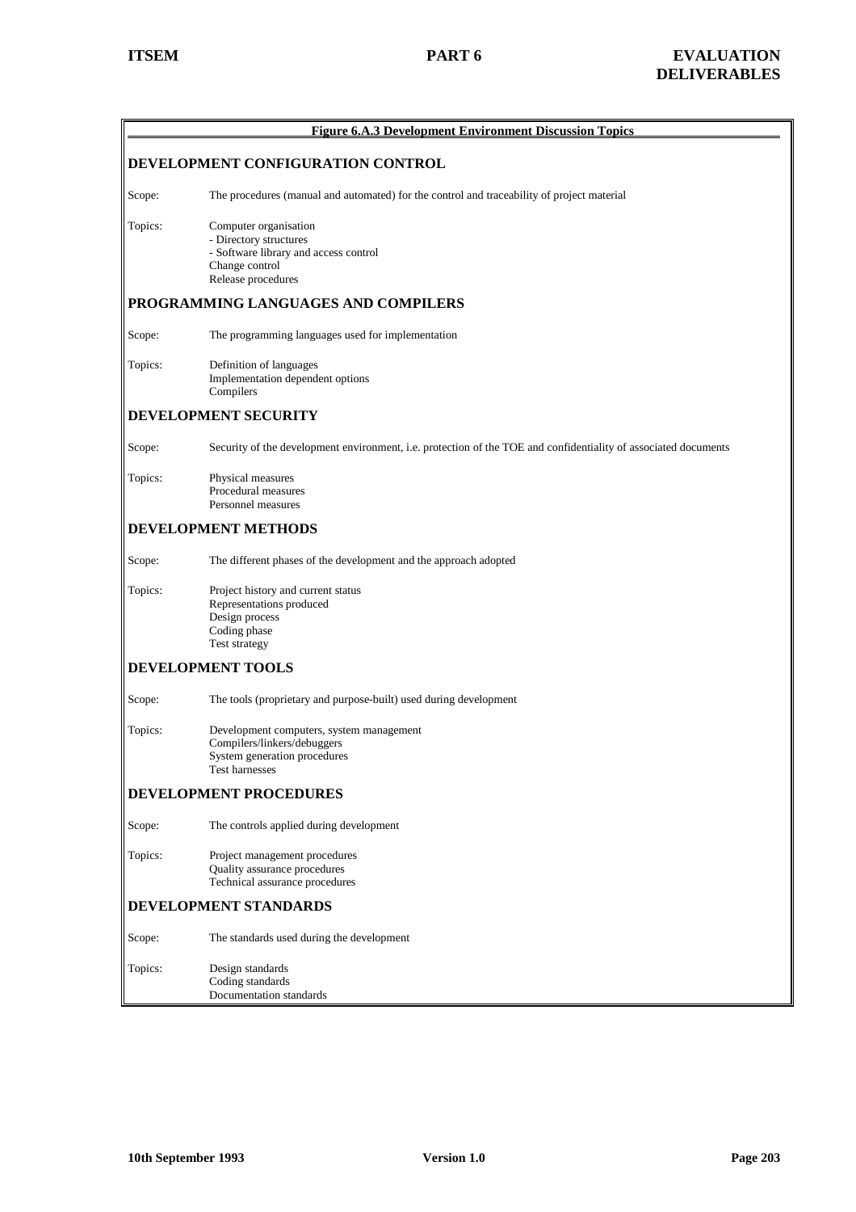**Figure 6.A.3 Development Environment Discussion Topics**

## DEVELOPMENT CONFIGURATION CONTROL

Scope: The procedures (manual and automated) for the control and traceability of project material

Topics:
Computer organisation
- Directory structures
- Software library and access control

Change control
Release procedures

## PROGRAMMING LANGUAGES AND COMPILERS

Scope: The programming languages used for implementation

Topics:
Definition of languages
Implementation dependent options
Compilers

## DEVELOPMENT SECURITY

Scope: Security of the development environment, i.e. protection of the TOE and confidentiality of associated documents

Topics:
Physical measures
Procedural measures
Personnel measures

## DEVELOPMENT METHODS

Scope: The different phases of the development and the approach adopted

Topics:
Project history and current status
Representations produced
Design process
Coding phase
Test strategy

## DEVELOPMENT TOOLS

Scope: The tools (proprietary and purpose-built) used during development

Topics:
Development computers, system management
Compilers/linkers/debuggers
System generation procedures
Test harnesses

## DEVELOPMENT PROCEDURES

Scope: The controls applied during development

Topics:
Project management procedures
Quality assurance procedures
Technical assurance procedures

## DEVELOPMENT STANDARDS

Scope: The standards used during the development

Topics:
Design standards
Coding standards
Documentation standards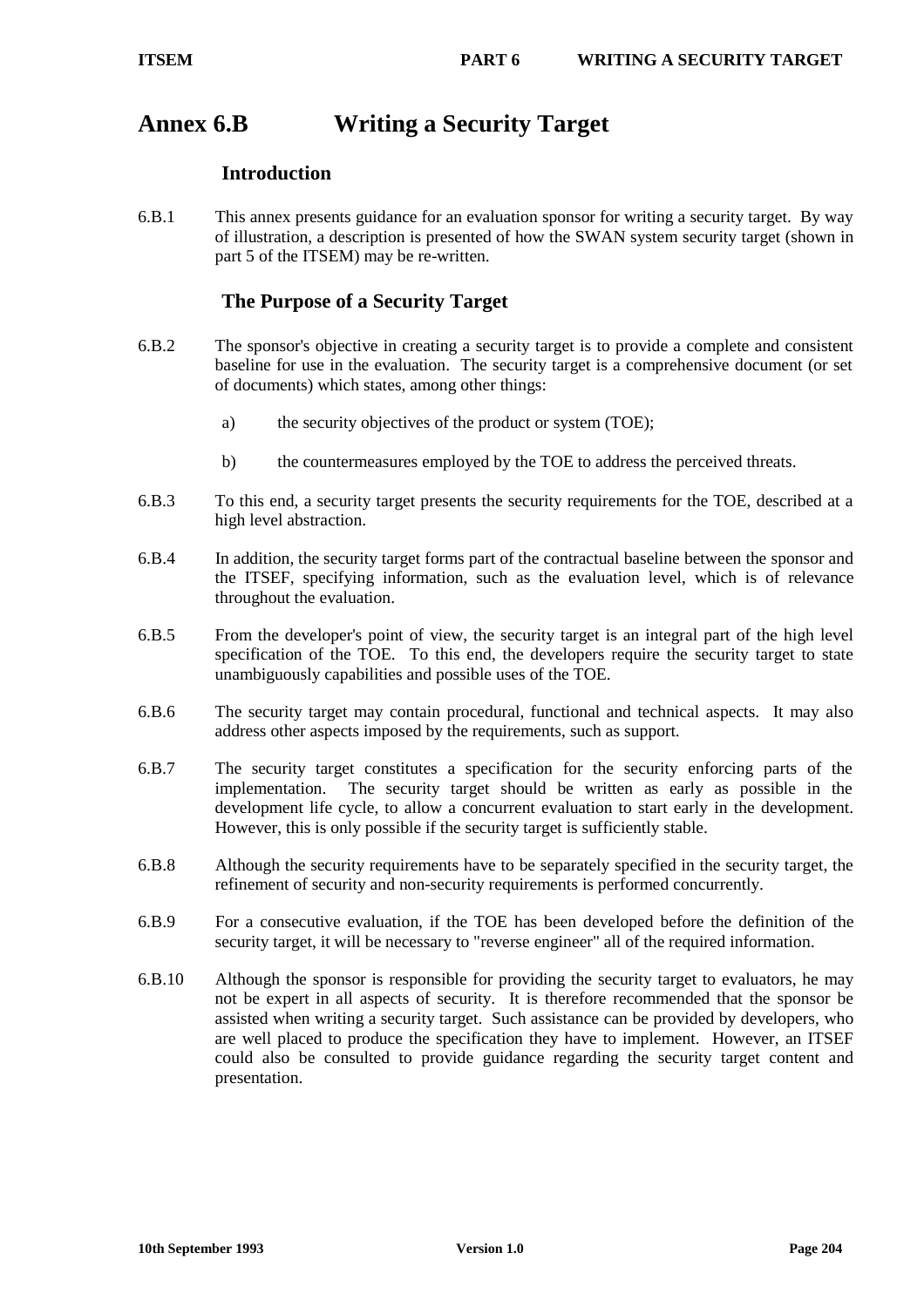# Annex 6.B Writing a Security Target

## Introduction

6.B.1 This annex presents guidance for an evaluation sponsor for writing a security target. By way of illustration, a description is presented of how the SWAN system security target (shown in part 5 of the ITSEM) may be re-written.

## The Purpose of a Security Target

6.B.2 The sponsor's objective in creating a security target is to provide a complete and consistent baseline for use in the evaluation. The security target is a comprehensive document (or set of documents) which states, among other things:

a) the security objectives of the product or system (TOE);

b) the countermeasures employed by the TOE to address the perceived threats.

6.B.3 To this end, a security target presents the security requirements for the TOE, described at a high level abstraction.

6.B.4 In addition, the security target forms part of the contractual baseline between the sponsor and the ITSEF, specifying information, such as the evaluation level, which is of relevance throughout the evaluation.

6.B.5 From the developer's point of view, the security target is an integral part of the high level specification of the TOE. To this end, the developers require the security target to state unambiguously capabilities and possible uses of the TOE.

6.B.6 The security target may contain procedural, functional and technical aspects. It may also address other aspects imposed by the requirements, such as support.

6.B.7 The security target constitutes a specification for the security enforcing parts of the implementation. The security target should be written as early as possible in the development life cycle, to allow a concurrent evaluation to start early in the development. However, this is only possible if the security target is sufficiently stable.

6.B.8 Although the security requirements have to be separately specified in the security target, the refinement of security and non-security requirements is performed concurrently.

6.B.9 For a consecutive evaluation, if the TOE has been developed before the definition of the security target, it will be necessary to "reverse engineer" all of the required information.

6.B.10 Although the sponsor is responsible for providing the security target to evaluators, he may not be expert in all aspects of security. It is therefore recommended that the sponsor be assisted when writing a security target. Such assistance can be provided by developers, who are well placed to produce the specification they have to implement. However, an ITSEF could also be consulted to provide guidance regarding the security target content and presentation.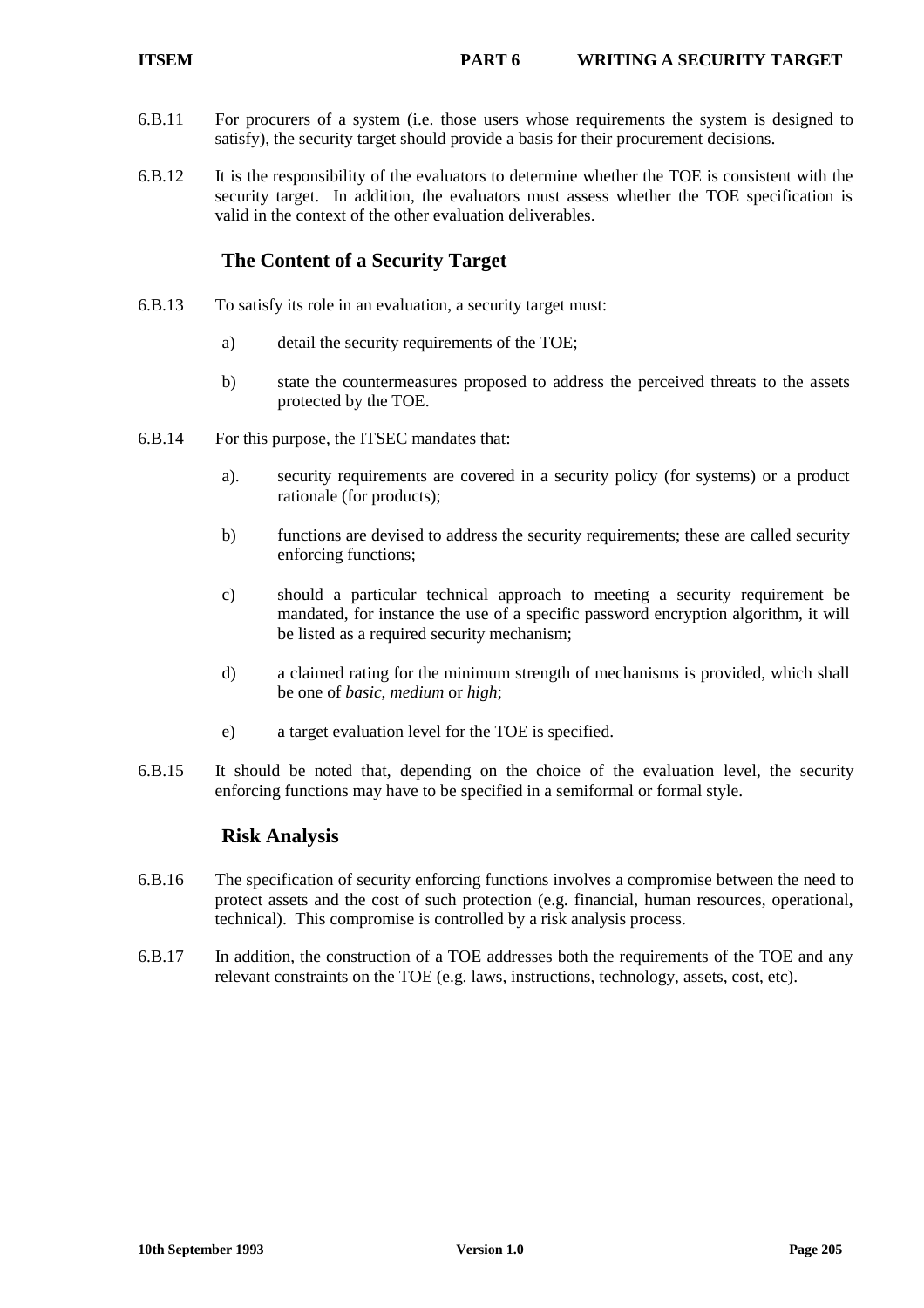6.B.11 For procurers of a system (i.e. those users whose requirements the system is designed to satisfy), the security target should provide a basis for their procurement decisions.

6.B.12 It is the responsibility of the evaluators to determine whether the TOE is consistent with the security target. In addition, the evaluators must assess whether the TOE specification is valid in the context of the other evaluation deliverables.

## The Content of a Security Target

6.B.13 To satisfy its role in an evaluation, a security target must:

a) detail the security requirements of the TOE;

b) state the countermeasures proposed to address the perceived threats to the assets protected by the TOE.

6.B.14 For this purpose, the ITSEC mandates that:

a). security requirements are covered in a security policy (for systems) or a product rationale (for products);

b) functions are devised to address the security requirements; these are called security enforcing functions;

c) should a particular technical approach to meeting a security requirement be mandated, for instance the use of a specific password encryption algorithm, it will be listed as a required security mechanism;

d) a claimed rating for the minimum strength of mechanisms is provided, which shall be one of *basic*, *medium* or *high*;

e) a target evaluation level for the TOE is specified.

6.B.15 It should be noted that, depending on the choice of the evaluation level, the security enforcing functions may have to be specified in a semiformal or formal style.

## Risk Analysis

6.B.16 The specification of security enforcing functions involves a compromise between the need to protect assets and the cost of such protection (e.g. financial, human resources, operational, technical). This compromise is controlled by a risk analysis process.

6.B.17 In addition, the construction of a TOE addresses both the requirements of the TOE and any relevant constraints on the TOE (e.g. laws, instructions, technology, assets, cost, etc).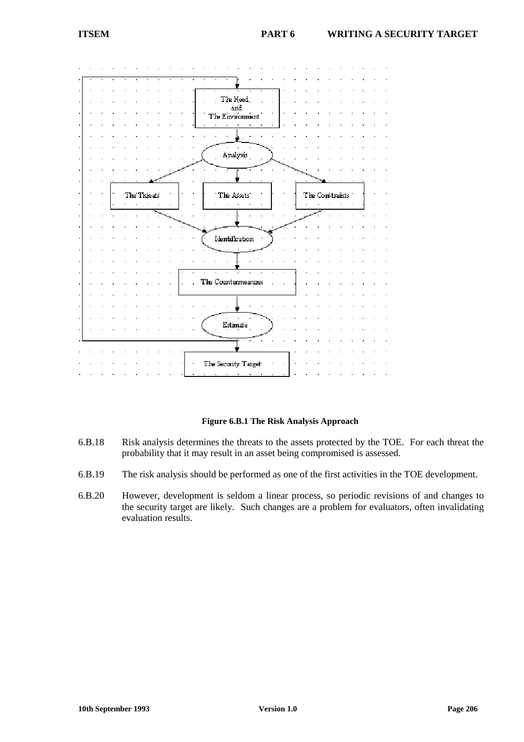The Need and The Environment

Analysis

The Threats | The Assets | The Constraints

Identification

The Countermeasures

Estimate

The Security Target

**Figure 6.B.1 The Risk Analysis Approach**

6.B.18 Risk analysis determines the threats to the assets protected by the TOE. For each threat the probability that it may result in an asset being compromised is assessed.

6.B.19 The risk analysis should be performed as one of the first activities in the TOE development.

6.B.20 However, development is seldom a linear process, so periodic revisions of and changes to the security target are likely. Such changes are a problem for evaluators, often invalidating evaluation results.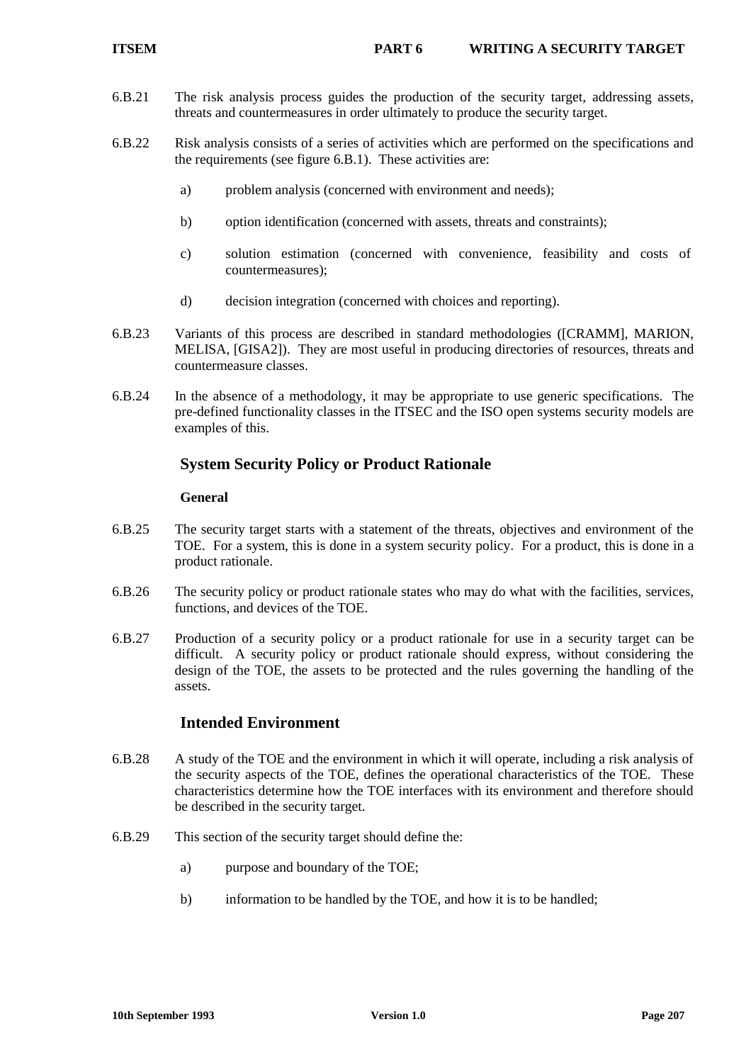6.B.21 The risk analysis process guides the production of the security target, addressing assets, threats and countermeasures in order ultimately to produce the security target.

6.B.22 Risk analysis consists of a series of activities which are performed on the specifications and the requirements (see figure 6.B.1). These activities are:

a) problem analysis (concerned with environment and needs);

b) option identification (concerned with assets, threats and constraints);

c) solution estimation (concerned with convenience, feasibility and costs of countermeasures);

d) decision integration (concerned with choices and reporting).

6.B.23 Variants of this process are described in standard methodologies ([CRAMM], MARION, MELISA, [GISA2]). They are most useful in producing directories of resources, threats and countermeasure classes.

6.B.24 In the absence of a methodology, it may be appropriate to use generic specifications. The pre-defined functionality classes in the ITSEC and the ISO open systems security models are examples of this.

## System Security Policy or Product Rationale

### General

6.B.25 The security target starts with a statement of the threats, objectives and environment of the TOE. For a system, this is done in a system security policy. For a product, this is done in a product rationale.

6.B.26 The security policy or product rationale states who may do what with the facilities, services, functions, and devices of the TOE.

6.B.27 Production of a security policy or a product rationale for use in a security target can be difficult. A security policy or product rationale should express, without considering the design of the TOE, the assets to be protected and the rules governing the handling of the assets.

## Intended Environment

6.B.28 A study of the TOE and the environment in which it will operate, including a risk analysis of the security aspects of the TOE, defines the operational characteristics of the TOE. These characteristics determine how the TOE interfaces with its environment and therefore should be described in the security target.

6.B.29 This section of the security target should define the:

a) purpose and boundary of the TOE;

b) information to be handled by the TOE, and how it is to be handled;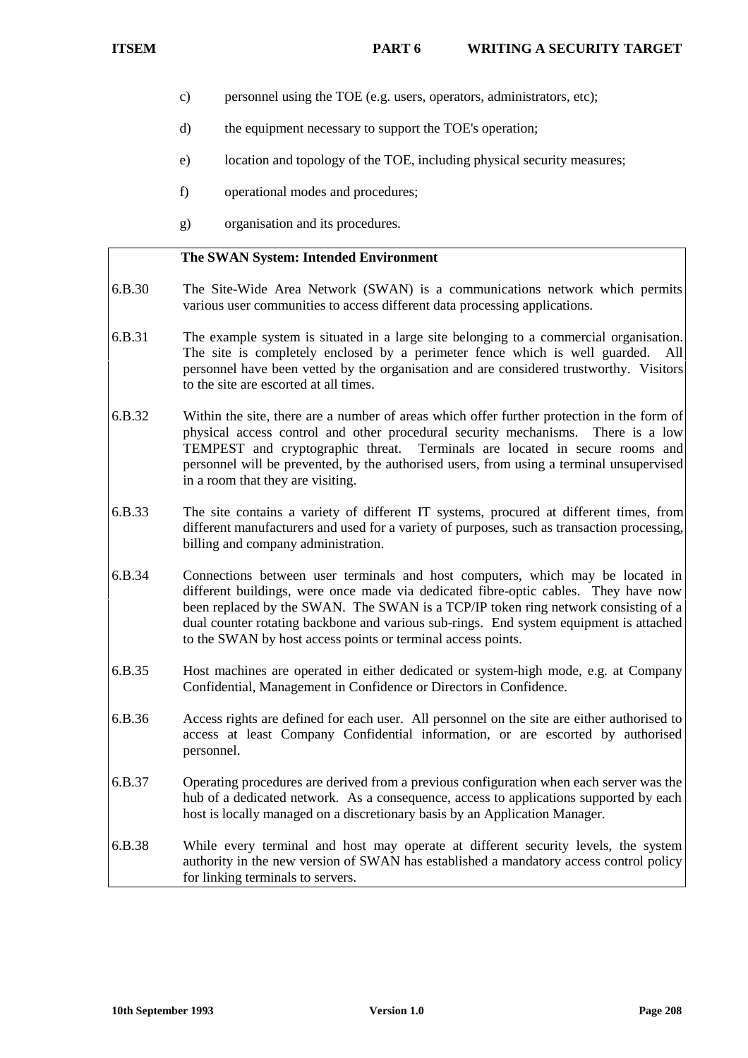c) personnel using the TOE (e.g. users, operators, administrators, etc);

d) the equipment necessary to support the TOE's operation;

e) location and topology of the TOE, including physical security measures;

f) operational modes and procedures;

g) organisation and its procedures.

**The SWAN System: Intended Environment**

6.B.30 The Site-Wide Area Network (SWAN) is a communications network which permits various user communities to access different data processing applications.

6.B.31 The example system is situated in a large site belonging to a commercial organisation. The site is completely enclosed by a perimeter fence which is well guarded. All personnel have been vetted by the organisation and are considered trustworthy. Visitors to the site are escorted at all times.

6.B.32 Within the site, there are a number of areas which offer further protection in the form of physical access control and other procedural security mechanisms. There is a low TEMPEST and cryptographic threat. Terminals are located in secure rooms and personnel will be prevented, by the authorised users, from using a terminal unsupervised in a room that they are visiting.

6.B.33 The site contains a variety of different IT systems, procured at different times, from different manufacturers and used for a variety of purposes, such as transaction processing, billing and company administration.

6.B.34 Connections between user terminals and host computers, which may be located in different buildings, were once made via dedicated fibre-optic cables. They have now been replaced by the SWAN. The SWAN is a TCP/IP token ring network consisting of a dual counter rotating backbone and various sub-rings. End system equipment is attached to the SWAN by host access points or terminal access points.

6.B.35 Host machines are operated in either dedicated or system-high mode, e.g. at Company Confidential, Management in Confidence or Directors in Confidence.

6.B.36 Access rights are defined for each user. All personnel on the site are either authorised to access at least Company Confidential information, or are escorted by authorised personnel.

6.B.37 Operating procedures are derived from a previous configuration when each server was the hub of a dedicated network. As a consequence, access to applications supported by each host is locally managed on a discretionary basis by an Application Manager.

6.B.38 While every terminal and host may operate at different security levels, the system authority in the new version of SWAN has established a mandatory access control policy for linking terminals to servers.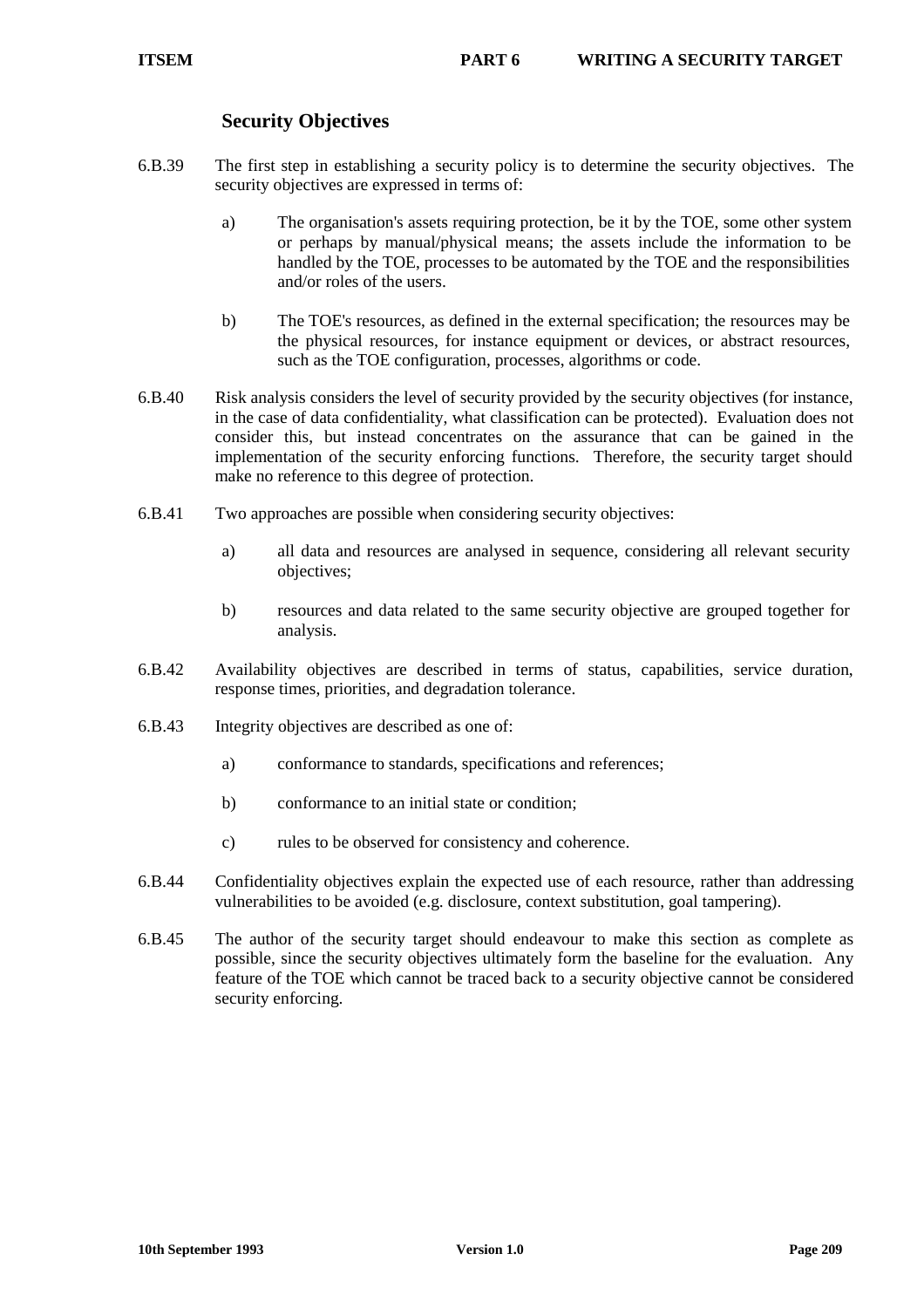## Security Objectives

6.B.39 The first step in establishing a security policy is to determine the security objectives. The security objectives are expressed in terms of:

a) The organisation's assets requiring protection, be it by the TOE, some other system or perhaps by manual/physical means; the assets include the information to be handled by the TOE, processes to be automated by the TOE and the responsibilities and/or roles of the users.

b) The TOE's resources, as defined in the external specification; the resources may be the physical resources, for instance equipment or devices, or abstract resources, such as the TOE configuration, processes, algorithms or code.

6.B.40 Risk analysis considers the level of security provided by the security objectives (for instance, in the case of data confidentiality, what classification can be protected). Evaluation does not consider this, but instead concentrates on the assurance that can be gained in the implementation of the security enforcing functions. Therefore, the security target should make no reference to this degree of protection.

6.B.41 Two approaches are possible when considering security objectives:

a) all data and resources are analysed in sequence, considering all relevant security objectives;

b) resources and data related to the same security objective are grouped together for analysis.

6.B.42 Availability objectives are described in terms of status, capabilities, service duration, response times, priorities, and degradation tolerance.

6.B.43 Integrity objectives are described as one of:

a) conformance to standards, specifications and references;

b) conformance to an initial state or condition;

c) rules to be observed for consistency and coherence.

6.B.44 Confidentiality objectives explain the expected use of each resource, rather than addressing vulnerabilities to be avoided (e.g. disclosure, context substitution, goal tampering).

6.B.45 The author of the security target should endeavour to make this section as complete as possible, since the security objectives ultimately form the baseline for the evaluation. Any feature of the TOE which cannot be traced back to a security objective cannot be considered security enforcing.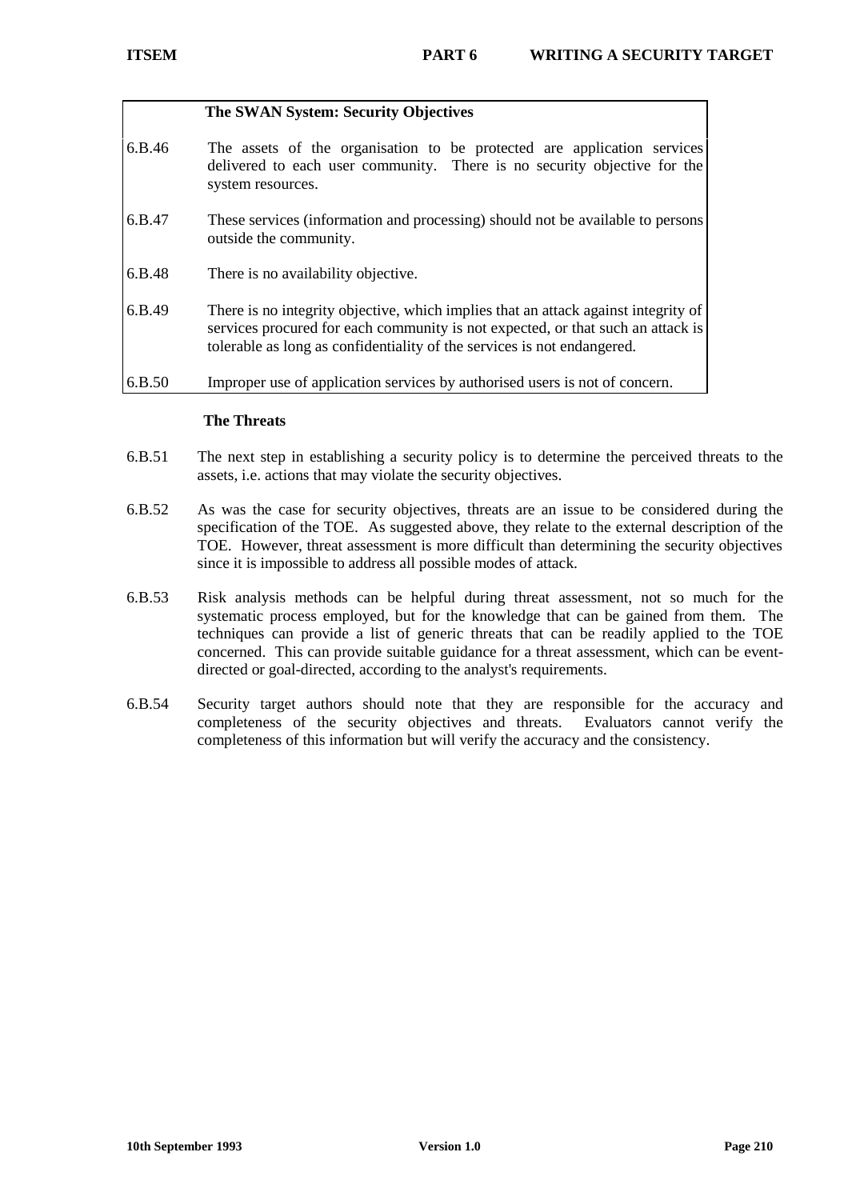**The SWAN System: Security Objectives**

6.B.46 The assets of the organisation to be protected are application services delivered to each user community. There is no security objective for the system resources.

6.B.47 These services (information and processing) should not be available to persons outside the community.

6.B.48 There is no availability objective.

6.B.49 There is no integrity objective, which implies that an attack against integrity of services procured for each community is not expected, or that such an attack is tolerable as long as confidentiality of the services is not endangered.

6.B.50 Improper use of application services by authorised users is not of concern.

**The Threats**

6.B.51 The next step in establishing a security policy is to determine the perceived threats to the assets, i.e. actions that may violate the security objectives.

6.B.52 As was the case for security objectives, threats are an issue to be considered during the specification of the TOE. As suggested above, they relate to the external description of the TOE. However, threat assessment is more difficult than determining the security objectives since it is impossible to address all possible modes of attack.

6.B.53 Risk analysis methods can be helpful during threat assessment, not so much for the systematic process employed, but for the knowledge that can be gained from them. The techniques can provide a list of generic threats that can be readily applied to the TOE concerned. This can provide suitable guidance for a threat assessment, which can be event-directed or goal-directed, according to the analyst's requirements.

6.B.54 Security target authors should note that they are responsible for the accuracy and completeness of the security objectives and threats. Evaluators cannot verify the completeness of this information but will verify the accuracy and the consistency.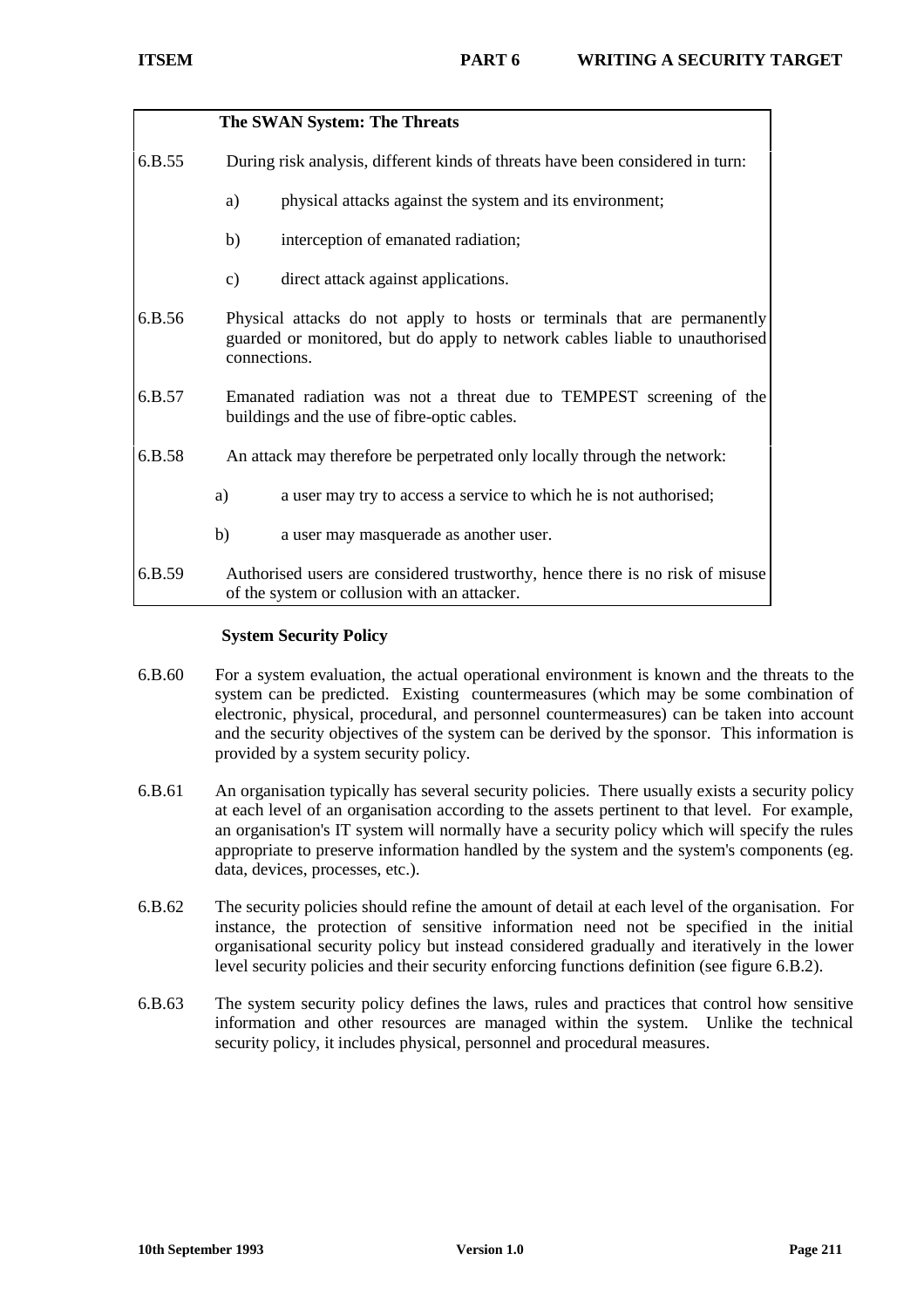**The SWAN System: The Threats**

6.B.55 During risk analysis, different kinds of threats have been considered in turn:

a) physical attacks against the system and its environment;

b) interception of emanated radiation;

c) direct attack against applications.

6.B.56 Physical attacks do not apply to hosts or terminals that are permanently guarded or monitored, but do apply to network cables liable to unauthorised connections.

6.B.57 Emanated radiation was not a threat due to TEMPEST screening of the buildings and the use of fibre-optic cables.

6.B.58 An attack may therefore be perpetrated only locally through the network:

a) a user may try to access a service to which he is not authorised;

b) a user may masquerade as another user.

6.B.59 Authorised users are considered trustworthy, hence there is no risk of misuse of the system or collusion with an attacker.

**System Security Policy**

6.B.60 For a system evaluation, the actual operational environment is known and the threats to the system can be predicted. Existing countermeasures (which may be some combination of electronic, physical, procedural, and personnel countermeasures) can be taken into account and the security objectives of the system can be derived by the sponsor. This information is provided by a system security policy.

6.B.61 An organisation typically has several security policies. There usually exists a security policy at each level of an organisation according to the assets pertinent to that level. For example, an organisation's IT system will normally have a security policy which will specify the rules appropriate to preserve information handled by the system and the system's components (eg. data, devices, processes, etc.).

6.B.62 The security policies should refine the amount of detail at each level of the organisation. For instance, the protection of sensitive information need not be specified in the initial organisational security policy but instead considered gradually and iteratively in the lower level security policies and their security enforcing functions definition (see figure 6.B.2).

6.B.63 The system security policy defines the laws, rules and practices that control how sensitive information and other resources are managed within the system. Unlike the technical security policy, it includes physical, personnel and procedural measures.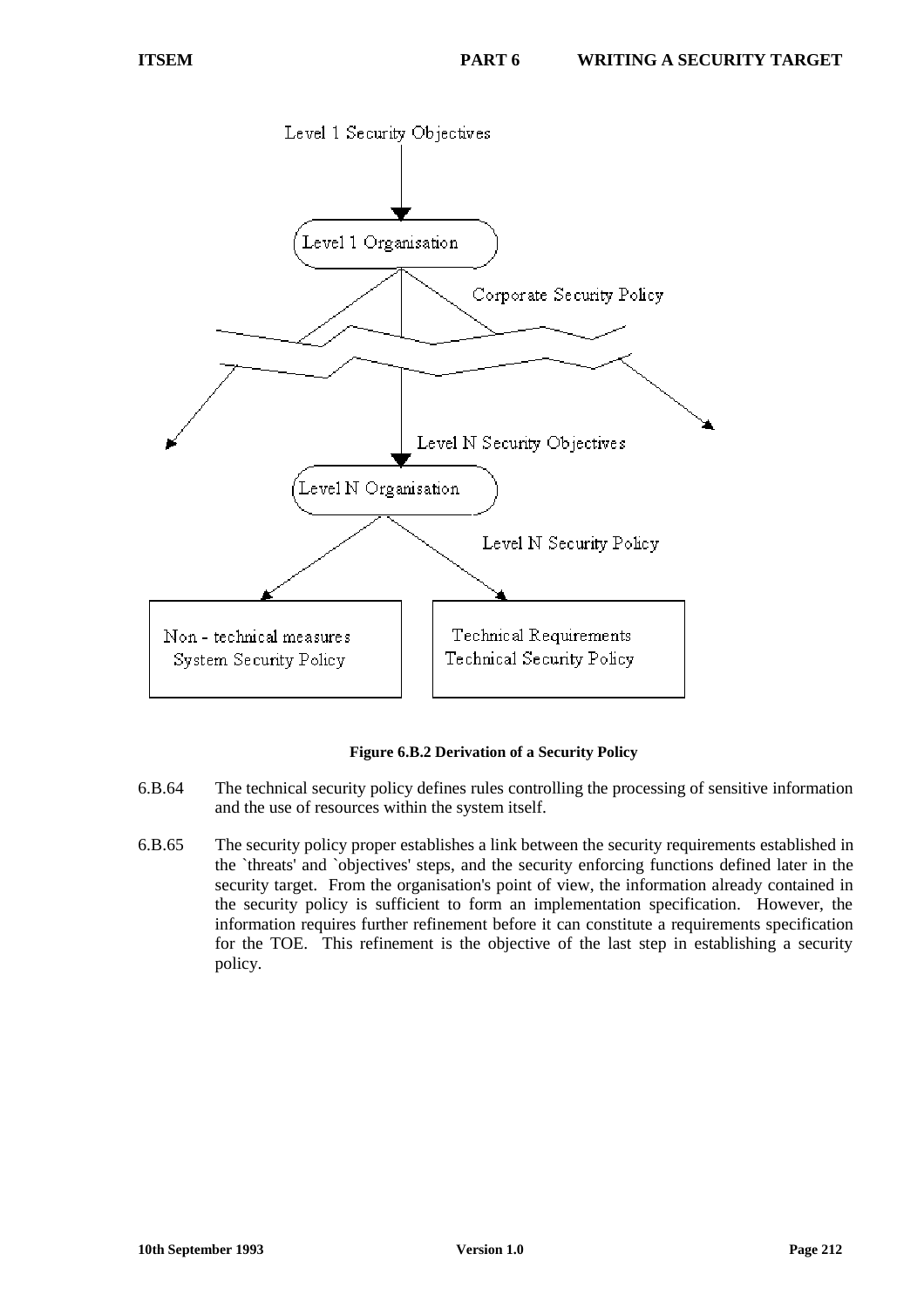Level 1 Security Objectives

Level 1 Organisation

Corporate Security Policy

Level N Security Objectives

Level N Organisation

Level N Security Policy

Non - technical measures
System Security Policy

Technical Requirements
Technical Security Policy

**Figure 6.B.2 Derivation of a Security Policy**

6.B.64 The technical security policy defines rules controlling the processing of sensitive information and the use of resources within the system itself.

6.B.65 The security policy proper establishes a link between the security requirements established in the `threats' and `objectives' steps, and the security enforcing functions defined later in the security target. From the organisation's point of view, the information already contained in the security policy is sufficient to form an implementation specification. However, the information requires further refinement before it can constitute a requirements specification for the TOE. This refinement is the objective of the last step in establishing a security policy.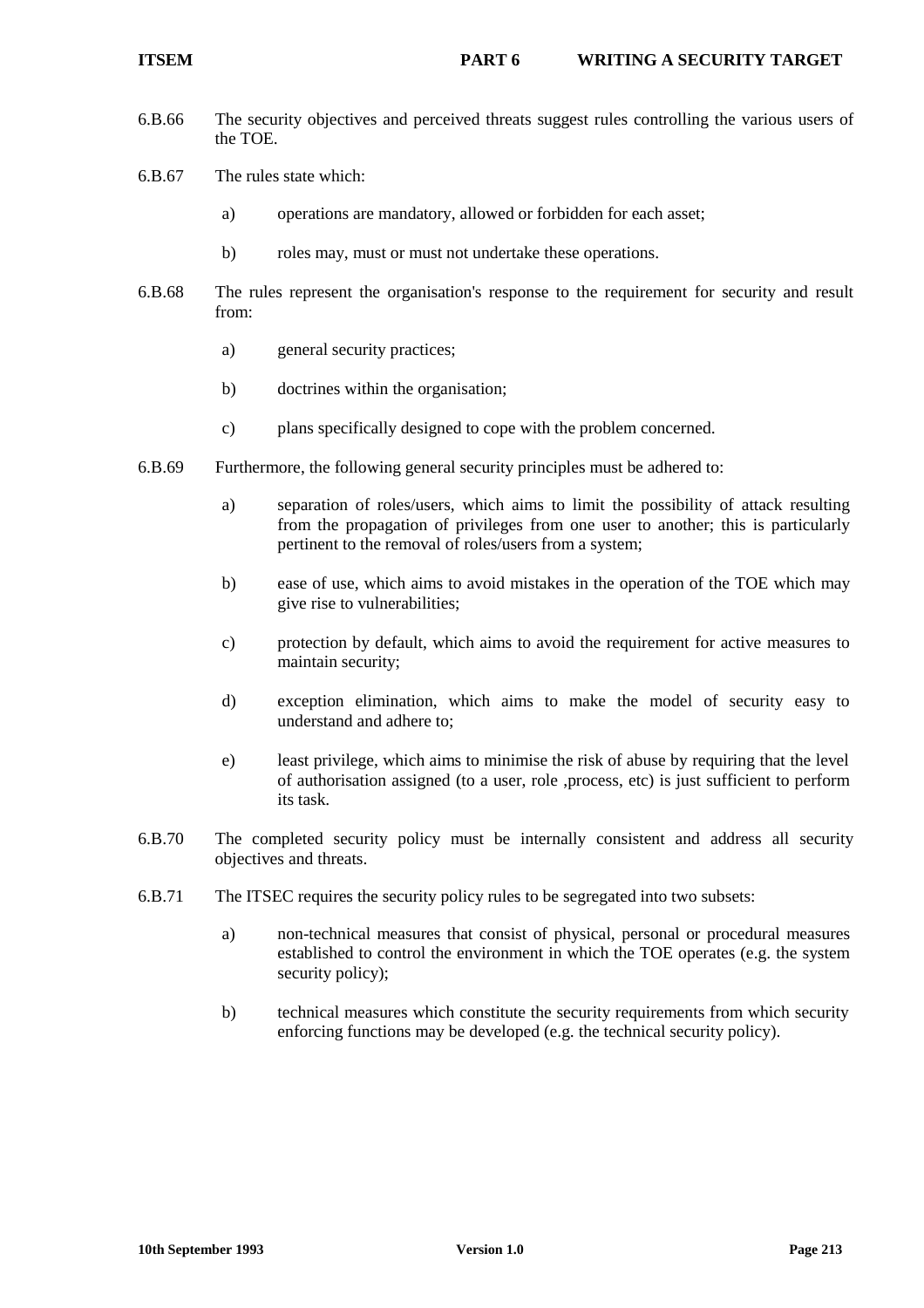6.B.66 The security objectives and perceived threats suggest rules controlling the various users of the TOE.

6.B.67 The rules state which:

a) operations are mandatory, allowed or forbidden for each asset;

b) roles may, must or must not undertake these operations.

6.B.68 The rules represent the organisation's response to the requirement for security and result from:

a) general security practices;

b) doctrines within the organisation;

c) plans specifically designed to cope with the problem concerned.

6.B.69 Furthermore, the following general security principles must be adhered to:

a) separation of roles/users, which aims to limit the possibility of attack resulting from the propagation of privileges from one user to another; this is particularly pertinent to the removal of roles/users from a system;

b) ease of use, which aims to avoid mistakes in the operation of the TOE which may give rise to vulnerabilities;

c) protection by default, which aims to avoid the requirement for active measures to maintain security;

d) exception elimination, which aims to make the model of security easy to understand and adhere to;

e) least privilege, which aims to minimise the risk of abuse by requiring that the level of authorisation assigned (to a user, role ,process, etc) is just sufficient to perform its task.

6.B.70 The completed security policy must be internally consistent and address all security objectives and threats.

6.B.71 The ITSEC requires the security policy rules to be segregated into two subsets:

a) non-technical measures that consist of physical, personal or procedural measures established to control the environment in which the TOE operates (e.g. the system security policy);

b) technical measures which constitute the security requirements from which security enforcing functions may be developed (e.g. the technical security policy).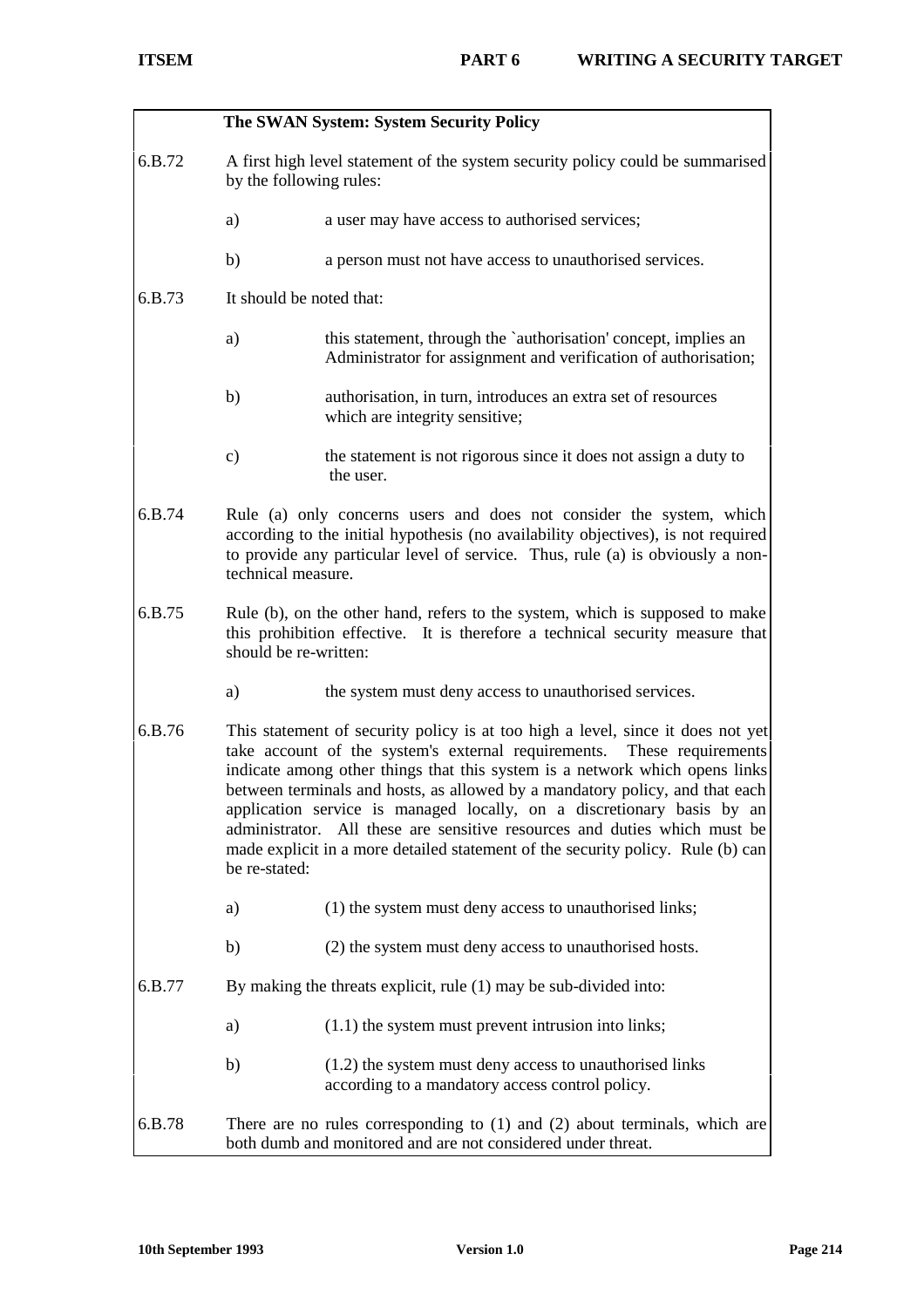**The SWAN System: System Security Policy**

6.B.72 A first high level statement of the system security policy could be summarised by the following rules:

a) a user may have access to authorised services;

b) a person must not have access to unauthorised services.

6.B.73 It should be noted that:

a) this statement, through the `authorisation' concept, implies an Administrator for assignment and verification of authorisation;

b) authorisation, in turn, introduces an extra set of resources which are integrity sensitive;

c) the statement is not rigorous since it does not assign a duty to the user.

6.B.74 Rule (a) only concerns users and does not consider the system, which according to the initial hypothesis (no availability objectives), is not required to provide any particular level of service. Thus, rule (a) is obviously a non-technical measure.

6.B.75 Rule (b), on the other hand, refers to the system, which is supposed to make this prohibition effective. It is therefore a technical security measure that should be re-written:

a) the system must deny access to unauthorised services.

6.B.76 This statement of security policy is at too high a level, since it does not yet take account of the system's external requirements. These requirements indicate among other things that this system is a network which opens links between terminals and hosts, as allowed by a mandatory policy, and that each application service is managed locally, on a discretionary basis by an administrator. All these are sensitive resources and duties which must be made explicit in a more detailed statement of the security policy. Rule (b) can be re-stated:

a) (1) the system must deny access to unauthorised links;

b) (2) the system must deny access to unauthorised hosts.

6.B.77 By making the threats explicit, rule (1) may be sub-divided into:

a) (1.1) the system must prevent intrusion into links;

b) (1.2) the system must deny access to unauthorised links according to a mandatory access control policy.

6.B.78 There are no rules corresponding to (1) and (2) about terminals, which are both dumb and monitored and are not considered under threat.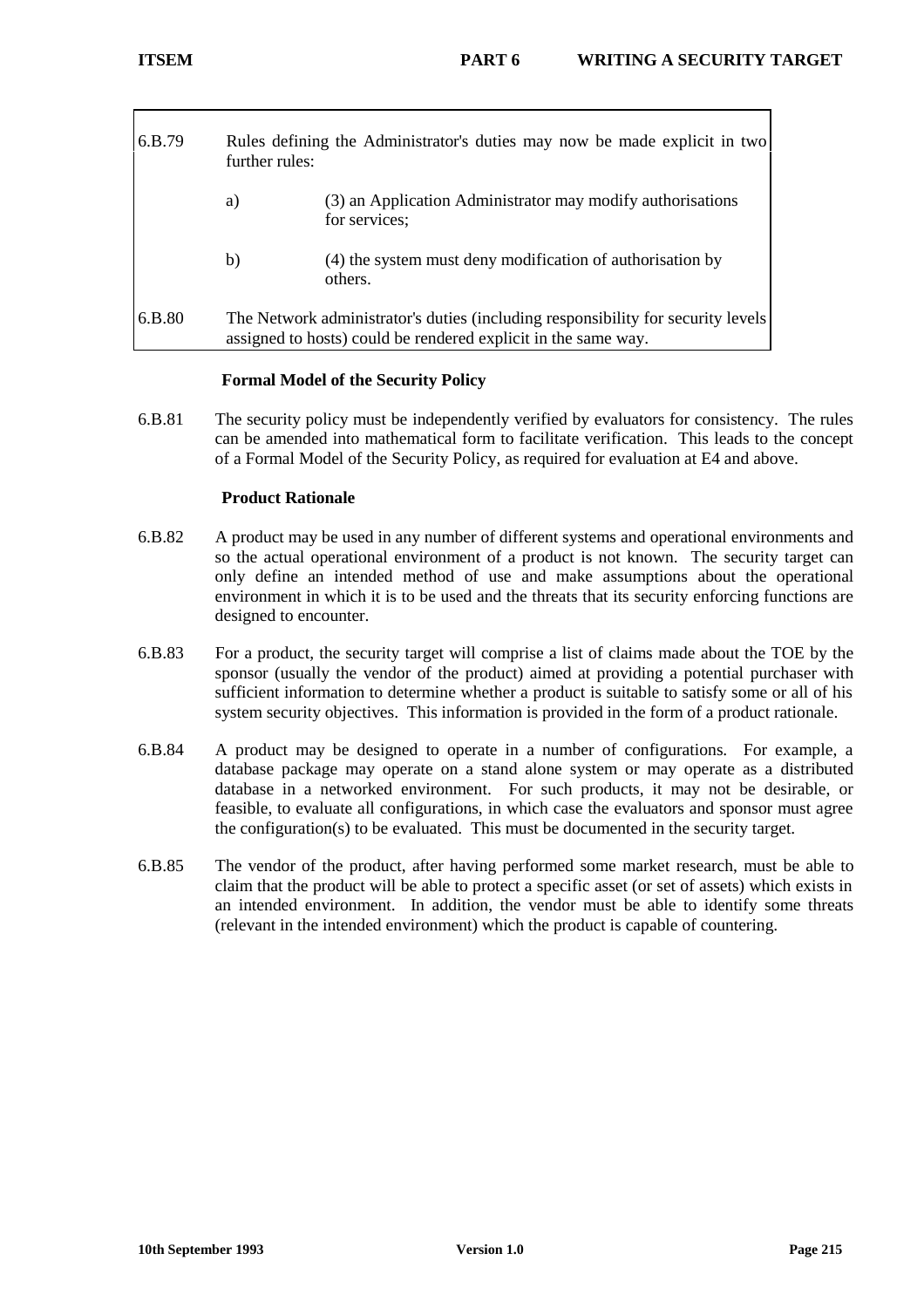6.B.79 Rules defining the Administrator's duties may now be made explicit in two further rules:

a) (3) an Application Administrator may modify authorisations for services;

b) (4) the system must deny modification of authorisation by others.

6.B.80 The Network administrator's duties (including responsibility for security levels assigned to hosts) could be rendered explicit in the same way.

**Formal Model of the Security Policy**

6.B.81 The security policy must be independently verified by evaluators for consistency. The rules can be amended into mathematical form to facilitate verification. This leads to the concept of a Formal Model of the Security Policy, as required for evaluation at E4 and above.

**Product Rationale**

6.B.82 A product may be used in any number of different systems and operational environments and so the actual operational environment of a product is not known. The security target can only define an intended method of use and make assumptions about the operational environment in which it is to be used and the threats that its security enforcing functions are designed to encounter.

6.B.83 For a product, the security target will comprise a list of claims made about the TOE by the sponsor (usually the vendor of the product) aimed at providing a potential purchaser with sufficient information to determine whether a product is suitable to satisfy some or all of his system security objectives. This information is provided in the form of a product rationale.

6.B.84 A product may be designed to operate in a number of configurations. For example, a database package may operate on a stand alone system or may operate as a distributed database in a networked environment. For such products, it may not be desirable, or feasible, to evaluate all configurations, in which case the evaluators and sponsor must agree the configuration(s) to be evaluated. This must be documented in the security target.

6.B.85 The vendor of the product, after having performed some market research, must be able to claim that the product will be able to protect a specific asset (or set of assets) which exists in an intended environment. In addition, the vendor must be able to identify some threats (relevant in the intended environment) which the product is capable of countering.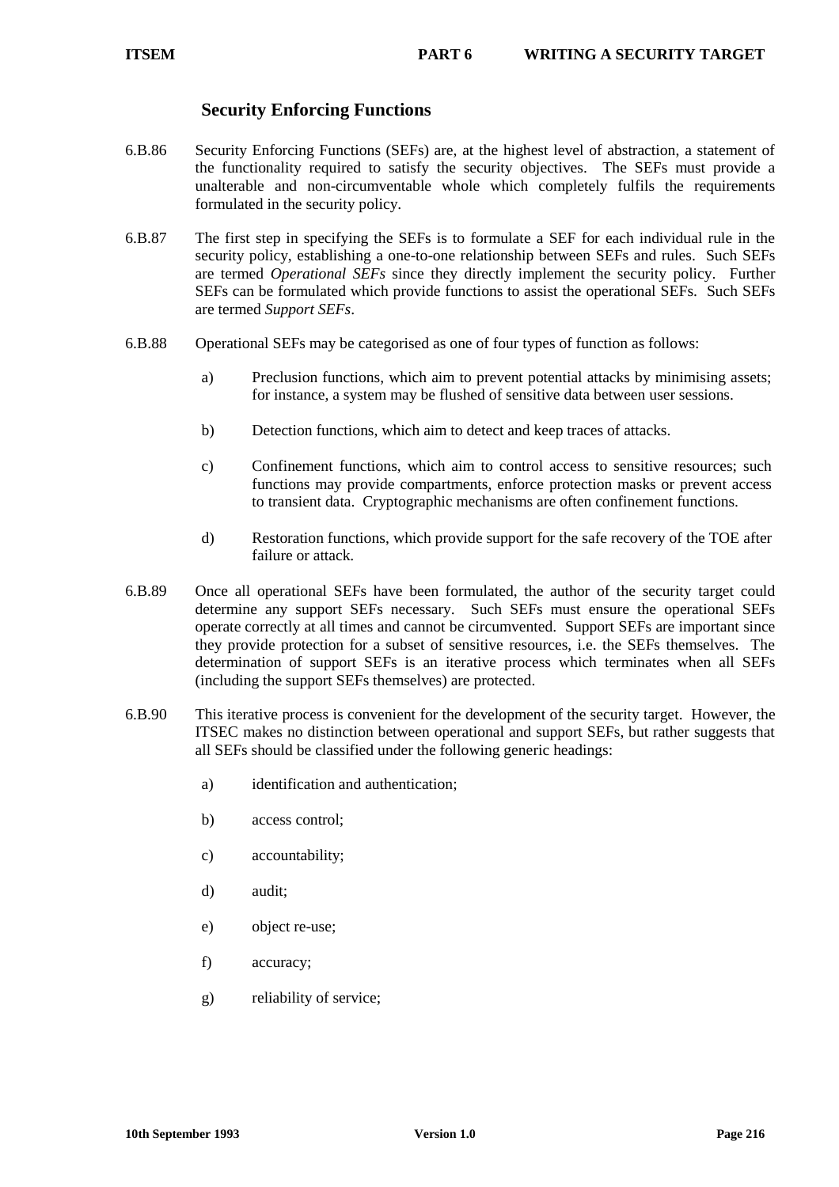## Security Enforcing Functions

6.B.86 Security Enforcing Functions (SEFs) are, at the highest level of abstraction, a statement of the functionality required to satisfy the security objectives. The SEFs must provide a unalterable and non-circumventable whole which completely fulfils the requirements formulated in the security policy.

6.B.87 The first step in specifying the SEFs is to formulate a SEF for each individual rule in the security policy, establishing a one-to-one relationship between SEFs and rules. Such SEFs are termed *Operational SEFs* since they directly implement the security policy. Further SEFs can be formulated which provide functions to assist the operational SEFs. Such SEFs are termed *Support SEFs*.

6.B.88 Operational SEFs may be categorised as one of four types of function as follows:

a) Preclusion functions, which aim to prevent potential attacks by minimising assets; for instance, a system may be flushed of sensitive data between user sessions.

b) Detection functions, which aim to detect and keep traces of attacks.

c) Confinement functions, which aim to control access to sensitive resources; such functions may provide compartments, enforce protection masks or prevent access to transient data. Cryptographic mechanisms are often confinement functions.

d) Restoration functions, which provide support for the safe recovery of the TOE after failure or attack.

6.B.89 Once all operational SEFs have been formulated, the author of the security target could determine any support SEFs necessary. Such SEFs must ensure the operational SEFs operate correctly at all times and cannot be circumvented. Support SEFs are important since they provide protection for a subset of sensitive resources, i.e. the SEFs themselves. The determination of support SEFs is an iterative process which terminates when all SEFs (including the support SEFs themselves) are protected.

6.B.90 This iterative process is convenient for the development of the security target. However, the ITSEC makes no distinction between operational and support SEFs, but rather suggests that all SEFs should be classified under the following generic headings:

a) identification and authentication;

b) access control;

c) accountability;

d) audit;

e) object re-use;

f) accuracy;

g) reliability of service;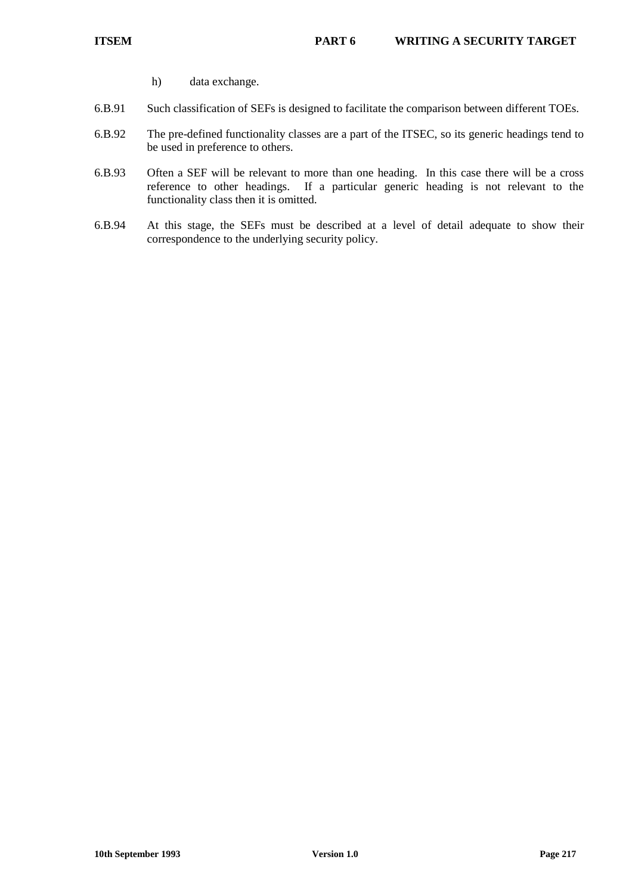h) data exchange.

6.B.91 Such classification of SEFs is designed to facilitate the comparison between different TOEs.

6.B.92 The pre-defined functionality classes are a part of the ITSEC, so its generic headings tend to be used in preference to others.

6.B.93 Often a SEF will be relevant to more than one heading. In this case there will be a cross reference to other headings. If a particular generic heading is not relevant to the functionality class then it is omitted.

6.B.94 At this stage, the SEFs must be described at a level of detail adequate to show their correspondence to the underlying security policy.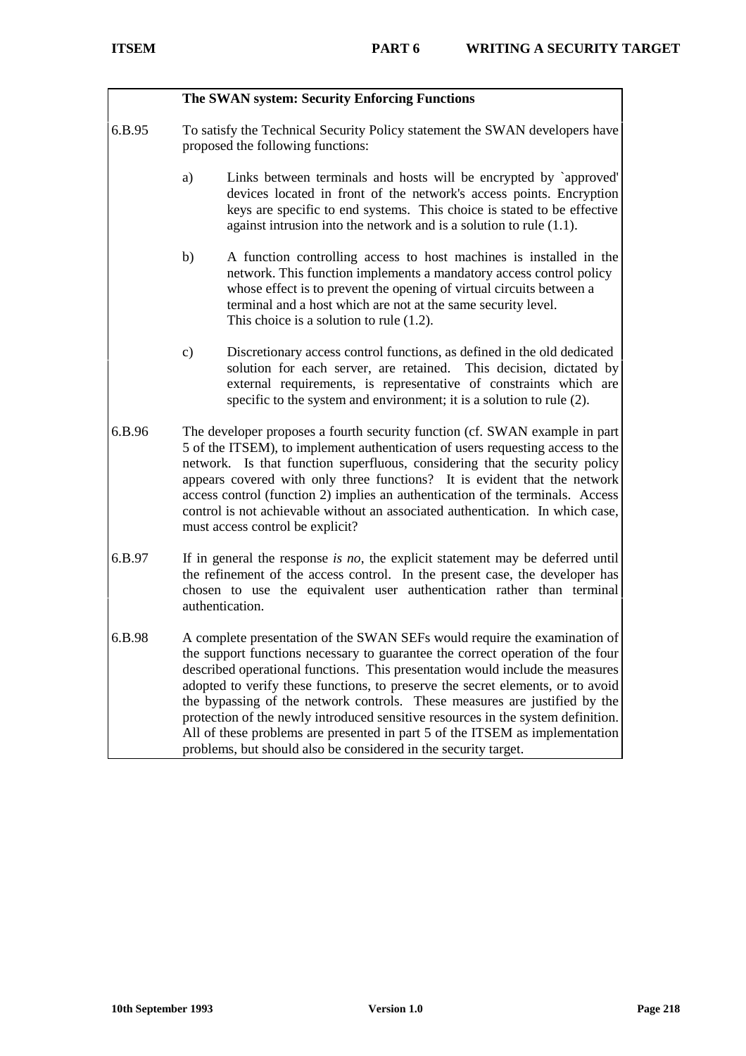**The SWAN system: Security Enforcing Functions**

6.B.95 To satisfy the Technical Security Policy statement the SWAN developers have proposed the following functions:

a) Links between terminals and hosts will be encrypted by `approved' devices located in front of the network's access points. Encryption keys are specific to end systems. This choice is stated to be effective against intrusion into the network and is a solution to rule (1.1).

b) A function controlling access to host machines is installed in the network. This function implements a mandatory access control policy whose effect is to prevent the opening of virtual circuits between a terminal and a host which are not at the same security level. This choice is a solution to rule (1.2).

c) Discretionary access control functions, as defined in the old dedicated solution for each server, are retained. This decision, dictated by external requirements, is representative of constraints which are specific to the system and environment; it is a solution to rule (2).

6.B.96 The developer proposes a fourth security function (cf. SWAN example in part 5 of the ITSEM), to implement authentication of users requesting access to the network. Is that function superfluous, considering that the security policy appears covered with only three functions? It is evident that the network access control (function 2) implies an authentication of the terminals. Access control is not achievable without an associated authentication. In which case, must access control be explicit?

6.B.97 If in general the response *is no*, the explicit statement may be deferred until the refinement of the access control. In the present case, the developer has chosen to use the equivalent user authentication rather than terminal authentication.

6.B.98 A complete presentation of the SWAN SEFs would require the examination of the support functions necessary to guarantee the correct operation of the four described operational functions. This presentation would include the measures adopted to verify these functions, to preserve the secret elements, or to avoid the bypassing of the network controls. These measures are justified by the protection of the newly introduced sensitive resources in the system definition. All of these problems are presented in part 5 of the ITSEM as implementation problems, but should also be considered in the security target.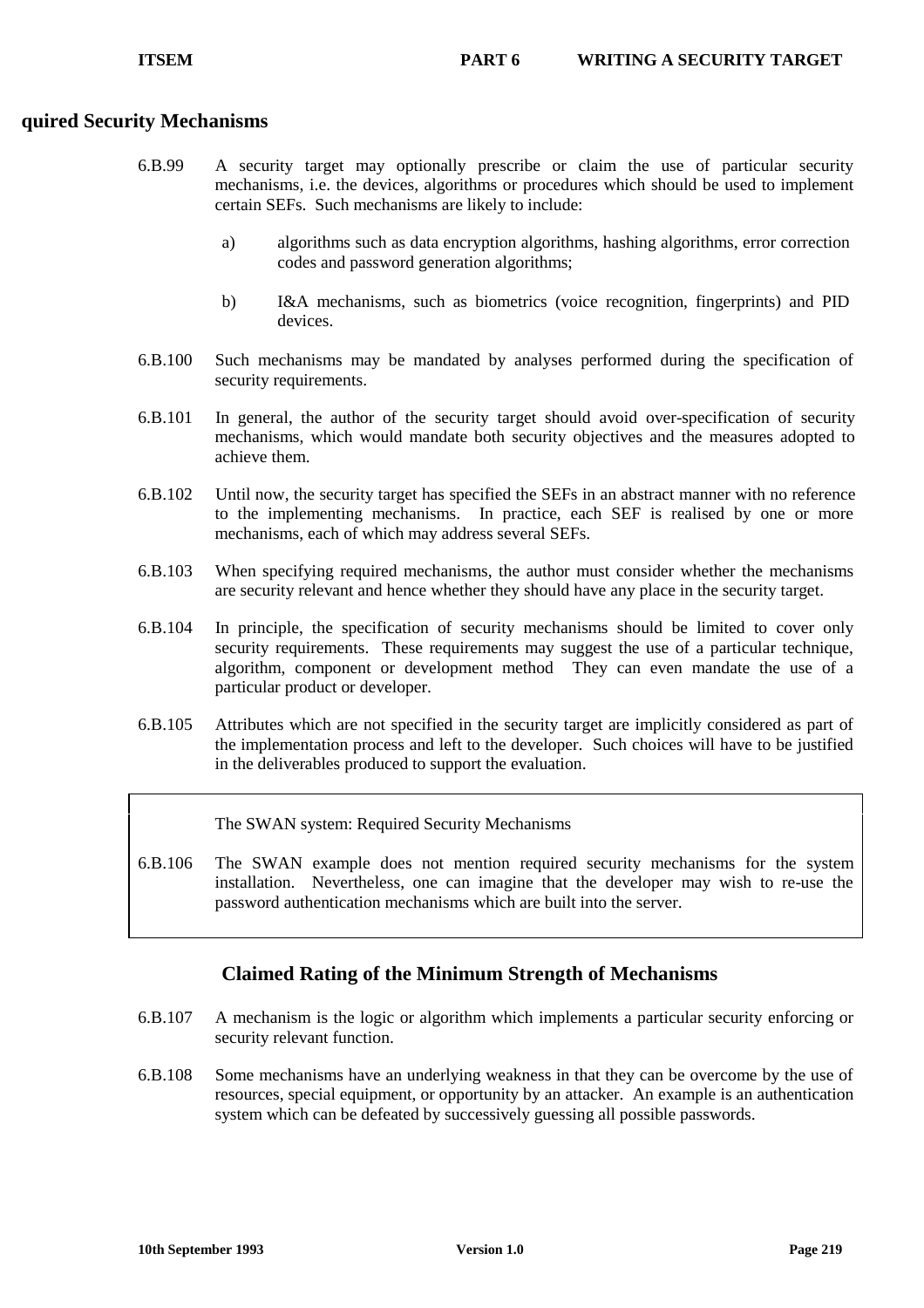## quired Security Mechanisms

6.B.99 A security target may optionally prescribe or claim the use of particular security mechanisms, i.e. the devices, algorithms or procedures which should be used to implement certain SEFs. Such mechanisms are likely to include:

a) algorithms such as data encryption algorithms, hashing algorithms, error correction codes and password generation algorithms;

b) I&A mechanisms, such as biometrics (voice recognition, fingerprints) and PID devices.

6.B.100 Such mechanisms may be mandated by analyses performed during the specification of security requirements.

6.B.101 In general, the author of the security target should avoid over-specification of security mechanisms, which would mandate both security objectives and the measures adopted to achieve them.

6.B.102 Until now, the security target has specified the SEFs in an abstract manner with no reference to the implementing mechanisms. In practice, each SEF is realised by one or more mechanisms, each of which may address several SEFs.

6.B.103 When specifying required mechanisms, the author must consider whether the mechanisms are security relevant and hence whether they should have any place in the security target.

6.B.104 In principle, the specification of security mechanisms should be limited to cover only security requirements. These requirements may suggest the use of a particular technique, algorithm, component or development method They can even mandate the use of a particular product or developer.

6.B.105 Attributes which are not specified in the security target are implicitly considered as part of the implementation process and left to the developer. Such choices will have to be justified in the deliverables produced to support the evaluation.

> The SWAN system: Required Security Mechanisms
>
> 6.B.106 The SWAN example does not mention required security mechanisms for the system installation. Nevertheless, one can imagine that the developer may wish to re-use the password authentication mechanisms which are built into the server.

## Claimed Rating of the Minimum Strength of Mechanisms

6.B.107 A mechanism is the logic or algorithm which implements a particular security enforcing or security relevant function.

6.B.108 Some mechanisms have an underlying weakness in that they can be overcome by the use of resources, special equipment, or opportunity by an attacker. An example is an authentication system which can be defeated by successively guessing all possible passwords.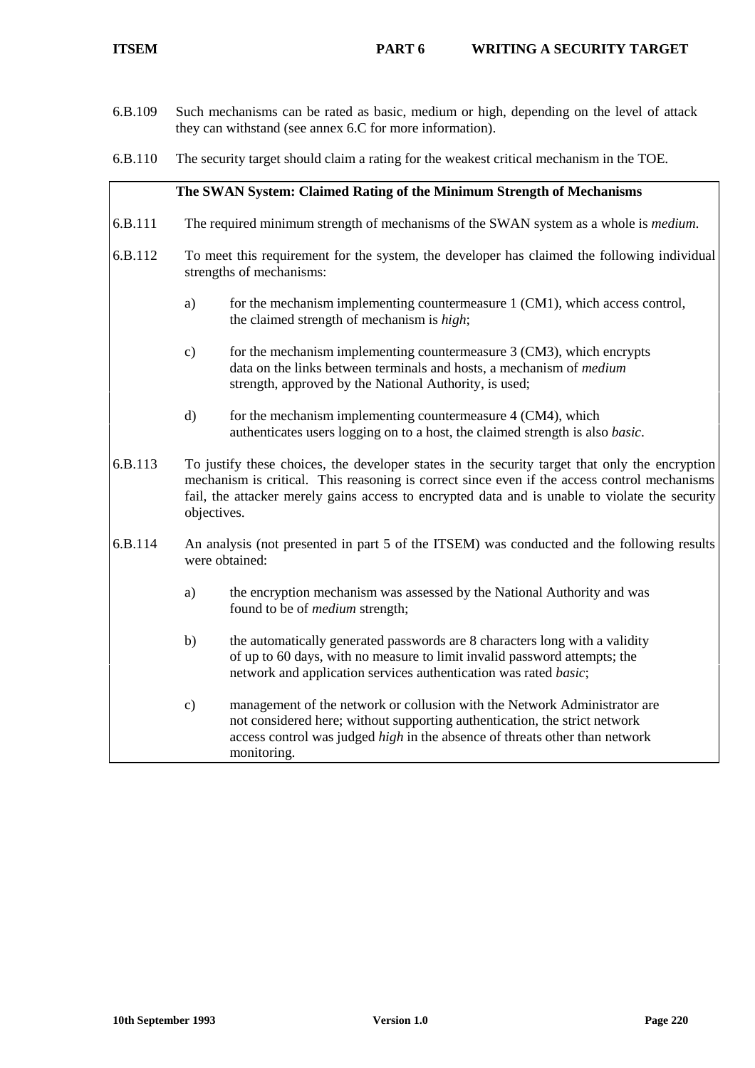6.B.109 Such mechanisms can be rated as basic, medium or high, depending on the level of attack they can withstand (see annex 6.C for more information).

6.B.110 The security target should claim a rating for the weakest critical mechanism in the TOE.

**The SWAN System: Claimed Rating of the Minimum Strength of Mechanisms**

6.B.111 The required minimum strength of mechanisms of the SWAN system as a whole is *medium*.

6.B.112 To meet this requirement for the system, the developer has claimed the following individual strengths of mechanisms:

a) for the mechanism implementing countermeasure 1 (CM1), which access control, the claimed strength of mechanism is *high*;

c) for the mechanism implementing countermeasure 3 (CM3), which encrypts data on the links between terminals and hosts, a mechanism of *medium* strength, approved by the National Authority, is used;

d) for the mechanism implementing countermeasure 4 (CM4), which authenticates users logging on to a host, the claimed strength is also *basic*.

6.B.113 To justify these choices, the developer states in the security target that only the encryption mechanism is critical. This reasoning is correct since even if the access control mechanisms fail, the attacker merely gains access to encrypted data and is unable to violate the security objectives.

6.B.114 An analysis (not presented in part 5 of the ITSEM) was conducted and the following results were obtained:

a) the encryption mechanism was assessed by the National Authority and was found to be of *medium* strength;

b) the automatically generated passwords are 8 characters long with a validity of up to 60 days, with no measure to limit invalid password attempts; the network and application services authentication was rated *basic*;

c) management of the network or collusion with the Network Administrator are not considered here; without supporting authentication, the strict network access control was judged *high* in the absence of threats other than network monitoring.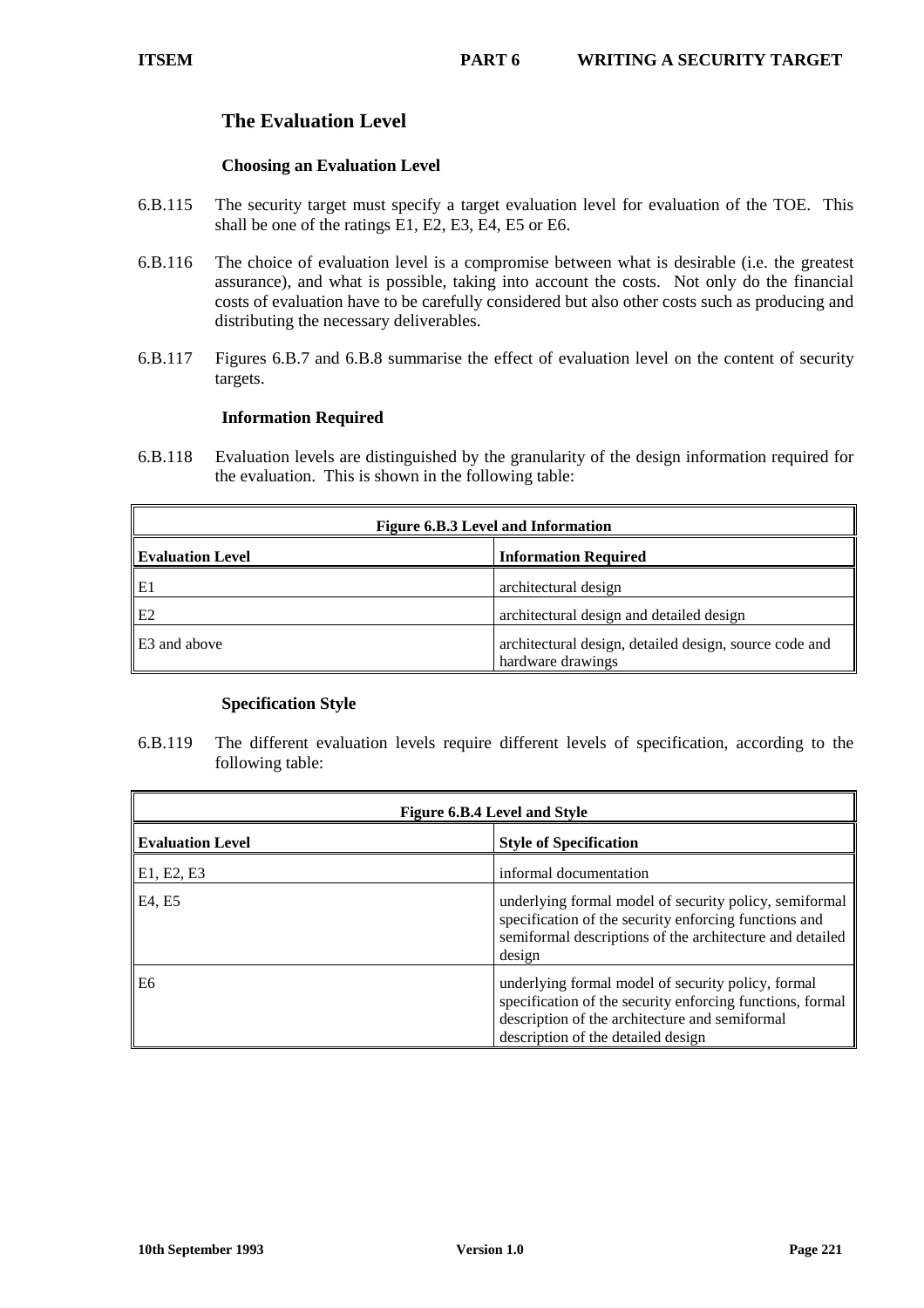## The Evaluation Level

### Choosing an Evaluation Level

6.B.115 The security target must specify a target evaluation level for evaluation of the TOE. This shall be one of the ratings E1, E2, E3, E4, E5 or E6.

6.B.116 The choice of evaluation level is a compromise between what is desirable (i.e. the greatest assurance), and what is possible, taking into account the costs. Not only do the financial costs of evaluation have to be carefully considered but also other costs such as producing and distributing the necessary deliverables.

6.B.117 Figures 6.B.7 and 6.B.8 summarise the effect of evaluation level on the content of security targets.

### Information Required

6.B.118 Evaluation levels are distinguished by the granularity of the design information required for the evaluation. This is shown in the following table:

**Figure 6.B.3 Level and Information**

| Evaluation Level | Information Required |
|---|---|
| E1 | architectural design |
| E2 | architectural design and detailed design |
| E3 and above | architectural design, detailed design, source code and hardware drawings |

### Specification Style

6.B.119 The different evaluation levels require different levels of specification, according to the following table:

**Figure 6.B.4 Level and Style**

| Evaluation Level | Style of Specification |
|---|---|
| E1, E2, E3 | informal documentation |
| E4, E5 | underlying formal model of security policy, semiformal specification of the security enforcing functions and semiformal descriptions of the architecture and detailed design |
| E6 | underlying formal model of security policy, formal specification of the security enforcing functions, formal description of the architecture and semiformal description of the detailed design |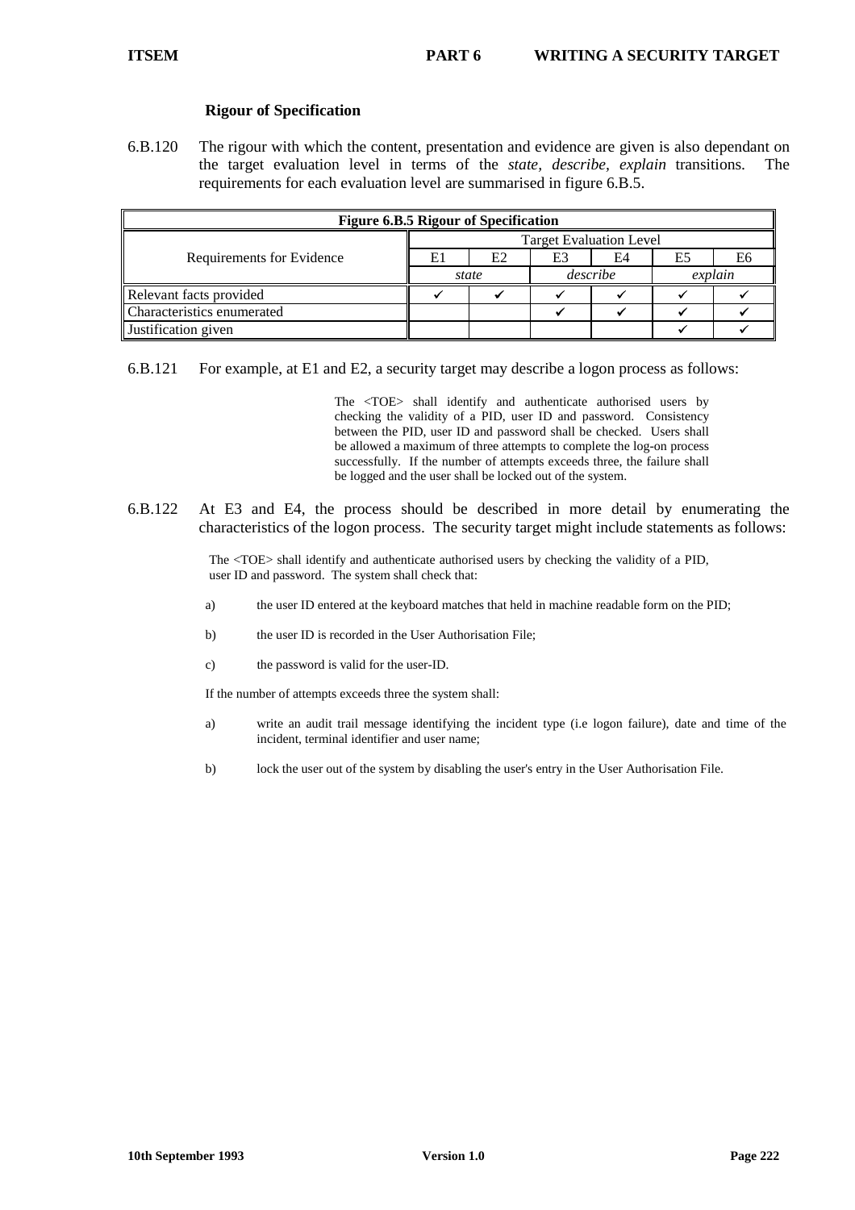### Rigour of Specification

6.B.120 The rigour with which the content, presentation and evidence are given is also dependant on the target evaluation level in terms of the *state*, *describe*, *explain* transitions. The requirements for each evaluation level are summarised in figure 6.B.5.

**Figure 6.B.5 Rigour of Specification**

| Requirements for Evidence | Target Evaluation Level | | | | | |
|---|---|---|---|---|---|---|
| | E1 | E2 | E3 | E4 | E5 | E6 |
| | *state* | | *describe* | | *explain* | |
| Relevant facts provided | ✔ | ✔ | ✔ | ✔ | ✔ | ✔ |
| Characteristics enumerated | | | ✔ | ✔ | ✔ | ✔ |
| Justification given | | | | | ✔ | ✔ |

6.B.121 For example, at E1 and E2, a security target may describe a logon process as follows:

> The <TOE> shall identify and authenticate authorised users by checking the validity of a PID, user ID and password. Consistency between the PID, user ID and password shall be checked. Users shall be allowed a maximum of three attempts to complete the log-on process successfully. If the number of attempts exceeds three, the failure shall be logged and the user shall be locked out of the system.

6.B.122 At E3 and E4, the process should be described in more detail by enumerating the characteristics of the logon process. The security target might include statements as follows:

> The <TOE> shall identify and authenticate authorised users by checking the validity of a PID, user ID and password. The system shall check that:
>
> a) the user ID entered at the keyboard matches that held in machine readable form on the PID;
>
> b) the user ID is recorded in the User Authorisation File;
>
> c) the password is valid for the user-ID.
>
> If the number of attempts exceeds three the system shall:
>
> a) write an audit trail message identifying the incident type (i.e logon failure), date and time of the incident, terminal identifier and user name;
>
> b) lock the user out of the system by disabling the user's entry in the User Authorisation File.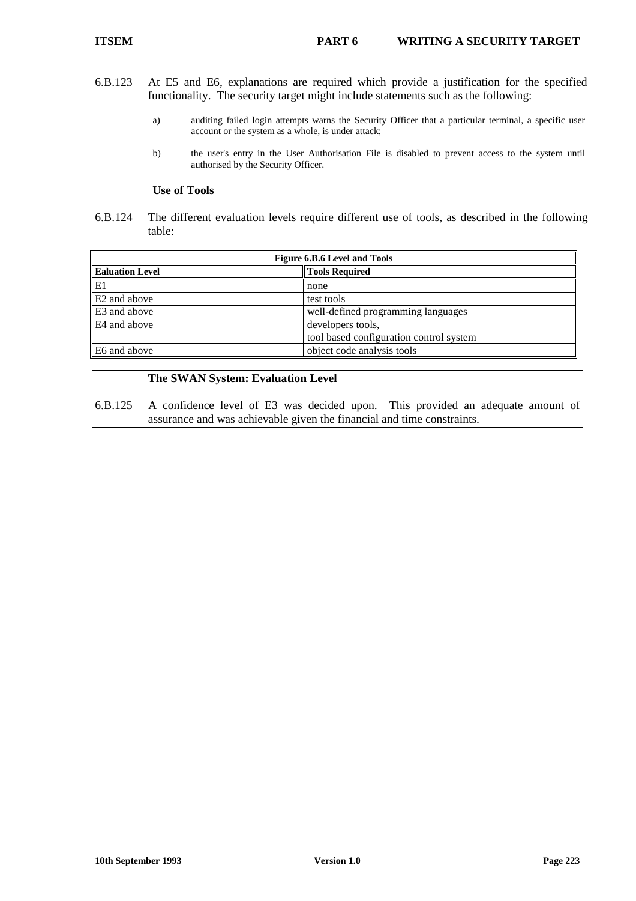6.B.123 At E5 and E6, explanations are required which provide a justification for the specified functionality. The security target might include statements such as the following:

a) auditing failed login attempts warns the Security Officer that a particular terminal, a specific user account or the system as a whole, is under attack;

b) the user's entry in the User Authorisation File is disabled to prevent access to the system until authorised by the Security Officer.

### Use of Tools

6.B.124 The different evaluation levels require different use of tools, as described in the following table:

**Figure 6.B.6 Level and Tools**

| Ealuation Level | Tools Required |
|---|---|
| E1 | none |
| E2 and above | test tools |
| E3 and above | well-defined programming languages |
| E4 and above | developers tools,<br>tool based configuration control system |
| E6 and above | object code analysis tools |

### The SWAN System: Evaluation Level

6.B.125 A confidence level of E3 was decided upon. This provided an adequate amount of assurance and was achievable given the financial and time constraints.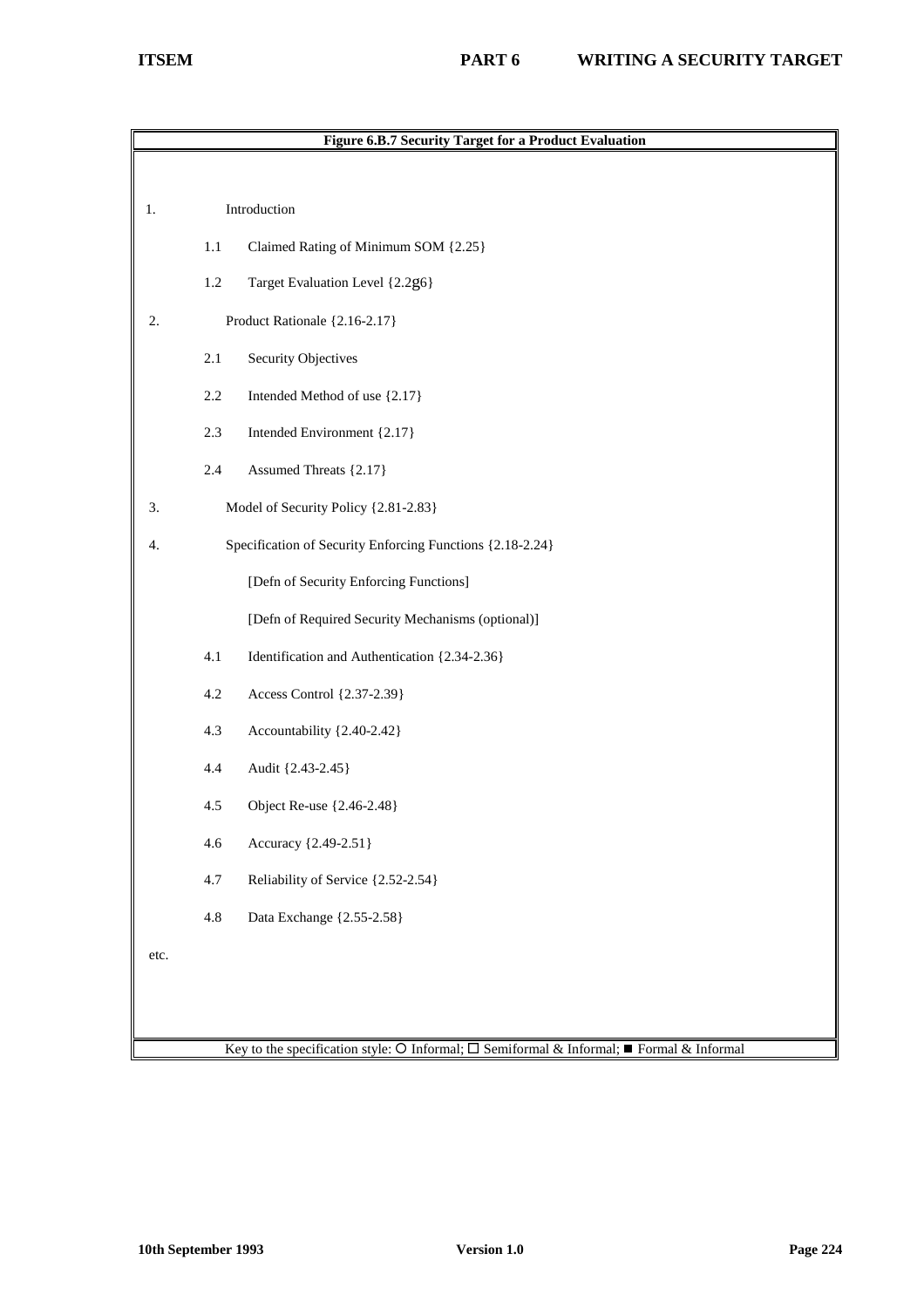**Figure 6.B.7 Security Target for a Product Evaluation**

1. Introduction
   - 1.1 Claimed Rating of Minimum SOM {2.25}
   - 1.2 Target Evaluation Level {2.2g6}
2. Product Rationale {2.16-2.17}
   - 2.1 Security Objectives
   - 2.2 Intended Method of use {2.17}
   - 2.3 Intended Environment {2.17}
   - 2.4 Assumed Threats {2.17}
3. Model of Security Policy {2.81-2.83}
4. Specification of Security Enforcing Functions {2.18-2.24}

   [Defn of Security Enforcing Functions]

   [Defn of Required Security Mechanisms (optional)]
   - 4.1 Identification and Authentication {2.34-2.36}
   - 4.2 Access Control {2.37-2.39}
   - 4.3 Accountability {2.40-2.42}
   - 4.4 Audit {2.43-2.45}
   - 4.5 Object Re-use {2.46-2.48}
   - 4.6 Accuracy {2.49-2.51}
   - 4.7 Reliability of Service {2.52-2.54}
   - 4.8 Data Exchange {2.55-2.58}

etc.

Key to the specification style: ○ Informal; □ Semiformal & Informal; ■ Formal & Informal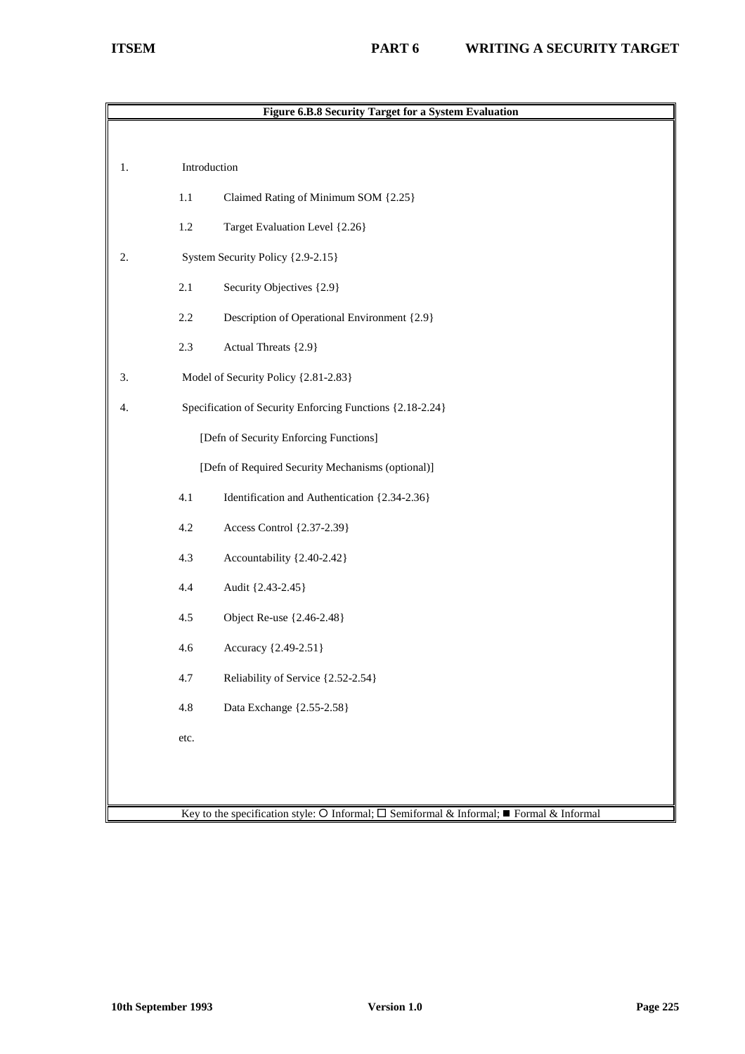**Figure 6.B.8 Security Target for a System Evaluation**

1. Introduction
   - 1.1 Claimed Rating of Minimum SOM {2.25}
   - 1.2 Target Evaluation Level {2.26}
2. System Security Policy {2.9-2.15}
   - 2.1 Security Objectives {2.9}
   - 2.2 Description of Operational Environment {2.9}
   - 2.3 Actual Threats {2.9}
3. Model of Security Policy {2.81-2.83}
4. Specification of Security Enforcing Functions {2.18-2.24}

   [Defn of Security Enforcing Functions]

   [Defn of Required Security Mechanisms (optional)]

   - 4.1 Identification and Authentication {2.34-2.36}
   - 4.2 Access Control {2.37-2.39}
   - 4.3 Accountability {2.40-2.42}
   - 4.4 Audit {2.43-2.45}
   - 4.5 Object Re-use {2.46-2.48}
   - 4.6 Accuracy {2.49-2.51}
   - 4.7 Reliability of Service {2.52-2.54}
   - 4.8 Data Exchange {2.55-2.58}

   etc.

Key to the specification style: ○ Informal; □ Semiformal & Informal; ■ Formal & Informal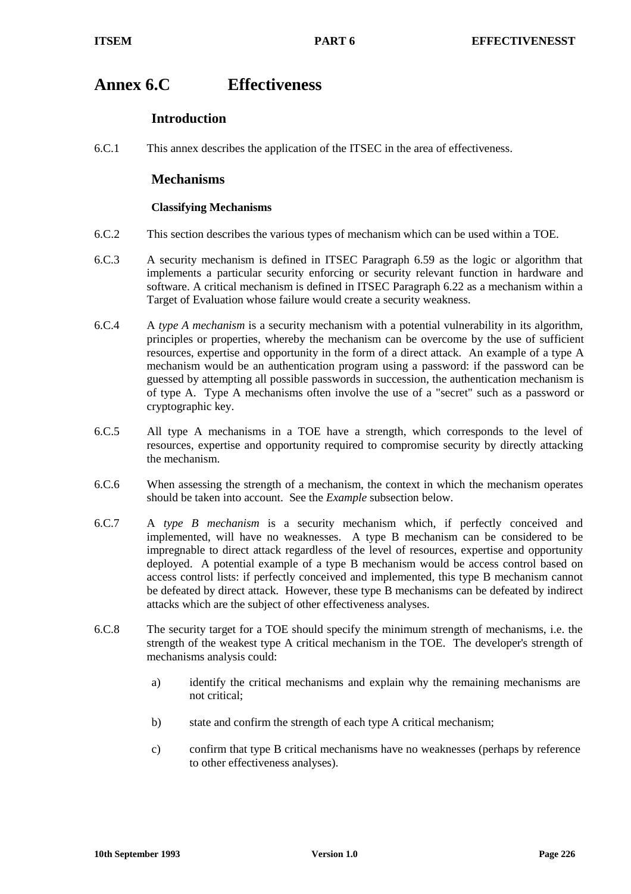# Annex 6.C Effectiveness

## Introduction

6.C.1 This annex describes the application of the ITSEC in the area of effectiveness.

## Mechanisms

### Classifying Mechanisms

6.C.2 This section describes the various types of mechanism which can be used within a TOE.

6.C.3 A security mechanism is defined in ITSEC Paragraph 6.59 as the logic or algorithm that implements a particular security enforcing or security relevant function in hardware and software. A critical mechanism is defined in ITSEC Paragraph 6.22 as a mechanism within a Target of Evaluation whose failure would create a security weakness.

6.C.4 A *type A mechanism* is a security mechanism with a potential vulnerability in its algorithm, principles or properties, whereby the mechanism can be overcome by the use of sufficient resources, expertise and opportunity in the form of a direct attack. An example of a type A mechanism would be an authentication program using a password: if the password can be guessed by attempting all possible passwords in succession, the authentication mechanism is of type A. Type A mechanisms often involve the use of a "secret" such as a password or cryptographic key.

6.C.5 All type A mechanisms in a TOE have a strength, which corresponds to the level of resources, expertise and opportunity required to compromise security by directly attacking the mechanism.

6.C.6 When assessing the strength of a mechanism, the context in which the mechanism operates should be taken into account. See the *Example* subsection below.

6.C.7 A *type B mechanism* is a security mechanism which, if perfectly conceived and implemented, will have no weaknesses. A type B mechanism can be considered to be impregnable to direct attack regardless of the level of resources, expertise and opportunity deployed. A potential example of a type B mechanism would be access control based on access control lists: if perfectly conceived and implemented, this type B mechanism cannot be defeated by direct attack. However, these type B mechanisms can be defeated by indirect attacks which are the subject of other effectiveness analyses.

6.C.8 The security target for a TOE should specify the minimum strength of mechanisms, i.e. the strength of the weakest type A critical mechanism in the TOE. The developer's strength of mechanisms analysis could:

a) identify the critical mechanisms and explain why the remaining mechanisms are not critical;

b) state and confirm the strength of each type A critical mechanism;

c) confirm that type B critical mechanisms have no weaknesses (perhaps by reference to other effectiveness analyses).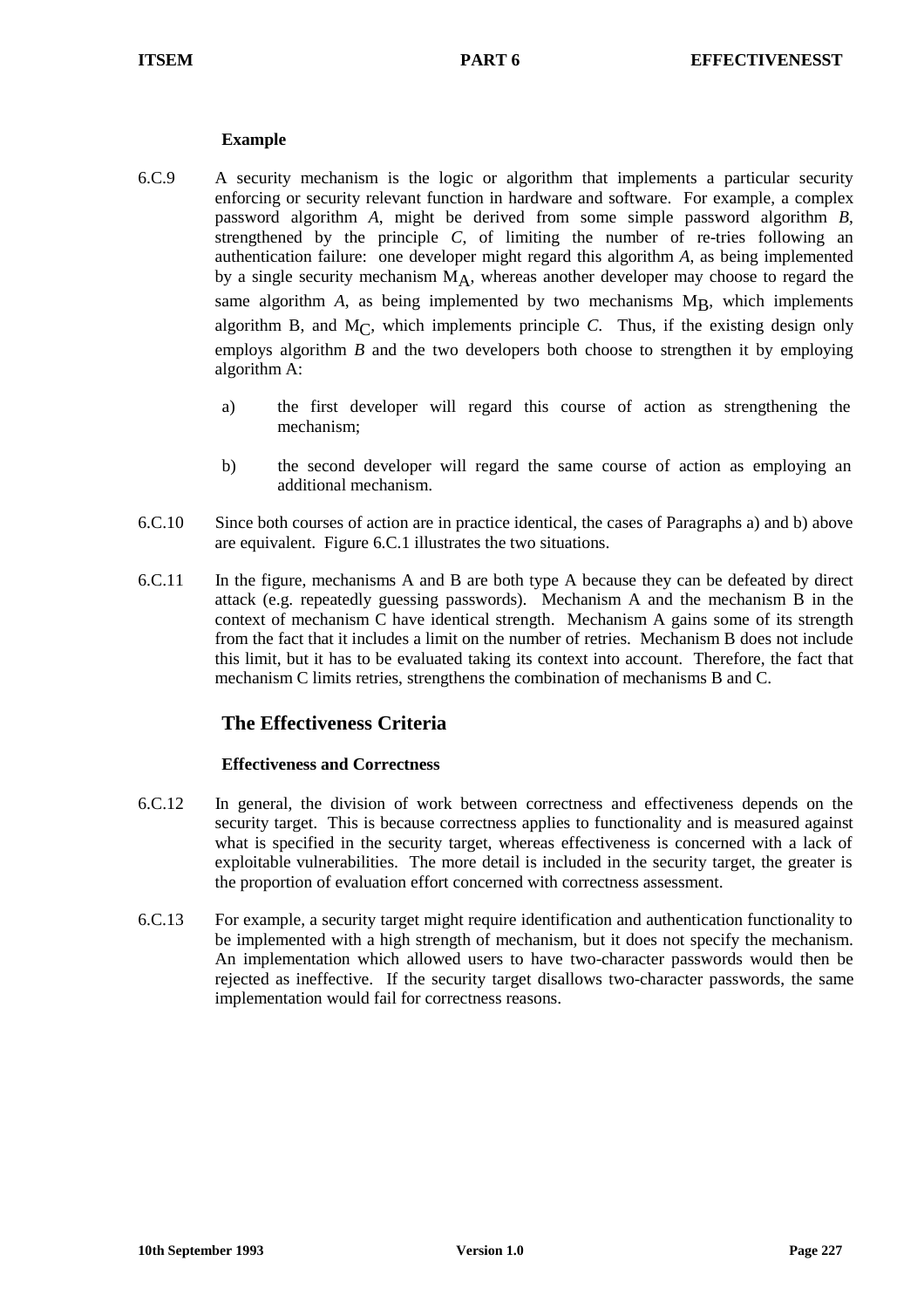### Example

6.C.9 A security mechanism is the logic or algorithm that implements a particular security enforcing or security relevant function in hardware and software. For example, a complex password algorithm *A*, might be derived from some simple password algorithm *B*, strengthened by the principle *C*, of limiting the number of re-tries following an authentication failure: one developer might regard this algorithm *A*, as being implemented by a single security mechanism $M_A$, whereas another developer may choose to regard the same algorithm *A*, as being implemented by two mechanisms $M_B$, which implements algorithm B, and $M_C$, which implements principle *C*. Thus, if the existing design only employs algorithm *B* and the two developers both choose to strengthen it by employing algorithm A:

a) the first developer will regard this course of action as strengthening the mechanism;

b) the second developer will regard the same course of action as employing an additional mechanism.

6.C.10 Since both courses of action are in practice identical, the cases of Paragraphs a) and b) above are equivalent. Figure 6.C.1 illustrates the two situations.

6.C.11 In the figure, mechanisms A and B are both type A because they can be defeated by direct attack (e.g. repeatedly guessing passwords). Mechanism A and the mechanism B in the context of mechanism C have identical strength. Mechanism A gains some of its strength from the fact that it includes a limit on the number of retries. Mechanism B does not include this limit, but it has to be evaluated taking its context into account. Therefore, the fact that mechanism C limits retries, strengthens the combination of mechanisms B and C.

## The Effectiveness Criteria

### Effectiveness and Correctness

6.C.12 In general, the division of work between correctness and effectiveness depends on the security target. This is because correctness applies to functionality and is measured against what is specified in the security target, whereas effectiveness is concerned with a lack of exploitable vulnerabilities. The more detail is included in the security target, the greater is the proportion of evaluation effort concerned with correctness assessment.

6.C.13 For example, a security target might require identification and authentication functionality to be implemented with a high strength of mechanism, but it does not specify the mechanism. An implementation which allowed users to have two-character passwords would then be rejected as ineffective. If the security target disallows two-character passwords, the same implementation would fail for correctness reasons.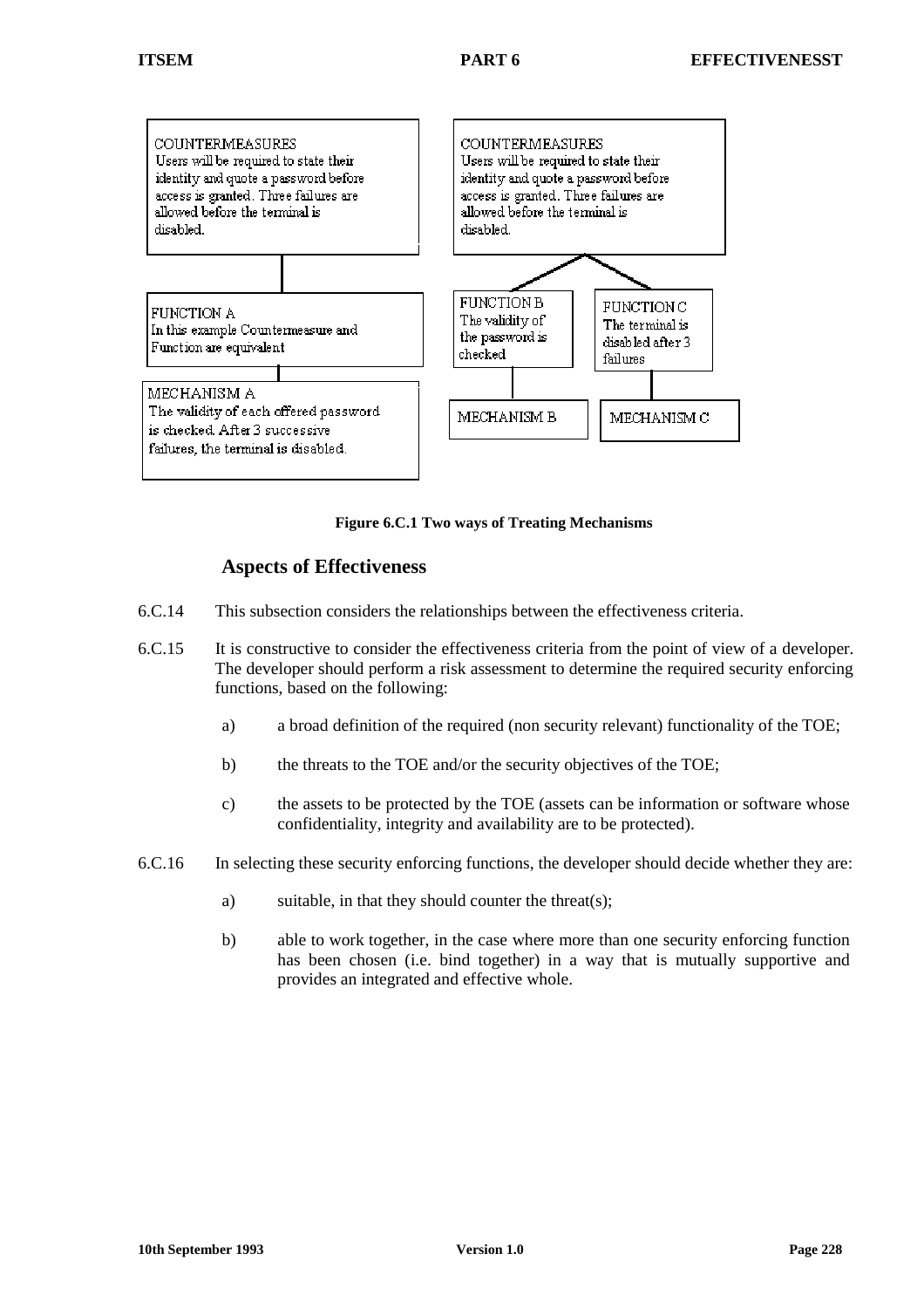COUNTERMEASURES
Users will be required to state their identity and quote a password before access is granted. Three failures are allowed before the terminal is disabled.

FUNCTION A
In this example Countermeasure and Function are equivalent

MECHANISM A
The validity of each offered password is checked. After 3 successive failures, the terminal is disabled.

COUNTERMEASURES
Users will be required to state their identity and quote a password before access is granted. Three failures are allowed before the terminal is disabled.

FUNCTION B
The validity of the password is checked

FUNCTION C
The terminal is disabled after 3 failures

MECHANISM B

MECHANISM C

**Figure 6.C.1 Two ways of Treating Mechanisms**

## Aspects of Effectiveness

6.C.14 This subsection considers the relationships between the effectiveness criteria.

6.C.15 It is constructive to consider the effectiveness criteria from the point of view of a developer. The developer should perform a risk assessment to determine the required security enforcing functions, based on the following:

- a) a broad definition of the required (non security relevant) functionality of the TOE;
- b) the threats to the TOE and/or the security objectives of the TOE;
- c) the assets to be protected by the TOE (assets can be information or software whose confidentiality, integrity and availability are to be protected).

6.C.16 In selecting these security enforcing functions, the developer should decide whether they are:

- a) suitable, in that they should counter the threat(s);
- b) able to work together, in the case where more than one security enforcing function has been chosen (i.e. bind together) in a way that is mutually supportive and provides an integrated and effective whole.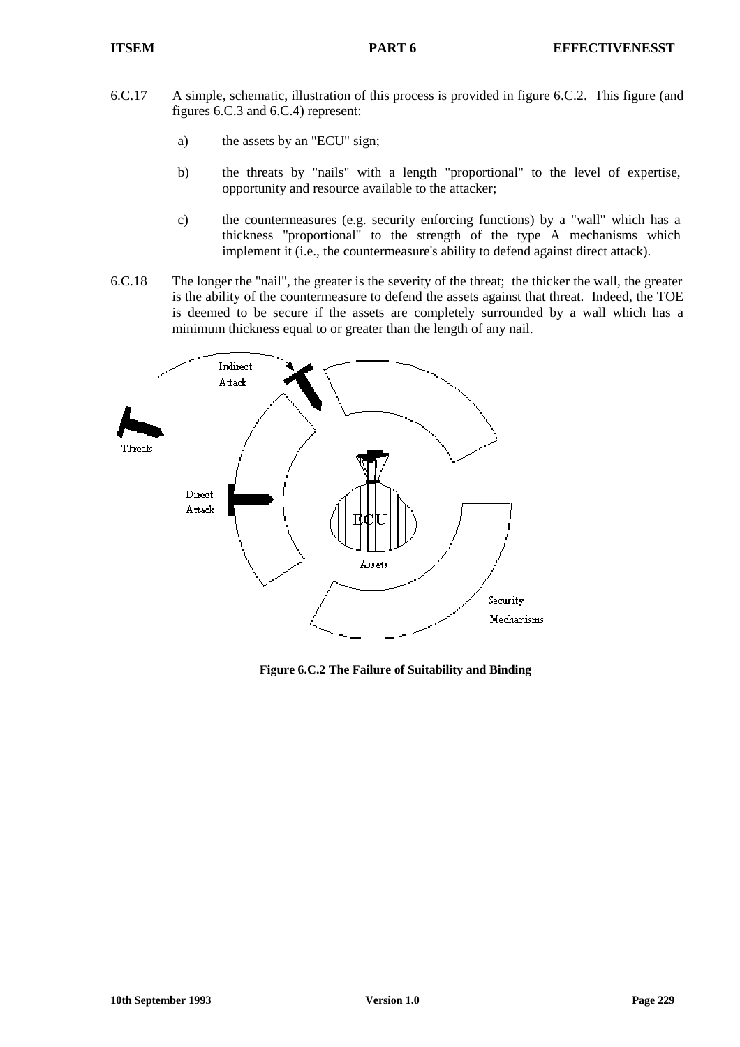6.C.17 A simple, schematic, illustration of this process is provided in figure 6.C.2. This figure (and figures 6.C.3 and 6.C.4) represent:

a) the assets by an "ECU" sign;

b) the threats by "nails" with a length "proportional" to the level of expertise, opportunity and resource available to the attacker;

c) the countermeasures (e.g. security enforcing functions) by a "wall" which has a thickness "proportional" to the strength of the type A mechanisms which implement it (i.e., the countermeasure's ability to defend against direct attack).

6.C.18 The longer the "nail", the greater is the severity of the threat; the thicker the wall, the greater is the ability of the countermeasure to defend the assets against that threat. Indeed, the TOE is deemed to be secure if the assets are completely surrounded by a wall which has a minimum thickness equal to or greater than the length of any nail.

**Figure 6.C.2 The Failure of Suitability and Binding**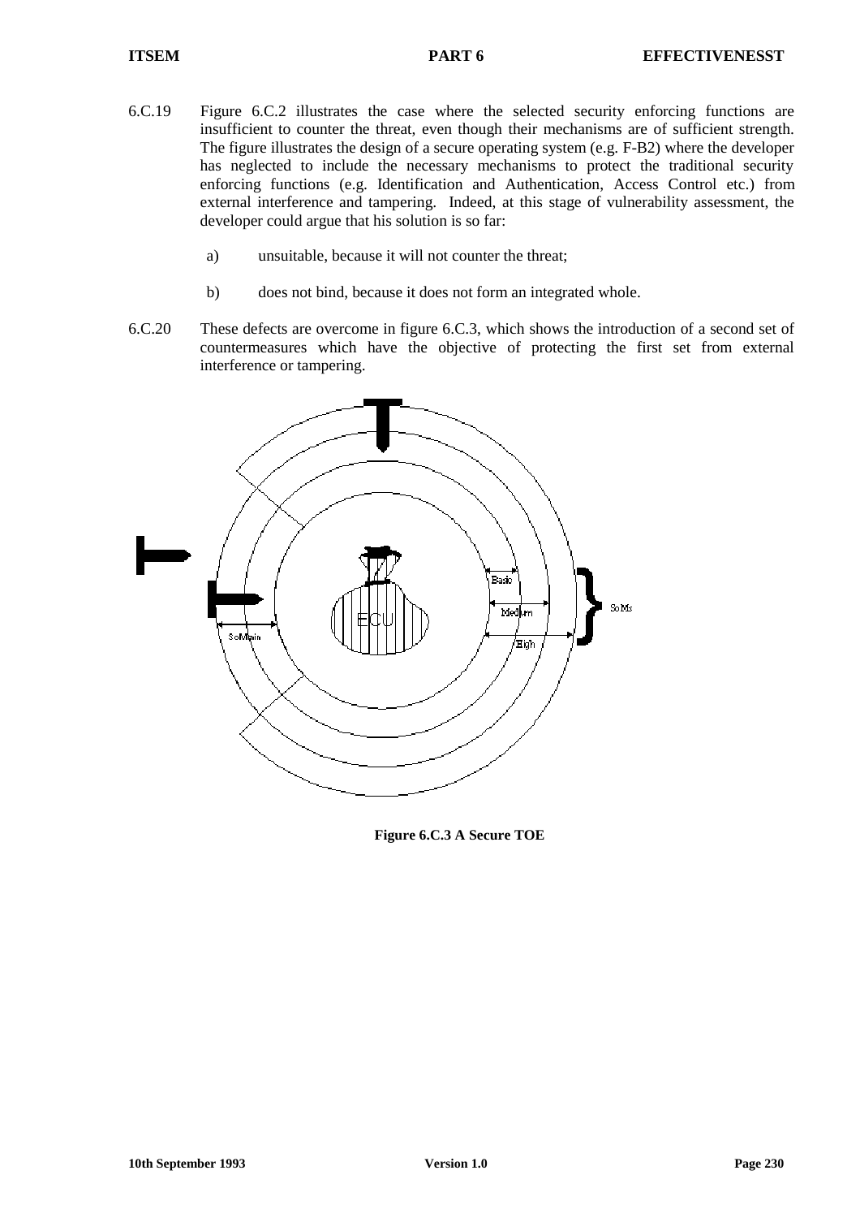6.C.19 Figure 6.C.2 illustrates the case where the selected security enforcing functions are insufficient to counter the threat, even though their mechanisms are of sufficient strength. The figure illustrates the design of a secure operating system (e.g. F-B2) where the developer has neglected to include the necessary mechanisms to protect the traditional security enforcing functions (e.g. Identification and Authentication, Access Control etc.) from external interference and tampering. Indeed, at this stage of vulnerability assessment, the developer could argue that his solution is so far:

a) unsuitable, because it will not counter the threat;

b) does not bind, because it does not form an integrated whole.

6.C.20 These defects are overcome in figure 6.C.3, which shows the introduction of a second set of countermeasures which have the objective of protecting the first set from external interference or tampering.

**Figure 6.C.3 A Secure TOE**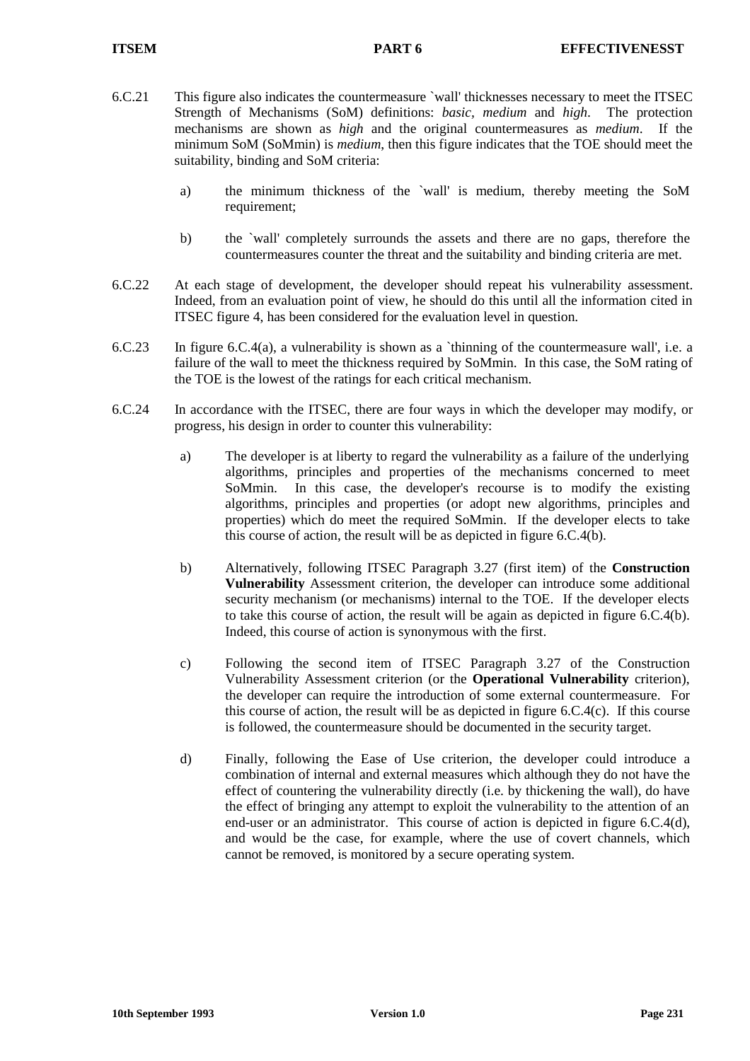6.C.21 This figure also indicates the countermeasure `wall' thicknesses necessary to meet the ITSEC Strength of Mechanisms (SoM) definitions: *basic*, *medium* and *high*. The protection mechanisms are shown as *high* and the original countermeasures as *medium*. If the minimum SoM (SoMmin) is *medium*, then this figure indicates that the TOE should meet the suitability, binding and SoM criteria:

a) the minimum thickness of the `wall' is medium, thereby meeting the SoM requirement;

b) the `wall' completely surrounds the assets and there are no gaps, therefore the countermeasures counter the threat and the suitability and binding criteria are met.

6.C.22 At each stage of development, the developer should repeat his vulnerability assessment. Indeed, from an evaluation point of view, he should do this until all the information cited in ITSEC figure 4, has been considered for the evaluation level in question.

6.C.23 In figure 6.C.4(a), a vulnerability is shown as a `thinning of the countermeasure wall', i.e. a failure of the wall to meet the thickness required by SoMmin. In this case, the SoM rating of the TOE is the lowest of the ratings for each critical mechanism.

6.C.24 In accordance with the ITSEC, there are four ways in which the developer may modify, or progress, his design in order to counter this vulnerability:

a) The developer is at liberty to regard the vulnerability as a failure of the underlying algorithms, principles and properties of the mechanisms concerned to meet SoMmin. In this case, the developer's recourse is to modify the existing algorithms, principles and properties (or adopt new algorithms, principles and properties) which do meet the required SoMmin. If the developer elects to take this course of action, the result will be as depicted in figure 6.C.4(b).

b) Alternatively, following ITSEC Paragraph 3.27 (first item) of the **Construction Vulnerability** Assessment criterion, the developer can introduce some additional security mechanism (or mechanisms) internal to the TOE. If the developer elects to take this course of action, the result will be again as depicted in figure 6.C.4(b). Indeed, this course of action is synonymous with the first.

c) Following the second item of ITSEC Paragraph 3.27 of the Construction Vulnerability Assessment criterion (or the **Operational Vulnerability** criterion), the developer can require the introduction of some external countermeasure. For this course of action, the result will be as depicted in figure 6.C.4(c). If this course is followed, the countermeasure should be documented in the security target.

d) Finally, following the Ease of Use criterion, the developer could introduce a combination of internal and external measures which although they do not have the effect of countering the vulnerability directly (i.e. by thickening the wall), do have the effect of bringing any attempt to exploit the vulnerability to the attention of an end-user or an administrator. This course of action is depicted in figure 6.C.4(d), and would be the case, for example, where the use of covert channels, which cannot be removed, is monitored by a secure operating system.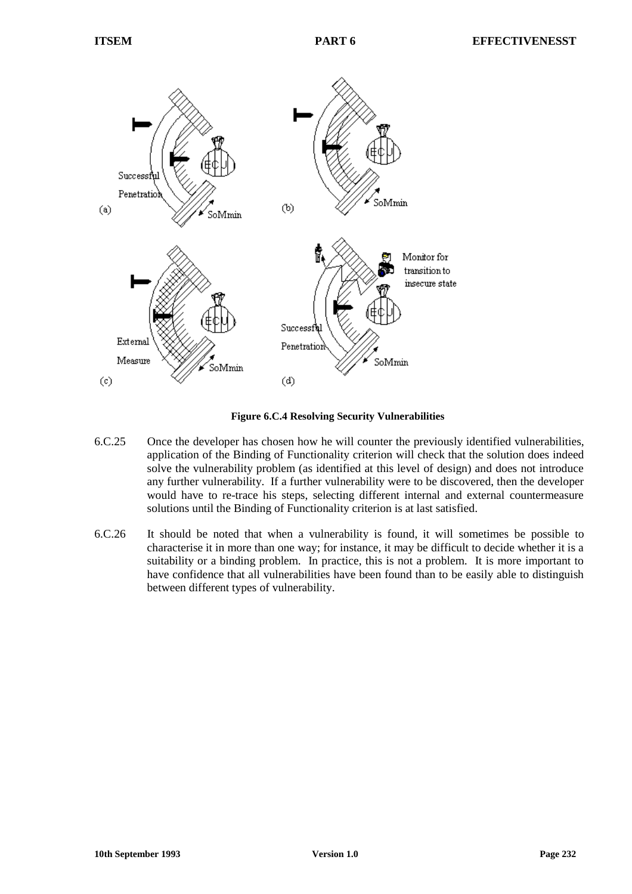**Figure 6.C.4 Resolving Security Vulnerabilities**

6.C.25 Once the developer has chosen how he will counter the previously identified vulnerabilities, application of the Binding of Functionality criterion will check that the solution does indeed solve the vulnerability problem (as identified at this level of design) and does not introduce any further vulnerability. If a further vulnerability were to be discovered, then the developer would have to re-trace his steps, selecting different internal and external countermeasure solutions until the Binding of Functionality criterion is at last satisfied.

6.C.26 It should be noted that when a vulnerability is found, it will sometimes be possible to characterise it in more than one way; for instance, it may be difficult to decide whether it is a suitability or a binding problem. In practice, this is not a problem. It is more important to have confidence that all vulnerabilities have been found than to be easily able to distinguish between different types of vulnerability.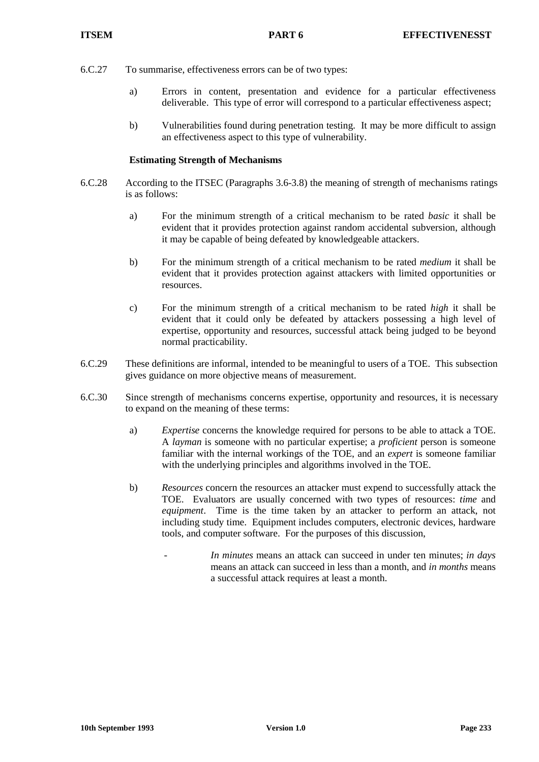6.C.27 To summarise, effectiveness errors can be of two types:

a) Errors in content, presentation and evidence for a particular effectiveness deliverable. This type of error will correspond to a particular effectiveness aspect;

b) Vulnerabilities found during penetration testing. It may be more difficult to assign an effectiveness aspect to this type of vulnerability.

**Estimating Strength of Mechanisms**

6.C.28 According to the ITSEC (Paragraphs 3.6-3.8) the meaning of strength of mechanisms ratings is as follows:

a) For the minimum strength of a critical mechanism to be rated *basic* it shall be evident that it provides protection against random accidental subversion, although it may be capable of being defeated by knowledgeable attackers.

b) For the minimum strength of a critical mechanism to be rated *medium* it shall be evident that it provides protection against attackers with limited opportunities or resources.

c) For the minimum strength of a critical mechanism to be rated *high* it shall be evident that it could only be defeated by attackers possessing a high level of expertise, opportunity and resources, successful attack being judged to be beyond normal practicability.

6.C.29 These definitions are informal, intended to be meaningful to users of a TOE. This subsection gives guidance on more objective means of measurement.

6.C.30 Since strength of mechanisms concerns expertise, opportunity and resources, it is necessary to expand on the meaning of these terms:

a) *Expertise* concerns the knowledge required for persons to be able to attack a TOE. A *layman* is someone with no particular expertise; a *proficient* person is someone familiar with the internal workings of the TOE, and an *expert* is someone familiar with the underlying principles and algorithms involved in the TOE.

b) *Resources* concern the resources an attacker must expend to successfully attack the TOE. Evaluators are usually concerned with two types of resources: *time* and *equipment*. Time is the time taken by an attacker to perform an attack, not including study time. Equipment includes computers, electronic devices, hardware tools, and computer software. For the purposes of this discussion,

- *In minutes* means an attack can succeed in under ten minutes; *in days* means an attack can succeed in less than a month, and *in months* means a successful attack requires at least a month.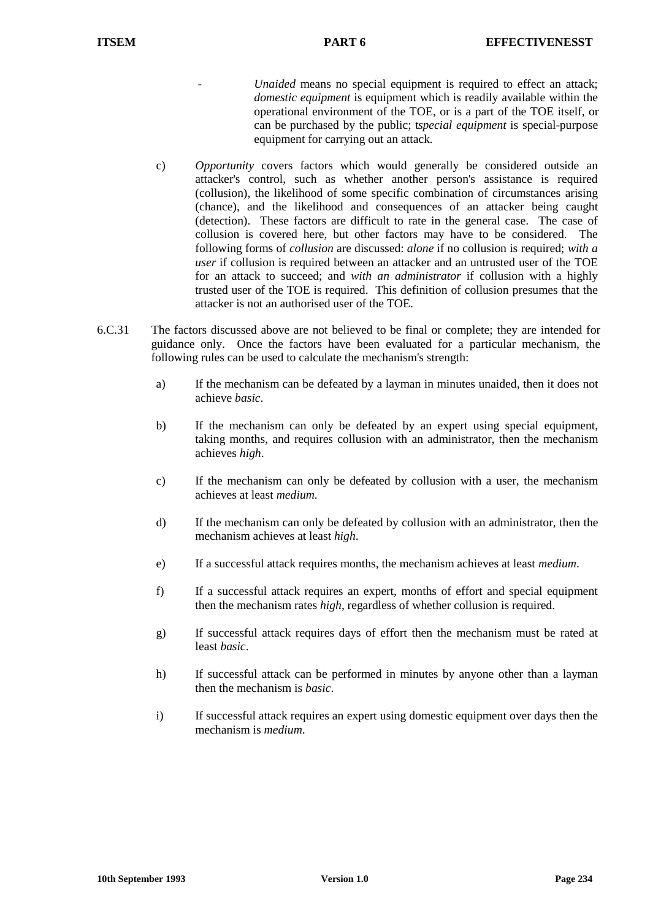- *Unaided* means no special equipment is required to effect an attack; *domestic equipment* is equipment which is readily available within the operational environment of the TOE, or is a part of the TOE itself, or can be purchased by the public; ts*pecial equipment* is special-purpose equipment for carrying out an attack.

c) *Opportunity* covers factors which would generally be considered outside an attacker's control, such as whether another person's assistance is required (collusion), the likelihood of some specific combination of circumstances arising (chance), and the likelihood and consequences of an attacker being caught (detection). These factors are difficult to rate in the general case. The case of collusion is covered here, but other factors may have to be considered. The following forms of *collusion* are discussed: *alone* if no collusion is required; *with a user* if collusion is required between an attacker and an untrusted user of the TOE for an attack to succeed; and *with an administrator* if collusion with a highly trusted user of the TOE is required. This definition of collusion presumes that the attacker is not an authorised user of the TOE.

6.C.31 The factors discussed above are not believed to be final or complete; they are intended for guidance only. Once the factors have been evaluated for a particular mechanism, the following rules can be used to calculate the mechanism's strength:

a) If the mechanism can be defeated by a layman in minutes unaided, then it does not achieve *basic*.

b) If the mechanism can only be defeated by an expert using special equipment, taking months, and requires collusion with an administrator, then the mechanism achieves *high*.

c) If the mechanism can only be defeated by collusion with a user, the mechanism achieves at least *medium*.

d) If the mechanism can only be defeated by collusion with an administrator, then the mechanism achieves at least *high*.

e) If a successful attack requires months, the mechanism achieves at least *medium*.

f) If a successful attack requires an expert, months of effort and special equipment then the mechanism rates *high*, regardless of whether collusion is required.

g) If successful attack requires days of effort then the mechanism must be rated at least *basic*.

h) If successful attack can be performed in minutes by anyone other than a layman then the mechanism is *basic*.

i) If successful attack requires an expert using domestic equipment over days then the mechanism is *medium*.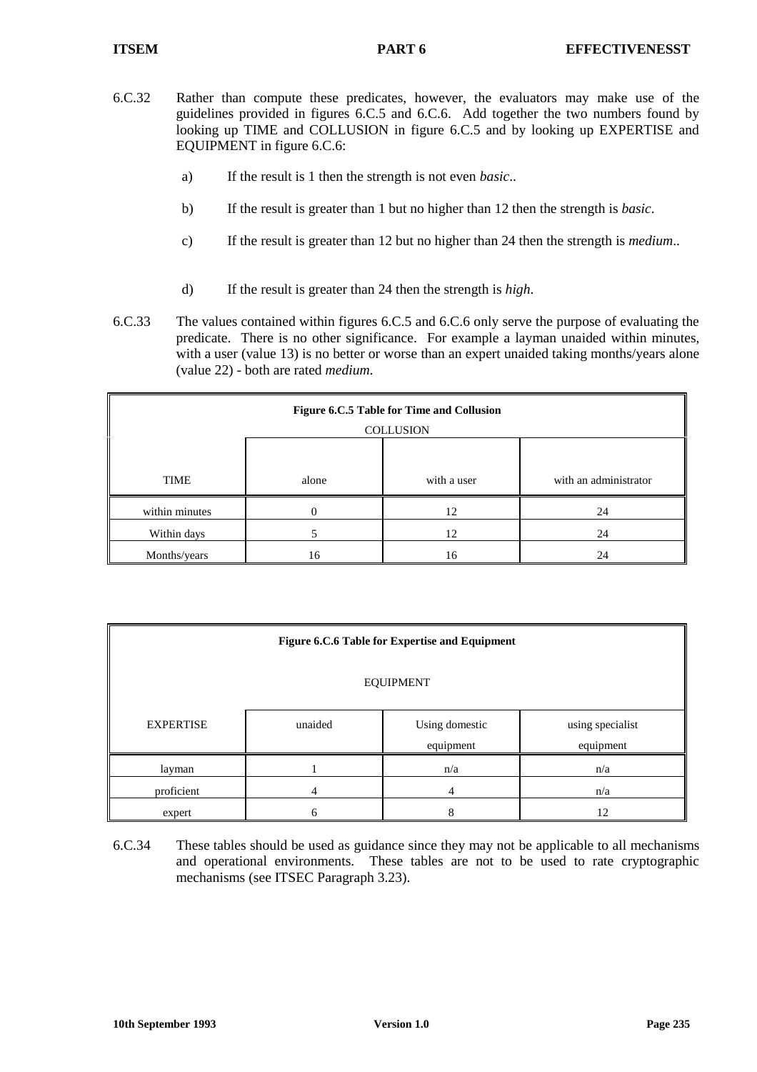6.C.32 Rather than compute these predicates, however, the evaluators may make use of the guidelines provided in figures 6.C.5 and 6.C.6. Add together the two numbers found by looking up TIME and COLLUSION in figure 6.C.5 and by looking up EXPERTISE and EQUIPMENT in figure 6.C.6:

a) If the result is 1 then the strength is not even *basic*..

b) If the result is greater than 1 but no higher than 12 then the strength is *basic*.

c) If the result is greater than 12 but no higher than 24 then the strength is *medium*..

d) If the result is greater than 24 then the strength is *high*.

6.C.33 The values contained within figures 6.C.5 and 6.C.6 only serve the purpose of evaluating the predicate. There is no other significance. For example a layman unaided within minutes, with a user (value 13) is no better or worse than an expert unaided taking months/years alone (value 22) - both are rated *medium*.

**Figure 6.C.5 Table for Time and Collusion**

| | COLLUSION | | |
|---|---|---|---|
| TIME | alone | with a user | with an administrator |
| within minutes | 0 | 12 | 24 |
| Within days | 5 | 12 | 24 |
| Months/years | 16 | 16 | 24 |

**Figure 6.C.6 Table for Expertise and Equipment**

| | EQUIPMENT | | |
|---|---|---|---|
| EXPERTISE | unaided | Using domestic equipment | using specialist equipment |
| layman | 1 | n/a | n/a |
| proficient | 4 | 4 | n/a |
| expert | 6 | 8 | 12 |

6.C.34 These tables should be used as guidance since they may not be applicable to all mechanisms and operational environments. These tables are not to be used to rate cryptographic mechanisms (see ITSEC Paragraph 3.23).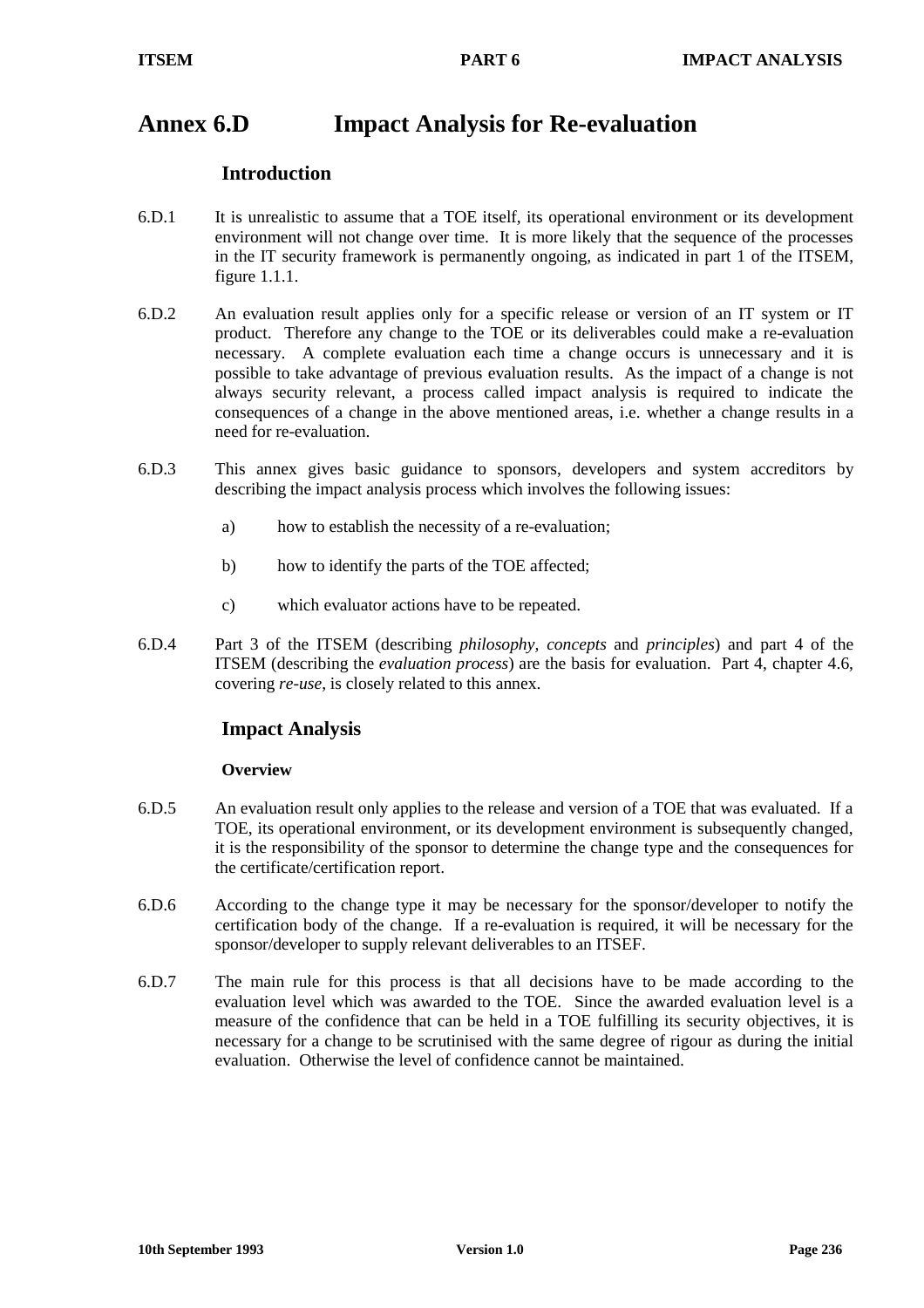# Annex 6.D Impact Analysis for Re-evaluation

## Introduction

6.D.1 It is unrealistic to assume that a TOE itself, its operational environment or its development environment will not change over time. It is more likely that the sequence of the processes in the IT security framework is permanently ongoing, as indicated in part 1 of the ITSEM, figure 1.1.1.

6.D.2 An evaluation result applies only for a specific release or version of an IT system or IT product. Therefore any change to the TOE or its deliverables could make a re-evaluation necessary. A complete evaluation each time a change occurs is unnecessary and it is possible to take advantage of previous evaluation results. As the impact of a change is not always security relevant, a process called impact analysis is required to indicate the consequences of a change in the above mentioned areas, i.e. whether a change results in a need for re-evaluation.

6.D.3 This annex gives basic guidance to sponsors, developers and system accreditors by describing the impact analysis process which involves the following issues:

a) how to establish the necessity of a re-evaluation;

b) how to identify the parts of the TOE affected;

c) which evaluator actions have to be repeated.

6.D.4 Part 3 of the ITSEM (describing *philosophy, concepts* and *principles*) and part 4 of the ITSEM (describing the *evaluation process*) are the basis for evaluation. Part 4, chapter 4.6, covering *re-use*, is closely related to this annex.

## Impact Analysis

### Overview

6.D.5 An evaluation result only applies to the release and version of a TOE that was evaluated. If a TOE, its operational environment, or its development environment is subsequently changed, it is the responsibility of the sponsor to determine the change type and the consequences for the certificate/certification report.

6.D.6 According to the change type it may be necessary for the sponsor/developer to notify the certification body of the change. If a re-evaluation is required, it will be necessary for the sponsor/developer to supply relevant deliverables to an ITSEF.

6.D.7 The main rule for this process is that all decisions have to be made according to the evaluation level which was awarded to the TOE. Since the awarded evaluation level is a measure of the confidence that can be held in a TOE fulfilling its security objectives, it is necessary for a change to be scrutinised with the same degree of rigour as during the initial evaluation. Otherwise the level of confidence cannot be maintained.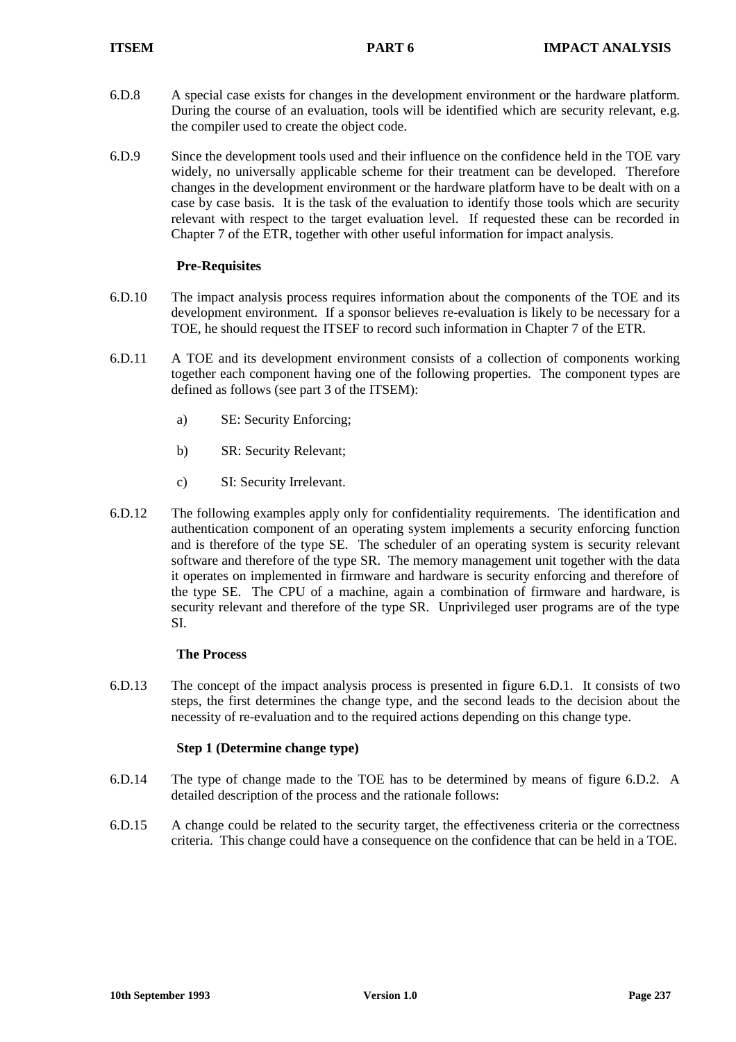6.D.8 A special case exists for changes in the development environment or the hardware platform. During the course of an evaluation, tools will be identified which are security relevant, e.g. the compiler used to create the object code.

6.D.9 Since the development tools used and their influence on the confidence held in the TOE vary widely, no universally applicable scheme for their treatment can be developed. Therefore changes in the development environment or the hardware platform have to be dealt with on a case by case basis. It is the task of the evaluation to identify those tools which are security relevant with respect to the target evaluation level. If requested these can be recorded in Chapter 7 of the ETR, together with other useful information for impact analysis.

### Pre-Requisites

6.D.10 The impact analysis process requires information about the components of the TOE and its development environment. If a sponsor believes re-evaluation is likely to be necessary for a TOE, he should request the ITSEF to record such information in Chapter 7 of the ETR.

6.D.11 A TOE and its development environment consists of a collection of components working together each component having one of the following properties. The component types are defined as follows (see part 3 of the ITSEM):

a) SE: Security Enforcing;

b) SR: Security Relevant;

c) SI: Security Irrelevant.

6.D.12 The following examples apply only for confidentiality requirements. The identification and authentication component of an operating system implements a security enforcing function and is therefore of the type SE. The scheduler of an operating system is security relevant software and therefore of the type SR. The memory management unit together with the data it operates on implemented in firmware and hardware is security enforcing and therefore of the type SE. The CPU of a machine, again a combination of firmware and hardware, is security relevant and therefore of the type SR. Unprivileged user programs are of the type SI.

### The Process

6.D.13 The concept of the impact analysis process is presented in figure 6.D.1. It consists of two steps, the first determines the change type, and the second leads to the decision about the necessity of re-evaluation and to the required actions depending on this change type.

### Step 1 (Determine change type)

6.D.14 The type of change made to the TOE has to be determined by means of figure 6.D.2. A detailed description of the process and the rationale follows:

6.D.15 A change could be related to the security target, the effectiveness criteria or the correctness criteria. This change could have a consequence on the confidence that can be held in a TOE.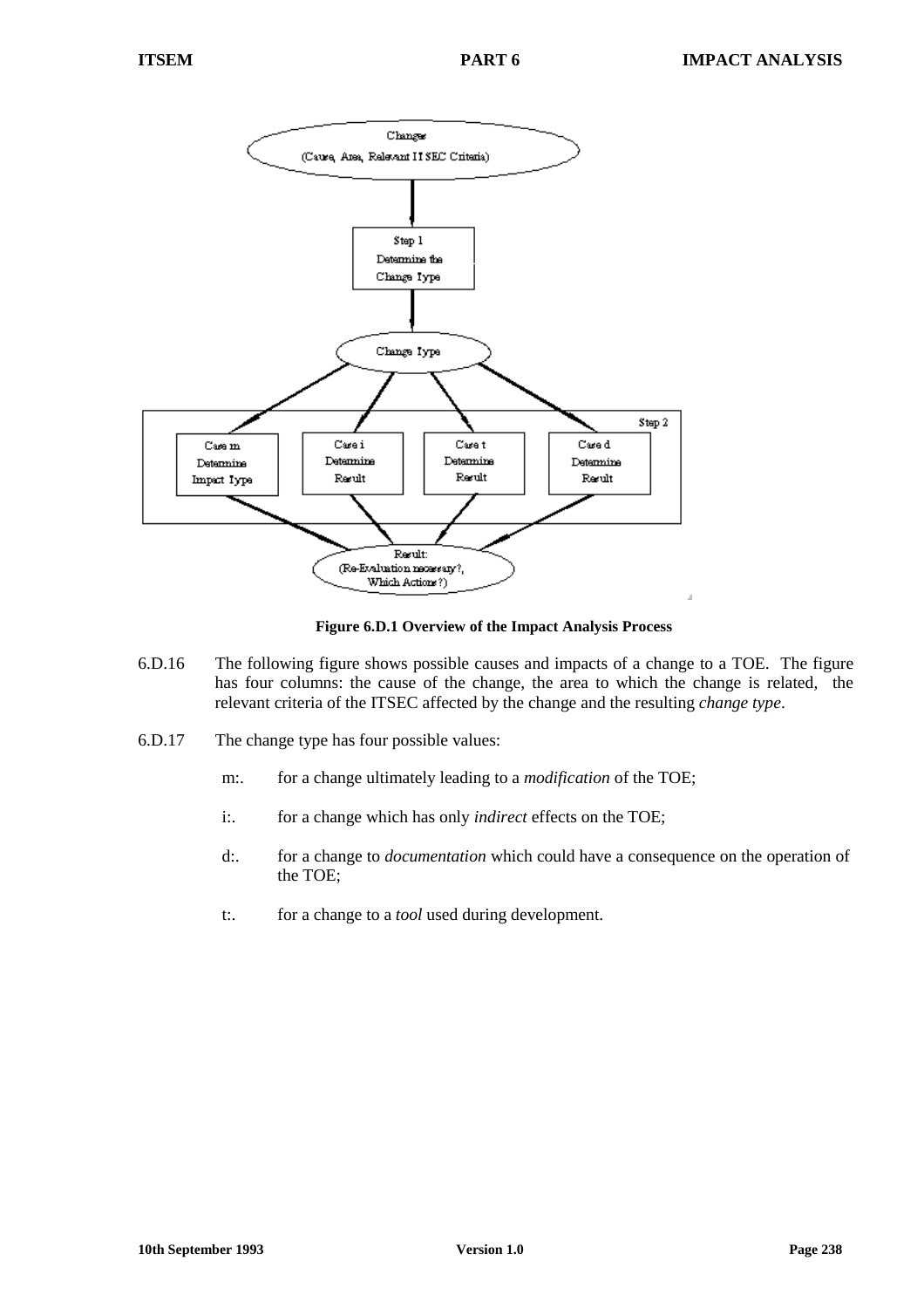Changes
(Cause, Area, Relevant ITSEC Criteria)

Step 1
Determine the
Change Type

Change Type

Step 2

Case m
Determine
Impact Type

Case i
Determine
Result

Case t
Determine
Result

Case d
Determine
Result

Result:
(Re-Evaluation necessary?,
Which Actions?)

**Figure 6.D.1 Overview of the Impact Analysis Process**

6.D.16 The following figure shows possible causes and impacts of a change to a TOE. The figure has four columns: the cause of the change, the area to which the change is related, the relevant criteria of the ITSEC affected by the change and the resulting *change type*.

6.D.17 The change type has four possible values:

m:. for a change ultimately leading to a *modification* of the TOE;

i:. for a change which has only *indirect* effects on the TOE;

d:. for a change to *documentation* which could have a consequence on the operation of the TOE;

t:. for a change to a *tool* used during development.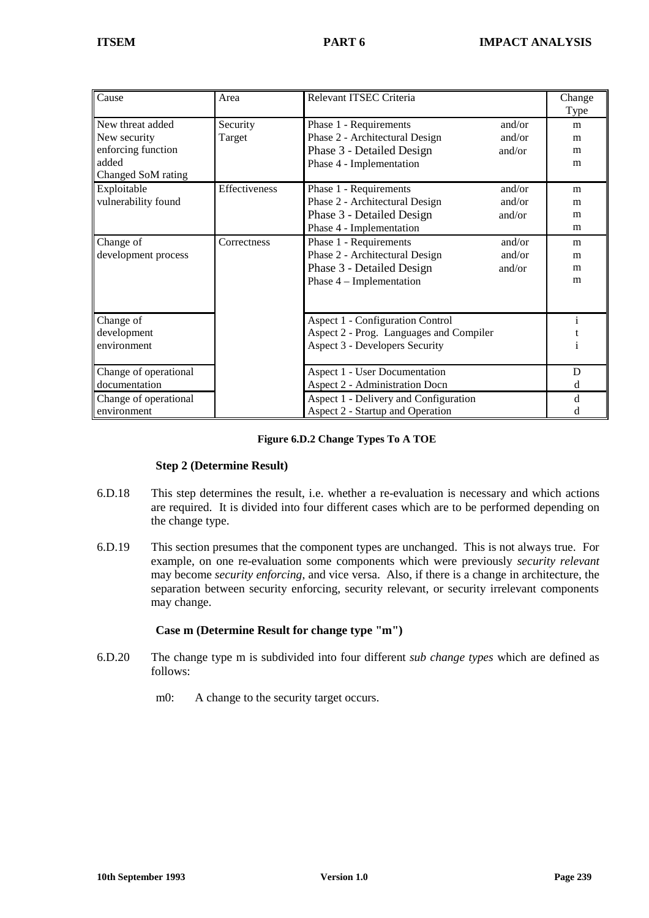| Cause | Area | Relevant ITSEC Criteria | | Change Type |
|---|---|---|---|---|
| New threat added<br>New security enforcing function added<br>Changed SoM rating | Security Target | Phase 1 - Requirements<br>Phase 2 - Architectural Design<br>Phase 3 - Detailed Design<br>Phase 4 - Implementation | and/or<br>and/or<br>and/or | m<br>m<br>m<br>m |
| Exploitable vulnerability found | Effectiveness | Phase 1 - Requirements<br>Phase 2 - Architectural Design<br>Phase 3 - Detailed Design<br>Phase 4 - Implementation | and/or<br>and/or<br>and/or | m<br>m<br>m<br>m |
| Change of development process | Correctness | Phase 1 - Requirements<br>Phase 2 - Architectural Design<br>Phase 3 - Detailed Design<br>Phase 4 – Implementation | and/or<br>and/or<br>and/or | m<br>m<br>m<br>m |
| Change of development environment | | Aspect 1 - Configuration Control<br>Aspect 2 - Prog. Languages and Compiler<br>Aspect 3 - Developers Security | | i<br>t<br>i |
| Change of operational documentation | | Aspect 1 - User Documentation<br>Aspect 2 - Administration Docn | | D<br>d |
| Change of operational environment | | Aspect 1 - Delivery and Configuration<br>Aspect 2 - Startup and Operation | | d<br>d |

**Figure 6.D.2 Change Types To A TOE**

**Step 2 (Determine Result)**

6.D.18 This step determines the result, i.e. whether a re-evaluation is necessary and which actions are required. It is divided into four different cases which are to be performed depending on the change type.

6.D.19 This section presumes that the component types are unchanged. This is not always true. For example, on one re-evaluation some components which were previously *security relevant* may become *security enforcing*, and vice versa. Also, if there is a change in architecture, the separation between security enforcing, security relevant, or security irrelevant components may change.

**Case m (Determine Result for change type "m")**

6.D.20 The change type m is subdivided into four different *sub change types* which are defined as follows:

m0: A change to the security target occurs.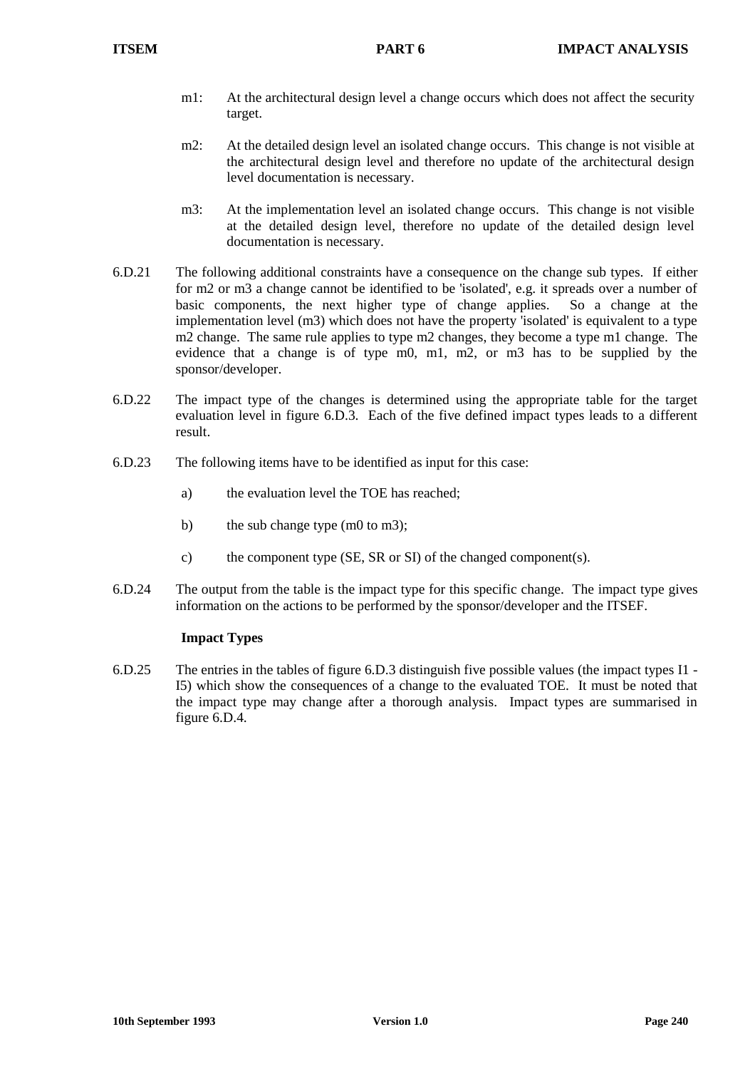m1: At the architectural design level a change occurs which does not affect the security target.

m2: At the detailed design level an isolated change occurs. This change is not visible at the architectural design level and therefore no update of the architectural design level documentation is necessary.

m3: At the implementation level an isolated change occurs. This change is not visible at the detailed design level, therefore no update of the detailed design level documentation is necessary.

6.D.21 The following additional constraints have a consequence on the change sub types. If either for m2 or m3 a change cannot be identified to be 'isolated', e.g. it spreads over a number of basic components, the next higher type of change applies. So a change at the implementation level (m3) which does not have the property 'isolated' is equivalent to a type m2 change. The same rule applies to type m2 changes, they become a type m1 change. The evidence that a change is of type m0, m1, m2, or m3 has to be supplied by the sponsor/developer.

6.D.22 The impact type of the changes is determined using the appropriate table for the target evaluation level in figure 6.D.3. Each of the five defined impact types leads to a different result.

6.D.23 The following items have to be identified as input for this case:

a) the evaluation level the TOE has reached;

b) the sub change type (m0 to m3);

c) the component type (SE, SR or SI) of the changed component(s).

6.D.24 The output from the table is the impact type for this specific change. The impact type gives information on the actions to be performed by the sponsor/developer and the ITSEF.

**Impact Types**

6.D.25 The entries in the tables of figure 6.D.3 distinguish five possible values (the impact types I1 - I5) which show the consequences of a change to the evaluated TOE. It must be noted that the impact type may change after a thorough analysis. Impact types are summarised in figure 6.D.4.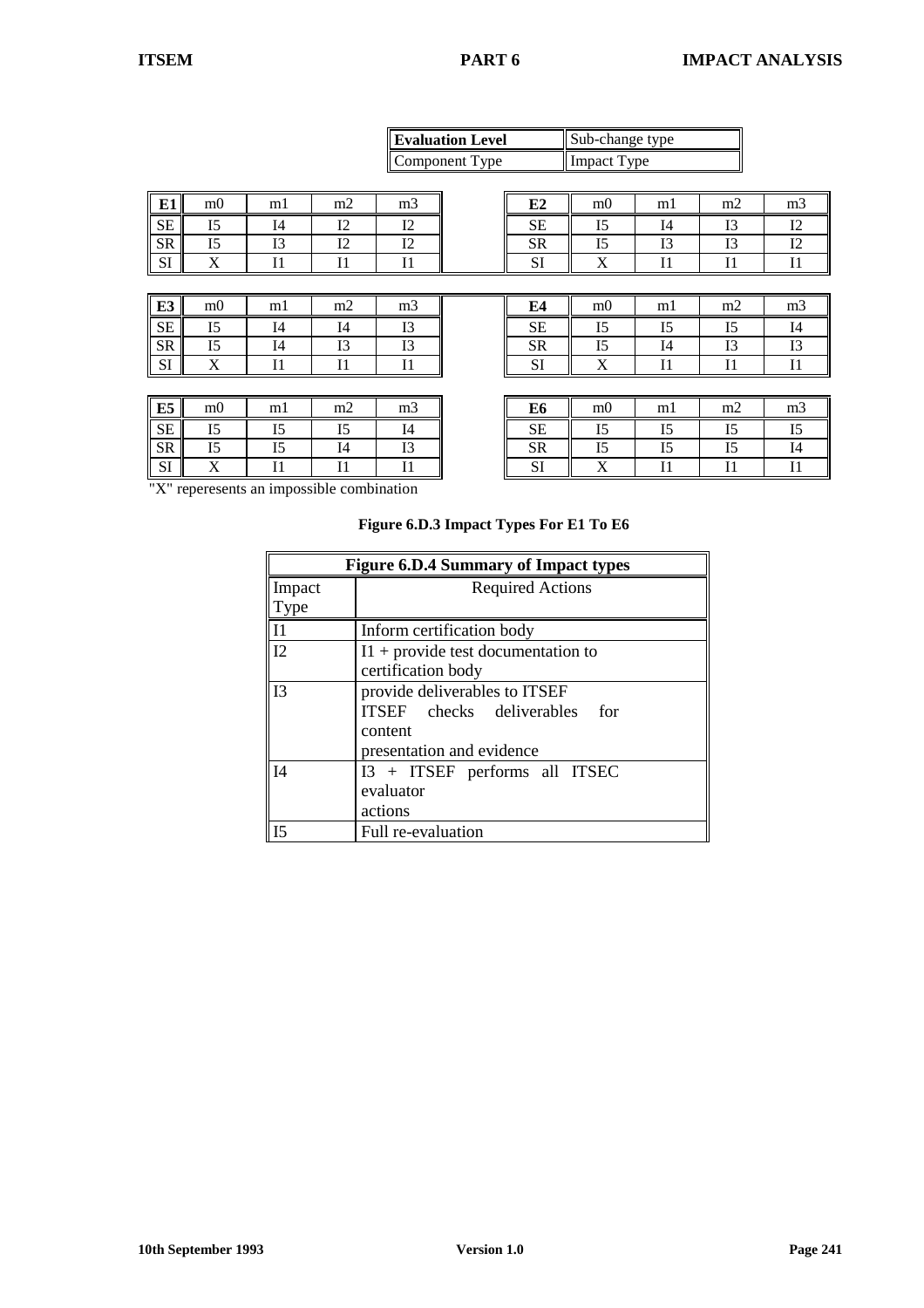| Evaluation Level | Sub-change type |
|---|---|
| Component Type | Impact Type |

| **E1** | m0 | m1 | m2 | m3 |
|---|---|---|---|---|
| SE | I5 | I4 | I2 | I2 |
| SR | I5 | I3 | I2 | I2 |
| SI | X | I1 | I1 | I1 |

| **E2** | m0 | m1 | m2 | m3 |
|---|---|---|---|---|
| SE | I5 | I4 | I3 | I2 |
| SR | I5 | I3 | I3 | I2 |
| SI | X | I1 | I1 | I1 |

| **E3** | m0 | m1 | m2 | m3 |
|---|---|---|---|---|
| SE | I5 | I4 | I4 | I3 |
| SR | I5 | I4 | I3 | I3 |
| SI | X | I1 | I1 | I1 |

| **E4** | m0 | m1 | m2 | m3 |
|---|---|---|---|---|
| SE | I5 | I5 | I5 | I4 |
| SR | I5 | I4 | I3 | I3 |
| SI | X | I1 | I1 | I1 |

| **E5** | m0 | m1 | m2 | m3 |
|---|---|---|---|---|
| SE | I5 | I5 | I5 | I4 |
| SR | I5 | I5 | I4 | I3 |
| SI | X | I1 | I1 | I1 |

| **E6** | m0 | m1 | m2 | m3 |
|---|---|---|---|---|
| SE | I5 | I5 | I5 | I5 |
| SR | I5 | I5 | I5 | I4 |
| SI | X | I1 | I1 | I1 |

"X" reperesents an impossible combination

**Figure 6.D.3 Impact Types For E1 To E6**

**Figure 6.D.4 Summary of Impact types**

| Impact Type | Required Actions |
|---|---|
| I1 | Inform certification body |
| I2 | I1 + provide test documentation to certification body |
| I3 | provide deliverables to ITSEF<br>ITSEF checks deliverables for content<br>presentation and evidence |
| I4 | I3 + ITSEF performs all ITSEC evaluator actions |
| I5 | Full re-evaluation |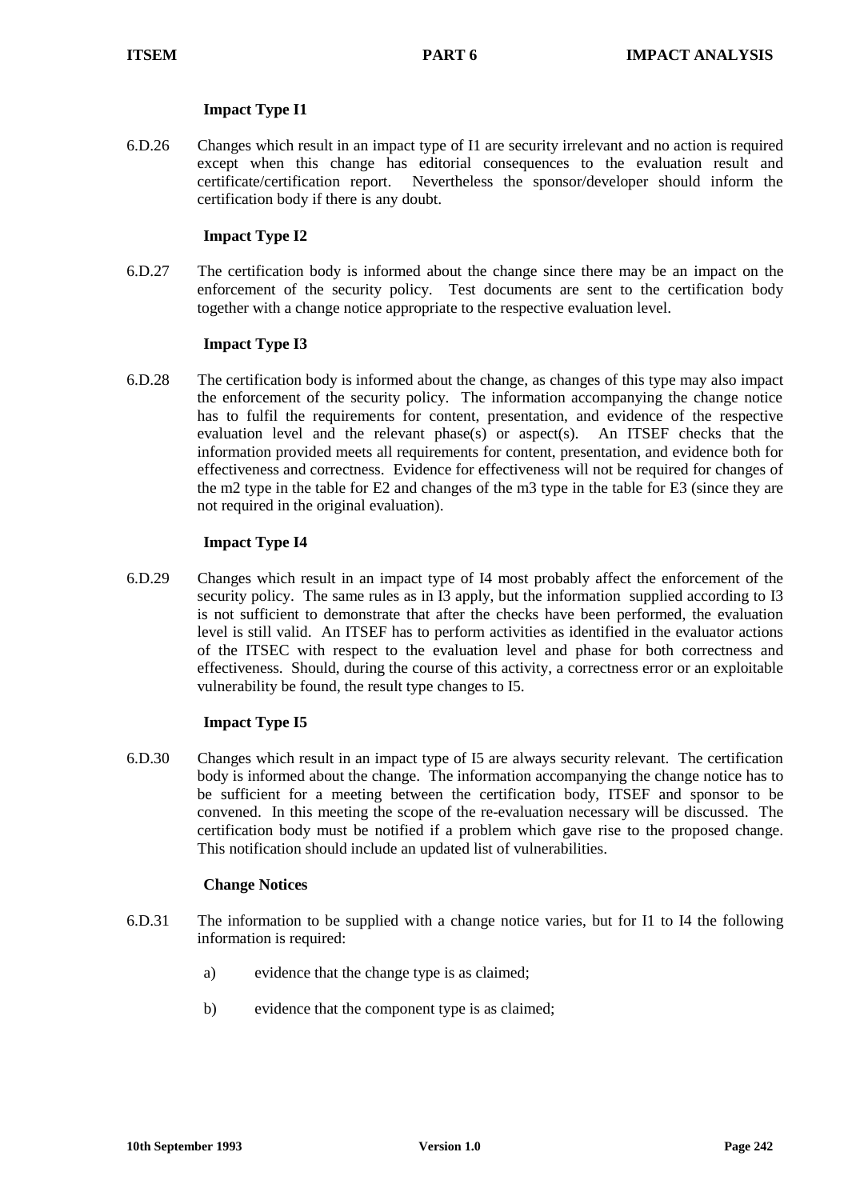#### Impact Type I1

6.D.26 Changes which result in an impact type of I1 are security irrelevant and no action is required except when this change has editorial consequences to the evaluation result and certificate/certification report. Nevertheless the sponsor/developer should inform the certification body if there is any doubt.

#### Impact Type I2

6.D.27 The certification body is informed about the change since there may be an impact on the enforcement of the security policy. Test documents are sent to the certification body together with a change notice appropriate to the respective evaluation level.

#### Impact Type I3

6.D.28 The certification body is informed about the change, as changes of this type may also impact the enforcement of the security policy. The information accompanying the change notice has to fulfil the requirements for content, presentation, and evidence of the respective evaluation level and the relevant phase(s) or aspect(s). An ITSEF checks that the information provided meets all requirements for content, presentation, and evidence both for effectiveness and correctness. Evidence for effectiveness will not be required for changes of the m2 type in the table for E2 and changes of the m3 type in the table for E3 (since they are not required in the original evaluation).

#### Impact Type I4

6.D.29 Changes which result in an impact type of I4 most probably affect the enforcement of the security policy. The same rules as in I3 apply, but the information supplied according to I3 is not sufficient to demonstrate that after the checks have been performed, the evaluation level is still valid. An ITSEF has to perform activities as identified in the evaluator actions of the ITSEC with respect to the evaluation level and phase for both correctness and effectiveness. Should, during the course of this activity, a correctness error or an exploitable vulnerability be found, the result type changes to I5.

#### Impact Type I5

6.D.30 Changes which result in an impact type of I5 are always security relevant. The certification body is informed about the change. The information accompanying the change notice has to be sufficient for a meeting between the certification body, ITSEF and sponsor to be convened. In this meeting the scope of the re-evaluation necessary will be discussed. The certification body must be notified if a problem which gave rise to the proposed change. This notification should include an updated list of vulnerabilities.

#### Change Notices

6.D.31 The information to be supplied with a change notice varies, but for I1 to I4 the following information is required:

a) evidence that the change type is as claimed;

b) evidence that the component type is as claimed;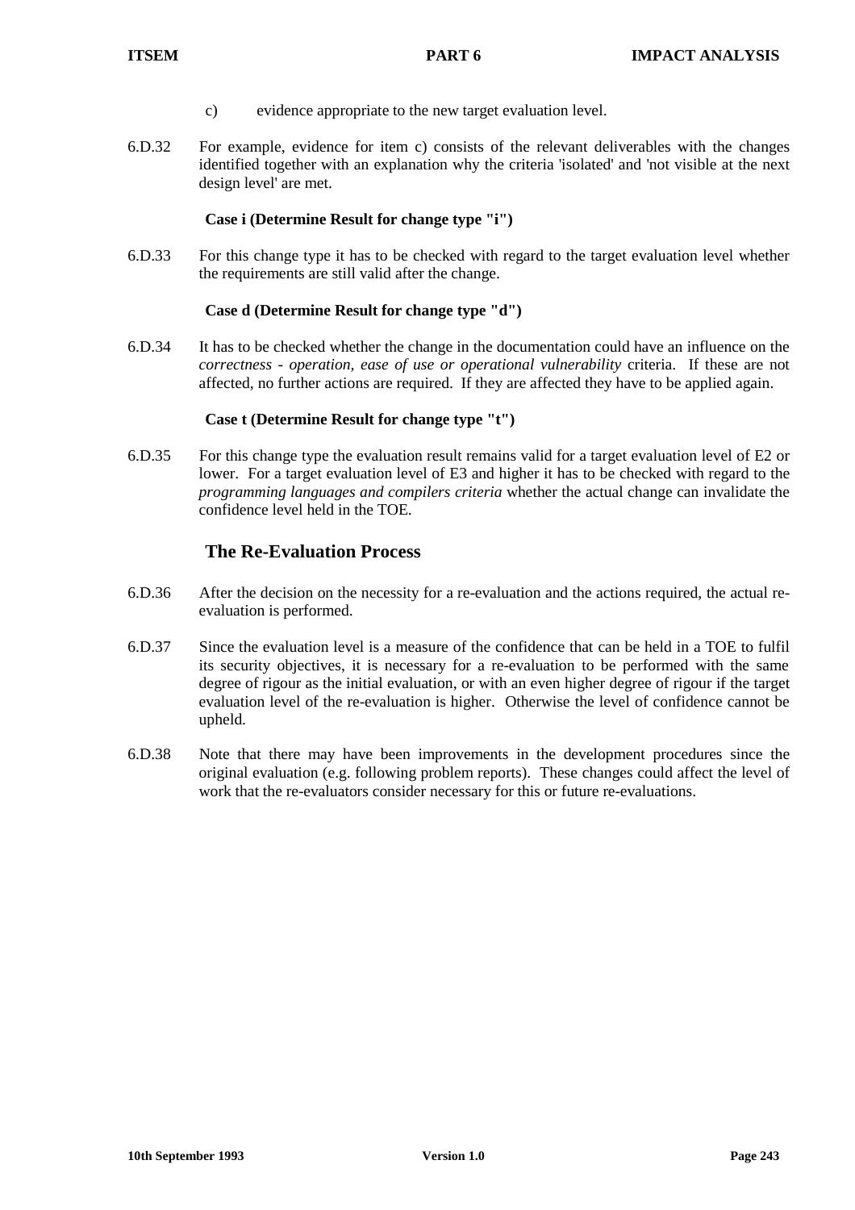c) evidence appropriate to the new target evaluation level.

6.D.32 For example, evidence for item c) consists of the relevant deliverables with the changes identified together with an explanation why the criteria 'isolated' and 'not visible at the next design level' are met.

**Case i (Determine Result for change type "i")**

6.D.33 For this change type it has to be checked with regard to the target evaluation level whether the requirements are still valid after the change.

**Case d (Determine Result for change type "d")**

6.D.34 It has to be checked whether the change in the documentation could have an influence on the *correctness - operation, ease of use or operational vulnerability* criteria. If these are not affected, no further actions are required. If they are affected they have to be applied again.

**Case t (Determine Result for change type "t")**

6.D.35 For this change type the evaluation result remains valid for a target evaluation level of E2 or lower. For a target evaluation level of E3 and higher it has to be checked with regard to the *programming languages and compilers criteria* whether the actual change can invalidate the confidence level held in the TOE.

## The Re-Evaluation Process

6.D.36 After the decision on the necessity for a re-evaluation and the actions required, the actual re-evaluation is performed.

6.D.37 Since the evaluation level is a measure of the confidence that can be held in a TOE to fulfil its security objectives, it is necessary for a re-evaluation to be performed with the same degree of rigour as the initial evaluation, or with an even higher degree of rigour if the target evaluation level of the re-evaluation is higher. Otherwise the level of confidence cannot be upheld.

6.D.38 Note that there may have been improvements in the development procedures since the original evaluation (e.g. following problem reports). These changes could affect the level of work that the re-evaluators consider necessary for this or future re-evaluations.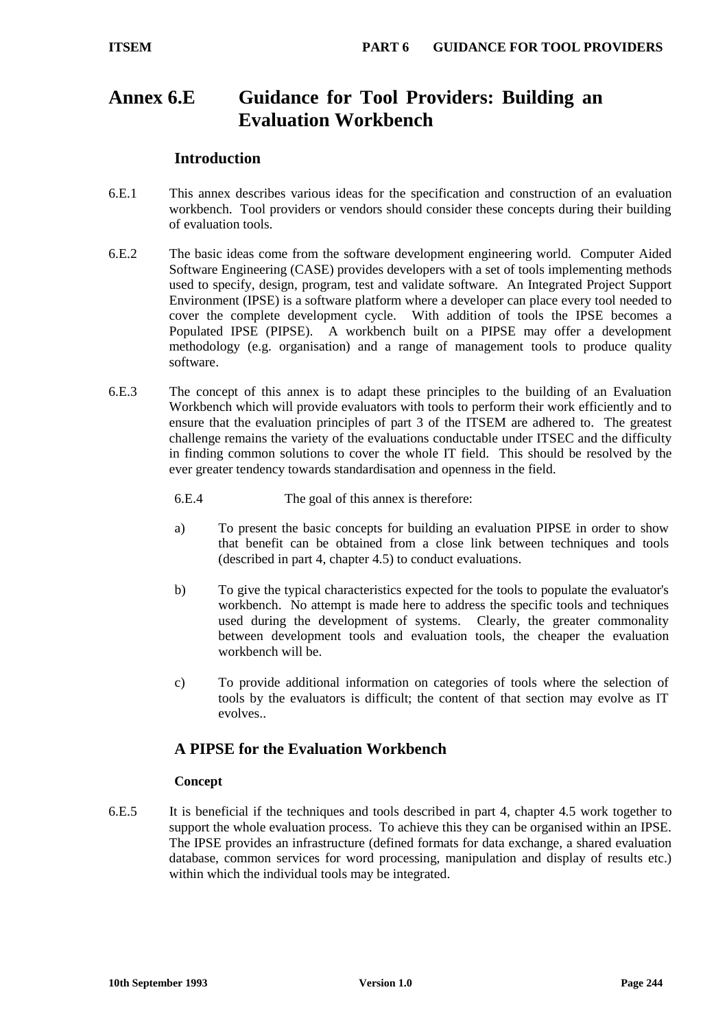# Annex 6.E Guidance for Tool Providers: Building an Evaluation Workbench

## Introduction

6.E.1 This annex describes various ideas for the specification and construction of an evaluation workbench. Tool providers or vendors should consider these concepts during their building of evaluation tools.

6.E.2 The basic ideas come from the software development engineering world. Computer Aided Software Engineering (CASE) provides developers with a set of tools implementing methods used to specify, design, program, test and validate software. An Integrated Project Support Environment (IPSE) is a software platform where a developer can place every tool needed to cover the complete development cycle. With addition of tools the IPSE becomes a Populated IPSE (PIPSE). A workbench built on a PIPSE may offer a development methodology (e.g. organisation) and a range of management tools to produce quality software.

6.E.3 The concept of this annex is to adapt these principles to the building of an Evaluation Workbench which will provide evaluators with tools to perform their work efficiently and to ensure that the evaluation principles of part 3 of the ITSEM are adhered to. The greatest challenge remains the variety of the evaluations conductable under ITSEC and the difficulty in finding common solutions to cover the whole IT field. This should be resolved by the ever greater tendency towards standardisation and openness in the field.

6.E.4 The goal of this annex is therefore:

a) To present the basic concepts for building an evaluation PIPSE in order to show that benefit can be obtained from a close link between techniques and tools (described in part 4, chapter 4.5) to conduct evaluations.

b) To give the typical characteristics expected for the tools to populate the evaluator's workbench. No attempt is made here to address the specific tools and techniques used during the development of systems. Clearly, the greater commonality between development tools and evaluation tools, the cheaper the evaluation workbench will be.

c) To provide additional information on categories of tools where the selection of tools by the evaluators is difficult; the content of that section may evolve as IT evolves..

## A PIPSE for the Evaluation Workbench

### Concept

6.E.5 It is beneficial if the techniques and tools described in part 4, chapter 4.5 work together to support the whole evaluation process. To achieve this they can be organised within an IPSE. The IPSE provides an infrastructure (defined formats for data exchange, a shared evaluation database, common services for word processing, manipulation and display of results etc.) within which the individual tools may be integrated.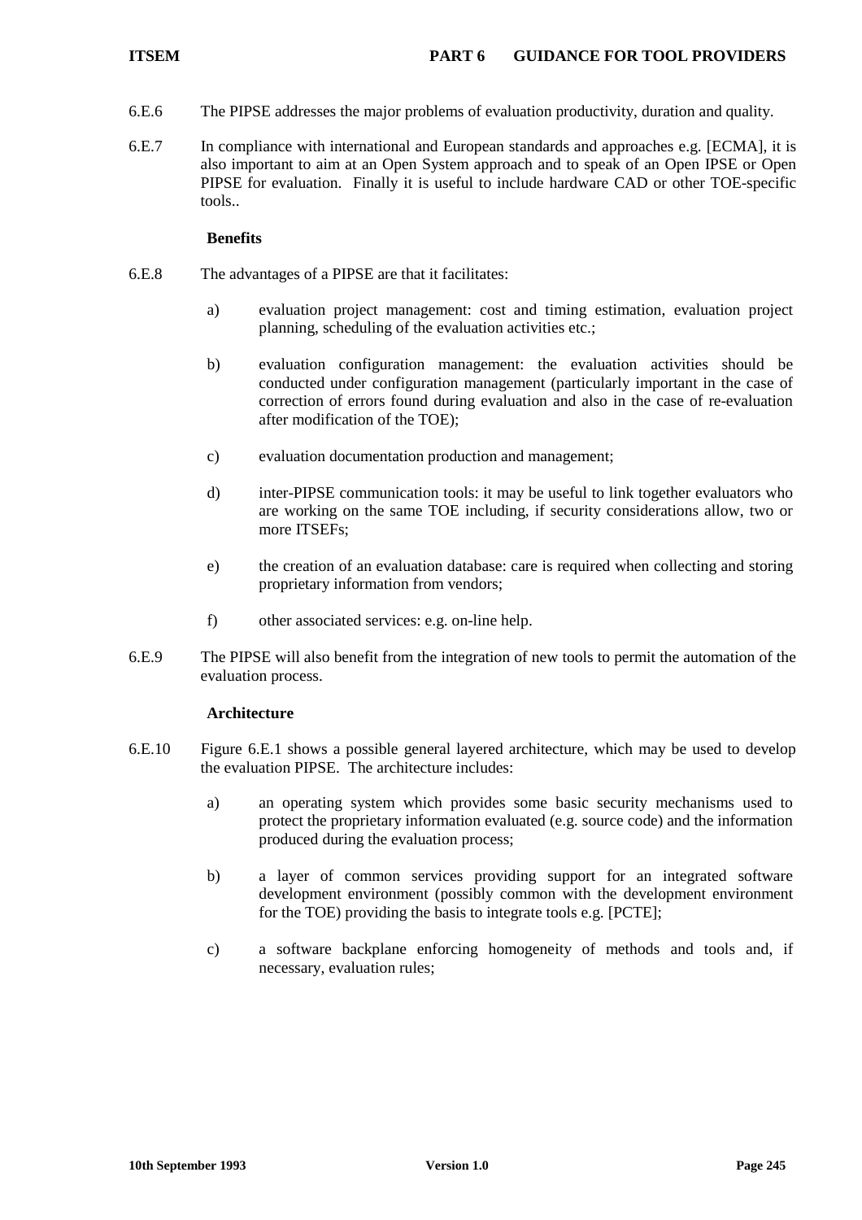6.E.6 The PIPSE addresses the major problems of evaluation productivity, duration and quality.

6.E.7 In compliance with international and European standards and approaches e.g. [ECMA], it is also important to aim at an Open System approach and to speak of an Open IPSE or Open PIPSE for evaluation. Finally it is useful to include hardware CAD or other TOE-specific tools..

**Benefits**

6.E.8 The advantages of a PIPSE are that it facilitates:

a) evaluation project management: cost and timing estimation, evaluation project planning, scheduling of the evaluation activities etc.;

b) evaluation configuration management: the evaluation activities should be conducted under configuration management (particularly important in the case of correction of errors found during evaluation and also in the case of re-evaluation after modification of the TOE);

c) evaluation documentation production and management;

d) inter-PIPSE communication tools: it may be useful to link together evaluators who are working on the same TOE including, if security considerations allow, two or more ITSEFs;

e) the creation of an evaluation database: care is required when collecting and storing proprietary information from vendors;

f) other associated services: e.g. on-line help.

6.E.9 The PIPSE will also benefit from the integration of new tools to permit the automation of the evaluation process.

**Architecture**

6.E.10 Figure 6.E.1 shows a possible general layered architecture, which may be used to develop the evaluation PIPSE. The architecture includes:

a) an operating system which provides some basic security mechanisms used to protect the proprietary information evaluated (e.g. source code) and the information produced during the evaluation process;

b) a layer of common services providing support for an integrated software development environment (possibly common with the development environment for the TOE) providing the basis to integrate tools e.g. [PCTE];

c) a software backplane enforcing homogeneity of methods and tools and, if necessary, evaluation rules;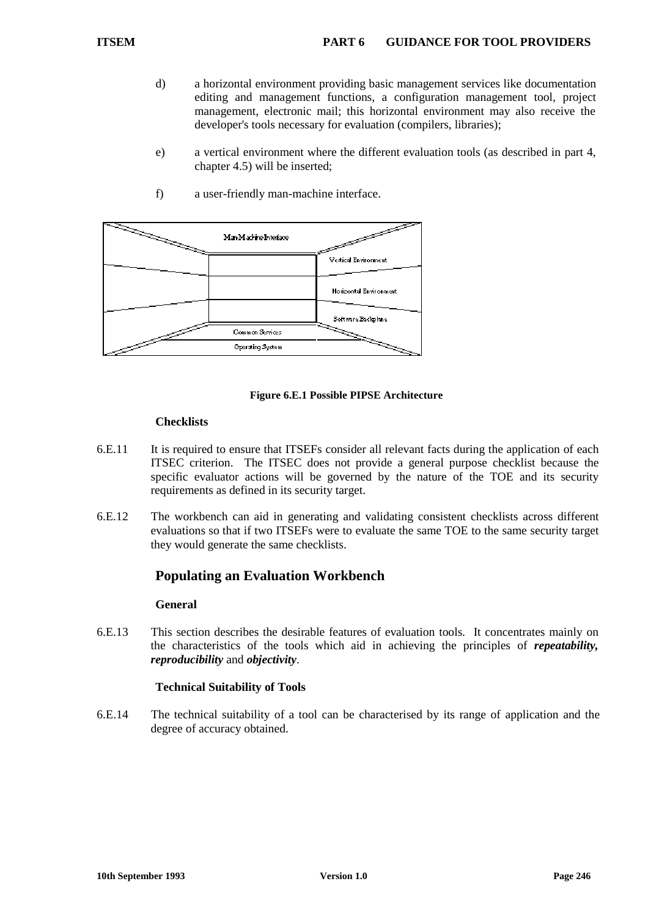d) a horizontal environment providing basic management services like documentation editing and management functions, a configuration management tool, project management, electronic mail; this horizontal environment may also receive the developer's tools necessary for evaluation (compilers, libraries);

e) a vertical environment where the different evaluation tools (as described in part 4, chapter 4.5) will be inserted;

f) a user-friendly man-machine interface.

**Figure 6.E.1 Possible PIPSE Architecture**

### Checklists

6.E.11 It is required to ensure that ITSEFs consider all relevant facts during the application of each ITSEC criterion. The ITSEC does not provide a general purpose checklist because the specific evaluator actions will be governed by the nature of the TOE and its security requirements as defined in its security target.

6.E.12 The workbench can aid in generating and validating consistent checklists across different evaluations so that if two ITSEFs were to evaluate the same TOE to the same security target they would generate the same checklists.

## Populating an Evaluation Workbench

### General

6.E.13 This section describes the desirable features of evaluation tools. It concentrates mainly on the characteristics of the tools which aid in achieving the principles of ***repeatability, reproducibility*** and ***objectivity***.

### Technical Suitability of Tools

6.E.14 The technical suitability of a tool can be characterised by its range of application and the degree of accuracy obtained.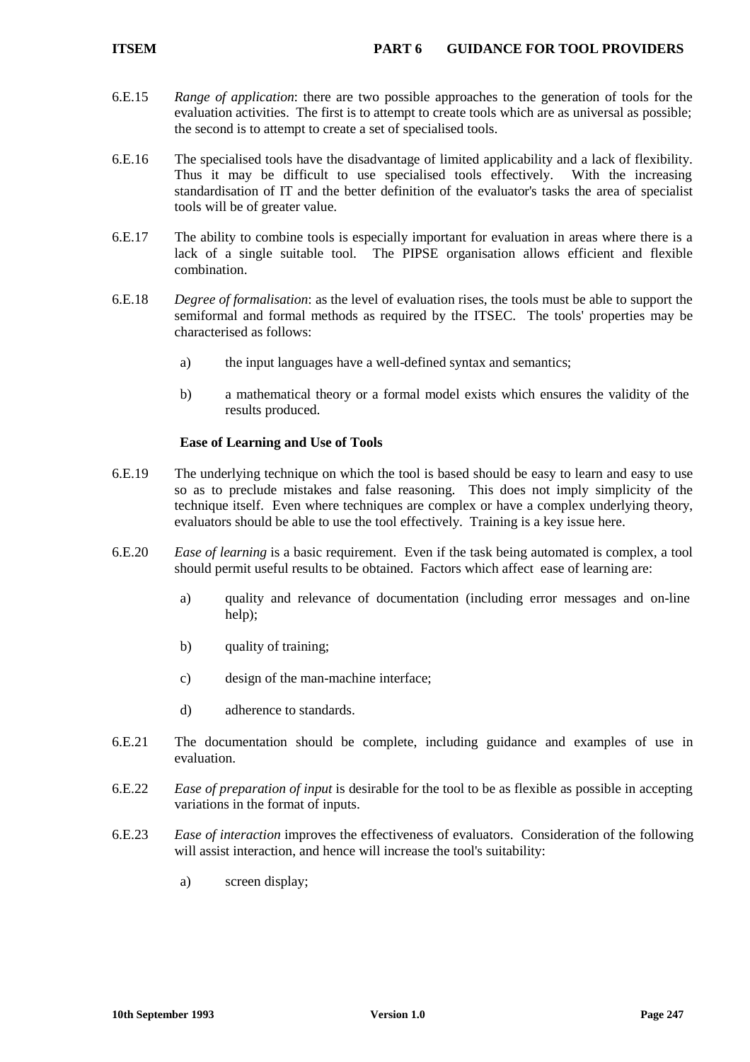6.E.15 *Range of application*: there are two possible approaches to the generation of tools for the evaluation activities. The first is to attempt to create tools which are as universal as possible; the second is to attempt to create a set of specialised tools.

6.E.16 The specialised tools have the disadvantage of limited applicability and a lack of flexibility. Thus it may be difficult to use specialised tools effectively. With the increasing standardisation of IT and the better definition of the evaluator's tasks the area of specialist tools will be of greater value.

6.E.17 The ability to combine tools is especially important for evaluation in areas where there is a lack of a single suitable tool. The PIPSE organisation allows efficient and flexible combination.

6.E.18 *Degree of formalisation*: as the level of evaluation rises, the tools must be able to support the semiformal and formal methods as required by the ITSEC. The tools' properties may be characterised as follows:

a) the input languages have a well-defined syntax and semantics;

b) a mathematical theory or a formal model exists which ensures the validity of the results produced.

**Ease of Learning and Use of Tools**

6.E.19 The underlying technique on which the tool is based should be easy to learn and easy to use so as to preclude mistakes and false reasoning. This does not imply simplicity of the technique itself. Even where techniques are complex or have a complex underlying theory, evaluators should be able to use the tool effectively. Training is a key issue here.

6.E.20 *Ease of learning* is a basic requirement. Even if the task being automated is complex, a tool should permit useful results to be obtained. Factors which affect ease of learning are:

a) quality and relevance of documentation (including error messages and on-line help);

b) quality of training;

c) design of the man-machine interface;

d) adherence to standards.

6.E.21 The documentation should be complete, including guidance and examples of use in evaluation.

6.E.22 *Ease of preparation of input* is desirable for the tool to be as flexible as possible in accepting variations in the format of inputs.

6.E.23 *Ease of interaction* improves the effectiveness of evaluators. Consideration of the following will assist interaction, and hence will increase the tool's suitability:

a) screen display;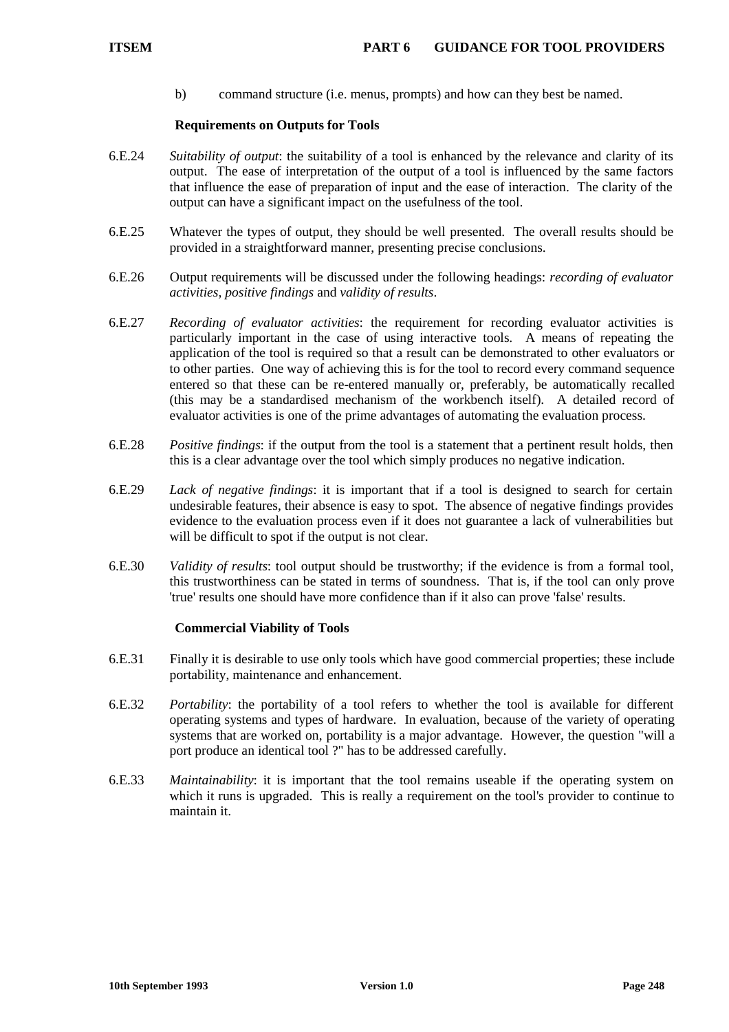b) command structure (i.e. menus, prompts) and how can they best be named.

**Requirements on Outputs for Tools**

6.E.24 *Suitability of output*: the suitability of a tool is enhanced by the relevance and clarity of its output. The ease of interpretation of the output of a tool is influenced by the same factors that influence the ease of preparation of input and the ease of interaction. The clarity of the output can have a significant impact on the usefulness of the tool.

6.E.25 Whatever the types of output, they should be well presented. The overall results should be provided in a straightforward manner, presenting precise conclusions.

6.E.26 Output requirements will be discussed under the following headings: *recording of evaluator activities*, *positive findings* and *validity of results*.

6.E.27 *Recording of evaluator activities*: the requirement for recording evaluator activities is particularly important in the case of using interactive tools. A means of repeating the application of the tool is required so that a result can be demonstrated to other evaluators or to other parties. One way of achieving this is for the tool to record every command sequence entered so that these can be re-entered manually or, preferably, be automatically recalled (this may be a standardised mechanism of the workbench itself). A detailed record of evaluator activities is one of the prime advantages of automating the evaluation process.

6.E.28 *Positive findings*: if the output from the tool is a statement that a pertinent result holds, then this is a clear advantage over the tool which simply produces no negative indication.

6.E.29 *Lack of negative findings*: it is important that if a tool is designed to search for certain undesirable features, their absence is easy to spot. The absence of negative findings provides evidence to the evaluation process even if it does not guarantee a lack of vulnerabilities but will be difficult to spot if the output is not clear.

6.E.30 *Validity of results*: tool output should be trustworthy; if the evidence is from a formal tool, this trustworthiness can be stated in terms of soundness. That is, if the tool can only prove 'true' results one should have more confidence than if it also can prove 'false' results.

**Commercial Viability of Tools**

6.E.31 Finally it is desirable to use only tools which have good commercial properties; these include portability, maintenance and enhancement.

6.E.32 *Portability*: the portability of a tool refers to whether the tool is available for different operating systems and types of hardware. In evaluation, because of the variety of operating systems that are worked on, portability is a major advantage. However, the question "will a port produce an identical tool ?" has to be addressed carefully.

6.E.33 *Maintainability*: it is important that the tool remains useable if the operating system on which it runs is upgraded. This is really a requirement on the tool's provider to continue to maintain it.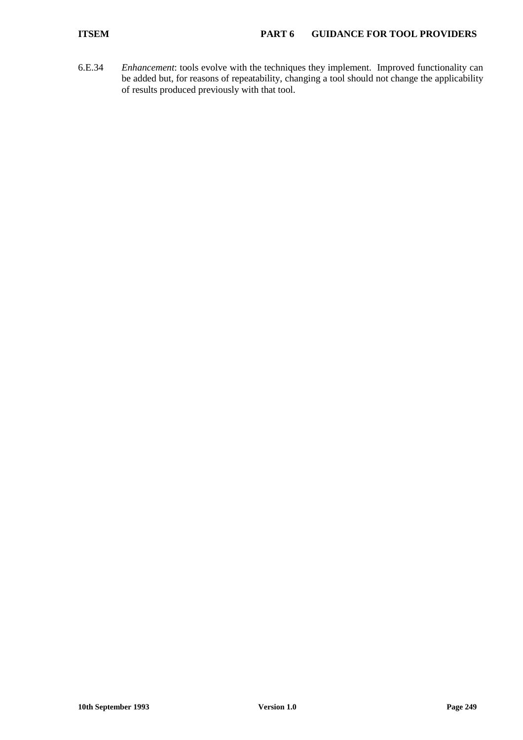6.E.34 *Enhancement*: tools evolve with the techniques they implement. Improved functionality can be added but, for reasons of repeatability, changing a tool should not change the applicability of results produced previously with that tool.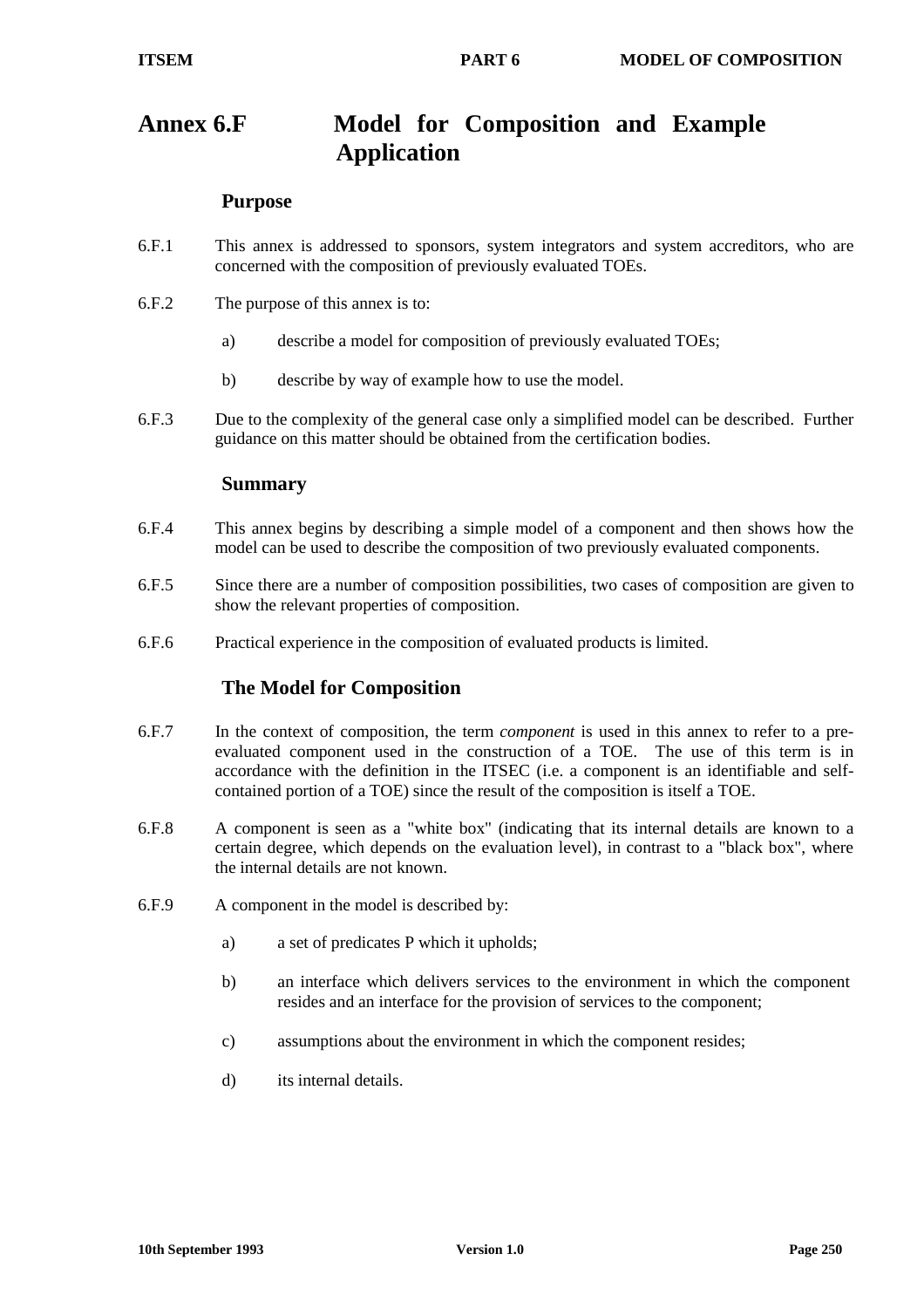# Annex 6.F Model for Composition and Example Application

## Purpose

6.F.1 This annex is addressed to sponsors, system integrators and system accreditors, who are concerned with the composition of previously evaluated TOEs.

6.F.2 The purpose of this annex is to:

a) describe a model for composition of previously evaluated TOEs;

b) describe by way of example how to use the model.

6.F.3 Due to the complexity of the general case only a simplified model can be described. Further guidance on this matter should be obtained from the certification bodies.

## Summary

6.F.4 This annex begins by describing a simple model of a component and then shows how the model can be used to describe the composition of two previously evaluated components.

6.F.5 Since there are a number of composition possibilities, two cases of composition are given to show the relevant properties of composition.

6.F.6 Practical experience in the composition of evaluated products is limited.

## The Model for Composition

6.F.7 In the context of composition, the term *component* is used in this annex to refer to a pre-evaluated component used in the construction of a TOE. The use of this term is in accordance with the definition in the ITSEC (i.e. a component is an identifiable and self-contained portion of a TOE) since the result of the composition is itself a TOE.

6.F.8 A component is seen as a "white box" (indicating that its internal details are known to a certain degree, which depends on the evaluation level), in contrast to a "black box", where the internal details are not known.

6.F.9 A component in the model is described by:

a) a set of predicates P which it upholds;

b) an interface which delivers services to the environment in which the component resides and an interface for the provision of services to the component;

c) assumptions about the environment in which the component resides;

d) its internal details.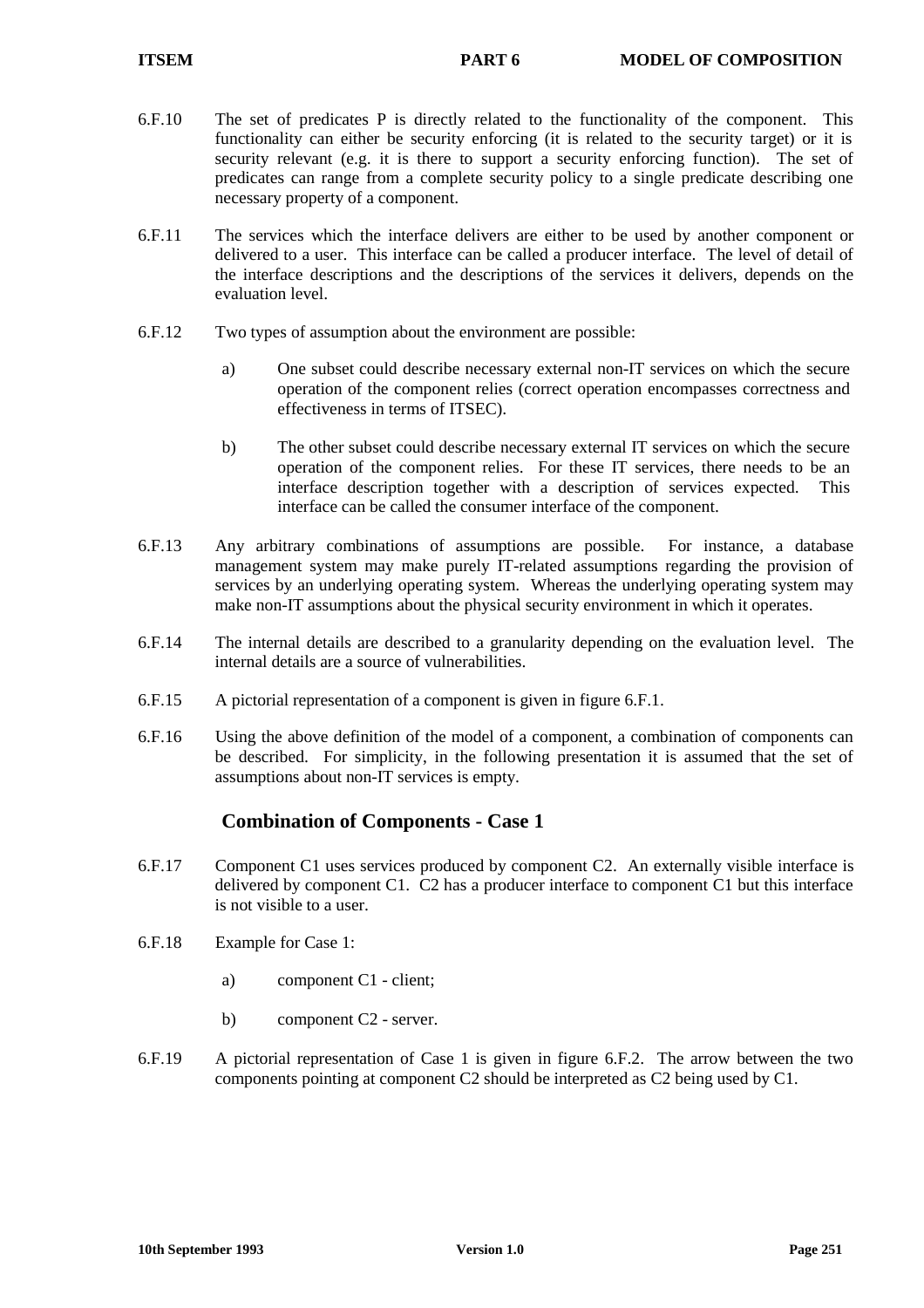6.F.10 The set of predicates P is directly related to the functionality of the component. This functionality can either be security enforcing (it is related to the security target) or it is security relevant (e.g. it is there to support a security enforcing function). The set of predicates can range from a complete security policy to a single predicate describing one necessary property of a component.

6.F.11 The services which the interface delivers are either to be used by another component or delivered to a user. This interface can be called a producer interface. The level of detail of the interface descriptions and the descriptions of the services it delivers, depends on the evaluation level.

6.F.12 Two types of assumption about the environment are possible:

a) One subset could describe necessary external non-IT services on which the secure operation of the component relies (correct operation encompasses correctness and effectiveness in terms of ITSEC).

b) The other subset could describe necessary external IT services on which the secure operation of the component relies. For these IT services, there needs to be an interface description together with a description of services expected. This interface can be called the consumer interface of the component.

6.F.13 Any arbitrary combinations of assumptions are possible. For instance, a database management system may make purely IT-related assumptions regarding the provision of services by an underlying operating system. Whereas the underlying operating system may make non-IT assumptions about the physical security environment in which it operates.

6.F.14 The internal details are described to a granularity depending on the evaluation level. The internal details are a source of vulnerabilities.

6.F.15 A pictorial representation of a component is given in figure 6.F.1.

6.F.16 Using the above definition of the model of a component, a combination of components can be described. For simplicity, in the following presentation it is assumed that the set of assumptions about non-IT services is empty.

## Combination of Components - Case 1

6.F.17 Component C1 uses services produced by component C2. An externally visible interface is delivered by component C1. C2 has a producer interface to component C1 but this interface is not visible to a user.

6.F.18 Example for Case 1:

a) component C1 - client;

b) component C2 - server.

6.F.19 A pictorial representation of Case 1 is given in figure 6.F.2. The arrow between the two components pointing at component C2 should be interpreted as C2 being used by C1.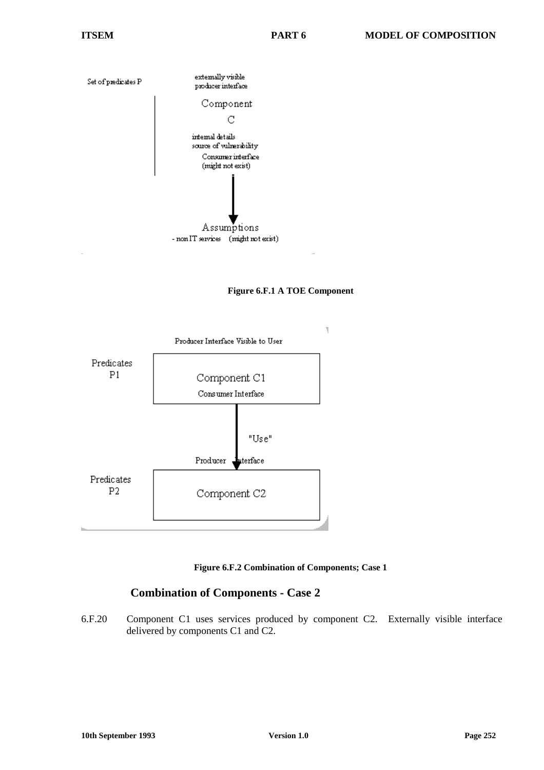Set of predicates P

externally visible producer interface

Component C

internal details source of vulnerability

Consumer interface (might not exist)

Assumptions - non IT services (might not exist)

**Figure 6.F.1 A TOE Component**

Producer Interface Visible to User

Predicates P1

Component C1

Consumer Interface

"Use"

Producer Interface

Predicates P2

Component C2

**Figure 6.F.2 Combination of Components; Case 1**

## Combination of Components - Case 2

6.F.20 Component C1 uses services produced by component C2. Externally visible interface delivered by components C1 and C2.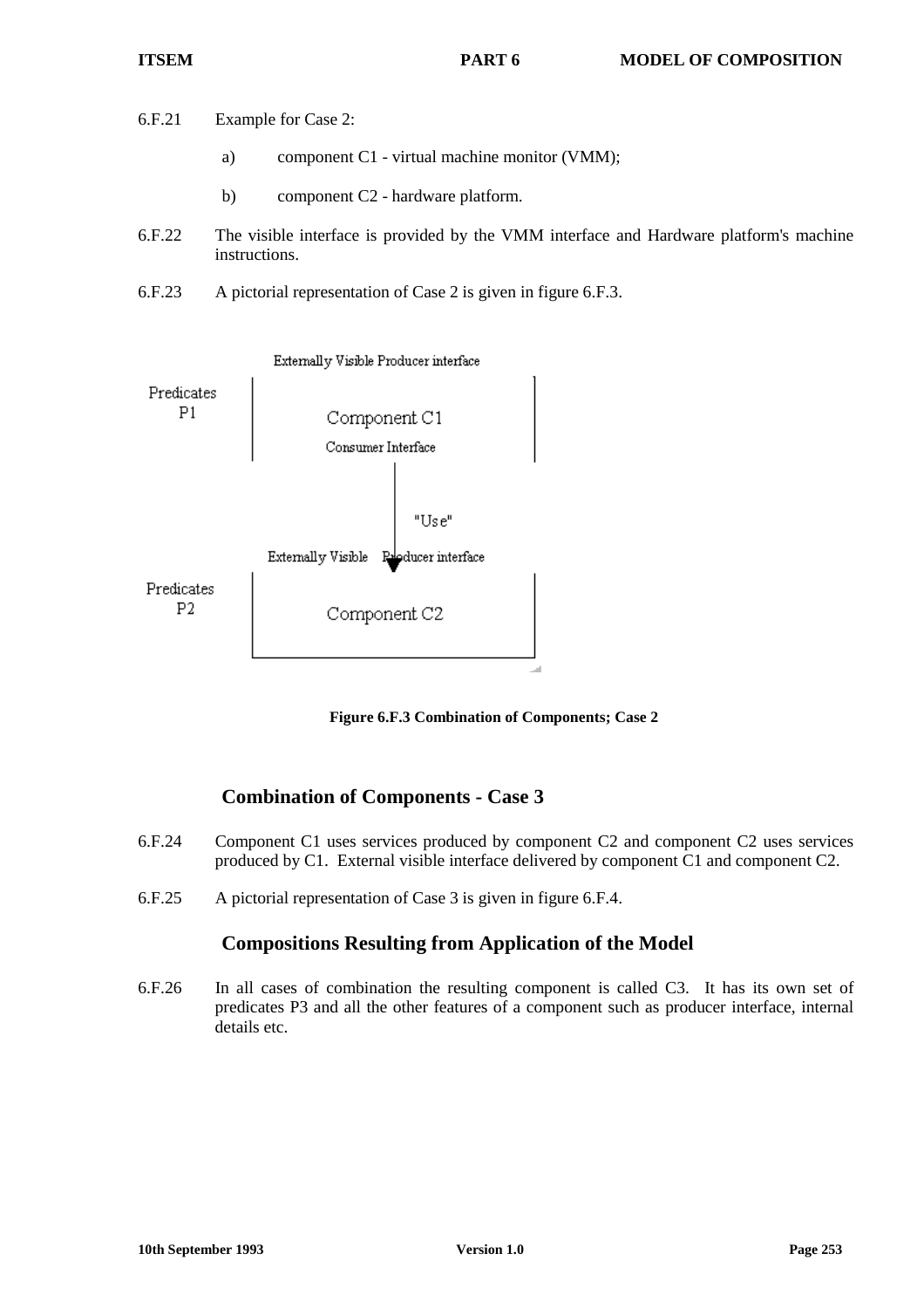6.F.21 Example for Case 2:

a) component C1 - virtual machine monitor (VMM);

b) component C2 - hardware platform.

6.F.22 The visible interface is provided by the VMM interface and Hardware platform's machine instructions.

6.F.23 A pictorial representation of Case 2 is given in figure 6.F.3.

Externally Visible Producer interface

Predicates P1 — Component C1 — Consumer Interface

"Use"

Externally Visible Producer interface

Predicates P2 — Component C2

**Figure 6.F.3 Combination of Components; Case 2**

## Combination of Components - Case 3

6.F.24 Component C1 uses services produced by component C2 and component C2 uses services produced by C1. External visible interface delivered by component C1 and component C2.

6.F.25 A pictorial representation of Case 3 is given in figure 6.F.4.

## Compositions Resulting from Application of the Model

6.F.26 In all cases of combination the resulting component is called C3. It has its own set of predicates P3 and all the other features of a component such as producer interface, internal details etc.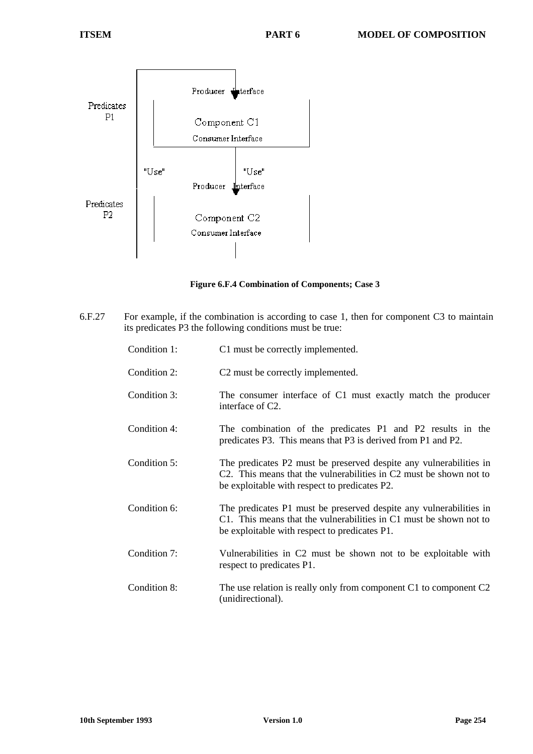Figure 6.F.4 Combination of Components; Case 3

6.F.27 For example, if the combination is according to case 1, then for component C3 to maintain its predicates P3 the following conditions must be true:

| | |
|---|---|
| Condition 1: | C1 must be correctly implemented. |
| Condition 2: | C2 must be correctly implemented. |
| Condition 3: | The consumer interface of C1 must exactly match the producer interface of C2. |
| Condition 4: | The combination of the predicates P1 and P2 results in the predicates P3. This means that P3 is derived from P1 and P2. |
| Condition 5: | The predicates P2 must be preserved despite any vulnerabilities in C2. This means that the vulnerabilities in C2 must be shown not to be exploitable with respect to predicates P2. |
| Condition 6: | The predicates P1 must be preserved despite any vulnerabilities in C1. This means that the vulnerabilities in C1 must be shown not to be exploitable with respect to predicates P1. |
| Condition 7: | Vulnerabilities in C2 must be shown not to be exploitable with respect to predicates P1. |
| Condition 8: | The use relation is really only from component C1 to component C2 (unidirectional). |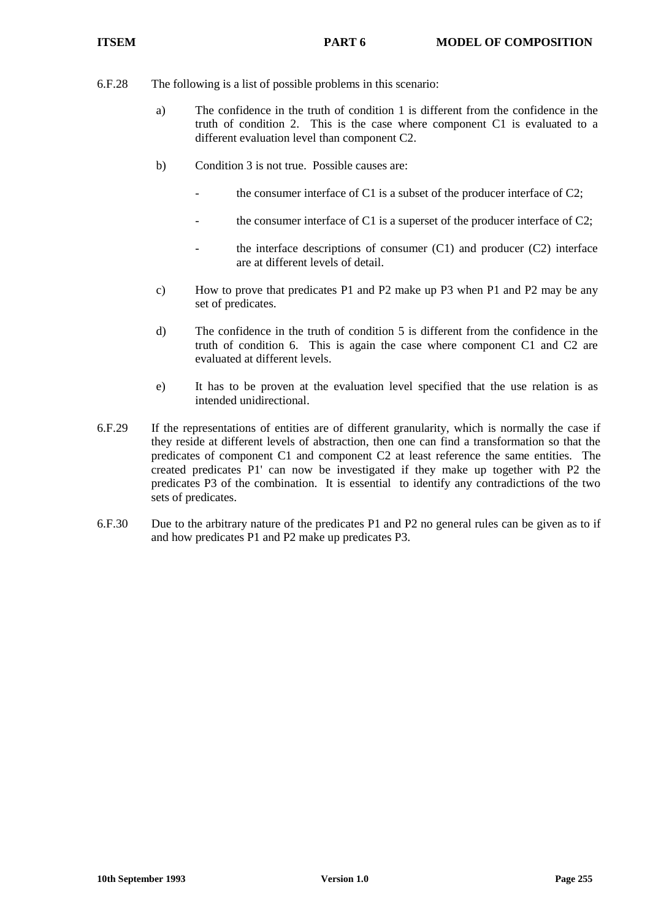6.F.28 The following is a list of possible problems in this scenario:

a) The confidence in the truth of condition 1 is different from the confidence in the truth of condition 2. This is the case where component C1 is evaluated to a different evaluation level than component C2.

b) Condition 3 is not true. Possible causes are:

- the consumer interface of C1 is a subset of the producer interface of C2;
- the consumer interface of C1 is a superset of the producer interface of C2;
- the interface descriptions of consumer (C1) and producer (C2) interface are at different levels of detail.

c) How to prove that predicates P1 and P2 make up P3 when P1 and P2 may be any set of predicates.

d) The confidence in the truth of condition 5 is different from the confidence in the truth of condition 6. This is again the case where component C1 and C2 are evaluated at different levels.

e) It has to be proven at the evaluation level specified that the use relation is as intended unidirectional.

6.F.29 If the representations of entities are of different granularity, which is normally the case if they reside at different levels of abstraction, then one can find a transformation so that the predicates of component C1 and component C2 at least reference the same entities. The created predicates P1' can now be investigated if they make up together with P2 the predicates P3 of the combination. It is essential to identify any contradictions of the two sets of predicates.

6.F.30 Due to the arbitrary nature of the predicates P1 and P2 no general rules can be given as to if and how predicates P1 and P2 make up predicates P3.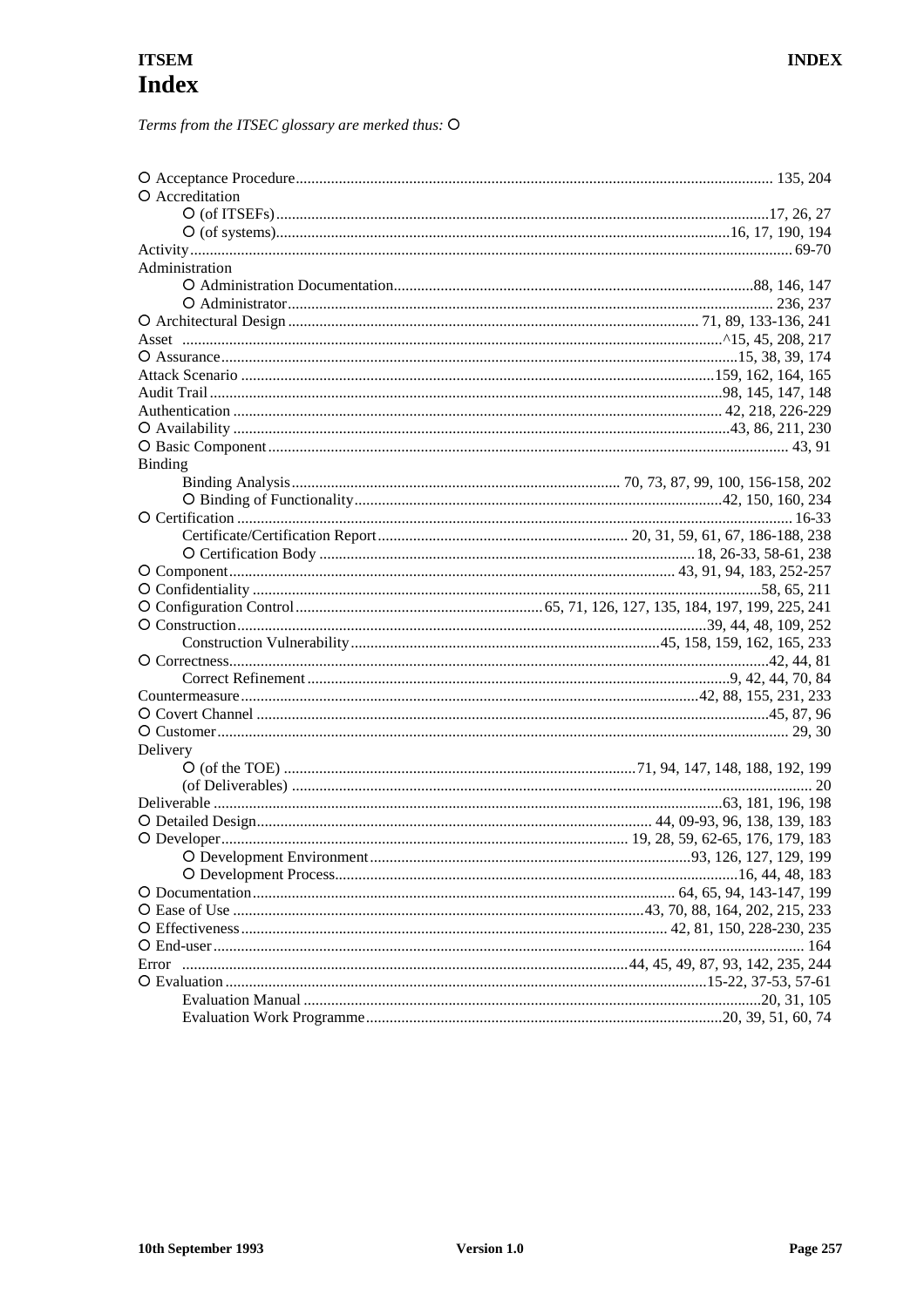# Index

*Terms from the ITSEC glossary are merked thus:* ○

○ Acceptance Procedure ........ 135, 204
○ Accreditation
  ○ (of ITSEFs) ........ 17, 26, 27
  ○ (of systems) ........ 16, 17, 190, 194
Activity ........ 69-70
Administration
  ○ Administration Documentation ........ 88, 146, 147
  ○ Administrator ........ 236, 237
○ Architectural Design ........ 71, 89, 133-136, 241
Asset ........ ^15, 45, 208, 217
○ Assurance ........ 15, 38, 39, 174
Attack Scenario ........ 159, 162, 164, 165
Audit Trail ........ 98, 145, 147, 148
Authentication ........ 42, 218, 226-229
○ Availability ........ 43, 86, 211, 230
○ Basic Component ........ 43, 91
Binding
  Binding Analysis ........ 70, 73, 87, 99, 100, 156-158, 202
  ○ Binding of Functionality ........ 42, 150, 160, 234
○ Certification ........ 16-33
  Certificate/Certification Report ........ 20, 31, 59, 61, 67, 186-188, 238
  ○ Certification Body ........ 18, 26-33, 58-61, 238
○ Component ........ 43, 91, 94, 183, 252-257
○ Confidentiality ........ 58, 65, 211
○ Configuration Control ........ 65, 71, 126, 127, 135, 184, 197, 199, 225, 241
○ Construction ........ 39, 44, 48, 109, 252
  Construction Vulnerability ........ 45, 158, 159, 162, 165, 233
○ Correctness ........ 42, 44, 81
  Correct Refinement ........ 9, 42, 44, 70, 84
Countermeasure ........ 42, 88, 155, 231, 233
○ Covert Channel ........ 45, 87, 96
○ Customer ........ 29, 30
Delivery
  ○ (of the TOE) ........ 71, 94, 147, 148, 188, 192, 199
  (of Deliverables) ........ 20
Deliverable ........ 63, 181, 196, 198
○ Detailed Design ........ 44, 09-93, 96, 138, 139, 183
○ Developer ........ 19, 28, 59, 62-65, 176, 179, 183
  ○ Development Environment ........ 93, 126, 127, 129, 199
  ○ Development Process ........ 16, 44, 48, 183
○ Documentation ........ 64, 65, 94, 143-147, 199
○ Ease of Use ........ 43, 70, 88, 164, 202, 215, 233
○ Effectiveness ........ 42, 81, 150, 228-230, 235
○ End-user ........ 164
Error ........ 44, 45, 49, 87, 93, 142, 235, 244
○ Evaluation ........ 15-22, 37-53, 57-61
  Evaluation Manual ........ 20, 31, 105
  Evaluation Work Programme ........ 20, 39, 51, 60, 74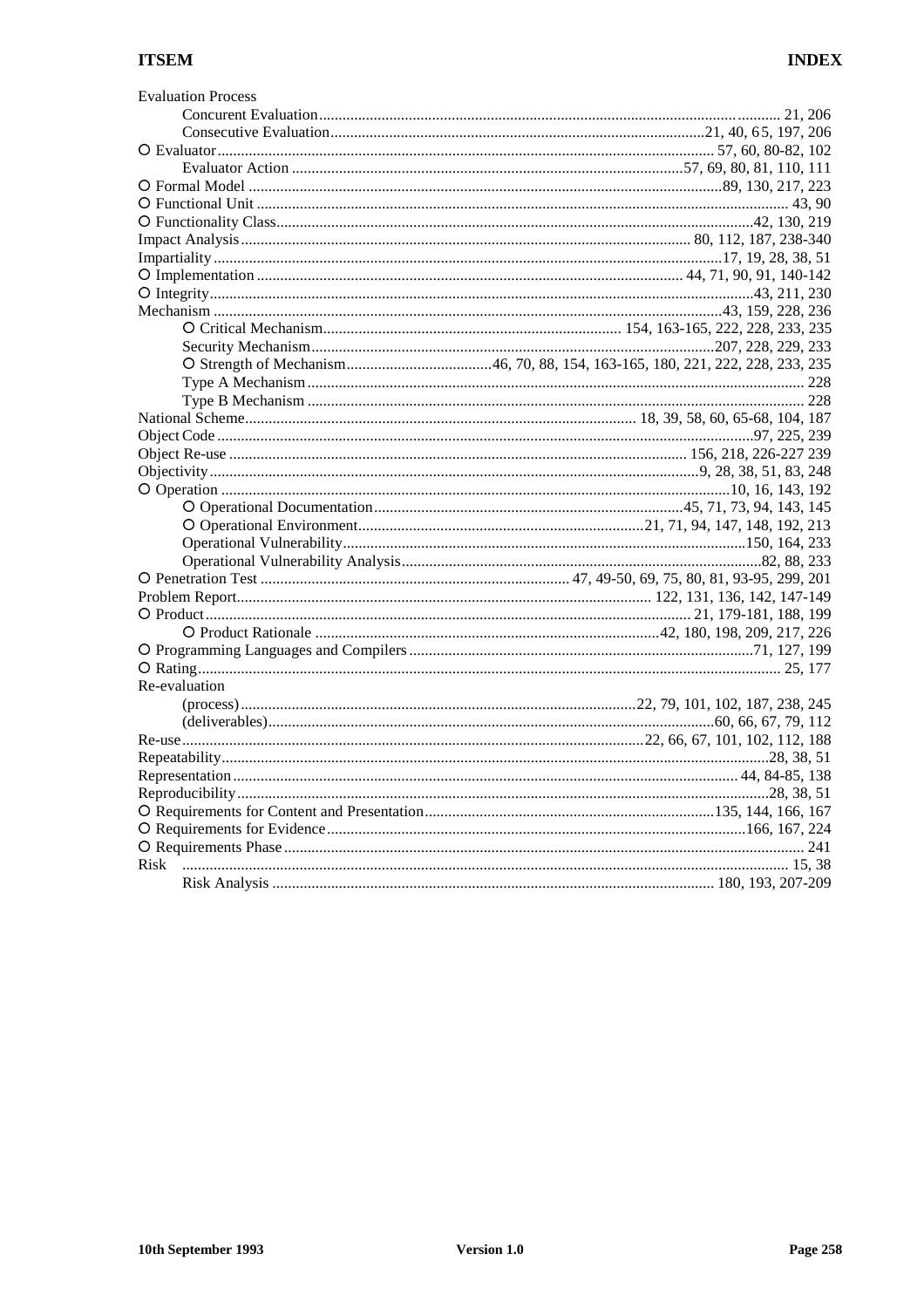Evaluation Process
- Concurent Evaluation ........................................................................ 21, 206
- Consecutive Evaluation ........................................................................ 21, 40, 65, 197, 206

O Evaluator ........................................................................ 57, 60, 80-82, 102
- Evaluator Action ........................................................................ 57, 69, 80, 81, 110, 111

O Formal Model ........................................................................ 89, 130, 217, 223

O Functional Unit ........................................................................ 43, 90

O Functionality Class ........................................................................ 42, 130, 219

Impact Analysis ........................................................................ 80, 112, 187, 238-340

Impartiality ........................................................................ 17, 19, 28, 38, 51

O Implementation ........................................................................ 44, 71, 90, 91, 140-142

O Integrity ........................................................................ 43, 211, 230

Mechanism ........................................................................ 43, 159, 228, 236
- O Critical Mechanism ........................................................................ 154, 163-165, 222, 228, 233, 235
- Security Mechanism ........................................................................ 207, 228, 229, 233
- O Strength of Mechanism ........................................................................ 46, 70, 88, 154, 163-165, 180, 221, 222, 228, 233, 235
- Type A Mechanism ........................................................................ 228
- Type B Mechanism ........................................................................ 228

National Scheme ........................................................................ 18, 39, 58, 60, 65-68, 104, 187

Object Code ........................................................................ 97, 225, 239

Object Re-use ........................................................................ 156, 218, 226-227 239

Objectivity ........................................................................ 9, 28, 38, 51, 83, 248

O Operation ........................................................................ 10, 16, 143, 192
- O Operational Documentation ........................................................................ 45, 71, 73, 94, 143, 145
- O Operational Environment ........................................................................ 21, 71, 94, 147, 148, 192, 213
- Operational Vulnerability ........................................................................ 150, 164, 233
- Operational Vulnerability Analysis ........................................................................ 82, 88, 233

O Penetration Test ........................................................................ 47, 49-50, 69, 75, 80, 81, 93-95, 299, 201

Problem Report ........................................................................ 122, 131, 136, 142, 147-149

O Product ........................................................................ 21, 179-181, 188, 199
- O Product Rationale ........................................................................ 42, 180, 198, 209, 217, 226

O Programming Languages and Compilers ........................................................................ 71, 127, 199

O Rating ........................................................................ 25, 177

Re-evaluation
- (process) ........................................................................ 22, 79, 101, 102, 187, 238, 245
- (deliverables) ........................................................................ 60, 66, 67, 79, 112

Re-use ........................................................................ 22, 66, 67, 101, 102, 112, 188

Repeatability ........................................................................ 28, 38, 51

Representation ........................................................................ 44, 84-85, 138

Reproducibility ........................................................................ 28, 38, 51

O Requirements for Content and Presentation ........................................................................ 135, 144, 166, 167

O Requirements for Evidence ........................................................................ 166, 167, 224

O Requirements Phase ........................................................................ 241

Risk ........................................................................ 15, 38
- Risk Analysis ........................................................................ 180, 193, 207-209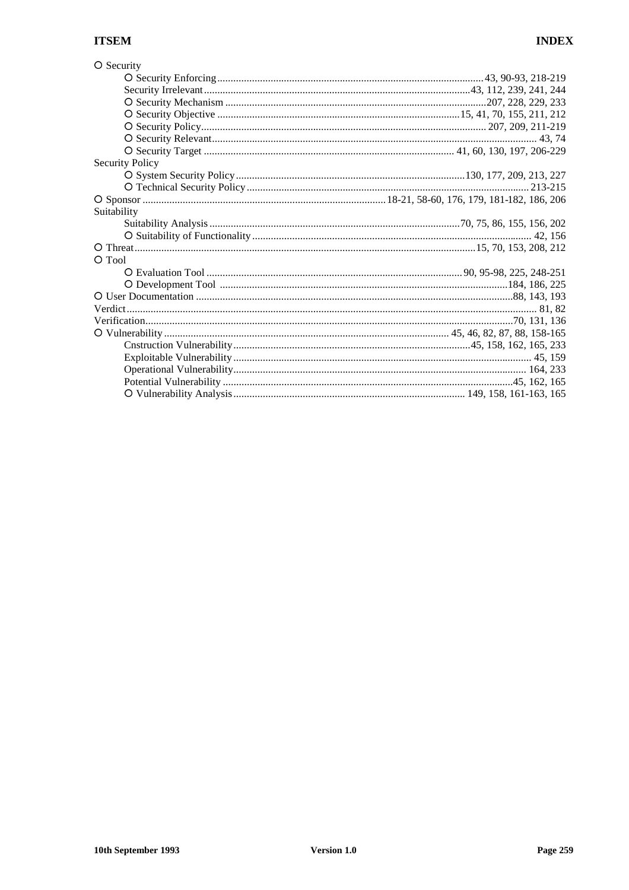O Security

- O Security Enforcing ... 43, 90-93, 218-219
- Security Irrelevant ... 43, 112, 239, 241, 244
- O Security Mechanism ... 207, 228, 229, 233
- O Security Objective ... 15, 41, 70, 155, 211, 212
- O Security Policy ... 207, 209, 211-219
- O Security Relevant ... 43, 74
- O Security Target ... 41, 60, 130, 197, 206-229

Security Policy

- O System Security Policy ... 130, 177, 209, 213, 227
- O Technical Security Policy ... 213-215

O Sponsor ... 18-21, 58-60, 176, 179, 181-182, 186, 206

Suitability

- Suitability Analysis ... 70, 75, 86, 155, 156, 202
- O Suitability of Functionality ... 42, 156

O Threat ... 15, 70, 153, 208, 212

O Tool

- O Evaluation Tool ... 90, 95-98, 225, 248-251
- O Development Tool ... 184, 186, 225

O User Documentation ... 88, 143, 193

Verdict ... 81, 82

Verification ... 70, 131, 136

O Vulnerability ... 45, 46, 82, 87, 88, 158-165

- Cnstruction Vulnerability ... 45, 158, 162, 165, 233
- Exploitable Vulnerability ... 45, 159
- Operational Vulnerability ... 164, 233
- Potential Vulnerability ... 45, 162, 165
- O Vulnerability Analysis ... 149, 158, 161-163, 165